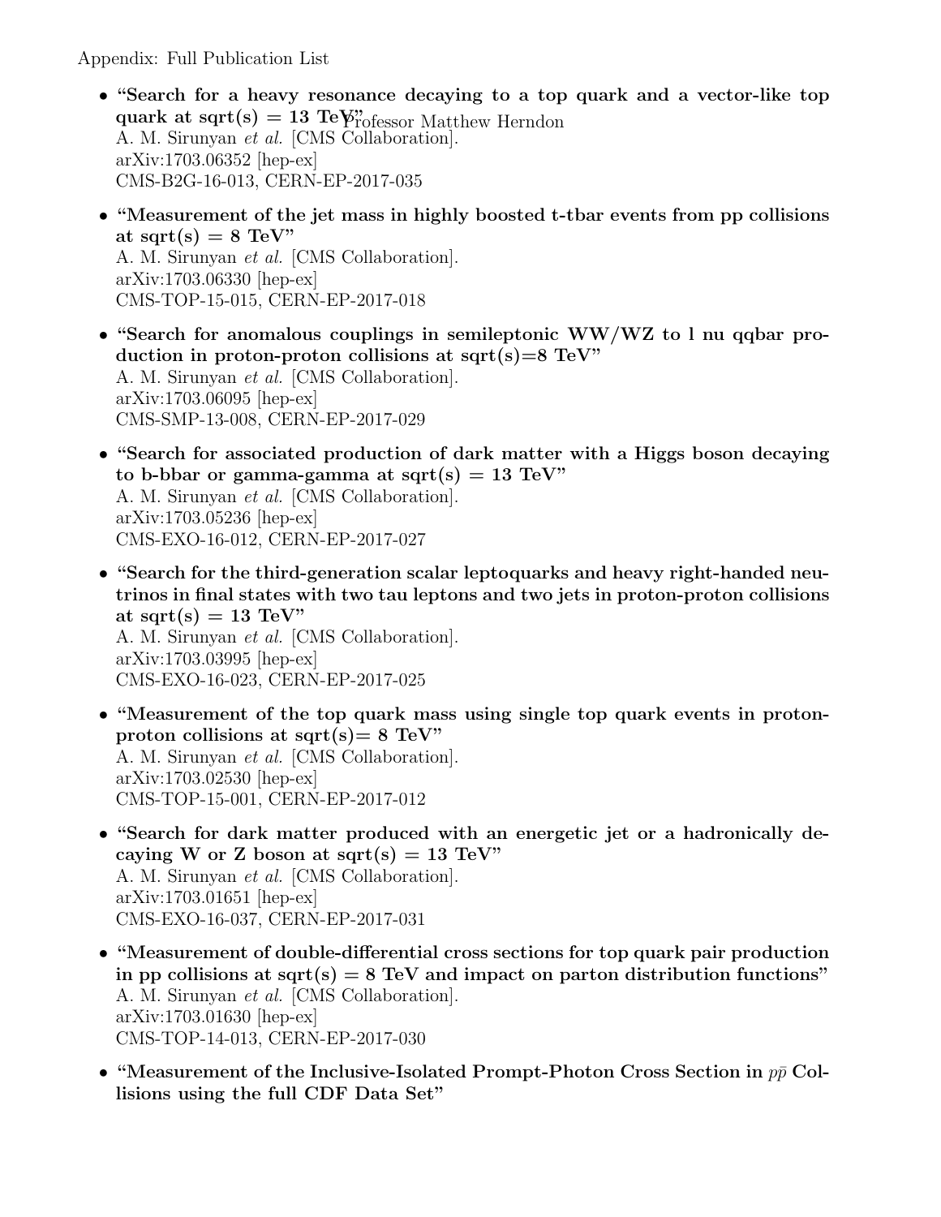Appendix: Full Publication List

- **"Search for a heavy resonance decaying to a top quark and a vector-like top quark at sqrt(s) = 13 TeV"**
  A. M. Sirunyan *et al.* [CMS Collaboration].
  arXiv:1703.06352 [hep-ex]
  CMS-B2G-16-013, CERN-EP-2017-035

- **"Measurement of the jet mass in highly boosted t-tbar events from pp collisions at sqrt(s) = 8 TeV"**
  A. M. Sirunyan *et al.* [CMS Collaboration].
  arXiv:1703.06330 [hep-ex]
  CMS-TOP-15-015, CERN-EP-2017-018

- **"Search for anomalous couplings in semileptonic WW/WZ to l nu qqbar production in proton-proton collisions at sqrt(s)=8 TeV"**
  A. M. Sirunyan *et al.* [CMS Collaboration].
  arXiv:1703.06095 [hep-ex]
  CMS-SMP-13-008, CERN-EP-2017-029

- **"Search for associated production of dark matter with a Higgs boson decaying to b-bbar or gamma-gamma at sqrt(s) = 13 TeV"**
  A. M. Sirunyan *et al.* [CMS Collaboration].
  arXiv:1703.05236 [hep-ex]
  CMS-EXO-16-012, CERN-EP-2017-027

- **"Search for the third-generation scalar leptoquarks and heavy right-handed neutrinos in final states with two tau leptons and two jets in proton-proton collisions at sqrt(s) = 13 TeV"**
  A. M. Sirunyan *et al.* [CMS Collaboration].
  arXiv:1703.03995 [hep-ex]
  CMS-EXO-16-023, CERN-EP-2017-025

- **"Measurement of the top quark mass using single top quark events in proton-proton collisions at sqrt(s)= 8 TeV"**
  A. M. Sirunyan *et al.* [CMS Collaboration].
  arXiv:1703.02530 [hep-ex]
  CMS-TOP-15-001, CERN-EP-2017-012

- **"Search for dark matter produced with an energetic jet or a hadronically decaying W or Z boson at sqrt(s) = 13 TeV"**
  A. M. Sirunyan *et al.* [CMS Collaboration].
  arXiv:1703.01651 [hep-ex]
  CMS-EXO-16-037, CERN-EP-2017-031

- **"Measurement of double-differential cross sections for top quark pair production in pp collisions at sqrt(s) = 8 TeV and impact on parton distribution functions"**
  A. M. Sirunyan *et al.* [CMS Collaboration].
  arXiv:1703.01630 [hep-ex]
  CMS-TOP-14-013, CERN-EP-2017-030

- **"Measurement of the Inclusive-Isolated Prompt-Photon Cross Section in $p\bar{p}$ Collisions using the full CDF Data Set"**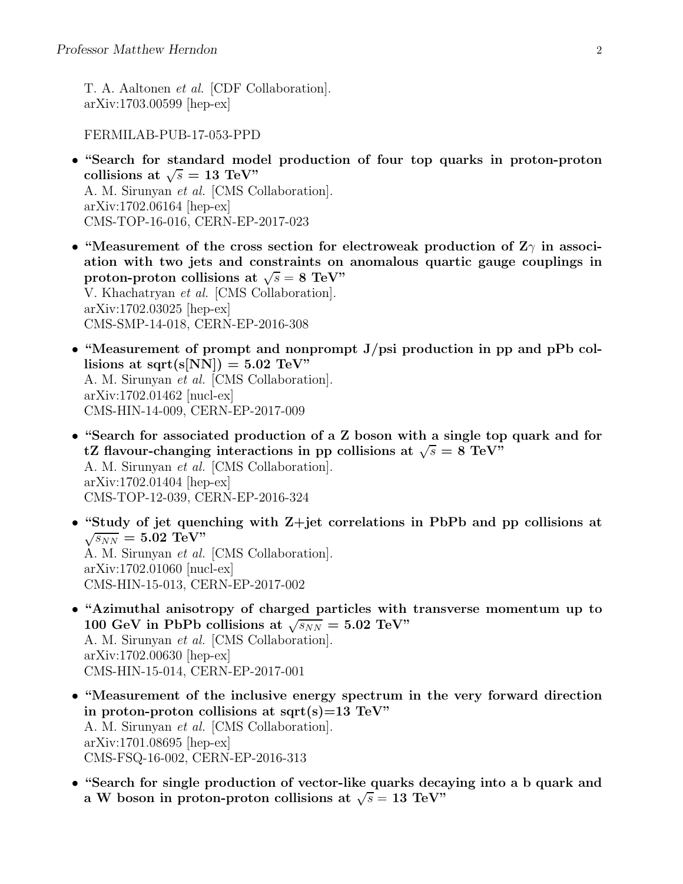T. A. Aaltonen *et al.* [CDF Collaboration].
arXiv:1703.00599 [hep-ex]

FERMILAB-PUB-17-053-PPD

- **"Search for standard model production of four top quarks in proton-proton collisions at $\sqrt{s}$ = 13 TeV"**
  A. M. Sirunyan *et al.* [CMS Collaboration].
  arXiv:1702.06164 [hep-ex]
  CMS-TOP-16-016, CERN-EP-2017-023

- **"Measurement of the cross section for electroweak production of Z$\gamma$ in association with two jets and constraints on anomalous quartic gauge couplings in proton-proton collisions at $\sqrt{s}$ = 8 TeV"**
  V. Khachatryan *et al.* [CMS Collaboration].
  arXiv:1702.03025 [hep-ex]
  CMS-SMP-14-018, CERN-EP-2016-308

- **"Measurement of prompt and nonprompt J/psi production in pp and pPb collisions at sqrt(s[NN]) = 5.02 TeV"**
  A. M. Sirunyan *et al.* [CMS Collaboration].
  arXiv:1702.01462 [nucl-ex]
  CMS-HIN-14-009, CERN-EP-2017-009

- **"Search for associated production of a Z boson with a single top quark and for tZ flavour-changing interactions in pp collisions at $\sqrt{s}$ = 8 TeV"**
  A. M. Sirunyan *et al.* [CMS Collaboration].
  arXiv:1702.01404 [hep-ex]
  CMS-TOP-12-039, CERN-EP-2016-324

- **"Study of jet quenching with Z+jet correlations in PbPb and pp collisions at $\sqrt{s_{NN}}$ = 5.02 TeV"**
  A. M. Sirunyan *et al.* [CMS Collaboration].
  arXiv:1702.01060 [nucl-ex]
  CMS-HIN-15-013, CERN-EP-2017-002

- **"Azimuthal anisotropy of charged particles with transverse momentum up to 100 GeV in PbPb collisions at $\sqrt{s_{NN}}$ = 5.02 TeV"**
  A. M. Sirunyan *et al.* [CMS Collaboration].
  arXiv:1702.00630 [hep-ex]
  CMS-HIN-15-014, CERN-EP-2017-001

- **"Measurement of the inclusive energy spectrum in the very forward direction in proton-proton collisions at sqrt(s)=13 TeV"**
  A. M. Sirunyan *et al.* [CMS Collaboration].
  arXiv:1701.08695 [hep-ex]
  CMS-FSQ-16-002, CERN-EP-2016-313

- **"Search for single production of vector-like quarks decaying into a b quark and a W boson in proton-proton collisions at $\sqrt{s}$ = 13 TeV"**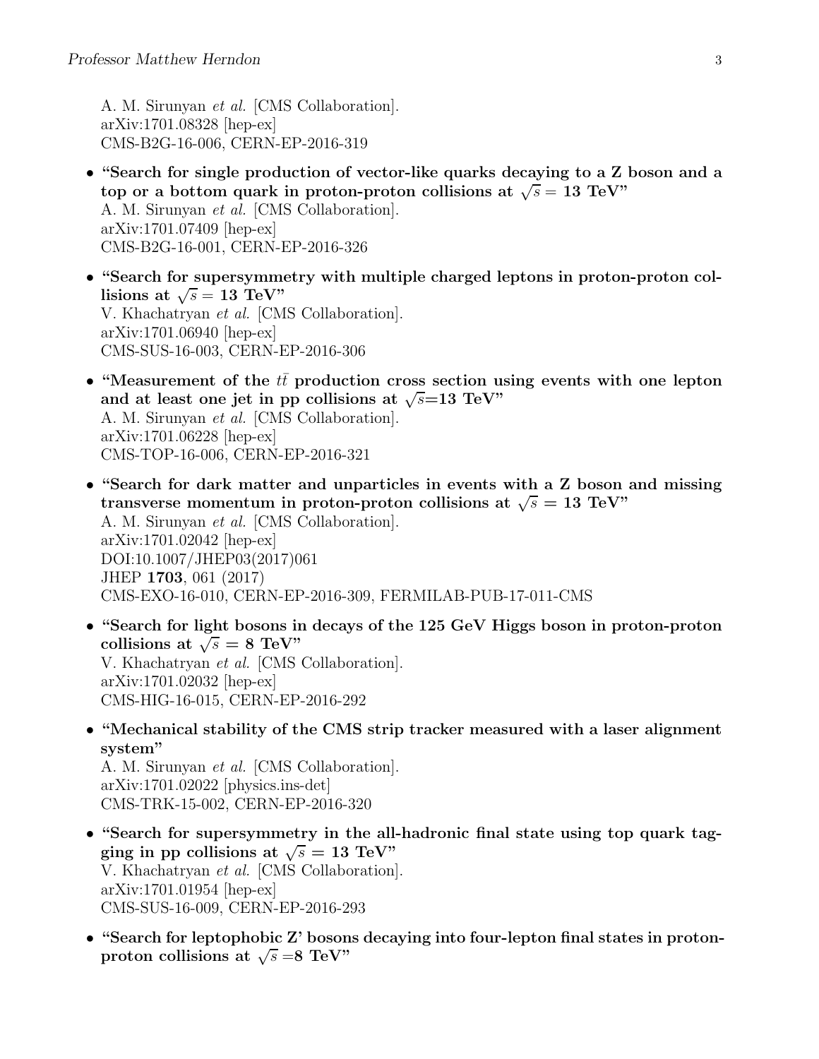A. M. Sirunyan *et al.* [CMS Collaboration].
arXiv:1701.08328 [hep-ex]
CMS-B2G-16-006, CERN-EP-2016-319

- **"Search for single production of vector-like quarks decaying to a Z boson and a top or a bottom quark in proton-proton collisions at $\sqrt{s}$ = 13 TeV"**
  A. M. Sirunyan *et al.* [CMS Collaboration].
  arXiv:1701.07409 [hep-ex]
  CMS-B2G-16-001, CERN-EP-2016-326

- **"Search for supersymmetry with multiple charged leptons in proton-proton collisions at $\sqrt{s}$ = 13 TeV"**
  V. Khachatryan *et al.* [CMS Collaboration].
  arXiv:1701.06940 [hep-ex]
  CMS-SUS-16-003, CERN-EP-2016-306

- **"Measurement of the $t\bar{t}$ production cross section using events with one lepton and at least one jet in pp collisions at $\sqrt{s}$=13 TeV"**
  A. M. Sirunyan *et al.* [CMS Collaboration].
  arXiv:1701.06228 [hep-ex]
  CMS-TOP-16-006, CERN-EP-2016-321

- **"Search for dark matter and unparticles in events with a Z boson and missing transverse momentum in proton-proton collisions at $\sqrt{s}$ = 13 TeV"**
  A. M. Sirunyan *et al.* [CMS Collaboration].
  arXiv:1701.02042 [hep-ex]
  DOI:10.1007/JHEP03(2017)061
  JHEP **1703**, 061 (2017)
  CMS-EXO-16-010, CERN-EP-2016-309, FERMILAB-PUB-17-011-CMS

- **"Search for light bosons in decays of the 125 GeV Higgs boson in proton-proton collisions at $\sqrt{s}$ = 8 TeV"**
  V. Khachatryan *et al.* [CMS Collaboration].
  arXiv:1701.02032 [hep-ex]
  CMS-HIG-16-015, CERN-EP-2016-292

- **"Mechanical stability of the CMS strip tracker measured with a laser alignment system"**
  A. M. Sirunyan *et al.* [CMS Collaboration].
  arXiv:1701.02022 [physics.ins-det]
  CMS-TRK-15-002, CERN-EP-2016-320

- **"Search for supersymmetry in the all-hadronic final state using top quark tagging in pp collisions at $\sqrt{s}$ = 13 TeV"**
  V. Khachatryan *et al.* [CMS Collaboration].
  arXiv:1701.01954 [hep-ex]
  CMS-SUS-16-009, CERN-EP-2016-293

- **"Search for leptophobic Z' bosons decaying into four-lepton final states in proton-proton collisions at $\sqrt{s}$ =8 TeV"**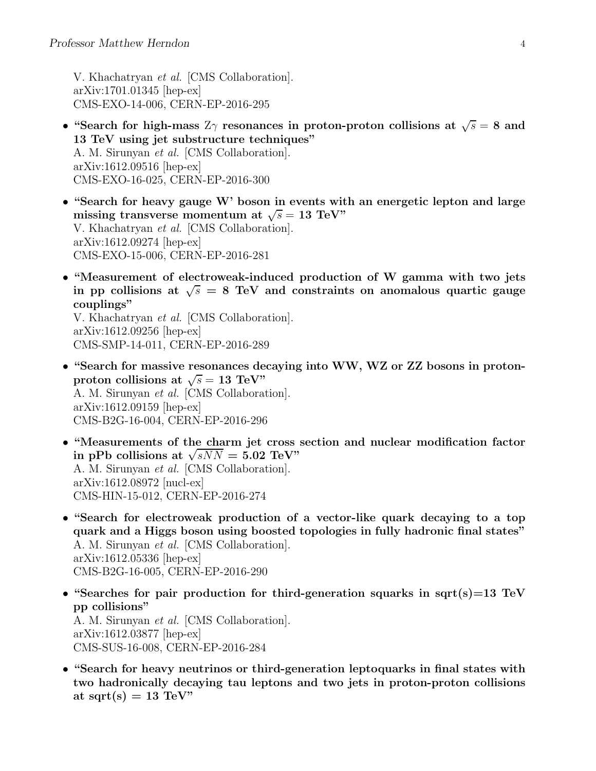V. Khachatryan *et al.* [CMS Collaboration].
arXiv:1701.01345 [hep-ex]
CMS-EXO-14-006, CERN-EP-2016-295

- **"Search for high-mass Z$\gamma$ resonances in proton-proton collisions at $\sqrt{s}$ = 8 and 13 TeV using jet substructure techniques"**
  A. M. Sirunyan *et al.* [CMS Collaboration].
  arXiv:1612.09516 [hep-ex]
  CMS-EXO-16-025, CERN-EP-2016-300

- **"Search for heavy gauge W' boson in events with an energetic lepton and large missing transverse momentum at $\sqrt{s}$ = 13 TeV"**
  V. Khachatryan *et al.* [CMS Collaboration].
  arXiv:1612.09274 [hep-ex]
  CMS-EXO-15-006, CERN-EP-2016-281

- **"Measurement of electroweak-induced production of W gamma with two jets in pp collisions at $\sqrt{s}$ = 8 TeV and constraints on anomalous quartic gauge couplings"**
  V. Khachatryan *et al.* [CMS Collaboration].
  arXiv:1612.09256 [hep-ex]
  CMS-SMP-14-011, CERN-EP-2016-289

- **"Search for massive resonances decaying into WW, WZ or ZZ bosons in proton-proton collisions at $\sqrt{s}$ = 13 TeV"**
  A. M. Sirunyan *et al.* [CMS Collaboration].
  arXiv:1612.09159 [hep-ex]
  CMS-B2G-16-004, CERN-EP-2016-296

- **"Measurements of the charm jet cross section and nuclear modification factor in pPb collisions at $\sqrt{sNN}$ = 5.02 TeV"**
  A. M. Sirunyan *et al.* [CMS Collaboration].
  arXiv:1612.08972 [nucl-ex]
  CMS-HIN-15-012, CERN-EP-2016-274

- **"Search for electroweak production of a vector-like quark decaying to a top quark and a Higgs boson using boosted topologies in fully hadronic final states"**
  A. M. Sirunyan *et al.* [CMS Collaboration].
  arXiv:1612.05336 [hep-ex]
  CMS-B2G-16-005, CERN-EP-2016-290

- **"Searches for pair production for third-generation squarks in sqrt(s)=13 TeV pp collisions"**
  A. M. Sirunyan *et al.* [CMS Collaboration].
  arXiv:1612.03877 [hep-ex]
  CMS-SUS-16-008, CERN-EP-2016-284

- **"Search for heavy neutrinos or third-generation leptoquarks in final states with two hadronically decaying tau leptons and two jets in proton-proton collisions at sqrt(s) = 13 TeV"**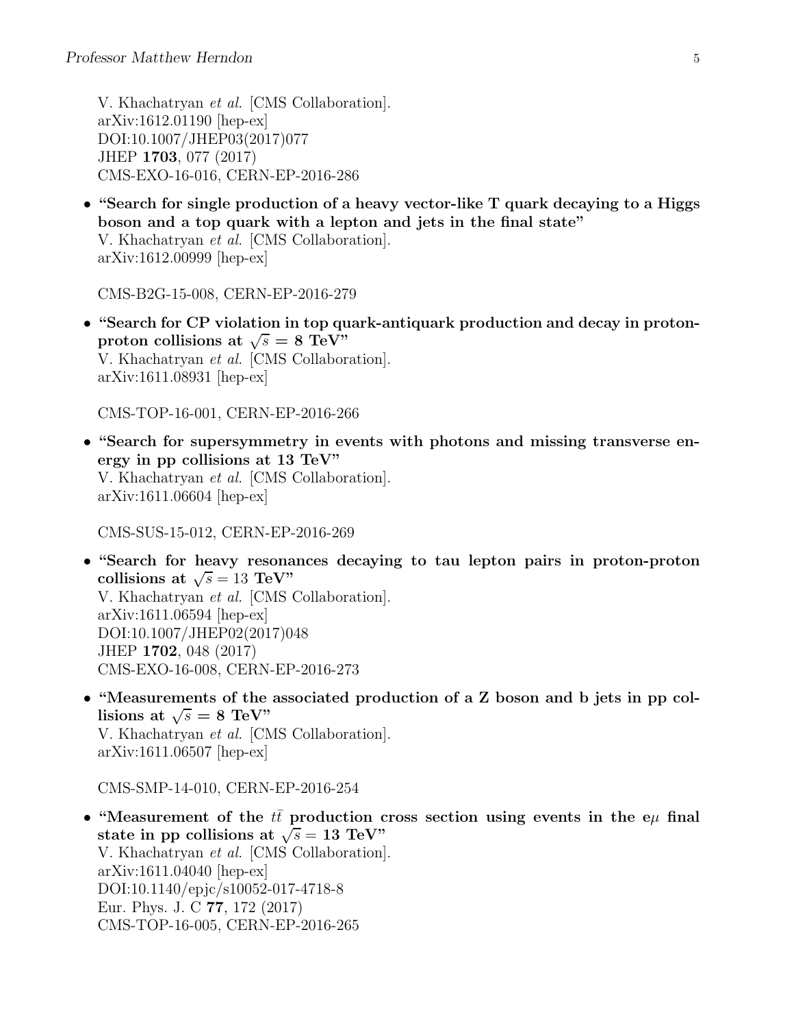V. Khachatryan *et al.* [CMS Collaboration].
arXiv:1612.01190 [hep-ex]
DOI:10.1007/JHEP03(2017)077
JHEP **1703**, 077 (2017)
CMS-EXO-16-016, CERN-EP-2016-286

- **"Search for single production of a heavy vector-like T quark decaying to a Higgs boson and a top quark with a lepton and jets in the final state"**
  V. Khachatryan *et al.* [CMS Collaboration].
  arXiv:1612.00999 [hep-ex]

  CMS-B2G-15-008, CERN-EP-2016-279

- **"Search for CP violation in top quark-antiquark production and decay in proton-proton collisions at $\sqrt{s} = 8$ TeV"**
  V. Khachatryan *et al.* [CMS Collaboration].
  arXiv:1611.08931 [hep-ex]

  CMS-TOP-16-001, CERN-EP-2016-266

- **"Search for supersymmetry in events with photons and missing transverse energy in pp collisions at 13 TeV"**
  V. Khachatryan *et al.* [CMS Collaboration].
  arXiv:1611.06604 [hep-ex]

  CMS-SUS-15-012, CERN-EP-2016-269

- **"Search for heavy resonances decaying to tau lepton pairs in proton-proton collisions at $\sqrt{s} = 13$ TeV"**
  V. Khachatryan *et al.* [CMS Collaboration].
  arXiv:1611.06594 [hep-ex]
  DOI:10.1007/JHEP02(2017)048
  JHEP **1702**, 048 (2017)
  CMS-EXO-16-008, CERN-EP-2016-273

- **"Measurements of the associated production of a Z boson and b jets in pp collisions at $\sqrt{s} = 8$ TeV"**
  V. Khachatryan *et al.* [CMS Collaboration].
  arXiv:1611.06507 [hep-ex]

  CMS-SMP-14-010, CERN-EP-2016-254

- **"Measurement of the $t\bar{t}$ production cross section using events in the e$\mu$ final state in pp collisions at $\sqrt{s} = 13$ TeV"**
  V. Khachatryan *et al.* [CMS Collaboration].
  arXiv:1611.04040 [hep-ex]
  DOI:10.1140/epjc/s10052-017-4718-8
  Eur. Phys. J. C **77**, 172 (2017)
  CMS-TOP-16-005, CERN-EP-2016-265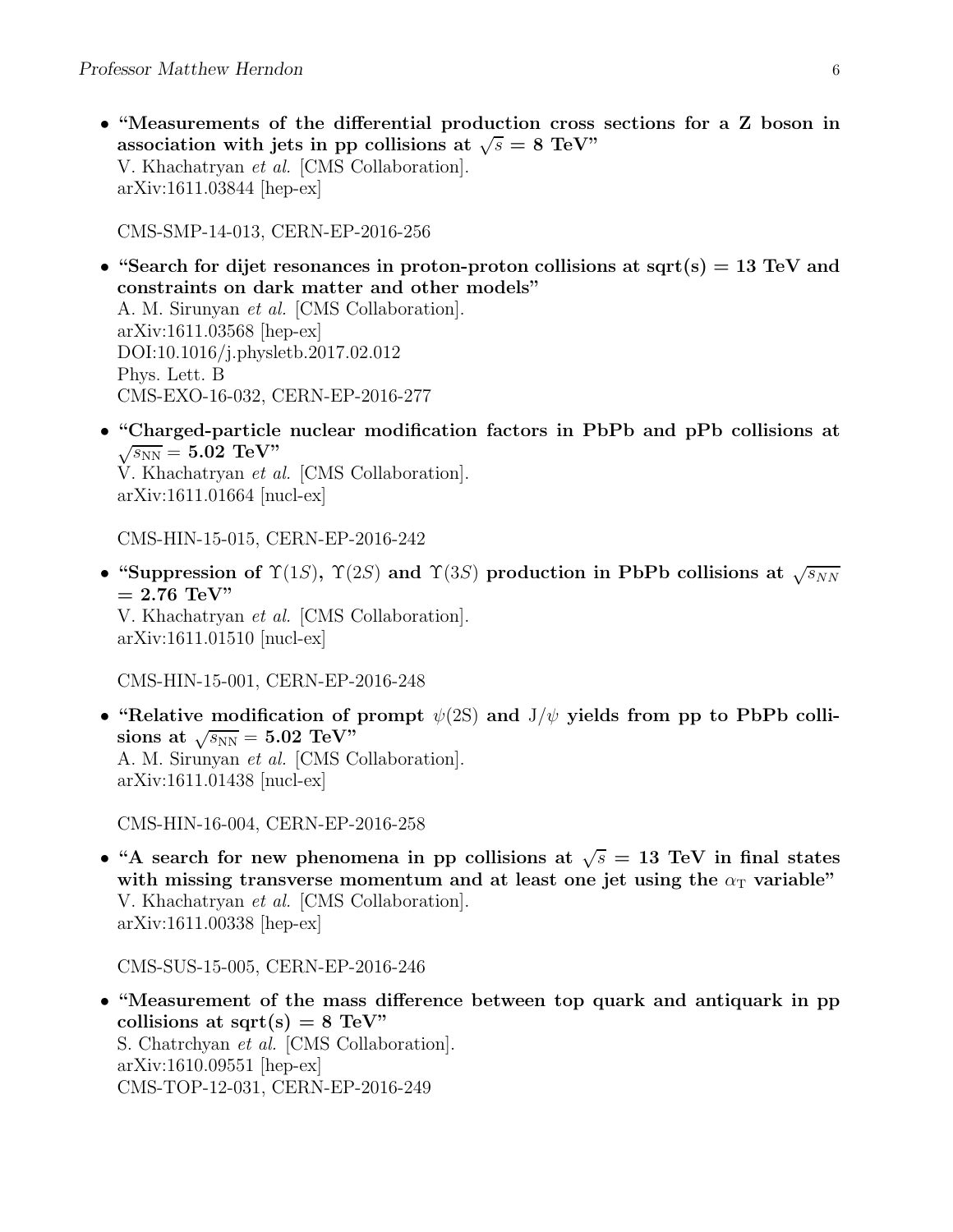- **"Measurements of the differential production cross sections for a Z boson in association with jets in pp collisions at $\sqrt{s}$ = 8 TeV"**
  V. Khachatryan *et al.* [CMS Collaboration].
  arXiv:1611.03844 [hep-ex]

  CMS-SMP-14-013, CERN-EP-2016-256

- **"Search for dijet resonances in proton-proton collisions at sqrt(s) = 13 TeV and constraints on dark matter and other models"**
  A. M. Sirunyan *et al.* [CMS Collaboration].
  arXiv:1611.03568 [hep-ex]
  DOI:10.1016/j.physletb.2017.02.012
  Phys. Lett. B
  CMS-EXO-16-032, CERN-EP-2016-277

- **"Charged-particle nuclear modification factors in PbPb and pPb collisions at $\sqrt{s_{\mathrm{NN}}}$ = 5.02 TeV"**
  V. Khachatryan *et al.* [CMS Collaboration].
  arXiv:1611.01664 [nucl-ex]

  CMS-HIN-15-015, CERN-EP-2016-242

- **"Suppression of $\Upsilon(1S)$, $\Upsilon(2S)$ and $\Upsilon(3S)$ production in PbPb collisions at $\sqrt{s_{NN}}$ = 2.76 TeV"**
  V. Khachatryan *et al.* [CMS Collaboration].
  arXiv:1611.01510 [nucl-ex]

  CMS-HIN-15-001, CERN-EP-2016-248

- **"Relative modification of prompt $\psi$(2S) and J/$\psi$ yields from pp to PbPb collisions at $\sqrt{s_{\mathrm{NN}}}$ = 5.02 TeV"**
  A. M. Sirunyan *et al.* [CMS Collaboration].
  arXiv:1611.01438 [nucl-ex]

  CMS-HIN-16-004, CERN-EP-2016-258

- **"A search for new phenomena in pp collisions at $\sqrt{s}$ = 13 TeV in final states with missing transverse momentum and at least one jet using the $\alpha_{\mathrm{T}}$ variable"**
  V. Khachatryan *et al.* [CMS Collaboration].
  arXiv:1611.00338 [hep-ex]

  CMS-SUS-15-005, CERN-EP-2016-246

- **"Measurement of the mass difference between top quark and antiquark in pp collisions at sqrt(s) = 8 TeV"**
  S. Chatrchyan *et al.* [CMS Collaboration].
  arXiv:1610.09551 [hep-ex]
  CMS-TOP-12-031, CERN-EP-2016-249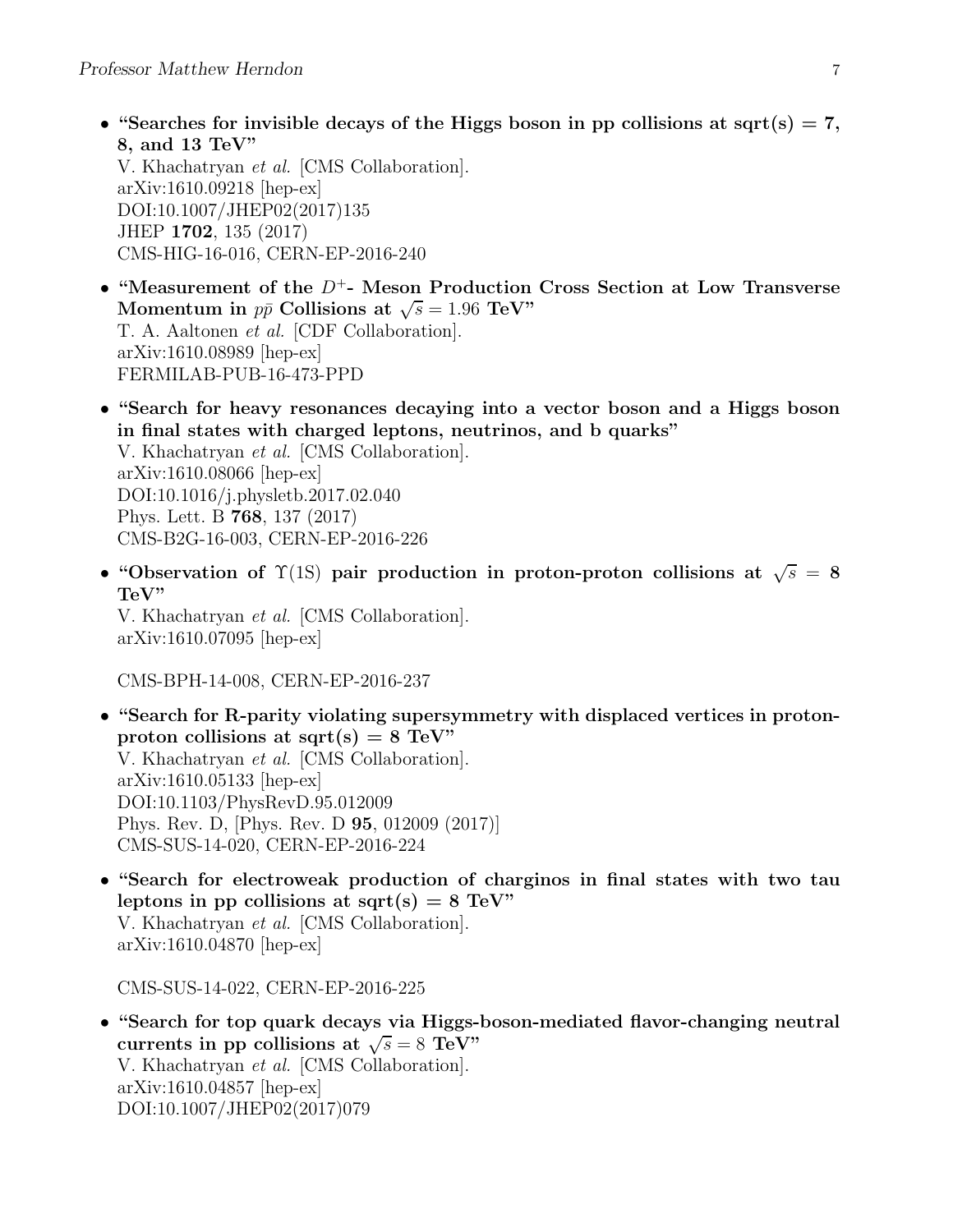- **"Searches for invisible decays of the Higgs boson in pp collisions at sqrt(s) = 7, 8, and 13 TeV"**
  V. Khachatryan *et al.* [CMS Collaboration].
  arXiv:1610.09218 [hep-ex]
  DOI:10.1007/JHEP02(2017)135
  JHEP **1702**, 135 (2017)
  CMS-HIG-16-016, CERN-EP-2016-240

- **"Measurement of the $D^+$- Meson Production Cross Section at Low Transverse Momentum in $p\bar{p}$ Collisions at $\sqrt{s} = 1.96$ TeV"**
  T. A. Aaltonen *et al.* [CDF Collaboration].
  arXiv:1610.08989 [hep-ex]
  FERMILAB-PUB-16-473-PPD

- **"Search for heavy resonances decaying into a vector boson and a Higgs boson in final states with charged leptons, neutrinos, and b quarks"**
  V. Khachatryan *et al.* [CMS Collaboration].
  arXiv:1610.08066 [hep-ex]
  DOI:10.1016/j.physletb.2017.02.040
  Phys. Lett. B **768**, 137 (2017)
  CMS-B2G-16-003, CERN-EP-2016-226

- **"Observation of $\Upsilon$(1S) pair production in proton-proton collisions at $\sqrt{s} = 8$ TeV"**
  V. Khachatryan *et al.* [CMS Collaboration].
  arXiv:1610.07095 [hep-ex]

  CMS-BPH-14-008, CERN-EP-2016-237

- **"Search for R-parity violating supersymmetry with displaced vertices in proton-proton collisions at sqrt(s) = 8 TeV"**
  V. Khachatryan *et al.* [CMS Collaboration].
  arXiv:1610.05133 [hep-ex]
  DOI:10.1103/PhysRevD.95.012009
  Phys. Rev. D, [Phys. Rev. D **95**, 012009 (2017)]
  CMS-SUS-14-020, CERN-EP-2016-224

- **"Search for electroweak production of charginos in final states with two tau leptons in pp collisions at sqrt(s) = 8 TeV"**
  V. Khachatryan *et al.* [CMS Collaboration].
  arXiv:1610.04870 [hep-ex]

  CMS-SUS-14-022, CERN-EP-2016-225

- **"Search for top quark decays via Higgs-boson-mediated flavor-changing neutral currents in pp collisions at $\sqrt{s} = 8$ TeV"**
  V. Khachatryan *et al.* [CMS Collaboration].
  arXiv:1610.04857 [hep-ex]
  DOI:10.1007/JHEP02(2017)079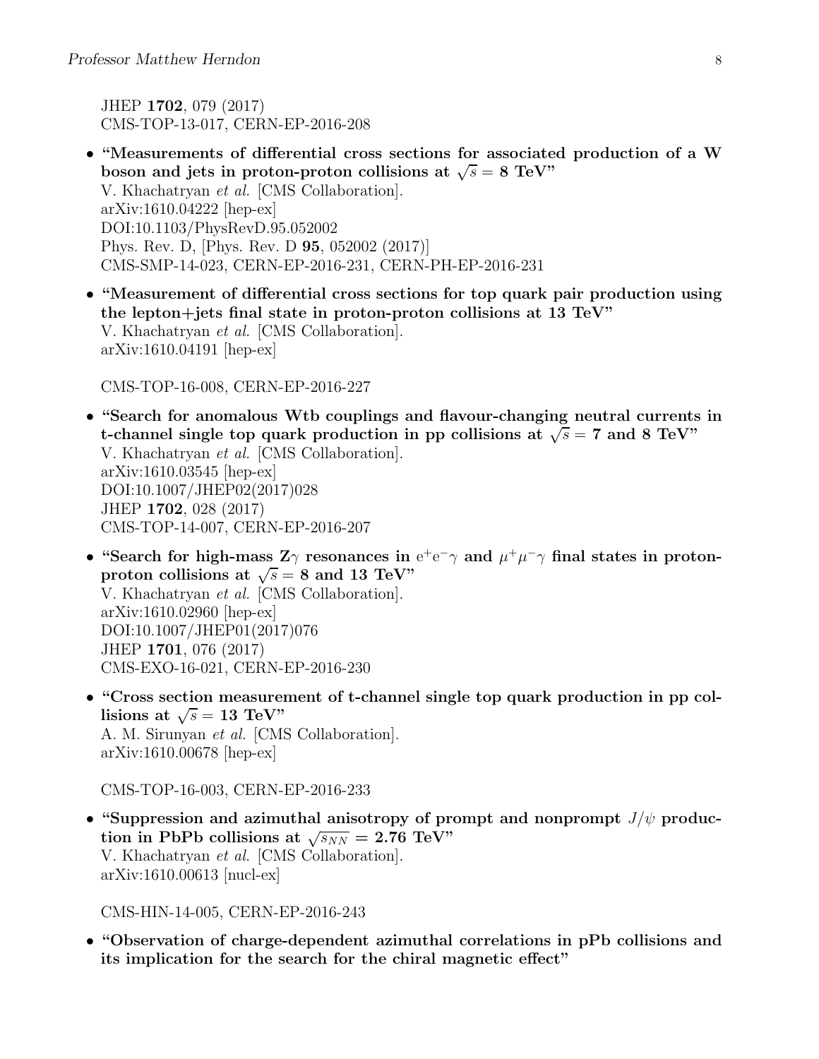JHEP **1702**, 079 (2017)
CMS-TOP-13-017, CERN-EP-2016-208

- **"Measurements of differential cross sections for associated production of a W boson and jets in proton-proton collisions at $\sqrt{s} = 8$ TeV"**
  V. Khachatryan *et al.* [CMS Collaboration].
  arXiv:1610.04222 [hep-ex]
  DOI:10.1103/PhysRevD.95.052002
  Phys. Rev. D, [Phys. Rev. D **95**, 052002 (2017)]
  CMS-SMP-14-023, CERN-EP-2016-231, CERN-PH-EP-2016-231

- **"Measurement of differential cross sections for top quark pair production using the lepton+jets final state in proton-proton collisions at 13 TeV"**
  V. Khachatryan *et al.* [CMS Collaboration].
  arXiv:1610.04191 [hep-ex]

  CMS-TOP-16-008, CERN-EP-2016-227

- **"Search for anomalous Wtb couplings and flavour-changing neutral currents in t-channel single top quark production in pp collisions at $\sqrt{s} = 7$ and 8 TeV"**
  V. Khachatryan *et al.* [CMS Collaboration].
  arXiv:1610.03545 [hep-ex]
  DOI:10.1007/JHEP02(2017)028
  JHEP **1702**, 028 (2017)
  CMS-TOP-14-007, CERN-EP-2016-207

- **"Search for high-mass Z$\gamma$ resonances in $e^+e^-\gamma$ and $\mu^+\mu^-\gamma$ final states in proton-proton collisions at $\sqrt{s} = 8$ and 13 TeV"**
  V. Khachatryan *et al.* [CMS Collaboration].
  arXiv:1610.02960 [hep-ex]
  DOI:10.1007/JHEP01(2017)076
  JHEP **1701**, 076 (2017)
  CMS-EXO-16-021, CERN-EP-2016-230

- **"Cross section measurement of t-channel single top quark production in pp collisions at $\sqrt{s} = 13$ TeV"**
  A. M. Sirunyan *et al.* [CMS Collaboration].
  arXiv:1610.00678 [hep-ex]

  CMS-TOP-16-003, CERN-EP-2016-233

- **"Suppression and azimuthal anisotropy of prompt and nonprompt $J/\psi$ production in PbPb collisions at $\sqrt{s_{NN}} = 2.76$ TeV"**
  V. Khachatryan *et al.* [CMS Collaboration].
  arXiv:1610.00613 [nucl-ex]

  CMS-HIN-14-005, CERN-EP-2016-243

- **"Observation of charge-dependent azimuthal correlations in pPb collisions and its implication for the search for the chiral magnetic effect"**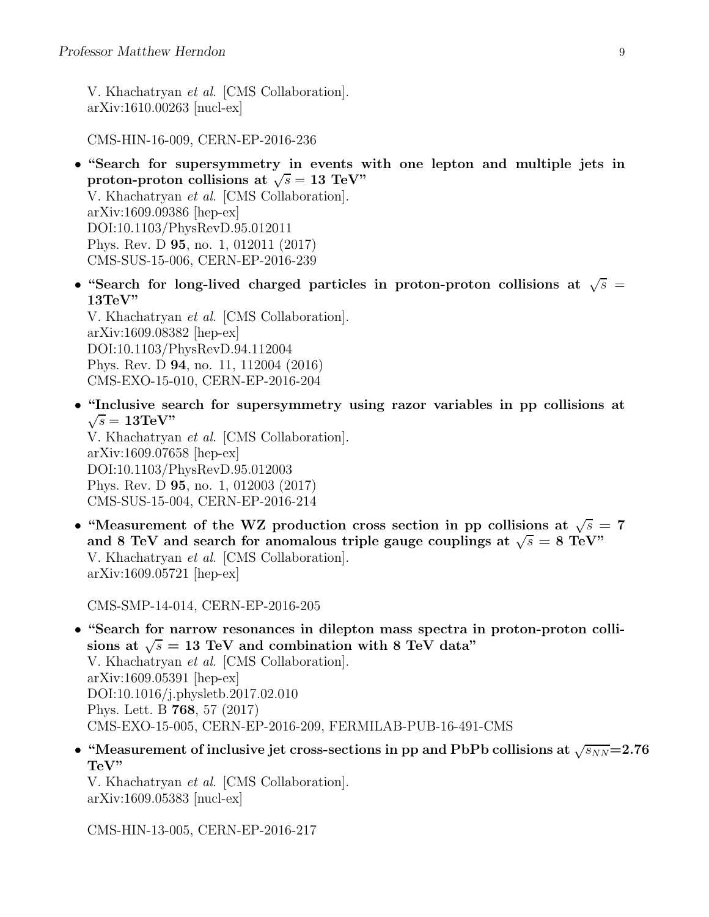V. Khachatryan *et al.* [CMS Collaboration].
arXiv:1610.00263 [nucl-ex]

CMS-HIN-16-009, CERN-EP-2016-236

- **"Search for supersymmetry in events with one lepton and multiple jets in proton-proton collisions at $\sqrt{s} = 13$ TeV"**
  V. Khachatryan *et al.* [CMS Collaboration].
  arXiv:1609.09386 [hep-ex]
  DOI:10.1103/PhysRevD.95.012011
  Phys. Rev. D **95**, no. 1, 012011 (2017)
  CMS-SUS-15-006, CERN-EP-2016-239

- **"Search for long-lived charged particles in proton-proton collisions at $\sqrt{s} =$ 13TeV"**
  V. Khachatryan *et al.* [CMS Collaboration].
  arXiv:1609.08382 [hep-ex]
  DOI:10.1103/PhysRevD.94.112004
  Phys. Rev. D **94**, no. 11, 112004 (2016)
  CMS-EXO-15-010, CERN-EP-2016-204

- **"Inclusive search for supersymmetry using razor variables in pp collisions at $\sqrt{s} =$ 13TeV"**
  V. Khachatryan *et al.* [CMS Collaboration].
  arXiv:1609.07658 [hep-ex]
  DOI:10.1103/PhysRevD.95.012003
  Phys. Rev. D **95**, no. 1, 012003 (2017)
  CMS-SUS-15-004, CERN-EP-2016-214

- **"Measurement of the WZ production cross section in pp collisions at $\sqrt{s} = 7$ and 8 TeV and search for anomalous triple gauge couplings at $\sqrt{s} = 8$ TeV"**
  V. Khachatryan *et al.* [CMS Collaboration].
  arXiv:1609.05721 [hep-ex]

  CMS-SMP-14-014, CERN-EP-2016-205

- **"Search for narrow resonances in dilepton mass spectra in proton-proton collisions at $\sqrt{s} = 13$ TeV and combination with 8 TeV data"**
  V. Khachatryan *et al.* [CMS Collaboration].
  arXiv:1609.05391 [hep-ex]
  DOI:10.1016/j.physletb.2017.02.010
  Phys. Lett. B **768**, 57 (2017)
  CMS-EXO-15-005, CERN-EP-2016-209, FERMILAB-PUB-16-491-CMS

- **"Measurement of inclusive jet cross-sections in pp and PbPb collisions at $\sqrt{s_{NN}}$=2.76 TeV"**
  V. Khachatryan *et al.* [CMS Collaboration].
  arXiv:1609.05383 [nucl-ex]

  CMS-HIN-13-005, CERN-EP-2016-217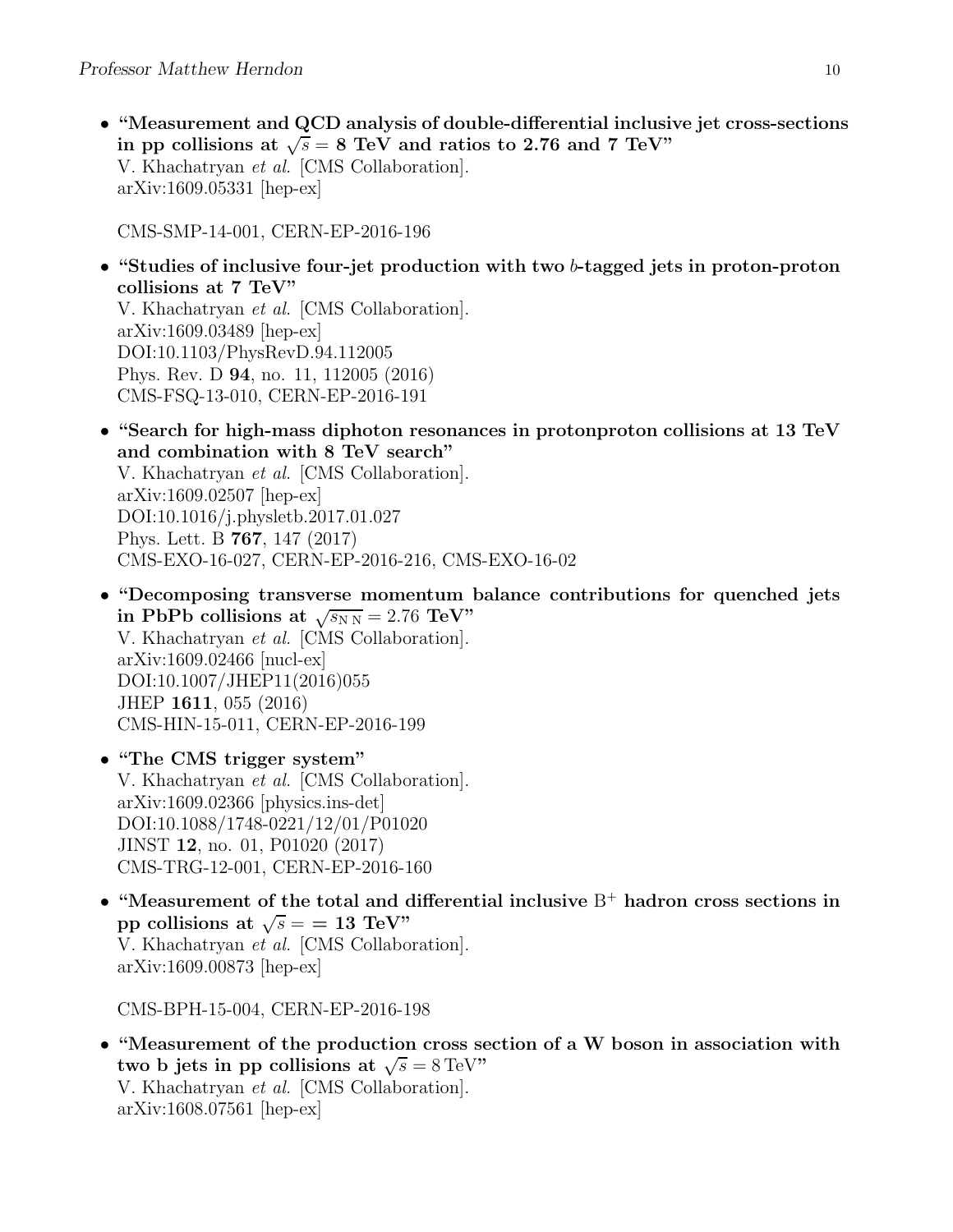- **"Measurement and QCD analysis of double-differential inclusive jet cross-sections in pp collisions at $\sqrt{s} = 8$ TeV and ratios to 2.76 and 7 TeV"**
  V. Khachatryan *et al.* [CMS Collaboration].
  arXiv:1609.05331 [hep-ex]

  CMS-SMP-14-001, CERN-EP-2016-196

- **"Studies of inclusive four-jet production with two $b$-tagged jets in proton-proton collisions at 7 TeV"**
  V. Khachatryan *et al.* [CMS Collaboration].
  arXiv:1609.03489 [hep-ex]
  DOI:10.1103/PhysRevD.94.112005
  Phys. Rev. D **94**, no. 11, 112005 (2016)
  CMS-FSQ-13-010, CERN-EP-2016-191

- **"Search for high-mass diphoton resonances in protonproton collisions at 13 TeV and combination with 8 TeV search"**
  V. Khachatryan *et al.* [CMS Collaboration].
  arXiv:1609.02507 [hep-ex]
  DOI:10.1016/j.physletb.2017.01.027
  Phys. Lett. B **767**, 147 (2017)
  CMS-EXO-16-027, CERN-EP-2016-216, CMS-EXO-16-02

- **"Decomposing transverse momentum balance contributions for quenched jets in PbPb collisions at $\sqrt{s_{\mathrm{N\,N}}} = 2.76$ TeV"**
  V. Khachatryan *et al.* [CMS Collaboration].
  arXiv:1609.02466 [nucl-ex]
  DOI:10.1007/JHEP11(2016)055
  JHEP **1611**, 055 (2016)
  CMS-HIN-15-011, CERN-EP-2016-199

- **"The CMS trigger system"**
  V. Khachatryan *et al.* [CMS Collaboration].
  arXiv:1609.02366 [physics.ins-det]
  DOI:10.1088/1748-0221/12/01/P01020
  JINST **12**, no. 01, P01020 (2017)
  CMS-TRG-12-001, CERN-EP-2016-160

- **"Measurement of the total and differential inclusive $\mathrm{B}^{+}$ hadron cross sections in pp collisions at $\sqrt{s} = = 13$ TeV"**
  V. Khachatryan *et al.* [CMS Collaboration].
  arXiv:1609.00873 [hep-ex]

  CMS-BPH-15-004, CERN-EP-2016-198

- **"Measurement of the production cross section of a W boson in association with two b jets in pp collisions at $\sqrt{s} = 8\,\mathrm{TeV}$"**
  V. Khachatryan *et al.* [CMS Collaboration].
  arXiv:1608.07561 [hep-ex]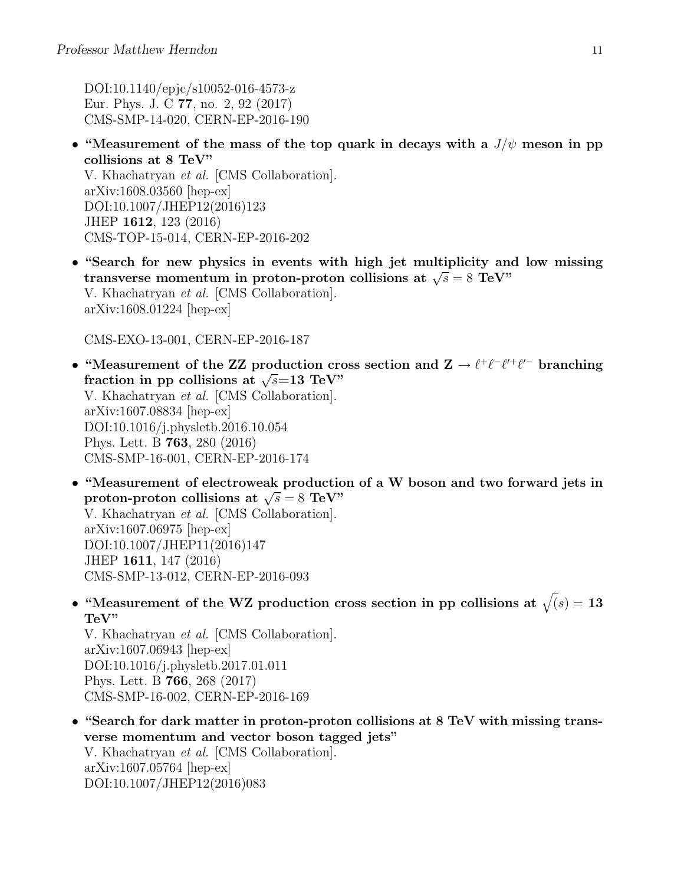DOI:10.1140/epjc/s10052-016-4573-z
Eur. Phys. J. C **77**, no. 2, 92 (2017)
CMS-SMP-14-020, CERN-EP-2016-190

- **"Measurement of the mass of the top quark in decays with a $J/\psi$ meson in pp collisions at 8 TeV"**
  V. Khachatryan *et al.* [CMS Collaboration].
  arXiv:1608.03560 [hep-ex]
  DOI:10.1007/JHEP12(2016)123
  JHEP **1612**, 123 (2016)
  CMS-TOP-15-014, CERN-EP-2016-202

- **"Search for new physics in events with high jet multiplicity and low missing transverse momentum in proton-proton collisions at $\sqrt{s} = 8$ TeV"**
  V. Khachatryan *et al.* [CMS Collaboration].
  arXiv:1608.01224 [hep-ex]

  CMS-EXO-13-001, CERN-EP-2016-187

- **"Measurement of the ZZ production cross section and Z $\rightarrow \ell^+\ell^-\ell'^+\ell'^-$ branching fraction in pp collisions at $\sqrt{s}$=13 TeV"**
  V. Khachatryan *et al.* [CMS Collaboration].
  arXiv:1607.08834 [hep-ex]
  DOI:10.1016/j.physletb.2016.10.054
  Phys. Lett. B **763**, 280 (2016)
  CMS-SMP-16-001, CERN-EP-2016-174

- **"Measurement of electroweak production of a W boson and two forward jets in proton-proton collisions at $\sqrt{s} = 8$ TeV"**
  V. Khachatryan *et al.* [CMS Collaboration].
  arXiv:1607.06975 [hep-ex]
  DOI:10.1007/JHEP11(2016)147
  JHEP **1611**, 147 (2016)
  CMS-SMP-13-012, CERN-EP-2016-093

- **"Measurement of the WZ production cross section in pp collisions at $\sqrt(s) = 13$ TeV"**
  V. Khachatryan *et al.* [CMS Collaboration].
  arXiv:1607.06943 [hep-ex]
  DOI:10.1016/j.physletb.2017.01.011
  Phys. Lett. B **766**, 268 (2017)
  CMS-SMP-16-002, CERN-EP-2016-169

- **"Search for dark matter in proton-proton collisions at 8 TeV with missing transverse momentum and vector boson tagged jets"**
  V. Khachatryan *et al.* [CMS Collaboration].
  arXiv:1607.05764 [hep-ex]
  DOI:10.1007/JHEP12(2016)083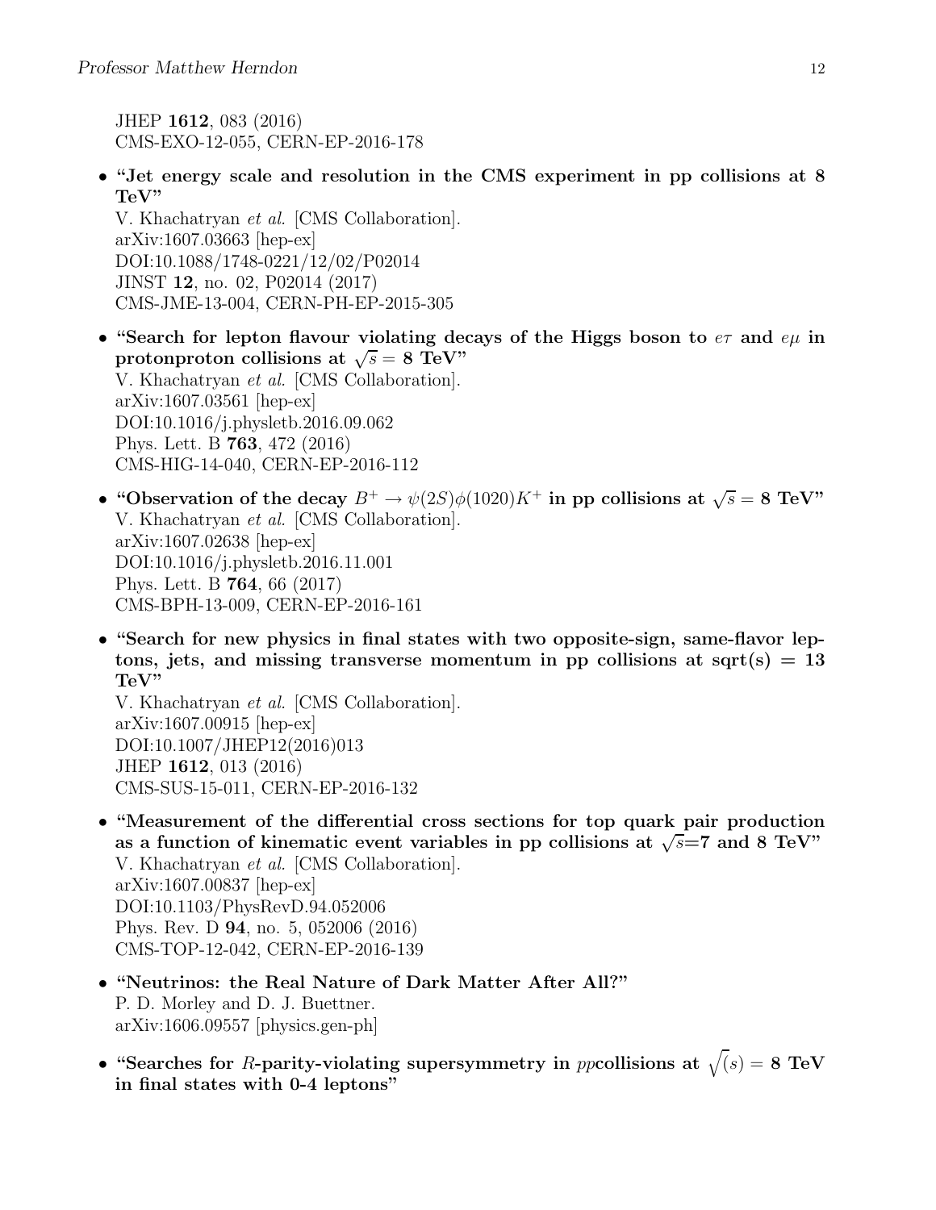JHEP **1612**, 083 (2016)
CMS-EXO-12-055, CERN-EP-2016-178

- **"Jet energy scale and resolution in the CMS experiment in pp collisions at 8 TeV"**
  V. Khachatryan *et al.* [CMS Collaboration].
  arXiv:1607.03663 [hep-ex]
  DOI:10.1088/1748-0221/12/02/P02014
  JINST **12**, no. 02, P02014 (2017)
  CMS-JME-13-004, CERN-PH-EP-2015-305

- **"Search for lepton flavour violating decays of the Higgs boson to $e\tau$ and $e\mu$ in protonproton collisions at $\sqrt{s} = 8$ TeV"**
  V. Khachatryan *et al.* [CMS Collaboration].
  arXiv:1607.03561 [hep-ex]
  DOI:10.1016/j.physletb.2016.09.062
  Phys. Lett. B **763**, 472 (2016)
  CMS-HIG-14-040, CERN-EP-2016-112

- **"Observation of the decay $B^+ \to \psi(2S)\phi(1020)K^+$ in pp collisions at $\sqrt{s} = 8$ TeV"**
  V. Khachatryan *et al.* [CMS Collaboration].
  arXiv:1607.02638 [hep-ex]
  DOI:10.1016/j.physletb.2016.11.001
  Phys. Lett. B **764**, 66 (2017)
  CMS-BPH-13-009, CERN-EP-2016-161

- **"Search for new physics in final states with two opposite-sign, same-flavor leptons, jets, and missing transverse momentum in pp collisions at sqrt(s) = 13 TeV"**
  V. Khachatryan *et al.* [CMS Collaboration].
  arXiv:1607.00915 [hep-ex]
  DOI:10.1007/JHEP12(2016)013
  JHEP **1612**, 013 (2016)
  CMS-SUS-15-011, CERN-EP-2016-132

- **"Measurement of the differential cross sections for top quark pair production as a function of kinematic event variables in pp collisions at $\sqrt{s}$=7 and 8 TeV"**
  V. Khachatryan *et al.* [CMS Collaboration].
  arXiv:1607.00837 [hep-ex]
  DOI:10.1103/PhysRevD.94.052006
  Phys. Rev. D **94**, no. 5, 052006 (2016)
  CMS-TOP-12-042, CERN-EP-2016-139

- **"Neutrinos: the Real Nature of Dark Matter After All?"**
  P. D. Morley and D. J. Buettner.
  arXiv:1606.09557 [physics.gen-ph]

- **"Searches for $R$-parity-violating supersymmetry in $pp$collisions at $\sqrt{(}s) = 8$ TeV in final states with 0-4 leptons"**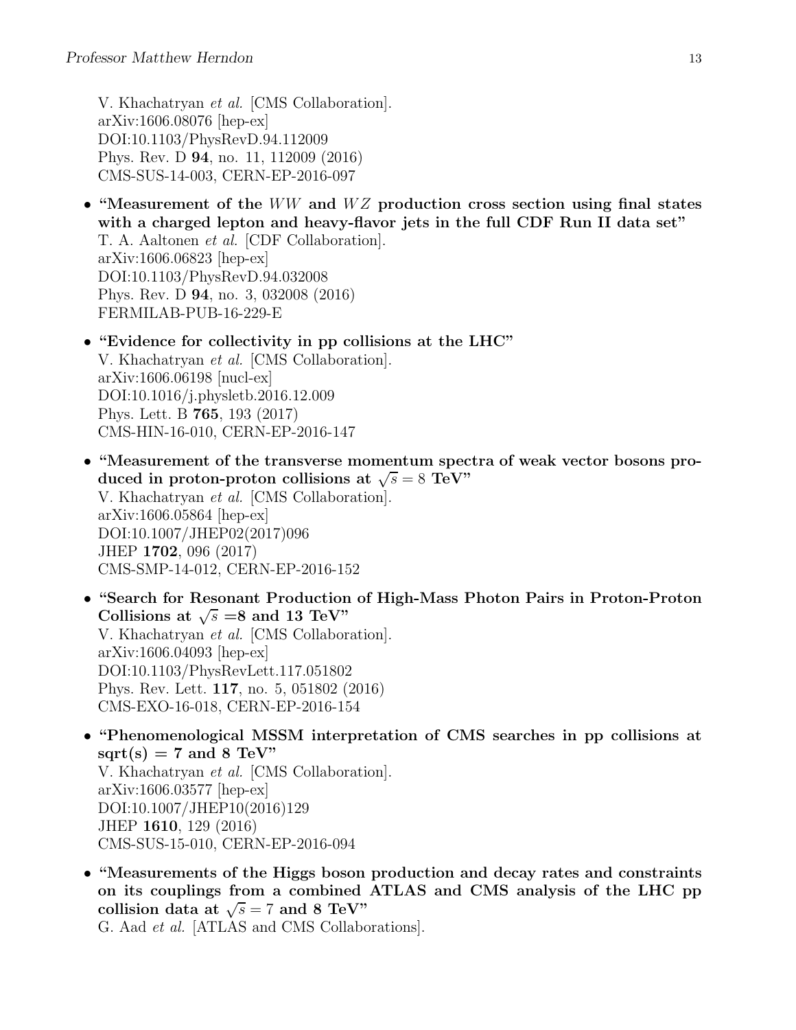V. Khachatryan *et al.* [CMS Collaboration].
arXiv:1606.08076 [hep-ex]
DOI:10.1103/PhysRevD.94.112009
Phys. Rev. D **94**, no. 11, 112009 (2016)
CMS-SUS-14-003, CERN-EP-2016-097

- **"Measurement of the $WW$ and $WZ$ production cross section using final states with a charged lepton and heavy-flavor jets in the full CDF Run II data set"**
  T. A. Aaltonen *et al.* [CDF Collaboration].
  arXiv:1606.06823 [hep-ex]
  DOI:10.1103/PhysRevD.94.032008
  Phys. Rev. D **94**, no. 3, 032008 (2016)
  FERMILAB-PUB-16-229-E

- **"Evidence for collectivity in pp collisions at the LHC"**
  V. Khachatryan *et al.* [CMS Collaboration].
  arXiv:1606.06198 [nucl-ex]
  DOI:10.1016/j.physletb.2016.12.009
  Phys. Lett. B **765**, 193 (2017)
  CMS-HIN-16-010, CERN-EP-2016-147

- **"Measurement of the transverse momentum spectra of weak vector bosons produced in proton-proton collisions at $\sqrt{s} = 8$ TeV"**
  V. Khachatryan *et al.* [CMS Collaboration].
  arXiv:1606.05864 [hep-ex]
  DOI:10.1007/JHEP02(2017)096
  JHEP **1702**, 096 (2017)
  CMS-SMP-14-012, CERN-EP-2016-152

- **"Search for Resonant Production of High-Mass Photon Pairs in Proton-Proton Collisions at $\sqrt{s}$ =8 and 13 TeV"**
  V. Khachatryan *et al.* [CMS Collaboration].
  arXiv:1606.04093 [hep-ex]
  DOI:10.1103/PhysRevLett.117.051802
  Phys. Rev. Lett. **117**, no. 5, 051802 (2016)
  CMS-EXO-16-018, CERN-EP-2016-154

- **"Phenomenological MSSM interpretation of CMS searches in pp collisions at sqrt(s) = 7 and 8 TeV"**
  V. Khachatryan *et al.* [CMS Collaboration].
  arXiv:1606.03577 [hep-ex]
  DOI:10.1007/JHEP10(2016)129
  JHEP **1610**, 129 (2016)
  CMS-SUS-15-010, CERN-EP-2016-094

- **"Measurements of the Higgs boson production and decay rates and constraints on its couplings from a combined ATLAS and CMS analysis of the LHC pp collision data at $\sqrt{s} = 7$ and 8 TeV"**
  G. Aad *et al.* [ATLAS and CMS Collaborations].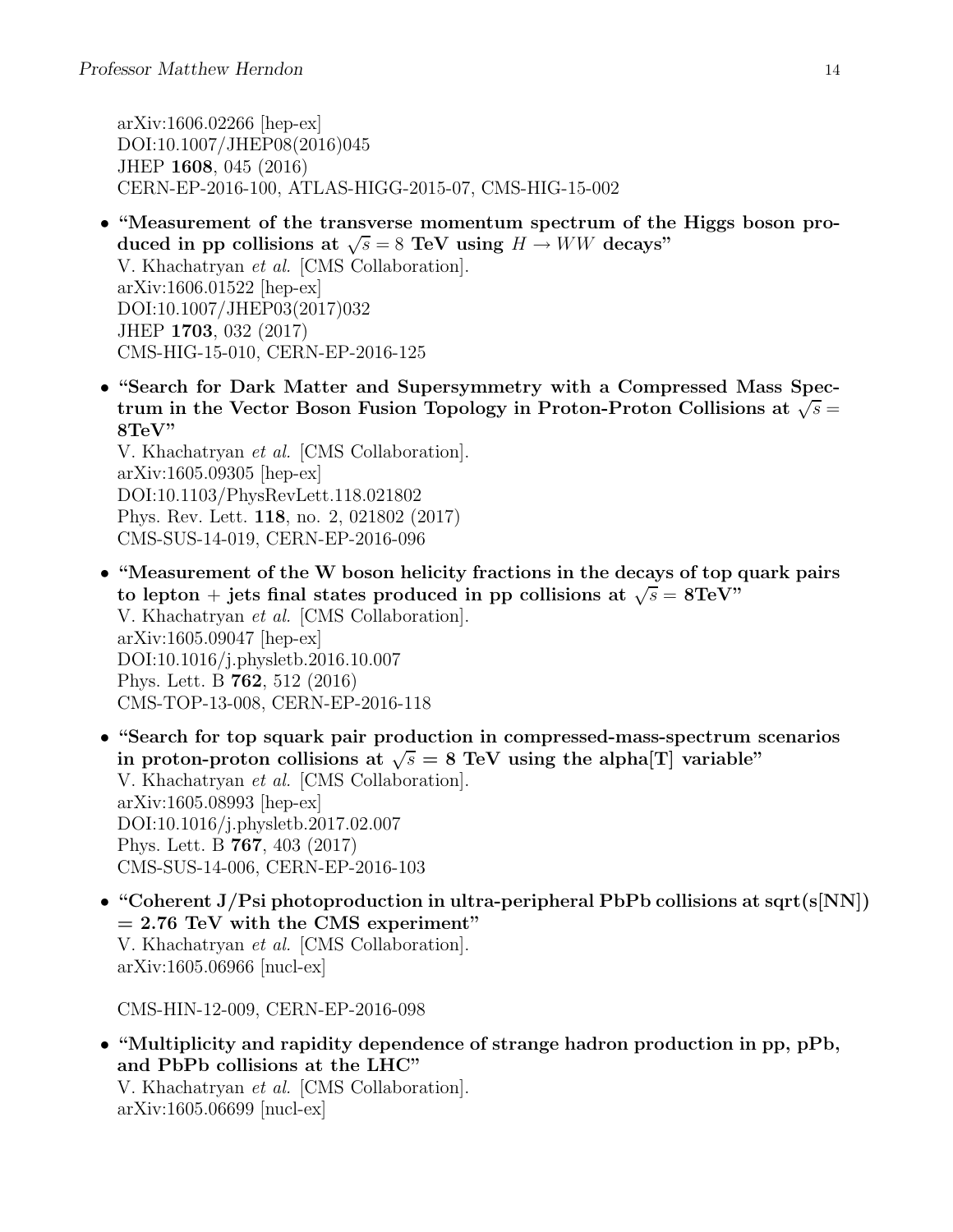arXiv:1606.02266 [hep-ex]
DOI:10.1007/JHEP08(2016)045
JHEP **1608**, 045 (2016)
CERN-EP-2016-100, ATLAS-HIGG-2015-07, CMS-HIG-15-002

- **"Measurement of the transverse momentum spectrum of the Higgs boson produced in pp collisions at $\sqrt{s} = 8$ TeV using $H \to WW$ decays"**
  V. Khachatryan *et al.* [CMS Collaboration].
  arXiv:1606.01522 [hep-ex]
  DOI:10.1007/JHEP03(2017)032
  JHEP **1703**, 032 (2017)
  CMS-HIG-15-010, CERN-EP-2016-125

- **"Search for Dark Matter and Supersymmetry with a Compressed Mass Spectrum in the Vector Boson Fusion Topology in Proton-Proton Collisions at $\sqrt{s} =$ 8TeV"**
  V. Khachatryan *et al.* [CMS Collaboration].
  arXiv:1605.09305 [hep-ex]
  DOI:10.1103/PhysRevLett.118.021802
  Phys. Rev. Lett. **118**, no. 2, 021802 (2017)
  CMS-SUS-14-019, CERN-EP-2016-096

- **"Measurement of the W boson helicity fractions in the decays of top quark pairs to lepton + jets final states produced in pp collisions at $\sqrt{s} =$ 8TeV"**
  V. Khachatryan *et al.* [CMS Collaboration].
  arXiv:1605.09047 [hep-ex]
  DOI:10.1016/j.physletb.2016.10.007
  Phys. Lett. B **762**, 512 (2016)
  CMS-TOP-13-008, CERN-EP-2016-118

- **"Search for top squark pair production in compressed-mass-spectrum scenarios in proton-proton collisions at $\sqrt{s} = 8$ TeV using the alpha[T] variable"**
  V. Khachatryan *et al.* [CMS Collaboration].
  arXiv:1605.08993 [hep-ex]
  DOI:10.1016/j.physletb.2017.02.007
  Phys. Lett. B **767**, 403 (2017)
  CMS-SUS-14-006, CERN-EP-2016-103

- **"Coherent J/Psi photoproduction in ultra-peripheral PbPb collisions at sqrt(s[NN]) = 2.76 TeV with the CMS experiment"**
  V. Khachatryan *et al.* [CMS Collaboration].
  arXiv:1605.06966 [nucl-ex]

  CMS-HIN-12-009, CERN-EP-2016-098

- **"Multiplicity and rapidity dependence of strange hadron production in pp, pPb, and PbPb collisions at the LHC"**
  V. Khachatryan *et al.* [CMS Collaboration].
  arXiv:1605.06699 [nucl-ex]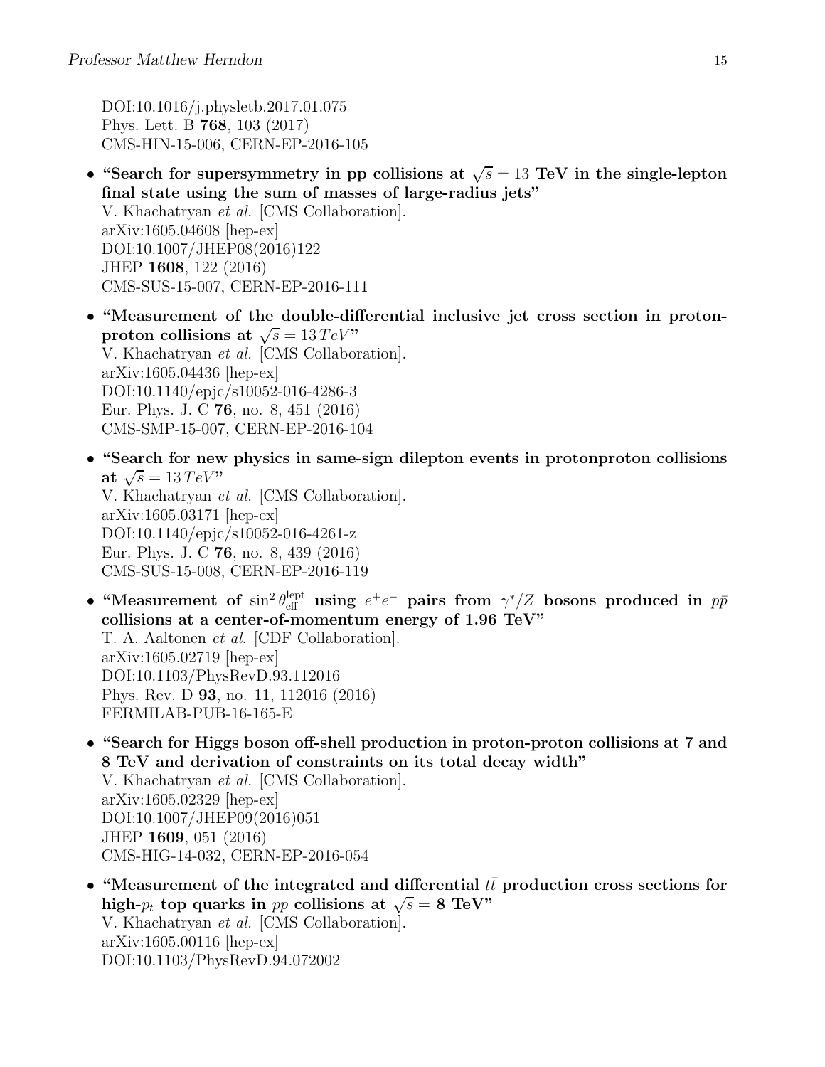DOI:10.1016/j.physletb.2017.01.075
Phys. Lett. B **768**, 103 (2017)
CMS-HIN-15-006, CERN-EP-2016-105

- **"Search for supersymmetry in pp collisions at $\sqrt{s} = 13$ TeV in the single-lepton final state using the sum of masses of large-radius jets"**
  V. Khachatryan *et al.* [CMS Collaboration].
  arXiv:1605.04608 [hep-ex]
  DOI:10.1007/JHEP08(2016)122
  JHEP **1608**, 122 (2016)
  CMS-SUS-15-007, CERN-EP-2016-111

- **"Measurement of the double-differential inclusive jet cross section in proton-proton collisions at $\sqrt{s} = 13\,TeV$"**
  V. Khachatryan *et al.* [CMS Collaboration].
  arXiv:1605.04436 [hep-ex]
  DOI:10.1140/epjc/s10052-016-4286-3
  Eur. Phys. J. C **76**, no. 8, 451 (2016)
  CMS-SMP-15-007, CERN-EP-2016-104

- **"Search for new physics in same-sign dilepton events in protonproton collisions at $\sqrt{s} = 13\,TeV$"**
  V. Khachatryan *et al.* [CMS Collaboration].
  arXiv:1605.03171 [hep-ex]
  DOI:10.1140/epjc/s10052-016-4261-z
  Eur. Phys. J. C **76**, no. 8, 439 (2016)
  CMS-SUS-15-008, CERN-EP-2016-119

- **"Measurement of $\sin^2\theta^{\rm lept}_{\rm eff}$ using $e^+e^-$ pairs from $\gamma^*/Z$ bosons produced in $p\bar{p}$ collisions at a center-of-momentum energy of 1.96 TeV"**
  T. A. Aaltonen *et al.* [CDF Collaboration].
  arXiv:1605.02719 [hep-ex]
  DOI:10.1103/PhysRevD.93.112016
  Phys. Rev. D **93**, no. 11, 112016 (2016)
  FERMILAB-PUB-16-165-E

- **"Search for Higgs boson off-shell production in proton-proton collisions at 7 and 8 TeV and derivation of constraints on its total decay width"**
  V. Khachatryan *et al.* [CMS Collaboration].
  arXiv:1605.02329 [hep-ex]
  DOI:10.1007/JHEP09(2016)051
  JHEP **1609**, 051 (2016)
  CMS-HIG-14-032, CERN-EP-2016-054

- **"Measurement of the integrated and differential $t\bar{t}$ production cross sections for high-$p_t$ top quarks in $pp$ collisions at $\sqrt{s} = 8$ TeV"**
  V. Khachatryan *et al.* [CMS Collaboration].
  arXiv:1605.00116 [hep-ex]
  DOI:10.1103/PhysRevD.94.072002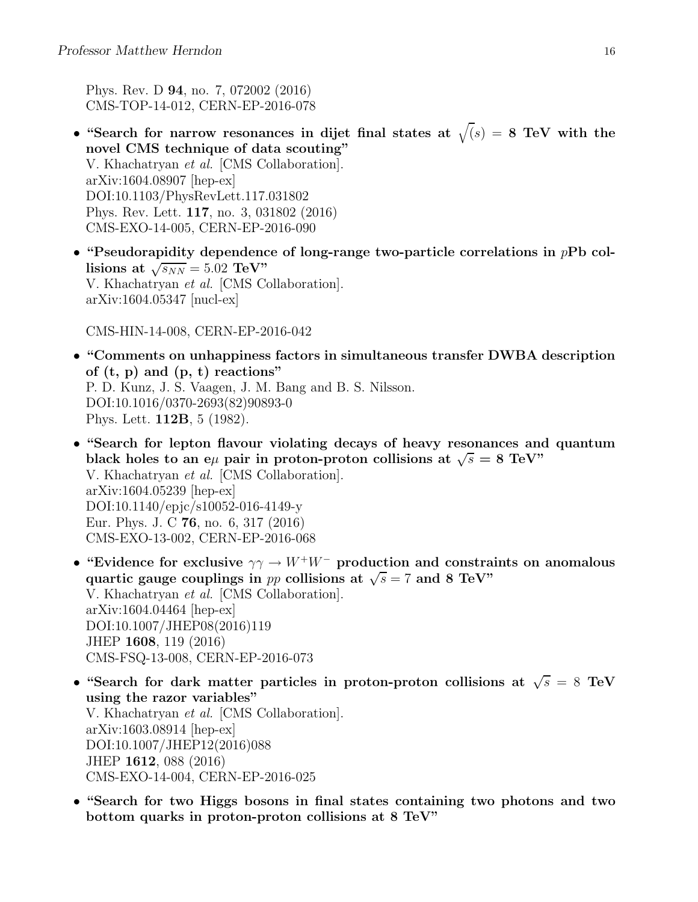Phys. Rev. D **94**, no. 7, 072002 (2016)
CMS-TOP-14-012, CERN-EP-2016-078

- **"Search for narrow resonances in dijet final states at $\sqrt(s) = 8$ TeV with the novel CMS technique of data scouting"**
  V. Khachatryan *et al.* [CMS Collaboration].
  arXiv:1604.08907 [hep-ex]
  DOI:10.1103/PhysRevLett.117.031802
  Phys. Rev. Lett. **117**, no. 3, 031802 (2016)
  CMS-EXO-14-005, CERN-EP-2016-090

- **"Pseudorapidity dependence of long-range two-particle correlations in $p$Pb collisions at $\sqrt{s_{NN}} = 5.02$ TeV"**
  V. Khachatryan *et al.* [CMS Collaboration].
  arXiv:1604.05347 [nucl-ex]

  CMS-HIN-14-008, CERN-EP-2016-042

- **"Comments on unhappiness factors in simultaneous transfer DWBA description of (t, p) and (p, t) reactions"**
  P. D. Kunz, J. S. Vaagen, J. M. Bang and B. S. Nilsson.
  DOI:10.1016/0370-2693(82)90893-0
  Phys. Lett. **112B**, 5 (1982).

- **"Search for lepton flavour violating decays of heavy resonances and quantum black holes to an e$\mu$ pair in proton-proton collisions at $\sqrt{s} = 8$ TeV"**
  V. Khachatryan *et al.* [CMS Collaboration].
  arXiv:1604.05239 [hep-ex]
  DOI:10.1140/epjc/s10052-016-4149-y
  Eur. Phys. J. C **76**, no. 6, 317 (2016)
  CMS-EXO-13-002, CERN-EP-2016-068

- **"Evidence for exclusive $\gamma\gamma \to W^+W^-$ production and constraints on anomalous quartic gauge couplings in $pp$ collisions at $\sqrt{s} = 7$ and 8 TeV"**
  V. Khachatryan *et al.* [CMS Collaboration].
  arXiv:1604.04464 [hep-ex]
  DOI:10.1007/JHEP08(2016)119
  JHEP **1608**, 119 (2016)
  CMS-FSQ-13-008, CERN-EP-2016-073

- **"Search for dark matter particles in proton-proton collisions at $\sqrt{s} = 8$ TeV using the razor variables"**
  V. Khachatryan *et al.* [CMS Collaboration].
  arXiv:1603.08914 [hep-ex]
  DOI:10.1007/JHEP12(2016)088
  JHEP **1612**, 088 (2016)
  CMS-EXO-14-004, CERN-EP-2016-025

- **"Search for two Higgs bosons in final states containing two photons and two bottom quarks in proton-proton collisions at 8 TeV"**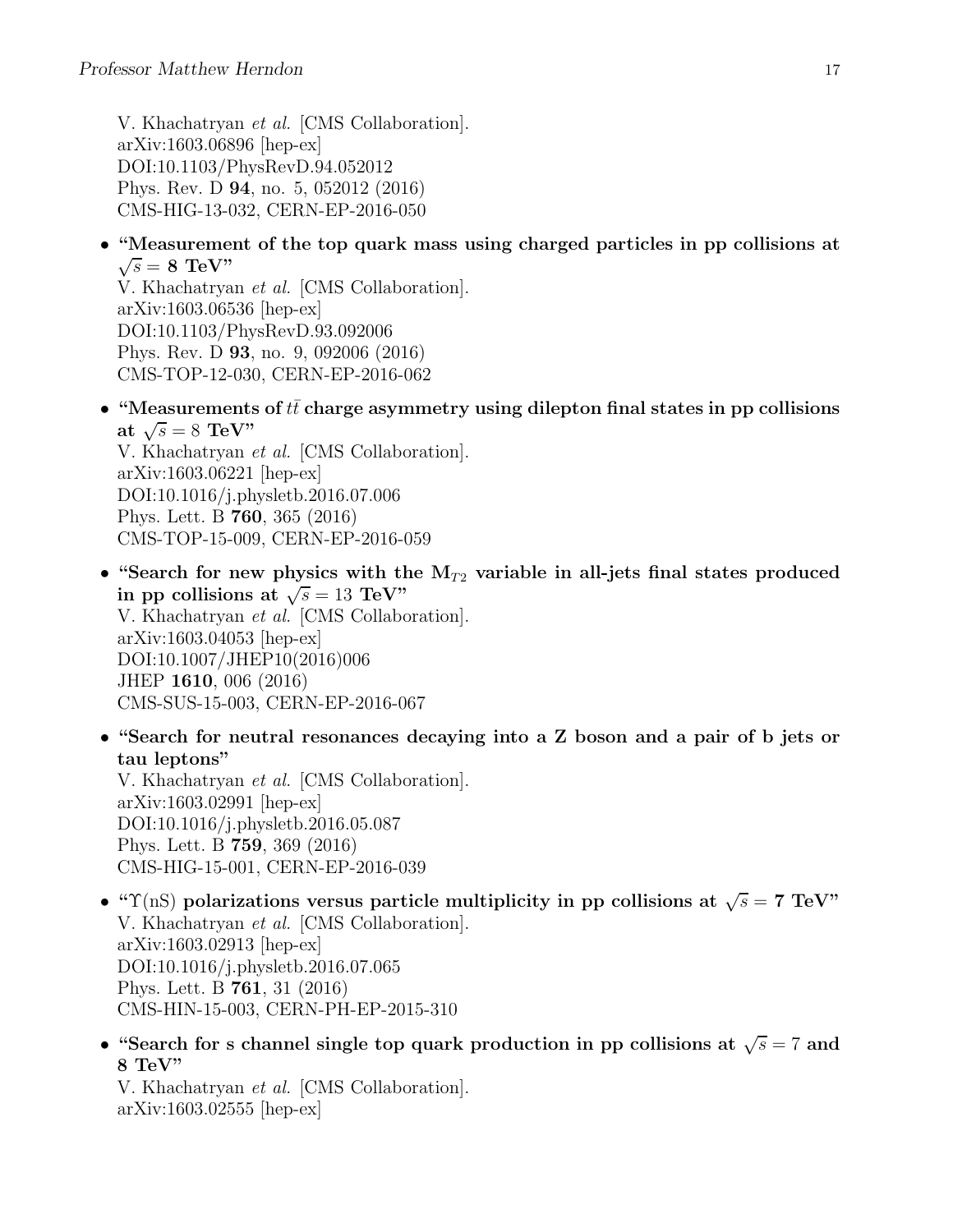V. Khachatryan *et al.* [CMS Collaboration].
arXiv:1603.06896 [hep-ex]
DOI:10.1103/PhysRevD.94.052012
Phys. Rev. D **94**, no. 5, 052012 (2016)
CMS-HIG-13-032, CERN-EP-2016-050

- **"Measurement of the top quark mass using charged particles in pp collisions at $\sqrt{s} = 8$ TeV"**
  V. Khachatryan *et al.* [CMS Collaboration].
  arXiv:1603.06536 [hep-ex]
  DOI:10.1103/PhysRevD.93.092006
  Phys. Rev. D **93**, no. 9, 092006 (2016)
  CMS-TOP-12-030, CERN-EP-2016-062

- **"Measurements of $t\bar{t}$ charge asymmetry using dilepton final states in pp collisions at $\sqrt{s} = 8$ TeV"**
  V. Khachatryan *et al.* [CMS Collaboration].
  arXiv:1603.06221 [hep-ex]
  DOI:10.1016/j.physletb.2016.07.006
  Phys. Lett. B **760**, 365 (2016)
  CMS-TOP-15-009, CERN-EP-2016-059

- **"Search for new physics with the $M_{T2}$ variable in all-jets final states produced in pp collisions at $\sqrt{s} = 13$ TeV"**
  V. Khachatryan *et al.* [CMS Collaboration].
  arXiv:1603.04053 [hep-ex]
  DOI:10.1007/JHEP10(2016)006
  JHEP **1610**, 006 (2016)
  CMS-SUS-15-003, CERN-EP-2016-067

- **"Search for neutral resonances decaying into a Z boson and a pair of b jets or tau leptons"**
  V. Khachatryan *et al.* [CMS Collaboration].
  arXiv:1603.02991 [hep-ex]
  DOI:10.1016/j.physletb.2016.05.087
  Phys. Lett. B **759**, 369 (2016)
  CMS-HIG-15-001, CERN-EP-2016-039

- **"$\Upsilon$(nS) polarizations versus particle multiplicity in pp collisions at $\sqrt{s} = 7$ TeV"**
  V. Khachatryan *et al.* [CMS Collaboration].
  arXiv:1603.02913 [hep-ex]
  DOI:10.1016/j.physletb.2016.07.065
  Phys. Lett. B **761**, 31 (2016)
  CMS-HIN-15-003, CERN-PH-EP-2015-310

- **"Search for s channel single top quark production in pp collisions at $\sqrt{s} = 7$ and 8 TeV"**
  V. Khachatryan *et al.* [CMS Collaboration].
  arXiv:1603.02555 [hep-ex]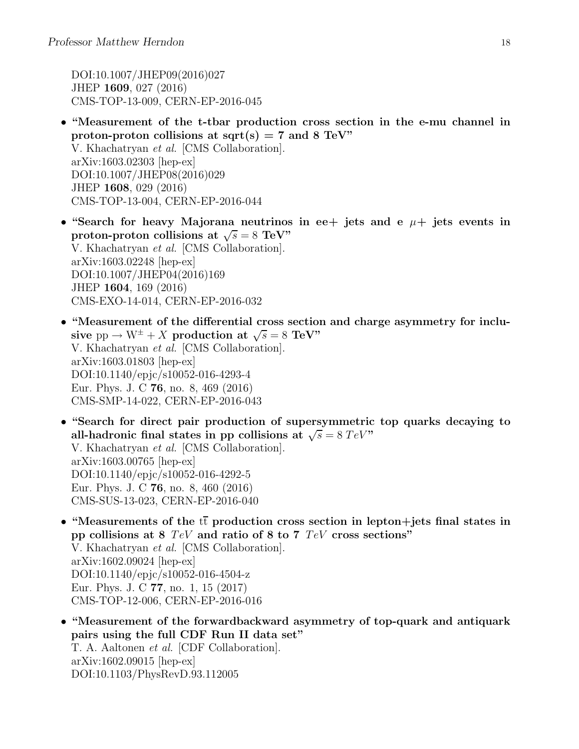DOI:10.1007/JHEP09(2016)027
JHEP **1609**, 027 (2016)
CMS-TOP-13-009, CERN-EP-2016-045

- **"Measurement of the t-tbar production cross section in the e-mu channel in proton-proton collisions at sqrt(s) = 7 and 8 TeV"**
  V. Khachatryan *et al.* [CMS Collaboration].
  arXiv:1603.02303 [hep-ex]
  DOI:10.1007/JHEP08(2016)029
  JHEP **1608**, 029 (2016)
  CMS-TOP-13-004, CERN-EP-2016-044

- **"Search for heavy Majorana neutrinos in ee+ jets and e $\mu$+ jets events in proton-proton collisions at $\sqrt{s} = 8$ TeV"**
  V. Khachatryan *et al.* [CMS Collaboration].
  arXiv:1603.02248 [hep-ex]
  DOI:10.1007/JHEP04(2016)169
  JHEP **1604**, 169 (2016)
  CMS-EXO-14-014, CERN-EP-2016-032

- **"Measurement of the differential cross section and charge asymmetry for inclusive $\mathrm{pp} \rightarrow \mathrm{W}^{\pm} + X$ production at $\sqrt{s} = 8$ TeV"**
  V. Khachatryan *et al.* [CMS Collaboration].
  arXiv:1603.01803 [hep-ex]
  DOI:10.1140/epjc/s10052-016-4293-4
  Eur. Phys. J. C **76**, no. 8, 469 (2016)
  CMS-SMP-14-022, CERN-EP-2016-043

- **"Search for direct pair production of supersymmetric top quarks decaying to all-hadronic final states in pp collisions at $\sqrt{s} = 8\,TeV$"**
  V. Khachatryan *et al.* [CMS Collaboration].
  arXiv:1603.00765 [hep-ex]
  DOI:10.1140/epjc/s10052-016-4292-5
  Eur. Phys. J. C **76**, no. 8, 460 (2016)
  CMS-SUS-13-023, CERN-EP-2016-040

- **"Measurements of the $\mathrm{t}\overline{\mathrm{t}}$ production cross section in lepton+jets final states in pp collisions at 8 $TeV$ and ratio of 8 to 7 $TeV$ cross sections"**
  V. Khachatryan *et al.* [CMS Collaboration].
  arXiv:1602.09024 [hep-ex]
  DOI:10.1140/epjc/s10052-016-4504-z
  Eur. Phys. J. C **77**, no. 1, 15 (2017)
  CMS-TOP-12-006, CERN-EP-2016-016

- **"Measurement of the forwardbackward asymmetry of top-quark and antiquark pairs using the full CDF Run II data set"**
  T. A. Aaltonen *et al.* [CDF Collaboration].
  arXiv:1602.09015 [hep-ex]
  DOI:10.1103/PhysRevD.93.112005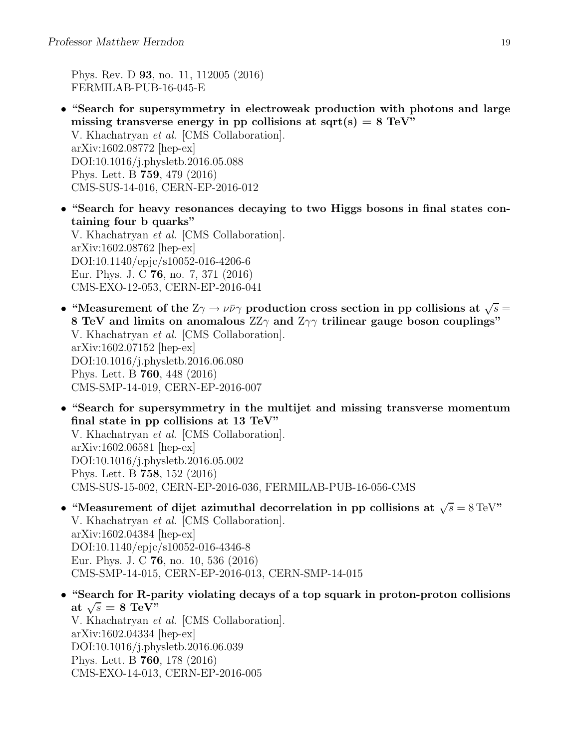Phys. Rev. D **93**, no. 11, 112005 (2016)
FERMILAB-PUB-16-045-E

- **"Search for supersymmetry in electroweak production with photons and large missing transverse energy in pp collisions at sqrt(s) = 8 TeV"**
  V. Khachatryan *et al.* [CMS Collaboration].
  arXiv:1602.08772 [hep-ex]
  DOI:10.1016/j.physletb.2016.05.088
  Phys. Lett. B **759**, 479 (2016)
  CMS-SUS-14-016, CERN-EP-2016-012

- **"Search for heavy resonances decaying to two Higgs bosons in final states containing four b quarks"**
  V. Khachatryan *et al.* [CMS Collaboration].
  arXiv:1602.08762 [hep-ex]
  DOI:10.1140/epjc/s10052-016-4206-6
  Eur. Phys. J. C **76**, no. 7, 371 (2016)
  CMS-EXO-12-053, CERN-EP-2016-041

- **"Measurement of the $Z\gamma \to \nu\bar{\nu}\gamma$ production cross section in pp collisions at $\sqrt{s} =$ 8 TeV and limits on anomalous $ZZ\gamma$ and $Z\gamma\gamma$ trilinear gauge boson couplings"**
  V. Khachatryan *et al.* [CMS Collaboration].
  arXiv:1602.07152 [hep-ex]
  DOI:10.1016/j.physletb.2016.06.080
  Phys. Lett. B **760**, 448 (2016)
  CMS-SMP-14-019, CERN-EP-2016-007

- **"Search for supersymmetry in the multijet and missing transverse momentum final state in pp collisions at 13 TeV"**
  V. Khachatryan *et al.* [CMS Collaboration].
  arXiv:1602.06581 [hep-ex]
  DOI:10.1016/j.physletb.2016.05.002
  Phys. Lett. B **758**, 152 (2016)
  CMS-SUS-15-002, CERN-EP-2016-036, FERMILAB-PUB-16-056-CMS

- **"Measurement of dijet azimuthal decorrelation in pp collisions at $\sqrt{s} = 8\,\mathrm{TeV}$"**
  V. Khachatryan *et al.* [CMS Collaboration].
  arXiv:1602.04384 [hep-ex]
  DOI:10.1140/epjc/s10052-016-4346-8
  Eur. Phys. J. C **76**, no. 10, 536 (2016)
  CMS-SMP-14-015, CERN-EP-2016-013, CERN-SMP-14-015

- **"Search for R-parity violating decays of a top squark in proton-proton collisions at $\sqrt{s} =$ 8 TeV"**
  V. Khachatryan *et al.* [CMS Collaboration].
  arXiv:1602.04334 [hep-ex]
  DOI:10.1016/j.physletb.2016.06.039
  Phys. Lett. B **760**, 178 (2016)
  CMS-EXO-14-013, CERN-EP-2016-005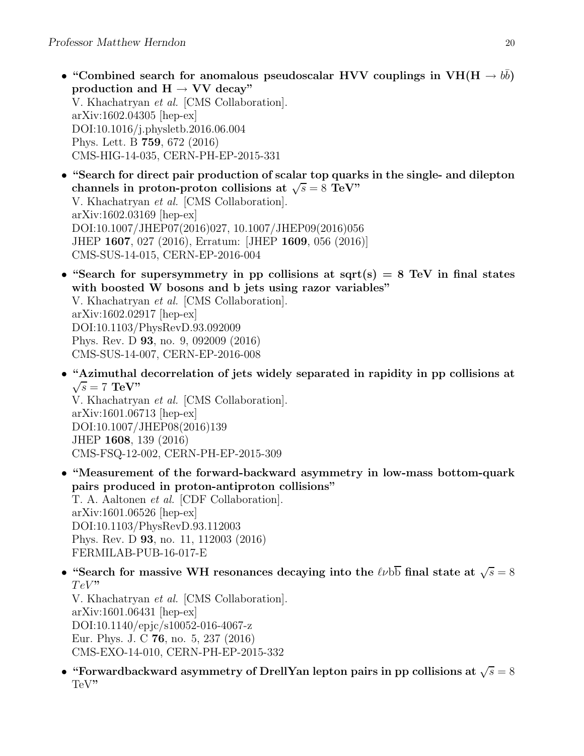- **"Combined search for anomalous pseudoscalar HVV couplings in VH(H $\to b\bar{b}$) production and H $\to$ VV decay"**
  V. Khachatryan *et al.* [CMS Collaboration].
  arXiv:1602.04305 [hep-ex]
  DOI:10.1016/j.physletb.2016.06.004
  Phys. Lett. B **759**, 672 (2016)
  CMS-HIG-14-035, CERN-PH-EP-2015-331

- **"Search for direct pair production of scalar top quarks in the single- and dilepton channels in proton-proton collisions at $\sqrt{s} = 8$ TeV"**
  V. Khachatryan *et al.* [CMS Collaboration].
  arXiv:1602.03169 [hep-ex]
  DOI:10.1007/JHEP07(2016)027, 10.1007/JHEP09(2016)056
  JHEP **1607**, 027 (2016), Erratum: [JHEP **1609**, 056 (2016)]
  CMS-SUS-14-015, CERN-EP-2016-004

- **"Search for supersymmetry in pp collisions at sqrt(s) = 8 TeV in final states with boosted W bosons and b jets using razor variables"**
  V. Khachatryan *et al.* [CMS Collaboration].
  arXiv:1602.02917 [hep-ex]
  DOI:10.1103/PhysRevD.93.092009
  Phys. Rev. D **93**, no. 9, 092009 (2016)
  CMS-SUS-14-007, CERN-EP-2016-008

- **"Azimuthal decorrelation of jets widely separated in rapidity in pp collisions at $\sqrt{s} = 7$ TeV"**
  V. Khachatryan *et al.* [CMS Collaboration].
  arXiv:1601.06713 [hep-ex]
  DOI:10.1007/JHEP08(2016)139
  JHEP **1608**, 139 (2016)
  CMS-FSQ-12-002, CERN-PH-EP-2015-309

- **"Measurement of the forward-backward asymmetry in low-mass bottom-quark pairs produced in proton-antiproton collisions"**
  T. A. Aaltonen *et al.* [CDF Collaboration].
  arXiv:1601.06526 [hep-ex]
  DOI:10.1103/PhysRevD.93.112003
  Phys. Rev. D **93**, no. 11, 112003 (2016)
  FERMILAB-PUB-16-017-E

- **"Search for massive WH resonances decaying into the $\ell\nu\mathrm{b}\overline{\mathrm{b}}$ final state at $\sqrt{s} = 8$ $TeV$"**
  V. Khachatryan *et al.* [CMS Collaboration].
  arXiv:1601.06431 [hep-ex]
  DOI:10.1140/epjc/s10052-016-4067-z
  Eur. Phys. J. C **76**, no. 5, 237 (2016)
  CMS-EXO-14-010, CERN-PH-EP-2015-332

- **"Forwardbackward asymmetry of DrellYan lepton pairs in pp collisions at $\sqrt{s} = 8$ TeV"**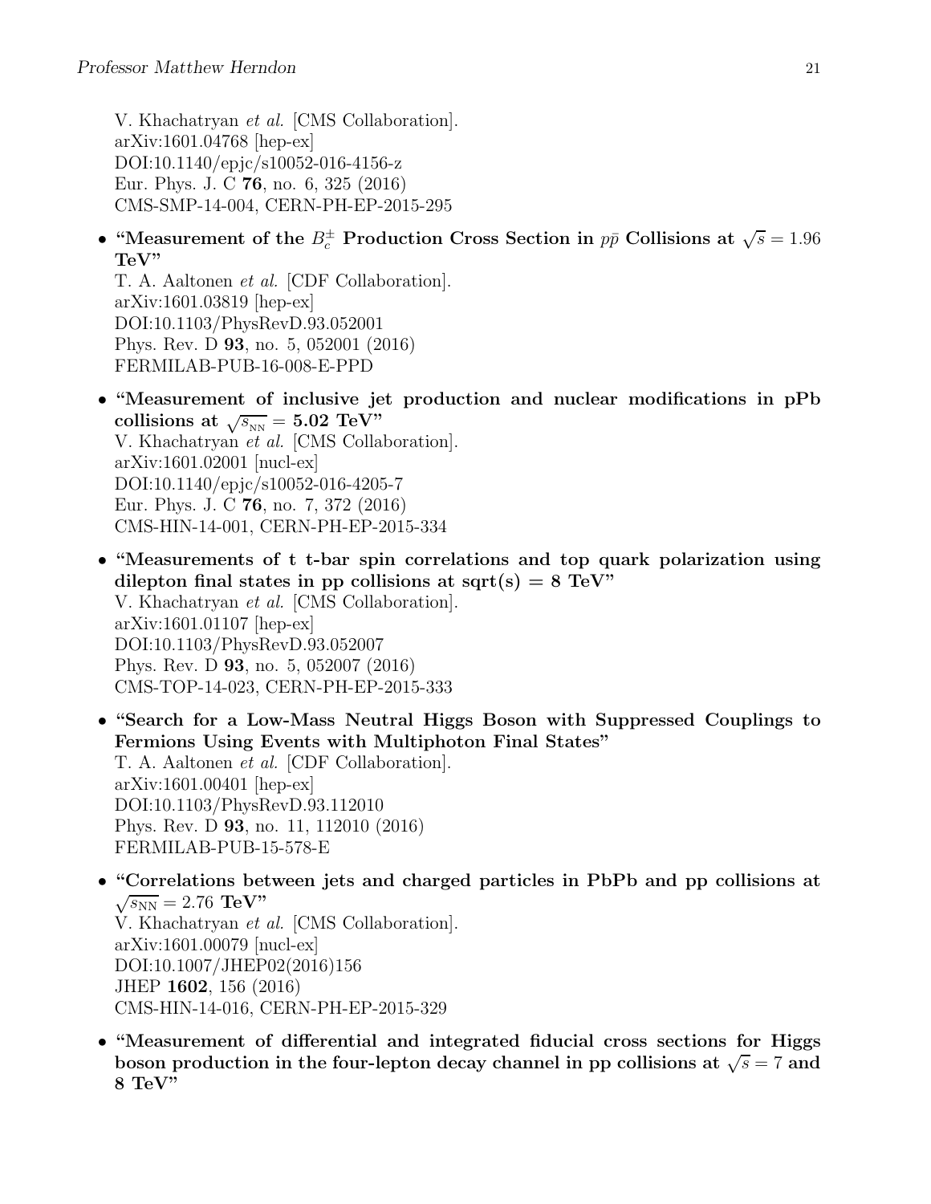V. Khachatryan *et al.* [CMS Collaboration].
arXiv:1601.04768 [hep-ex]
DOI:10.1140/epjc/s10052-016-4156-z
Eur. Phys. J. C **76**, no. 6, 325 (2016)
CMS-SMP-14-004, CERN-PH-EP-2015-295

- **"Measurement of the $B_c^{\pm}$ Production Cross Section in $p\bar{p}$ Collisions at $\sqrt{s} = 1.96$ TeV"**
  T. A. Aaltonen *et al.* [CDF Collaboration].
  arXiv:1601.03819 [hep-ex]
  DOI:10.1103/PhysRevD.93.052001
  Phys. Rev. D **93**, no. 5, 052001 (2016)
  FERMILAB-PUB-16-008-E-PPD

- **"Measurement of inclusive jet production and nuclear modifications in pPb collisions at $\sqrt{s_{\text{NN}}} = 5.02$ TeV"**
  V. Khachatryan *et al.* [CMS Collaboration].
  arXiv:1601.02001 [nucl-ex]
  DOI:10.1140/epjc/s10052-016-4205-7
  Eur. Phys. J. C **76**, no. 7, 372 (2016)
  CMS-HIN-14-001, CERN-PH-EP-2015-334

- **"Measurements of t t-bar spin correlations and top quark polarization using dilepton final states in pp collisions at sqrt(s) = 8 TeV"**
  V. Khachatryan *et al.* [CMS Collaboration].
  arXiv:1601.01107 [hep-ex]
  DOI:10.1103/PhysRevD.93.052007
  Phys. Rev. D **93**, no. 5, 052007 (2016)
  CMS-TOP-14-023, CERN-PH-EP-2015-333

- **"Search for a Low-Mass Neutral Higgs Boson with Suppressed Couplings to Fermions Using Events with Multiphoton Final States"**
  T. A. Aaltonen *et al.* [CDF Collaboration].
  arXiv:1601.00401 [hep-ex]
  DOI:10.1103/PhysRevD.93.112010
  Phys. Rev. D **93**, no. 11, 112010 (2016)
  FERMILAB-PUB-15-578-E

- **"Correlations between jets and charged particles in PbPb and pp collisions at $\sqrt{s_{\text{NN}}} = 2.76$ TeV"**
  V. Khachatryan *et al.* [CMS Collaboration].
  arXiv:1601.00079 [nucl-ex]
  DOI:10.1007/JHEP02(2016)156
  JHEP **1602**, 156 (2016)
  CMS-HIN-14-016, CERN-PH-EP-2015-329

- **"Measurement of differential and integrated fiducial cross sections for Higgs boson production in the four-lepton decay channel in pp collisions at $\sqrt{s} = 7$ and 8 TeV"**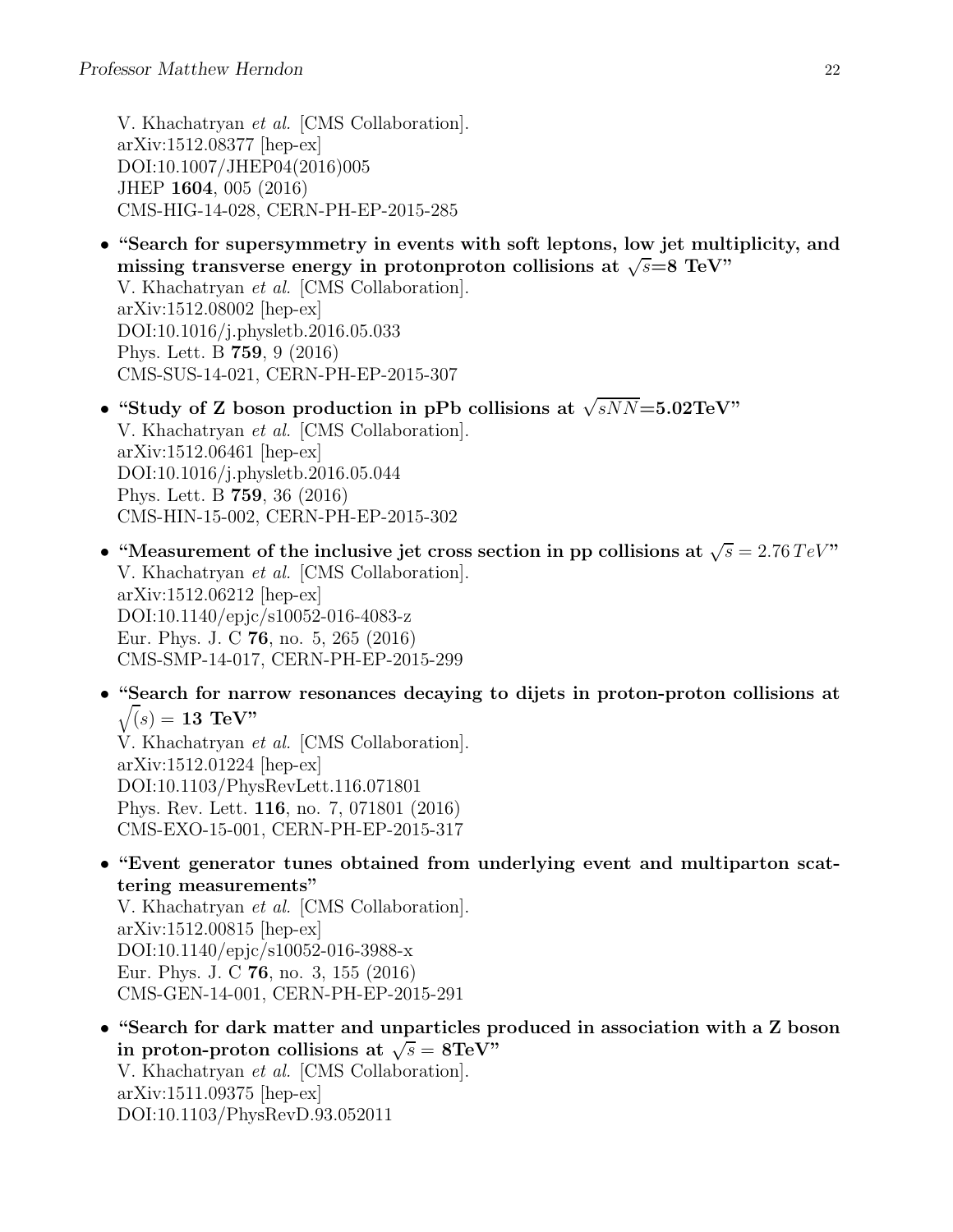V. Khachatryan *et al.* [CMS Collaboration].
arXiv:1512.08377 [hep-ex]
DOI:10.1007/JHEP04(2016)005
JHEP **1604**, 005 (2016)
CMS-HIG-14-028, CERN-PH-EP-2015-285

- **"Search for supersymmetry in events with soft leptons, low jet multiplicity, and missing transverse energy in protonproton collisions at $\sqrt{s}$=8 TeV"**
  V. Khachatryan *et al.* [CMS Collaboration].
  arXiv:1512.08002 [hep-ex]
  DOI:10.1016/j.physletb.2016.05.033
  Phys. Lett. B **759**, 9 (2016)
  CMS-SUS-14-021, CERN-PH-EP-2015-307

- **"Study of Z boson production in pPb collisions at $\sqrt{sNN}$=5.02TeV"**
  V. Khachatryan *et al.* [CMS Collaboration].
  arXiv:1512.06461 [hep-ex]
  DOI:10.1016/j.physletb.2016.05.044
  Phys. Lett. B **759**, 36 (2016)
  CMS-HIN-15-002, CERN-PH-EP-2015-302

- **"Measurement of the inclusive jet cross section in pp collisions at $\sqrt{s} = 2.76\,TeV$"**
  V. Khachatryan *et al.* [CMS Collaboration].
  arXiv:1512.06212 [hep-ex]
  DOI:10.1140/epjc/s10052-016-4083-z
  Eur. Phys. J. C **76**, no. 5, 265 (2016)
  CMS-SMP-14-017, CERN-PH-EP-2015-299

- **"Search for narrow resonances decaying to dijets in proton-proton collisions at $\sqrt{(s)}$ = 13 TeV"**
  V. Khachatryan *et al.* [CMS Collaboration].
  arXiv:1512.01224 [hep-ex]
  DOI:10.1103/PhysRevLett.116.071801
  Phys. Rev. Lett. **116**, no. 7, 071801 (2016)
  CMS-EXO-15-001, CERN-PH-EP-2015-317

- **"Event generator tunes obtained from underlying event and multiparton scattering measurements"**
  V. Khachatryan *et al.* [CMS Collaboration].
  arXiv:1512.00815 [hep-ex]
  DOI:10.1140/epjc/s10052-016-3988-x
  Eur. Phys. J. C **76**, no. 3, 155 (2016)
  CMS-GEN-14-001, CERN-PH-EP-2015-291

- **"Search for dark matter and unparticles produced in association with a Z boson in proton-proton collisions at $\sqrt{s}$ = 8TeV"**
  V. Khachatryan *et al.* [CMS Collaboration].
  arXiv:1511.09375 [hep-ex]
  DOI:10.1103/PhysRevD.93.052011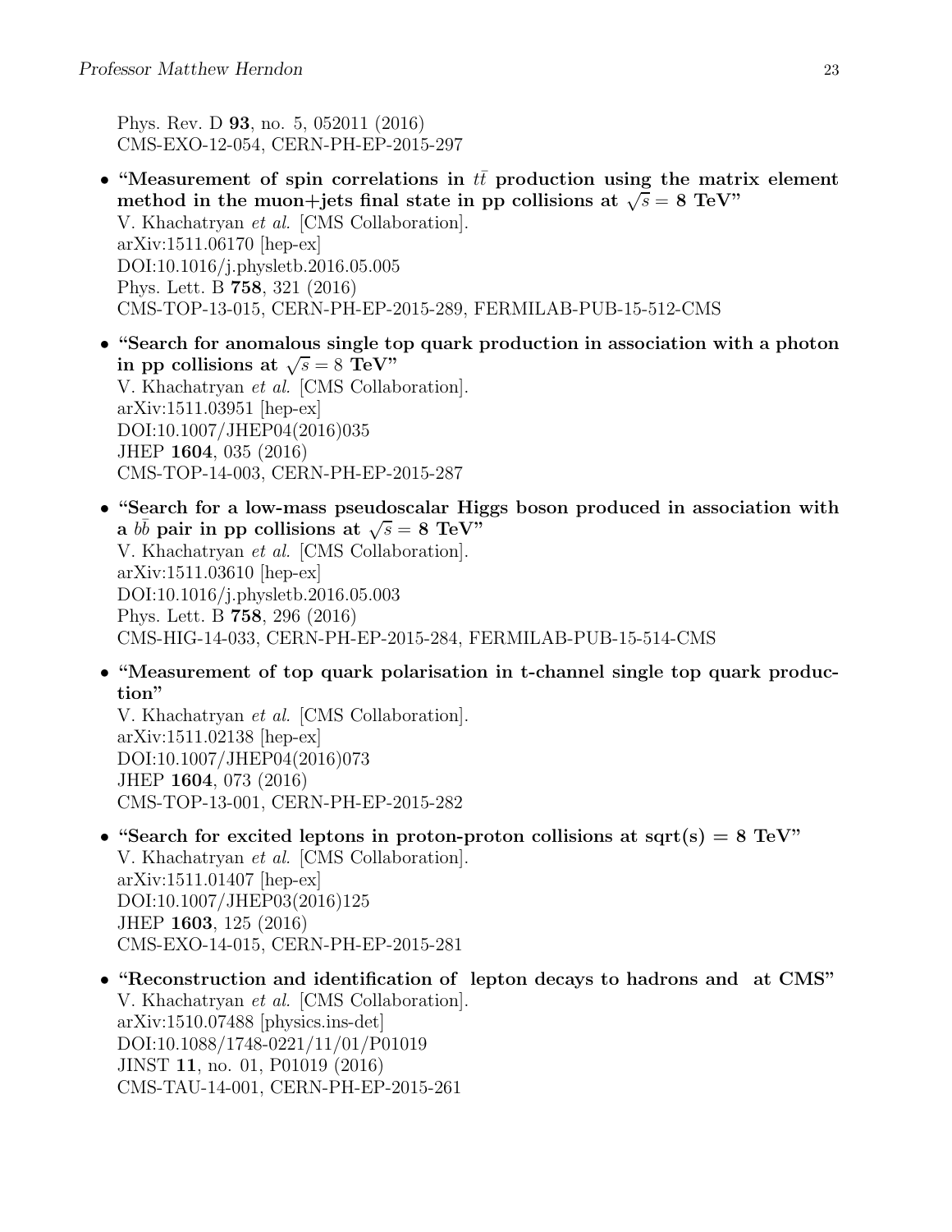Phys. Rev. D **93**, no. 5, 052011 (2016)
CMS-EXO-12-054, CERN-PH-EP-2015-297

- **"Measurement of spin correlations in $t\bar{t}$ production using the matrix element method in the muon+jets final state in pp collisions at $\sqrt{s} = 8$ TeV"**
  V. Khachatryan *et al.* [CMS Collaboration].
  arXiv:1511.06170 [hep-ex]
  DOI:10.1016/j.physletb.2016.05.005
  Phys. Lett. B **758**, 321 (2016)
  CMS-TOP-13-015, CERN-PH-EP-2015-289, FERMILAB-PUB-15-512-CMS

- **"Search for anomalous single top quark production in association with a photon in pp collisions at $\sqrt{s} = 8$ TeV"**
  V. Khachatryan *et al.* [CMS Collaboration].
  arXiv:1511.03951 [hep-ex]
  DOI:10.1007/JHEP04(2016)035
  JHEP **1604**, 035 (2016)
  CMS-TOP-14-003, CERN-PH-EP-2015-287

- **"Search for a low-mass pseudoscalar Higgs boson produced in association with a $b\bar{b}$ pair in pp collisions at $\sqrt{s} = 8$ TeV"**
  V. Khachatryan *et al.* [CMS Collaboration].
  arXiv:1511.03610 [hep-ex]
  DOI:10.1016/j.physletb.2016.05.003
  Phys. Lett. B **758**, 296 (2016)
  CMS-HIG-14-033, CERN-PH-EP-2015-284, FERMILAB-PUB-15-514-CMS

- **"Measurement of top quark polarisation in t-channel single top quark production"**
  V. Khachatryan *et al.* [CMS Collaboration].
  arXiv:1511.02138 [hep-ex]
  DOI:10.1007/JHEP04(2016)073
  JHEP **1604**, 073 (2016)
  CMS-TOP-13-001, CERN-PH-EP-2015-282

- **"Search for excited leptons in proton-proton collisions at sqrt(s) = 8 TeV"**
  V. Khachatryan *et al.* [CMS Collaboration].
  arXiv:1511.01407 [hep-ex]
  DOI:10.1007/JHEP03(2016)125
  JHEP **1603**, 125 (2016)
  CMS-EXO-14-015, CERN-PH-EP-2015-281

- **"Reconstruction and identification of lepton decays to hadrons and at CMS"**
  V. Khachatryan *et al.* [CMS Collaboration].
  arXiv:1510.07488 [physics.ins-det]
  DOI:10.1088/1748-0221/11/01/P01019
  JINST **11**, no. 01, P01019 (2016)
  CMS-TAU-14-001, CERN-PH-EP-2015-261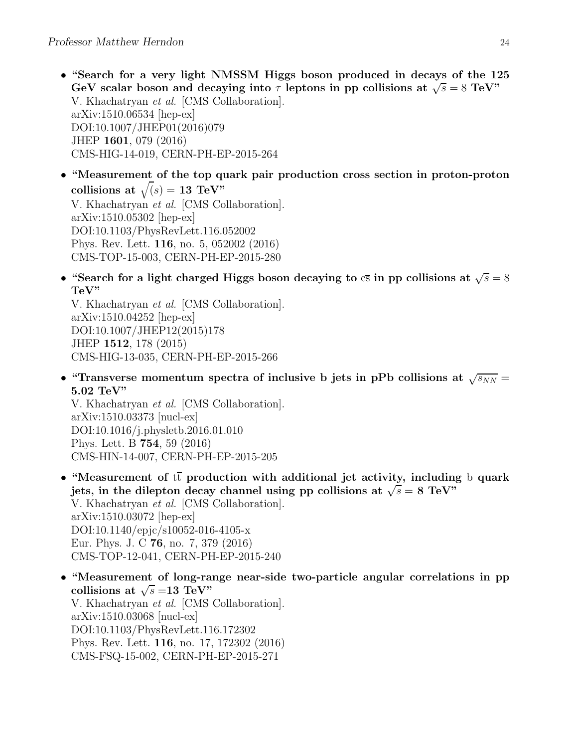- **"Search for a very light NMSSM Higgs boson produced in decays of the 125 GeV scalar boson and decaying into $\tau$ leptons in pp collisions at $\sqrt{s} = 8$ TeV"**
  V. Khachatryan *et al.* [CMS Collaboration].
  arXiv:1510.06534 [hep-ex]
  DOI:10.1007/JHEP01(2016)079
  JHEP **1601**, 079 (2016)
  CMS-HIG-14-019, CERN-PH-EP-2015-264

- **"Measurement of the top quark pair production cross section in proton-proton collisions at $\sqrt{(s)} = 13$ TeV"**
  V. Khachatryan *et al.* [CMS Collaboration].
  arXiv:1510.05302 [hep-ex]
  DOI:10.1103/PhysRevLett.116.052002
  Phys. Rev. Lett. **116**, no. 5, 052002 (2016)
  CMS-TOP-15-003, CERN-PH-EP-2015-280

- **"Search for a light charged Higgs boson decaying to $c\bar{s}$ in pp collisions at $\sqrt{s} = 8$ TeV"**
  V. Khachatryan *et al.* [CMS Collaboration].
  arXiv:1510.04252 [hep-ex]
  DOI:10.1007/JHEP12(2015)178
  JHEP **1512**, 178 (2015)
  CMS-HIG-13-035, CERN-PH-EP-2015-266

- **"Transverse momentum spectra of inclusive b jets in pPb collisions at $\sqrt{s_{NN}} =$ 5.02 TeV"**
  V. Khachatryan *et al.* [CMS Collaboration].
  arXiv:1510.03373 [nucl-ex]
  DOI:10.1016/j.physletb.2016.01.010
  Phys. Lett. B **754**, 59 (2016)
  CMS-HIN-14-007, CERN-PH-EP-2015-205

- **"Measurement of $t\bar{t}$ production with additional jet activity, including b quark jets, in the dilepton decay channel using pp collisions at $\sqrt{s} = 8$ TeV"**
  V. Khachatryan *et al.* [CMS Collaboration].
  arXiv:1510.03072 [hep-ex]
  DOI:10.1140/epjc/s10052-016-4105-x
  Eur. Phys. J. C **76**, no. 7, 379 (2016)
  CMS-TOP-12-041, CERN-PH-EP-2015-240

- **"Measurement of long-range near-side two-particle angular correlations in pp collisions at $\sqrt{s}$ =13 TeV"**
  V. Khachatryan *et al.* [CMS Collaboration].
  arXiv:1510.03068 [nucl-ex]
  DOI:10.1103/PhysRevLett.116.172302
  Phys. Rev. Lett. **116**, no. 17, 172302 (2016)
  CMS-FSQ-15-002, CERN-PH-EP-2015-271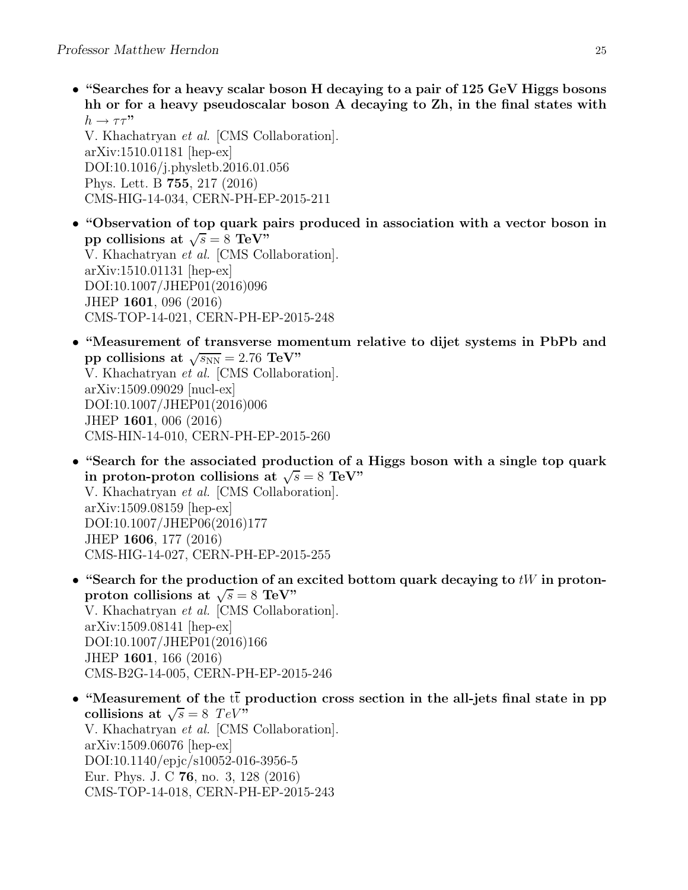- **"Searches for a heavy scalar boson H decaying to a pair of 125 GeV Higgs bosons hh or for a heavy pseudoscalar boson A decaying to Zh, in the final states with $h \to \tau\tau$"**
  V. Khachatryan *et al.* [CMS Collaboration].
  arXiv:1510.01181 [hep-ex]
  DOI:10.1016/j.physletb.2016.01.056
  Phys. Lett. B **755**, 217 (2016)
  CMS-HIG-14-034, CERN-PH-EP-2015-211

- **"Observation of top quark pairs produced in association with a vector boson in pp collisions at $\sqrt{s} = 8$ TeV"**
  V. Khachatryan *et al.* [CMS Collaboration].
  arXiv:1510.01131 [hep-ex]
  DOI:10.1007/JHEP01(2016)096
  JHEP **1601**, 096 (2016)
  CMS-TOP-14-021, CERN-PH-EP-2015-248

- **"Measurement of transverse momentum relative to dijet systems in PbPb and pp collisions at $\sqrt{s_{\mathrm{NN}}} = 2.76$ TeV"**
  V. Khachatryan *et al.* [CMS Collaboration].
  arXiv:1509.09029 [nucl-ex]
  DOI:10.1007/JHEP01(2016)006
  JHEP **1601**, 006 (2016)
  CMS-HIN-14-010, CERN-PH-EP-2015-260

- **"Search for the associated production of a Higgs boson with a single top quark in proton-proton collisions at $\sqrt{s} = 8$ TeV"**
  V. Khachatryan *et al.* [CMS Collaboration].
  arXiv:1509.08159 [hep-ex]
  DOI:10.1007/JHEP06(2016)177
  JHEP **1606**, 177 (2016)
  CMS-HIG-14-027, CERN-PH-EP-2015-255

- **"Search for the production of an excited bottom quark decaying to $tW$ in proton-proton collisions at $\sqrt{s} = 8$ TeV"**
  V. Khachatryan *et al.* [CMS Collaboration].
  arXiv:1509.08141 [hep-ex]
  DOI:10.1007/JHEP01(2016)166
  JHEP **1601**, 166 (2016)
  CMS-B2G-14-005, CERN-PH-EP-2015-246

- **"Measurement of the $\mathrm{t\bar{t}}$ production cross section in the all-jets final state in pp collisions at $\sqrt{s} = 8\ TeV$"**
  V. Khachatryan *et al.* [CMS Collaboration].
  arXiv:1509.06076 [hep-ex]
  DOI:10.1140/epjc/s10052-016-3956-5
  Eur. Phys. J. C **76**, no. 3, 128 (2016)
  CMS-TOP-14-018, CERN-PH-EP-2015-243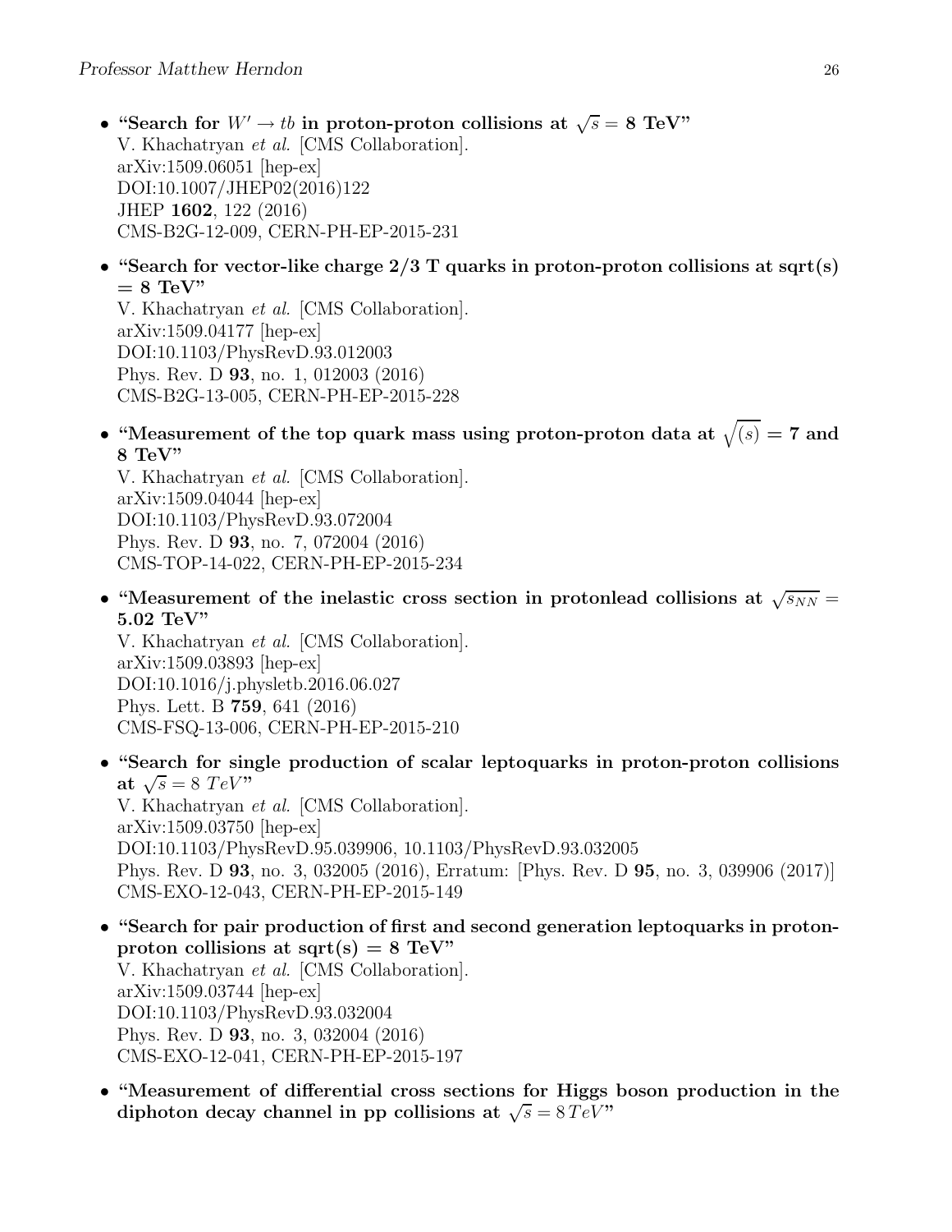- **"Search for $W' \to tb$ in proton-proton collisions at $\sqrt{s} = 8$ TeV"**
  V. Khachatryan *et al.* [CMS Collaboration].
  arXiv:1509.06051 [hep-ex]
  DOI:10.1007/JHEP02(2016)122
  JHEP **1602**, 122 (2016)
  CMS-B2G-12-009, CERN-PH-EP-2015-231

- **"Search for vector-like charge 2/3 T quarks in proton-proton collisions at sqrt(s) = 8 TeV"**
  V. Khachatryan *et al.* [CMS Collaboration].
  arXiv:1509.04177 [hep-ex]
  DOI:10.1103/PhysRevD.93.012003
  Phys. Rev. D **93**, no. 1, 012003 (2016)
  CMS-B2G-13-005, CERN-PH-EP-2015-228

- **"Measurement of the top quark mass using proton-proton data at $\sqrt{(s)} = 7$ and 8 TeV"**
  V. Khachatryan *et al.* [CMS Collaboration].
  arXiv:1509.04044 [hep-ex]
  DOI:10.1103/PhysRevD.93.072004
  Phys. Rev. D **93**, no. 7, 072004 (2016)
  CMS-TOP-14-022, CERN-PH-EP-2015-234

- **"Measurement of the inelastic cross section in protonlead collisions at $\sqrt{s_{NN}} =$ 5.02 TeV"**
  V. Khachatryan *et al.* [CMS Collaboration].
  arXiv:1509.03893 [hep-ex]
  DOI:10.1016/j.physletb.2016.06.027
  Phys. Lett. B **759**, 641 (2016)
  CMS-FSQ-13-006, CERN-PH-EP-2015-210

- **"Search for single production of scalar leptoquarks in proton-proton collisions at $\sqrt{s} = 8\ TeV$"**
  V. Khachatryan *et al.* [CMS Collaboration].
  arXiv:1509.03750 [hep-ex]
  DOI:10.1103/PhysRevD.95.039906, 10.1103/PhysRevD.93.032005
  Phys. Rev. D **93**, no. 3, 032005 (2016), Erratum: [Phys. Rev. D **95**, no. 3, 039906 (2017)]
  CMS-EXO-12-043, CERN-PH-EP-2015-149

- **"Search for pair production of first and second generation leptoquarks in proton-proton collisions at sqrt(s) = 8 TeV"**
  V. Khachatryan *et al.* [CMS Collaboration].
  arXiv:1509.03744 [hep-ex]
  DOI:10.1103/PhysRevD.93.032004
  Phys. Rev. D **93**, no. 3, 032004 (2016)
  CMS-EXO-12-041, CERN-PH-EP-2015-197

- **"Measurement of differential cross sections for Higgs boson production in the diphoton decay channel in pp collisions at $\sqrt{s} = 8\,TeV$"**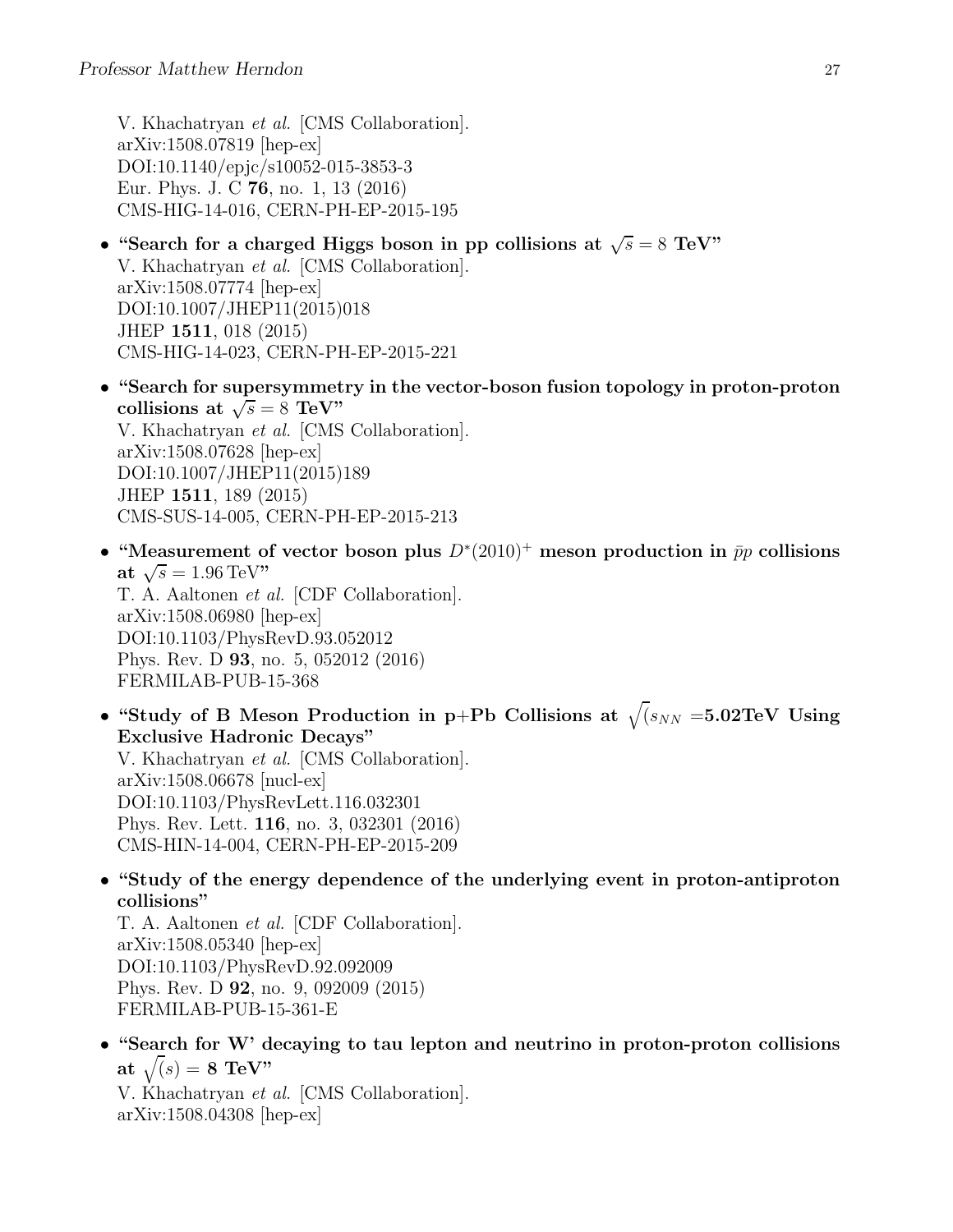V. Khachatryan *et al.* [CMS Collaboration].
arXiv:1508.07819 [hep-ex]
DOI:10.1140/epjc/s10052-015-3853-3
Eur. Phys. J. C **76**, no. 1, 13 (2016)
CMS-HIG-14-016, CERN-PH-EP-2015-195

- **"Search for a charged Higgs boson in pp collisions at $\sqrt{s} = 8$ TeV"**
  V. Khachatryan *et al.* [CMS Collaboration].
  arXiv:1508.07774 [hep-ex]
  DOI:10.1007/JHEP11(2015)018
  JHEP **1511**, 018 (2015)
  CMS-HIG-14-023, CERN-PH-EP-2015-221

- **"Search for supersymmetry in the vector-boson fusion topology in proton-proton collisions at $\sqrt{s} = 8$ TeV"**
  V. Khachatryan *et al.* [CMS Collaboration].
  arXiv:1508.07628 [hep-ex]
  DOI:10.1007/JHEP11(2015)189
  JHEP **1511**, 189 (2015)
  CMS-SUS-14-005, CERN-PH-EP-2015-213

- **"Measurement of vector boson plus $D^{*}(2010)^{+}$ meson production in $\bar{p}p$ collisions at $\sqrt{s} = 1.96\,\mathrm{TeV}$"**
  T. A. Aaltonen *et al.* [CDF Collaboration].
  arXiv:1508.06980 [hep-ex]
  DOI:10.1103/PhysRevD.93.052012
  Phys. Rev. D **93**, no. 5, 052012 (2016)
  FERMILAB-PUB-15-368

- **"Study of B Meson Production in p+Pb Collisions at $\sqrt{(}s_{NN}$ =5.02TeV Using Exclusive Hadronic Decays"**
  V. Khachatryan *et al.* [CMS Collaboration].
  arXiv:1508.06678 [nucl-ex]
  DOI:10.1103/PhysRevLett.116.032301
  Phys. Rev. Lett. **116**, no. 3, 032301 (2016)
  CMS-HIN-14-004, CERN-PH-EP-2015-209

- **"Study of the energy dependence of the underlying event in proton-antiproton collisions"**
  T. A. Aaltonen *et al.* [CDF Collaboration].
  arXiv:1508.05340 [hep-ex]
  DOI:10.1103/PhysRevD.92.092009
  Phys. Rev. D **92**, no. 9, 092009 (2015)
  FERMILAB-PUB-15-361-E

- **"Search for W' decaying to tau lepton and neutrino in proton-proton collisions at $\sqrt{(}s) =$ 8 TeV"**
  V. Khachatryan *et al.* [CMS Collaboration].
  arXiv:1508.04308 [hep-ex]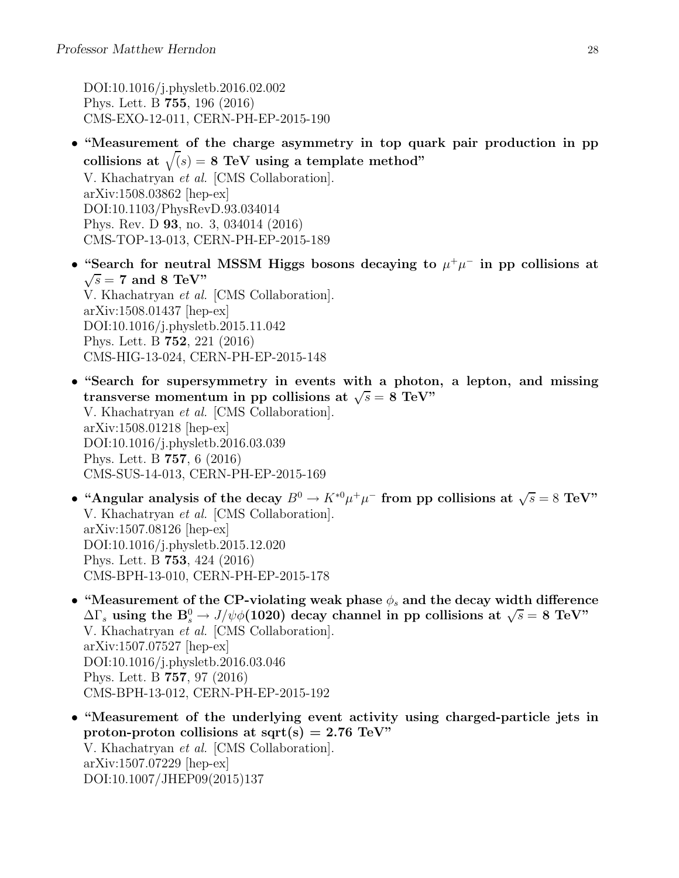DOI:10.1016/j.physletb.2016.02.002
Phys. Lett. B **755**, 196 (2016)
CMS-EXO-12-011, CERN-PH-EP-2015-190

- **"Measurement of the charge asymmetry in top quark pair production in pp collisions at $\sqrt(s) = 8$ TeV using a template method"**
  V. Khachatryan *et al.* [CMS Collaboration].
  arXiv:1508.03862 [hep-ex]
  DOI:10.1103/PhysRevD.93.034014
  Phys. Rev. D **93**, no. 3, 034014 (2016)
  CMS-TOP-13-013, CERN-PH-EP-2015-189

- **"Search for neutral MSSM Higgs bosons decaying to $\mu^+\mu^-$ in pp collisions at $\sqrt{s} = 7$ and 8 TeV"**
  V. Khachatryan *et al.* [CMS Collaboration].
  arXiv:1508.01437 [hep-ex]
  DOI:10.1016/j.physletb.2015.11.042
  Phys. Lett. B **752**, 221 (2016)
  CMS-HIG-13-024, CERN-PH-EP-2015-148

- **"Search for supersymmetry in events with a photon, a lepton, and missing transverse momentum in pp collisions at $\sqrt{s} = 8$ TeV"**
  V. Khachatryan *et al.* [CMS Collaboration].
  arXiv:1508.01218 [hep-ex]
  DOI:10.1016/j.physletb.2016.03.039
  Phys. Lett. B **757**, 6 (2016)
  CMS-SUS-14-013, CERN-PH-EP-2015-169

- **"Angular analysis of the decay $B^0 \to K^{*0}\mu^+\mu^-$ from pp collisions at $\sqrt{s} = 8$ TeV"**
  V. Khachatryan *et al.* [CMS Collaboration].
  arXiv:1507.08126 [hep-ex]
  DOI:10.1016/j.physletb.2015.12.020
  Phys. Lett. B **753**, 424 (2016)
  CMS-BPH-13-010, CERN-PH-EP-2015-178

- **"Measurement of the CP-violating weak phase $\phi_s$ and the decay width difference $\Delta\Gamma_s$ using the $B_s^0 \to J/\psi\phi$(1020) decay channel in pp collisions at $\sqrt{s} = 8$ TeV"**
  V. Khachatryan *et al.* [CMS Collaboration].
  arXiv:1507.07527 [hep-ex]
  DOI:10.1016/j.physletb.2016.03.046
  Phys. Lett. B **757**, 97 (2016)
  CMS-BPH-13-012, CERN-PH-EP-2015-192

- **"Measurement of the underlying event activity using charged-particle jets in proton-proton collisions at sqrt(s) = 2.76 TeV"**
  V. Khachatryan *et al.* [CMS Collaboration].
  arXiv:1507.07229 [hep-ex]
  DOI:10.1007/JHEP09(2015)137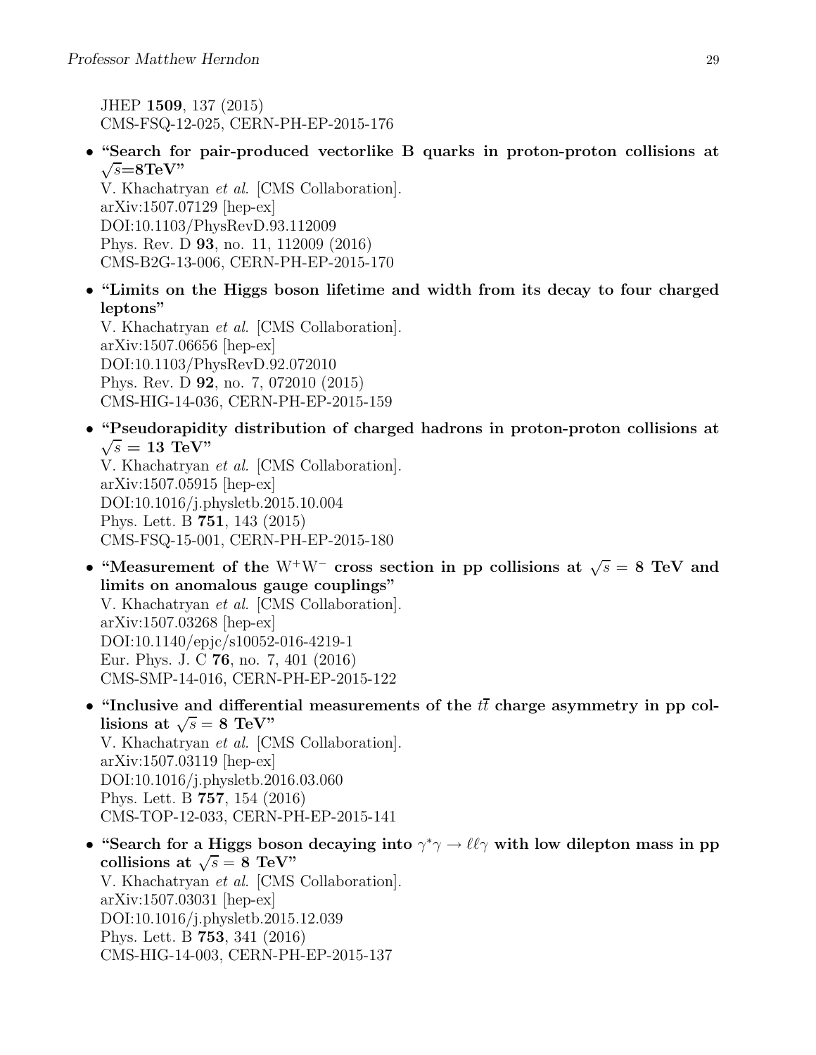JHEP **1509**, 137 (2015)
CMS-FSQ-12-025, CERN-PH-EP-2015-176

- **"Search for pair-produced vectorlike B quarks in proton-proton collisions at $\sqrt{s}$=8TeV"**
  V. Khachatryan *et al.* [CMS Collaboration].
  arXiv:1507.07129 [hep-ex]
  DOI:10.1103/PhysRevD.93.112009
  Phys. Rev. D **93**, no. 11, 112009 (2016)
  CMS-B2G-13-006, CERN-PH-EP-2015-170

- **"Limits on the Higgs boson lifetime and width from its decay to four charged leptons"**
  V. Khachatryan *et al.* [CMS Collaboration].
  arXiv:1507.06656 [hep-ex]
  DOI:10.1103/PhysRevD.92.072010
  Phys. Rev. D **92**, no. 7, 072010 (2015)
  CMS-HIG-14-036, CERN-PH-EP-2015-159

- **"Pseudorapidity distribution of charged hadrons in proton-proton collisions at $\sqrt{s}$ = 13 TeV"**
  V. Khachatryan *et al.* [CMS Collaboration].
  arXiv:1507.05915 [hep-ex]
  DOI:10.1016/j.physletb.2015.10.004
  Phys. Lett. B **751**, 143 (2015)
  CMS-FSQ-15-001, CERN-PH-EP-2015-180

- **"Measurement of the $W^+W^-$ cross section in pp collisions at $\sqrt{s}$ = 8 TeV and limits on anomalous gauge couplings"**
  V. Khachatryan *et al.* [CMS Collaboration].
  arXiv:1507.03268 [hep-ex]
  DOI:10.1140/epjc/s10052-016-4219-1
  Eur. Phys. J. C **76**, no. 7, 401 (2016)
  CMS-SMP-14-016, CERN-PH-EP-2015-122

- **"Inclusive and differential measurements of the $t\bar{t}$ charge asymmetry in pp collisions at $\sqrt{s}$ = 8 TeV"**
  V. Khachatryan *et al.* [CMS Collaboration].
  arXiv:1507.03119 [hep-ex]
  DOI:10.1016/j.physletb.2016.03.060
  Phys. Lett. B **757**, 154 (2016)
  CMS-TOP-12-033, CERN-PH-EP-2015-141

- **"Search for a Higgs boson decaying into $\gamma^*\gamma \to \ell\ell\gamma$ with low dilepton mass in pp collisions at $\sqrt{s}$ = 8 TeV"**
  V. Khachatryan *et al.* [CMS Collaboration].
  arXiv:1507.03031 [hep-ex]
  DOI:10.1016/j.physletb.2015.12.039
  Phys. Lett. B **753**, 341 (2016)
  CMS-HIG-14-003, CERN-PH-EP-2015-137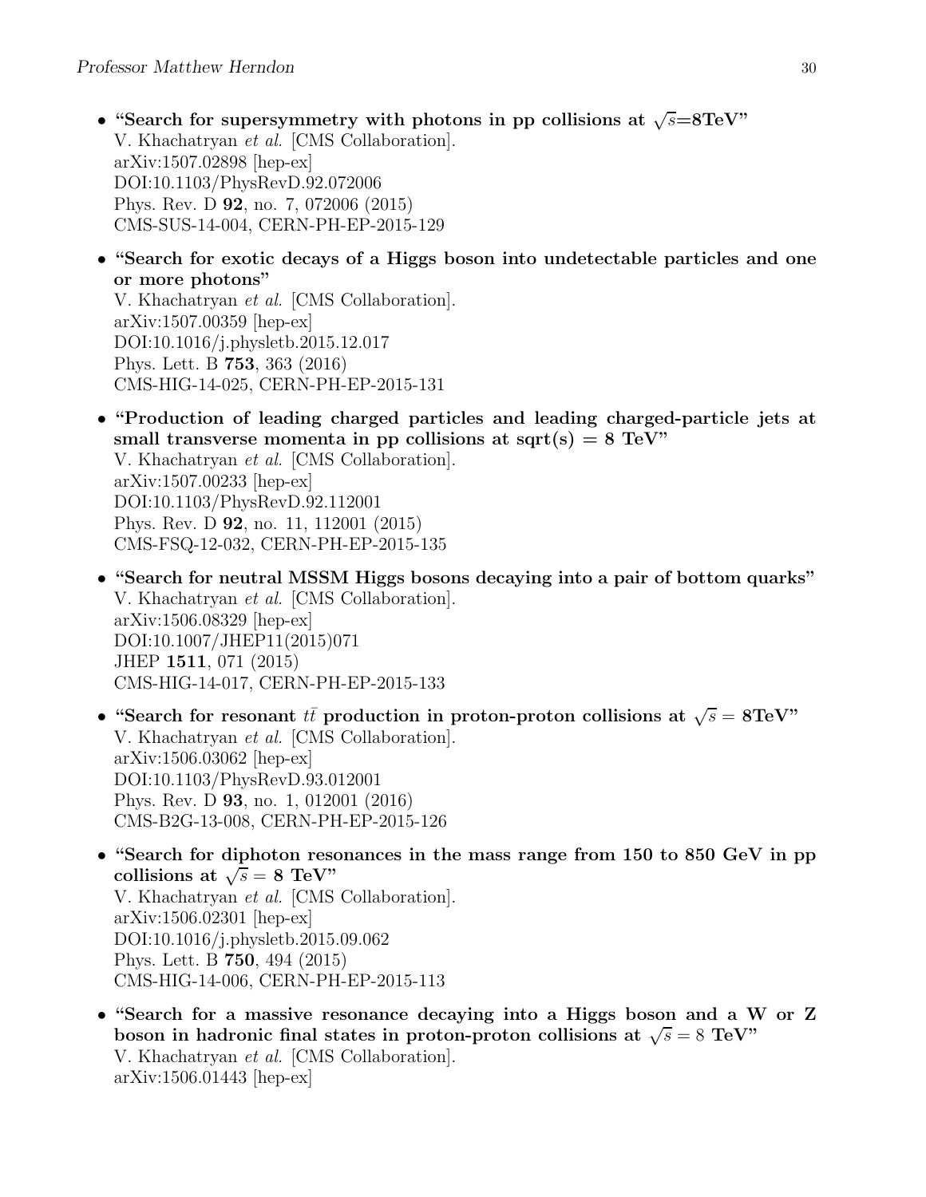- **"Search for supersymmetry with photons in pp collisions at $\sqrt{s}$=8TeV"**
  V. Khachatryan *et al.* [CMS Collaboration].
  arXiv:1507.02898 [hep-ex]
  DOI:10.1103/PhysRevD.92.072006
  Phys. Rev. D **92**, no. 7, 072006 (2015)
  CMS-SUS-14-004, CERN-PH-EP-2015-129

- **"Search for exotic decays of a Higgs boson into undetectable particles and one or more photons"**
  V. Khachatryan *et al.* [CMS Collaboration].
  arXiv:1507.00359 [hep-ex]
  DOI:10.1016/j.physletb.2015.12.017
  Phys. Lett. B **753**, 363 (2016)
  CMS-HIG-14-025, CERN-PH-EP-2015-131

- **"Production of leading charged particles and leading charged-particle jets at small transverse momenta in pp collisions at sqrt(s) = 8 TeV"**
  V. Khachatryan *et al.* [CMS Collaboration].
  arXiv:1507.00233 [hep-ex]
  DOI:10.1103/PhysRevD.92.112001
  Phys. Rev. D **92**, no. 11, 112001 (2015)
  CMS-FSQ-12-032, CERN-PH-EP-2015-135

- **"Search for neutral MSSM Higgs bosons decaying into a pair of bottom quarks"**
  V. Khachatryan *et al.* [CMS Collaboration].
  arXiv:1506.08329 [hep-ex]
  DOI:10.1007/JHEP11(2015)071
  JHEP **1511**, 071 (2015)
  CMS-HIG-14-017, CERN-PH-EP-2015-133

- **"Search for resonant $t\bar{t}$ production in proton-proton collisions at $\sqrt{s}$ = 8TeV"**
  V. Khachatryan *et al.* [CMS Collaboration].
  arXiv:1506.03062 [hep-ex]
  DOI:10.1103/PhysRevD.93.012001
  Phys. Rev. D **93**, no. 1, 012001 (2016)
  CMS-B2G-13-008, CERN-PH-EP-2015-126

- **"Search for diphoton resonances in the mass range from 150 to 850 GeV in pp collisions at $\sqrt{s}$ = 8 TeV"**
  V. Khachatryan *et al.* [CMS Collaboration].
  arXiv:1506.02301 [hep-ex]
  DOI:10.1016/j.physletb.2015.09.062
  Phys. Lett. B **750**, 494 (2015)
  CMS-HIG-14-006, CERN-PH-EP-2015-113

- **"Search for a massive resonance decaying into a Higgs boson and a W or Z boson in hadronic final states in proton-proton collisions at $\sqrt{s}$ = 8 TeV"**
  V. Khachatryan *et al.* [CMS Collaboration].
  arXiv:1506.01443 [hep-ex]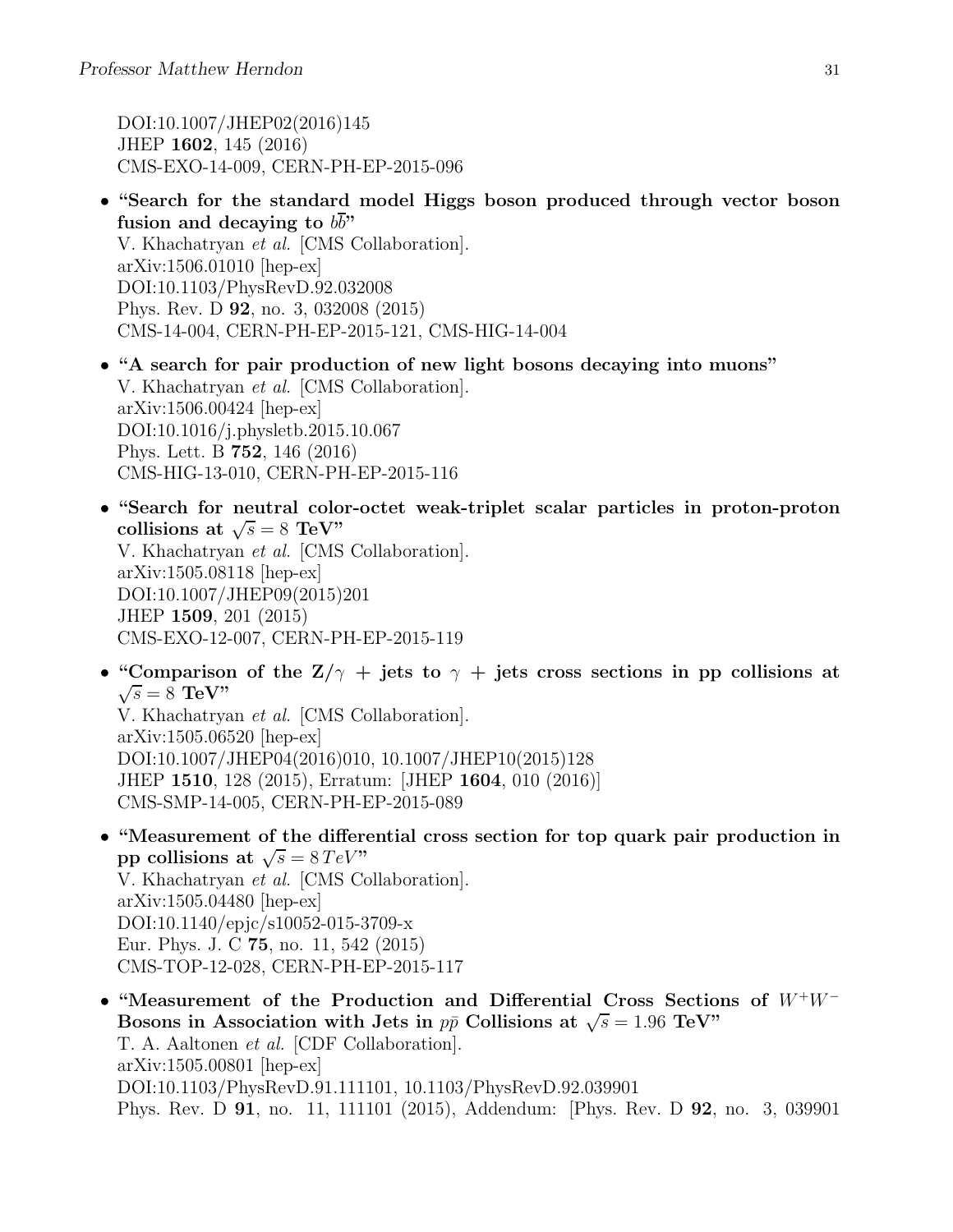DOI:10.1007/JHEP02(2016)145
JHEP **1602**, 145 (2016)
CMS-EXO-14-009, CERN-PH-EP-2015-096

- **"Search for the standard model Higgs boson produced through vector boson fusion and decaying to $b\overline{b}$"**
  V. Khachatryan *et al.* [CMS Collaboration].
  arXiv:1506.01010 [hep-ex]
  DOI:10.1103/PhysRevD.92.032008
  Phys. Rev. D **92**, no. 3, 032008 (2015)
  CMS-14-004, CERN-PH-EP-2015-121, CMS-HIG-14-004

- **"A search for pair production of new light bosons decaying into muons"**
  V. Khachatryan *et al.* [CMS Collaboration].
  arXiv:1506.00424 [hep-ex]
  DOI:10.1016/j.physletb.2015.10.067
  Phys. Lett. B **752**, 146 (2016)
  CMS-HIG-13-010, CERN-PH-EP-2015-116

- **"Search for neutral color-octet weak-triplet scalar particles in proton-proton collisions at $\sqrt{s} = 8$ TeV"**
  V. Khachatryan *et al.* [CMS Collaboration].
  arXiv:1505.08118 [hep-ex]
  DOI:10.1007/JHEP09(2015)201
  JHEP **1509**, 201 (2015)
  CMS-EXO-12-007, CERN-PH-EP-2015-119

- **"Comparison of the Z/$\gamma$ + jets to $\gamma$ + jets cross sections in pp collisions at $\sqrt{s} = 8$ TeV"**
  V. Khachatryan *et al.* [CMS Collaboration].
  arXiv:1505.06520 [hep-ex]
  DOI:10.1007/JHEP04(2016)010, 10.1007/JHEP10(2015)128
  JHEP **1510**, 128 (2015), Erratum: [JHEP **1604**, 010 (2016)]
  CMS-SMP-14-005, CERN-PH-EP-2015-089

- **"Measurement of the differential cross section for top quark pair production in pp collisions at $\sqrt{s} = 8\,TeV$"**
  V. Khachatryan *et al.* [CMS Collaboration].
  arXiv:1505.04480 [hep-ex]
  DOI:10.1140/epjc/s10052-015-3709-x
  Eur. Phys. J. C **75**, no. 11, 542 (2015)
  CMS-TOP-12-028, CERN-PH-EP-2015-117

- **"Measurement of the Production and Differential Cross Sections of $W^+W^-$ Bosons in Association with Jets in $p\bar{p}$ Collisions at $\sqrt{s} = 1.96$ TeV"**
  T. A. Aaltonen *et al.* [CDF Collaboration].
  arXiv:1505.00801 [hep-ex]
  DOI:10.1103/PhysRevD.91.111101, 10.1103/PhysRevD.92.039901
  Phys. Rev. D **91**, no. 11, 111101 (2015), Addendum: [Phys. Rev. D **92**, no. 3, 039901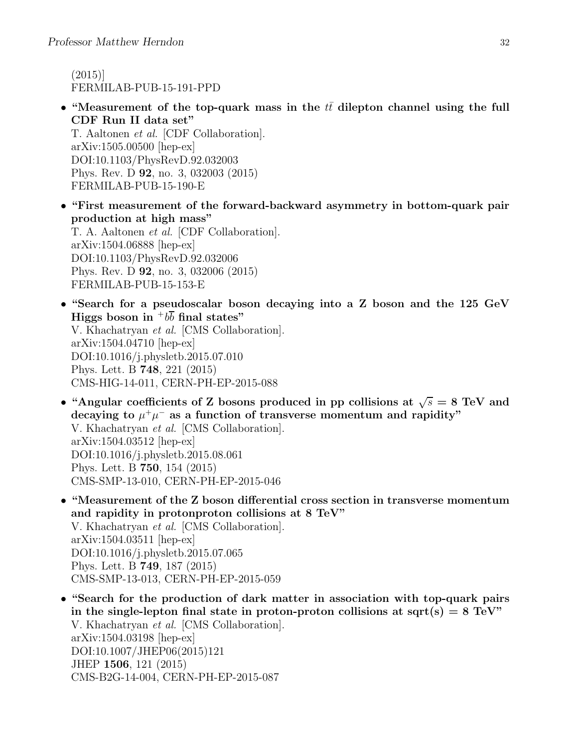(2015)]
FERMILAB-PUB-15-191-PPD

- **"Measurement of the top-quark mass in the $t\bar{t}$ dilepton channel using the full CDF Run II data set"**
  T. Aaltonen *et al.* [CDF Collaboration].
  arXiv:1505.00500 [hep-ex]
  DOI:10.1103/PhysRevD.92.032003
  Phys. Rev. D **92**, no. 3, 032003 (2015)
  FERMILAB-PUB-15-190-E

- **"First measurement of the forward-backward asymmetry in bottom-quark pair production at high mass"**
  T. A. Aaltonen *et al.* [CDF Collaboration].
  arXiv:1504.06888 [hep-ex]
  DOI:10.1103/PhysRevD.92.032006
  Phys. Rev. D **92**, no. 3, 032006 (2015)
  FERMILAB-PUB-15-153-E

- **"Search for a pseudoscalar boson decaying into a Z boson and the 125 GeV Higgs boson in $^{+}b\bar{b}$ final states"**
  V. Khachatryan *et al.* [CMS Collaboration].
  arXiv:1504.04710 [hep-ex]
  DOI:10.1016/j.physletb.2015.07.010
  Phys. Lett. B **748**, 221 (2015)
  CMS-HIG-14-011, CERN-PH-EP-2015-088

- **"Angular coefficients of Z bosons produced in pp collisions at $\sqrt{s} = 8$ TeV and decaying to $\mu^{+}\mu^{-}$ as a function of transverse momentum and rapidity"**
  V. Khachatryan *et al.* [CMS Collaboration].
  arXiv:1504.03512 [hep-ex]
  DOI:10.1016/j.physletb.2015.08.061
  Phys. Lett. B **750**, 154 (2015)
  CMS-SMP-13-010, CERN-PH-EP-2015-046

- **"Measurement of the Z boson differential cross section in transverse momentum and rapidity in protonproton collisions at 8 TeV"**
  V. Khachatryan *et al.* [CMS Collaboration].
  arXiv:1504.03511 [hep-ex]
  DOI:10.1016/j.physletb.2015.07.065
  Phys. Lett. B **749**, 187 (2015)
  CMS-SMP-13-013, CERN-PH-EP-2015-059

- **"Search for the production of dark matter in association with top-quark pairs in the single-lepton final state in proton-proton collisions at sqrt(s) = 8 TeV"**
  V. Khachatryan *et al.* [CMS Collaboration].
  arXiv:1504.03198 [hep-ex]
  DOI:10.1007/JHEP06(2015)121
  JHEP **1506**, 121 (2015)
  CMS-B2G-14-004, CERN-PH-EP-2015-087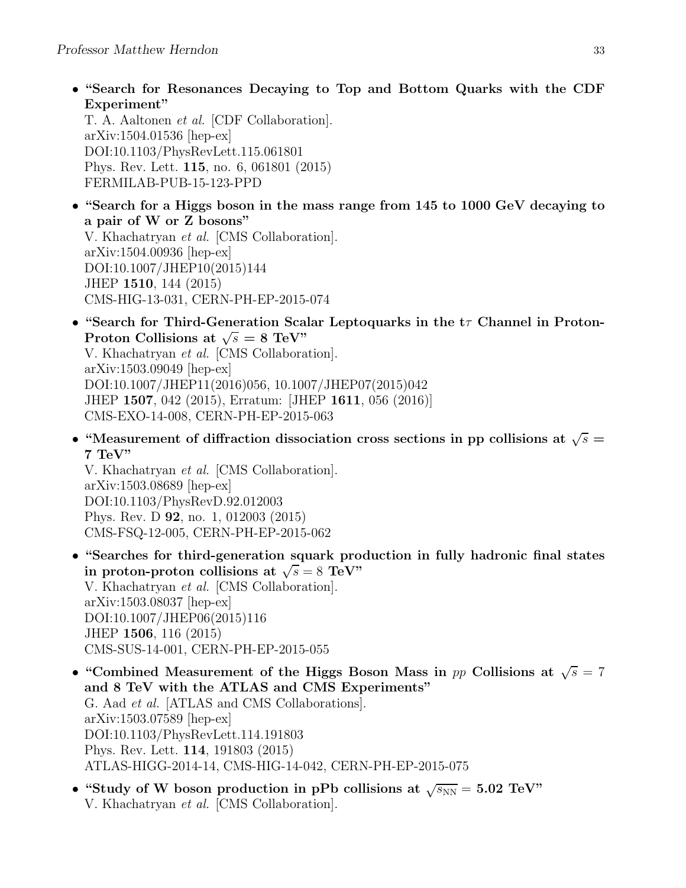- **"Search for Resonances Decaying to Top and Bottom Quarks with the CDF Experiment"**
  T. A. Aaltonen *et al.* [CDF Collaboration].
  arXiv:1504.01536 [hep-ex]
  DOI:10.1103/PhysRevLett.115.061801
  Phys. Rev. Lett. **115**, no. 6, 061801 (2015)
  FERMILAB-PUB-15-123-PPD

- **"Search for a Higgs boson in the mass range from 145 to 1000 GeV decaying to a pair of W or Z bosons"**
  V. Khachatryan *et al.* [CMS Collaboration].
  arXiv:1504.00936 [hep-ex]
  DOI:10.1007/JHEP10(2015)144
  JHEP **1510**, 144 (2015)
  CMS-HIG-13-031, CERN-PH-EP-2015-074

- **"Search for Third-Generation Scalar Leptoquarks in the t$\tau$ Channel in Proton-Proton Collisions at $\sqrt{s}$ = 8 TeV"**
  V. Khachatryan *et al.* [CMS Collaboration].
  arXiv:1503.09049 [hep-ex]
  DOI:10.1007/JHEP11(2016)056, 10.1007/JHEP07(2015)042
  JHEP **1507**, 042 (2015), Erratum: [JHEP **1611**, 056 (2016)]
  CMS-EXO-14-008, CERN-PH-EP-2015-063

- **"Measurement of diffraction dissociation cross sections in pp collisions at $\sqrt{s}$ = 7 TeV"**
  V. Khachatryan *et al.* [CMS Collaboration].
  arXiv:1503.08689 [hep-ex]
  DOI:10.1103/PhysRevD.92.012003
  Phys. Rev. D **92**, no. 1, 012003 (2015)
  CMS-FSQ-12-005, CERN-PH-EP-2015-062

- **"Searches for third-generation squark production in fully hadronic final states in proton-proton collisions at $\sqrt{s} = 8$ TeV"**
  V. Khachatryan *et al.* [CMS Collaboration].
  arXiv:1503.08037 [hep-ex]
  DOI:10.1007/JHEP06(2015)116
  JHEP **1506**, 116 (2015)
  CMS-SUS-14-001, CERN-PH-EP-2015-055

- **"Combined Measurement of the Higgs Boson Mass in $pp$ Collisions at $\sqrt{s} = 7$ and 8 TeV with the ATLAS and CMS Experiments"**
  G. Aad *et al.* [ATLAS and CMS Collaborations].
  arXiv:1503.07589 [hep-ex]
  DOI:10.1103/PhysRevLett.114.191803
  Phys. Rev. Lett. **114**, 191803 (2015)
  ATLAS-HIGG-2014-14, CMS-HIG-14-042, CERN-PH-EP-2015-075

- **"Study of W boson production in pPb collisions at $\sqrt{s_{\rm NN}}$ = 5.02 TeV"**
  V. Khachatryan *et al.* [CMS Collaboration].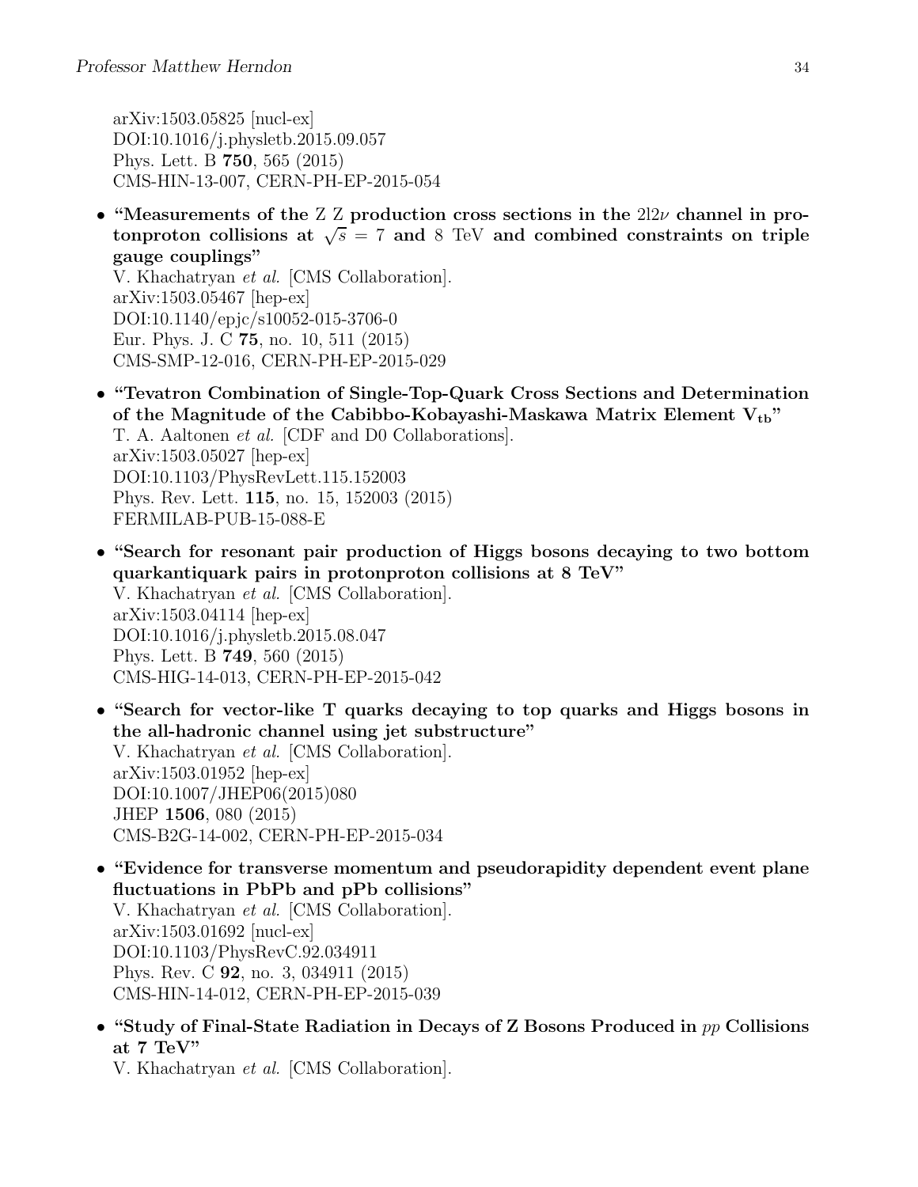arXiv:1503.05825 [nucl-ex]
DOI:10.1016/j.physletb.2015.09.057
Phys. Lett. B **750**, 565 (2015)
CMS-HIN-13-007, CERN-PH-EP-2015-054

- **"Measurements of the Z Z production cross sections in the $2l2\nu$ channel in protonproton collisions at $\sqrt{s} = 7$ and 8 TeV and combined constraints on triple gauge couplings"**
  V. Khachatryan *et al.* [CMS Collaboration].
  arXiv:1503.05467 [hep-ex]
  DOI:10.1140/epjc/s10052-015-3706-0
  Eur. Phys. J. C **75**, no. 10, 511 (2015)
  CMS-SMP-12-016, CERN-PH-EP-2015-029

- **"Tevatron Combination of Single-Top-Quark Cross Sections and Determination of the Magnitude of the Cabibbo-Kobayashi-Maskawa Matrix Element $V_{tb}$"**
  T. A. Aaltonen *et al.* [CDF and D0 Collaborations].
  arXiv:1503.05027 [hep-ex]
  DOI:10.1103/PhysRevLett.115.152003
  Phys. Rev. Lett. **115**, no. 15, 152003 (2015)
  FERMILAB-PUB-15-088-E

- **"Search for resonant pair production of Higgs bosons decaying to two bottom quarkantiquark pairs in protonproton collisions at 8 TeV"**
  V. Khachatryan *et al.* [CMS Collaboration].
  arXiv:1503.04114 [hep-ex]
  DOI:10.1016/j.physletb.2015.08.047
  Phys. Lett. B **749**, 560 (2015)
  CMS-HIG-14-013, CERN-PH-EP-2015-042

- **"Search for vector-like T quarks decaying to top quarks and Higgs bosons in the all-hadronic channel using jet substructure"**
  V. Khachatryan *et al.* [CMS Collaboration].
  arXiv:1503.01952 [hep-ex]
  DOI:10.1007/JHEP06(2015)080
  JHEP **1506**, 080 (2015)
  CMS-B2G-14-002, CERN-PH-EP-2015-034

- **"Evidence for transverse momentum and pseudorapidity dependent event plane fluctuations in PbPb and pPb collisions"**
  V. Khachatryan *et al.* [CMS Collaboration].
  arXiv:1503.01692 [nucl-ex]
  DOI:10.1103/PhysRevC.92.034911
  Phys. Rev. C **92**, no. 3, 034911 (2015)
  CMS-HIN-14-012, CERN-PH-EP-2015-039

- **"Study of Final-State Radiation in Decays of Z Bosons Produced in $pp$ Collisions at 7 TeV"**
  V. Khachatryan *et al.* [CMS Collaboration].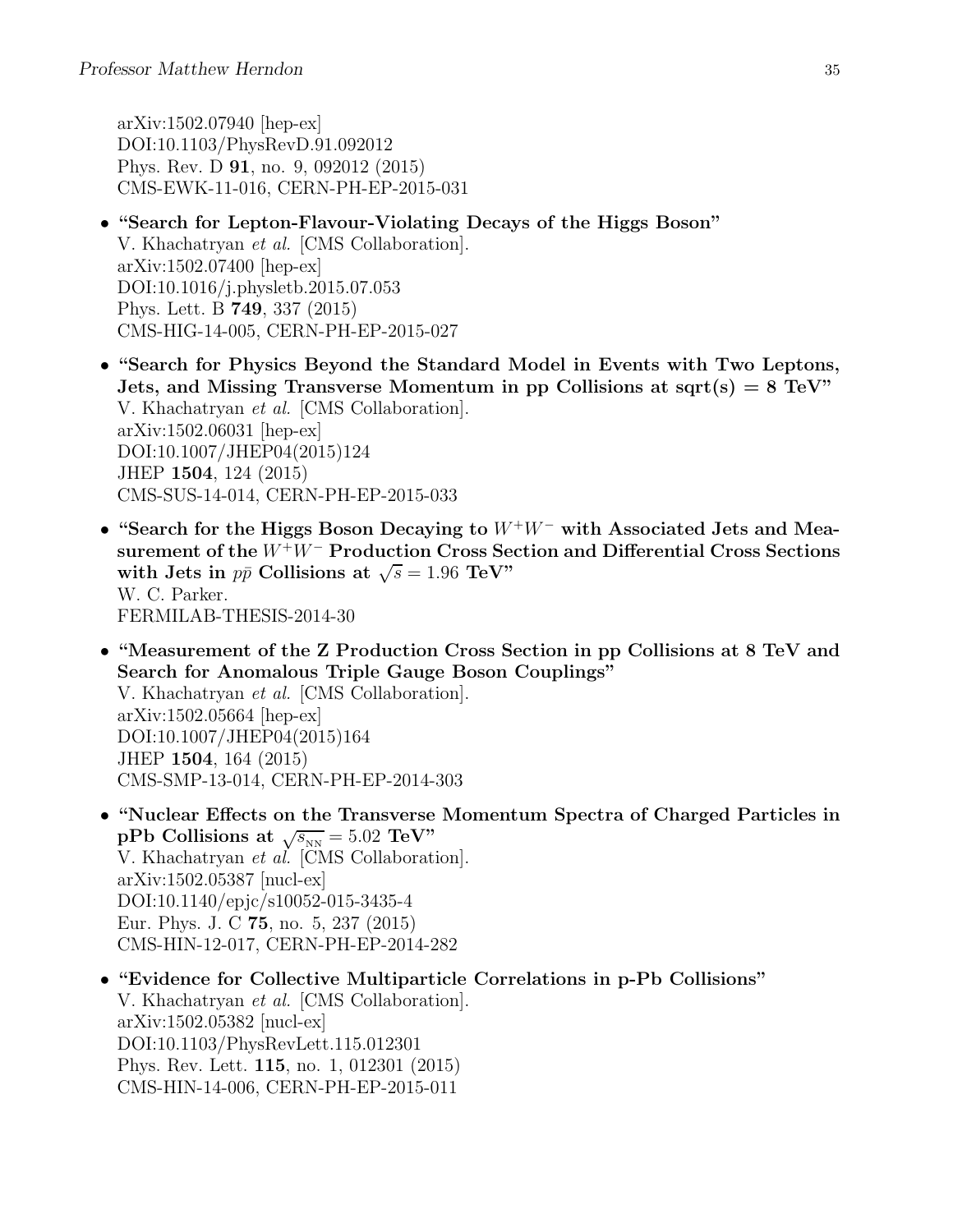arXiv:1502.07940 [hep-ex]
DOI:10.1103/PhysRevD.91.092012
Phys. Rev. D **91**, no. 9, 092012 (2015)
CMS-EWK-11-016, CERN-PH-EP-2015-031

- **"Search for Lepton-Flavour-Violating Decays of the Higgs Boson"**
  V. Khachatryan *et al.* [CMS Collaboration].
  arXiv:1502.07400 [hep-ex]
  DOI:10.1016/j.physletb.2015.07.053
  Phys. Lett. B **749**, 337 (2015)
  CMS-HIG-14-005, CERN-PH-EP-2015-027

- **"Search for Physics Beyond the Standard Model in Events with Two Leptons, Jets, and Missing Transverse Momentum in pp Collisions at sqrt(s) = 8 TeV"**
  V. Khachatryan *et al.* [CMS Collaboration].
  arXiv:1502.06031 [hep-ex]
  DOI:10.1007/JHEP04(2015)124
  JHEP **1504**, 124 (2015)
  CMS-SUS-14-014, CERN-PH-EP-2015-033

- **"Search for the Higgs Boson Decaying to $W^+W^-$ with Associated Jets and Measurement of the $W^+W^-$ Production Cross Section and Differential Cross Sections with Jets in $p\bar{p}$ Collisions at $\sqrt{s} = 1.96$ TeV"**
  W. C. Parker.
  FERMILAB-THESIS-2014-30

- **"Measurement of the Z Production Cross Section in pp Collisions at 8 TeV and Search for Anomalous Triple Gauge Boson Couplings"**
  V. Khachatryan *et al.* [CMS Collaboration].
  arXiv:1502.05664 [hep-ex]
  DOI:10.1007/JHEP04(2015)164
  JHEP **1504**, 164 (2015)
  CMS-SMP-13-014, CERN-PH-EP-2014-303

- **"Nuclear Effects on the Transverse Momentum Spectra of Charged Particles in pPb Collisions at $\sqrt{s_{\rm NN}} = 5.02$ TeV"**
  V. Khachatryan *et al.* [CMS Collaboration].
  arXiv:1502.05387 [nucl-ex]
  DOI:10.1140/epjc/s10052-015-3435-4
  Eur. Phys. J. C **75**, no. 5, 237 (2015)
  CMS-HIN-12-017, CERN-PH-EP-2014-282

- **"Evidence for Collective Multiparticle Correlations in p-Pb Collisions"**
  V. Khachatryan *et al.* [CMS Collaboration].
  arXiv:1502.05382 [nucl-ex]
  DOI:10.1103/PhysRevLett.115.012301
  Phys. Rev. Lett. **115**, no. 1, 012301 (2015)
  CMS-HIN-14-006, CERN-PH-EP-2015-011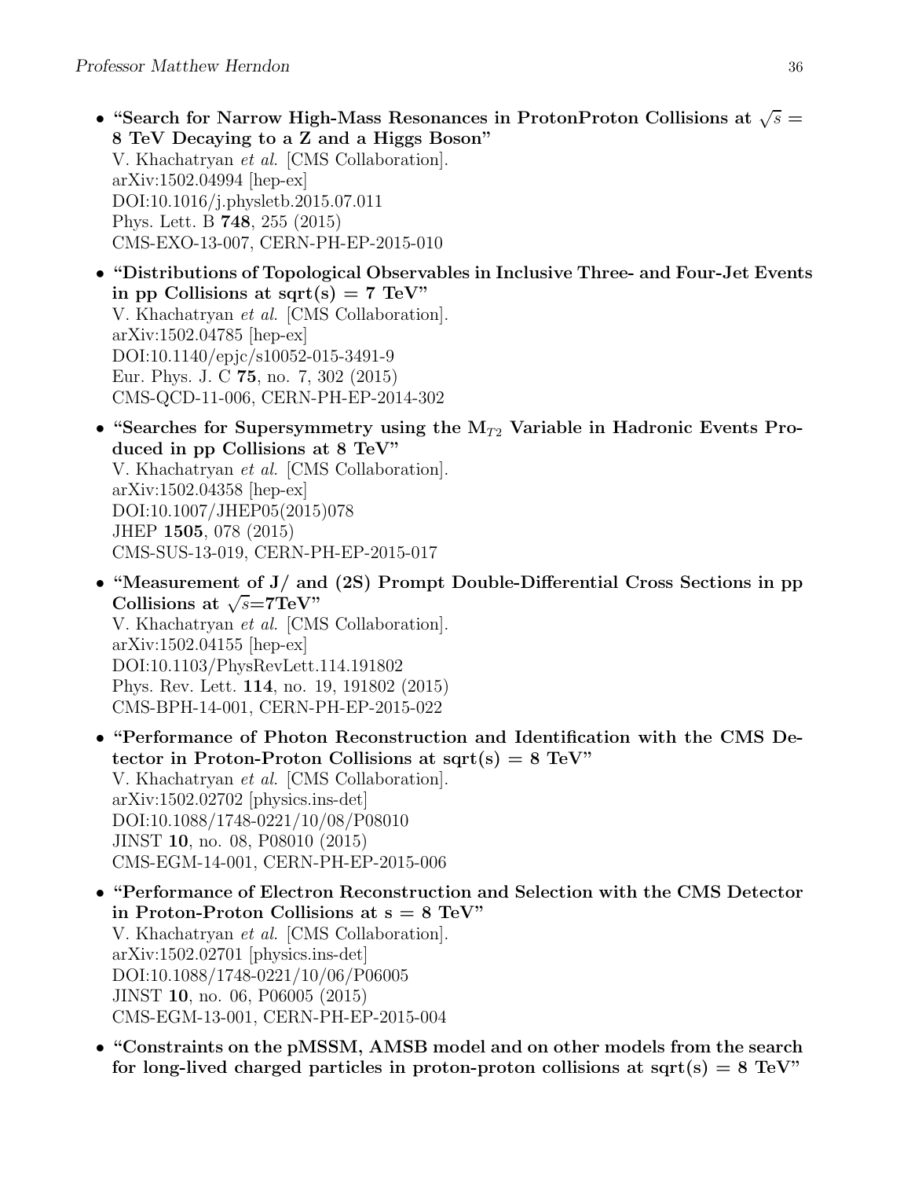- **"Search for Narrow High-Mass Resonances in ProtonProton Collisions at $\sqrt{s} =$ 8 TeV Decaying to a Z and a Higgs Boson"**
  V. Khachatryan *et al.* [CMS Collaboration].
  arXiv:1502.04994 [hep-ex]
  DOI:10.1016/j.physletb.2015.07.011
  Phys. Lett. B **748**, 255 (2015)
  CMS-EXO-13-007, CERN-PH-EP-2015-010

- **"Distributions of Topological Observables in Inclusive Three- and Four-Jet Events in pp Collisions at sqrt(s) = 7 TeV"**
  V. Khachatryan *et al.* [CMS Collaboration].
  arXiv:1502.04785 [hep-ex]
  DOI:10.1140/epjc/s10052-015-3491-9
  Eur. Phys. J. C **75**, no. 7, 302 (2015)
  CMS-QCD-11-006, CERN-PH-EP-2014-302

- **"Searches for Supersymmetry using the $M_{T2}$ Variable in Hadronic Events Produced in pp Collisions at 8 TeV"**
  V. Khachatryan *et al.* [CMS Collaboration].
  arXiv:1502.04358 [hep-ex]
  DOI:10.1007/JHEP05(2015)078
  JHEP **1505**, 078 (2015)
  CMS-SUS-13-019, CERN-PH-EP-2015-017

- **"Measurement of J/ and (2S) Prompt Double-Differential Cross Sections in pp Collisions at $\sqrt{s}$=7TeV"**
  V. Khachatryan *et al.* [CMS Collaboration].
  arXiv:1502.04155 [hep-ex]
  DOI:10.1103/PhysRevLett.114.191802
  Phys. Rev. Lett. **114**, no. 19, 191802 (2015)
  CMS-BPH-14-001, CERN-PH-EP-2015-022

- **"Performance of Photon Reconstruction and Identification with the CMS Detector in Proton-Proton Collisions at sqrt(s) = 8 TeV"**
  V. Khachatryan *et al.* [CMS Collaboration].
  arXiv:1502.02702 [physics.ins-det]
  DOI:10.1088/1748-0221/10/08/P08010
  JINST **10**, no. 08, P08010 (2015)
  CMS-EGM-14-001, CERN-PH-EP-2015-006

- **"Performance of Electron Reconstruction and Selection with the CMS Detector in Proton-Proton Collisions at s = 8 TeV"**
  V. Khachatryan *et al.* [CMS Collaboration].
  arXiv:1502.02701 [physics.ins-det]
  DOI:10.1088/1748-0221/10/06/P06005
  JINST **10**, no. 06, P06005 (2015)
  CMS-EGM-13-001, CERN-PH-EP-2015-004

- **"Constraints on the pMSSM, AMSB model and on other models from the search for long-lived charged particles in proton-proton collisions at sqrt(s) = 8 TeV"**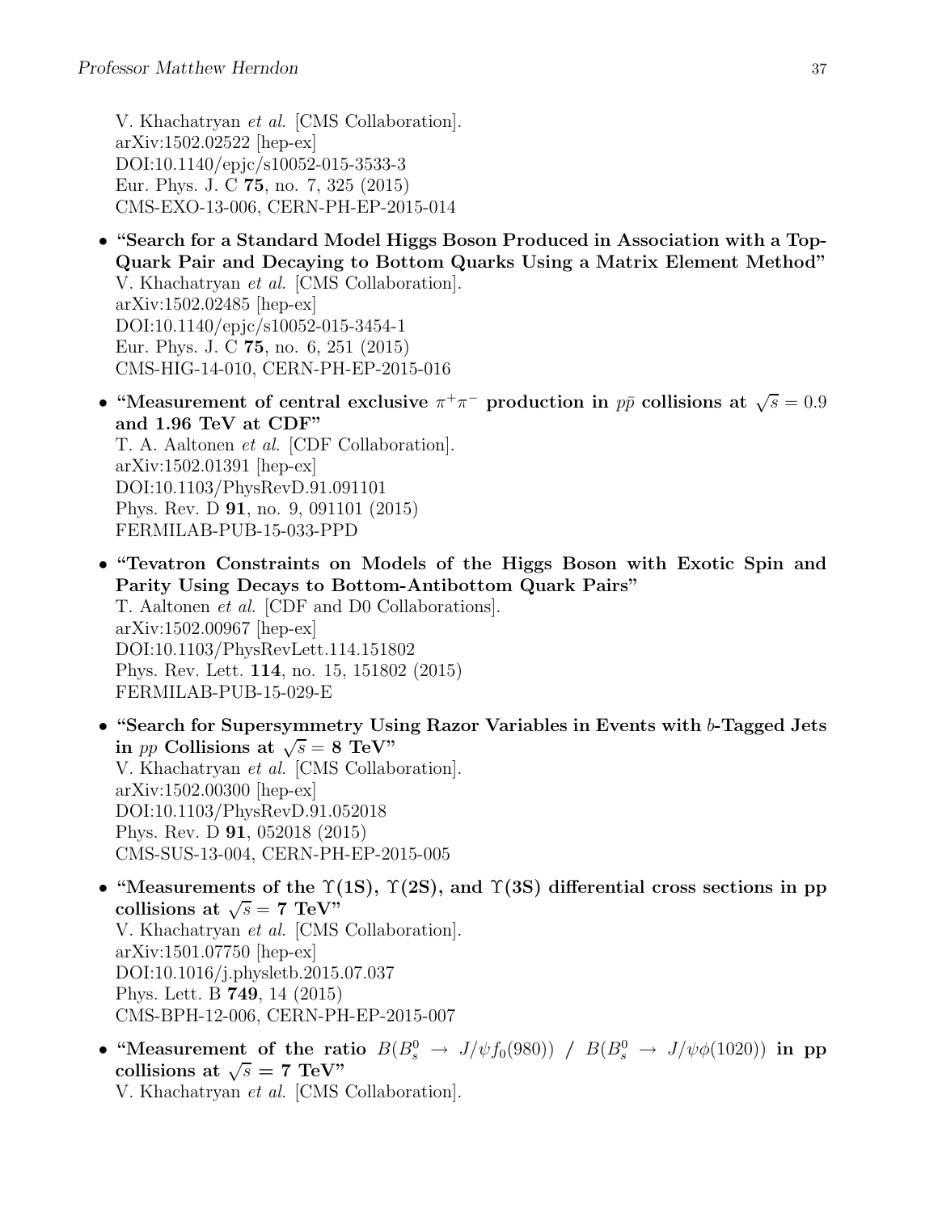V. Khachatryan *et al.* [CMS Collaboration].
arXiv:1502.02522 [hep-ex]
DOI:10.1140/epjc/s10052-015-3533-3
Eur. Phys. J. C **75**, no. 7, 325 (2015)
CMS-EXO-13-006, CERN-PH-EP-2015-014

- **"Search for a Standard Model Higgs Boson Produced in Association with a Top-Quark Pair and Decaying to Bottom Quarks Using a Matrix Element Method"**
  V. Khachatryan *et al.* [CMS Collaboration].
  arXiv:1502.02485 [hep-ex]
  DOI:10.1140/epjc/s10052-015-3454-1
  Eur. Phys. J. C **75**, no. 6, 251 (2015)
  CMS-HIG-14-010, CERN-PH-EP-2015-016

- **"Measurement of central exclusive $\pi^+\pi^-$ production in $p\bar{p}$ collisions at $\sqrt{s} = 0.9$ and 1.96 TeV at CDF"**
  T. A. Aaltonen *et al.* [CDF Collaboration].
  arXiv:1502.01391 [hep-ex]
  DOI:10.1103/PhysRevD.91.091101
  Phys. Rev. D **91**, no. 9, 091101 (2015)
  FERMILAB-PUB-15-033-PPD

- **"Tevatron Constraints on Models of the Higgs Boson with Exotic Spin and Parity Using Decays to Bottom-Antibottom Quark Pairs"**
  T. Aaltonen *et al.* [CDF and D0 Collaborations].
  arXiv:1502.00967 [hep-ex]
  DOI:10.1103/PhysRevLett.114.151802
  Phys. Rev. Lett. **114**, no. 15, 151802 (2015)
  FERMILAB-PUB-15-029-E

- **"Search for Supersymmetry Using Razor Variables in Events with $b$-Tagged Jets in $pp$ Collisions at $\sqrt{s} = 8$ TeV"**
  V. Khachatryan *et al.* [CMS Collaboration].
  arXiv:1502.00300 [hep-ex]
  DOI:10.1103/PhysRevD.91.052018
  Phys. Rev. D **91**, 052018 (2015)
  CMS-SUS-13-004, CERN-PH-EP-2015-005

- **"Measurements of the $\Upsilon$(1S), $\Upsilon$(2S), and $\Upsilon$(3S) differential cross sections in pp collisions at $\sqrt{s} = 7$ TeV"**
  V. Khachatryan *et al.* [CMS Collaboration].
  arXiv:1501.07750 [hep-ex]
  DOI:10.1016/j.physletb.2015.07.037
  Phys. Lett. B **749**, 14 (2015)
  CMS-BPH-12-006, CERN-PH-EP-2015-007

- **"Measurement of the ratio $B(B_s^0 \to J/\psi f_0(980))$ / $B(B_s^0 \to J/\psi \phi(1020))$ in pp collisions at $\sqrt{s} = 7$ TeV"**
  V. Khachatryan *et al.* [CMS Collaboration].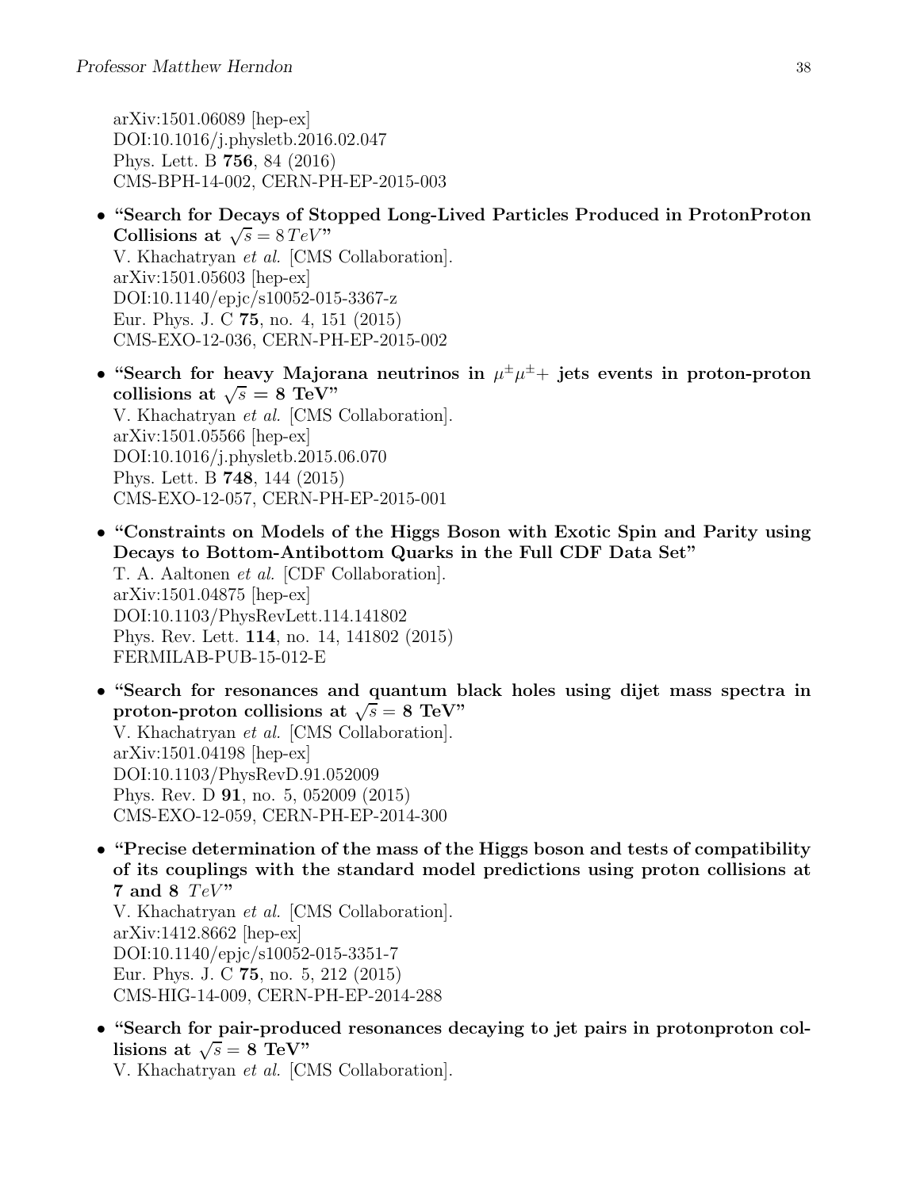arXiv:1501.06089 [hep-ex]
DOI:10.1016/j.physletb.2016.02.047
Phys. Lett. B **756**, 84 (2016)
CMS-BPH-14-002, CERN-PH-EP-2015-003

- **"Search for Decays of Stopped Long-Lived Particles Produced in ProtonProton Collisions at $\sqrt{s} = 8\,TeV$"**
  V. Khachatryan *et al.* [CMS Collaboration].
  arXiv:1501.05603 [hep-ex]
  DOI:10.1140/epjc/s10052-015-3367-z
  Eur. Phys. J. C **75**, no. 4, 151 (2015)
  CMS-EXO-12-036, CERN-PH-EP-2015-002

- **"Search for heavy Majorana neutrinos in $\mu^{\pm}\mu^{\pm}+$ jets events in proton-proton collisions at $\sqrt{s} = 8$ TeV"**
  V. Khachatryan *et al.* [CMS Collaboration].
  arXiv:1501.05566 [hep-ex]
  DOI:10.1016/j.physletb.2015.06.070
  Phys. Lett. B **748**, 144 (2015)
  CMS-EXO-12-057, CERN-PH-EP-2015-001

- **"Constraints on Models of the Higgs Boson with Exotic Spin and Parity using Decays to Bottom-Antibottom Quarks in the Full CDF Data Set"**
  T. A. Aaltonen *et al.* [CDF Collaboration].
  arXiv:1501.04875 [hep-ex]
  DOI:10.1103/PhysRevLett.114.141802
  Phys. Rev. Lett. **114**, no. 14, 141802 (2015)
  FERMILAB-PUB-15-012-E

- **"Search for resonances and quantum black holes using dijet mass spectra in proton-proton collisions at $\sqrt{s} = 8$ TeV"**
  V. Khachatryan *et al.* [CMS Collaboration].
  arXiv:1501.04198 [hep-ex]
  DOI:10.1103/PhysRevD.91.052009
  Phys. Rev. D **91**, no. 5, 052009 (2015)
  CMS-EXO-12-059, CERN-PH-EP-2014-300

- **"Precise determination of the mass of the Higgs boson and tests of compatibility of its couplings with the standard model predictions using proton collisions at 7 and 8 $TeV$"**
  V. Khachatryan *et al.* [CMS Collaboration].
  arXiv:1412.8662 [hep-ex]
  DOI:10.1140/epjc/s10052-015-3351-7
  Eur. Phys. J. C **75**, no. 5, 212 (2015)
  CMS-HIG-14-009, CERN-PH-EP-2014-288

- **"Search for pair-produced resonances decaying to jet pairs in protonproton collisions at $\sqrt{s} = 8$ TeV"**
  V. Khachatryan *et al.* [CMS Collaboration].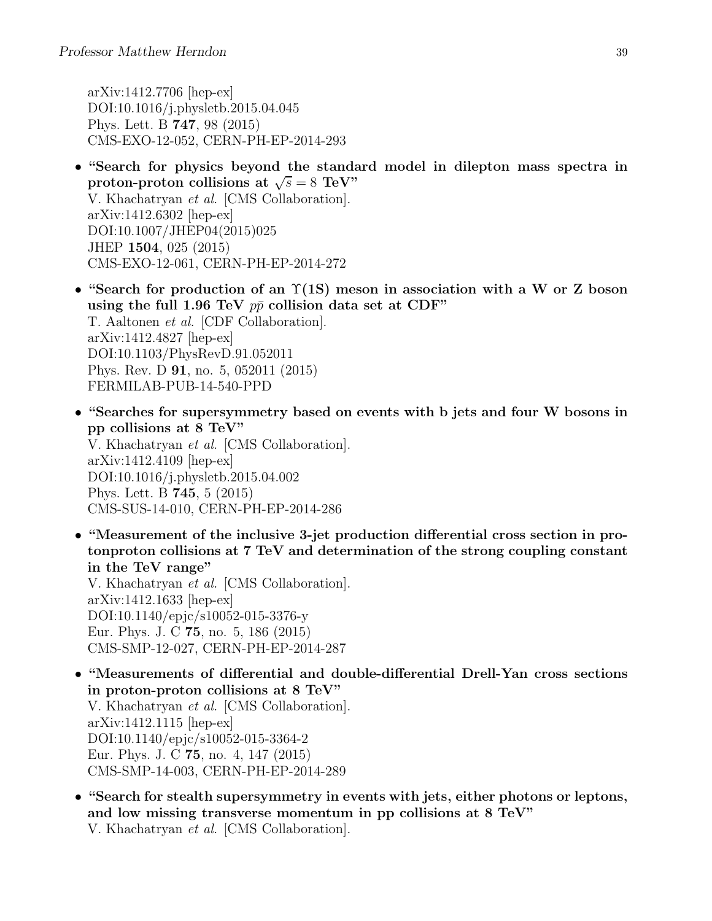arXiv:1412.7706 [hep-ex]
DOI:10.1016/j.physletb.2015.04.045
Phys. Lett. B **747**, 98 (2015)
CMS-EXO-12-052, CERN-PH-EP-2014-293

- **"Search for physics beyond the standard model in dilepton mass spectra in proton-proton collisions at $\sqrt{s} = 8$ TeV"**
  V. Khachatryan *et al.* [CMS Collaboration].
  arXiv:1412.6302 [hep-ex]
  DOI:10.1007/JHEP04(2015)025
  JHEP **1504**, 025 (2015)
  CMS-EXO-12-061, CERN-PH-EP-2014-272

- **"Search for production of an $\Upsilon$(1S) meson in association with a W or Z boson using the full 1.96 TeV $p\bar{p}$ collision data set at CDF"**
  T. Aaltonen *et al.* [CDF Collaboration].
  arXiv:1412.4827 [hep-ex]
  DOI:10.1103/PhysRevD.91.052011
  Phys. Rev. D **91**, no. 5, 052011 (2015)
  FERMILAB-PUB-14-540-PPD

- **"Searches for supersymmetry based on events with b jets and four W bosons in pp collisions at 8 TeV"**
  V. Khachatryan *et al.* [CMS Collaboration].
  arXiv:1412.4109 [hep-ex]
  DOI:10.1016/j.physletb.2015.04.002
  Phys. Lett. B **745**, 5 (2015)
  CMS-SUS-14-010, CERN-PH-EP-2014-286

- **"Measurement of the inclusive 3-jet production differential cross section in protonproton collisions at 7 TeV and determination of the strong coupling constant in the TeV range"**
  V. Khachatryan *et al.* [CMS Collaboration].
  arXiv:1412.1633 [hep-ex]
  DOI:10.1140/epjc/s10052-015-3376-y
  Eur. Phys. J. C **75**, no. 5, 186 (2015)
  CMS-SMP-12-027, CERN-PH-EP-2014-287

- **"Measurements of differential and double-differential Drell-Yan cross sections in proton-proton collisions at 8 TeV"**
  V. Khachatryan *et al.* [CMS Collaboration].
  arXiv:1412.1115 [hep-ex]
  DOI:10.1140/epjc/s10052-015-3364-2
  Eur. Phys. J. C **75**, no. 4, 147 (2015)
  CMS-SMP-14-003, CERN-PH-EP-2014-289

- **"Search for stealth supersymmetry in events with jets, either photons or leptons, and low missing transverse momentum in pp collisions at 8 TeV"**
  V. Khachatryan *et al.* [CMS Collaboration].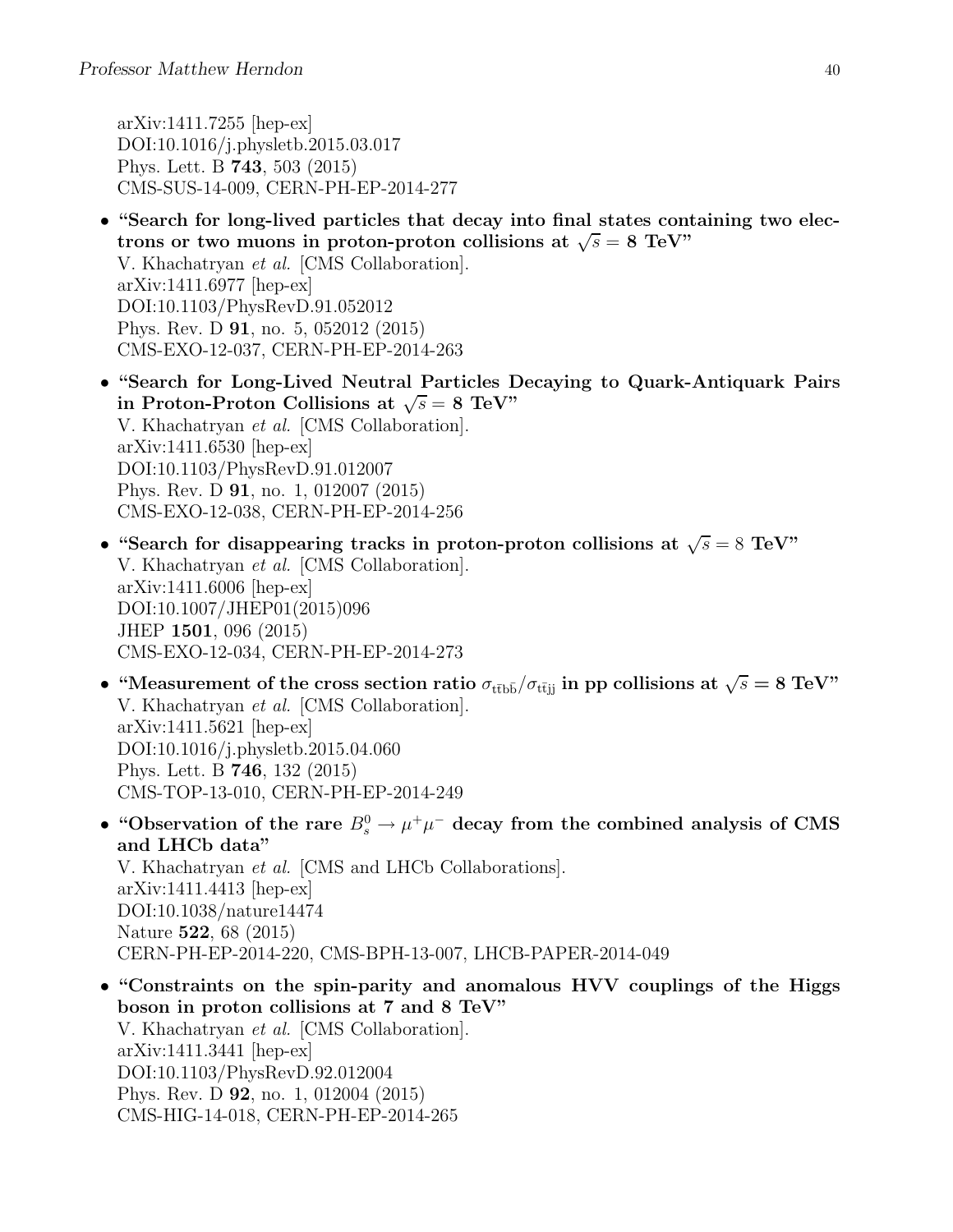arXiv:1411.7255 [hep-ex]
DOI:10.1016/j.physletb.2015.03.017
Phys. Lett. B **743**, 503 (2015)
CMS-SUS-14-009, CERN-PH-EP-2014-277

- **"Search for long-lived particles that decay into final states containing two electrons or two muons in proton-proton collisions at $\sqrt{s} = 8$ TeV"**
  V. Khachatryan *et al.* [CMS Collaboration].
  arXiv:1411.6977 [hep-ex]
  DOI:10.1103/PhysRevD.91.052012
  Phys. Rev. D **91**, no. 5, 052012 (2015)
  CMS-EXO-12-037, CERN-PH-EP-2014-263

- **"Search for Long-Lived Neutral Particles Decaying to Quark-Antiquark Pairs in Proton-Proton Collisions at $\sqrt{s} = 8$ TeV"**
  V. Khachatryan *et al.* [CMS Collaboration].
  arXiv:1411.6530 [hep-ex]
  DOI:10.1103/PhysRevD.91.012007
  Phys. Rev. D **91**, no. 1, 012007 (2015)
  CMS-EXO-12-038, CERN-PH-EP-2014-256

- **"Search for disappearing tracks in proton-proton collisions at $\sqrt{s} = 8$ TeV"**
  V. Khachatryan *et al.* [CMS Collaboration].
  arXiv:1411.6006 [hep-ex]
  DOI:10.1007/JHEP01(2015)096
  JHEP **1501**, 096 (2015)
  CMS-EXO-12-034, CERN-PH-EP-2014-273

- **"Measurement of the cross section ratio $\sigma_{\mathrm{t\bar{t}b\bar{b}}}/\sigma_{\mathrm{t\bar{t}jj}}$ in pp collisions at $\sqrt{s} = 8$ TeV"**
  V. Khachatryan *et al.* [CMS Collaboration].
  arXiv:1411.5621 [hep-ex]
  DOI:10.1016/j.physletb.2015.04.060
  Phys. Lett. B **746**, 132 (2015)
  CMS-TOP-13-010, CERN-PH-EP-2014-249

- **"Observation of the rare $B_s^0 \to \mu^+\mu^-$ decay from the combined analysis of CMS and LHCb data"**
  V. Khachatryan *et al.* [CMS and LHCb Collaborations].
  arXiv:1411.4413 [hep-ex]
  DOI:10.1038/nature14474
  Nature **522**, 68 (2015)
  CERN-PH-EP-2014-220, CMS-BPH-13-007, LHCB-PAPER-2014-049

- **"Constraints on the spin-parity and anomalous HVV couplings of the Higgs boson in proton collisions at 7 and 8 TeV"**
  V. Khachatryan *et al.* [CMS Collaboration].
  arXiv:1411.3441 [hep-ex]
  DOI:10.1103/PhysRevD.92.012004
  Phys. Rev. D **92**, no. 1, 012004 (2015)
  CMS-HIG-14-018, CERN-PH-EP-2014-265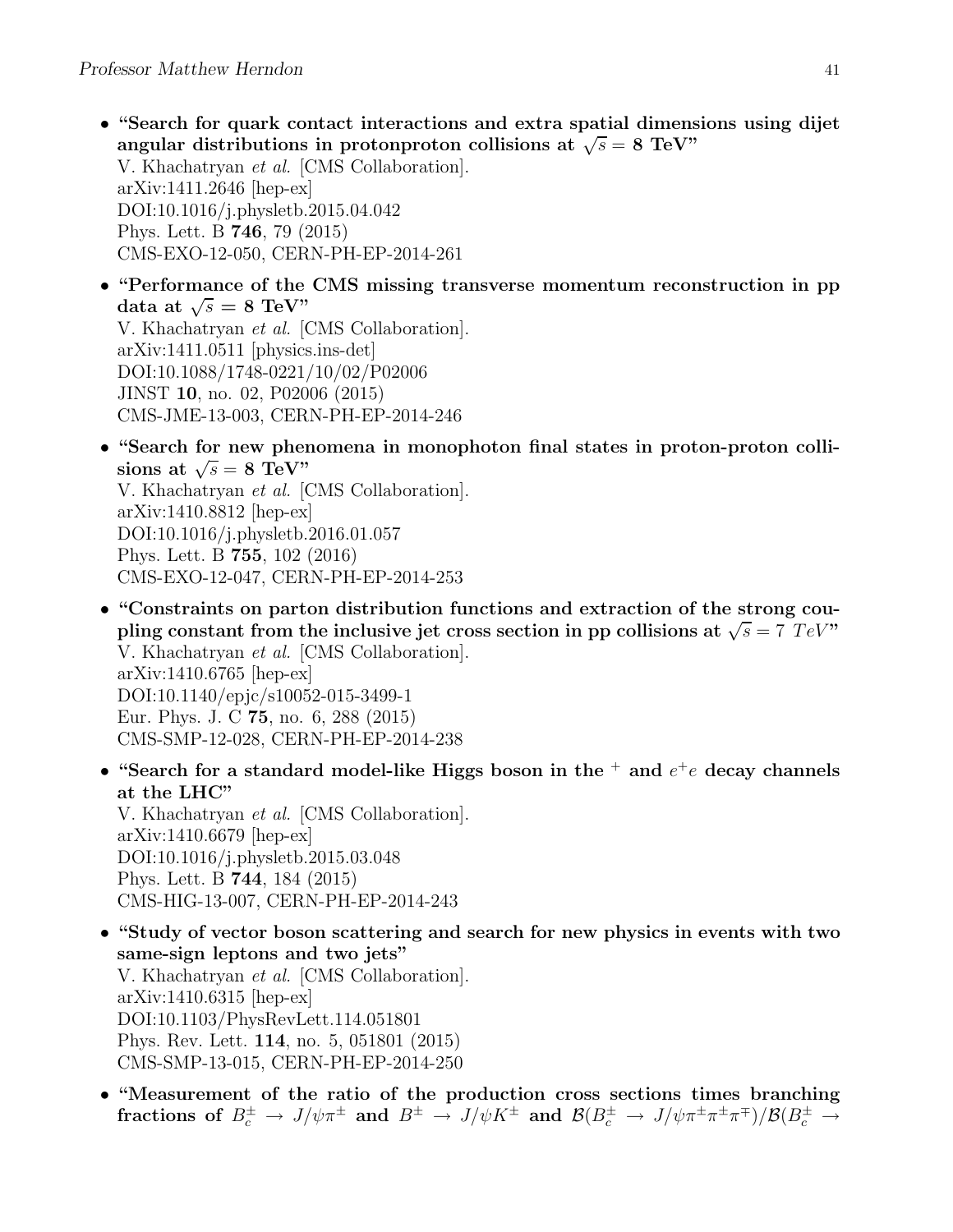- **"Search for quark contact interactions and extra spatial dimensions using dijet angular distributions in protonproton collisions at $\sqrt{s} = 8$ TeV"**
  V. Khachatryan *et al.* [CMS Collaboration].
  arXiv:1411.2646 [hep-ex]
  DOI:10.1016/j.physletb.2015.04.042
  Phys. Lett. B **746**, 79 (2015)
  CMS-EXO-12-050, CERN-PH-EP-2014-261

- **"Performance of the CMS missing transverse momentum reconstruction in pp data at $\sqrt{s} = 8$ TeV"**
  V. Khachatryan *et al.* [CMS Collaboration].
  arXiv:1411.0511 [physics.ins-det]
  DOI:10.1088/1748-0221/10/02/P02006
  JINST **10**, no. 02, P02006 (2015)
  CMS-JME-13-003, CERN-PH-EP-2014-246

- **"Search for new phenomena in monophoton final states in proton-proton collisions at $\sqrt{s} = 8$ TeV"**
  V. Khachatryan *et al.* [CMS Collaboration].
  arXiv:1410.8812 [hep-ex]
  DOI:10.1016/j.physletb.2016.01.057
  Phys. Lett. B **755**, 102 (2016)
  CMS-EXO-12-047, CERN-PH-EP-2014-253

- **"Constraints on parton distribution functions and extraction of the strong coupling constant from the inclusive jet cross section in pp collisions at $\sqrt{s} = 7\ TeV$"**
  V. Khachatryan *et al.* [CMS Collaboration].
  arXiv:1410.6765 [hep-ex]
  DOI:10.1140/epjc/s10052-015-3499-1
  Eur. Phys. J. C **75**, no. 6, 288 (2015)
  CMS-SMP-12-028, CERN-PH-EP-2014-238

- **"Search for a standard model-like Higgs boson in the $^{+}$ and $e^{+}e$ decay channels at the LHC"**
  V. Khachatryan *et al.* [CMS Collaboration].
  arXiv:1410.6679 [hep-ex]
  DOI:10.1016/j.physletb.2015.03.048
  Phys. Lett. B **744**, 184 (2015)
  CMS-HIG-13-007, CERN-PH-EP-2014-243

- **"Study of vector boson scattering and search for new physics in events with two same-sign leptons and two jets"**
  V. Khachatryan *et al.* [CMS Collaboration].
  arXiv:1410.6315 [hep-ex]
  DOI:10.1103/PhysRevLett.114.051801
  Phys. Rev. Lett. **114**, no. 5, 051801 (2015)
  CMS-SMP-13-015, CERN-PH-EP-2014-250

- **"Measurement of the ratio of the production cross sections times branching fractions of $B_c^{\pm} \to J/\psi\pi^{\pm}$ and $B^{\pm} \to J/\psi K^{\pm}$ and $\mathcal{B}(B_c^{\pm} \to J/\psi\pi^{\pm}\pi^{\pm}\pi^{\mp})/\mathcal{B}(B_c^{\pm} \to$**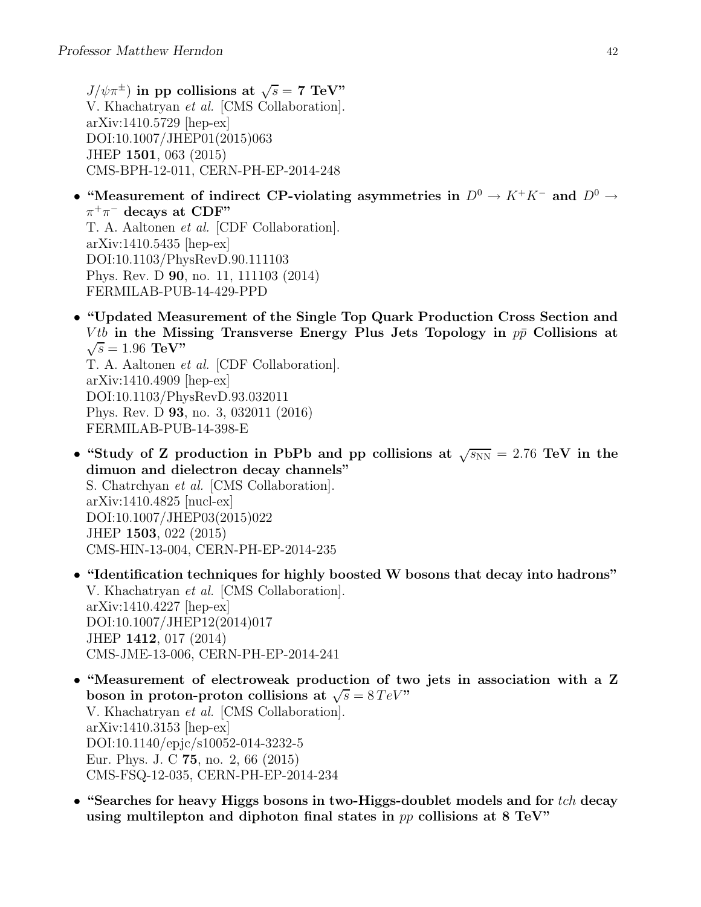**$J/\psi\pi^{\pm}$) in pp collisions at $\sqrt{s} = 7$ TeV"**
V. Khachatryan *et al.* [CMS Collaboration].
arXiv:1410.5729 [hep-ex]
DOI:10.1007/JHEP01(2015)063
JHEP **1501**, 063 (2015)
CMS-BPH-12-011, CERN-PH-EP-2014-248

- **"Measurement of indirect CP-violating asymmetries in $D^0 \to K^+K^-$ and $D^0 \to \pi^+\pi^-$ decays at CDF"**
  T. A. Aaltonen *et al.* [CDF Collaboration].
  arXiv:1410.5435 [hep-ex]
  DOI:10.1103/PhysRevD.90.111103
  Phys. Rev. D **90**, no. 11, 111103 (2014)
  FERMILAB-PUB-14-429-PPD

- **"Updated Measurement of the Single Top Quark Production Cross Section and $Vtb$ in the Missing Transverse Energy Plus Jets Topology in $p\bar{p}$ Collisions at $\sqrt{s} = 1.96$ TeV"**
  T. A. Aaltonen *et al.* [CDF Collaboration].
  arXiv:1410.4909 [hep-ex]
  DOI:10.1103/PhysRevD.93.032011
  Phys. Rev. D **93**, no. 3, 032011 (2016)
  FERMILAB-PUB-14-398-E

- **"Study of Z production in PbPb and pp collisions at $\sqrt{s_{\mathrm{NN}}} = 2.76$ TeV in the dimuon and dielectron decay channels"**
  S. Chatrchyan *et al.* [CMS Collaboration].
  arXiv:1410.4825 [nucl-ex]
  DOI:10.1007/JHEP03(2015)022
  JHEP **1503**, 022 (2015)
  CMS-HIN-13-004, CERN-PH-EP-2014-235

- **"Identification techniques for highly boosted W bosons that decay into hadrons"**
  V. Khachatryan *et al.* [CMS Collaboration].
  arXiv:1410.4227 [hep-ex]
  DOI:10.1007/JHEP12(2014)017
  JHEP **1412**, 017 (2014)
  CMS-JME-13-006, CERN-PH-EP-2014-241

- **"Measurement of electroweak production of two jets in association with a Z boson in proton-proton collisions at $\sqrt{s} = 8\,TeV$"**
  V. Khachatryan *et al.* [CMS Collaboration].
  arXiv:1410.3153 [hep-ex]
  DOI:10.1140/epjc/s10052-014-3232-5
  Eur. Phys. J. C **75**, no. 2, 66 (2015)
  CMS-FSQ-12-035, CERN-PH-EP-2014-234

- **"Searches for heavy Higgs bosons in two-Higgs-doublet models and for $tch$ decay using multilepton and diphoton final states in $pp$ collisions at 8 TeV"**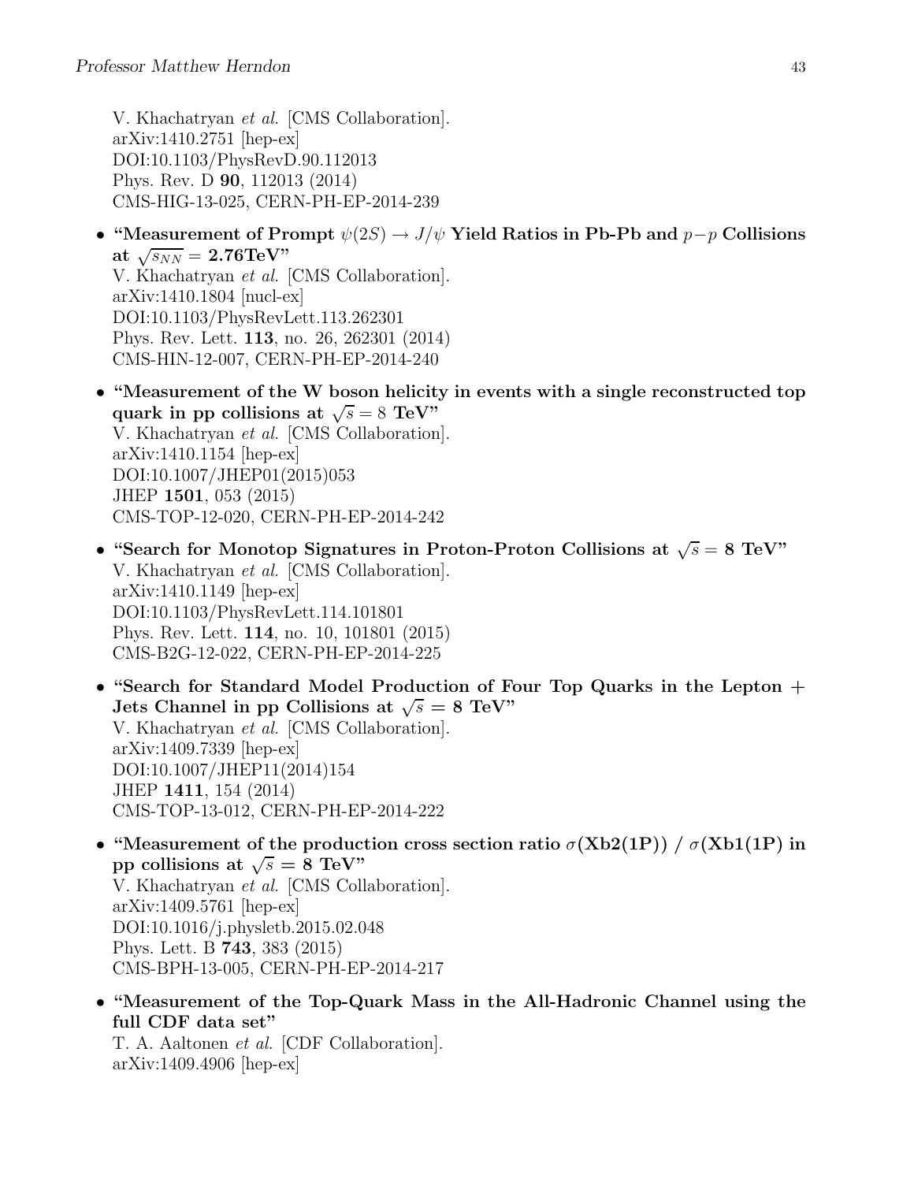V. Khachatryan *et al.* [CMS Collaboration].
arXiv:1410.2751 [hep-ex]
DOI:10.1103/PhysRevD.90.112013
Phys. Rev. D **90**, 112013 (2014)
CMS-HIG-13-025, CERN-PH-EP-2014-239

- **"Measurement of Prompt $\psi(2S) \to J/\psi$ Yield Ratios in Pb-Pb and $p{-}p$ Collisions at $\sqrt{s_{NN}} = 2.76$TeV"**
V. Khachatryan *et al.* [CMS Collaboration].
arXiv:1410.1804 [nucl-ex]
DOI:10.1103/PhysRevLett.113.262301
Phys. Rev. Lett. **113**, no. 26, 262301 (2014)
CMS-HIN-12-007, CERN-PH-EP-2014-240

- **"Measurement of the W boson helicity in events with a single reconstructed top quark in pp collisions at $\sqrt{s} = 8$ TeV"**
V. Khachatryan *et al.* [CMS Collaboration].
arXiv:1410.1154 [hep-ex]
DOI:10.1007/JHEP01(2015)053
JHEP **1501**, 053 (2015)
CMS-TOP-12-020, CERN-PH-EP-2014-242

- **"Search for Monotop Signatures in Proton-Proton Collisions at $\sqrt{s} = 8$ TeV"**
V. Khachatryan *et al.* [CMS Collaboration].
arXiv:1410.1149 [hep-ex]
DOI:10.1103/PhysRevLett.114.101801
Phys. Rev. Lett. **114**, no. 10, 101801 (2015)
CMS-B2G-12-022, CERN-PH-EP-2014-225

- **"Search for Standard Model Production of Four Top Quarks in the Lepton + Jets Channel in pp Collisions at $\sqrt{s} = 8$ TeV"**
V. Khachatryan *et al.* [CMS Collaboration].
arXiv:1409.7339 [hep-ex]
DOI:10.1007/JHEP11(2014)154
JHEP **1411**, 154 (2014)
CMS-TOP-13-012, CERN-PH-EP-2014-222

- **"Measurement of the production cross section ratio $\sigma$(Xb2(1P)) / $\sigma$(Xb1(1P) in pp collisions at $\sqrt{s} = 8$ TeV"**
V. Khachatryan *et al.* [CMS Collaboration].
arXiv:1409.5761 [hep-ex]
DOI:10.1016/j.physletb.2015.02.048
Phys. Lett. B **743**, 383 (2015)
CMS-BPH-13-005, CERN-PH-EP-2014-217

- **"Measurement of the Top-Quark Mass in the All-Hadronic Channel using the full CDF data set"**
T. A. Aaltonen *et al.* [CDF Collaboration].
arXiv:1409.4906 [hep-ex]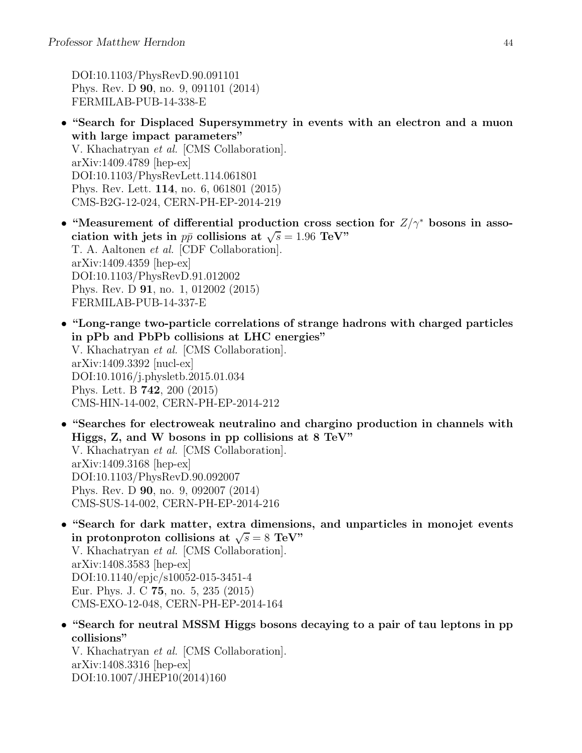DOI:10.1103/PhysRevD.90.091101
Phys. Rev. D **90**, no. 9, 091101 (2014)
FERMILAB-PUB-14-338-E

- **"Search for Displaced Supersymmetry in events with an electron and a muon with large impact parameters"**
  V. Khachatryan *et al.* [CMS Collaboration].
  arXiv:1409.4789 [hep-ex]
  DOI:10.1103/PhysRevLett.114.061801
  Phys. Rev. Lett. **114**, no. 6, 061801 (2015)
  CMS-B2G-12-024, CERN-PH-EP-2014-219

- **"Measurement of differential production cross section for $Z/\gamma^*$ bosons in association with jets in $p\bar{p}$ collisions at $\sqrt{s} = 1.96$ TeV"**
  T. A. Aaltonen *et al.* [CDF Collaboration].
  arXiv:1409.4359 [hep-ex]
  DOI:10.1103/PhysRevD.91.012002
  Phys. Rev. D **91**, no. 1, 012002 (2015)
  FERMILAB-PUB-14-337-E

- **"Long-range two-particle correlations of strange hadrons with charged particles in pPb and PbPb collisions at LHC energies"**
  V. Khachatryan *et al.* [CMS Collaboration].
  arXiv:1409.3392 [nucl-ex]
  DOI:10.1016/j.physletb.2015.01.034
  Phys. Lett. B **742**, 200 (2015)
  CMS-HIN-14-002, CERN-PH-EP-2014-212

- **"Searches for electroweak neutralino and chargino production in channels with Higgs, Z, and W bosons in pp collisions at 8 TeV"**
  V. Khachatryan *et al.* [CMS Collaboration].
  arXiv:1409.3168 [hep-ex]
  DOI:10.1103/PhysRevD.90.092007
  Phys. Rev. D **90**, no. 9, 092007 (2014)
  CMS-SUS-14-002, CERN-PH-EP-2014-216

- **"Search for dark matter, extra dimensions, and unparticles in monojet events in protonproton collisions at $\sqrt{s} = 8$ TeV"**
  V. Khachatryan *et al.* [CMS Collaboration].
  arXiv:1408.3583 [hep-ex]
  DOI:10.1140/epjc/s10052-015-3451-4
  Eur. Phys. J. C **75**, no. 5, 235 (2015)
  CMS-EXO-12-048, CERN-PH-EP-2014-164

- **"Search for neutral MSSM Higgs bosons decaying to a pair of tau leptons in pp collisions"**
  V. Khachatryan *et al.* [CMS Collaboration].
  arXiv:1408.3316 [hep-ex]
  DOI:10.1007/JHEP10(2014)160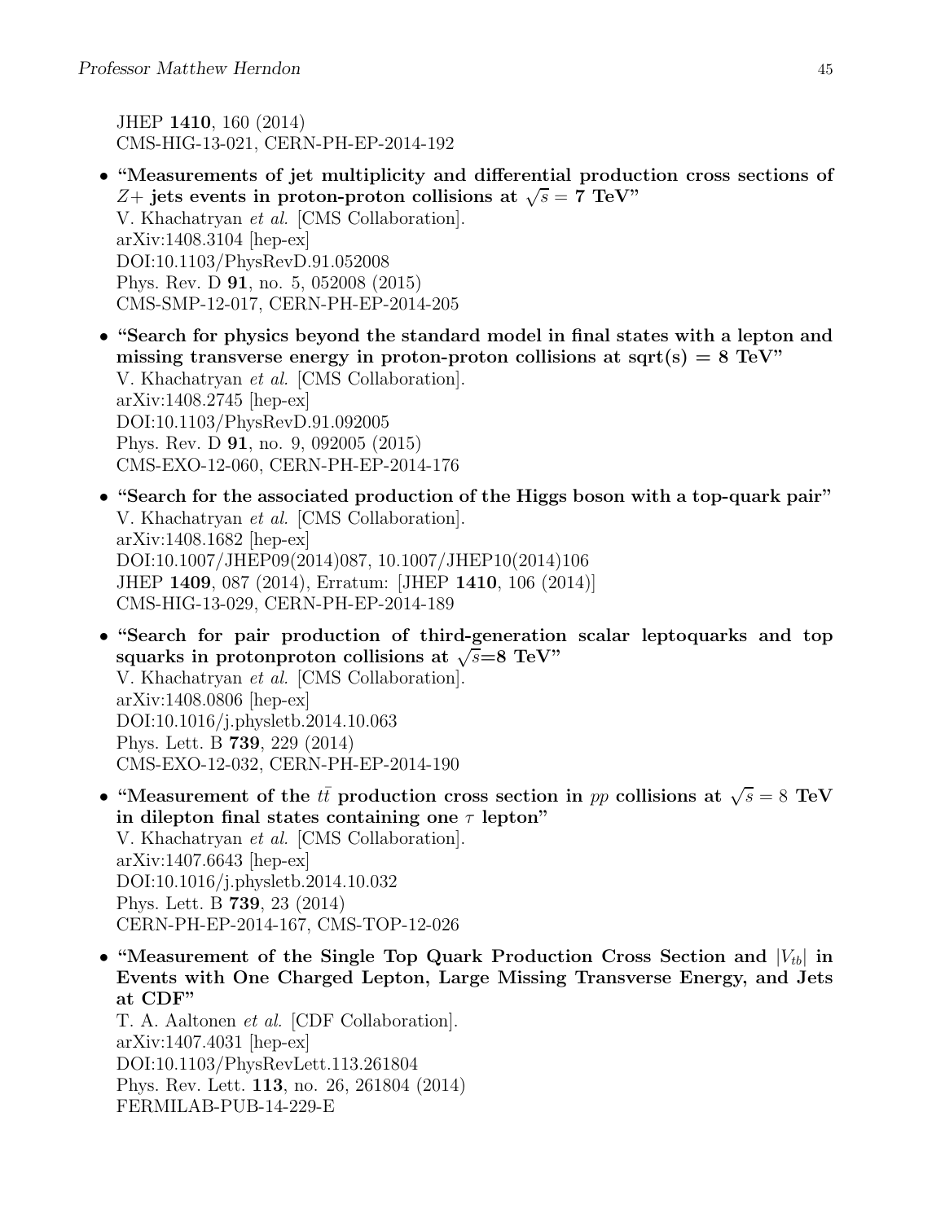JHEP **1410**, 160 (2014)
CMS-HIG-13-021, CERN-PH-EP-2014-192

- **"Measurements of jet multiplicity and differential production cross sections of $Z+$ jets events in proton-proton collisions at $\sqrt{s} = 7$ TeV"**
  V. Khachatryan *et al.* [CMS Collaboration].
  arXiv:1408.3104 [hep-ex]
  DOI:10.1103/PhysRevD.91.052008
  Phys. Rev. D **91**, no. 5, 052008 (2015)
  CMS-SMP-12-017, CERN-PH-EP-2014-205

- **"Search for physics beyond the standard model in final states with a lepton and missing transverse energy in proton-proton collisions at sqrt(s) = 8 TeV"**
  V. Khachatryan *et al.* [CMS Collaboration].
  arXiv:1408.2745 [hep-ex]
  DOI:10.1103/PhysRevD.91.092005
  Phys. Rev. D **91**, no. 9, 092005 (2015)
  CMS-EXO-12-060, CERN-PH-EP-2014-176

- **"Search for the associated production of the Higgs boson with a top-quark pair"**
  V. Khachatryan *et al.* [CMS Collaboration].
  arXiv:1408.1682 [hep-ex]
  DOI:10.1007/JHEP09(2014)087, 10.1007/JHEP10(2014)106
  JHEP **1409**, 087 (2014), Erratum: [JHEP **1410**, 106 (2014)]
  CMS-HIG-13-029, CERN-PH-EP-2014-189

- **"Search for pair production of third-generation scalar leptoquarks and top squarks in protonproton collisions at $\sqrt{s}$=8 TeV"**
  V. Khachatryan *et al.* [CMS Collaboration].
  arXiv:1408.0806 [hep-ex]
  DOI:10.1016/j.physletb.2014.10.063
  Phys. Lett. B **739**, 229 (2014)
  CMS-EXO-12-032, CERN-PH-EP-2014-190

- **"Measurement of the $t\bar{t}$ production cross section in $pp$ collisions at $\sqrt{s} = 8$ TeV in dilepton final states containing one $\tau$ lepton"**
  V. Khachatryan *et al.* [CMS Collaboration].
  arXiv:1407.6643 [hep-ex]
  DOI:10.1016/j.physletb.2014.10.032
  Phys. Lett. B **739**, 23 (2014)
  CERN-PH-EP-2014-167, CMS-TOP-12-026

- **"Measurement of the Single Top Quark Production Cross Section and $|V_{tb}|$ in Events with One Charged Lepton, Large Missing Transverse Energy, and Jets at CDF"**
  T. A. Aaltonen *et al.* [CDF Collaboration].
  arXiv:1407.4031 [hep-ex]
  DOI:10.1103/PhysRevLett.113.261804
  Phys. Rev. Lett. **113**, no. 26, 261804 (2014)
  FERMILAB-PUB-14-229-E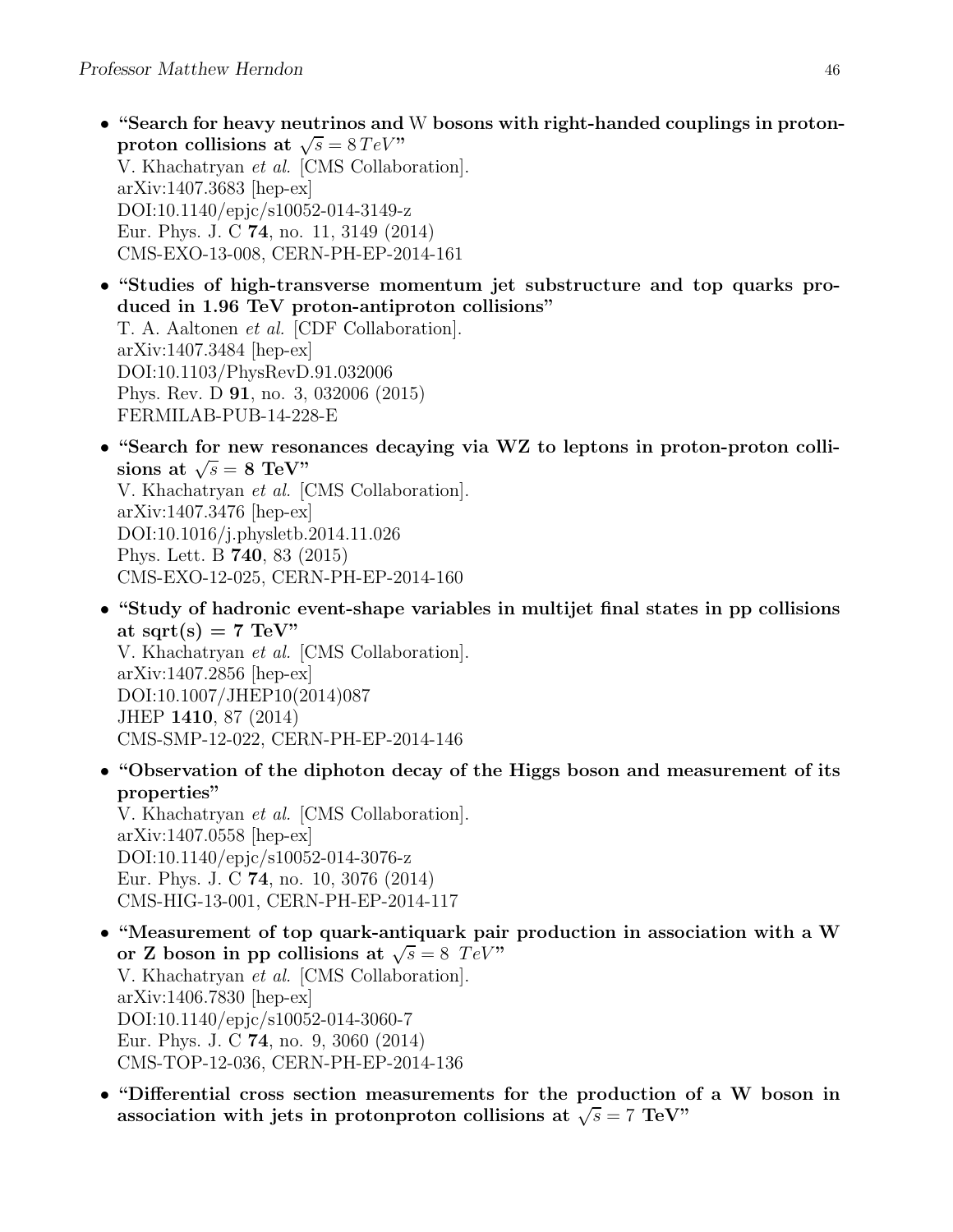- **"Search for heavy neutrinos and W bosons with right-handed couplings in proton-proton collisions at $\sqrt{s} = 8\,TeV$"**
  V. Khachatryan *et al.* [CMS Collaboration].
  arXiv:1407.3683 [hep-ex]
  DOI:10.1140/epjc/s10052-014-3149-z
  Eur. Phys. J. C **74**, no. 11, 3149 (2014)
  CMS-EXO-13-008, CERN-PH-EP-2014-161

- **"Studies of high-transverse momentum jet substructure and top quarks produced in 1.96 TeV proton-antiproton collisions"**
  T. A. Aaltonen *et al.* [CDF Collaboration].
  arXiv:1407.3484 [hep-ex]
  DOI:10.1103/PhysRevD.91.032006
  Phys. Rev. D **91**, no. 3, 032006 (2015)
  FERMILAB-PUB-14-228-E

- **"Search for new resonances decaying via WZ to leptons in proton-proton collisions at $\sqrt{s}$ = 8 TeV"**
  V. Khachatryan *et al.* [CMS Collaboration].
  arXiv:1407.3476 [hep-ex]
  DOI:10.1016/j.physletb.2014.11.026
  Phys. Lett. B **740**, 83 (2015)
  CMS-EXO-12-025, CERN-PH-EP-2014-160

- **"Study of hadronic event-shape variables in multijet final states in pp collisions at sqrt(s) = 7 TeV"**
  V. Khachatryan *et al.* [CMS Collaboration].
  arXiv:1407.2856 [hep-ex]
  DOI:10.1007/JHEP10(2014)087
  JHEP **1410**, 87 (2014)
  CMS-SMP-12-022, CERN-PH-EP-2014-146

- **"Observation of the diphoton decay of the Higgs boson and measurement of its properties"**
  V. Khachatryan *et al.* [CMS Collaboration].
  arXiv:1407.0558 [hep-ex]
  DOI:10.1140/epjc/s10052-014-3076-z
  Eur. Phys. J. C **74**, no. 10, 3076 (2014)
  CMS-HIG-13-001, CERN-PH-EP-2014-117

- **"Measurement of top quark-antiquark pair production in association with a W or Z boson in pp collisions at $\sqrt{s} = 8\ TeV$"**
  V. Khachatryan *et al.* [CMS Collaboration].
  arXiv:1406.7830 [hep-ex]
  DOI:10.1140/epjc/s10052-014-3060-7
  Eur. Phys. J. C **74**, no. 9, 3060 (2014)
  CMS-TOP-12-036, CERN-PH-EP-2014-136

- **"Differential cross section measurements for the production of a W boson in association with jets in protonproton collisions at $\sqrt{s} = 7$ TeV"**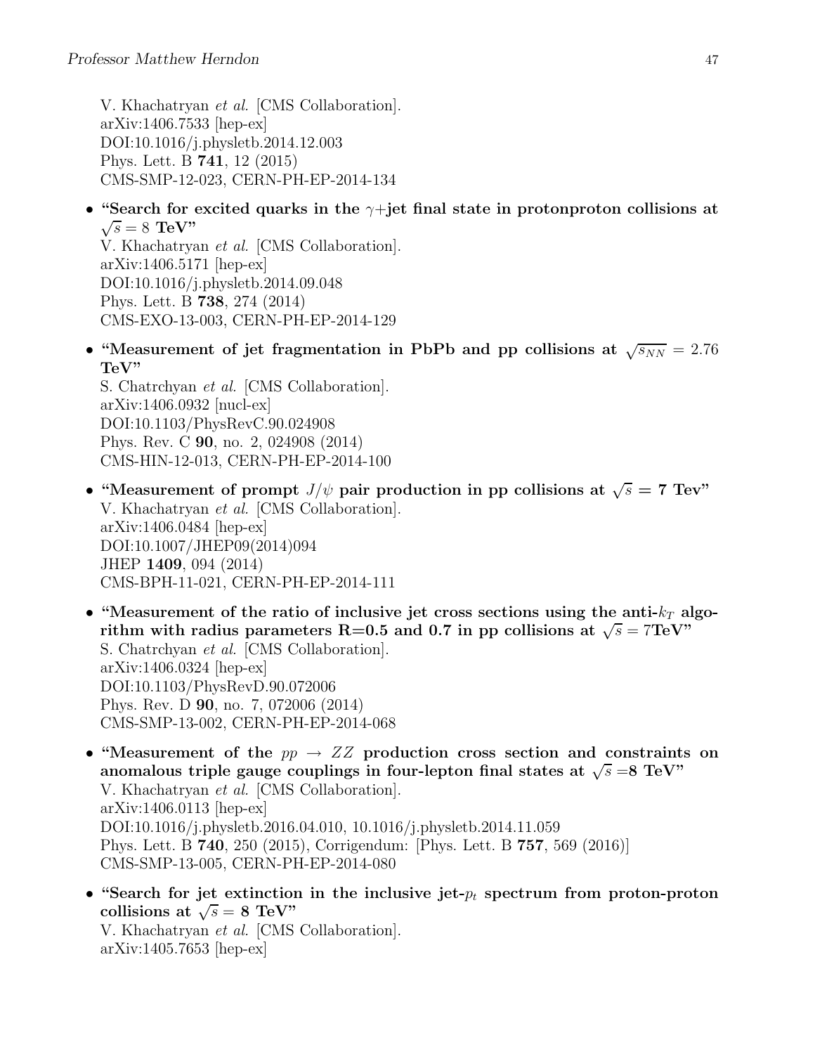V. Khachatryan *et al.* [CMS Collaboration].
arXiv:1406.7533 [hep-ex]
DOI:10.1016/j.physletb.2014.12.003
Phys. Lett. B **741**, 12 (2015)
CMS-SMP-12-023, CERN-PH-EP-2014-134

- **"Search for excited quarks in the $\gamma$+jet final state in protonproton collisions at $\sqrt{s} = 8$ TeV"**
  V. Khachatryan *et al.* [CMS Collaboration].
  arXiv:1406.5171 [hep-ex]
  DOI:10.1016/j.physletb.2014.09.048
  Phys. Lett. B **738**, 274 (2014)
  CMS-EXO-13-003, CERN-PH-EP-2014-129

- **"Measurement of jet fragmentation in PbPb and pp collisions at $\sqrt{s_{NN}} = 2.76$ TeV"**
  S. Chatrchyan *et al.* [CMS Collaboration].
  arXiv:1406.0932 [nucl-ex]
  DOI:10.1103/PhysRevC.90.024908
  Phys. Rev. C **90**, no. 2, 024908 (2014)
  CMS-HIN-12-013, CERN-PH-EP-2014-100

- **"Measurement of prompt $J/\psi$ pair production in pp collisions at $\sqrt{s} = 7$ Tev"**
  V. Khachatryan *et al.* [CMS Collaboration].
  arXiv:1406.0484 [hep-ex]
  DOI:10.1007/JHEP09(2014)094
  JHEP **1409**, 094 (2014)
  CMS-BPH-11-021, CERN-PH-EP-2014-111

- **"Measurement of the ratio of inclusive jet cross sections using the anti-$k_T$ algorithm with radius parameters R=0.5 and 0.7 in pp collisions at $\sqrt{s} = 7$TeV"**
  S. Chatrchyan *et al.* [CMS Collaboration].
  arXiv:1406.0324 [hep-ex]
  DOI:10.1103/PhysRevD.90.072006
  Phys. Rev. D **90**, no. 7, 072006 (2014)
  CMS-SMP-13-002, CERN-PH-EP-2014-068

- **"Measurement of the $pp \to ZZ$ production cross section and constraints on anomalous triple gauge couplings in four-lepton final states at $\sqrt{s}$ =8 TeV"**
  V. Khachatryan *et al.* [CMS Collaboration].
  arXiv:1406.0113 [hep-ex]
  DOI:10.1016/j.physletb.2016.04.010, 10.1016/j.physletb.2014.11.059
  Phys. Lett. B **740**, 250 (2015), Corrigendum: [Phys. Lett. B **757**, 569 (2016)]
  CMS-SMP-13-005, CERN-PH-EP-2014-080

- **"Search for jet extinction in the inclusive jet-$p_t$ spectrum from proton-proton collisions at $\sqrt{s} = 8$ TeV"**
  V. Khachatryan *et al.* [CMS Collaboration].
  arXiv:1405.7653 [hep-ex]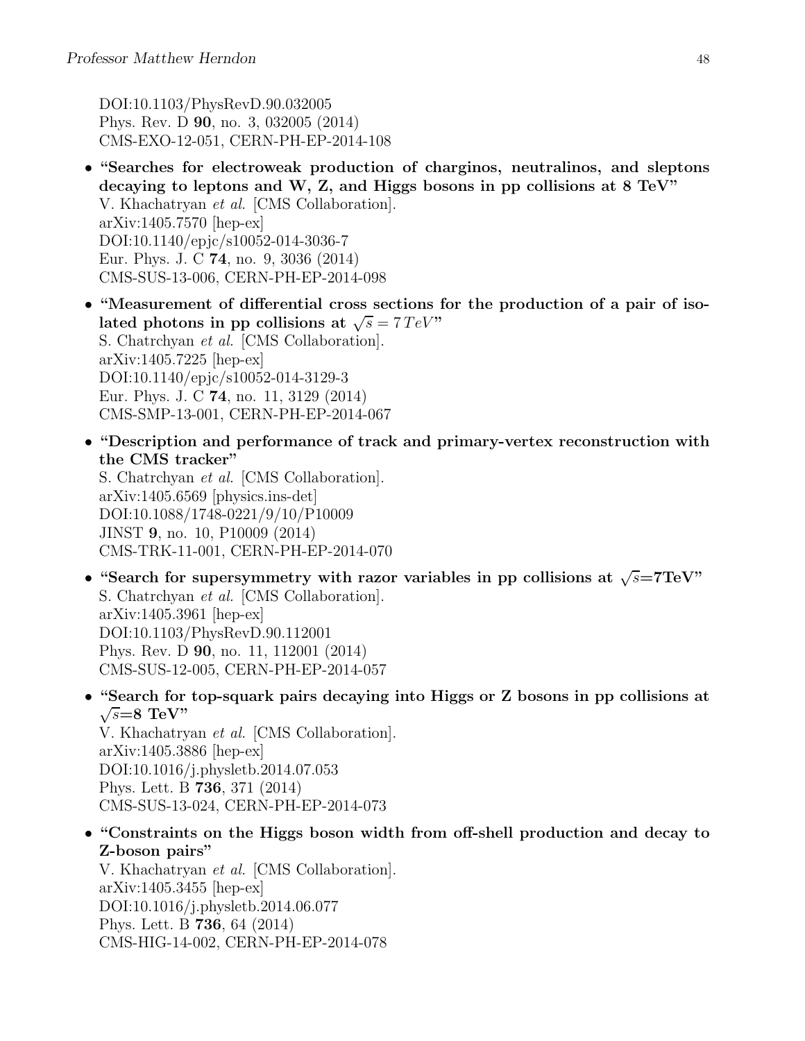DOI:10.1103/PhysRevD.90.032005
Phys. Rev. D **90**, no. 3, 032005 (2014)
CMS-EXO-12-051, CERN-PH-EP-2014-108

- **"Searches for electroweak production of charginos, neutralinos, and sleptons decaying to leptons and W, Z, and Higgs bosons in pp collisions at 8 TeV"**
  V. Khachatryan *et al.* [CMS Collaboration].
  arXiv:1405.7570 [hep-ex]
  DOI:10.1140/epjc/s10052-014-3036-7
  Eur. Phys. J. C **74**, no. 9, 3036 (2014)
  CMS-SUS-13-006, CERN-PH-EP-2014-098

- **"Measurement of differential cross sections for the production of a pair of isolated photons in pp collisions at $\sqrt{s} = 7\,TeV$"**
  S. Chatrchyan *et al.* [CMS Collaboration].
  arXiv:1405.7225 [hep-ex]
  DOI:10.1140/epjc/s10052-014-3129-3
  Eur. Phys. J. C **74**, no. 11, 3129 (2014)
  CMS-SMP-13-001, CERN-PH-EP-2014-067

- **"Description and performance of track and primary-vertex reconstruction with the CMS tracker"**
  S. Chatrchyan *et al.* [CMS Collaboration].
  arXiv:1405.6569 [physics.ins-det]
  DOI:10.1088/1748-0221/9/10/P10009
  JINST **9**, no. 10, P10009 (2014)
  CMS-TRK-11-001, CERN-PH-EP-2014-070

- **"Search for supersymmetry with razor variables in pp collisions at $\sqrt{s}$=7TeV"**
  S. Chatrchyan *et al.* [CMS Collaboration].
  arXiv:1405.3961 [hep-ex]
  DOI:10.1103/PhysRevD.90.112001
  Phys. Rev. D **90**, no. 11, 112001 (2014)
  CMS-SUS-12-005, CERN-PH-EP-2014-057

- **"Search for top-squark pairs decaying into Higgs or Z bosons in pp collisions at $\sqrt{s}$=8 TeV"**
  V. Khachatryan *et al.* [CMS Collaboration].
  arXiv:1405.3886 [hep-ex]
  DOI:10.1016/j.physletb.2014.07.053
  Phys. Lett. B **736**, 371 (2014)
  CMS-SUS-13-024, CERN-PH-EP-2014-073

- **"Constraints on the Higgs boson width from off-shell production and decay to Z-boson pairs"**
  V. Khachatryan *et al.* [CMS Collaboration].
  arXiv:1405.3455 [hep-ex]
  DOI:10.1016/j.physletb.2014.06.077
  Phys. Lett. B **736**, 64 (2014)
  CMS-HIG-14-002, CERN-PH-EP-2014-078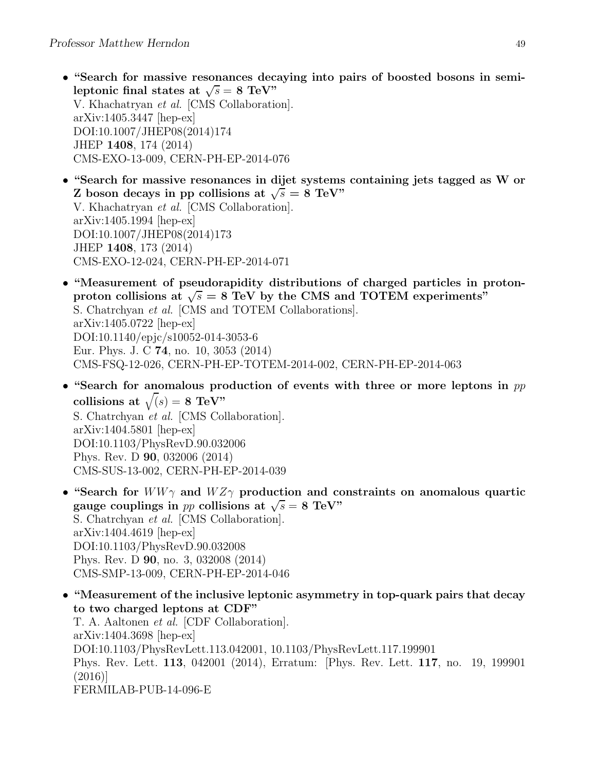- **"Search for massive resonances decaying into pairs of boosted bosons in semi-leptonic final states at $\sqrt{s} = 8$ TeV"**
  V. Khachatryan *et al.* [CMS Collaboration].
  arXiv:1405.3447 [hep-ex]
  DOI:10.1007/JHEP08(2014)174
  JHEP **1408**, 174 (2014)
  CMS-EXO-13-009, CERN-PH-EP-2014-076

- **"Search for massive resonances in dijet systems containing jets tagged as W or Z boson decays in pp collisions at $\sqrt{s} = 8$ TeV"**
  V. Khachatryan *et al.* [CMS Collaboration].
  arXiv:1405.1994 [hep-ex]
  DOI:10.1007/JHEP08(2014)173
  JHEP **1408**, 173 (2014)
  CMS-EXO-12-024, CERN-PH-EP-2014-071

- **"Measurement of pseudorapidity distributions of charged particles in proton-proton collisions at $\sqrt{s} = 8$ TeV by the CMS and TOTEM experiments"**
  S. Chatrchyan *et al.* [CMS and TOTEM Collaborations].
  arXiv:1405.0722 [hep-ex]
  DOI:10.1140/epjc/s10052-014-3053-6
  Eur. Phys. J. C **74**, no. 10, 3053 (2014)
  CMS-FSQ-12-026, CERN-PH-EP-TOTEM-2014-002, CERN-PH-EP-2014-063

- **"Search for anomalous production of events with three or more leptons in $pp$ collisions at $\sqrt(s) = 8$ TeV"**
  S. Chatrchyan *et al.* [CMS Collaboration].
  arXiv:1404.5801 [hep-ex]
  DOI:10.1103/PhysRevD.90.032006
  Phys. Rev. D **90**, 032006 (2014)
  CMS-SUS-13-002, CERN-PH-EP-2014-039

- **"Search for $WW\gamma$ and $WZ\gamma$ production and constraints on anomalous quartic gauge couplings in $pp$ collisions at $\sqrt{s} = 8$ TeV"**
  S. Chatrchyan *et al.* [CMS Collaboration].
  arXiv:1404.4619 [hep-ex]
  DOI:10.1103/PhysRevD.90.032008
  Phys. Rev. D **90**, no. 3, 032008 (2014)
  CMS-SMP-13-009, CERN-PH-EP-2014-046

- **"Measurement of the inclusive leptonic asymmetry in top-quark pairs that decay to two charged leptons at CDF"**
  T. A. Aaltonen *et al.* [CDF Collaboration].
  arXiv:1404.3698 [hep-ex]
  DOI:10.1103/PhysRevLett.113.042001, 10.1103/PhysRevLett.117.199901
  Phys. Rev. Lett. **113**, 042001 (2014), Erratum: [Phys. Rev. Lett. **117**, no. 19, 199901 (2016)]
  FERMILAB-PUB-14-096-E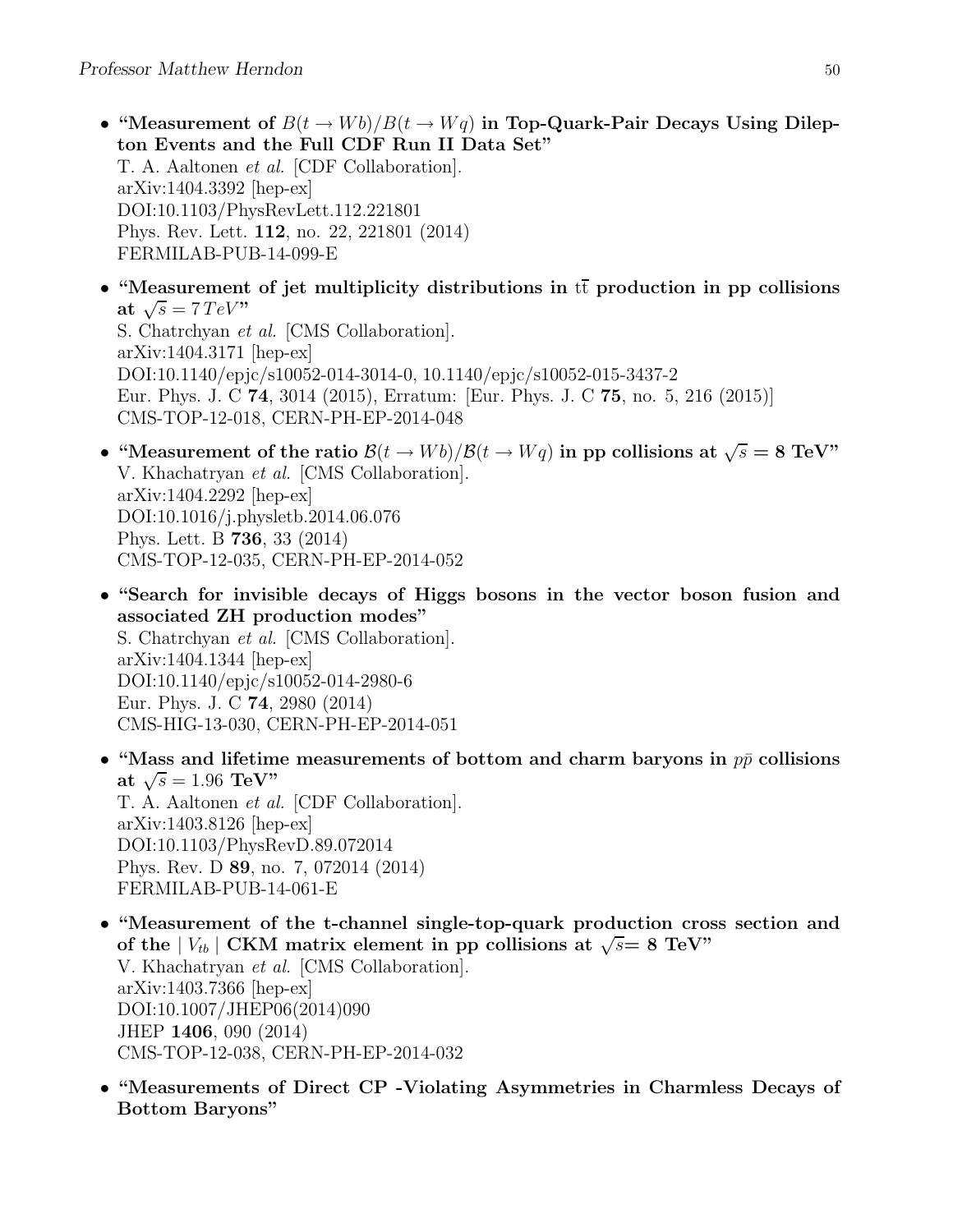- **"Measurement of $B(t \to Wb)/B(t \to Wq)$ in Top-Quark-Pair Decays Using Dilepton Events and the Full CDF Run II Data Set"**
  T. A. Aaltonen *et al.* [CDF Collaboration].
  arXiv:1404.3392 [hep-ex]
  DOI:10.1103/PhysRevLett.112.221801
  Phys. Rev. Lett. **112**, no. 22, 221801 (2014)
  FERMILAB-PUB-14-099-E

- **"Measurement of jet multiplicity distributions in $\mathrm{t\bar{t}}$ production in pp collisions at $\sqrt{s} = 7\,TeV$"**
  S. Chatrchyan *et al.* [CMS Collaboration].
  arXiv:1404.3171 [hep-ex]
  DOI:10.1140/epjc/s10052-014-3014-0, 10.1140/epjc/s10052-015-3437-2
  Eur. Phys. J. C **74**, 3014 (2015), Erratum: [Eur. Phys. J. C **75**, no. 5, 216 (2015)]
  CMS-TOP-12-018, CERN-PH-EP-2014-048

- **"Measurement of the ratio $\mathcal{B}(t \to Wb)/\mathcal{B}(t \to Wq)$ in pp collisions at $\sqrt{s}$ = 8 TeV"**
  V. Khachatryan *et al.* [CMS Collaboration].
  arXiv:1404.2292 [hep-ex]
  DOI:10.1016/j.physletb.2014.06.076
  Phys. Lett. B **736**, 33 (2014)
  CMS-TOP-12-035, CERN-PH-EP-2014-052

- **"Search for invisible decays of Higgs bosons in the vector boson fusion and associated ZH production modes"**
  S. Chatrchyan *et al.* [CMS Collaboration].
  arXiv:1404.1344 [hep-ex]
  DOI:10.1140/epjc/s10052-014-2980-6
  Eur. Phys. J. C **74**, 2980 (2014)
  CMS-HIG-13-030, CERN-PH-EP-2014-051

- **"Mass and lifetime measurements of bottom and charm baryons in $p\bar{p}$ collisions at $\sqrt{s} = 1.96$ TeV"**
  T. A. Aaltonen *et al.* [CDF Collaboration].
  arXiv:1403.8126 [hep-ex]
  DOI:10.1103/PhysRevD.89.072014
  Phys. Rev. D **89**, no. 7, 072014 (2014)
  FERMILAB-PUB-14-061-E

- **"Measurement of the t-channel single-top-quark production cross section and of the $\mid V_{tb} \mid$ CKM matrix element in pp collisions at $\sqrt{s}$= 8 TeV"**
  V. Khachatryan *et al.* [CMS Collaboration].
  arXiv:1403.7366 [hep-ex]
  DOI:10.1007/JHEP06(2014)090
  JHEP **1406**, 090 (2014)
  CMS-TOP-12-038, CERN-PH-EP-2014-032

- **"Measurements of Direct CP -Violating Asymmetries in Charmless Decays of Bottom Baryons"**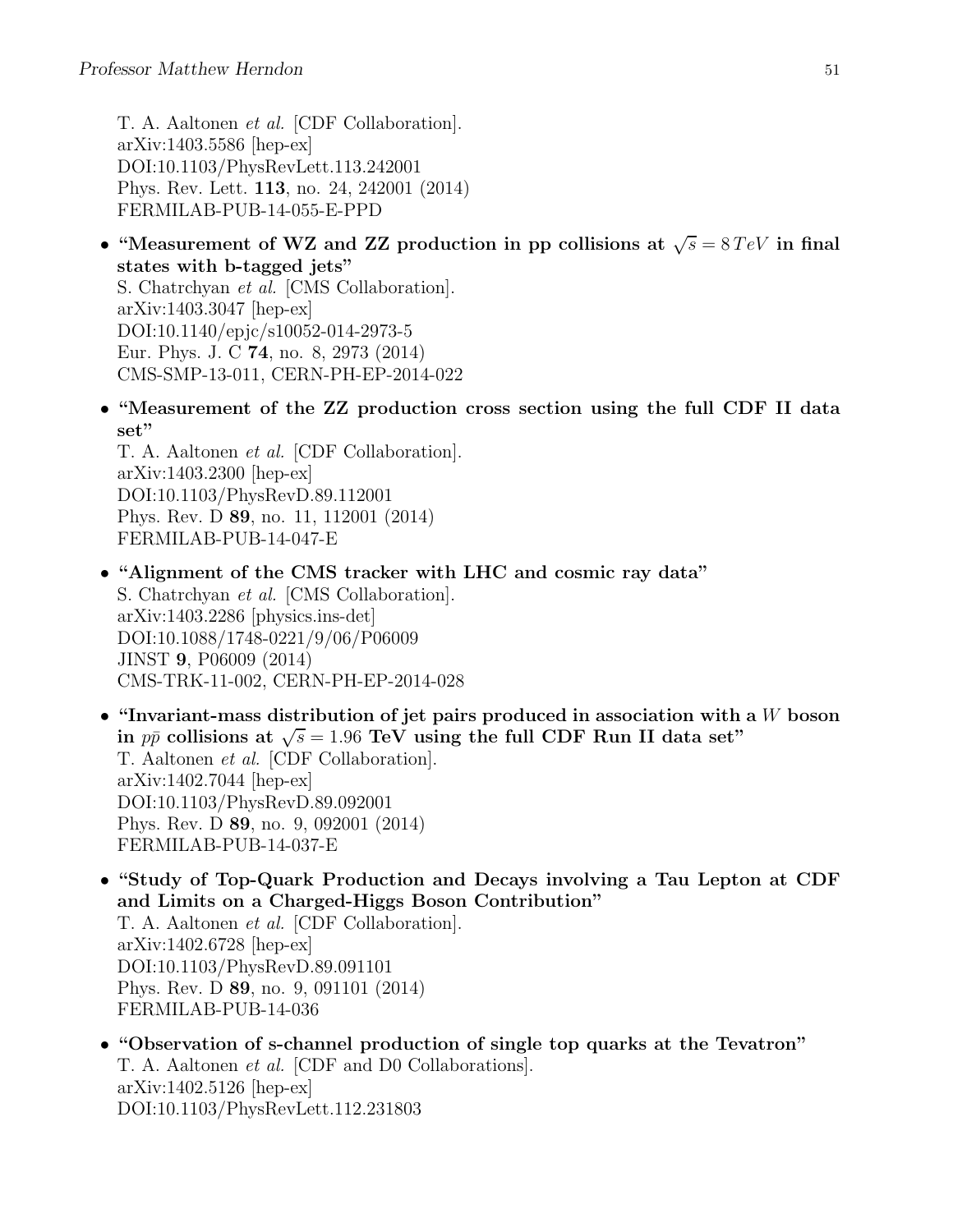T. A. Aaltonen *et al.* [CDF Collaboration].
arXiv:1403.5586 [hep-ex]
DOI:10.1103/PhysRevLett.113.242001
Phys. Rev. Lett. **113**, no. 24, 242001 (2014)
FERMILAB-PUB-14-055-E-PPD

- **"Measurement of WZ and ZZ production in pp collisions at $\sqrt{s} = 8\,TeV$ in final states with b-tagged jets"**
  S. Chatrchyan *et al.* [CMS Collaboration].
  arXiv:1403.3047 [hep-ex]
  DOI:10.1140/epjc/s10052-014-2973-5
  Eur. Phys. J. C **74**, no. 8, 2973 (2014)
  CMS-SMP-13-011, CERN-PH-EP-2014-022

- **"Measurement of the ZZ production cross section using the full CDF II data set"**
  T. A. Aaltonen *et al.* [CDF Collaboration].
  arXiv:1403.2300 [hep-ex]
  DOI:10.1103/PhysRevD.89.112001
  Phys. Rev. D **89**, no. 11, 112001 (2014)
  FERMILAB-PUB-14-047-E

- **"Alignment of the CMS tracker with LHC and cosmic ray data"**
  S. Chatrchyan *et al.* [CMS Collaboration].
  arXiv:1403.2286 [physics.ins-det]
  DOI:10.1088/1748-0221/9/06/P06009
  JINST **9**, P06009 (2014)
  CMS-TRK-11-002, CERN-PH-EP-2014-028

- **"Invariant-mass distribution of jet pairs produced in association with a $W$ boson in $p\bar{p}$ collisions at $\sqrt{s} = 1.96$ TeV using the full CDF Run II data set"**
  T. Aaltonen *et al.* [CDF Collaboration].
  arXiv:1402.7044 [hep-ex]
  DOI:10.1103/PhysRevD.89.092001
  Phys. Rev. D **89**, no. 9, 092001 (2014)
  FERMILAB-PUB-14-037-E

- **"Study of Top-Quark Production and Decays involving a Tau Lepton at CDF and Limits on a Charged-Higgs Boson Contribution"**
  T. A. Aaltonen *et al.* [CDF Collaboration].
  arXiv:1402.6728 [hep-ex]
  DOI:10.1103/PhysRevD.89.091101
  Phys. Rev. D **89**, no. 9, 091101 (2014)
  FERMILAB-PUB-14-036

- **"Observation of s-channel production of single top quarks at the Tevatron"**
  T. A. Aaltonen *et al.* [CDF and D0 Collaborations].
  arXiv:1402.5126 [hep-ex]
  DOI:10.1103/PhysRevLett.112.231803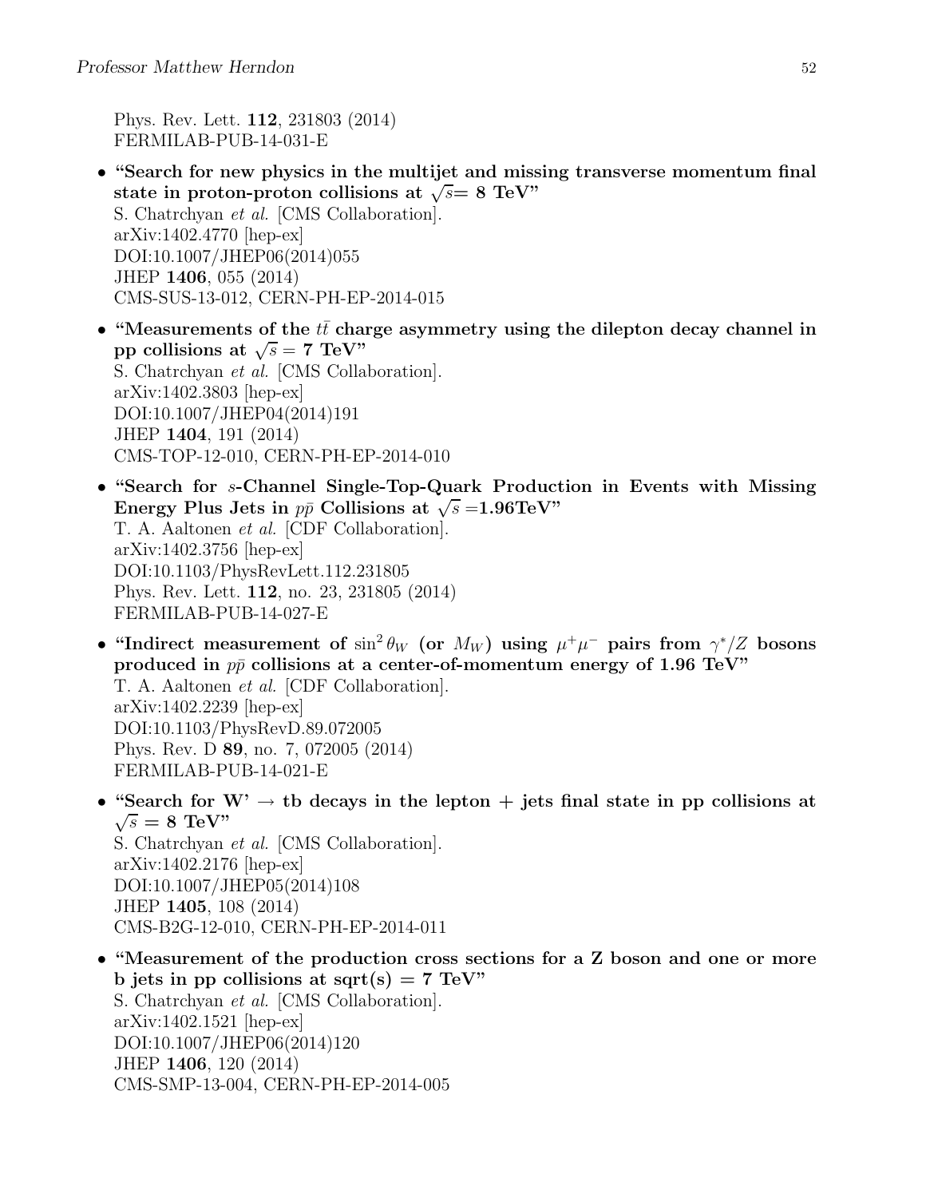Phys. Rev. Lett. **112**, 231803 (2014)
FERMILAB-PUB-14-031-E

- **"Search for new physics in the multijet and missing transverse momentum final state in proton-proton collisions at $\sqrt{s}$= 8 TeV"**
  S. Chatrchyan *et al.* [CMS Collaboration].
  arXiv:1402.4770 [hep-ex]
  DOI:10.1007/JHEP06(2014)055
  JHEP **1406**, 055 (2014)
  CMS-SUS-13-012, CERN-PH-EP-2014-015

- **"Measurements of the $t\bar{t}$ charge asymmetry using the dilepton decay channel in pp collisions at $\sqrt{s}$ = 7 TeV"**
  S. Chatrchyan *et al.* [CMS Collaboration].
  arXiv:1402.3803 [hep-ex]
  DOI:10.1007/JHEP04(2014)191
  JHEP **1404**, 191 (2014)
  CMS-TOP-12-010, CERN-PH-EP-2014-010

- **"Search for $s$-Channel Single-Top-Quark Production in Events with Missing Energy Plus Jets in $p\bar{p}$ Collisions at $\sqrt{s}$ =1.96TeV"**
  T. A. Aaltonen *et al.* [CDF Collaboration].
  arXiv:1402.3756 [hep-ex]
  DOI:10.1103/PhysRevLett.112.231805
  Phys. Rev. Lett. **112**, no. 23, 231805 (2014)
  FERMILAB-PUB-14-027-E

- **"Indirect measurement of $\sin^2\theta_W$ (or $M_W$) using $\mu^+\mu^-$ pairs from $\gamma^*/Z$ bosons produced in $p\bar{p}$ collisions at a center-of-momentum energy of 1.96 TeV"**
  T. A. Aaltonen *et al.* [CDF Collaboration].
  arXiv:1402.2239 [hep-ex]
  DOI:10.1103/PhysRevD.89.072005
  Phys. Rev. D **89**, no. 7, 072005 (2014)
  FERMILAB-PUB-14-021-E

- **"Search for W' → tb decays in the lepton + jets final state in pp collisions at $\sqrt{s}$ = 8 TeV"**
  S. Chatrchyan *et al.* [CMS Collaboration].
  arXiv:1402.2176 [hep-ex]
  DOI:10.1007/JHEP05(2014)108
  JHEP **1405**, 108 (2014)
  CMS-B2G-12-010, CERN-PH-EP-2014-011

- **"Measurement of the production cross sections for a Z boson and one or more b jets in pp collisions at sqrt(s) = 7 TeV"**
  S. Chatrchyan *et al.* [CMS Collaboration].
  arXiv:1402.1521 [hep-ex]
  DOI:10.1007/JHEP06(2014)120
  JHEP **1406**, 120 (2014)
  CMS-SMP-13-004, CERN-PH-EP-2014-005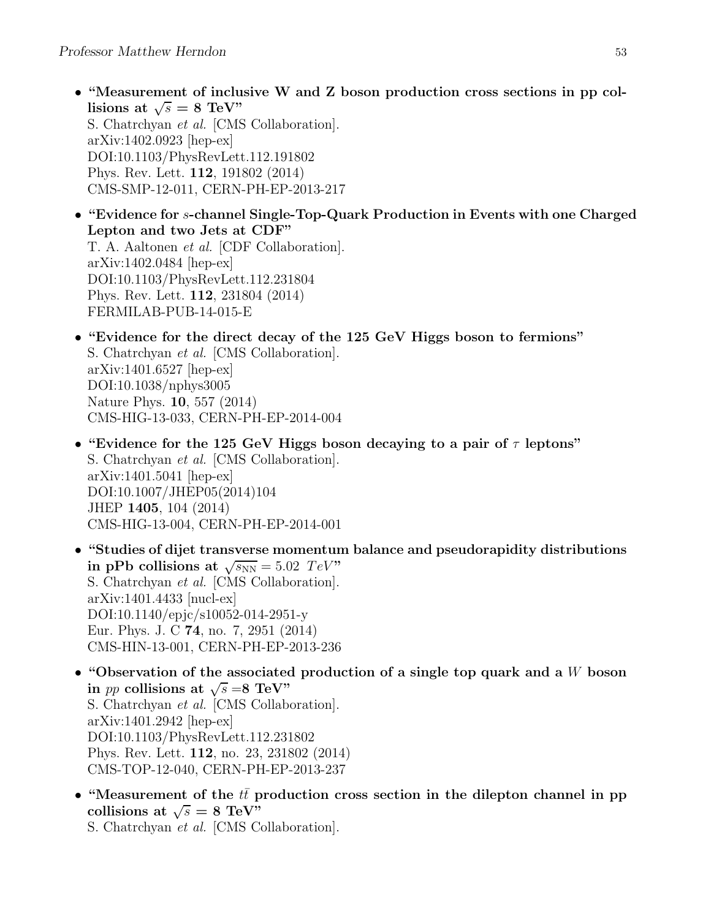- **"Measurement of inclusive W and Z boson production cross sections in pp collisions at $\sqrt{s} = 8$ TeV"**
  S. Chatrchyan *et al.* [CMS Collaboration].
  arXiv:1402.0923 [hep-ex]
  DOI:10.1103/PhysRevLett.112.191802
  Phys. Rev. Lett. **112**, 191802 (2014)
  CMS-SMP-12-011, CERN-PH-EP-2013-217

- **"Evidence for $s$-channel Single-Top-Quark Production in Events with one Charged Lepton and two Jets at CDF"**
  T. A. Aaltonen *et al.* [CDF Collaboration].
  arXiv:1402.0484 [hep-ex]
  DOI:10.1103/PhysRevLett.112.231804
  Phys. Rev. Lett. **112**, 231804 (2014)
  FERMILAB-PUB-14-015-E

- **"Evidence for the direct decay of the 125 GeV Higgs boson to fermions"**
  S. Chatrchyan *et al.* [CMS Collaboration].
  arXiv:1401.6527 [hep-ex]
  DOI:10.1038/nphys3005
  Nature Phys. **10**, 557 (2014)
  CMS-HIG-13-033, CERN-PH-EP-2014-004

- **"Evidence for the 125 GeV Higgs boson decaying to a pair of $\tau$ leptons"**
  S. Chatrchyan *et al.* [CMS Collaboration].
  arXiv:1401.5041 [hep-ex]
  DOI:10.1007/JHEP05(2014)104
  JHEP **1405**, 104 (2014)
  CMS-HIG-13-004, CERN-PH-EP-2014-001

- **"Studies of dijet transverse momentum balance and pseudorapidity distributions in pPb collisions at $\sqrt{s_{\mathrm{NN}}} = 5.02\ TeV$"**
  S. Chatrchyan *et al.* [CMS Collaboration].
  arXiv:1401.4433 [nucl-ex]
  DOI:10.1140/epjc/s10052-014-2951-y
  Eur. Phys. J. C **74**, no. 7, 2951 (2014)
  CMS-HIN-13-001, CERN-PH-EP-2013-236

- **"Observation of the associated production of a single top quark and a $W$ boson in $pp$ collisions at $\sqrt{s}$ =8 TeV"**
  S. Chatrchyan *et al.* [CMS Collaboration].
  arXiv:1401.2942 [hep-ex]
  DOI:10.1103/PhysRevLett.112.231802
  Phys. Rev. Lett. **112**, no. 23, 231802 (2014)
  CMS-TOP-12-040, CERN-PH-EP-2013-237

- **"Measurement of the $t\bar{t}$ production cross section in the dilepton channel in pp collisions at $\sqrt{s} = 8$ TeV"**
  S. Chatrchyan *et al.* [CMS Collaboration].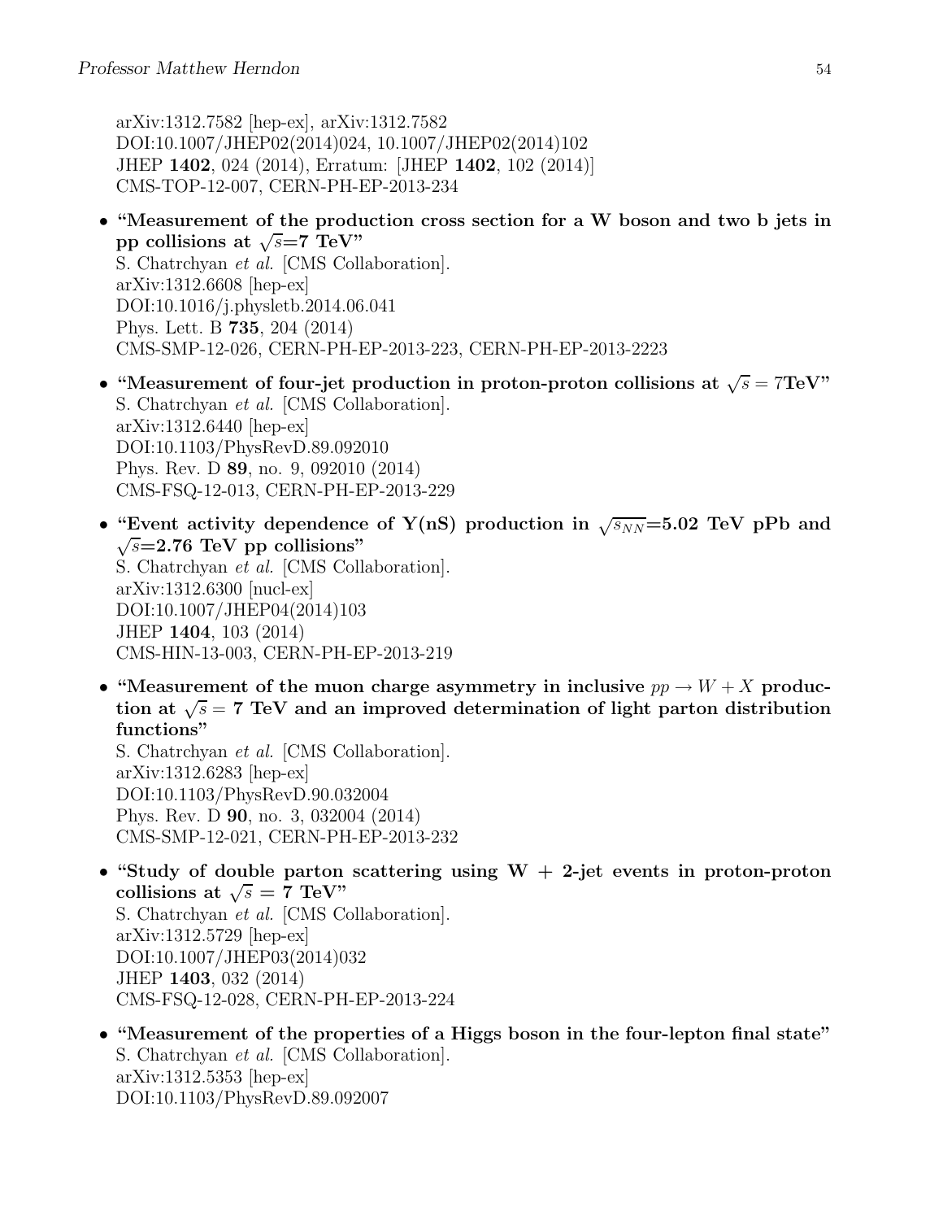arXiv:1312.7582 [hep-ex], arXiv:1312.7582
DOI:10.1007/JHEP02(2014)024, 10.1007/JHEP02(2014)102
JHEP **1402**, 024 (2014), Erratum: [JHEP **1402**, 102 (2014)]
CMS-TOP-12-007, CERN-PH-EP-2013-234

- **"Measurement of the production cross section for a W boson and two b jets in pp collisions at $\sqrt{s}$=7 TeV"**
S. Chatrchyan *et al.* [CMS Collaboration].
arXiv:1312.6608 [hep-ex]
DOI:10.1016/j.physletb.2014.06.041
Phys. Lett. B **735**, 204 (2014)
CMS-SMP-12-026, CERN-PH-EP-2013-223, CERN-PH-EP-2013-2223

- **"Measurement of four-jet production in proton-proton collisions at $\sqrt{s} = 7$TeV"**
S. Chatrchyan *et al.* [CMS Collaboration].
arXiv:1312.6440 [hep-ex]
DOI:10.1103/PhysRevD.89.092010
Phys. Rev. D **89**, no. 9, 092010 (2014)
CMS-FSQ-12-013, CERN-PH-EP-2013-229

- **"Event activity dependence of Y(nS) production in $\sqrt{s_{NN}}$=5.02 TeV pPb and $\sqrt{s}$=2.76 TeV pp collisions"**
S. Chatrchyan *et al.* [CMS Collaboration].
arXiv:1312.6300 [nucl-ex]
DOI:10.1007/JHEP04(2014)103
JHEP **1404**, 103 (2014)
CMS-HIN-13-003, CERN-PH-EP-2013-219

- **"Measurement of the muon charge asymmetry in inclusive $pp \to W + X$ production at $\sqrt{s}$ = 7 TeV and an improved determination of light parton distribution functions"**
S. Chatrchyan *et al.* [CMS Collaboration].
arXiv:1312.6283 [hep-ex]
DOI:10.1103/PhysRevD.90.032004
Phys. Rev. D **90**, no. 3, 032004 (2014)
CMS-SMP-12-021, CERN-PH-EP-2013-232

- **"Study of double parton scattering using W + 2-jet events in proton-proton collisions at $\sqrt{s}$ = 7 TeV"**
S. Chatrchyan *et al.* [CMS Collaboration].
arXiv:1312.5729 [hep-ex]
DOI:10.1007/JHEP03(2014)032
JHEP **1403**, 032 (2014)
CMS-FSQ-12-028, CERN-PH-EP-2013-224

- **"Measurement of the properties of a Higgs boson in the four-lepton final state"**
S. Chatrchyan *et al.* [CMS Collaboration].
arXiv:1312.5353 [hep-ex]
DOI:10.1103/PhysRevD.89.092007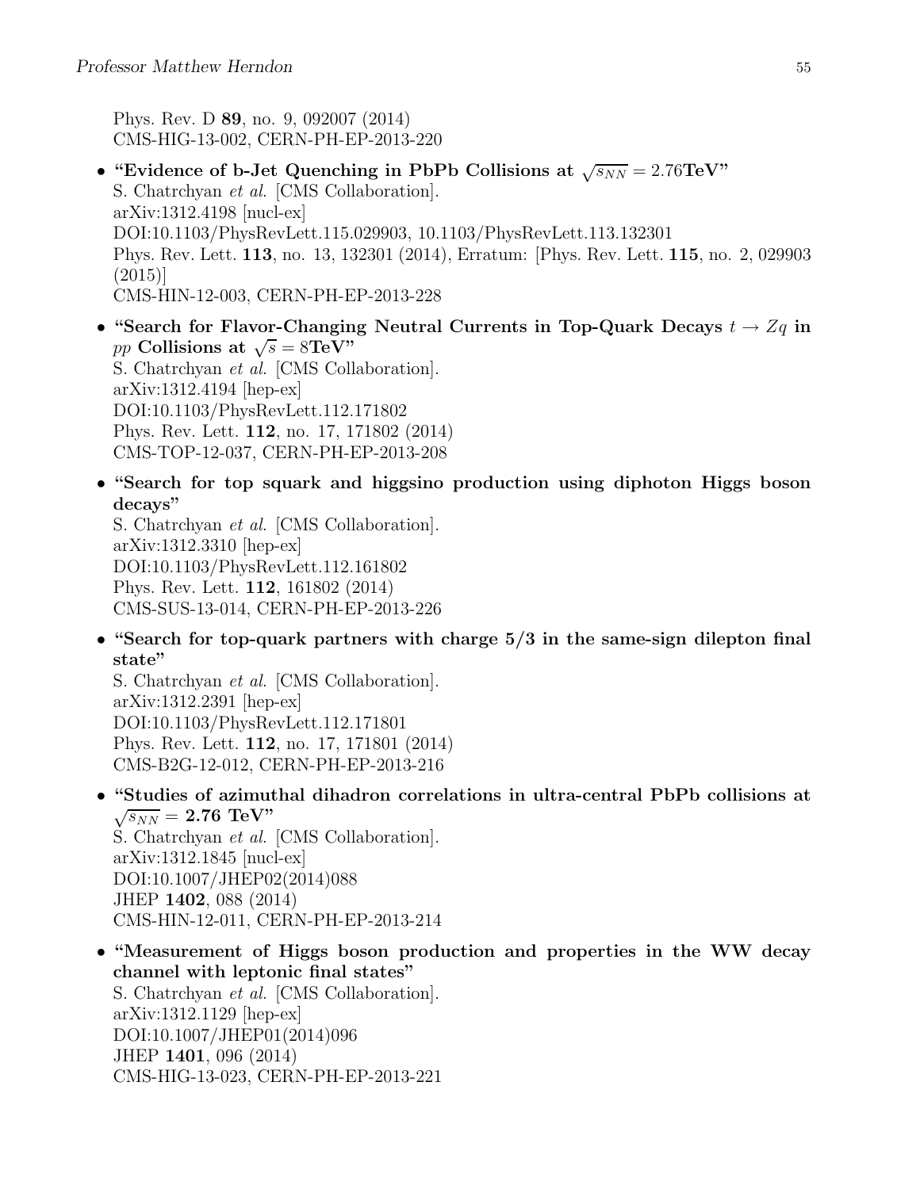Phys. Rev. D **89**, no. 9, 092007 (2014)
CMS-HIG-13-002, CERN-PH-EP-2013-220

- **"Evidence of b-Jet Quenching in PbPb Collisions at $\sqrt{s_{NN}} = 2.76$TeV"**
S. Chatrchyan *et al.* [CMS Collaboration].
arXiv:1312.4198 [nucl-ex]
DOI:10.1103/PhysRevLett.115.029903, 10.1103/PhysRevLett.113.132301
Phys. Rev. Lett. **113**, no. 13, 132301 (2014), Erratum: [Phys. Rev. Lett. **115**, no. 2, 029903 (2015)]
CMS-HIN-12-003, CERN-PH-EP-2013-228

- **"Search for Flavor-Changing Neutral Currents in Top-Quark Decays $t \to Zq$ in $pp$ Collisions at $\sqrt{s} = 8$TeV"**
S. Chatrchyan *et al.* [CMS Collaboration].
arXiv:1312.4194 [hep-ex]
DOI:10.1103/PhysRevLett.112.171802
Phys. Rev. Lett. **112**, no. 17, 171802 (2014)
CMS-TOP-12-037, CERN-PH-EP-2013-208

- **"Search for top squark and higgsino production using diphoton Higgs boson decays"**
S. Chatrchyan *et al.* [CMS Collaboration].
arXiv:1312.3310 [hep-ex]
DOI:10.1103/PhysRevLett.112.161802
Phys. Rev. Lett. **112**, 161802 (2014)
CMS-SUS-13-014, CERN-PH-EP-2013-226

- **"Search for top-quark partners with charge 5/3 in the same-sign dilepton final state"**
S. Chatrchyan *et al.* [CMS Collaboration].
arXiv:1312.2391 [hep-ex]
DOI:10.1103/PhysRevLett.112.171801
Phys. Rev. Lett. **112**, no. 17, 171801 (2014)
CMS-B2G-12-012, CERN-PH-EP-2013-216

- **"Studies of azimuthal dihadron correlations in ultra-central PbPb collisions at $\sqrt{s_{NN}} = 2.76$ TeV"**
S. Chatrchyan *et al.* [CMS Collaboration].
arXiv:1312.1845 [nucl-ex]
DOI:10.1007/JHEP02(2014)088
JHEP **1402**, 088 (2014)
CMS-HIN-12-011, CERN-PH-EP-2013-214

- **"Measurement of Higgs boson production and properties in the WW decay channel with leptonic final states"**
S. Chatrchyan *et al.* [CMS Collaboration].
arXiv:1312.1129 [hep-ex]
DOI:10.1007/JHEP01(2014)096
JHEP **1401**, 096 (2014)
CMS-HIG-13-023, CERN-PH-EP-2013-221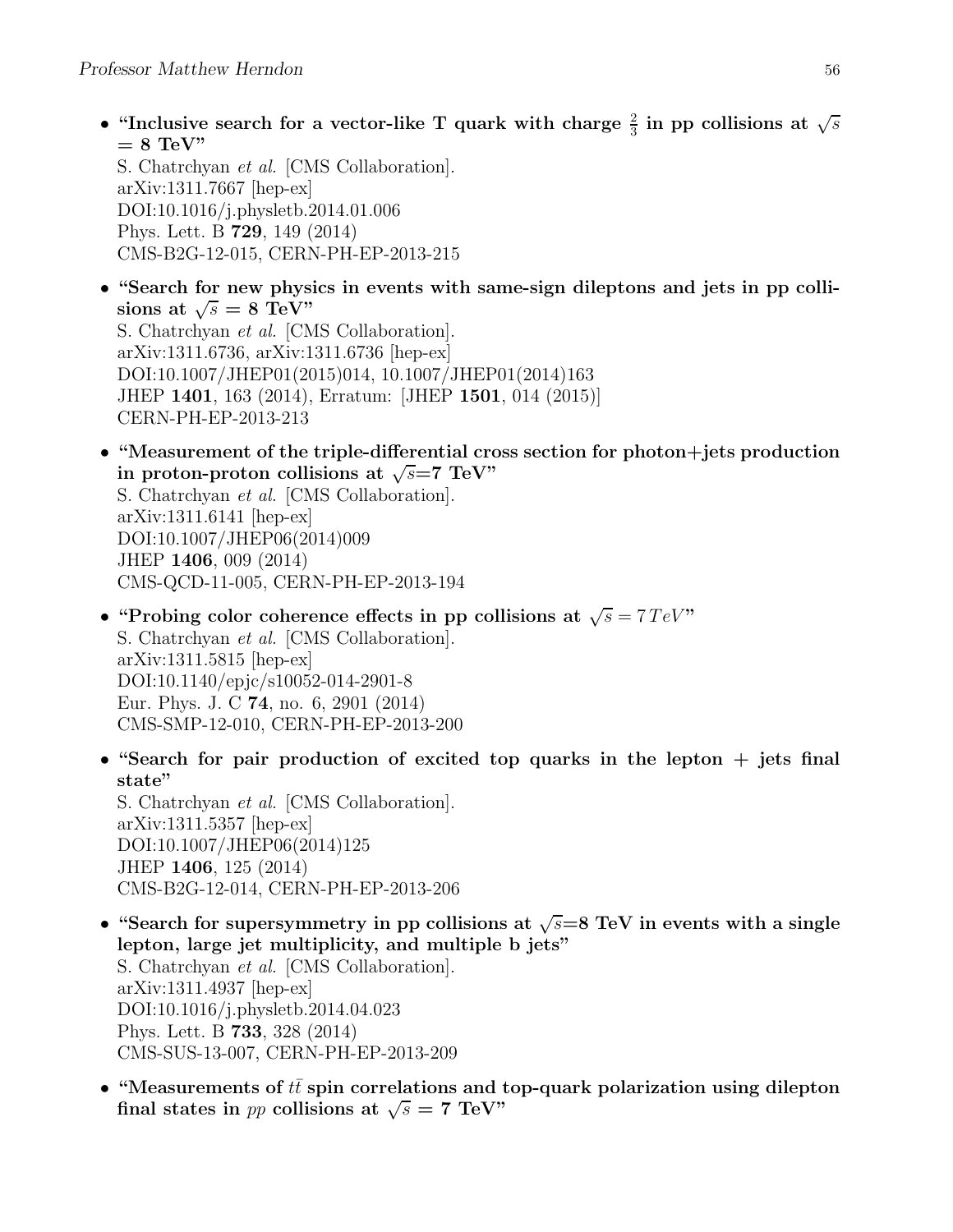- **"Inclusive search for a vector-like T quark with charge $\frac{2}{3}$ in pp collisions at $\sqrt{s}$ = 8 TeV"**
  S. Chatrchyan *et al.* [CMS Collaboration].
  arXiv:1311.7667 [hep-ex]
  DOI:10.1016/j.physletb.2014.01.006
  Phys. Lett. B **729**, 149 (2014)
  CMS-B2G-12-015, CERN-PH-EP-2013-215

- **"Search for new physics in events with same-sign dileptons and jets in pp collisions at $\sqrt{s}$ = 8 TeV"**
  S. Chatrchyan *et al.* [CMS Collaboration].
  arXiv:1311.6736, arXiv:1311.6736 [hep-ex]
  DOI:10.1007/JHEP01(2015)014, 10.1007/JHEP01(2014)163
  JHEP **1401**, 163 (2014), Erratum: [JHEP **1501**, 014 (2015)]
  CERN-PH-EP-2013-213

- **"Measurement of the triple-differential cross section for photon+jets production in proton-proton collisions at $\sqrt{s}$=7 TeV"**
  S. Chatrchyan *et al.* [CMS Collaboration].
  arXiv:1311.6141 [hep-ex]
  DOI:10.1007/JHEP06(2014)009
  JHEP **1406**, 009 (2014)
  CMS-QCD-11-005, CERN-PH-EP-2013-194

- **"Probing color coherence effects in pp collisions at $\sqrt{s} = 7\,TeV$"**
  S. Chatrchyan *et al.* [CMS Collaboration].
  arXiv:1311.5815 [hep-ex]
  DOI:10.1140/epjc/s10052-014-2901-8
  Eur. Phys. J. C **74**, no. 6, 2901 (2014)
  CMS-SMP-12-010, CERN-PH-EP-2013-200

- **"Search for pair production of excited top quarks in the lepton + jets final state"**
  S. Chatrchyan *et al.* [CMS Collaboration].
  arXiv:1311.5357 [hep-ex]
  DOI:10.1007/JHEP06(2014)125
  JHEP **1406**, 125 (2014)
  CMS-B2G-12-014, CERN-PH-EP-2013-206

- **"Search for supersymmetry in pp collisions at $\sqrt{s}$=8 TeV in events with a single lepton, large jet multiplicity, and multiple b jets"**
  S. Chatrchyan *et al.* [CMS Collaboration].
  arXiv:1311.4937 [hep-ex]
  DOI:10.1016/j.physletb.2014.04.023
  Phys. Lett. B **733**, 328 (2014)
  CMS-SUS-13-007, CERN-PH-EP-2013-209

- **"Measurements of $t\bar{t}$ spin correlations and top-quark polarization using dilepton final states in $pp$ collisions at $\sqrt{s}$ = 7 TeV"**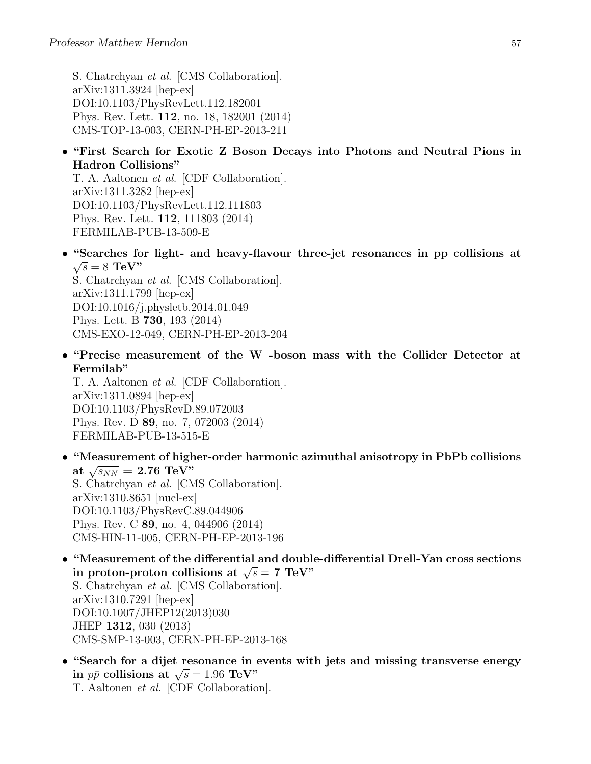S. Chatrchyan *et al.* [CMS Collaboration].
arXiv:1311.3924 [hep-ex]
DOI:10.1103/PhysRevLett.112.182001
Phys. Rev. Lett. **112**, no. 18, 182001 (2014)
CMS-TOP-13-003, CERN-PH-EP-2013-211

- **"First Search for Exotic Z Boson Decays into Photons and Neutral Pions in Hadron Collisions"**
  T. A. Aaltonen *et al.* [CDF Collaboration].
  arXiv:1311.3282 [hep-ex]
  DOI:10.1103/PhysRevLett.112.111803
  Phys. Rev. Lett. **112**, 111803 (2014)
  FERMILAB-PUB-13-509-E

- **"Searches for light- and heavy-flavour three-jet resonances in pp collisions at $\sqrt{s} = 8$ TeV"**
  S. Chatrchyan *et al.* [CMS Collaboration].
  arXiv:1311.1799 [hep-ex]
  DOI:10.1016/j.physletb.2014.01.049
  Phys. Lett. B **730**, 193 (2014)
  CMS-EXO-12-049, CERN-PH-EP-2013-204

- **"Precise measurement of the W -boson mass with the Collider Detector at Fermilab"**
  T. A. Aaltonen *et al.* [CDF Collaboration].
  arXiv:1311.0894 [hep-ex]
  DOI:10.1103/PhysRevD.89.072003
  Phys. Rev. D **89**, no. 7, 072003 (2014)
  FERMILAB-PUB-13-515-E

- **"Measurement of higher-order harmonic azimuthal anisotropy in PbPb collisions at $\sqrt{s_{NN}} = 2.76$ TeV"**
  S. Chatrchyan *et al.* [CMS Collaboration].
  arXiv:1310.8651 [nucl-ex]
  DOI:10.1103/PhysRevC.89.044906
  Phys. Rev. C **89**, no. 4, 044906 (2014)
  CMS-HIN-11-005, CERN-PH-EP-2013-196

- **"Measurement of the differential and double-differential Drell-Yan cross sections in proton-proton collisions at $\sqrt{s} = 7$ TeV"**
  S. Chatrchyan *et al.* [CMS Collaboration].
  arXiv:1310.7291 [hep-ex]
  DOI:10.1007/JHEP12(2013)030
  JHEP **1312**, 030 (2013)
  CMS-SMP-13-003, CERN-PH-EP-2013-168

- **"Search for a dijet resonance in events with jets and missing transverse energy in $p\bar{p}$ collisions at $\sqrt{s} = 1.96$ TeV"**
  T. Aaltonen *et al.* [CDF Collaboration].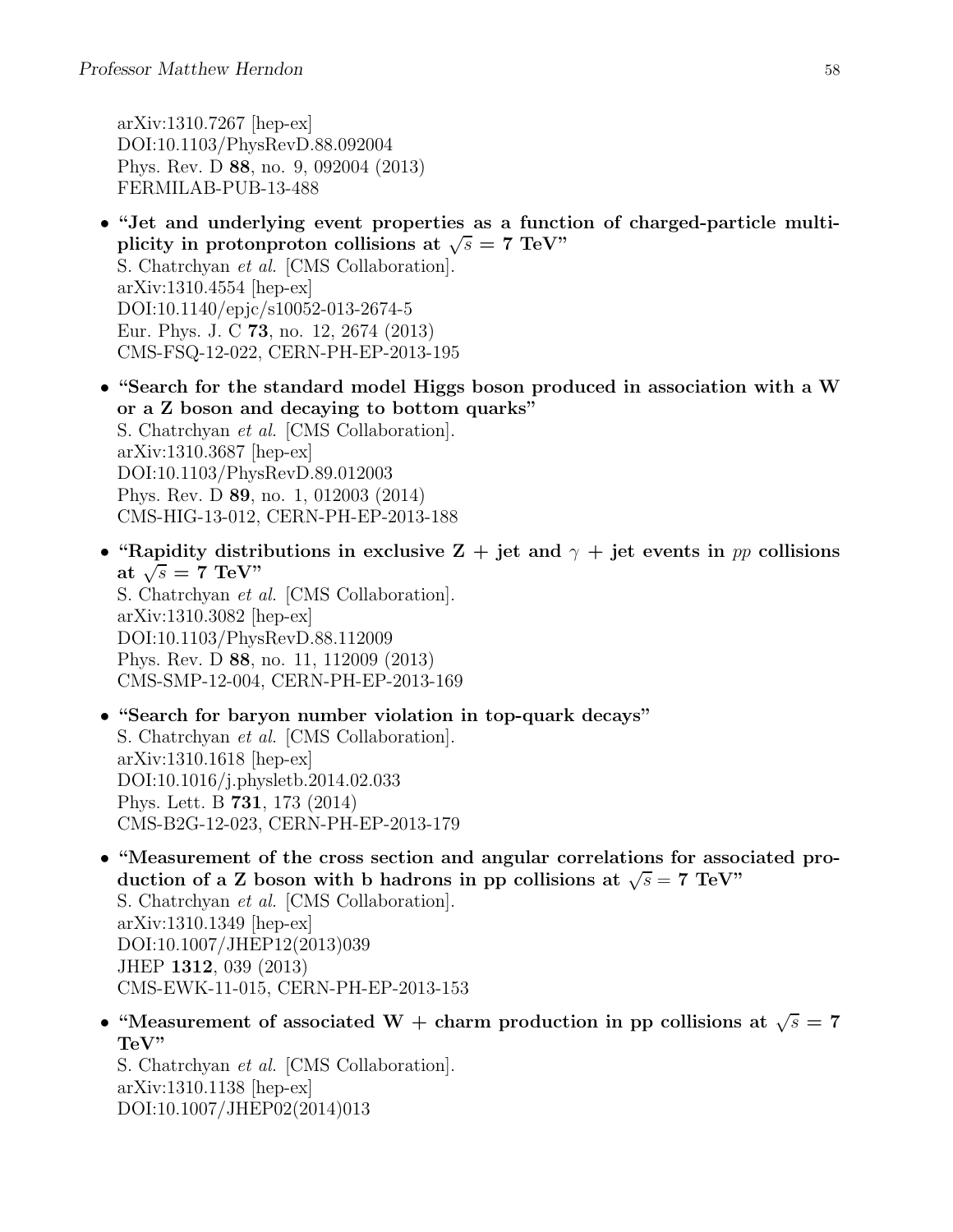arXiv:1310.7267 [hep-ex]  
DOI:10.1103/PhysRevD.88.092004  
Phys. Rev. D **88**, no. 9, 092004 (2013)  
FERMILAB-PUB-13-488

- **"Jet and underlying event properties as a function of charged-particle multiplicity in protonproton collisions at $\sqrt{s} = 7$ TeV"**  
  S. Chatrchyan *et al.* [CMS Collaboration].  
  arXiv:1310.4554 [hep-ex]  
  DOI:10.1140/epjc/s10052-013-2674-5  
  Eur. Phys. J. C **73**, no. 12, 2674 (2013)  
  CMS-FSQ-12-022, CERN-PH-EP-2013-195

- **"Search for the standard model Higgs boson produced in association with a W or a Z boson and decaying to bottom quarks"**  
  S. Chatrchyan *et al.* [CMS Collaboration].  
  arXiv:1310.3687 [hep-ex]  
  DOI:10.1103/PhysRevD.89.012003  
  Phys. Rev. D **89**, no. 1, 012003 (2014)  
  CMS-HIG-13-012, CERN-PH-EP-2013-188

- **"Rapidity distributions in exclusive Z + jet and $\gamma$ + jet events in $pp$ collisions at $\sqrt{s} = 7$ TeV"**  
  S. Chatrchyan *et al.* [CMS Collaboration].  
  arXiv:1310.3082 [hep-ex]  
  DOI:10.1103/PhysRevD.88.112009  
  Phys. Rev. D **88**, no. 11, 112009 (2013)  
  CMS-SMP-12-004, CERN-PH-EP-2013-169

- **"Search for baryon number violation in top-quark decays"**  
  S. Chatrchyan *et al.* [CMS Collaboration].  
  arXiv:1310.1618 [hep-ex]  
  DOI:10.1016/j.physletb.2014.02.033  
  Phys. Lett. B **731**, 173 (2014)  
  CMS-B2G-12-023, CERN-PH-EP-2013-179

- **"Measurement of the cross section and angular correlations for associated production of a Z boson with b hadrons in pp collisions at $\sqrt{s} = 7$ TeV"**  
  S. Chatrchyan *et al.* [CMS Collaboration].  
  arXiv:1310.1349 [hep-ex]  
  DOI:10.1007/JHEP12(2013)039  
  JHEP **1312**, 039 (2013)  
  CMS-EWK-11-015, CERN-PH-EP-2013-153

- **"Measurement of associated W + charm production in pp collisions at $\sqrt{s} = 7$ TeV"**  
  S. Chatrchyan *et al.* [CMS Collaboration].  
  arXiv:1310.1138 [hep-ex]  
  DOI:10.1007/JHEP02(2014)013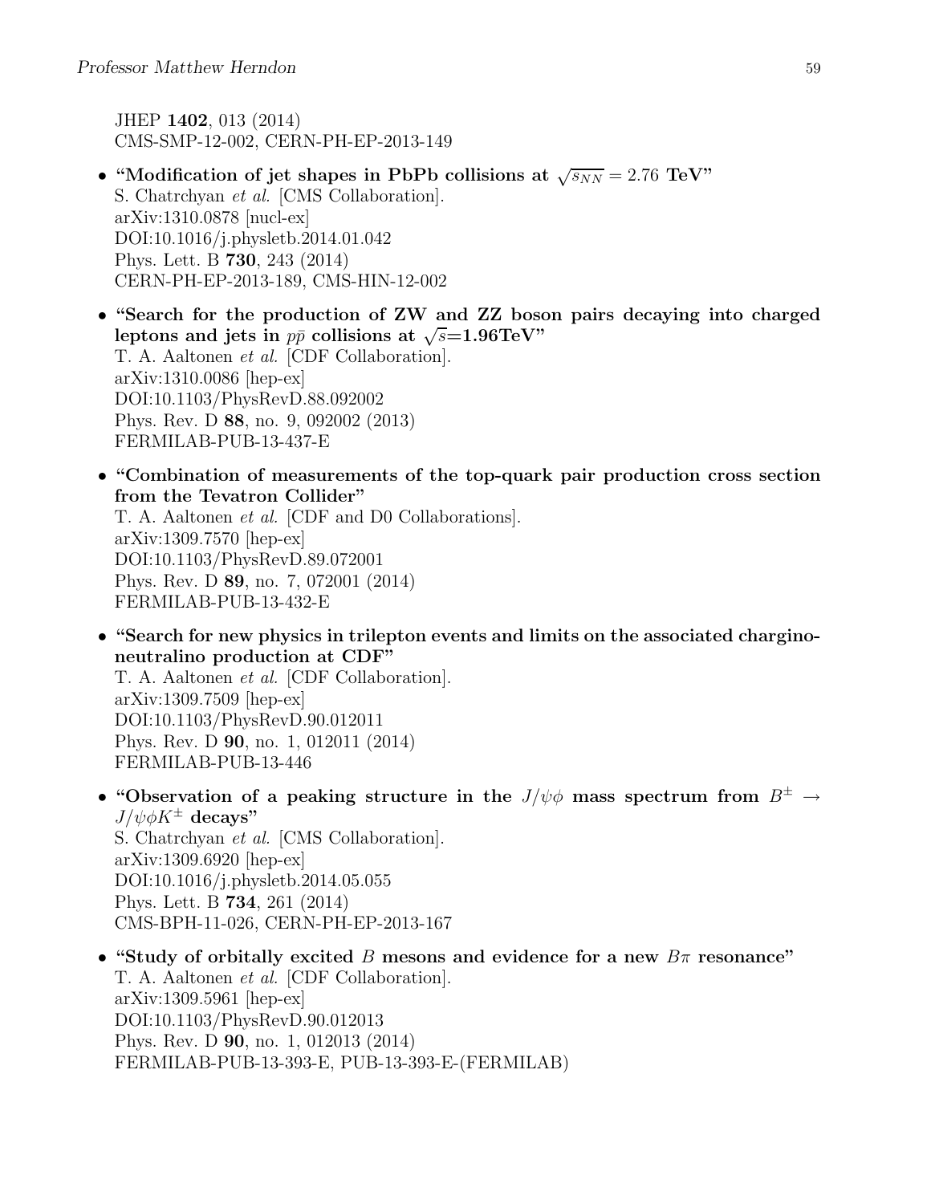JHEP **1402**, 013 (2014)
CMS-SMP-12-002, CERN-PH-EP-2013-149

- **"Modification of jet shapes in PbPb collisions at $\sqrt{s_{NN}} = 2.76$ TeV"**
  S. Chatrchyan *et al.* [CMS Collaboration].
  arXiv:1310.0878 [nucl-ex]
  DOI:10.1016/j.physletb.2014.01.042
  Phys. Lett. B **730**, 243 (2014)
  CERN-PH-EP-2013-189, CMS-HIN-12-002

- **"Search for the production of ZW and ZZ boson pairs decaying into charged leptons and jets in $p\bar{p}$ collisions at $\sqrt{s}$=1.96TeV"**
  T. A. Aaltonen *et al.* [CDF Collaboration].
  arXiv:1310.0086 [hep-ex]
  DOI:10.1103/PhysRevD.88.092002
  Phys. Rev. D **88**, no. 9, 092002 (2013)
  FERMILAB-PUB-13-437-E

- **"Combination of measurements of the top-quark pair production cross section from the Tevatron Collider"**
  T. A. Aaltonen *et al.* [CDF and D0 Collaborations].
  arXiv:1309.7570 [hep-ex]
  DOI:10.1103/PhysRevD.89.072001
  Phys. Rev. D **89**, no. 7, 072001 (2014)
  FERMILAB-PUB-13-432-E

- **"Search for new physics in trilepton events and limits on the associated chargino-neutralino production at CDF"**
  T. A. Aaltonen *et al.* [CDF Collaboration].
  arXiv:1309.7509 [hep-ex]
  DOI:10.1103/PhysRevD.90.012011
  Phys. Rev. D **90**, no. 1, 012011 (2014)
  FERMILAB-PUB-13-446

- **"Observation of a peaking structure in the $J/\psi\phi$ mass spectrum from $B^{\pm} \to J/\psi\phi K^{\pm}$ decays"**
  S. Chatrchyan *et al.* [CMS Collaboration].
  arXiv:1309.6920 [hep-ex]
  DOI:10.1016/j.physletb.2014.05.055
  Phys. Lett. B **734**, 261 (2014)
  CMS-BPH-11-026, CERN-PH-EP-2013-167

- **"Study of orbitally excited $B$ mesons and evidence for a new $B\pi$ resonance"**
  T. A. Aaltonen *et al.* [CDF Collaboration].
  arXiv:1309.5961 [hep-ex]
  DOI:10.1103/PhysRevD.90.012013
  Phys. Rev. D **90**, no. 1, 012013 (2014)
  FERMILAB-PUB-13-393-E, PUB-13-393-E-(FERMILAB)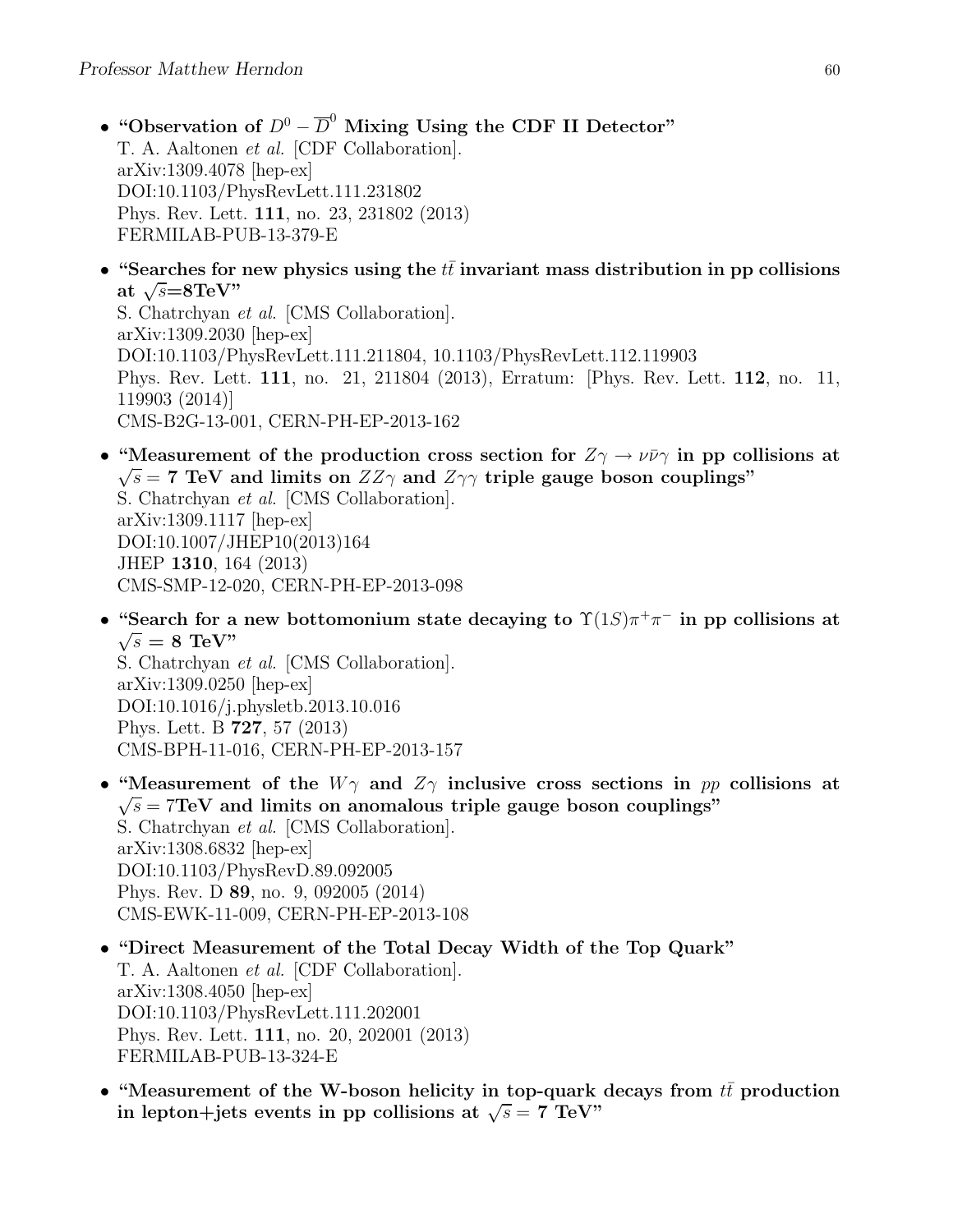- **"Observation of $D^0 - \overline{D}^0$ Mixing Using the CDF II Detector"**
  T. A. Aaltonen *et al.* [CDF Collaboration].
  arXiv:1309.4078 [hep-ex]
  DOI:10.1103/PhysRevLett.111.231802
  Phys. Rev. Lett. **111**, no. 23, 231802 (2013)
  FERMILAB-PUB-13-379-E

- **"Searches for new physics using the $t\bar{t}$ invariant mass distribution in pp collisions at $\sqrt{s}$=8TeV"**
  S. Chatrchyan *et al.* [CMS Collaboration].
  arXiv:1309.2030 [hep-ex]
  DOI:10.1103/PhysRevLett.111.211804, 10.1103/PhysRevLett.112.119903
  Phys. Rev. Lett. **111**, no. 21, 211804 (2013), Erratum: [Phys. Rev. Lett. **112**, no. 11, 119903 (2014)]
  CMS-B2G-13-001, CERN-PH-EP-2013-162

- **"Measurement of the production cross section for $Z\gamma \rightarrow \nu\bar{\nu}\gamma$ in pp collisions at $\sqrt{s}$ = 7 TeV and limits on $ZZ\gamma$ and $Z\gamma\gamma$ triple gauge boson couplings"**
  S. Chatrchyan *et al.* [CMS Collaboration].
  arXiv:1309.1117 [hep-ex]
  DOI:10.1007/JHEP10(2013)164
  JHEP **1310**, 164 (2013)
  CMS-SMP-12-020, CERN-PH-EP-2013-098

- **"Search for a new bottomonium state decaying to $\Upsilon(1S)\pi^+\pi^-$ in pp collisions at $\sqrt{s}$ = 8 TeV"**
  S. Chatrchyan *et al.* [CMS Collaboration].
  arXiv:1309.0250 [hep-ex]
  DOI:10.1016/j.physletb.2013.10.016
  Phys. Lett. B **727**, 57 (2013)
  CMS-BPH-11-016, CERN-PH-EP-2013-157

- **"Measurement of the $W\gamma$ and $Z\gamma$ inclusive cross sections in $pp$ collisions at $\sqrt{s} = 7$TeV and limits on anomalous triple gauge boson couplings"**
  S. Chatrchyan *et al.* [CMS Collaboration].
  arXiv:1308.6832 [hep-ex]
  DOI:10.1103/PhysRevD.89.092005
  Phys. Rev. D **89**, no. 9, 092005 (2014)
  CMS-EWK-11-009, CERN-PH-EP-2013-108

- **"Direct Measurement of the Total Decay Width of the Top Quark"**
  T. A. Aaltonen *et al.* [CDF Collaboration].
  arXiv:1308.4050 [hep-ex]
  DOI:10.1103/PhysRevLett.111.202001
  Phys. Rev. Lett. **111**, no. 20, 202001 (2013)
  FERMILAB-PUB-13-324-E

- **"Measurement of the W-boson helicity in top-quark decays from $t\bar{t}$ production in lepton+jets events in pp collisions at $\sqrt{s}$ = 7 TeV"**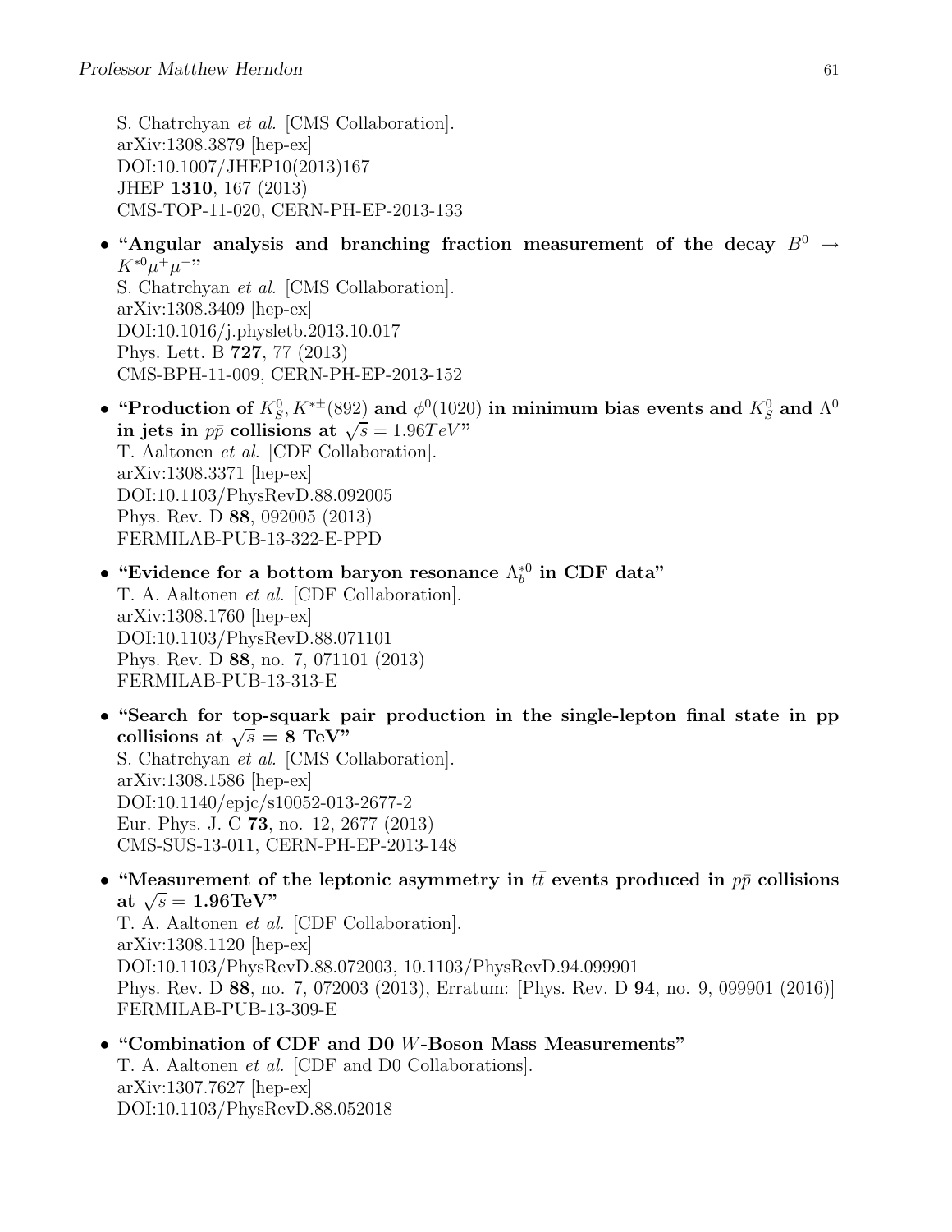S. Chatrchyan *et al.* [CMS Collaboration].
arXiv:1308.3879 [hep-ex]
DOI:10.1007/JHEP10(2013)167
JHEP **1310**, 167 (2013)
CMS-TOP-11-020, CERN-PH-EP-2013-133

- **"Angular analysis and branching fraction measurement of the decay $B^0 \to K^{*0}\mu^+\mu^-$"**
  S. Chatrchyan *et al.* [CMS Collaboration].
  arXiv:1308.3409 [hep-ex]
  DOI:10.1016/j.physletb.2013.10.017
  Phys. Lett. B **727**, 77 (2013)
  CMS-BPH-11-009, CERN-PH-EP-2013-152

- **"Production of $K^0_S, K^{*\pm}(892)$ and $\phi^0(1020)$ in minimum bias events and $K^0_S$ and $\Lambda^0$ in jets in $p\bar{p}$ collisions at $\sqrt{s} = 1.96TeV$"**
  T. Aaltonen *et al.* [CDF Collaboration].
  arXiv:1308.3371 [hep-ex]
  DOI:10.1103/PhysRevD.88.092005
  Phys. Rev. D **88**, 092005 (2013)
  FERMILAB-PUB-13-322-E-PPD

- **"Evidence for a bottom baryon resonance $\Lambda_b^{*0}$ in CDF data"**
  T. A. Aaltonen *et al.* [CDF Collaboration].
  arXiv:1308.1760 [hep-ex]
  DOI:10.1103/PhysRevD.88.071101
  Phys. Rev. D **88**, no. 7, 071101 (2013)
  FERMILAB-PUB-13-313-E

- **"Search for top-squark pair production in the single-lepton final state in pp collisions at $\sqrt{s} = 8$ TeV"**
  S. Chatrchyan *et al.* [CMS Collaboration].
  arXiv:1308.1586 [hep-ex]
  DOI:10.1140/epjc/s10052-013-2677-2
  Eur. Phys. J. C **73**, no. 12, 2677 (2013)
  CMS-SUS-13-011, CERN-PH-EP-2013-148

- **"Measurement of the leptonic asymmetry in $t\bar{t}$ events produced in $p\bar{p}$ collisions at $\sqrt{s} = 1.96$TeV"**
  T. A. Aaltonen *et al.* [CDF Collaboration].
  arXiv:1308.1120 [hep-ex]
  DOI:10.1103/PhysRevD.88.072003, 10.1103/PhysRevD.94.099901
  Phys. Rev. D **88**, no. 7, 072003 (2013), Erratum: [Phys. Rev. D **94**, no. 9, 099901 (2016)]
  FERMILAB-PUB-13-309-E

- **"Combination of CDF and D0 $W$-Boson Mass Measurements"**
  T. A. Aaltonen *et al.* [CDF and D0 Collaborations].
  arXiv:1307.7627 [hep-ex]
  DOI:10.1103/PhysRevD.88.052018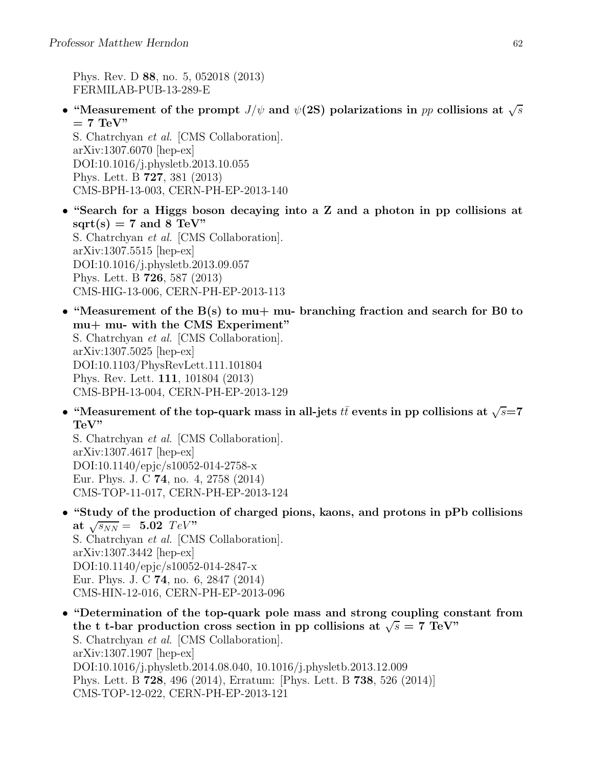Phys. Rev. D **88**, no. 5, 052018 (2013)
FERMILAB-PUB-13-289-E

- **"Measurement of the prompt $J/\psi$ and $\psi$(2S) polarizations in $pp$ collisions at $\sqrt{s}$ = 7 TeV"**
  S. Chatrchyan *et al.* [CMS Collaboration].
  arXiv:1307.6070 [hep-ex]
  DOI:10.1016/j.physletb.2013.10.055
  Phys. Lett. B **727**, 381 (2013)
  CMS-BPH-13-003, CERN-PH-EP-2013-140

- **"Search for a Higgs boson decaying into a Z and a photon in pp collisions at sqrt(s) = 7 and 8 TeV"**
  S. Chatrchyan *et al.* [CMS Collaboration].
  arXiv:1307.5515 [hep-ex]
  DOI:10.1016/j.physletb.2013.09.057
  Phys. Lett. B **726**, 587 (2013)
  CMS-HIG-13-006, CERN-PH-EP-2013-113

- **"Measurement of the B(s) to mu+ mu- branching fraction and search for B0 to mu+ mu- with the CMS Experiment"**
  S. Chatrchyan *et al.* [CMS Collaboration].
  arXiv:1307.5025 [hep-ex]
  DOI:10.1103/PhysRevLett.111.101804
  Phys. Rev. Lett. **111**, 101804 (2013)
  CMS-BPH-13-004, CERN-PH-EP-2013-129

- **"Measurement of the top-quark mass in all-jets $t\bar{t}$ events in pp collisions at $\sqrt{s}$=7 TeV"**
  S. Chatrchyan *et al.* [CMS Collaboration].
  arXiv:1307.4617 [hep-ex]
  DOI:10.1140/epjc/s10052-014-2758-x
  Eur. Phys. J. C **74**, no. 4, 2758 (2014)
  CMS-TOP-11-017, CERN-PH-EP-2013-124

- **"Study of the production of charged pions, kaons, and protons in pPb collisions at $\sqrt{s_{NN}} =$ 5.02 $TeV$"**
  S. Chatrchyan *et al.* [CMS Collaboration].
  arXiv:1307.3442 [hep-ex]
  DOI:10.1140/epjc/s10052-014-2847-x
  Eur. Phys. J. C **74**, no. 6, 2847 (2014)
  CMS-HIN-12-016, CERN-PH-EP-2013-096

- **"Determination of the top-quark pole mass and strong coupling constant from the t t-bar production cross section in pp collisions at $\sqrt{s}$ = 7 TeV"**
  S. Chatrchyan *et al.* [CMS Collaboration].
  arXiv:1307.1907 [hep-ex]
  DOI:10.1016/j.physletb.2014.08.040, 10.1016/j.physletb.2013.12.009
  Phys. Lett. B **728**, 496 (2014), Erratum: [Phys. Lett. B **738**, 526 (2014)]
  CMS-TOP-12-022, CERN-PH-EP-2013-121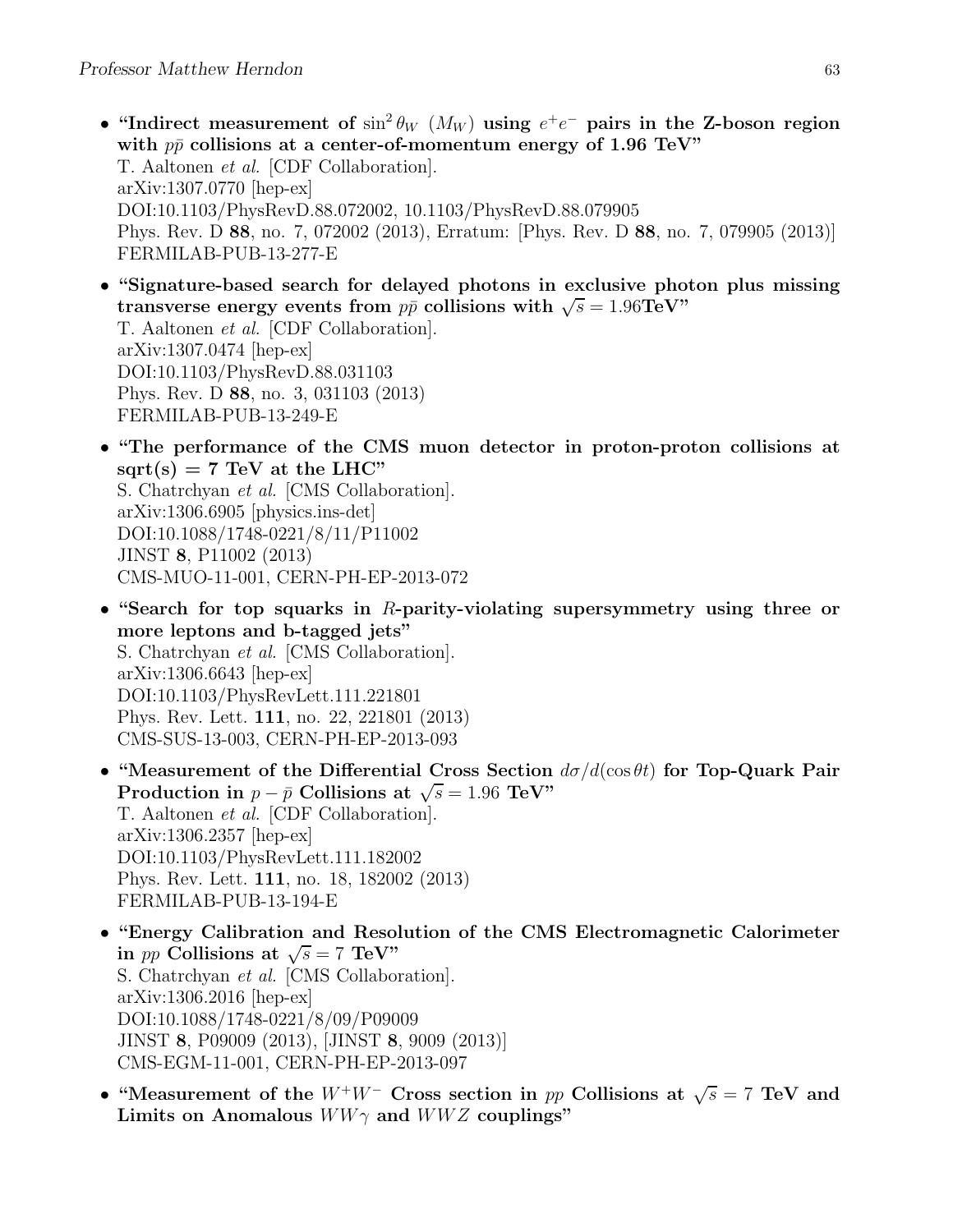- **"Indirect measurement of $\sin^2\theta_W$ ($M_W$) using $e^+e^-$ pairs in the Z-boson region with $p\bar{p}$ collisions at a center-of-momentum energy of 1.96 TeV"**
  T. Aaltonen *et al.* [CDF Collaboration].
  arXiv:1307.0770 [hep-ex]
  DOI:10.1103/PhysRevD.88.072002, 10.1103/PhysRevD.88.079905
  Phys. Rev. D **88**, no. 7, 072002 (2013), Erratum: [Phys. Rev. D **88**, no. 7, 079905 (2013)]
  FERMILAB-PUB-13-277-E

- **"Signature-based search for delayed photons in exclusive photon plus missing transverse energy events from $p\bar{p}$ collisions with $\sqrt{s} = 1.96$TeV"**
  T. Aaltonen *et al.* [CDF Collaboration].
  arXiv:1307.0474 [hep-ex]
  DOI:10.1103/PhysRevD.88.031103
  Phys. Rev. D **88**, no. 3, 031103 (2013)
  FERMILAB-PUB-13-249-E

- **"The performance of the CMS muon detector in proton-proton collisions at sqrt(s) = 7 TeV at the LHC"**
  S. Chatrchyan *et al.* [CMS Collaboration].
  arXiv:1306.6905 [physics.ins-det]
  DOI:10.1088/1748-0221/8/11/P11002
  JINST **8**, P11002 (2013)
  CMS-MUO-11-001, CERN-PH-EP-2013-072

- **"Search for top squarks in $R$-parity-violating supersymmetry using three or more leptons and b-tagged jets"**
  S. Chatrchyan *et al.* [CMS Collaboration].
  arXiv:1306.6643 [hep-ex]
  DOI:10.1103/PhysRevLett.111.221801
  Phys. Rev. Lett. **111**, no. 22, 221801 (2013)
  CMS-SUS-13-003, CERN-PH-EP-2013-093

- **"Measurement of the Differential Cross Section $d\sigma/d(\cos\theta t)$ for Top-Quark Pair Production in $p-\bar{p}$ Collisions at $\sqrt{s} = 1.96$ TeV"**
  T. Aaltonen *et al.* [CDF Collaboration].
  arXiv:1306.2357 [hep-ex]
  DOI:10.1103/PhysRevLett.111.182002
  Phys. Rev. Lett. **111**, no. 18, 182002 (2013)
  FERMILAB-PUB-13-194-E

- **"Energy Calibration and Resolution of the CMS Electromagnetic Calorimeter in $pp$ Collisions at $\sqrt{s} = 7$ TeV"**
  S. Chatrchyan *et al.* [CMS Collaboration].
  arXiv:1306.2016 [hep-ex]
  DOI:10.1088/1748-0221/8/09/P09009
  JINST **8**, P09009 (2013), [JINST **8**, 9009 (2013)]
  CMS-EGM-11-001, CERN-PH-EP-2013-097

- **"Measurement of the $W^+W^-$ Cross section in $pp$ Collisions at $\sqrt{s} = 7$ TeV and Limits on Anomalous $WW\gamma$ and $WWZ$ couplings"**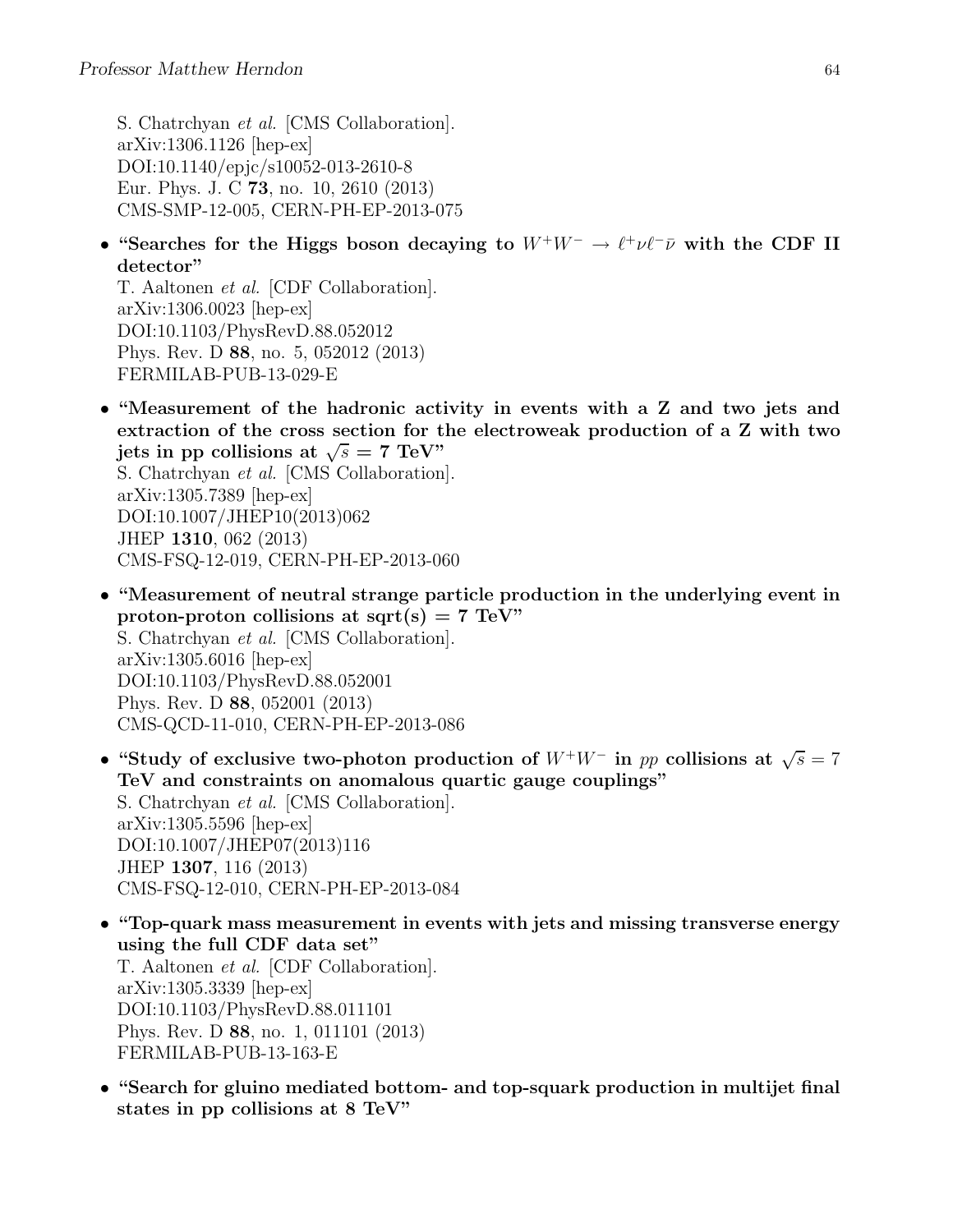S. Chatrchyan *et al.* [CMS Collaboration].
arXiv:1306.1126 [hep-ex]
DOI:10.1140/epjc/s10052-013-2610-8
Eur. Phys. J. C **73**, no. 10, 2610 (2013)
CMS-SMP-12-005, CERN-PH-EP-2013-075

- **"Searches for the Higgs boson decaying to $W^+W^- \rightarrow \ell^+\nu\ell^-\bar{\nu}$ with the CDF II detector"**
T. Aaltonen *et al.* [CDF Collaboration].
arXiv:1306.0023 [hep-ex]
DOI:10.1103/PhysRevD.88.052012
Phys. Rev. D **88**, no. 5, 052012 (2013)
FERMILAB-PUB-13-029-E

- **"Measurement of the hadronic activity in events with a Z and two jets and extraction of the cross section for the electroweak production of a Z with two jets in pp collisions at $\sqrt{s}$ = 7 TeV"**
S. Chatrchyan *et al.* [CMS Collaboration].
arXiv:1305.7389 [hep-ex]
DOI:10.1007/JHEP10(2013)062
JHEP **1310**, 062 (2013)
CMS-FSQ-12-019, CERN-PH-EP-2013-060

- **"Measurement of neutral strange particle production in the underlying event in proton-proton collisions at sqrt(s) = 7 TeV"**
S. Chatrchyan *et al.* [CMS Collaboration].
arXiv:1305.6016 [hep-ex]
DOI:10.1103/PhysRevD.88.052001
Phys. Rev. D **88**, 052001 (2013)
CMS-QCD-11-010, CERN-PH-EP-2013-086

- **"Study of exclusive two-photon production of $W^+W^-$ in $pp$ collisions at $\sqrt{s} = 7$ TeV and constraints on anomalous quartic gauge couplings"**
S. Chatrchyan *et al.* [CMS Collaboration].
arXiv:1305.5596 [hep-ex]
DOI:10.1007/JHEP07(2013)116
JHEP **1307**, 116 (2013)
CMS-FSQ-12-010, CERN-PH-EP-2013-084

- **"Top-quark mass measurement in events with jets and missing transverse energy using the full CDF data set"**
T. Aaltonen *et al.* [CDF Collaboration].
arXiv:1305.3339 [hep-ex]
DOI:10.1103/PhysRevD.88.011101
Phys. Rev. D **88**, no. 1, 011101 (2013)
FERMILAB-PUB-13-163-E

- **"Search for gluino mediated bottom- and top-squark production in multijet final states in pp collisions at 8 TeV"**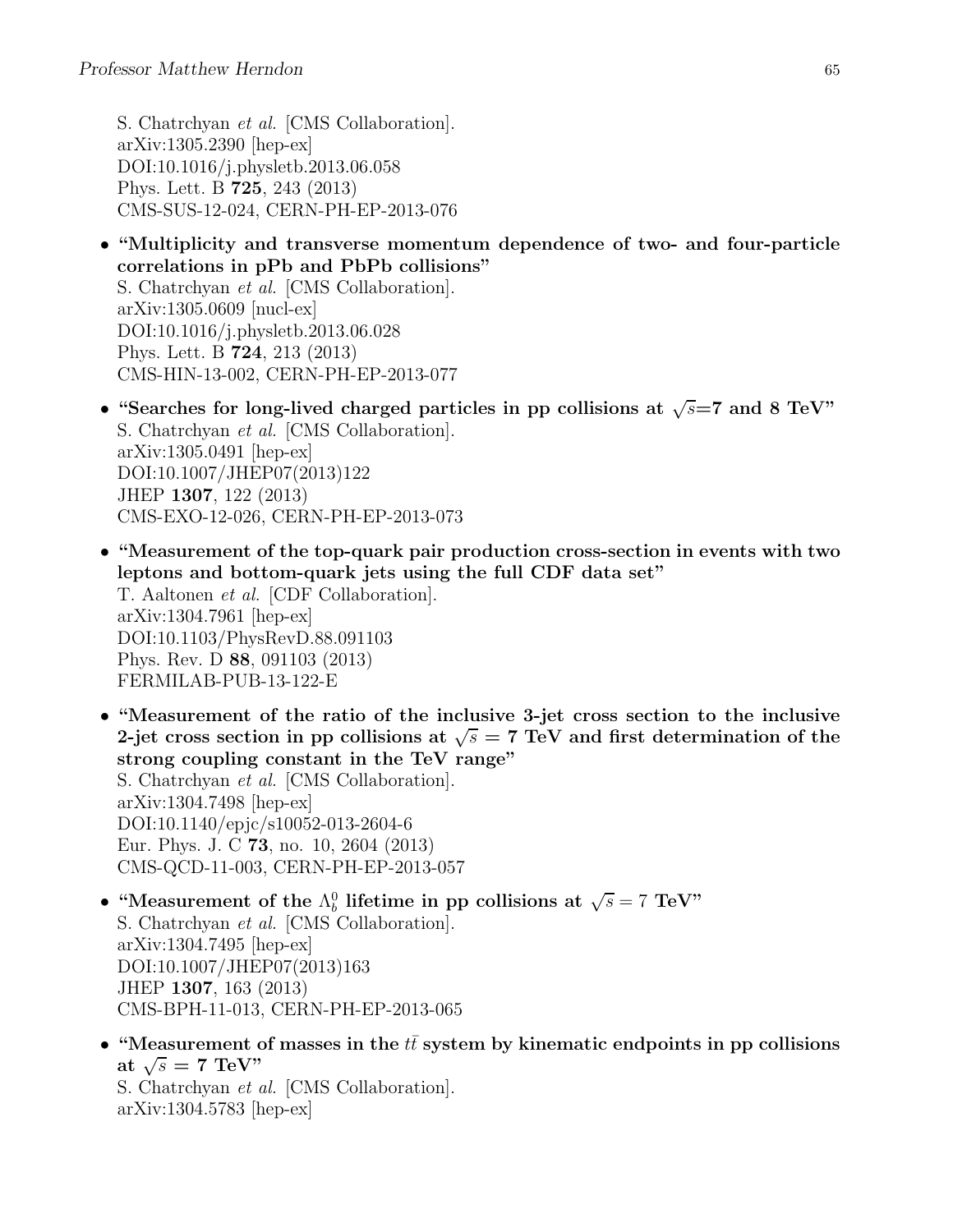S. Chatrchyan *et al.* [CMS Collaboration].
arXiv:1305.2390 [hep-ex]
DOI:10.1016/j.physletb.2013.06.058
Phys. Lett. B **725**, 243 (2013)
CMS-SUS-12-024, CERN-PH-EP-2013-076

- **"Multiplicity and transverse momentum dependence of two- and four-particle correlations in pPb and PbPb collisions"**
  S. Chatrchyan *et al.* [CMS Collaboration].
  arXiv:1305.0609 [nucl-ex]
  DOI:10.1016/j.physletb.2013.06.028
  Phys. Lett. B **724**, 213 (2013)
  CMS-HIN-13-002, CERN-PH-EP-2013-077

- **"Searches for long-lived charged particles in pp collisions at $\sqrt{s}$=7 and 8 TeV"**
  S. Chatrchyan *et al.* [CMS Collaboration].
  arXiv:1305.0491 [hep-ex]
  DOI:10.1007/JHEP07(2013)122
  JHEP **1307**, 122 (2013)
  CMS-EXO-12-026, CERN-PH-EP-2013-073

- **"Measurement of the top-quark pair production cross-section in events with two leptons and bottom-quark jets using the full CDF data set"**
  T. Aaltonen *et al.* [CDF Collaboration].
  arXiv:1304.7961 [hep-ex]
  DOI:10.1103/PhysRevD.88.091103
  Phys. Rev. D **88**, 091103 (2013)
  FERMILAB-PUB-13-122-E

- **"Measurement of the ratio of the inclusive 3-jet cross section to the inclusive 2-jet cross section in pp collisions at $\sqrt{s}$ = 7 TeV and first determination of the strong coupling constant in the TeV range"**
  S. Chatrchyan *et al.* [CMS Collaboration].
  arXiv:1304.7498 [hep-ex]
  DOI:10.1140/epjc/s10052-013-2604-6
  Eur. Phys. J. C **73**, no. 10, 2604 (2013)
  CMS-QCD-11-003, CERN-PH-EP-2013-057

- **"Measurement of the $\Lambda_b^0$ lifetime in pp collisions at $\sqrt{s} = 7$ TeV"**
  S. Chatrchyan *et al.* [CMS Collaboration].
  arXiv:1304.7495 [hep-ex]
  DOI:10.1007/JHEP07(2013)163
  JHEP **1307**, 163 (2013)
  CMS-BPH-11-013, CERN-PH-EP-2013-065

- **"Measurement of masses in the $t\bar{t}$ system by kinematic endpoints in pp collisions at $\sqrt{s}$ = 7 TeV"**
  S. Chatrchyan *et al.* [CMS Collaboration].
  arXiv:1304.5783 [hep-ex]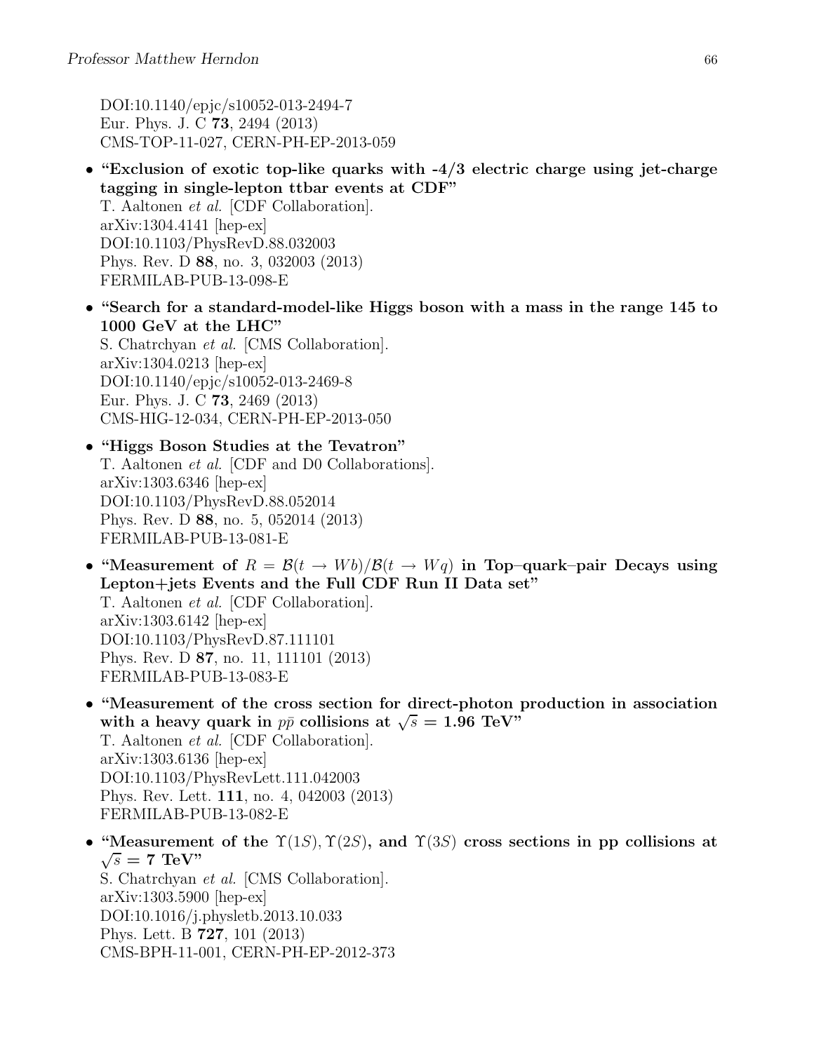DOI:10.1140/epjc/s10052-013-2494-7
Eur. Phys. J. C **73**, 2494 (2013)
CMS-TOP-11-027, CERN-PH-EP-2013-059

- **"Exclusion of exotic top-like quarks with -4/3 electric charge using jet-charge tagging in single-lepton ttbar events at CDF"**
  T. Aaltonen *et al.* [CDF Collaboration].
  arXiv:1304.4141 [hep-ex]
  DOI:10.1103/PhysRevD.88.032003
  Phys. Rev. D **88**, no. 3, 032003 (2013)
  FERMILAB-PUB-13-098-E

- **"Search for a standard-model-like Higgs boson with a mass in the range 145 to 1000 GeV at the LHC"**
  S. Chatrchyan *et al.* [CMS Collaboration].
  arXiv:1304.0213 [hep-ex]
  DOI:10.1140/epjc/s10052-013-2469-8
  Eur. Phys. J. C **73**, 2469 (2013)
  CMS-HIG-12-034, CERN-PH-EP-2013-050

- **"Higgs Boson Studies at the Tevatron"**
  T. Aaltonen *et al.* [CDF and D0 Collaborations].
  arXiv:1303.6346 [hep-ex]
  DOI:10.1103/PhysRevD.88.052014
  Phys. Rev. D **88**, no. 5, 052014 (2013)
  FERMILAB-PUB-13-081-E

- **"Measurement of $R = \mathcal{B}(t \to Wb)/\mathcal{B}(t \to Wq)$ in Top–quark–pair Decays using Lepton+jets Events and the Full CDF Run II Data set"**
  T. Aaltonen *et al.* [CDF Collaboration].
  arXiv:1303.6142 [hep-ex]
  DOI:10.1103/PhysRevD.87.111101
  Phys. Rev. D **87**, no. 11, 111101 (2013)
  FERMILAB-PUB-13-083-E

- **"Measurement of the cross section for direct-photon production in association with a heavy quark in $p\bar{p}$ collisions at $\sqrt{s} = 1.96$ TeV"**
  T. Aaltonen *et al.* [CDF Collaboration].
  arXiv:1303.6136 [hep-ex]
  DOI:10.1103/PhysRevLett.111.042003
  Phys. Rev. Lett. **111**, no. 4, 042003 (2013)
  FERMILAB-PUB-13-082-E

- **"Measurement of the $\Upsilon(1S), \Upsilon(2S)$, and $\Upsilon(3S)$ cross sections in pp collisions at $\sqrt{s} = 7$ TeV"**
  S. Chatrchyan *et al.* [CMS Collaboration].
  arXiv:1303.5900 [hep-ex]
  DOI:10.1016/j.physletb.2013.10.033
  Phys. Lett. B **727**, 101 (2013)
  CMS-BPH-11-001, CERN-PH-EP-2012-373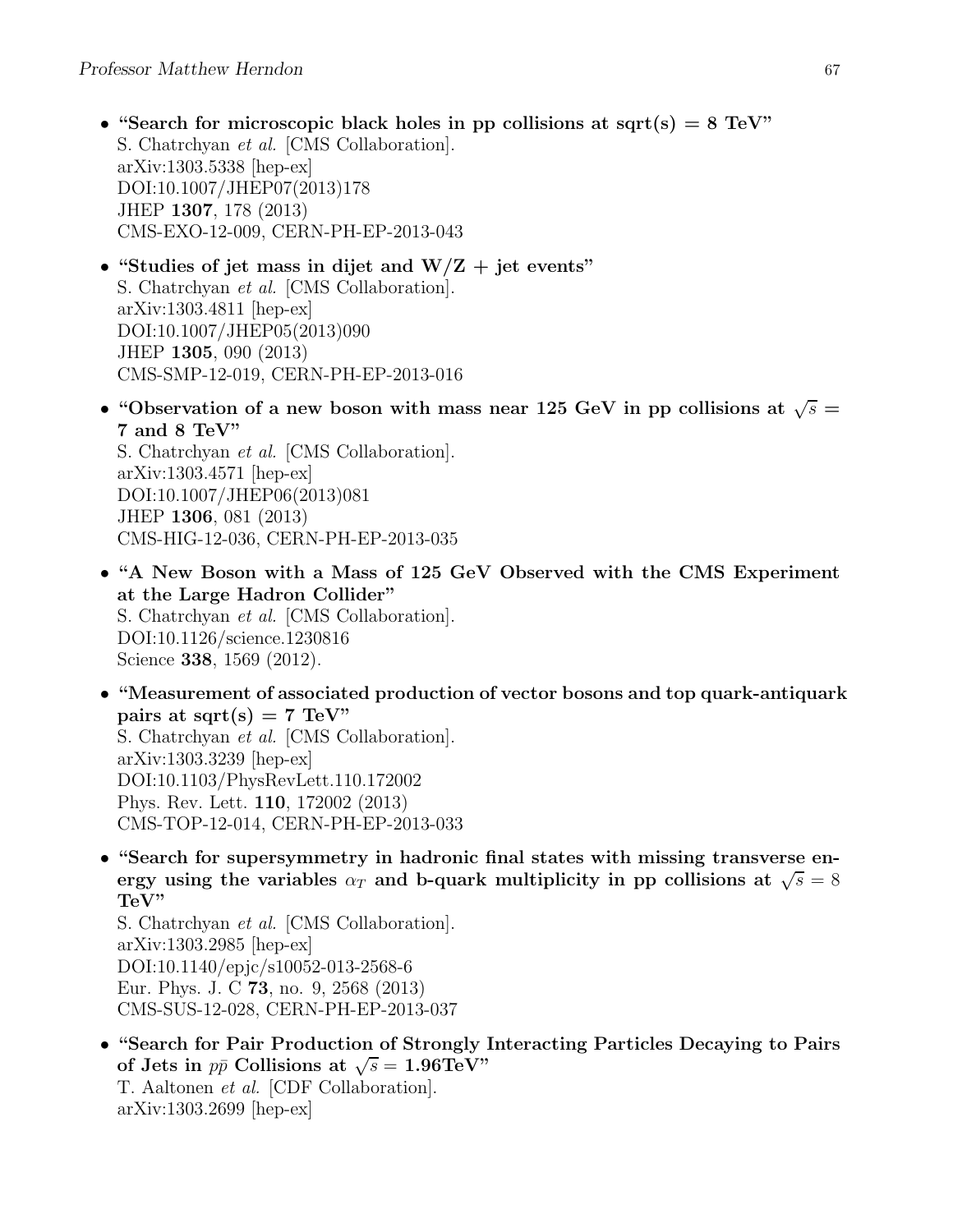- **"Search for microscopic black holes in pp collisions at sqrt(s) = 8 TeV"**
  S. Chatrchyan *et al.* [CMS Collaboration].
  arXiv:1303.5338 [hep-ex]
  DOI:10.1007/JHEP07(2013)178
  JHEP **1307**, 178 (2013)
  CMS-EXO-12-009, CERN-PH-EP-2013-043

- **"Studies of jet mass in dijet and W/Z + jet events"**
  S. Chatrchyan *et al.* [CMS Collaboration].
  arXiv:1303.4811 [hep-ex]
  DOI:10.1007/JHEP05(2013)090
  JHEP **1305**, 090 (2013)
  CMS-SMP-12-019, CERN-PH-EP-2013-016

- **"Observation of a new boson with mass near 125 GeV in pp collisions at $\sqrt{s}$ = 7 and 8 TeV"**
  S. Chatrchyan *et al.* [CMS Collaboration].
  arXiv:1303.4571 [hep-ex]
  DOI:10.1007/JHEP06(2013)081
  JHEP **1306**, 081 (2013)
  CMS-HIG-12-036, CERN-PH-EP-2013-035

- **"A New Boson with a Mass of 125 GeV Observed with the CMS Experiment at the Large Hadron Collider"**
  S. Chatrchyan *et al.* [CMS Collaboration].
  DOI:10.1126/science.1230816
  Science **338**, 1569 (2012).

- **"Measurement of associated production of vector bosons and top quark-antiquark pairs at sqrt(s) = 7 TeV"**
  S. Chatrchyan *et al.* [CMS Collaboration].
  arXiv:1303.3239 [hep-ex]
  DOI:10.1103/PhysRevLett.110.172002
  Phys. Rev. Lett. **110**, 172002 (2013)
  CMS-TOP-12-014, CERN-PH-EP-2013-033

- **"Search for supersymmetry in hadronic final states with missing transverse energy using the variables $\alpha_T$ and b-quark multiplicity in pp collisions at $\sqrt{s} = 8$ TeV"**
  S. Chatrchyan *et al.* [CMS Collaboration].
  arXiv:1303.2985 [hep-ex]
  DOI:10.1140/epjc/s10052-013-2568-6
  Eur. Phys. J. C **73**, no. 9, 2568 (2013)
  CMS-SUS-12-028, CERN-PH-EP-2013-037

- **"Search for Pair Production of Strongly Interacting Particles Decaying to Pairs of Jets in $p\bar{p}$ Collisions at $\sqrt{s} = 1.96$TeV"**
  T. Aaltonen *et al.* [CDF Collaboration].
  arXiv:1303.2699 [hep-ex]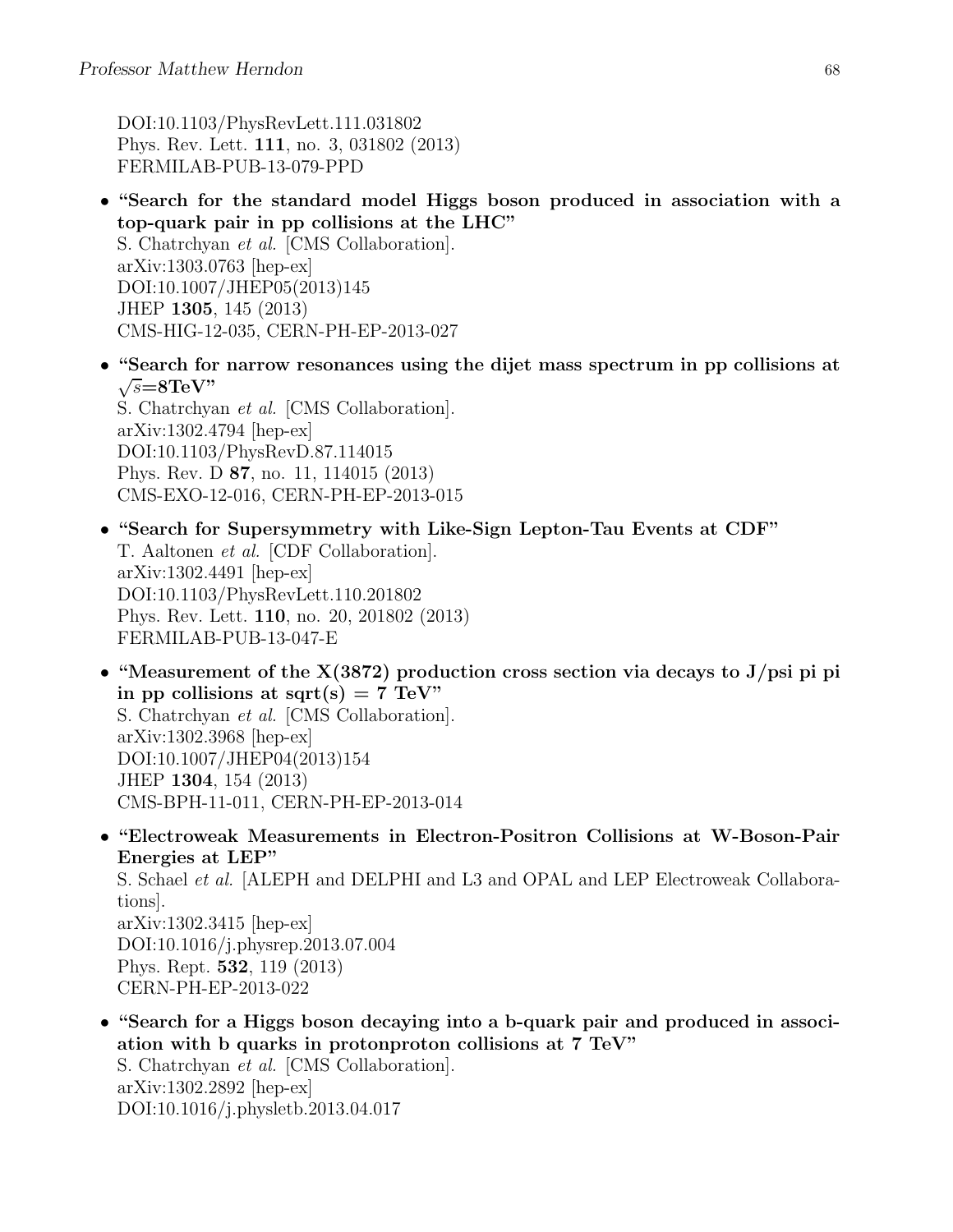DOI:10.1103/PhysRevLett.111.031802
Phys. Rev. Lett. **111**, no. 3, 031802 (2013)
FERMILAB-PUB-13-079-PPD

- **"Search for the standard model Higgs boson produced in association with a top-quark pair in pp collisions at the LHC"**
  S. Chatrchyan *et al.* [CMS Collaboration].
  arXiv:1303.0763 [hep-ex]
  DOI:10.1007/JHEP05(2013)145
  JHEP **1305**, 145 (2013)
  CMS-HIG-12-035, CERN-PH-EP-2013-027

- **"Search for narrow resonances using the dijet mass spectrum in pp collisions at $\sqrt{s}$=8TeV"**
  S. Chatrchyan *et al.* [CMS Collaboration].
  arXiv:1302.4794 [hep-ex]
  DOI:10.1103/PhysRevD.87.114015
  Phys. Rev. D **87**, no. 11, 114015 (2013)
  CMS-EXO-12-016, CERN-PH-EP-2013-015

- **"Search for Supersymmetry with Like-Sign Lepton-Tau Events at CDF"**
  T. Aaltonen *et al.* [CDF Collaboration].
  arXiv:1302.4491 [hep-ex]
  DOI:10.1103/PhysRevLett.110.201802
  Phys. Rev. Lett. **110**, no. 20, 201802 (2013)
  FERMILAB-PUB-13-047-E

- **"Measurement of the X(3872) production cross section via decays to J/psi pi pi in pp collisions at sqrt(s) = 7 TeV"**
  S. Chatrchyan *et al.* [CMS Collaboration].
  arXiv:1302.3968 [hep-ex]
  DOI:10.1007/JHEP04(2013)154
  JHEP **1304**, 154 (2013)
  CMS-BPH-11-011, CERN-PH-EP-2013-014

- **"Electroweak Measurements in Electron-Positron Collisions at W-Boson-Pair Energies at LEP"**
  S. Schael *et al.* [ALEPH and DELPHI and L3 and OPAL and LEP Electroweak Collaborations].
  arXiv:1302.3415 [hep-ex]
  DOI:10.1016/j.physrep.2013.07.004
  Phys. Rept. **532**, 119 (2013)
  CERN-PH-EP-2013-022

- **"Search for a Higgs boson decaying into a b-quark pair and produced in association with b quarks in protonproton collisions at 7 TeV"**
  S. Chatrchyan *et al.* [CMS Collaboration].
  arXiv:1302.2892 [hep-ex]
  DOI:10.1016/j.physletb.2013.04.017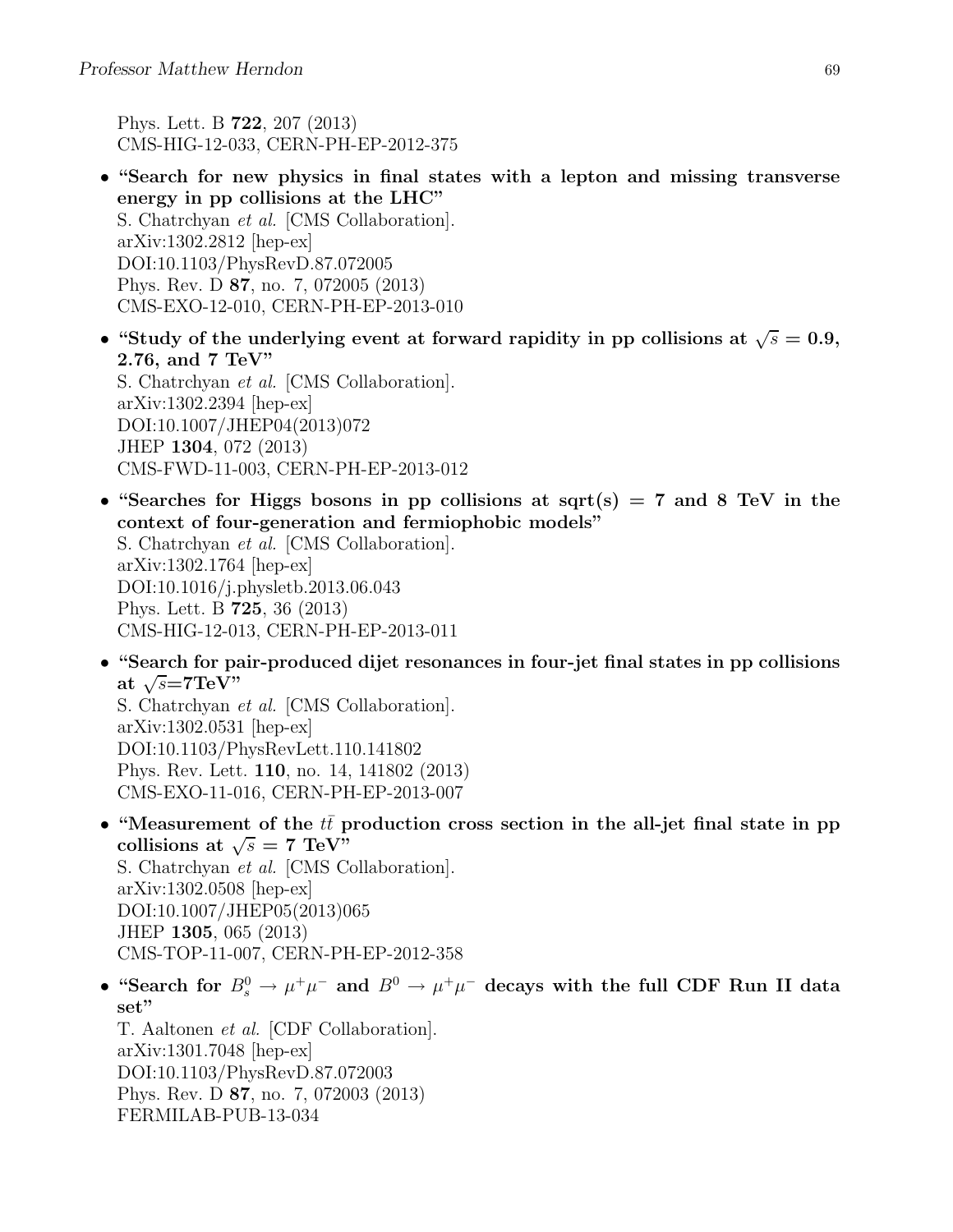Phys. Lett. B **722**, 207 (2013)
CMS-HIG-12-033, CERN-PH-EP-2012-375

- **"Search for new physics in final states with a lepton and missing transverse energy in pp collisions at the LHC"**
  S. Chatrchyan *et al.* [CMS Collaboration].
  arXiv:1302.2812 [hep-ex]
  DOI:10.1103/PhysRevD.87.072005
  Phys. Rev. D **87**, no. 7, 072005 (2013)
  CMS-EXO-12-010, CERN-PH-EP-2013-010

- **"Study of the underlying event at forward rapidity in pp collisions at $\sqrt{s} = 0.9$, 2.76, and 7 TeV"**
  S. Chatrchyan *et al.* [CMS Collaboration].
  arXiv:1302.2394 [hep-ex]
  DOI:10.1007/JHEP04(2013)072
  JHEP **1304**, 072 (2013)
  CMS-FWD-11-003, CERN-PH-EP-2013-012

- **"Searches for Higgs bosons in pp collisions at sqrt(s) = 7 and 8 TeV in the context of four-generation and fermiophobic models"**
  S. Chatrchyan *et al.* [CMS Collaboration].
  arXiv:1302.1764 [hep-ex]
  DOI:10.1016/j.physletb.2013.06.043
  Phys. Lett. B **725**, 36 (2013)
  CMS-HIG-12-013, CERN-PH-EP-2013-011

- **"Search for pair-produced dijet resonances in four-jet final states in pp collisions at $\sqrt{s}$=7TeV"**
  S. Chatrchyan *et al.* [CMS Collaboration].
  arXiv:1302.0531 [hep-ex]
  DOI:10.1103/PhysRevLett.110.141802
  Phys. Rev. Lett. **110**, no. 14, 141802 (2013)
  CMS-EXO-11-016, CERN-PH-EP-2013-007

- **"Measurement of the $t\bar{t}$ production cross section in the all-jet final state in pp collisions at $\sqrt{s}$ = 7 TeV"**
  S. Chatrchyan *et al.* [CMS Collaboration].
  arXiv:1302.0508 [hep-ex]
  DOI:10.1007/JHEP05(2013)065
  JHEP **1305**, 065 (2013)
  CMS-TOP-11-007, CERN-PH-EP-2012-358

- **"Search for $B_s^0 \to \mu^+\mu^-$ and $B^0 \to \mu^+\mu^-$ decays with the full CDF Run II data set"**
  T. Aaltonen *et al.* [CDF Collaboration].
  arXiv:1301.7048 [hep-ex]
  DOI:10.1103/PhysRevD.87.072003
  Phys. Rev. D **87**, no. 7, 072003 (2013)
  FERMILAB-PUB-13-034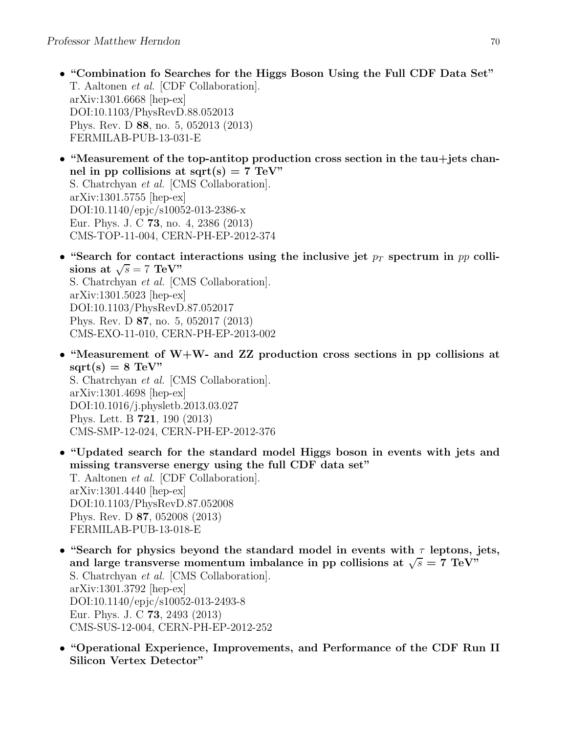- **"Combination fo Searches for the Higgs Boson Using the Full CDF Data Set"**
  T. Aaltonen *et al.* [CDF Collaboration].
  arXiv:1301.6668 [hep-ex]
  DOI:10.1103/PhysRevD.88.052013
  Phys. Rev. D **88**, no. 5, 052013 (2013)
  FERMILAB-PUB-13-031-E

- **"Measurement of the top-antitop production cross section in the tau+jets channel in pp collisions at sqrt(s) = 7 TeV"**
  S. Chatrchyan *et al.* [CMS Collaboration].
  arXiv:1301.5755 [hep-ex]
  DOI:10.1140/epjc/s10052-013-2386-x
  Eur. Phys. J. C **73**, no. 4, 2386 (2013)
  CMS-TOP-11-004, CERN-PH-EP-2012-374

- **"Search for contact interactions using the inclusive jet $p_T$ spectrum in $pp$ collisions at $\sqrt{s} = 7$ TeV"**
  S. Chatrchyan *et al.* [CMS Collaboration].
  arXiv:1301.5023 [hep-ex]
  DOI:10.1103/PhysRevD.87.052017
  Phys. Rev. D **87**, no. 5, 052017 (2013)
  CMS-EXO-11-010, CERN-PH-EP-2013-002

- **"Measurement of W+W- and ZZ production cross sections in pp collisions at sqrt(s) = 8 TeV"**
  S. Chatrchyan *et al.* [CMS Collaboration].
  arXiv:1301.4698 [hep-ex]
  DOI:10.1016/j.physletb.2013.03.027
  Phys. Lett. B **721**, 190 (2013)
  CMS-SMP-12-024, CERN-PH-EP-2012-376

- **"Updated search for the standard model Higgs boson in events with jets and missing transverse energy using the full CDF data set"**
  T. Aaltonen *et al.* [CDF Collaboration].
  arXiv:1301.4440 [hep-ex]
  DOI:10.1103/PhysRevD.87.052008
  Phys. Rev. D **87**, 052008 (2013)
  FERMILAB-PUB-13-018-E

- **"Search for physics beyond the standard model in events with $\tau$ leptons, jets, and large transverse momentum imbalance in pp collisions at $\sqrt{s} = 7$ TeV"**
  S. Chatrchyan *et al.* [CMS Collaboration].
  arXiv:1301.3792 [hep-ex]
  DOI:10.1140/epjc/s10052-013-2493-8
  Eur. Phys. J. C **73**, 2493 (2013)
  CMS-SUS-12-004, CERN-PH-EP-2012-252

- **"Operational Experience, Improvements, and Performance of the CDF Run II Silicon Vertex Detector"**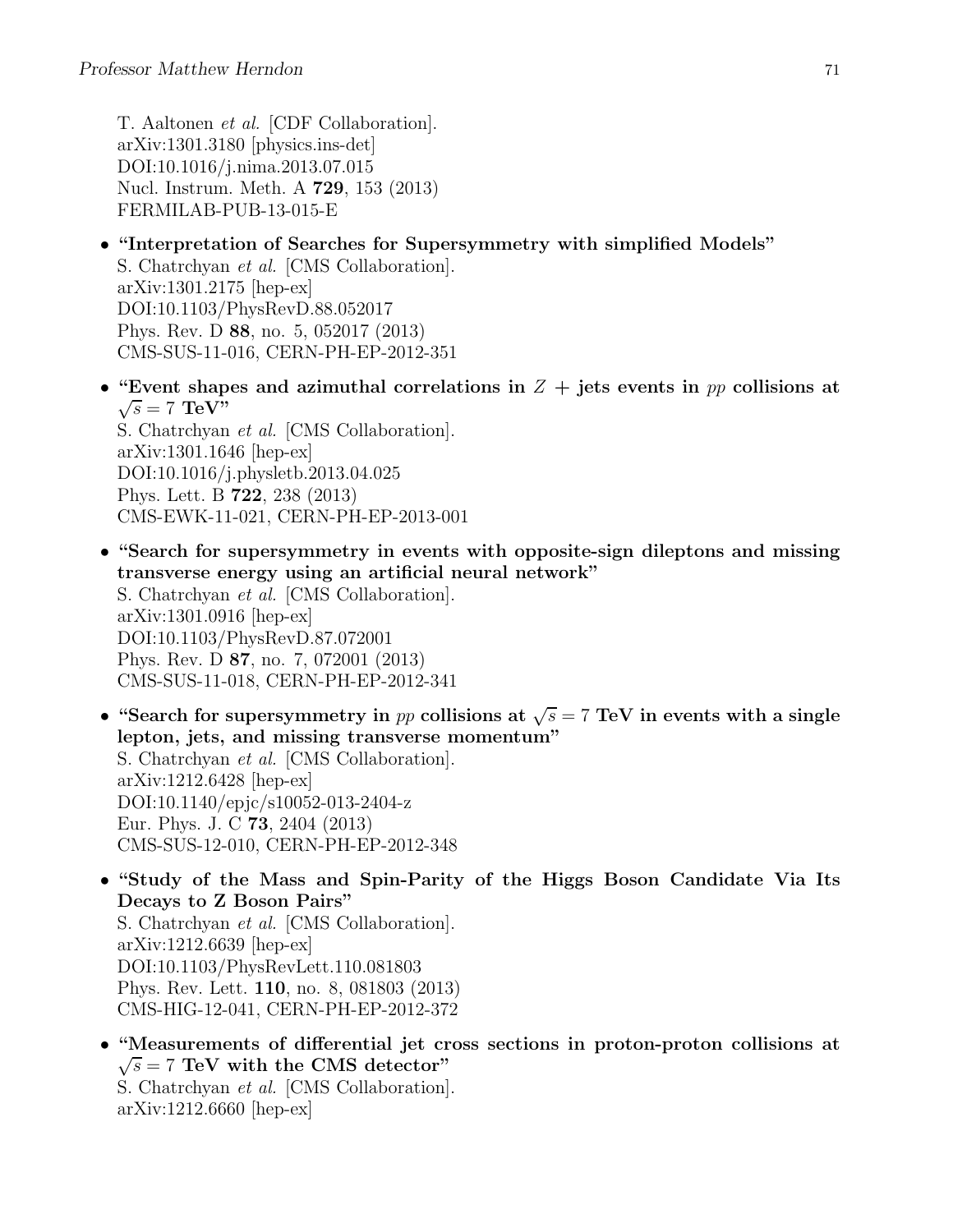T. Aaltonen *et al.* [CDF Collaboration].
arXiv:1301.3180 [physics.ins-det]
DOI:10.1016/j.nima.2013.07.015
Nucl. Instrum. Meth. A **729**, 153 (2013)
FERMILAB-PUB-13-015-E

- **"Interpretation of Searches for Supersymmetry with simplified Models"**
  S. Chatrchyan *et al.* [CMS Collaboration].
  arXiv:1301.2175 [hep-ex]
  DOI:10.1103/PhysRevD.88.052017
  Phys. Rev. D **88**, no. 5, 052017 (2013)
  CMS-SUS-11-016, CERN-PH-EP-2012-351

- **"Event shapes and azimuthal correlations in $Z$ + jets events in $pp$ collisions at $\sqrt{s} = 7$ TeV"**
  S. Chatrchyan *et al.* [CMS Collaboration].
  arXiv:1301.1646 [hep-ex]
  DOI:10.1016/j.physletb.2013.04.025
  Phys. Lett. B **722**, 238 (2013)
  CMS-EWK-11-021, CERN-PH-EP-2013-001

- **"Search for supersymmetry in events with opposite-sign dileptons and missing transverse energy using an artificial neural network"**
  S. Chatrchyan *et al.* [CMS Collaboration].
  arXiv:1301.0916 [hep-ex]
  DOI:10.1103/PhysRevD.87.072001
  Phys. Rev. D **87**, no. 7, 072001 (2013)
  CMS-SUS-11-018, CERN-PH-EP-2012-341

- **"Search for supersymmetry in $pp$ collisions at $\sqrt{s} = 7$ TeV in events with a single lepton, jets, and missing transverse momentum"**
  S. Chatrchyan *et al.* [CMS Collaboration].
  arXiv:1212.6428 [hep-ex]
  DOI:10.1140/epjc/s10052-013-2404-z
  Eur. Phys. J. C **73**, 2404 (2013)
  CMS-SUS-12-010, CERN-PH-EP-2012-348

- **"Study of the Mass and Spin-Parity of the Higgs Boson Candidate Via Its Decays to Z Boson Pairs"**
  S. Chatrchyan *et al.* [CMS Collaboration].
  arXiv:1212.6639 [hep-ex]
  DOI:10.1103/PhysRevLett.110.081803
  Phys. Rev. Lett. **110**, no. 8, 081803 (2013)
  CMS-HIG-12-041, CERN-PH-EP-2012-372

- **"Measurements of differential jet cross sections in proton-proton collisions at $\sqrt{s} = 7$ TeV with the CMS detector"**
  S. Chatrchyan *et al.* [CMS Collaboration].
  arXiv:1212.6660 [hep-ex]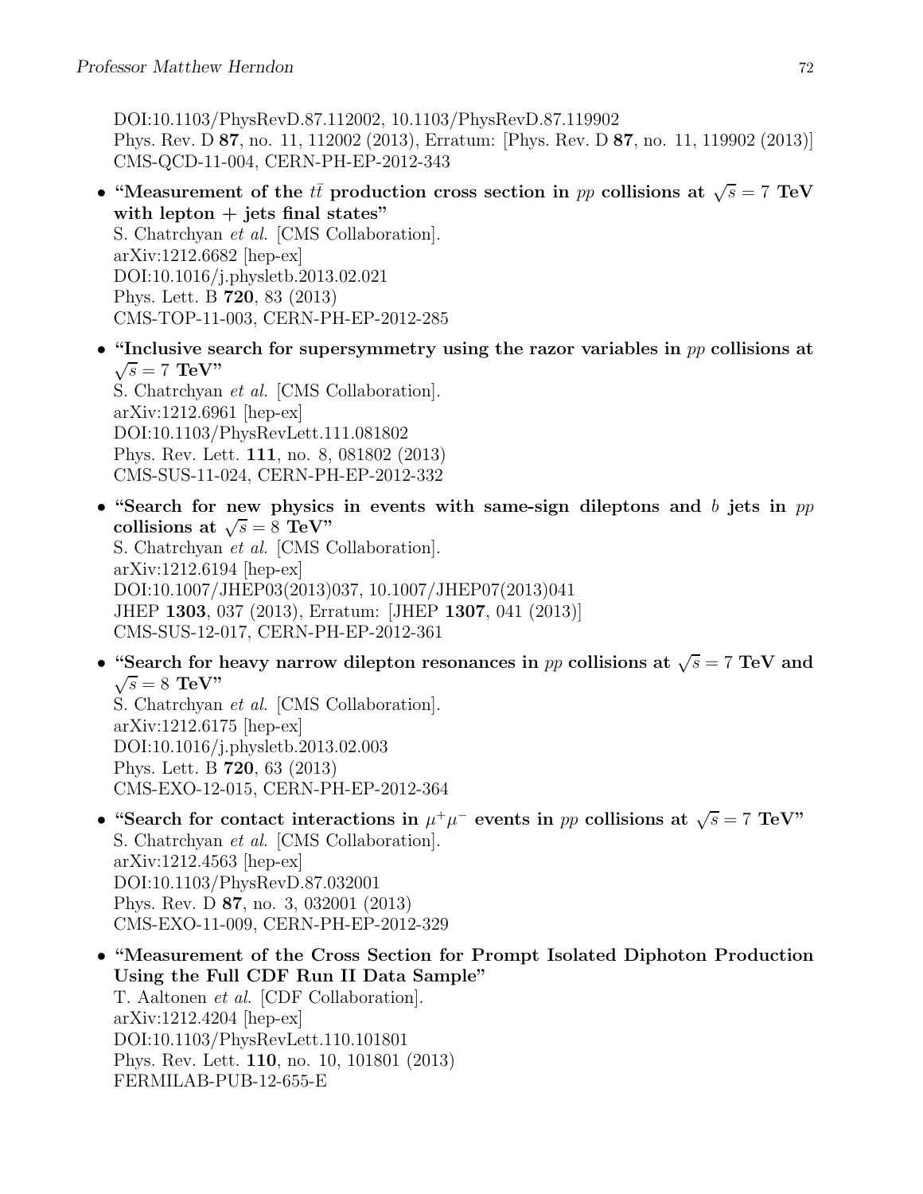DOI:10.1103/PhysRevD.87.112002, 10.1103/PhysRevD.87.119902
Phys. Rev. D **87**, no. 11, 112002 (2013), Erratum: [Phys. Rev. D **87**, no. 11, 119902 (2013)]
CMS-QCD-11-004, CERN-PH-EP-2012-343

- **"Measurement of the $t\bar{t}$ production cross section in $pp$ collisions at $\sqrt{s} = 7$ TeV with lepton + jets final states"**
  S. Chatrchyan *et al.* [CMS Collaboration].
  arXiv:1212.6682 [hep-ex]
  DOI:10.1016/j.physletb.2013.02.021
  Phys. Lett. B **720**, 83 (2013)
  CMS-TOP-11-003, CERN-PH-EP-2012-285

- **"Inclusive search for supersymmetry using the razor variables in $pp$ collisions at $\sqrt{s} = 7$ TeV"**
  S. Chatrchyan *et al.* [CMS Collaboration].
  arXiv:1212.6961 [hep-ex]
  DOI:10.1103/PhysRevLett.111.081802
  Phys. Rev. Lett. **111**, no. 8, 081802 (2013)
  CMS-SUS-11-024, CERN-PH-EP-2012-332

- **"Search for new physics in events with same-sign dileptons and $b$ jets in $pp$ collisions at $\sqrt{s} = 8$ TeV"**
  S. Chatrchyan *et al.* [CMS Collaboration].
  arXiv:1212.6194 [hep-ex]
  DOI:10.1007/JHEP03(2013)037, 10.1007/JHEP07(2013)041
  JHEP **1303**, 037 (2013), Erratum: [JHEP **1307**, 041 (2013)]
  CMS-SUS-12-017, CERN-PH-EP-2012-361

- **"Search for heavy narrow dilepton resonances in $pp$ collisions at $\sqrt{s} = 7$ TeV and $\sqrt{s} = 8$ TeV"**
  S. Chatrchyan *et al.* [CMS Collaboration].
  arXiv:1212.6175 [hep-ex]
  DOI:10.1016/j.physletb.2013.02.003
  Phys. Lett. B **720**, 63 (2013)
  CMS-EXO-12-015, CERN-PH-EP-2012-364

- **"Search for contact interactions in $\mu^+\mu^-$ events in $pp$ collisions at $\sqrt{s} = 7$ TeV"**
  S. Chatrchyan *et al.* [CMS Collaboration].
  arXiv:1212.4563 [hep-ex]
  DOI:10.1103/PhysRevD.87.032001
  Phys. Rev. D **87**, no. 3, 032001 (2013)
  CMS-EXO-11-009, CERN-PH-EP-2012-329

- **"Measurement of the Cross Section for Prompt Isolated Diphoton Production Using the Full CDF Run II Data Sample"**
  T. Aaltonen *et al.* [CDF Collaboration].
  arXiv:1212.4204 [hep-ex]
  DOI:10.1103/PhysRevLett.110.101801
  Phys. Rev. Lett. **110**, no. 10, 101801 (2013)
  FERMILAB-PUB-12-655-E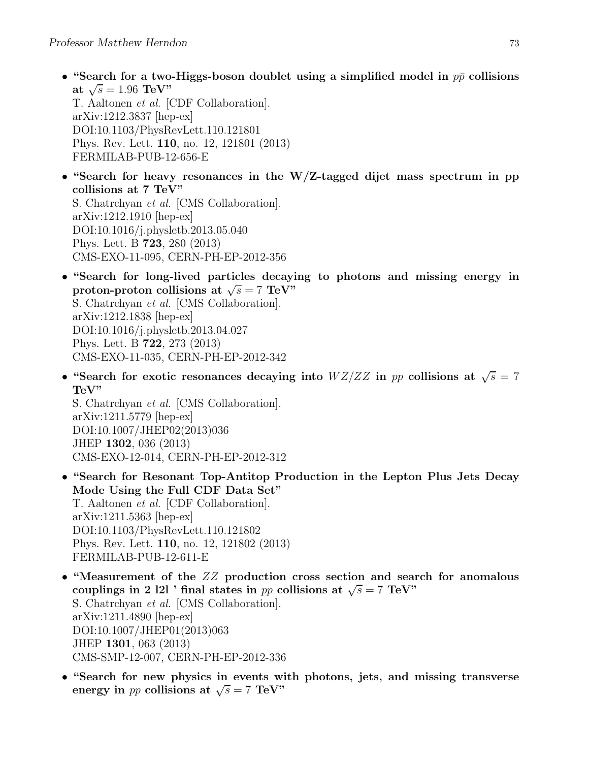- **"Search for a two-Higgs-boson doublet using a simplified model in $p\bar{p}$ collisions at $\sqrt{s} = 1.96$ TeV"**
  T. Aaltonen *et al.* [CDF Collaboration].
  arXiv:1212.3837 [hep-ex]
  DOI:10.1103/PhysRevLett.110.121801
  Phys. Rev. Lett. **110**, no. 12, 121801 (2013)
  FERMILAB-PUB-12-656-E

- **"Search for heavy resonances in the W/Z-tagged dijet mass spectrum in pp collisions at 7 TeV"**
  S. Chatrchyan *et al.* [CMS Collaboration].
  arXiv:1212.1910 [hep-ex]
  DOI:10.1016/j.physletb.2013.05.040
  Phys. Lett. B **723**, 280 (2013)
  CMS-EXO-11-095, CERN-PH-EP-2012-356

- **"Search for long-lived particles decaying to photons and missing energy in proton-proton collisions at $\sqrt{s} = 7$ TeV"**
  S. Chatrchyan *et al.* [CMS Collaboration].
  arXiv:1212.1838 [hep-ex]
  DOI:10.1016/j.physletb.2013.04.027
  Phys. Lett. B **722**, 273 (2013)
  CMS-EXO-11-035, CERN-PH-EP-2012-342

- **"Search for exotic resonances decaying into $WZ/ZZ$ in $pp$ collisions at $\sqrt{s} = 7$ TeV"**
  S. Chatrchyan *et al.* [CMS Collaboration].
  arXiv:1211.5779 [hep-ex]
  DOI:10.1007/JHEP02(2013)036
  JHEP **1302**, 036 (2013)
  CMS-EXO-12-014, CERN-PH-EP-2012-312

- **"Search for Resonant Top-Antitop Production in the Lepton Plus Jets Decay Mode Using the Full CDF Data Set"**
  T. Aaltonen *et al.* [CDF Collaboration].
  arXiv:1211.5363 [hep-ex]
  DOI:10.1103/PhysRevLett.110.121802
  Phys. Rev. Lett. **110**, no. 12, 121802 (2013)
  FERMILAB-PUB-12-611-E

- **"Measurement of the $ZZ$ production cross section and search for anomalous couplings in 2 l2l ' final states in $pp$ collisions at $\sqrt{s} = 7$ TeV"**
  S. Chatrchyan *et al.* [CMS Collaboration].
  arXiv:1211.4890 [hep-ex]
  DOI:10.1007/JHEP01(2013)063
  JHEP **1301**, 063 (2013)
  CMS-SMP-12-007, CERN-PH-EP-2012-336

- **"Search for new physics in events with photons, jets, and missing transverse energy in $pp$ collisions at $\sqrt{s} = 7$ TeV"**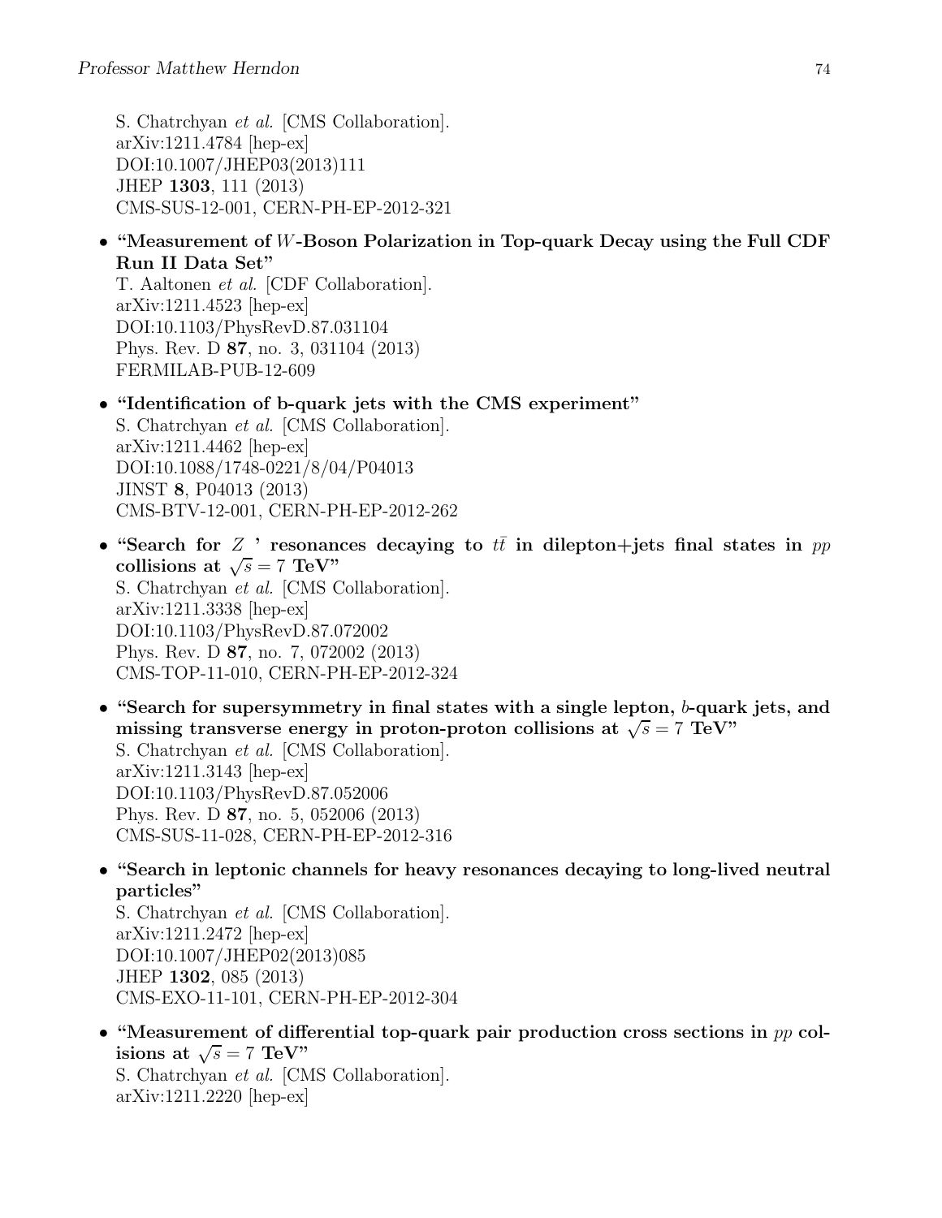S. Chatrchyan *et al.* [CMS Collaboration].
arXiv:1211.4784 [hep-ex]
DOI:10.1007/JHEP03(2013)111
JHEP **1303**, 111 (2013)
CMS-SUS-12-001, CERN-PH-EP-2012-321

- **"Measurement of $W$-Boson Polarization in Top-quark Decay using the Full CDF Run II Data Set"**
  T. Aaltonen *et al.* [CDF Collaboration].
  arXiv:1211.4523 [hep-ex]
  DOI:10.1103/PhysRevD.87.031104
  Phys. Rev. D **87**, no. 3, 031104 (2013)
  FERMILAB-PUB-12-609

- **"Identification of b-quark jets with the CMS experiment"**
  S. Chatrchyan *et al.* [CMS Collaboration].
  arXiv:1211.4462 [hep-ex]
  DOI:10.1088/1748-0221/8/04/P04013
  JINST **8**, P04013 (2013)
  CMS-BTV-12-001, CERN-PH-EP-2012-262

- **"Search for $Z$ ' resonances decaying to $t\bar{t}$ in dilepton+jets final states in $pp$ collisions at $\sqrt{s} = 7$ TeV"**
  S. Chatrchyan *et al.* [CMS Collaboration].
  arXiv:1211.3338 [hep-ex]
  DOI:10.1103/PhysRevD.87.072002
  Phys. Rev. D **87**, no. 7, 072002 (2013)
  CMS-TOP-11-010, CERN-PH-EP-2012-324

- **"Search for supersymmetry in final states with a single lepton, $b$-quark jets, and missing transverse energy in proton-proton collisions at $\sqrt{s} = 7$ TeV"**
  S. Chatrchyan *et al.* [CMS Collaboration].
  arXiv:1211.3143 [hep-ex]
  DOI:10.1103/PhysRevD.87.052006
  Phys. Rev. D **87**, no. 5, 052006 (2013)
  CMS-SUS-11-028, CERN-PH-EP-2012-316

- **"Search in leptonic channels for heavy resonances decaying to long-lived neutral particles"**
  S. Chatrchyan *et al.* [CMS Collaboration].
  arXiv:1211.2472 [hep-ex]
  DOI:10.1007/JHEP02(2013)085
  JHEP **1302**, 085 (2013)
  CMS-EXO-11-101, CERN-PH-EP-2012-304

- **"Measurement of differential top-quark pair production cross sections in $pp$ collisions at $\sqrt{s} = 7$ TeV"**
  S. Chatrchyan *et al.* [CMS Collaboration].
  arXiv:1211.2220 [hep-ex]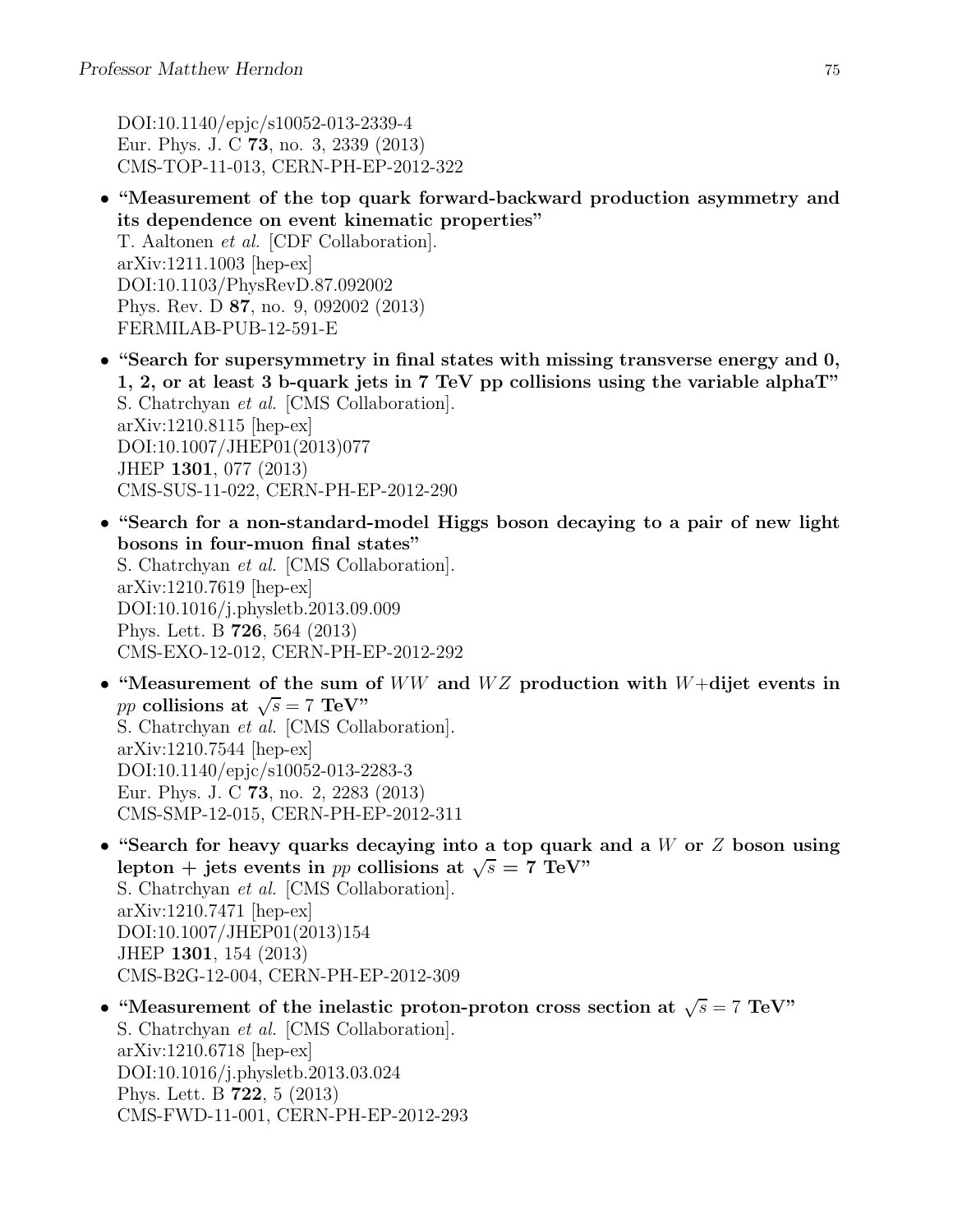DOI:10.1140/epjc/s10052-013-2339-4
Eur. Phys. J. C **73**, no. 3, 2339 (2013)
CMS-TOP-11-013, CERN-PH-EP-2012-322

- **"Measurement of the top quark forward-backward production asymmetry and its dependence on event kinematic properties"**
T. Aaltonen *et al.* [CDF Collaboration].
arXiv:1211.1003 [hep-ex]
DOI:10.1103/PhysRevD.87.092002
Phys. Rev. D **87**, no. 9, 092002 (2013)
FERMILAB-PUB-12-591-E

- **"Search for supersymmetry in final states with missing transverse energy and 0, 1, 2, or at least 3 b-quark jets in 7 TeV pp collisions using the variable alphaT"**
S. Chatrchyan *et al.* [CMS Collaboration].
arXiv:1210.8115 [hep-ex]
DOI:10.1007/JHEP01(2013)077
JHEP **1301**, 077 (2013)
CMS-SUS-11-022, CERN-PH-EP-2012-290

- **"Search for a non-standard-model Higgs boson decaying to a pair of new light bosons in four-muon final states"**
S. Chatrchyan *et al.* [CMS Collaboration].
arXiv:1210.7619 [hep-ex]
DOI:10.1016/j.physletb.2013.09.009
Phys. Lett. B **726**, 564 (2013)
CMS-EXO-12-012, CERN-PH-EP-2012-292

- **"Measurement of the sum of $WW$ and $WZ$ production with $W$+dijet events in $pp$ collisions at $\sqrt{s} = 7$ TeV"**
S. Chatrchyan *et al.* [CMS Collaboration].
arXiv:1210.7544 [hep-ex]
DOI:10.1140/epjc/s10052-013-2283-3
Eur. Phys. J. C **73**, no. 2, 2283 (2013)
CMS-SMP-12-015, CERN-PH-EP-2012-311

- **"Search for heavy quarks decaying into a top quark and a $W$ or $Z$ boson using lepton + jets events in $pp$ collisions at $\sqrt{s} = 7$ TeV"**
S. Chatrchyan *et al.* [CMS Collaboration].
arXiv:1210.7471 [hep-ex]
DOI:10.1007/JHEP01(2013)154
JHEP **1301**, 154 (2013)
CMS-B2G-12-004, CERN-PH-EP-2012-309

- **"Measurement of the inelastic proton-proton cross section at $\sqrt{s} = 7$ TeV"**
S. Chatrchyan *et al.* [CMS Collaboration].
arXiv:1210.6718 [hep-ex]
DOI:10.1016/j.physletb.2013.03.024
Phys. Lett. B **722**, 5 (2013)
CMS-FWD-11-001, CERN-PH-EP-2012-293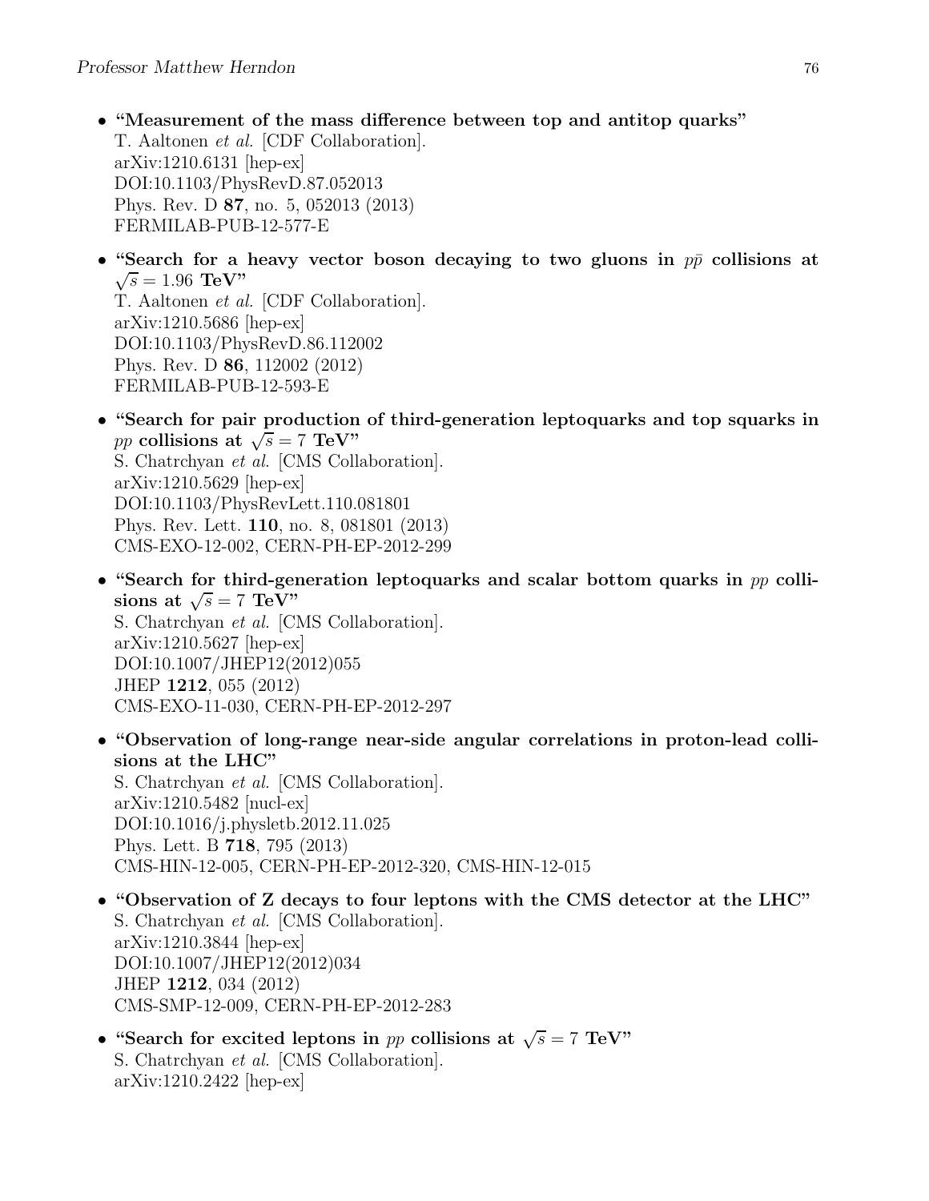- **"Measurement of the mass difference between top and antitop quarks"**
  T. Aaltonen *et al.* [CDF Collaboration].
  arXiv:1210.6131 [hep-ex]
  DOI:10.1103/PhysRevD.87.052013
  Phys. Rev. D **87**, no. 5, 052013 (2013)
  FERMILAB-PUB-12-577-E

- **"Search for a heavy vector boson decaying to two gluons in $p\bar{p}$ collisions at $\sqrt{s} = 1.96$ TeV"**
  T. Aaltonen *et al.* [CDF Collaboration].
  arXiv:1210.5686 [hep-ex]
  DOI:10.1103/PhysRevD.86.112002
  Phys. Rev. D **86**, 112002 (2012)
  FERMILAB-PUB-12-593-E

- **"Search for pair production of third-generation leptoquarks and top squarks in $pp$ collisions at $\sqrt{s} = 7$ TeV"**
  S. Chatrchyan *et al.* [CMS Collaboration].
  arXiv:1210.5629 [hep-ex]
  DOI:10.1103/PhysRevLett.110.081801
  Phys. Rev. Lett. **110**, no. 8, 081801 (2013)
  CMS-EXO-12-002, CERN-PH-EP-2012-299

- **"Search for third-generation leptoquarks and scalar bottom quarks in $pp$ collisions at $\sqrt{s} = 7$ TeV"**
  S. Chatrchyan *et al.* [CMS Collaboration].
  arXiv:1210.5627 [hep-ex]
  DOI:10.1007/JHEP12(2012)055
  JHEP **1212**, 055 (2012)
  CMS-EXO-11-030, CERN-PH-EP-2012-297

- **"Observation of long-range near-side angular correlations in proton-lead collisions at the LHC"**
  S. Chatrchyan *et al.* [CMS Collaboration].
  arXiv:1210.5482 [nucl-ex]
  DOI:10.1016/j.physletb.2012.11.025
  Phys. Lett. B **718**, 795 (2013)
  CMS-HIN-12-005, CERN-PH-EP-2012-320, CMS-HIN-12-015

- **"Observation of Z decays to four leptons with the CMS detector at the LHC"**
  S. Chatrchyan *et al.* [CMS Collaboration].
  arXiv:1210.3844 [hep-ex]
  DOI:10.1007/JHEP12(2012)034
  JHEP **1212**, 034 (2012)
  CMS-SMP-12-009, CERN-PH-EP-2012-283

- **"Search for excited leptons in $pp$ collisions at $\sqrt{s} = 7$ TeV"**
  S. Chatrchyan *et al.* [CMS Collaboration].
  arXiv:1210.2422 [hep-ex]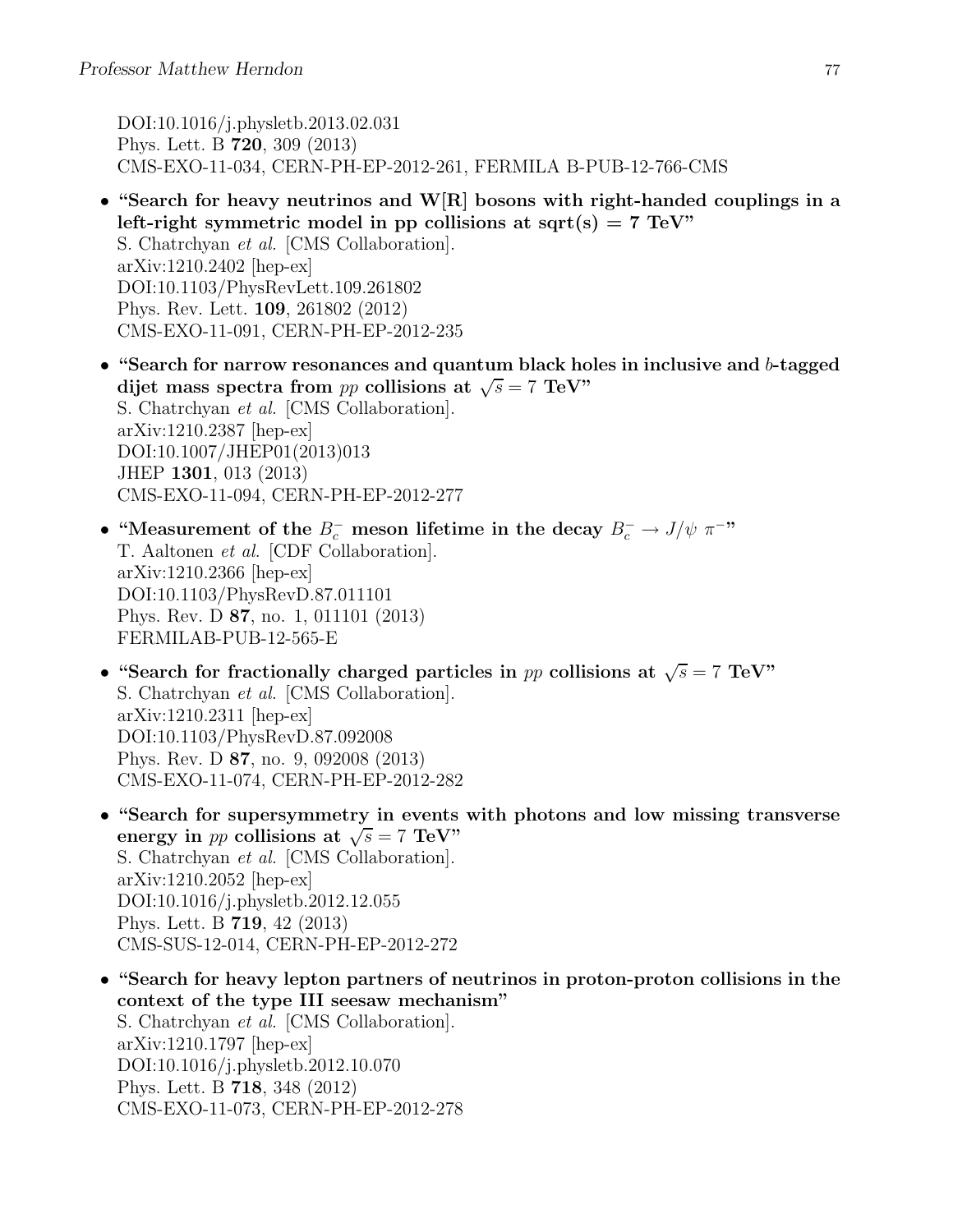DOI:10.1016/j.physletb.2013.02.031
Phys. Lett. B **720**, 309 (2013)
CMS-EXO-11-034, CERN-PH-EP-2012-261, FERMILA B-PUB-12-766-CMS

- **"Search for heavy neutrinos and W[R] bosons with right-handed couplings in a left-right symmetric model in pp collisions at sqrt(s) = 7 TeV"**
  S. Chatrchyan *et al.* [CMS Collaboration].
  arXiv:1210.2402 [hep-ex]
  DOI:10.1103/PhysRevLett.109.261802
  Phys. Rev. Lett. **109**, 261802 (2012)
  CMS-EXO-11-091, CERN-PH-EP-2012-235

- **"Search for narrow resonances and quantum black holes in inclusive and $b$-tagged dijet mass spectra from $pp$ collisions at $\sqrt{s} = 7$ TeV"**
  S. Chatrchyan *et al.* [CMS Collaboration].
  arXiv:1210.2387 [hep-ex]
  DOI:10.1007/JHEP01(2013)013
  JHEP **1301**, 013 (2013)
  CMS-EXO-11-094, CERN-PH-EP-2012-277

- **"Measurement of the $B_c^-$ meson lifetime in the decay $B_c^- \to J/\psi\ \pi^-$"**
  T. Aaltonen *et al.* [CDF Collaboration].
  arXiv:1210.2366 [hep-ex]
  DOI:10.1103/PhysRevD.87.011101
  Phys. Rev. D **87**, no. 1, 011101 (2013)
  FERMILAB-PUB-12-565-E

- **"Search for fractionally charged particles in $pp$ collisions at $\sqrt{s} = 7$ TeV"**
  S. Chatrchyan *et al.* [CMS Collaboration].
  arXiv:1210.2311 [hep-ex]
  DOI:10.1103/PhysRevD.87.092008
  Phys. Rev. D **87**, no. 9, 092008 (2013)
  CMS-EXO-11-074, CERN-PH-EP-2012-282

- **"Search for supersymmetry in events with photons and low missing transverse energy in $pp$ collisions at $\sqrt{s} = 7$ TeV"**
  S. Chatrchyan *et al.* [CMS Collaboration].
  arXiv:1210.2052 [hep-ex]
  DOI:10.1016/j.physletb.2012.12.055
  Phys. Lett. B **719**, 42 (2013)
  CMS-SUS-12-014, CERN-PH-EP-2012-272

- **"Search for heavy lepton partners of neutrinos in proton-proton collisions in the context of the type III seesaw mechanism"**
  S. Chatrchyan *et al.* [CMS Collaboration].
  arXiv:1210.1797 [hep-ex]
  DOI:10.1016/j.physletb.2012.10.070
  Phys. Lett. B **718**, 348 (2012)
  CMS-EXO-11-073, CERN-PH-EP-2012-278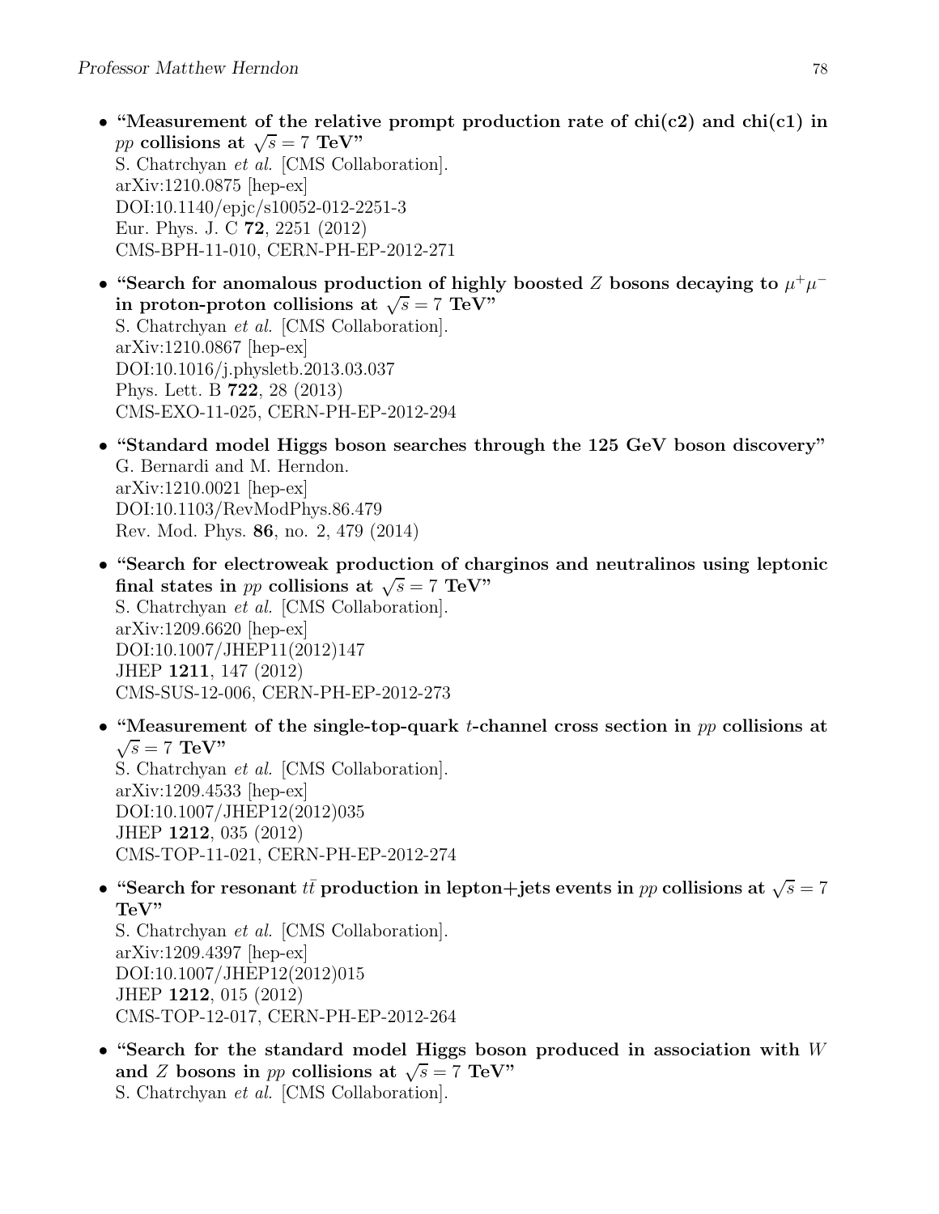- **"Measurement of the relative prompt production rate of chi(c2) and chi(c1) in $pp$ collisions at $\sqrt{s} = 7$ TeV"**
  S. Chatrchyan *et al.* [CMS Collaboration].
  arXiv:1210.0875 [hep-ex]
  DOI:10.1140/epjc/s10052-012-2251-3
  Eur. Phys. J. C **72**, 2251 (2012)
  CMS-BPH-11-010, CERN-PH-EP-2012-271

- **"Search for anomalous production of highly boosted $Z$ bosons decaying to $\mu^+\mu^-$ in proton-proton collisions at $\sqrt{s} = 7$ TeV"**
  S. Chatrchyan *et al.* [CMS Collaboration].
  arXiv:1210.0867 [hep-ex]
  DOI:10.1016/j.physletb.2013.03.037
  Phys. Lett. B **722**, 28 (2013)
  CMS-EXO-11-025, CERN-PH-EP-2012-294

- **"Standard model Higgs boson searches through the 125 GeV boson discovery"**
  G. Bernardi and M. Herndon.
  arXiv:1210.0021 [hep-ex]
  DOI:10.1103/RevModPhys.86.479
  Rev. Mod. Phys. **86**, no. 2, 479 (2014)

- **"Search for electroweak production of charginos and neutralinos using leptonic final states in $pp$ collisions at $\sqrt{s} = 7$ TeV"**
  S. Chatrchyan *et al.* [CMS Collaboration].
  arXiv:1209.6620 [hep-ex]
  DOI:10.1007/JHEP11(2012)147
  JHEP **1211**, 147 (2012)
  CMS-SUS-12-006, CERN-PH-EP-2012-273

- **"Measurement of the single-top-quark $t$-channel cross section in $pp$ collisions at $\sqrt{s} = 7$ TeV"**
  S. Chatrchyan *et al.* [CMS Collaboration].
  arXiv:1209.4533 [hep-ex]
  DOI:10.1007/JHEP12(2012)035
  JHEP **1212**, 035 (2012)
  CMS-TOP-11-021, CERN-PH-EP-2012-274

- **"Search for resonant $t\bar{t}$ production in lepton+jets events in $pp$ collisions at $\sqrt{s} = 7$ TeV"**
  S. Chatrchyan *et al.* [CMS Collaboration].
  arXiv:1209.4397 [hep-ex]
  DOI:10.1007/JHEP12(2012)015
  JHEP **1212**, 015 (2012)
  CMS-TOP-12-017, CERN-PH-EP-2012-264

- **"Search for the standard model Higgs boson produced in association with $W$ and $Z$ bosons in $pp$ collisions at $\sqrt{s} = 7$ TeV"**
  S. Chatrchyan *et al.* [CMS Collaboration].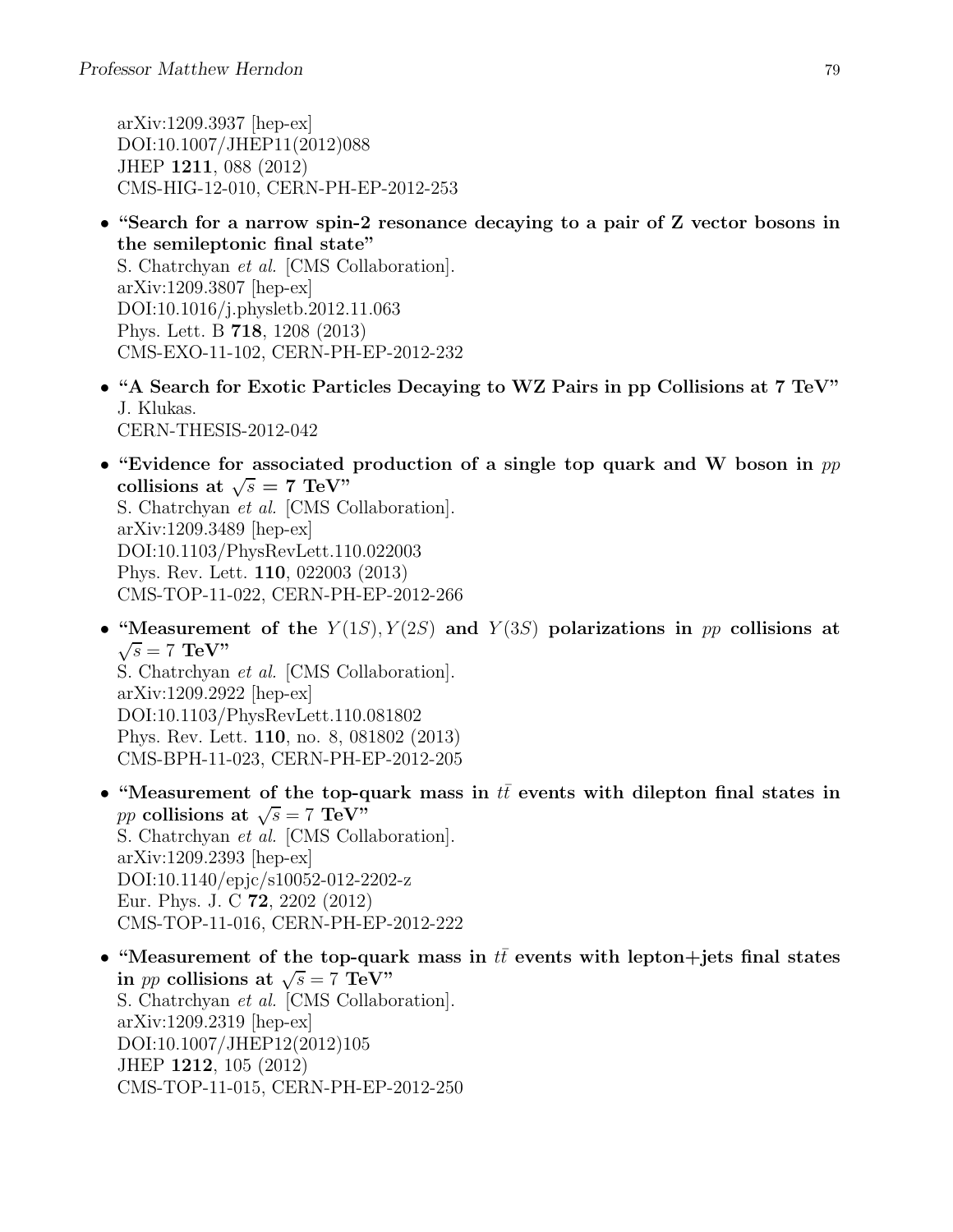arXiv:1209.3937 [hep-ex]
DOI:10.1007/JHEP11(2012)088
JHEP **1211**, 088 (2012)
CMS-HIG-12-010, CERN-PH-EP-2012-253

- **"Search for a narrow spin-2 resonance decaying to a pair of Z vector bosons in the semileptonic final state"**
  S. Chatrchyan *et al.* [CMS Collaboration].
  arXiv:1209.3807 [hep-ex]
  DOI:10.1016/j.physletb.2012.11.063
  Phys. Lett. B **718**, 1208 (2013)
  CMS-EXO-11-102, CERN-PH-EP-2012-232

- **"A Search for Exotic Particles Decaying to WZ Pairs in pp Collisions at 7 TeV"**
  J. Klukas.
  CERN-THESIS-2012-042

- **"Evidence for associated production of a single top quark and W boson in $pp$ collisions at $\sqrt{s}$ = 7 TeV"**
  S. Chatrchyan *et al.* [CMS Collaboration].
  arXiv:1209.3489 [hep-ex]
  DOI:10.1103/PhysRevLett.110.022003
  Phys. Rev. Lett. **110**, 022003 (2013)
  CMS-TOP-11-022, CERN-PH-EP-2012-266

- **"Measurement of the $Y(1S), Y(2S)$ and $Y(3S)$ polarizations in $pp$ collisions at $\sqrt{s} = 7$ TeV"**
  S. Chatrchyan *et al.* [CMS Collaboration].
  arXiv:1209.2922 [hep-ex]
  DOI:10.1103/PhysRevLett.110.081802
  Phys. Rev. Lett. **110**, no. 8, 081802 (2013)
  CMS-BPH-11-023, CERN-PH-EP-2012-205

- **"Measurement of the top-quark mass in $t\bar{t}$ events with dilepton final states in $pp$ collisions at $\sqrt{s} = 7$ TeV"**
  S. Chatrchyan *et al.* [CMS Collaboration].
  arXiv:1209.2393 [hep-ex]
  DOI:10.1140/epjc/s10052-012-2202-z
  Eur. Phys. J. C **72**, 2202 (2012)
  CMS-TOP-11-016, CERN-PH-EP-2012-222

- **"Measurement of the top-quark mass in $t\bar{t}$ events with lepton+jets final states in $pp$ collisions at $\sqrt{s} = 7$ TeV"**
  S. Chatrchyan *et al.* [CMS Collaboration].
  arXiv:1209.2319 [hep-ex]
  DOI:10.1007/JHEP12(2012)105
  JHEP **1212**, 105 (2012)
  CMS-TOP-11-015, CERN-PH-EP-2012-250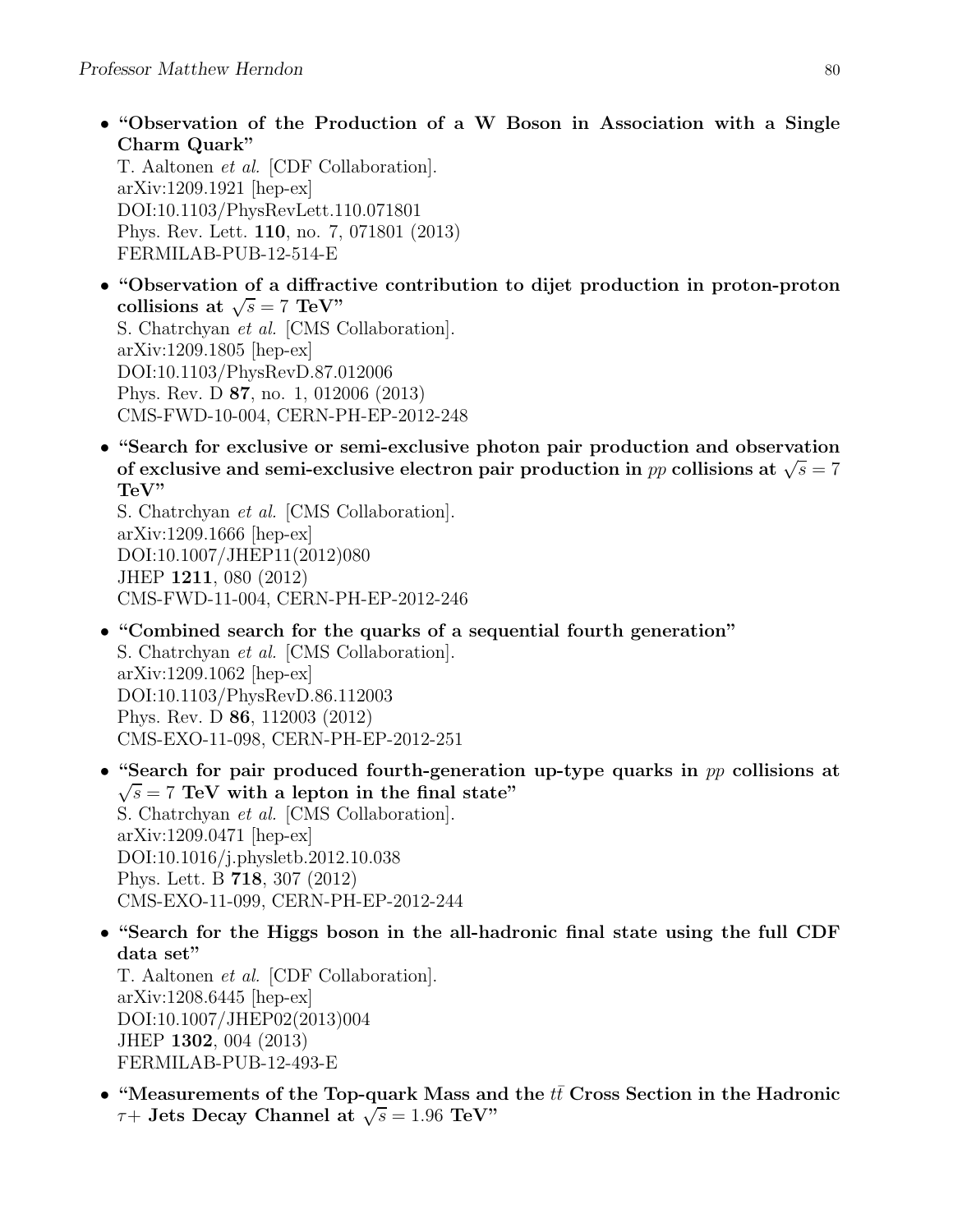- **"Observation of the Production of a W Boson in Association with a Single Charm Quark"**
  T. Aaltonen *et al.* [CDF Collaboration].
  arXiv:1209.1921 [hep-ex]
  DOI:10.1103/PhysRevLett.110.071801
  Phys. Rev. Lett. **110**, no. 7, 071801 (2013)
  FERMILAB-PUB-12-514-E

- **"Observation of a diffractive contribution to dijet production in proton-proton collisions at $\sqrt{s} = 7$ TeV"**
  S. Chatrchyan *et al.* [CMS Collaboration].
  arXiv:1209.1805 [hep-ex]
  DOI:10.1103/PhysRevD.87.012006
  Phys. Rev. D **87**, no. 1, 012006 (2013)
  CMS-FWD-10-004, CERN-PH-EP-2012-248

- **"Search for exclusive or semi-exclusive photon pair production and observation of exclusive and semi-exclusive electron pair production in $pp$ collisions at $\sqrt{s} = 7$ TeV"**
  S. Chatrchyan *et al.* [CMS Collaboration].
  arXiv:1209.1666 [hep-ex]
  DOI:10.1007/JHEP11(2012)080
  JHEP **1211**, 080 (2012)
  CMS-FWD-11-004, CERN-PH-EP-2012-246

- **"Combined search for the quarks of a sequential fourth generation"**
  S. Chatrchyan *et al.* [CMS Collaboration].
  arXiv:1209.1062 [hep-ex]
  DOI:10.1103/PhysRevD.86.112003
  Phys. Rev. D **86**, 112003 (2012)
  CMS-EXO-11-098, CERN-PH-EP-2012-251

- **"Search for pair produced fourth-generation up-type quarks in $pp$ collisions at $\sqrt{s} = 7$ TeV with a lepton in the final state"**
  S. Chatrchyan *et al.* [CMS Collaboration].
  arXiv:1209.0471 [hep-ex]
  DOI:10.1016/j.physletb.2012.10.038
  Phys. Lett. B **718**, 307 (2012)
  CMS-EXO-11-099, CERN-PH-EP-2012-244

- **"Search for the Higgs boson in the all-hadronic final state using the full CDF data set"**
  T. Aaltonen *et al.* [CDF Collaboration].
  arXiv:1208.6445 [hep-ex]
  DOI:10.1007/JHEP02(2013)004
  JHEP **1302**, 004 (2013)
  FERMILAB-PUB-12-493-E

- **"Measurements of the Top-quark Mass and the $t\bar{t}$ Cross Section in the Hadronic $\tau+$ Jets Decay Channel at $\sqrt{s} = 1.96$ TeV"**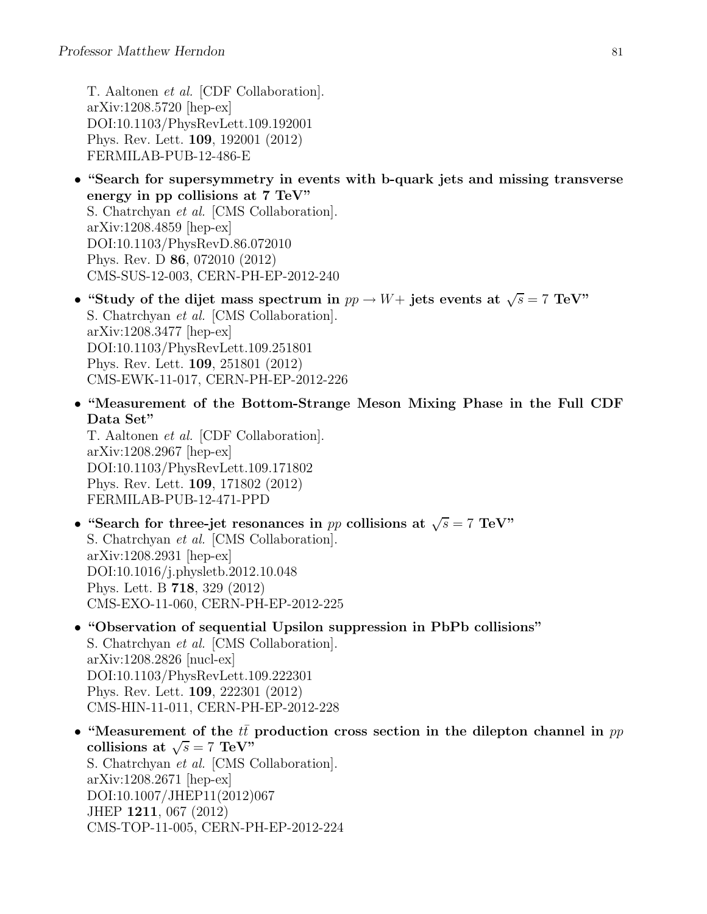T. Aaltonen *et al.* [CDF Collaboration].
arXiv:1208.5720 [hep-ex]
DOI:10.1103/PhysRevLett.109.192001
Phys. Rev. Lett. **109**, 192001 (2012)
FERMILAB-PUB-12-486-E

- **"Search for supersymmetry in events with b-quark jets and missing transverse energy in pp collisions at 7 TeV"**
  S. Chatrchyan *et al.* [CMS Collaboration].
  arXiv:1208.4859 [hep-ex]
  DOI:10.1103/PhysRevD.86.072010
  Phys. Rev. D **86**, 072010 (2012)
  CMS-SUS-12-003, CERN-PH-EP-2012-240

- **"Study of the dijet mass spectrum in $pp \to W+$ jets events at $\sqrt{s} = 7$ TeV"**
  S. Chatrchyan *et al.* [CMS Collaboration].
  arXiv:1208.3477 [hep-ex]
  DOI:10.1103/PhysRevLett.109.251801
  Phys. Rev. Lett. **109**, 251801 (2012)
  CMS-EWK-11-017, CERN-PH-EP-2012-226

- **"Measurement of the Bottom-Strange Meson Mixing Phase in the Full CDF Data Set"**
  T. Aaltonen *et al.* [CDF Collaboration].
  arXiv:1208.2967 [hep-ex]
  DOI:10.1103/PhysRevLett.109.171802
  Phys. Rev. Lett. **109**, 171802 (2012)
  FERMILAB-PUB-12-471-PPD

- **"Search for three-jet resonances in $pp$ collisions at $\sqrt{s} = 7$ TeV"**
  S. Chatrchyan *et al.* [CMS Collaboration].
  arXiv:1208.2931 [hep-ex]
  DOI:10.1016/j.physletb.2012.10.048
  Phys. Lett. B **718**, 329 (2012)
  CMS-EXO-11-060, CERN-PH-EP-2012-225

- **"Observation of sequential Upsilon suppression in PbPb collisions"**
  S. Chatrchyan *et al.* [CMS Collaboration].
  arXiv:1208.2826 [nucl-ex]
  DOI:10.1103/PhysRevLett.109.222301
  Phys. Rev. Lett. **109**, 222301 (2012)
  CMS-HIN-11-011, CERN-PH-EP-2012-228

- **"Measurement of the $t\bar{t}$ production cross section in the dilepton channel in $pp$ collisions at $\sqrt{s} = 7$ TeV"**
  S. Chatrchyan *et al.* [CMS Collaboration].
  arXiv:1208.2671 [hep-ex]
  DOI:10.1007/JHEP11(2012)067
  JHEP **1211**, 067 (2012)
  CMS-TOP-11-005, CERN-PH-EP-2012-224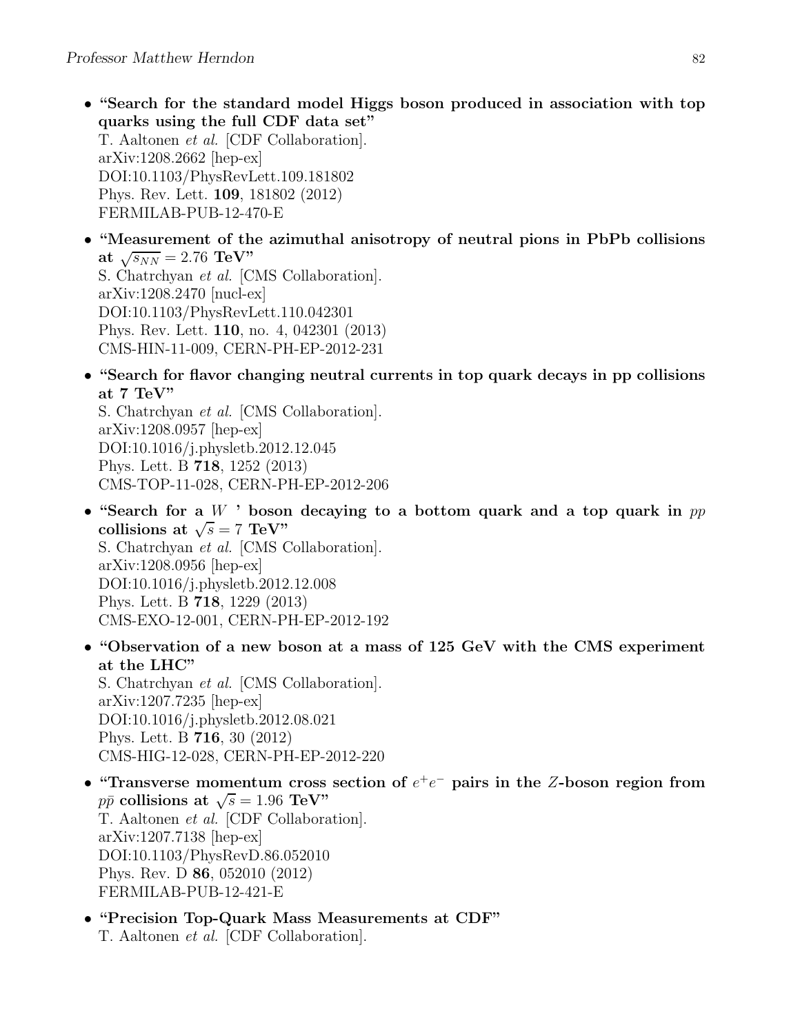- **"Search for the standard model Higgs boson produced in association with top quarks using the full CDF data set"**
  T. Aaltonen *et al.* [CDF Collaboration].
  arXiv:1208.2662 [hep-ex]
  DOI:10.1103/PhysRevLett.109.181802
  Phys. Rev. Lett. **109**, 181802 (2012)
  FERMILAB-PUB-12-470-E

- **"Measurement of the azimuthal anisotropy of neutral pions in PbPb collisions at $\sqrt{s_{NN}} = 2.76$ TeV"**
  S. Chatrchyan *et al.* [CMS Collaboration].
  arXiv:1208.2470 [nucl-ex]
  DOI:10.1103/PhysRevLett.110.042301
  Phys. Rev. Lett. **110**, no. 4, 042301 (2013)
  CMS-HIN-11-009, CERN-PH-EP-2012-231

- **"Search for flavor changing neutral currents in top quark decays in pp collisions at 7 TeV"**
  S. Chatrchyan *et al.* [CMS Collaboration].
  arXiv:1208.0957 [hep-ex]
  DOI:10.1016/j.physletb.2012.12.045
  Phys. Lett. B **718**, 1252 (2013)
  CMS-TOP-11-028, CERN-PH-EP-2012-206

- **"Search for a $W$ ' boson decaying to a bottom quark and a top quark in $pp$ collisions at $\sqrt{s} = 7$ TeV"**
  S. Chatrchyan *et al.* [CMS Collaboration].
  arXiv:1208.0956 [hep-ex]
  DOI:10.1016/j.physletb.2012.12.008
  Phys. Lett. B **718**, 1229 (2013)
  CMS-EXO-12-001, CERN-PH-EP-2012-192

- **"Observation of a new boson at a mass of 125 GeV with the CMS experiment at the LHC"**
  S. Chatrchyan *et al.* [CMS Collaboration].
  arXiv:1207.7235 [hep-ex]
  DOI:10.1016/j.physletb.2012.08.021
  Phys. Lett. B **716**, 30 (2012)
  CMS-HIG-12-028, CERN-PH-EP-2012-220

- **"Transverse momentum cross section of $e^+e^-$ pairs in the $Z$-boson region from $p\bar{p}$ collisions at $\sqrt{s} = 1.96$ TeV"**
  T. Aaltonen *et al.* [CDF Collaboration].
  arXiv:1207.7138 [hep-ex]
  DOI:10.1103/PhysRevD.86.052010
  Phys. Rev. D **86**, 052010 (2012)
  FERMILAB-PUB-12-421-E

- **"Precision Top-Quark Mass Measurements at CDF"**
  T. Aaltonen *et al.* [CDF Collaboration].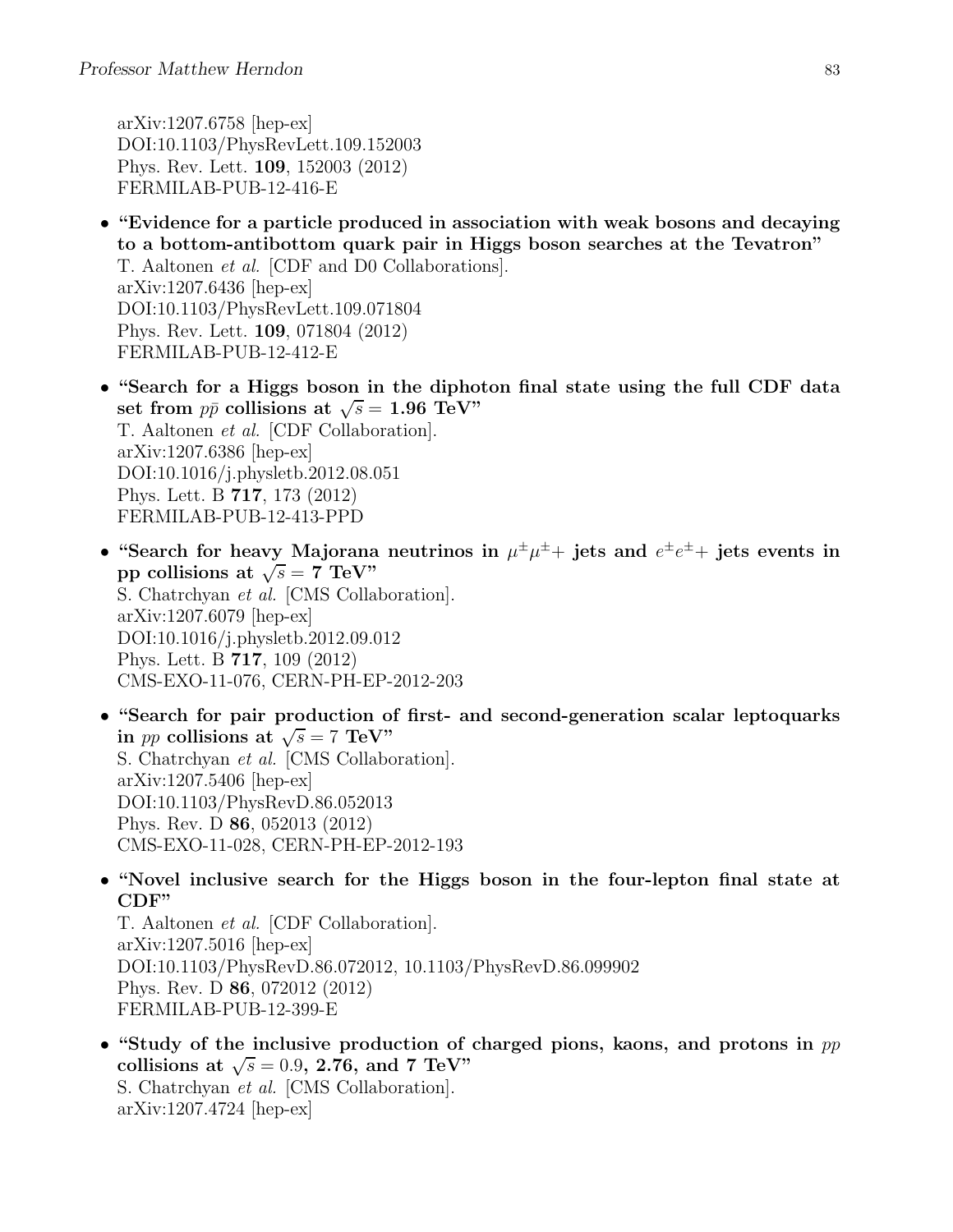arXiv:1207.6758 [hep-ex]
DOI:10.1103/PhysRevLett.109.152003
Phys. Rev. Lett. **109**, 152003 (2012)
FERMILAB-PUB-12-416-E

- **"Evidence for a particle produced in association with weak bosons and decaying to a bottom-antibottom quark pair in Higgs boson searches at the Tevatron"**
  T. Aaltonen *et al.* [CDF and D0 Collaborations].
  arXiv:1207.6436 [hep-ex]
  DOI:10.1103/PhysRevLett.109.071804
  Phys. Rev. Lett. **109**, 071804 (2012)
  FERMILAB-PUB-12-412-E

- **"Search for a Higgs boson in the diphoton final state using the full CDF data set from $p\bar{p}$ collisions at $\sqrt{s} = 1.96$ TeV"**
  T. Aaltonen *et al.* [CDF Collaboration].
  arXiv:1207.6386 [hep-ex]
  DOI:10.1016/j.physletb.2012.08.051
  Phys. Lett. B **717**, 173 (2012)
  FERMILAB-PUB-12-413-PPD

- **"Search for heavy Majorana neutrinos in $\mu^{\pm}\mu^{\pm}$+ jets and $e^{\pm}e^{\pm}$+ jets events in pp collisions at $\sqrt{s} = 7$ TeV"**
  S. Chatrchyan *et al.* [CMS Collaboration].
  arXiv:1207.6079 [hep-ex]
  DOI:10.1016/j.physletb.2012.09.012
  Phys. Lett. B **717**, 109 (2012)
  CMS-EXO-11-076, CERN-PH-EP-2012-203

- **"Search for pair production of first- and second-generation scalar leptoquarks in $pp$ collisions at $\sqrt{s} = 7$ TeV"**
  S. Chatrchyan *et al.* [CMS Collaboration].
  arXiv:1207.5406 [hep-ex]
  DOI:10.1103/PhysRevD.86.052013
  Phys. Rev. D **86**, 052013 (2012)
  CMS-EXO-11-028, CERN-PH-EP-2012-193

- **"Novel inclusive search for the Higgs boson in the four-lepton final state at CDF"**
  T. Aaltonen *et al.* [CDF Collaboration].
  arXiv:1207.5016 [hep-ex]
  DOI:10.1103/PhysRevD.86.072012, 10.1103/PhysRevD.86.099902
  Phys. Rev. D **86**, 072012 (2012)
  FERMILAB-PUB-12-399-E

- **"Study of the inclusive production of charged pions, kaons, and protons in $pp$ collisions at $\sqrt{s} = 0.9$, 2.76, and 7 TeV"**
  S. Chatrchyan *et al.* [CMS Collaboration].
  arXiv:1207.4724 [hep-ex]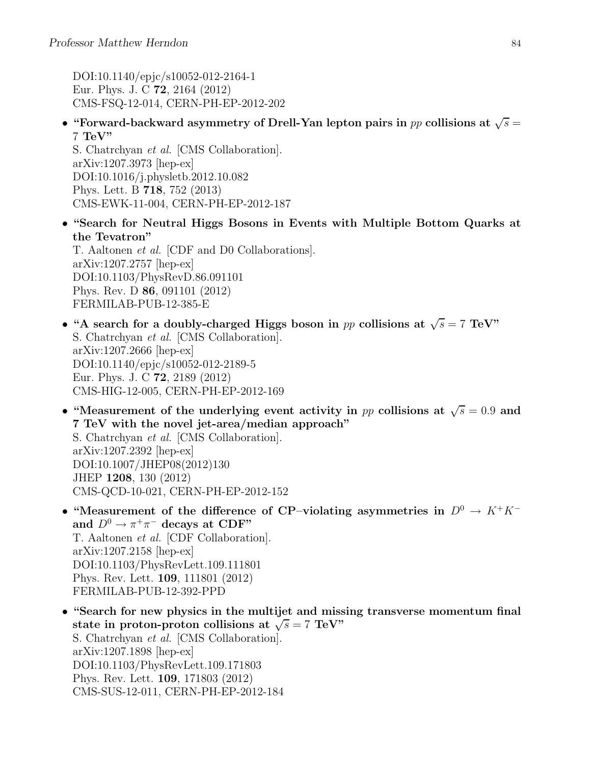DOI:10.1140/epjc/s10052-012-2164-1
Eur. Phys. J. C **72**, 2164 (2012)
CMS-FSQ-12-014, CERN-PH-EP-2012-202

- **"Forward-backward asymmetry of Drell-Yan lepton pairs in $pp$ collisions at $\sqrt{s} = 7$ TeV"**
  S. Chatrchyan *et al.* [CMS Collaboration].
  arXiv:1207.3973 [hep-ex]
  DOI:10.1016/j.physletb.2012.10.082
  Phys. Lett. B **718**, 752 (2013)
  CMS-EWK-11-004, CERN-PH-EP-2012-187

- **"Search for Neutral Higgs Bosons in Events with Multiple Bottom Quarks at the Tevatron"**
  T. Aaltonen *et al.* [CDF and D0 Collaborations].
  arXiv:1207.2757 [hep-ex]
  DOI:10.1103/PhysRevD.86.091101
  Phys. Rev. D **86**, 091101 (2012)
  FERMILAB-PUB-12-385-E

- **"A search for a doubly-charged Higgs boson in $pp$ collisions at $\sqrt{s} = 7$ TeV"**
  S. Chatrchyan *et al.* [CMS Collaboration].
  arXiv:1207.2666 [hep-ex]
  DOI:10.1140/epjc/s10052-012-2189-5
  Eur. Phys. J. C **72**, 2189 (2012)
  CMS-HIG-12-005, CERN-PH-EP-2012-169

- **"Measurement of the underlying event activity in $pp$ collisions at $\sqrt{s} = 0.9$ and 7 TeV with the novel jet-area/median approach"**
  S. Chatrchyan *et al.* [CMS Collaboration].
  arXiv:1207.2392 [hep-ex]
  DOI:10.1007/JHEP08(2012)130
  JHEP **1208**, 130 (2012)
  CMS-QCD-10-021, CERN-PH-EP-2012-152

- **"Measurement of the difference of CP–violating asymmetries in $D^0 \to K^+K^-$ and $D^0 \to \pi^+\pi^-$ decays at CDF"**
  T. Aaltonen *et al.* [CDF Collaboration].
  arXiv:1207.2158 [hep-ex]
  DOI:10.1103/PhysRevLett.109.111801
  Phys. Rev. Lett. **109**, 111801 (2012)
  FERMILAB-PUB-12-392-PPD

- **"Search for new physics in the multijet and missing transverse momentum final state in proton-proton collisions at $\sqrt{s} = 7$ TeV"**
  S. Chatrchyan *et al.* [CMS Collaboration].
  arXiv:1207.1898 [hep-ex]
  DOI:10.1103/PhysRevLett.109.171803
  Phys. Rev. Lett. **109**, 171803 (2012)
  CMS-SUS-12-011, CERN-PH-EP-2012-184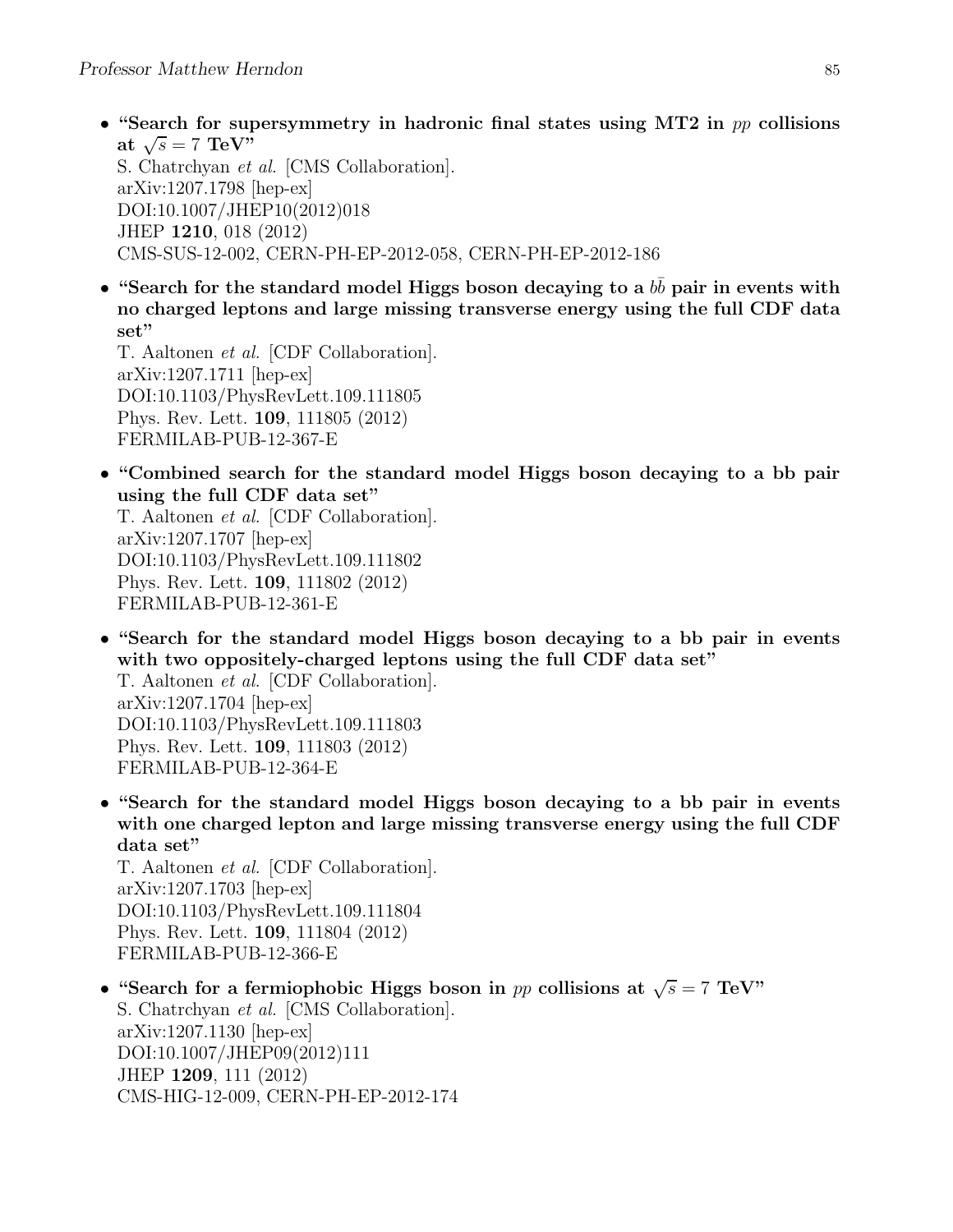- **"Search for supersymmetry in hadronic final states using MT2 in $pp$ collisions at $\sqrt{s} = 7$ TeV"**
  S. Chatrchyan *et al.* [CMS Collaboration].
  arXiv:1207.1798 [hep-ex]
  DOI:10.1007/JHEP10(2012)018
  JHEP **1210**, 018 (2012)
  CMS-SUS-12-002, CERN-PH-EP-2012-058, CERN-PH-EP-2012-186

- **"Search for the standard model Higgs boson decaying to a $b\bar{b}$ pair in events with no charged leptons and large missing transverse energy using the full CDF data set"**
  T. Aaltonen *et al.* [CDF Collaboration].
  arXiv:1207.1711 [hep-ex]
  DOI:10.1103/PhysRevLett.109.111805
  Phys. Rev. Lett. **109**, 111805 (2012)
  FERMILAB-PUB-12-367-E

- **"Combined search for the standard model Higgs boson decaying to a bb pair using the full CDF data set"**
  T. Aaltonen *et al.* [CDF Collaboration].
  arXiv:1207.1707 [hep-ex]
  DOI:10.1103/PhysRevLett.109.111802
  Phys. Rev. Lett. **109**, 111802 (2012)
  FERMILAB-PUB-12-361-E

- **"Search for the standard model Higgs boson decaying to a bb pair in events with two oppositely-charged leptons using the full CDF data set"**
  T. Aaltonen *et al.* [CDF Collaboration].
  arXiv:1207.1704 [hep-ex]
  DOI:10.1103/PhysRevLett.109.111803
  Phys. Rev. Lett. **109**, 111803 (2012)
  FERMILAB-PUB-12-364-E

- **"Search for the standard model Higgs boson decaying to a bb pair in events with one charged lepton and large missing transverse energy using the full CDF data set"**
  T. Aaltonen *et al.* [CDF Collaboration].
  arXiv:1207.1703 [hep-ex]
  DOI:10.1103/PhysRevLett.109.111804
  Phys. Rev. Lett. **109**, 111804 (2012)
  FERMILAB-PUB-12-366-E

- **"Search for a fermiophobic Higgs boson in $pp$ collisions at $\sqrt{s} = 7$ TeV"**
  S. Chatrchyan *et al.* [CMS Collaboration].
  arXiv:1207.1130 [hep-ex]
  DOI:10.1007/JHEP09(2012)111
  JHEP **1209**, 111 (2012)
  CMS-HIG-12-009, CERN-PH-EP-2012-174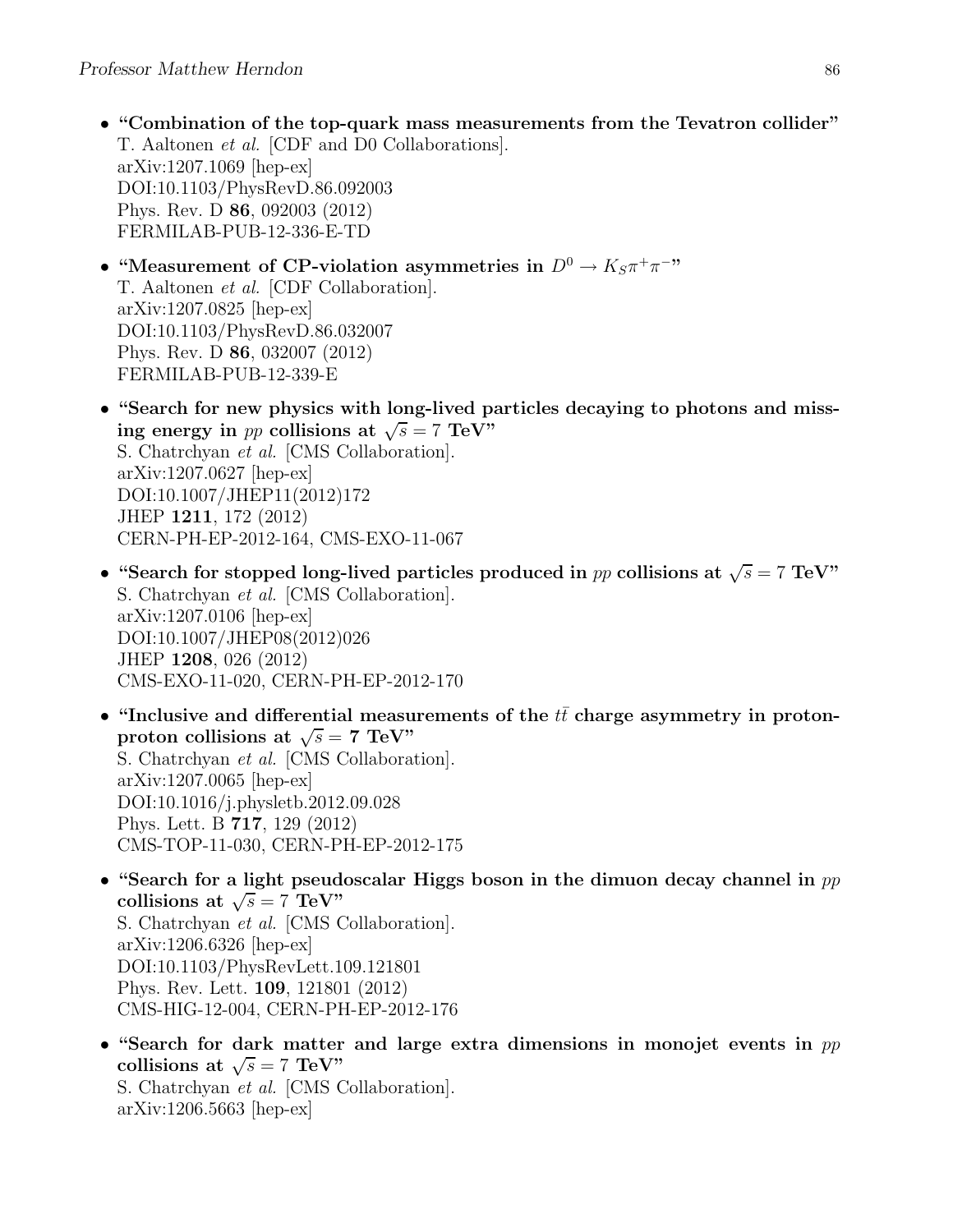- **"Combination of the top-quark mass measurements from the Tevatron collider"**
  T. Aaltonen *et al.* [CDF and D0 Collaborations].
  arXiv:1207.1069 [hep-ex]
  DOI:10.1103/PhysRevD.86.092003
  Phys. Rev. D **86**, 092003 (2012)
  FERMILAB-PUB-12-336-E-TD

- **"Measurement of CP-violation asymmetries in $D^0 \to K_S\pi^+\pi^-$"**
  T. Aaltonen *et al.* [CDF Collaboration].
  arXiv:1207.0825 [hep-ex]
  DOI:10.1103/PhysRevD.86.032007
  Phys. Rev. D **86**, 032007 (2012)
  FERMILAB-PUB-12-339-E

- **"Search for new physics with long-lived particles decaying to photons and missing energy in $pp$ collisions at $\sqrt{s} = 7$ TeV"**
  S. Chatrchyan *et al.* [CMS Collaboration].
  arXiv:1207.0627 [hep-ex]
  DOI:10.1007/JHEP11(2012)172
  JHEP **1211**, 172 (2012)
  CERN-PH-EP-2012-164, CMS-EXO-11-067

- **"Search for stopped long-lived particles produced in $pp$ collisions at $\sqrt{s} = 7$ TeV"**
  S. Chatrchyan *et al.* [CMS Collaboration].
  arXiv:1207.0106 [hep-ex]
  DOI:10.1007/JHEP08(2012)026
  JHEP **1208**, 026 (2012)
  CMS-EXO-11-020, CERN-PH-EP-2012-170

- **"Inclusive and differential measurements of the $t\bar{t}$ charge asymmetry in proton-proton collisions at $\sqrt{s} = 7$ TeV"**
  S. Chatrchyan *et al.* [CMS Collaboration].
  arXiv:1207.0065 [hep-ex]
  DOI:10.1016/j.physletb.2012.09.028
  Phys. Lett. B **717**, 129 (2012)
  CMS-TOP-11-030, CERN-PH-EP-2012-175

- **"Search for a light pseudoscalar Higgs boson in the dimuon decay channel in $pp$ collisions at $\sqrt{s} = 7$ TeV"**
  S. Chatrchyan *et al.* [CMS Collaboration].
  arXiv:1206.6326 [hep-ex]
  DOI:10.1103/PhysRevLett.109.121801
  Phys. Rev. Lett. **109**, 121801 (2012)
  CMS-HIG-12-004, CERN-PH-EP-2012-176

- **"Search for dark matter and large extra dimensions in monojet events in $pp$ collisions at $\sqrt{s} = 7$ TeV"**
  S. Chatrchyan *et al.* [CMS Collaboration].
  arXiv:1206.5663 [hep-ex]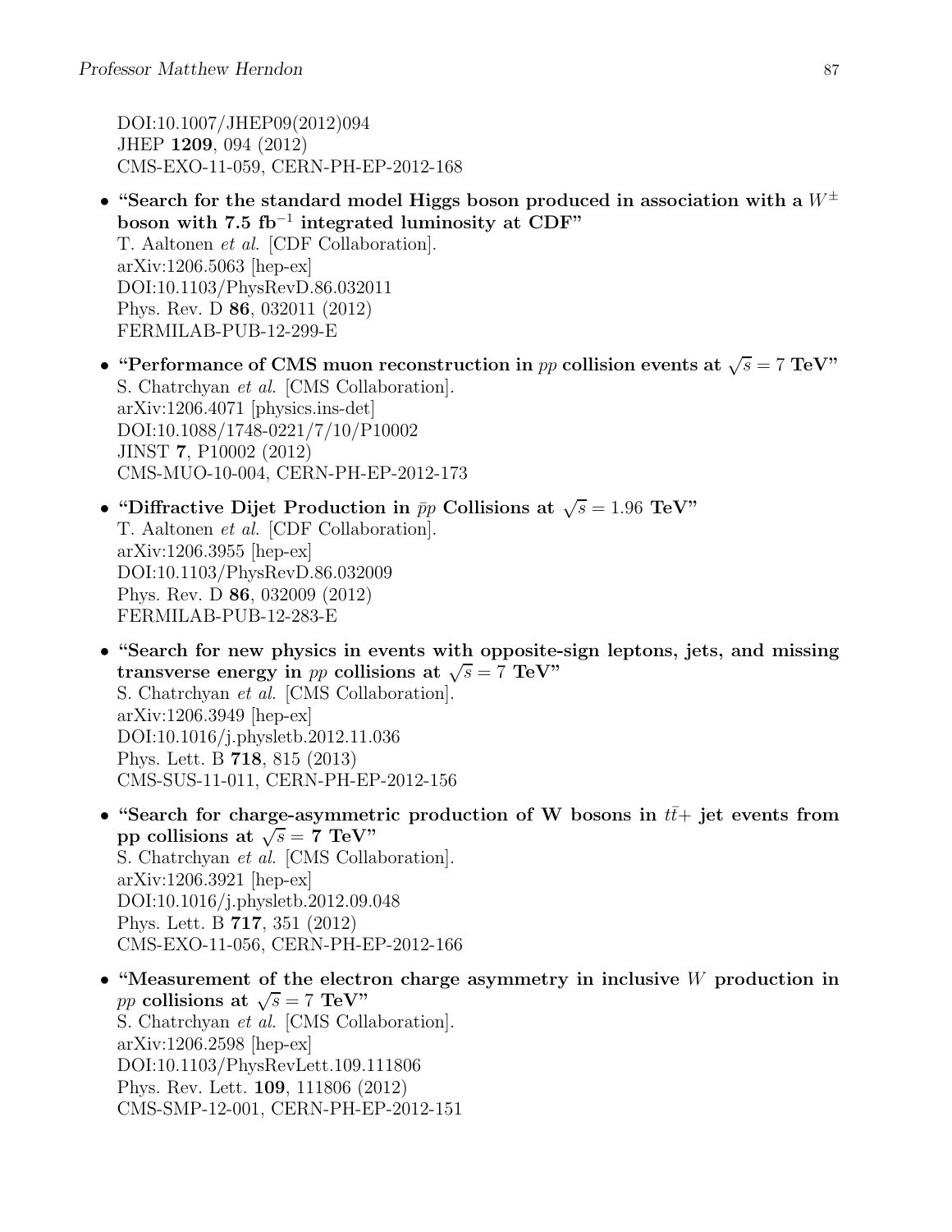DOI:10.1007/JHEP09(2012)094
JHEP **1209**, 094 (2012)
CMS-EXO-11-059, CERN-PH-EP-2012-168

- **"Search for the standard model Higgs boson produced in association with a $W^{\pm}$ boson with 7.5 fb$^{-1}$ integrated luminosity at CDF"**
  T. Aaltonen *et al.* [CDF Collaboration].
  arXiv:1206.5063 [hep-ex]
  DOI:10.1103/PhysRevD.86.032011
  Phys. Rev. D **86**, 032011 (2012)
  FERMILAB-PUB-12-299-E

- **"Performance of CMS muon reconstruction in $pp$ collision events at $\sqrt{s} = 7$ TeV"**
  S. Chatrchyan *et al.* [CMS Collaboration].
  arXiv:1206.4071 [physics.ins-det]
  DOI:10.1088/1748-0221/7/10/P10002
  JINST **7**, P10002 (2012)
  CMS-MUO-10-004, CERN-PH-EP-2012-173

- **"Diffractive Dijet Production in $\bar{p}p$ Collisions at $\sqrt{s} = 1.96$ TeV"**
  T. Aaltonen *et al.* [CDF Collaboration].
  arXiv:1206.3955 [hep-ex]
  DOI:10.1103/PhysRevD.86.032009
  Phys. Rev. D **86**, 032009 (2012)
  FERMILAB-PUB-12-283-E

- **"Search for new physics in events with opposite-sign leptons, jets, and missing transverse energy in $pp$ collisions at $\sqrt{s} = 7$ TeV"**
  S. Chatrchyan *et al.* [CMS Collaboration].
  arXiv:1206.3949 [hep-ex]
  DOI:10.1016/j.physletb.2012.11.036
  Phys. Lett. B **718**, 815 (2013)
  CMS-SUS-11-011, CERN-PH-EP-2012-156

- **"Search for charge-asymmetric production of W bosons in $t\bar{t}+$ jet events from pp collisions at $\sqrt{s} = 7$ TeV"**
  S. Chatrchyan *et al.* [CMS Collaboration].
  arXiv:1206.3921 [hep-ex]
  DOI:10.1016/j.physletb.2012.09.048
  Phys. Lett. B **717**, 351 (2012)
  CMS-EXO-11-056, CERN-PH-EP-2012-166

- **"Measurement of the electron charge asymmetry in inclusive $W$ production in $pp$ collisions at $\sqrt{s} = 7$ TeV"**
  S. Chatrchyan *et al.* [CMS Collaboration].
  arXiv:1206.2598 [hep-ex]
  DOI:10.1103/PhysRevLett.109.111806
  Phys. Rev. Lett. **109**, 111806 (2012)
  CMS-SMP-12-001, CERN-PH-EP-2012-151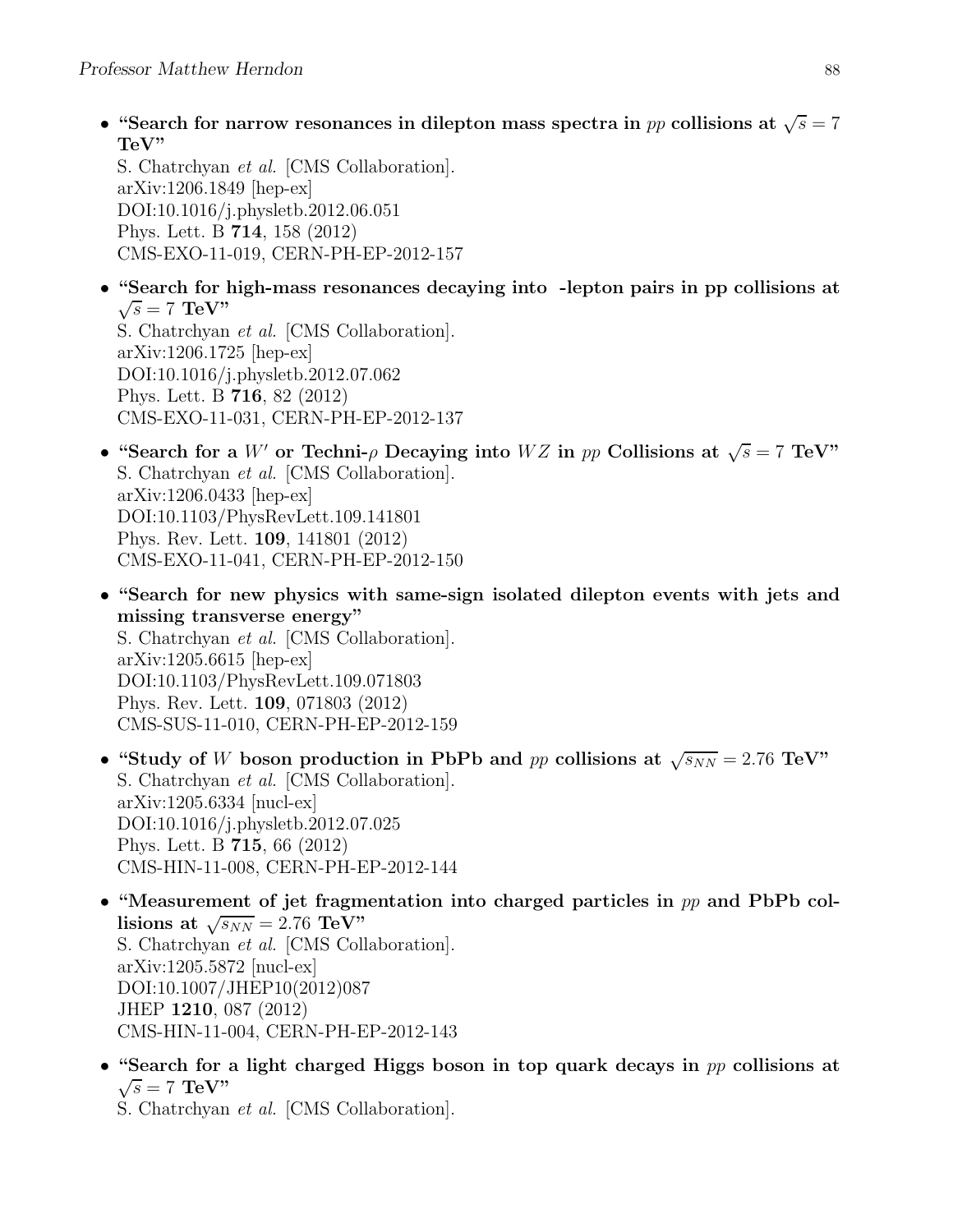- **"Search for narrow resonances in dilepton mass spectra in $pp$ collisions at $\sqrt{s} = 7$ TeV"**
  S. Chatrchyan *et al.* [CMS Collaboration].
  arXiv:1206.1849 [hep-ex]
  DOI:10.1016/j.physletb.2012.06.051
  Phys. Lett. B **714**, 158 (2012)
  CMS-EXO-11-019, CERN-PH-EP-2012-157

- **"Search for high-mass resonances decaying into -lepton pairs in pp collisions at $\sqrt{s} = 7$ TeV"**
  S. Chatrchyan *et al.* [CMS Collaboration].
  arXiv:1206.1725 [hep-ex]
  DOI:10.1016/j.physletb.2012.07.062
  Phys. Lett. B **716**, 82 (2012)
  CMS-EXO-11-031, CERN-PH-EP-2012-137

- **"Search for a $W'$ or Techni-$\rho$ Decaying into $WZ$ in $pp$ Collisions at $\sqrt{s} = 7$ TeV"**
  S. Chatrchyan *et al.* [CMS Collaboration].
  arXiv:1206.0433 [hep-ex]
  DOI:10.1103/PhysRevLett.109.141801
  Phys. Rev. Lett. **109**, 141801 (2012)
  CMS-EXO-11-041, CERN-PH-EP-2012-150

- **"Search for new physics with same-sign isolated dilepton events with jets and missing transverse energy"**
  S. Chatrchyan *et al.* [CMS Collaboration].
  arXiv:1205.6615 [hep-ex]
  DOI:10.1103/PhysRevLett.109.071803
  Phys. Rev. Lett. **109**, 071803 (2012)
  CMS-SUS-11-010, CERN-PH-EP-2012-159

- **"Study of $W$ boson production in PbPb and $pp$ collisions at $\sqrt{s_{NN}} = 2.76$ TeV"**
  S. Chatrchyan *et al.* [CMS Collaboration].
  arXiv:1205.6334 [nucl-ex]
  DOI:10.1016/j.physletb.2012.07.025
  Phys. Lett. B **715**, 66 (2012)
  CMS-HIN-11-008, CERN-PH-EP-2012-144

- **"Measurement of jet fragmentation into charged particles in $pp$ and PbPb collisions at $\sqrt{s_{NN}} = 2.76$ TeV"**
  S. Chatrchyan *et al.* [CMS Collaboration].
  arXiv:1205.5872 [nucl-ex]
  DOI:10.1007/JHEP10(2012)087
  JHEP **1210**, 087 (2012)
  CMS-HIN-11-004, CERN-PH-EP-2012-143

- **"Search for a light charged Higgs boson in top quark decays in $pp$ collisions at $\sqrt{s} = 7$ TeV"**
  S. Chatrchyan *et al.* [CMS Collaboration].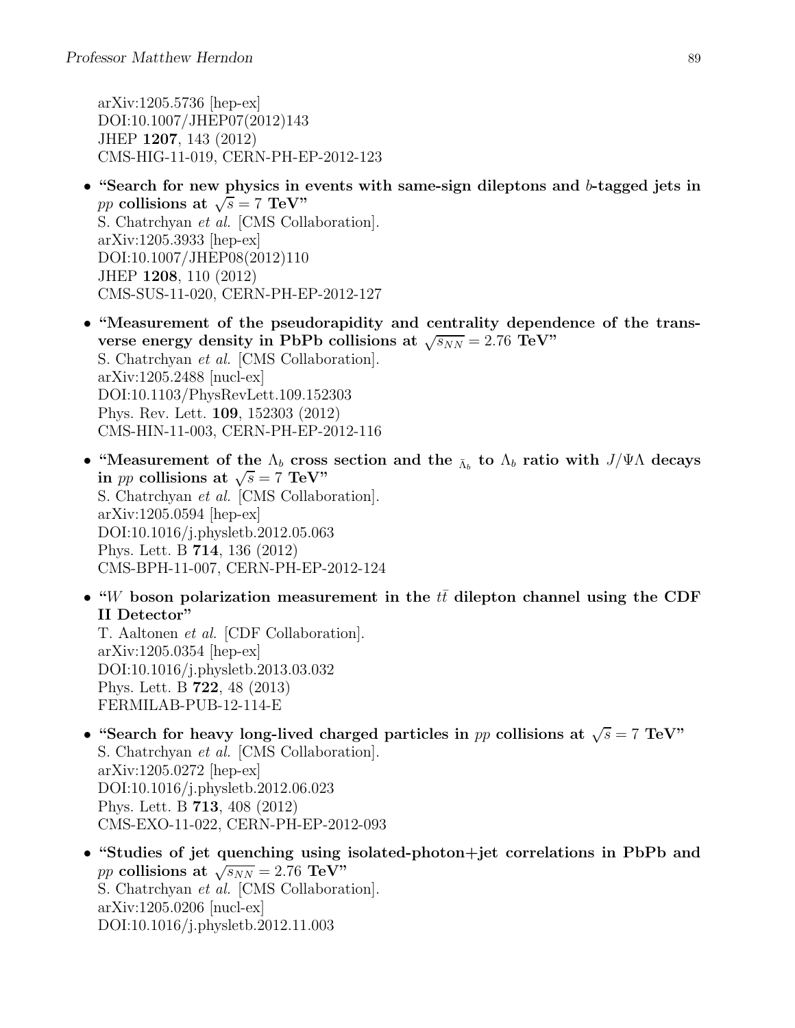arXiv:1205.5736 [hep-ex]
DOI:10.1007/JHEP07(2012)143
JHEP **1207**, 143 (2012)
CMS-HIG-11-019, CERN-PH-EP-2012-123

- **"Search for new physics in events with same-sign dileptons and $b$-tagged jets in $pp$ collisions at $\sqrt{s} = 7$ TeV"**
  S. Chatrchyan *et al.* [CMS Collaboration].
  arXiv:1205.3933 [hep-ex]
  DOI:10.1007/JHEP08(2012)110
  JHEP **1208**, 110 (2012)
  CMS-SUS-11-020, CERN-PH-EP-2012-127

- **"Measurement of the pseudorapidity and centrality dependence of the transverse energy density in PbPb collisions at $\sqrt{s_{NN}} = 2.76$ TeV"**
  S. Chatrchyan *et al.* [CMS Collaboration].
  arXiv:1205.2488 [nucl-ex]
  DOI:10.1103/PhysRevLett.109.152303
  Phys. Rev. Lett. **109**, 152303 (2012)
  CMS-HIN-11-003, CERN-PH-EP-2012-116

- **"Measurement of the $\Lambda_b$ cross section and the $_{\bar{\Lambda}_b}$ to $\Lambda_b$ ratio with $J/\Psi\Lambda$ decays in $pp$ collisions at $\sqrt{s} = 7$ TeV"**
  S. Chatrchyan *et al.* [CMS Collaboration].
  arXiv:1205.0594 [hep-ex]
  DOI:10.1016/j.physletb.2012.05.063
  Phys. Lett. B **714**, 136 (2012)
  CMS-BPH-11-007, CERN-PH-EP-2012-124

- **"$W$ boson polarization measurement in the $t\bar{t}$ dilepton channel using the CDF II Detector"**
  T. Aaltonen *et al.* [CDF Collaboration].
  arXiv:1205.0354 [hep-ex]
  DOI:10.1016/j.physletb.2013.03.032
  Phys. Lett. B **722**, 48 (2013)
  FERMILAB-PUB-12-114-E

- **"Search for heavy long-lived charged particles in $pp$ collisions at $\sqrt{s} = 7$ TeV"**
  S. Chatrchyan *et al.* [CMS Collaboration].
  arXiv:1205.0272 [hep-ex]
  DOI:10.1016/j.physletb.2012.06.023
  Phys. Lett. B **713**, 408 (2012)
  CMS-EXO-11-022, CERN-PH-EP-2012-093

- **"Studies of jet quenching using isolated-photon+jet correlations in PbPb and $pp$ collisions at $\sqrt{s_{NN}} = 2.76$ TeV"**
  S. Chatrchyan *et al.* [CMS Collaboration].
  arXiv:1205.0206 [nucl-ex]
  DOI:10.1016/j.physletb.2012.11.003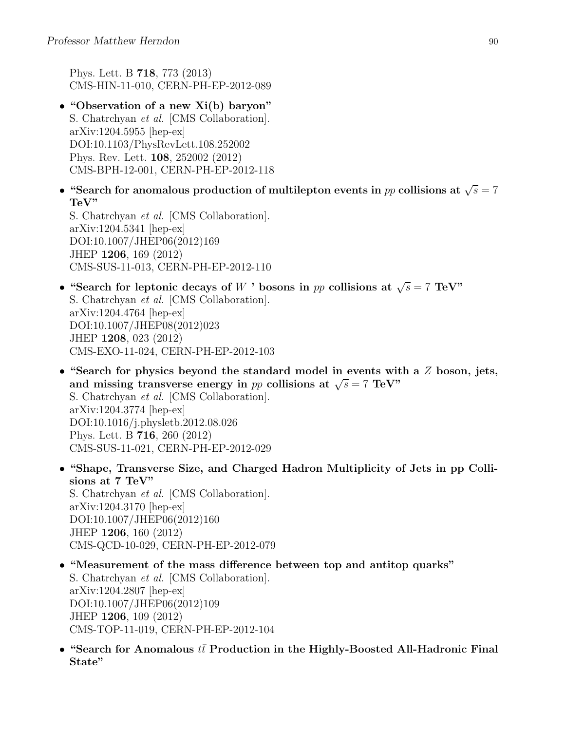Phys. Lett. B **718**, 773 (2013)
CMS-HIN-11-010, CERN-PH-EP-2012-089

- **"Observation of a new Xi(b) baryon"**
S. Chatrchyan *et al.* [CMS Collaboration].
arXiv:1204.5955 [hep-ex]
DOI:10.1103/PhysRevLett.108.252002
Phys. Rev. Lett. **108**, 252002 (2012)
CMS-BPH-12-001, CERN-PH-EP-2012-118

- **"Search for anomalous production of multilepton events in $pp$ collisions at $\sqrt{s} = 7$ TeV"**
S. Chatrchyan *et al.* [CMS Collaboration].
arXiv:1204.5341 [hep-ex]
DOI:10.1007/JHEP06(2012)169
JHEP **1206**, 169 (2012)
CMS-SUS-11-013, CERN-PH-EP-2012-110

- **"Search for leptonic decays of $W$ ' bosons in $pp$ collisions at $\sqrt{s} = 7$ TeV"**
S. Chatrchyan *et al.* [CMS Collaboration].
arXiv:1204.4764 [hep-ex]
DOI:10.1007/JHEP08(2012)023
JHEP **1208**, 023 (2012)
CMS-EXO-11-024, CERN-PH-EP-2012-103

- **"Search for physics beyond the standard model in events with a $Z$ boson, jets, and missing transverse energy in $pp$ collisions at $\sqrt{s} = 7$ TeV"**
S. Chatrchyan *et al.* [CMS Collaboration].
arXiv:1204.3774 [hep-ex]
DOI:10.1016/j.physletb.2012.08.026
Phys. Lett. B **716**, 260 (2012)
CMS-SUS-11-021, CERN-PH-EP-2012-029

- **"Shape, Transverse Size, and Charged Hadron Multiplicity of Jets in pp Collisions at 7 TeV"**
S. Chatrchyan *et al.* [CMS Collaboration].
arXiv:1204.3170 [hep-ex]
DOI:10.1007/JHEP06(2012)160
JHEP **1206**, 160 (2012)
CMS-QCD-10-029, CERN-PH-EP-2012-079

- **"Measurement of the mass difference between top and antitop quarks"**
S. Chatrchyan *et al.* [CMS Collaboration].
arXiv:1204.2807 [hep-ex]
DOI:10.1007/JHEP06(2012)109
JHEP **1206**, 109 (2012)
CMS-TOP-11-019, CERN-PH-EP-2012-104

- **"Search for Anomalous $t\bar{t}$ Production in the Highly-Boosted All-Hadronic Final State"**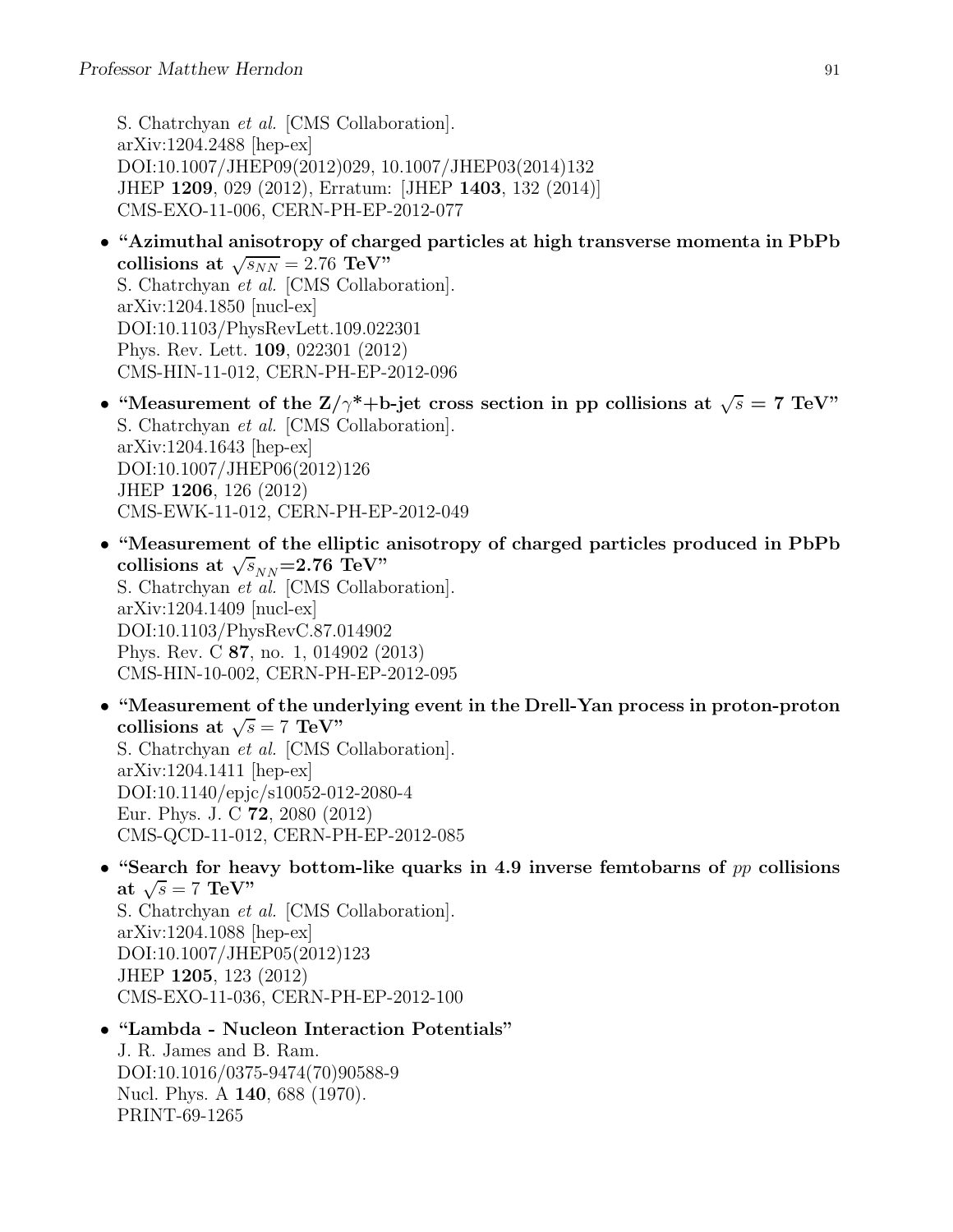S. Chatrchyan *et al.* [CMS Collaboration].
arXiv:1204.2488 [hep-ex]
DOI:10.1007/JHEP09(2012)029, 10.1007/JHEP03(2014)132
JHEP **1209**, 029 (2012), Erratum: [JHEP **1403**, 132 (2014)]
CMS-EXO-11-006, CERN-PH-EP-2012-077

- **"Azimuthal anisotropy of charged particles at high transverse momenta in PbPb collisions at $\sqrt{s_{NN}} = 2.76$ TeV"**
  S. Chatrchyan *et al.* [CMS Collaboration].
  arXiv:1204.1850 [nucl-ex]
  DOI:10.1103/PhysRevLett.109.022301
  Phys. Rev. Lett. **109**, 022301 (2012)
  CMS-HIN-11-012, CERN-PH-EP-2012-096

- **"Measurement of the Z/$\gamma$\*+b-jet cross section in pp collisions at $\sqrt{s}$ = 7 TeV"**
  S. Chatrchyan *et al.* [CMS Collaboration].
  arXiv:1204.1643 [hep-ex]
  DOI:10.1007/JHEP06(2012)126
  JHEP **1206**, 126 (2012)
  CMS-EWK-11-012, CERN-PH-EP-2012-049

- **"Measurement of the elliptic anisotropy of charged particles produced in PbPb collisions at $\sqrt{s}_{NN}$=2.76 TeV"**
  S. Chatrchyan *et al.* [CMS Collaboration].
  arXiv:1204.1409 [nucl-ex]
  DOI:10.1103/PhysRevC.87.014902
  Phys. Rev. C **87**, no. 1, 014902 (2013)
  CMS-HIN-10-002, CERN-PH-EP-2012-095

- **"Measurement of the underlying event in the Drell-Yan process in proton-proton collisions at $\sqrt{s} = 7$ TeV"**
  S. Chatrchyan *et al.* [CMS Collaboration].
  arXiv:1204.1411 [hep-ex]
  DOI:10.1140/epjc/s10052-012-2080-4
  Eur. Phys. J. C **72**, 2080 (2012)
  CMS-QCD-11-012, CERN-PH-EP-2012-085

- **"Search for heavy bottom-like quarks in 4.9 inverse femtobarns of *pp* collisions at $\sqrt{s} = 7$ TeV"**
  S. Chatrchyan *et al.* [CMS Collaboration].
  arXiv:1204.1088 [hep-ex]
  DOI:10.1007/JHEP05(2012)123
  JHEP **1205**, 123 (2012)
  CMS-EXO-11-036, CERN-PH-EP-2012-100

- **"Lambda - Nucleon Interaction Potentials"**
  J. R. James and B. Ram.
  DOI:10.1016/0375-9474(70)90588-9
  Nucl. Phys. A **140**, 688 (1970).
  PRINT-69-1265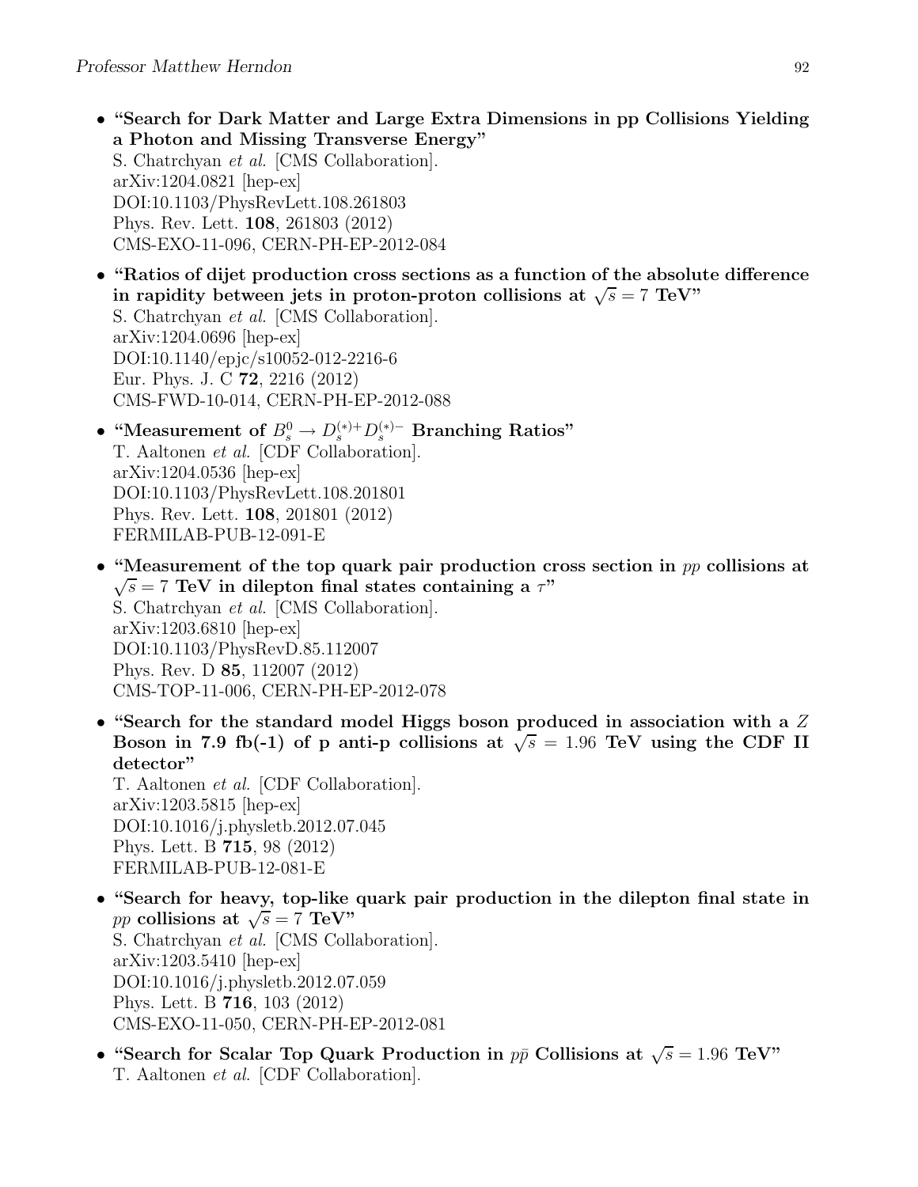- **"Search for Dark Matter and Large Extra Dimensions in pp Collisions Yielding a Photon and Missing Transverse Energy"**
  S. Chatrchyan *et al.* [CMS Collaboration].
  arXiv:1204.0821 [hep-ex]
  DOI:10.1103/PhysRevLett.108.261803
  Phys. Rev. Lett. **108**, 261803 (2012)
  CMS-EXO-11-096, CERN-PH-EP-2012-084

- **"Ratios of dijet production cross sections as a function of the absolute difference in rapidity between jets in proton-proton collisions at $\sqrt{s} = 7$ TeV"**
  S. Chatrchyan *et al.* [CMS Collaboration].
  arXiv:1204.0696 [hep-ex]
  DOI:10.1140/epjc/s10052-012-2216-6
  Eur. Phys. J. C **72**, 2216 (2012)
  CMS-FWD-10-014, CERN-PH-EP-2012-088

- **"Measurement of $B_s^0 \to D_s^{(*)+} D_s^{(*)-}$ Branching Ratios"**
  T. Aaltonen *et al.* [CDF Collaboration].
  arXiv:1204.0536 [hep-ex]
  DOI:10.1103/PhysRevLett.108.201801
  Phys. Rev. Lett. **108**, 201801 (2012)
  FERMILAB-PUB-12-091-E

- **"Measurement of the top quark pair production cross section in $pp$ collisions at $\sqrt{s} = 7$ TeV in dilepton final states containing a $\tau$"**
  S. Chatrchyan *et al.* [CMS Collaboration].
  arXiv:1203.6810 [hep-ex]
  DOI:10.1103/PhysRevD.85.112007
  Phys. Rev. D **85**, 112007 (2012)
  CMS-TOP-11-006, CERN-PH-EP-2012-078

- **"Search for the standard model Higgs boson produced in association with a $Z$ Boson in 7.9 fb(-1) of p anti-p collisions at $\sqrt{s} = 1.96$ TeV using the CDF II detector"**
  T. Aaltonen *et al.* [CDF Collaboration].
  arXiv:1203.5815 [hep-ex]
  DOI:10.1016/j.physletb.2012.07.045
  Phys. Lett. B **715**, 98 (2012)
  FERMILAB-PUB-12-081-E

- **"Search for heavy, top-like quark pair production in the dilepton final state in $pp$ collisions at $\sqrt{s} = 7$ TeV"**
  S. Chatrchyan *et al.* [CMS Collaboration].
  arXiv:1203.5410 [hep-ex]
  DOI:10.1016/j.physletb.2012.07.059
  Phys. Lett. B **716**, 103 (2012)
  CMS-EXO-11-050, CERN-PH-EP-2012-081

- **"Search for Scalar Top Quark Production in $p\bar{p}$ Collisions at $\sqrt{s} = 1.96$ TeV"**
  T. Aaltonen *et al.* [CDF Collaboration].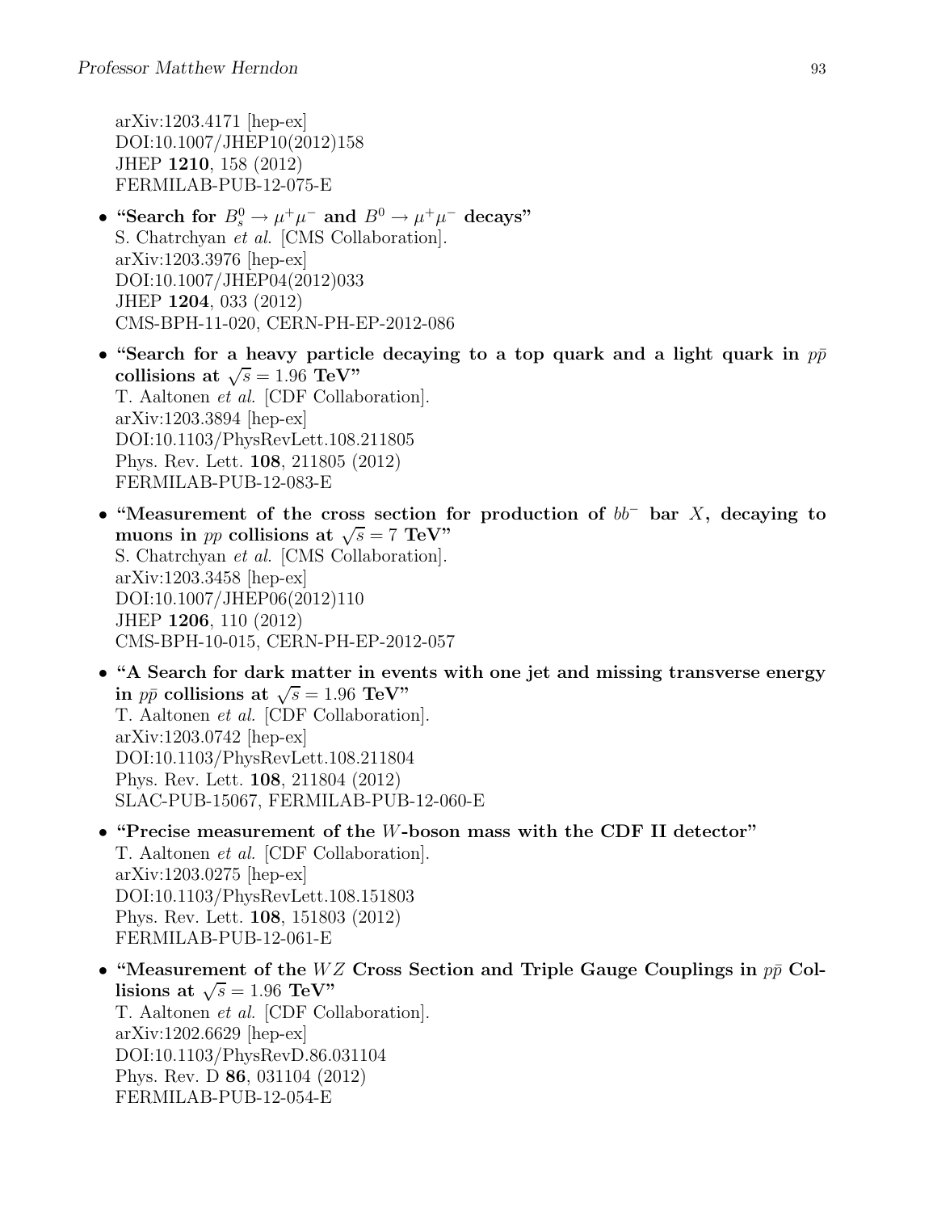arXiv:1203.4171 [hep-ex]
DOI:10.1007/JHEP10(2012)158
JHEP **1210**, 158 (2012)
FERMILAB-PUB-12-075-E

- **"Search for $B_s^0 \to \mu^+\mu^-$ and $B^0 \to \mu^+\mu^-$ decays"**
  S. Chatrchyan *et al.* [CMS Collaboration].
  arXiv:1203.3976 [hep-ex]
  DOI:10.1007/JHEP04(2012)033
  JHEP **1204**, 033 (2012)
  CMS-BPH-11-020, CERN-PH-EP-2012-086

- **"Search for a heavy particle decaying to a top quark and a light quark in $p\bar{p}$ collisions at $\sqrt{s} = 1.96$ TeV"**
  T. Aaltonen *et al.* [CDF Collaboration].
  arXiv:1203.3894 [hep-ex]
  DOI:10.1103/PhysRevLett.108.211805
  Phys. Rev. Lett. **108**, 211805 (2012)
  FERMILAB-PUB-12-083-E

- **"Measurement of the cross section for production of $bb^-$ bar $X$, decaying to muons in $pp$ collisions at $\sqrt{s} = 7$ TeV"**
  S. Chatrchyan *et al.* [CMS Collaboration].
  arXiv:1203.3458 [hep-ex]
  DOI:10.1007/JHEP06(2012)110
  JHEP **1206**, 110 (2012)
  CMS-BPH-10-015, CERN-PH-EP-2012-057

- **"A Search for dark matter in events with one jet and missing transverse energy in $p\bar{p}$ collisions at $\sqrt{s} = 1.96$ TeV"**
  T. Aaltonen *et al.* [CDF Collaboration].
  arXiv:1203.0742 [hep-ex]
  DOI:10.1103/PhysRevLett.108.211804
  Phys. Rev. Lett. **108**, 211804 (2012)
  SLAC-PUB-15067, FERMILAB-PUB-12-060-E

- **"Precise measurement of the $W$-boson mass with the CDF II detector"**
  T. Aaltonen *et al.* [CDF Collaboration].
  arXiv:1203.0275 [hep-ex]
  DOI:10.1103/PhysRevLett.108.151803
  Phys. Rev. Lett. **108**, 151803 (2012)
  FERMILAB-PUB-12-061-E

- **"Measurement of the $WZ$ Cross Section and Triple Gauge Couplings in $p\bar{p}$ Collisions at $\sqrt{s} = 1.96$ TeV"**
  T. Aaltonen *et al.* [CDF Collaboration].
  arXiv:1202.6629 [hep-ex]
  DOI:10.1103/PhysRevD.86.031104
  Phys. Rev. D **86**, 031104 (2012)
  FERMILAB-PUB-12-054-E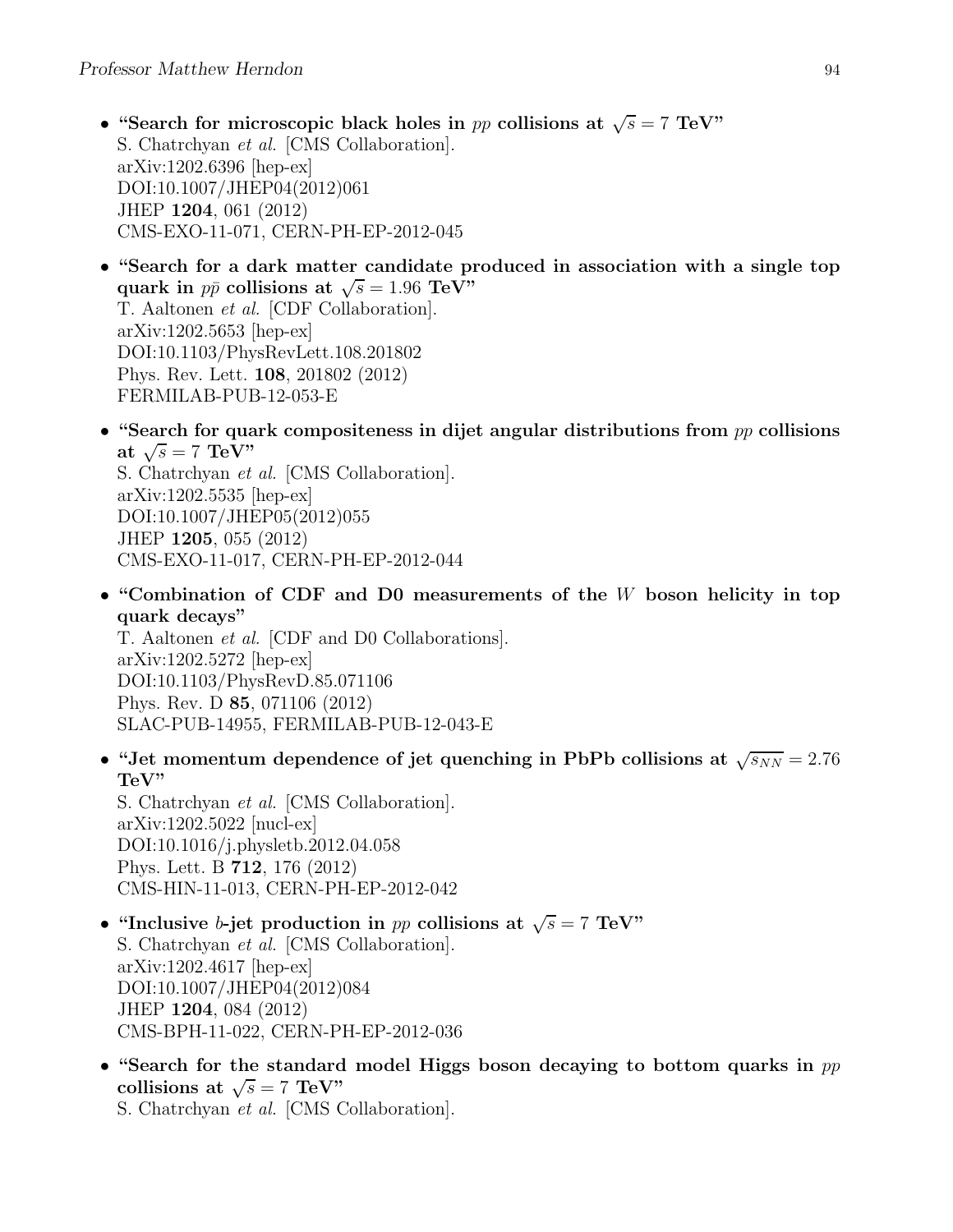- **"Search for microscopic black holes in $pp$ collisions at $\sqrt{s} = 7$ TeV"**
  S. Chatrchyan *et al.* [CMS Collaboration].
  arXiv:1202.6396 [hep-ex]
  DOI:10.1007/JHEP04(2012)061
  JHEP **1204**, 061 (2012)
  CMS-EXO-11-071, CERN-PH-EP-2012-045

- **"Search for a dark matter candidate produced in association with a single top quark in $p\bar{p}$ collisions at $\sqrt{s} = 1.96$ TeV"**
  T. Aaltonen *et al.* [CDF Collaboration].
  arXiv:1202.5653 [hep-ex]
  DOI:10.1103/PhysRevLett.108.201802
  Phys. Rev. Lett. **108**, 201802 (2012)
  FERMILAB-PUB-12-053-E

- **"Search for quark compositeness in dijet angular distributions from $pp$ collisions at $\sqrt{s} = 7$ TeV"**
  S. Chatrchyan *et al.* [CMS Collaboration].
  arXiv:1202.5535 [hep-ex]
  DOI:10.1007/JHEP05(2012)055
  JHEP **1205**, 055 (2012)
  CMS-EXO-11-017, CERN-PH-EP-2012-044

- **"Combination of CDF and D0 measurements of the $W$ boson helicity in top quark decays"**
  T. Aaltonen *et al.* [CDF and D0 Collaborations].
  arXiv:1202.5272 [hep-ex]
  DOI:10.1103/PhysRevD.85.071106
  Phys. Rev. D **85**, 071106 (2012)
  SLAC-PUB-14955, FERMILAB-PUB-12-043-E

- **"Jet momentum dependence of jet quenching in PbPb collisions at $\sqrt{s_{NN}} = 2.76$ TeV"**
  S. Chatrchyan *et al.* [CMS Collaboration].
  arXiv:1202.5022 [nucl-ex]
  DOI:10.1016/j.physletb.2012.04.058
  Phys. Lett. B **712**, 176 (2012)
  CMS-HIN-11-013, CERN-PH-EP-2012-042

- **"Inclusive $b$-jet production in $pp$ collisions at $\sqrt{s} = 7$ TeV"**
  S. Chatrchyan *et al.* [CMS Collaboration].
  arXiv:1202.4617 [hep-ex]
  DOI:10.1007/JHEP04(2012)084
  JHEP **1204**, 084 (2012)
  CMS-BPH-11-022, CERN-PH-EP-2012-036

- **"Search for the standard model Higgs boson decaying to bottom quarks in $pp$ collisions at $\sqrt{s} = 7$ TeV"**
  S. Chatrchyan *et al.* [CMS Collaboration].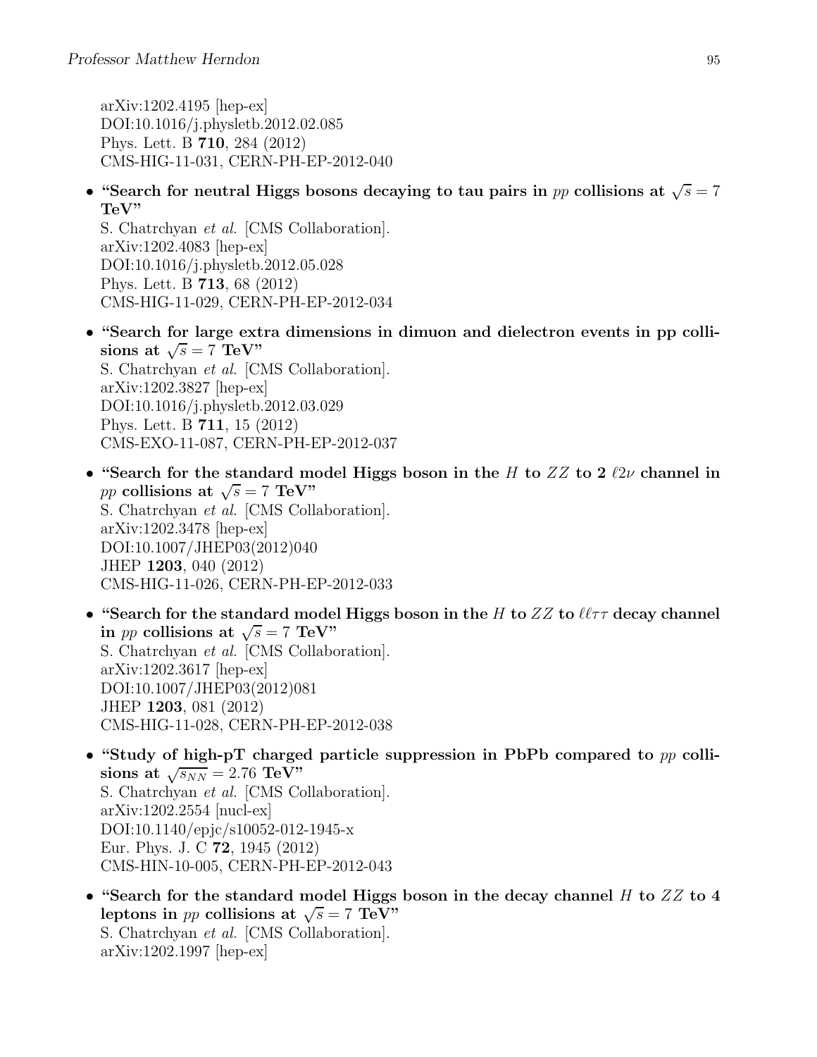arXiv:1202.4195 [hep-ex]
DOI:10.1016/j.physletb.2012.02.085
Phys. Lett. B **710**, 284 (2012)
CMS-HIG-11-031, CERN-PH-EP-2012-040

- **"Search for neutral Higgs bosons decaying to tau pairs in $pp$ collisions at $\sqrt{s} = 7$ TeV"**
  S. Chatrchyan *et al.* [CMS Collaboration].
  arXiv:1202.4083 [hep-ex]
  DOI:10.1016/j.physletb.2012.05.028
  Phys. Lett. B **713**, 68 (2012)
  CMS-HIG-11-029, CERN-PH-EP-2012-034

- **"Search for large extra dimensions in dimuon and dielectron events in pp collisions at $\sqrt{s} = 7$ TeV"**
  S. Chatrchyan *et al.* [CMS Collaboration].
  arXiv:1202.3827 [hep-ex]
  DOI:10.1016/j.physletb.2012.03.029
  Phys. Lett. B **711**, 15 (2012)
  CMS-EXO-11-087, CERN-PH-EP-2012-037

- **"Search for the standard model Higgs boson in the $H$ to $ZZ$ to 2 $\ell 2\nu$ channel in $pp$ collisions at $\sqrt{s} = 7$ TeV"**
  S. Chatrchyan *et al.* [CMS Collaboration].
  arXiv:1202.3478 [hep-ex]
  DOI:10.1007/JHEP03(2012)040
  JHEP **1203**, 040 (2012)
  CMS-HIG-11-026, CERN-PH-EP-2012-033

- **"Search for the standard model Higgs boson in the $H$ to $ZZ$ to $\ell\ell\tau\tau$ decay channel in $pp$ collisions at $\sqrt{s} = 7$ TeV"**
  S. Chatrchyan *et al.* [CMS Collaboration].
  arXiv:1202.3617 [hep-ex]
  DOI:10.1007/JHEP03(2012)081
  JHEP **1203**, 081 (2012)
  CMS-HIG-11-028, CERN-PH-EP-2012-038

- **"Study of high-pT charged particle suppression in PbPb compared to $pp$ collisions at $\sqrt{s_{NN}} = 2.76$ TeV"**
  S. Chatrchyan *et al.* [CMS Collaboration].
  arXiv:1202.2554 [nucl-ex]
  DOI:10.1140/epjc/s10052-012-1945-x
  Eur. Phys. J. C **72**, 1945 (2012)
  CMS-HIN-10-005, CERN-PH-EP-2012-043

- **"Search for the standard model Higgs boson in the decay channel $H$ to $ZZ$ to 4 leptons in $pp$ collisions at $\sqrt{s} = 7$ TeV"**
  S. Chatrchyan *et al.* [CMS Collaboration].
  arXiv:1202.1997 [hep-ex]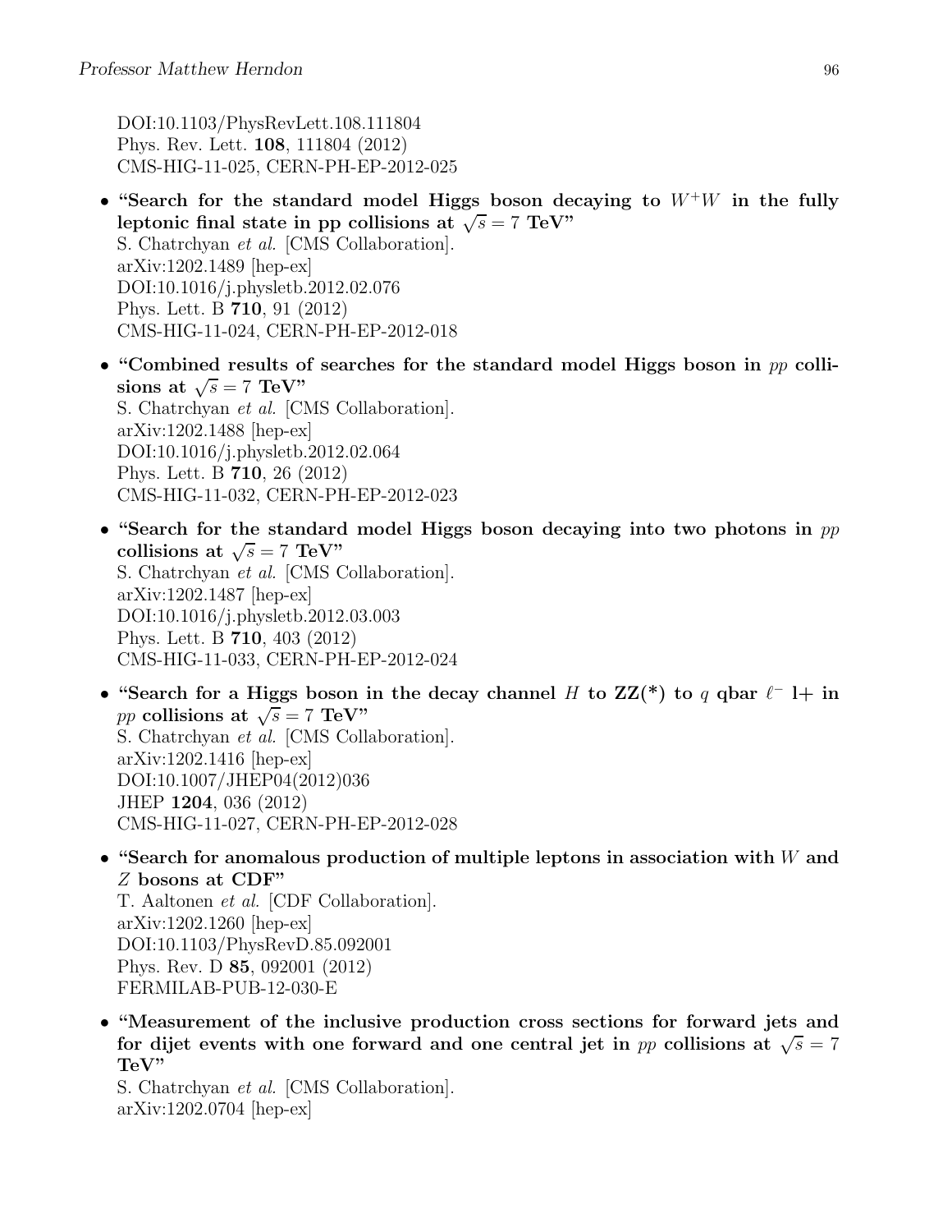DOI:10.1103/PhysRevLett.108.111804
Phys. Rev. Lett. **108**, 111804 (2012)
CMS-HIG-11-025, CERN-PH-EP-2012-025

- **"Search for the standard model Higgs boson decaying to $W^+W$ in the fully leptonic final state in pp collisions at $\sqrt{s} = 7$ TeV"**
  S. Chatrchyan *et al.* [CMS Collaboration].
  arXiv:1202.1489 [hep-ex]
  DOI:10.1016/j.physletb.2012.02.076
  Phys. Lett. B **710**, 91 (2012)
  CMS-HIG-11-024, CERN-PH-EP-2012-018

- **"Combined results of searches for the standard model Higgs boson in $pp$ collisions at $\sqrt{s} = 7$ TeV"**
  S. Chatrchyan *et al.* [CMS Collaboration].
  arXiv:1202.1488 [hep-ex]
  DOI:10.1016/j.physletb.2012.02.064
  Phys. Lett. B **710**, 26 (2012)
  CMS-HIG-11-032, CERN-PH-EP-2012-023

- **"Search for the standard model Higgs boson decaying into two photons in $pp$ collisions at $\sqrt{s} = 7$ TeV"**
  S. Chatrchyan *et al.* [CMS Collaboration].
  arXiv:1202.1487 [hep-ex]
  DOI:10.1016/j.physletb.2012.03.003
  Phys. Lett. B **710**, 403 (2012)
  CMS-HIG-11-033, CERN-PH-EP-2012-024

- **"Search for a Higgs boson in the decay channel $H$ to ZZ(\*) to $q$ qbar $\ell^-$ l+ in $pp$ collisions at $\sqrt{s} = 7$ TeV"**
  S. Chatrchyan *et al.* [CMS Collaboration].
  arXiv:1202.1416 [hep-ex]
  DOI:10.1007/JHEP04(2012)036
  JHEP **1204**, 036 (2012)
  CMS-HIG-11-027, CERN-PH-EP-2012-028

- **"Search for anomalous production of multiple leptons in association with $W$ and $Z$ bosons at CDF"**
  T. Aaltonen *et al.* [CDF Collaboration].
  arXiv:1202.1260 [hep-ex]
  DOI:10.1103/PhysRevD.85.092001
  Phys. Rev. D **85**, 092001 (2012)
  FERMILAB-PUB-12-030-E

- **"Measurement of the inclusive production cross sections for forward jets and for dijet events with one forward and one central jet in $pp$ collisions at $\sqrt{s} = 7$ TeV"**
  S. Chatrchyan *et al.* [CMS Collaboration].
  arXiv:1202.0704 [hep-ex]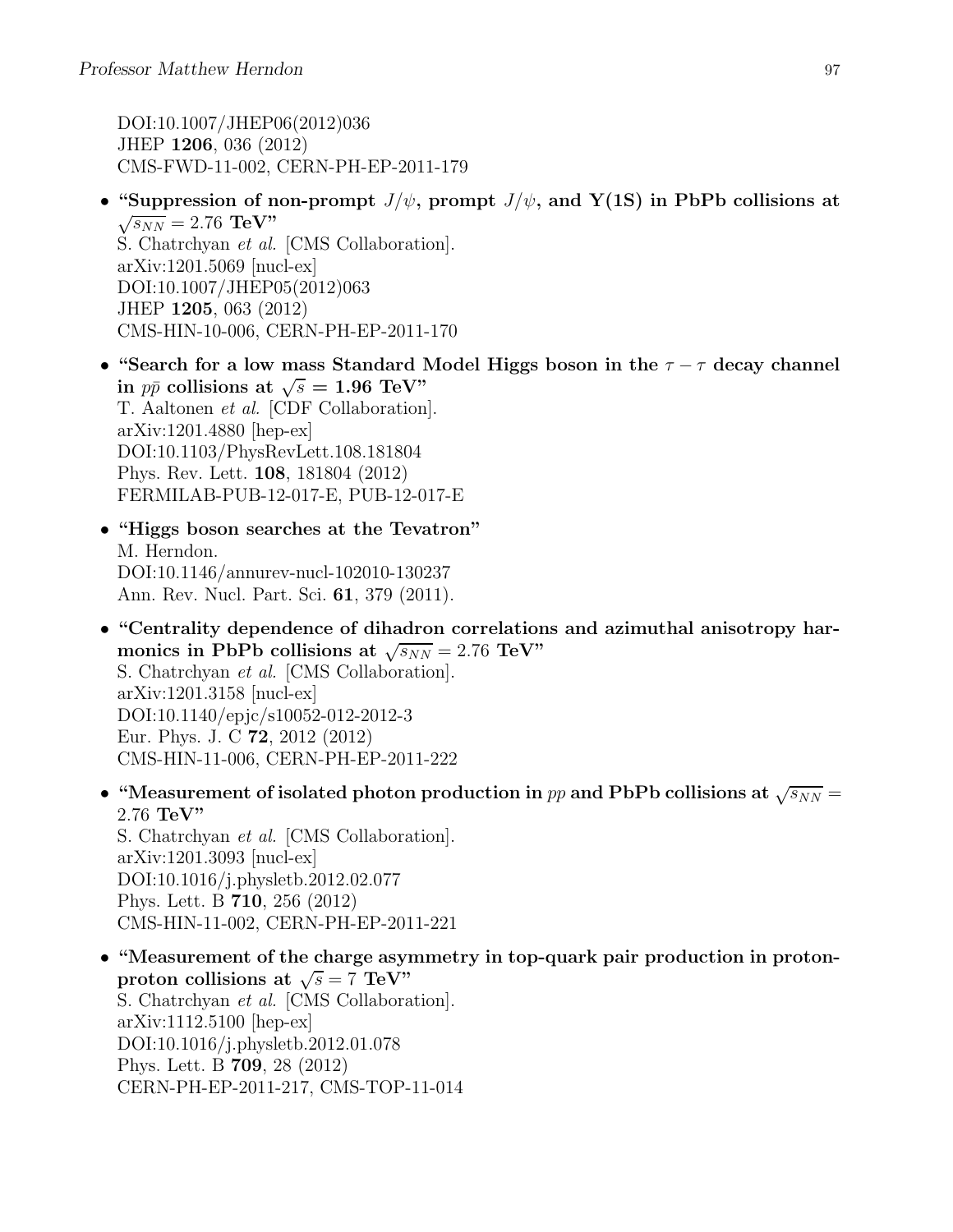DOI:10.1007/JHEP06(2012)036
JHEP **1206**, 036 (2012)
CMS-FWD-11-002, CERN-PH-EP-2011-179

- **"Suppression of non-prompt $J/\psi$, prompt $J/\psi$, and Y(1S) in PbPb collisions at $\sqrt{s_{NN}} = 2.76$ TeV"**
  S. Chatrchyan *et al.* [CMS Collaboration].
  arXiv:1201.5069 [nucl-ex]
  DOI:10.1007/JHEP05(2012)063
  JHEP **1205**, 063 (2012)
  CMS-HIN-10-006, CERN-PH-EP-2011-170

- **"Search for a low mass Standard Model Higgs boson in the $\tau - \tau$ decay channel in $p\bar{p}$ collisions at $\sqrt{s} = 1.96$ TeV"**
  T. Aaltonen *et al.* [CDF Collaboration].
  arXiv:1201.4880 [hep-ex]
  DOI:10.1103/PhysRevLett.108.181804
  Phys. Rev. Lett. **108**, 181804 (2012)
  FERMILAB-PUB-12-017-E, PUB-12-017-E

- **"Higgs boson searches at the Tevatron"**
  M. Herndon.
  DOI:10.1146/annurev-nucl-102010-130237
  Ann. Rev. Nucl. Part. Sci. **61**, 379 (2011).

- **"Centrality dependence of dihadron correlations and azimuthal anisotropy harmonics in PbPb collisions at $\sqrt{s_{NN}} = 2.76$ TeV"**
  S. Chatrchyan *et al.* [CMS Collaboration].
  arXiv:1201.3158 [nucl-ex]
  DOI:10.1140/epjc/s10052-012-2012-3
  Eur. Phys. J. C **72**, 2012 (2012)
  CMS-HIN-11-006, CERN-PH-EP-2011-222

- **"Measurement of isolated photon production in $pp$ and PbPb collisions at $\sqrt{s_{NN}} = 2.76$ TeV"**
  S. Chatrchyan *et al.* [CMS Collaboration].
  arXiv:1201.3093 [nucl-ex]
  DOI:10.1016/j.physletb.2012.02.077
  Phys. Lett. B **710**, 256 (2012)
  CMS-HIN-11-002, CERN-PH-EP-2011-221

- **"Measurement of the charge asymmetry in top-quark pair production in proton-proton collisions at $\sqrt{s} = 7$ TeV"**
  S. Chatrchyan *et al.* [CMS Collaboration].
  arXiv:1112.5100 [hep-ex]
  DOI:10.1016/j.physletb.2012.01.078
  Phys. Lett. B **709**, 28 (2012)
  CERN-PH-EP-2011-217, CMS-TOP-11-014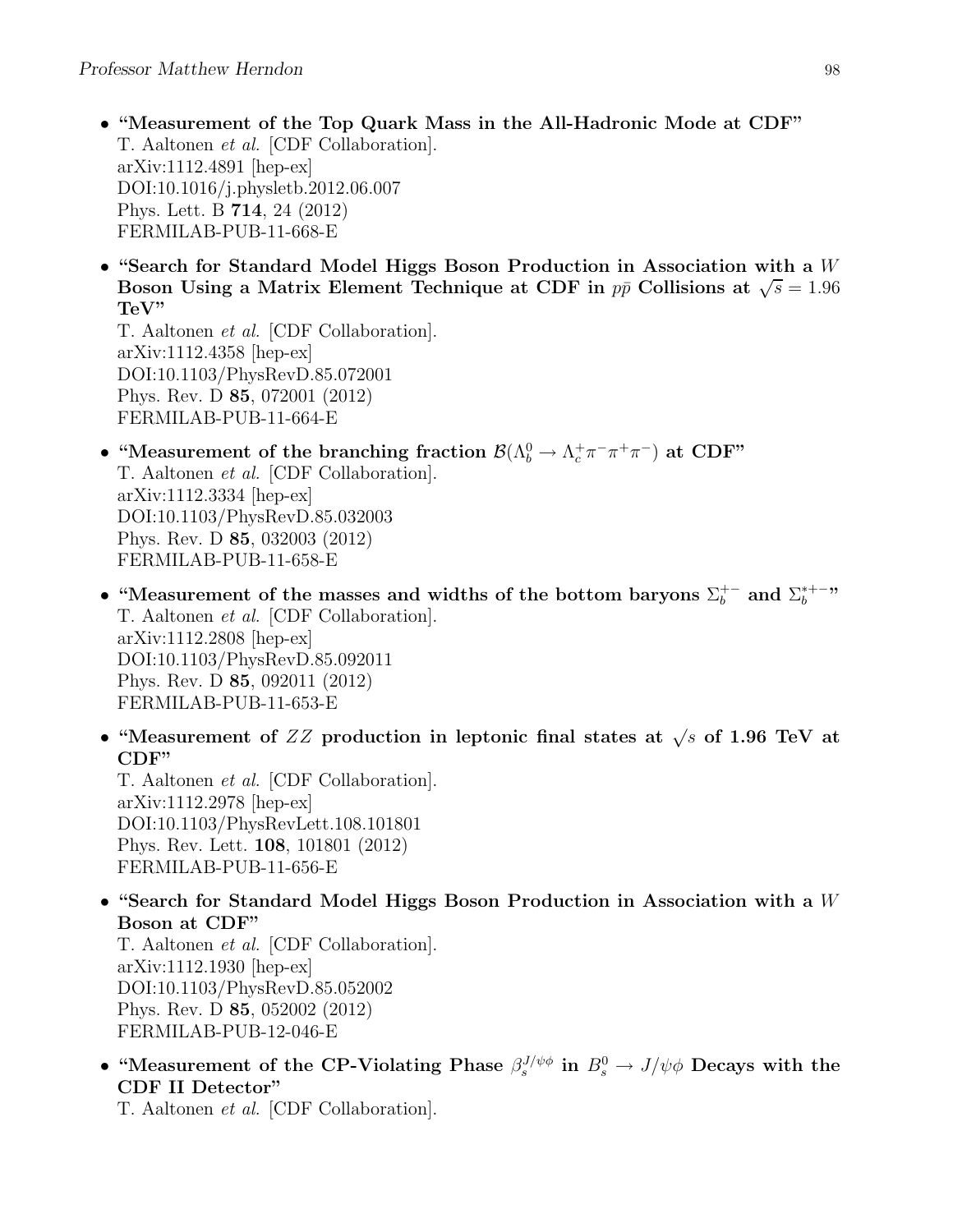- **"Measurement of the Top Quark Mass in the All-Hadronic Mode at CDF"**
  T. Aaltonen *et al.* [CDF Collaboration].
  arXiv:1112.4891 [hep-ex]
  DOI:10.1016/j.physletb.2012.06.007
  Phys. Lett. B **714**, 24 (2012)
  FERMILAB-PUB-11-668-E

- **"Search for Standard Model Higgs Boson Production in Association with a $W$ Boson Using a Matrix Element Technique at CDF in $p\bar{p}$ Collisions at $\sqrt{s} = 1.96$ TeV"**
  T. Aaltonen *et al.* [CDF Collaboration].
  arXiv:1112.4358 [hep-ex]
  DOI:10.1103/PhysRevD.85.072001
  Phys. Rev. D **85**, 072001 (2012)
  FERMILAB-PUB-11-664-E

- **"Measurement of the branching fraction $\mathcal{B}(\Lambda_b^0 \to \Lambda_c^+ \pi^- \pi^+ \pi^-)$ at CDF"**
  T. Aaltonen *et al.* [CDF Collaboration].
  arXiv:1112.3334 [hep-ex]
  DOI:10.1103/PhysRevD.85.032003
  Phys. Rev. D **85**, 032003 (2012)
  FERMILAB-PUB-11-658-E

- **"Measurement of the masses and widths of the bottom baryons $\Sigma_b^{+-}$ and $\Sigma_b^{*+-}$"**
  T. Aaltonen *et al.* [CDF Collaboration].
  arXiv:1112.2808 [hep-ex]
  DOI:10.1103/PhysRevD.85.092011
  Phys. Rev. D **85**, 092011 (2012)
  FERMILAB-PUB-11-653-E

- **"Measurement of $ZZ$ production in leptonic final states at $\sqrt{s}$ of 1.96 TeV at CDF"**
  T. Aaltonen *et al.* [CDF Collaboration].
  arXiv:1112.2978 [hep-ex]
  DOI:10.1103/PhysRevLett.108.101801
  Phys. Rev. Lett. **108**, 101801 (2012)
  FERMILAB-PUB-11-656-E

- **"Search for Standard Model Higgs Boson Production in Association with a $W$ Boson at CDF"**
  T. Aaltonen *et al.* [CDF Collaboration].
  arXiv:1112.1930 [hep-ex]
  DOI:10.1103/PhysRevD.85.052002
  Phys. Rev. D **85**, 052002 (2012)
  FERMILAB-PUB-12-046-E

- **"Measurement of the CP-Violating Phase $\beta_s^{J/\psi\phi}$ in $B_s^0 \to J/\psi\phi$ Decays with the CDF II Detector"**
  T. Aaltonen *et al.* [CDF Collaboration].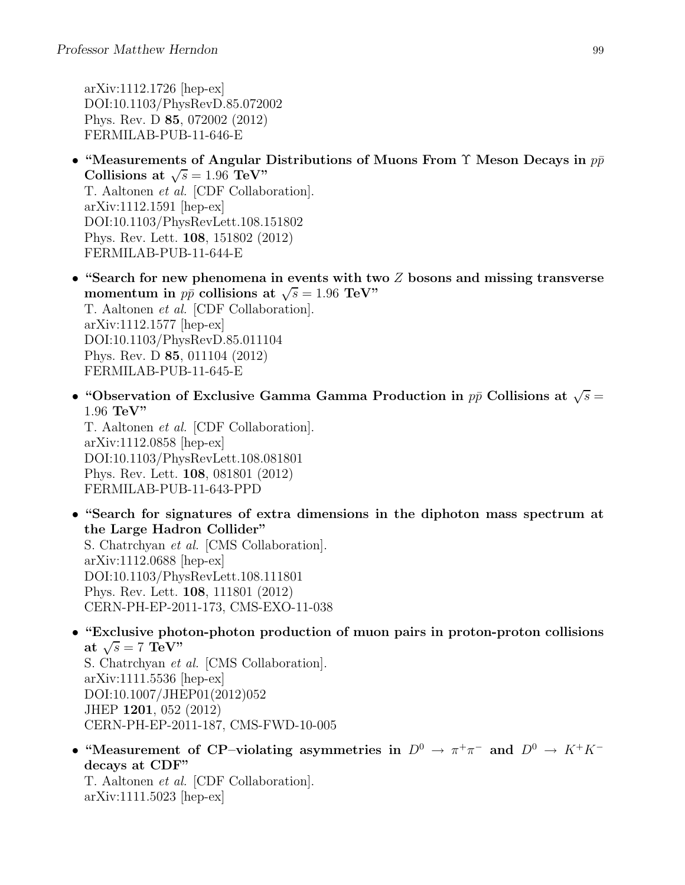arXiv:1112.1726 [hep-ex]
DOI:10.1103/PhysRevD.85.072002
Phys. Rev. D **85**, 072002 (2012)
FERMILAB-PUB-11-646-E

- **"Measurements of Angular Distributions of Muons From $\Upsilon$ Meson Decays in $p\bar{p}$ Collisions at $\sqrt{s} = 1.96$ TeV"**
  T. Aaltonen *et al.* [CDF Collaboration].
  arXiv:1112.1591 [hep-ex]
  DOI:10.1103/PhysRevLett.108.151802
  Phys. Rev. Lett. **108**, 151802 (2012)
  FERMILAB-PUB-11-644-E

- **"Search for new phenomena in events with two $Z$ bosons and missing transverse momentum in $p\bar{p}$ collisions at $\sqrt{s} = 1.96$ TeV"**
  T. Aaltonen *et al.* [CDF Collaboration].
  arXiv:1112.1577 [hep-ex]
  DOI:10.1103/PhysRevD.85.011104
  Phys. Rev. D **85**, 011104 (2012)
  FERMILAB-PUB-11-645-E

- **"Observation of Exclusive Gamma Gamma Production in $p\bar{p}$ Collisions at $\sqrt{s} = 1.96$ TeV"**
  T. Aaltonen *et al.* [CDF Collaboration].
  arXiv:1112.0858 [hep-ex]
  DOI:10.1103/PhysRevLett.108.081801
  Phys. Rev. Lett. **108**, 081801 (2012)
  FERMILAB-PUB-11-643-PPD

- **"Search for signatures of extra dimensions in the diphoton mass spectrum at the Large Hadron Collider"**
  S. Chatrchyan *et al.* [CMS Collaboration].
  arXiv:1112.0688 [hep-ex]
  DOI:10.1103/PhysRevLett.108.111801
  Phys. Rev. Lett. **108**, 111801 (2012)
  CERN-PH-EP-2011-173, CMS-EXO-11-038

- **"Exclusive photon-photon production of muon pairs in proton-proton collisions at $\sqrt{s} = 7$ TeV"**
  S. Chatrchyan *et al.* [CMS Collaboration].
  arXiv:1111.5536 [hep-ex]
  DOI:10.1007/JHEP01(2012)052
  JHEP **1201**, 052 (2012)
  CERN-PH-EP-2011-187, CMS-FWD-10-005

- **"Measurement of CP–violating asymmetries in $D^0 \to \pi^+\pi^-$ and $D^0 \to K^+K^-$ decays at CDF"**
  T. Aaltonen *et al.* [CDF Collaboration].
  arXiv:1111.5023 [hep-ex]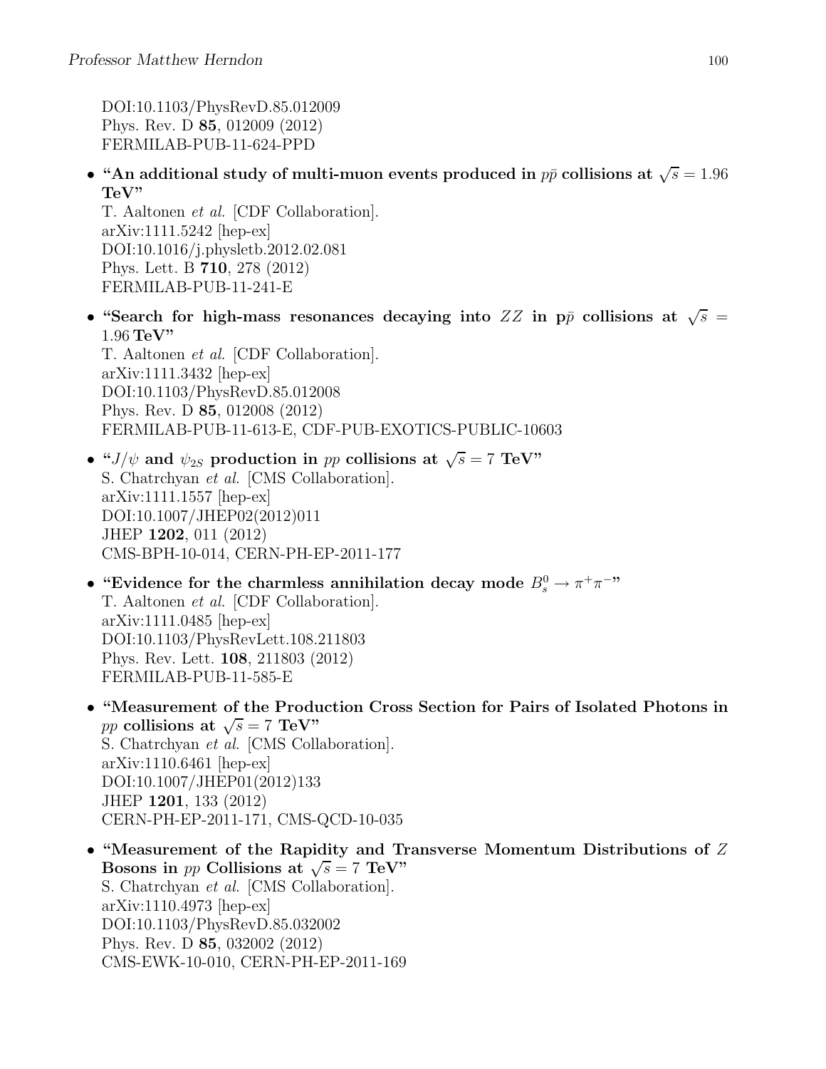DOI:10.1103/PhysRevD.85.012009
Phys. Rev. D **85**, 012009 (2012)
FERMILAB-PUB-11-624-PPD

- **"An additional study of multi-muon events produced in $p\bar{p}$ collisions at $\sqrt{s} = 1.96$ TeV"**
  T. Aaltonen *et al.* [CDF Collaboration].
  arXiv:1111.5242 [hep-ex]
  DOI:10.1016/j.physletb.2012.02.081
  Phys. Lett. B **710**, 278 (2012)
  FERMILAB-PUB-11-241-E

- **"Search for high-mass resonances decaying into $ZZ$ in p$\bar{p}$ collisions at $\sqrt{s} = 1.96$ TeV"**
  T. Aaltonen *et al.* [CDF Collaboration].
  arXiv:1111.3432 [hep-ex]
  DOI:10.1103/PhysRevD.85.012008
  Phys. Rev. D **85**, 012008 (2012)
  FERMILAB-PUB-11-613-E, CDF-PUB-EXOTICS-PUBLIC-10603

- **"$J/\psi$ and $\psi_{2S}$ production in $pp$ collisions at $\sqrt{s} = 7$ TeV"**
  S. Chatrchyan *et al.* [CMS Collaboration].
  arXiv:1111.1557 [hep-ex]
  DOI:10.1007/JHEP02(2012)011
  JHEP **1202**, 011 (2012)
  CMS-BPH-10-014, CERN-PH-EP-2011-177

- **"Evidence for the charmless annihilation decay mode $B^0_s \to \pi^+\pi^-$"**
  T. Aaltonen *et al.* [CDF Collaboration].
  arXiv:1111.0485 [hep-ex]
  DOI:10.1103/PhysRevLett.108.211803
  Phys. Rev. Lett. **108**, 211803 (2012)
  FERMILAB-PUB-11-585-E

- **"Measurement of the Production Cross Section for Pairs of Isolated Photons in $pp$ collisions at $\sqrt{s} = 7$ TeV"**
  S. Chatrchyan *et al.* [CMS Collaboration].
  arXiv:1110.6461 [hep-ex]
  DOI:10.1007/JHEP01(2012)133
  JHEP **1201**, 133 (2012)
  CERN-PH-EP-2011-171, CMS-QCD-10-035

- **"Measurement of the Rapidity and Transverse Momentum Distributions of $Z$ Bosons in $pp$ Collisions at $\sqrt{s} = 7$ TeV"**
  S. Chatrchyan *et al.* [CMS Collaboration].
  arXiv:1110.4973 [hep-ex]
  DOI:10.1103/PhysRevD.85.032002
  Phys. Rev. D **85**, 032002 (2012)
  CMS-EWK-10-010, CERN-PH-EP-2011-169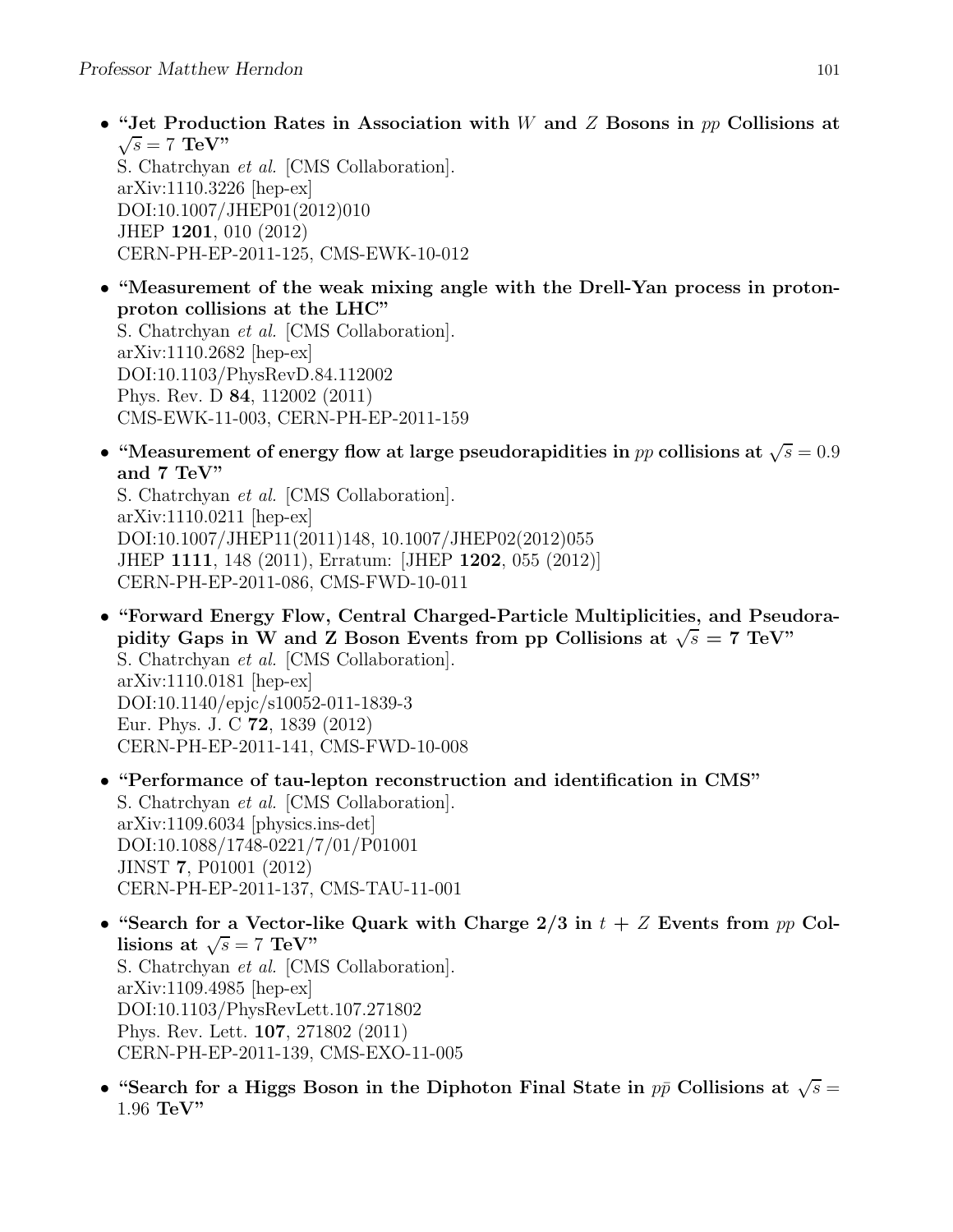- **"Jet Production Rates in Association with $W$ and $Z$ Bosons in $pp$ Collisions at $\sqrt{s} = 7$ TeV"**
  S. Chatrchyan *et al.* [CMS Collaboration].
  arXiv:1110.3226 [hep-ex]
  DOI:10.1007/JHEP01(2012)010
  JHEP **1201**, 010 (2012)
  CERN-PH-EP-2011-125, CMS-EWK-10-012

- **"Measurement of the weak mixing angle with the Drell-Yan process in proton-proton collisions at the LHC"**
  S. Chatrchyan *et al.* [CMS Collaboration].
  arXiv:1110.2682 [hep-ex]
  DOI:10.1103/PhysRevD.84.112002
  Phys. Rev. D **84**, 112002 (2011)
  CMS-EWK-11-003, CERN-PH-EP-2011-159

- **"Measurement of energy flow at large pseudorapidities in $pp$ collisions at $\sqrt{s} = 0.9$ and 7 TeV"**
  S. Chatrchyan *et al.* [CMS Collaboration].
  arXiv:1110.0211 [hep-ex]
  DOI:10.1007/JHEP11(2011)148, 10.1007/JHEP02(2012)055
  JHEP **1111**, 148 (2011), Erratum: [JHEP **1202**, 055 (2012)]
  CERN-PH-EP-2011-086, CMS-FWD-10-011

- **"Forward Energy Flow, Central Charged-Particle Multiplicities, and Pseudorapidity Gaps in W and Z Boson Events from pp Collisions at $\sqrt{s} = 7$ TeV"**
  S. Chatrchyan *et al.* [CMS Collaboration].
  arXiv:1110.0181 [hep-ex]
  DOI:10.1140/epjc/s10052-011-1839-3
  Eur. Phys. J. C **72**, 1839 (2012)
  CERN-PH-EP-2011-141, CMS-FWD-10-008

- **"Performance of tau-lepton reconstruction and identification in CMS"**
  S. Chatrchyan *et al.* [CMS Collaboration].
  arXiv:1109.6034 [physics.ins-det]
  DOI:10.1088/1748-0221/7/01/P01001
  JINST **7**, P01001 (2012)
  CERN-PH-EP-2011-137, CMS-TAU-11-001

- **"Search for a Vector-like Quark with Charge 2/3 in $t$ + $Z$ Events from $pp$ Collisions at $\sqrt{s} = 7$ TeV"**
  S. Chatrchyan *et al.* [CMS Collaboration].
  arXiv:1109.4985 [hep-ex]
  DOI:10.1103/PhysRevLett.107.271802
  Phys. Rev. Lett. **107**, 271802 (2011)
  CERN-PH-EP-2011-139, CMS-EXO-11-005

- **"Search for a Higgs Boson in the Diphoton Final State in $p\bar{p}$ Collisions at $\sqrt{s} = 1.96$ TeV"**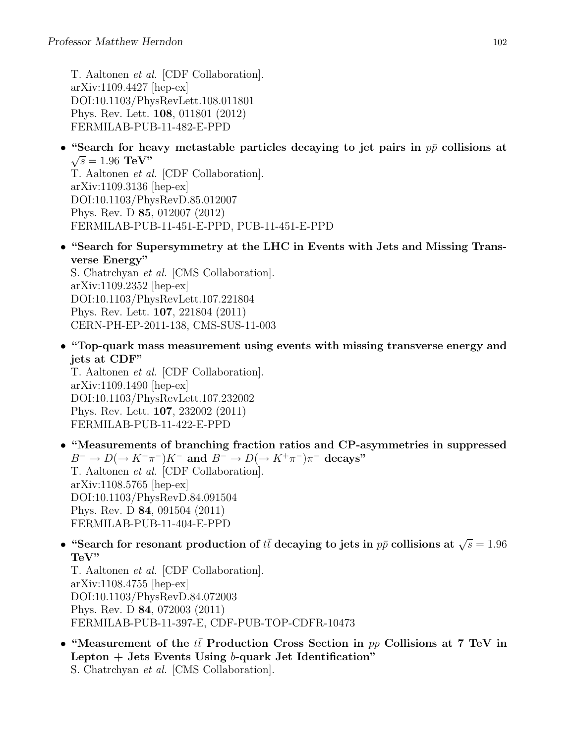T. Aaltonen *et al.* [CDF Collaboration].
arXiv:1109.4427 [hep-ex]
DOI:10.1103/PhysRevLett.108.011801
Phys. Rev. Lett. **108**, 011801 (2012)
FERMILAB-PUB-11-482-E-PPD

- **"Search for heavy metastable particles decaying to jet pairs in $p\bar{p}$ collisions at $\sqrt{s} = 1.96$ TeV"**
  T. Aaltonen *et al.* [CDF Collaboration].
  arXiv:1109.3136 [hep-ex]
  DOI:10.1103/PhysRevD.85.012007
  Phys. Rev. D **85**, 012007 (2012)
  FERMILAB-PUB-11-451-E-PPD, PUB-11-451-E-PPD

- **"Search for Supersymmetry at the LHC in Events with Jets and Missing Transverse Energy"**
  S. Chatrchyan *et al.* [CMS Collaboration].
  arXiv:1109.2352 [hep-ex]
  DOI:10.1103/PhysRevLett.107.221804
  Phys. Rev. Lett. **107**, 221804 (2011)
  CERN-PH-EP-2011-138, CMS-SUS-11-003

- **"Top-quark mass measurement using events with missing transverse energy and jets at CDF"**
  T. Aaltonen *et al.* [CDF Collaboration].
  arXiv:1109.1490 [hep-ex]
  DOI:10.1103/PhysRevLett.107.232002
  Phys. Rev. Lett. **107**, 232002 (2011)
  FERMILAB-PUB-11-422-E-PPD

- **"Measurements of branching fraction ratios and CP-asymmetries in suppressed $B^- \to D(\to K^+\pi^-)K^-$ and $B^- \to D(\to K^+\pi^-)\pi^-$ decays"**
  T. Aaltonen *et al.* [CDF Collaboration].
  arXiv:1108.5765 [hep-ex]
  DOI:10.1103/PhysRevD.84.091504
  Phys. Rev. D **84**, 091504 (2011)
  FERMILAB-PUB-11-404-E-PPD

- **"Search for resonant production of $t\bar{t}$ decaying to jets in $p\bar{p}$ collisions at $\sqrt{s} = 1.96$ TeV"**
  T. Aaltonen *et al.* [CDF Collaboration].
  arXiv:1108.4755 [hep-ex]
  DOI:10.1103/PhysRevD.84.072003
  Phys. Rev. D **84**, 072003 (2011)
  FERMILAB-PUB-11-397-E, CDF-PUB-TOP-CDFR-10473

- **"Measurement of the $t\bar{t}$ Production Cross Section in $pp$ Collisions at 7 TeV in Lepton + Jets Events Using $b$-quark Jet Identification"**
  S. Chatrchyan *et al.* [CMS Collaboration].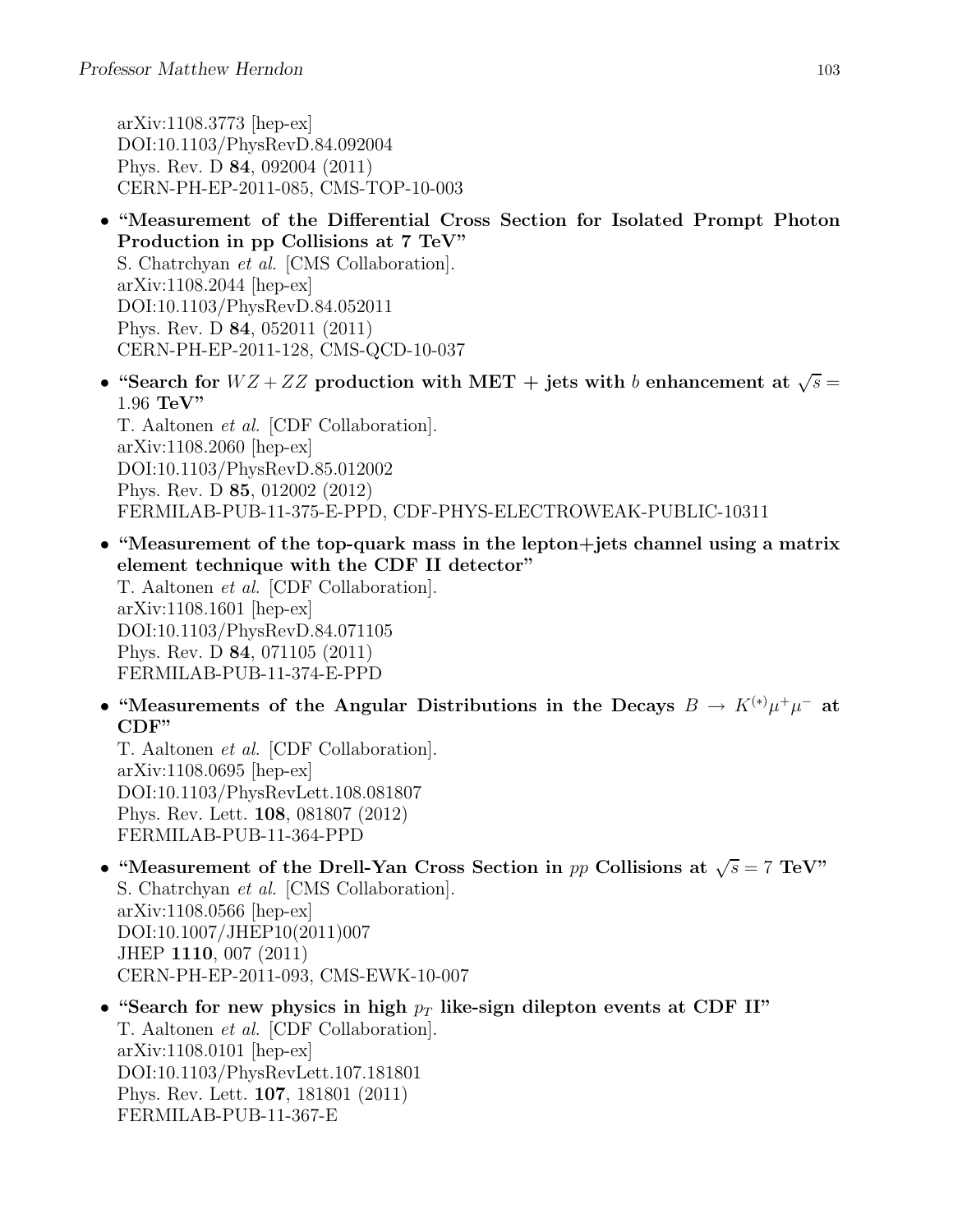arXiv:1108.3773 [hep-ex]
DOI:10.1103/PhysRevD.84.092004
Phys. Rev. D **84**, 092004 (2011)
CERN-PH-EP-2011-085, CMS-TOP-10-003

- **"Measurement of the Differential Cross Section for Isolated Prompt Photon Production in pp Collisions at 7 TeV"**
  S. Chatrchyan *et al.* [CMS Collaboration].
  arXiv:1108.2044 [hep-ex]
  DOI:10.1103/PhysRevD.84.052011
  Phys. Rev. D **84**, 052011 (2011)
  CERN-PH-EP-2011-128, CMS-QCD-10-037

- **"Search for $WZ + ZZ$ production with MET + jets with $b$ enhancement at $\sqrt{s} =$ 1.96 TeV"**
  T. Aaltonen *et al.* [CDF Collaboration].
  arXiv:1108.2060 [hep-ex]
  DOI:10.1103/PhysRevD.85.012002
  Phys. Rev. D **85**, 012002 (2012)
  FERMILAB-PUB-11-375-E-PPD, CDF-PHYS-ELECTROWEAK-PUBLIC-10311

- **"Measurement of the top-quark mass in the lepton+jets channel using a matrix element technique with the CDF II detector"**
  T. Aaltonen *et al.* [CDF Collaboration].
  arXiv:1108.1601 [hep-ex]
  DOI:10.1103/PhysRevD.84.071105
  Phys. Rev. D **84**, 071105 (2011)
  FERMILAB-PUB-11-374-E-PPD

- **"Measurements of the Angular Distributions in the Decays $B \to K^{(*)}\mu^+\mu^-$ at CDF"**
  T. Aaltonen *et al.* [CDF Collaboration].
  arXiv:1108.0695 [hep-ex]
  DOI:10.1103/PhysRevLett.108.081807
  Phys. Rev. Lett. **108**, 081807 (2012)
  FERMILAB-PUB-11-364-PPD

- **"Measurement of the Drell-Yan Cross Section in $pp$ Collisions at $\sqrt{s} = 7$ TeV"**
  S. Chatrchyan *et al.* [CMS Collaboration].
  arXiv:1108.0566 [hep-ex]
  DOI:10.1007/JHEP10(2011)007
  JHEP **1110**, 007 (2011)
  CERN-PH-EP-2011-093, CMS-EWK-10-007

- **"Search for new physics in high $p_T$ like-sign dilepton events at CDF II"**
  T. Aaltonen *et al.* [CDF Collaboration].
  arXiv:1108.0101 [hep-ex]
  DOI:10.1103/PhysRevLett.107.181801
  Phys. Rev. Lett. **107**, 181801 (2011)
  FERMILAB-PUB-11-367-E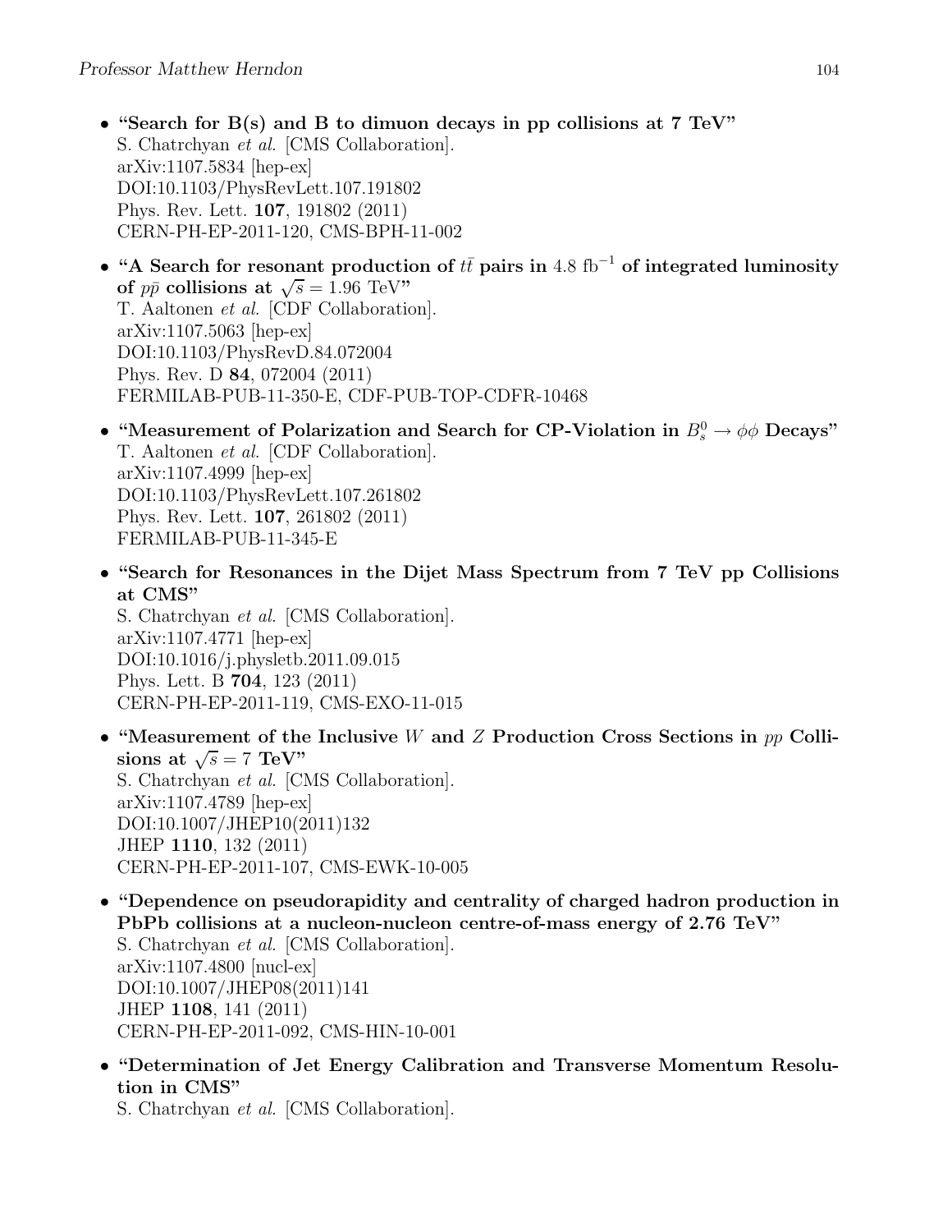- **"Search for B(s) and B to dimuon decays in pp collisions at 7 TeV"**
  S. Chatrchyan *et al.* [CMS Collaboration].
  arXiv:1107.5834 [hep-ex]
  DOI:10.1103/PhysRevLett.107.191802
  Phys. Rev. Lett. **107**, 191802 (2011)
  CERN-PH-EP-2011-120, CMS-BPH-11-002

- **"A Search for resonant production of $t\bar{t}$ pairs in $4.8\ \text{fb}^{-1}$ of integrated luminosity of $p\bar{p}$ collisions at $\sqrt{s} = 1.96$ TeV"**
  T. Aaltonen *et al.* [CDF Collaboration].
  arXiv:1107.5063 [hep-ex]
  DOI:10.1103/PhysRevD.84.072004
  Phys. Rev. D **84**, 072004 (2011)
  FERMILAB-PUB-11-350-E, CDF-PUB-TOP-CDFR-10468

- **"Measurement of Polarization and Search for CP-Violation in $B_s^0 \to \phi\phi$ Decays"**
  T. Aaltonen *et al.* [CDF Collaboration].
  arXiv:1107.4999 [hep-ex]
  DOI:10.1103/PhysRevLett.107.261802
  Phys. Rev. Lett. **107**, 261802 (2011)
  FERMILAB-PUB-11-345-E

- **"Search for Resonances in the Dijet Mass Spectrum from 7 TeV pp Collisions at CMS"**
  S. Chatrchyan *et al.* [CMS Collaboration].
  arXiv:1107.4771 [hep-ex]
  DOI:10.1016/j.physletb.2011.09.015
  Phys. Lett. B **704**, 123 (2011)
  CERN-PH-EP-2011-119, CMS-EXO-11-015

- **"Measurement of the Inclusive $W$ and $Z$ Production Cross Sections in $pp$ Collisions at $\sqrt{s} = 7$ TeV"**
  S. Chatrchyan *et al.* [CMS Collaboration].
  arXiv:1107.4789 [hep-ex]
  DOI:10.1007/JHEP10(2011)132
  JHEP **1110**, 132 (2011)
  CERN-PH-EP-2011-107, CMS-EWK-10-005

- **"Dependence on pseudorapidity and centrality of charged hadron production in PbPb collisions at a nucleon-nucleon centre-of-mass energy of 2.76 TeV"**
  S. Chatrchyan *et al.* [CMS Collaboration].
  arXiv:1107.4800 [nucl-ex]
  DOI:10.1007/JHEP08(2011)141
  JHEP **1108**, 141 (2011)
  CERN-PH-EP-2011-092, CMS-HIN-10-001

- **"Determination of Jet Energy Calibration and Transverse Momentum Resolution in CMS"**
  S. Chatrchyan *et al.* [CMS Collaboration].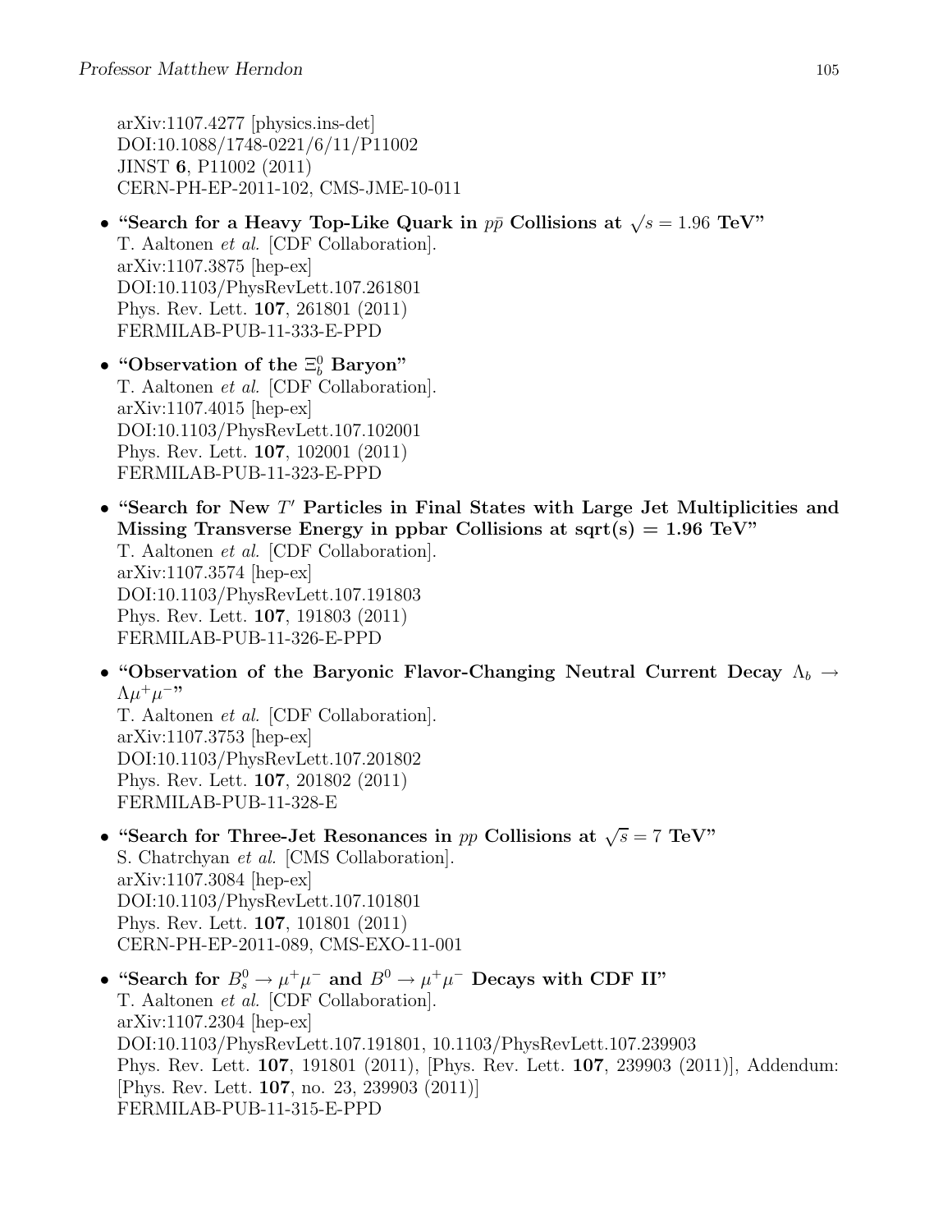arXiv:1107.4277 [physics.ins-det]
DOI:10.1088/1748-0221/6/11/P11002
JINST **6**, P11002 (2011)
CERN-PH-EP-2011-102, CMS-JME-10-011

- **"Search for a Heavy Top-Like Quark in $p\bar{p}$ Collisions at $\sqrt{s} = 1.96$ TeV"**
  T. Aaltonen *et al.* [CDF Collaboration].
  arXiv:1107.3875 [hep-ex]
  DOI:10.1103/PhysRevLett.107.261801
  Phys. Rev. Lett. **107**, 261801 (2011)
  FERMILAB-PUB-11-333-E-PPD

- **"Observation of the $\Xi_b^0$ Baryon"**
  T. Aaltonen *et al.* [CDF Collaboration].
  arXiv:1107.4015 [hep-ex]
  DOI:10.1103/PhysRevLett.107.102001
  Phys. Rev. Lett. **107**, 102001 (2011)
  FERMILAB-PUB-11-323-E-PPD

- **"Search for New $T'$ Particles in Final States with Large Jet Multiplicities and Missing Transverse Energy in ppbar Collisions at sqrt(s) = 1.96 TeV"**
  T. Aaltonen *et al.* [CDF Collaboration].
  arXiv:1107.3574 [hep-ex]
  DOI:10.1103/PhysRevLett.107.191803
  Phys. Rev. Lett. **107**, 191803 (2011)
  FERMILAB-PUB-11-326-E-PPD

- **"Observation of the Baryonic Flavor-Changing Neutral Current Decay $\Lambda_b \to \Lambda\mu^+\mu^-$"**
  T. Aaltonen *et al.* [CDF Collaboration].
  arXiv:1107.3753 [hep-ex]
  DOI:10.1103/PhysRevLett.107.201802
  Phys. Rev. Lett. **107**, 201802 (2011)
  FERMILAB-PUB-11-328-E

- **"Search for Three-Jet Resonances in $pp$ Collisions at $\sqrt{s} = 7$ TeV"**
  S. Chatrchyan *et al.* [CMS Collaboration].
  arXiv:1107.3084 [hep-ex]
  DOI:10.1103/PhysRevLett.107.101801
  Phys. Rev. Lett. **107**, 101801 (2011)
  CERN-PH-EP-2011-089, CMS-EXO-11-001

- **"Search for $B_s^0 \to \mu^+\mu^-$ and $B^0 \to \mu^+\mu^-$ Decays with CDF II"**
  T. Aaltonen *et al.* [CDF Collaboration].
  arXiv:1107.2304 [hep-ex]
  DOI:10.1103/PhysRevLett.107.191801, 10.1103/PhysRevLett.107.239903
  Phys. Rev. Lett. **107**, 191801 (2011), [Phys. Rev. Lett. **107**, 239903 (2011)], Addendum: [Phys. Rev. Lett. **107**, no. 23, 239903 (2011)]
  FERMILAB-PUB-11-315-E-PPD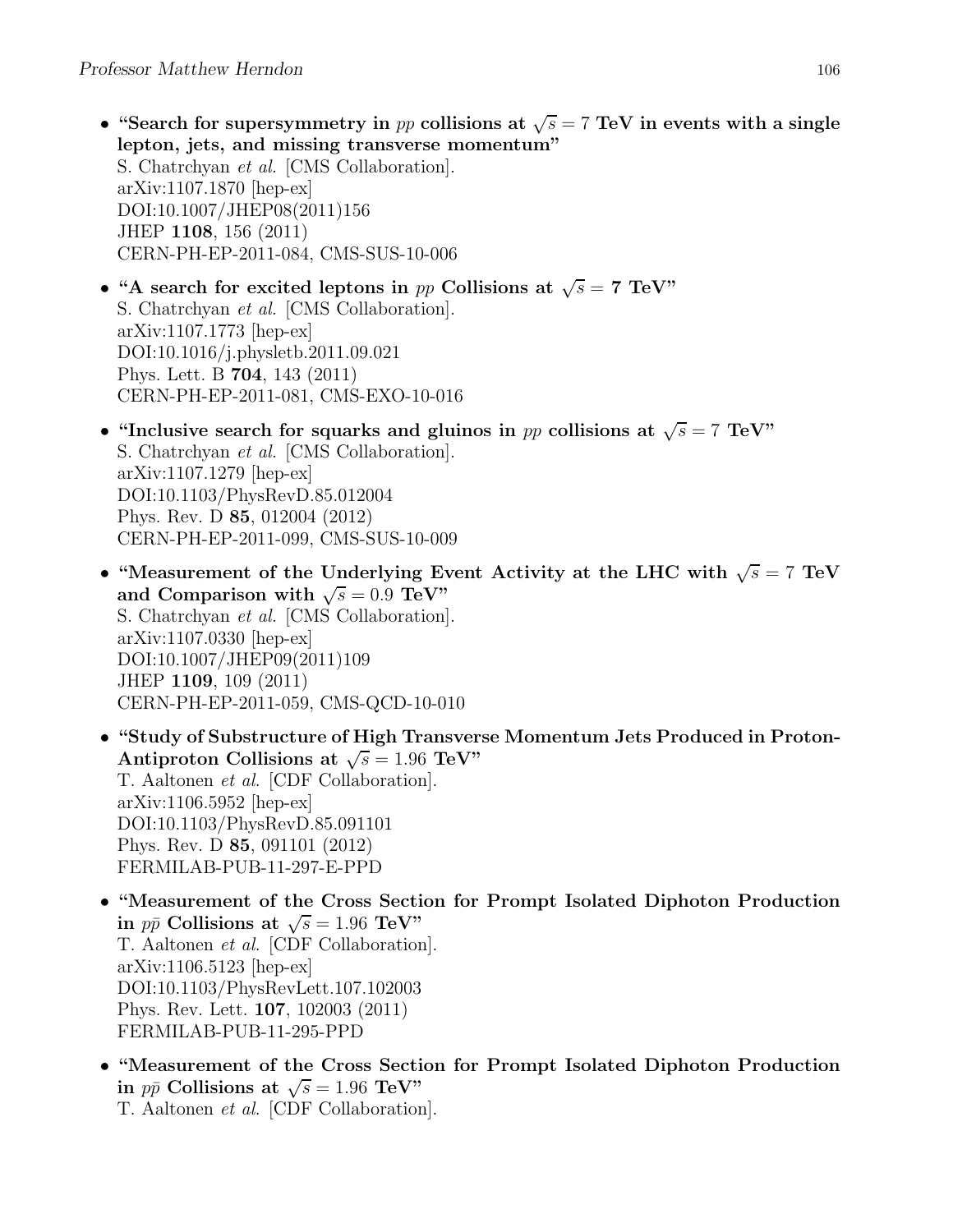- **"Search for supersymmetry in $pp$ collisions at $\sqrt{s} = 7$ TeV in events with a single lepton, jets, and missing transverse momentum"**
  S. Chatrchyan *et al.* [CMS Collaboration].
  arXiv:1107.1870 [hep-ex]
  DOI:10.1007/JHEP08(2011)156
  JHEP **1108**, 156 (2011)
  CERN-PH-EP-2011-084, CMS-SUS-10-006

- **"A search for excited leptons in $pp$ Collisions at $\sqrt{s} = 7$ TeV"**
  S. Chatrchyan *et al.* [CMS Collaboration].
  arXiv:1107.1773 [hep-ex]
  DOI:10.1016/j.physletb.2011.09.021
  Phys. Lett. B **704**, 143 (2011)
  CERN-PH-EP-2011-081, CMS-EXO-10-016

- **"Inclusive search for squarks and gluinos in $pp$ collisions at $\sqrt{s} = 7$ TeV"**
  S. Chatrchyan *et al.* [CMS Collaboration].
  arXiv:1107.1279 [hep-ex]
  DOI:10.1103/PhysRevD.85.012004
  Phys. Rev. D **85**, 012004 (2012)
  CERN-PH-EP-2011-099, CMS-SUS-10-009

- **"Measurement of the Underlying Event Activity at the LHC with $\sqrt{s} = 7$ TeV and Comparison with $\sqrt{s} = 0.9$ TeV"**
  S. Chatrchyan *et al.* [CMS Collaboration].
  arXiv:1107.0330 [hep-ex]
  DOI:10.1007/JHEP09(2011)109
  JHEP **1109**, 109 (2011)
  CERN-PH-EP-2011-059, CMS-QCD-10-010

- **"Study of Substructure of High Transverse Momentum Jets Produced in Proton-Antiproton Collisions at $\sqrt{s} = 1.96$ TeV"**
  T. Aaltonen *et al.* [CDF Collaboration].
  arXiv:1106.5952 [hep-ex]
  DOI:10.1103/PhysRevD.85.091101
  Phys. Rev. D **85**, 091101 (2012)
  FERMILAB-PUB-11-297-E-PPD

- **"Measurement of the Cross Section for Prompt Isolated Diphoton Production in $p\bar{p}$ Collisions at $\sqrt{s} = 1.96$ TeV"**
  T. Aaltonen *et al.* [CDF Collaboration].
  arXiv:1106.5123 [hep-ex]
  DOI:10.1103/PhysRevLett.107.102003
  Phys. Rev. Lett. **107**, 102003 (2011)
  FERMILAB-PUB-11-295-PPD

- **"Measurement of the Cross Section for Prompt Isolated Diphoton Production in $p\bar{p}$ Collisions at $\sqrt{s} = 1.96$ TeV"**
  T. Aaltonen *et al.* [CDF Collaboration].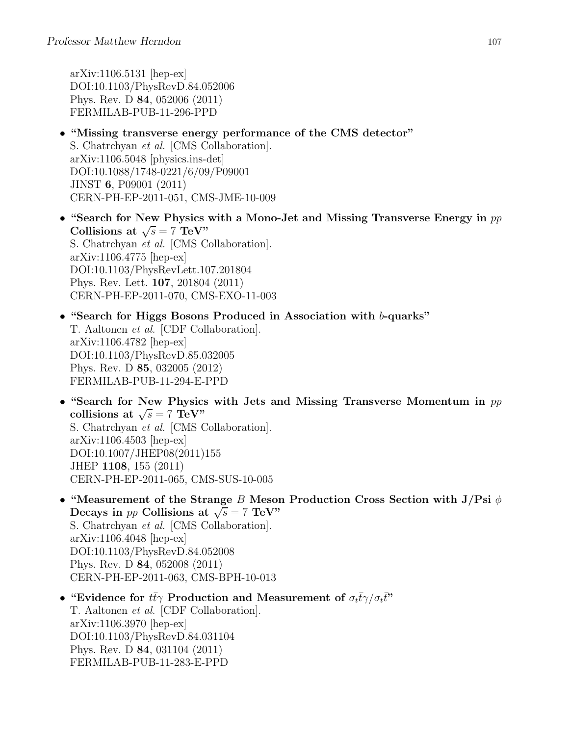arXiv:1106.5131 [hep-ex]
DOI:10.1103/PhysRevD.84.052006
Phys. Rev. D **84**, 052006 (2011)
FERMILAB-PUB-11-296-PPD

- **"Missing transverse energy performance of the CMS detector"**
  S. Chatrchyan *et al.* [CMS Collaboration].
  arXiv:1106.5048 [physics.ins-det]
  DOI:10.1088/1748-0221/6/09/P09001
  JINST **6**, P09001 (2011)
  CERN-PH-EP-2011-051, CMS-JME-10-009

- **"Search for New Physics with a Mono-Jet and Missing Transverse Energy in $pp$ Collisions at $\sqrt{s} = 7$ TeV"**
  S. Chatrchyan *et al.* [CMS Collaboration].
  arXiv:1106.4775 [hep-ex]
  DOI:10.1103/PhysRevLett.107.201804
  Phys. Rev. Lett. **107**, 201804 (2011)
  CERN-PH-EP-2011-070, CMS-EXO-11-003

- **"Search for Higgs Bosons Produced in Association with $b$-quarks"**
  T. Aaltonen *et al.* [CDF Collaboration].
  arXiv:1106.4782 [hep-ex]
  DOI:10.1103/PhysRevD.85.032005
  Phys. Rev. D **85**, 032005 (2012)
  FERMILAB-PUB-11-294-E-PPD

- **"Search for New Physics with Jets and Missing Transverse Momentum in $pp$ collisions at $\sqrt{s} = 7$ TeV"**
  S. Chatrchyan *et al.* [CMS Collaboration].
  arXiv:1106.4503 [hep-ex]
  DOI:10.1007/JHEP08(2011)155
  JHEP **1108**, 155 (2011)
  CERN-PH-EP-2011-065, CMS-SUS-10-005

- **"Measurement of the Strange $B$ Meson Production Cross Section with J/Psi $\phi$ Decays in $pp$ Collisions at $\sqrt{s} = 7$ TeV"**
  S. Chatrchyan *et al.* [CMS Collaboration].
  arXiv:1106.4048 [hep-ex]
  DOI:10.1103/PhysRevD.84.052008
  Phys. Rev. D **84**, 052008 (2011)
  CERN-PH-EP-2011-063, CMS-BPH-10-013

- **"Evidence for $t\bar{t}\gamma$ Production and Measurement of $\sigma_t\bar{t}\gamma/\sigma_t\bar{t}$"**
  T. Aaltonen *et al.* [CDF Collaboration].
  arXiv:1106.3970 [hep-ex]
  DOI:10.1103/PhysRevD.84.031104
  Phys. Rev. D **84**, 031104 (2011)
  FERMILAB-PUB-11-283-E-PPD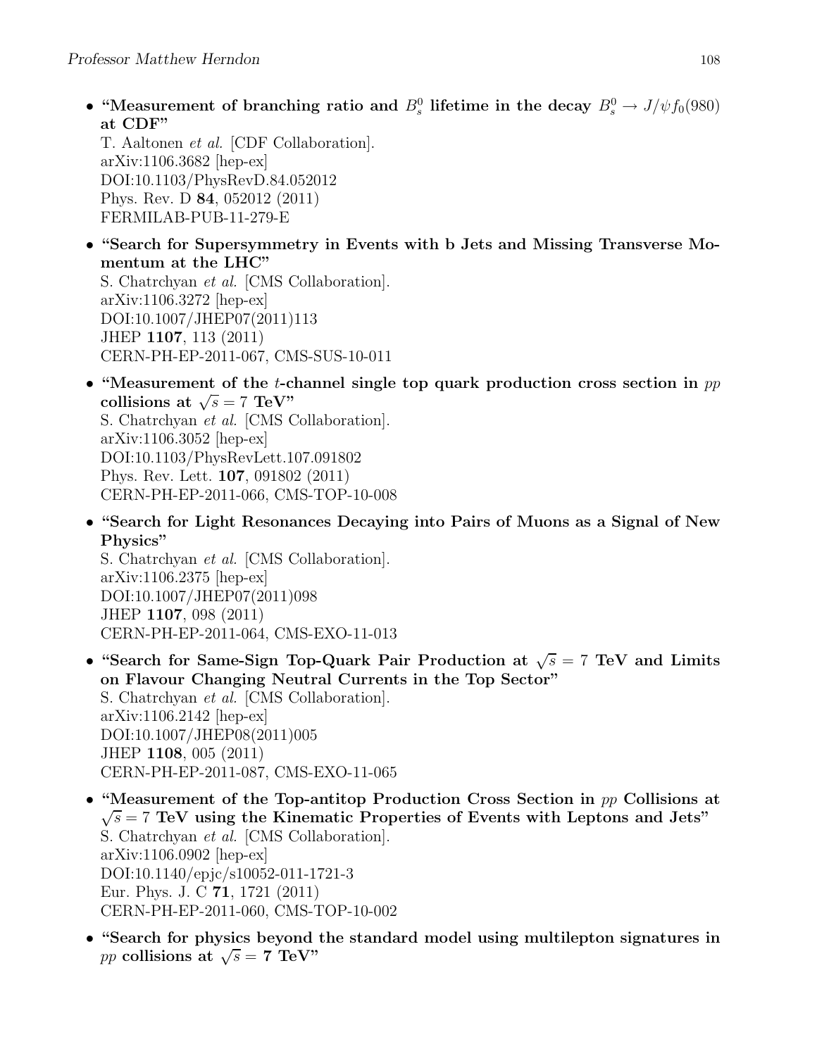- **"Measurement of branching ratio and $B_s^0$ lifetime in the decay $B_s^0 \to J/\psi f_0(980)$ at CDF"**
  T. Aaltonen *et al.* [CDF Collaboration].
  arXiv:1106.3682 [hep-ex]
  DOI:10.1103/PhysRevD.84.052012
  Phys. Rev. D **84**, 052012 (2011)
  FERMILAB-PUB-11-279-E

- **"Search for Supersymmetry in Events with b Jets and Missing Transverse Momentum at the LHC"**
  S. Chatrchyan *et al.* [CMS Collaboration].
  arXiv:1106.3272 [hep-ex]
  DOI:10.1007/JHEP07(2011)113
  JHEP **1107**, 113 (2011)
  CERN-PH-EP-2011-067, CMS-SUS-10-011

- **"Measurement of the $t$-channel single top quark production cross section in $pp$ collisions at $\sqrt{s} = 7$ TeV"**
  S. Chatrchyan *et al.* [CMS Collaboration].
  arXiv:1106.3052 [hep-ex]
  DOI:10.1103/PhysRevLett.107.091802
  Phys. Rev. Lett. **107**, 091802 (2011)
  CERN-PH-EP-2011-066, CMS-TOP-10-008

- **"Search for Light Resonances Decaying into Pairs of Muons as a Signal of New Physics"**
  S. Chatrchyan *et al.* [CMS Collaboration].
  arXiv:1106.2375 [hep-ex]
  DOI:10.1007/JHEP07(2011)098
  JHEP **1107**, 098 (2011)
  CERN-PH-EP-2011-064, CMS-EXO-11-013

- **"Search for Same-Sign Top-Quark Pair Production at $\sqrt{s} = 7$ TeV and Limits on Flavour Changing Neutral Currents in the Top Sector"**
  S. Chatrchyan *et al.* [CMS Collaboration].
  arXiv:1106.2142 [hep-ex]
  DOI:10.1007/JHEP08(2011)005
  JHEP **1108**, 005 (2011)
  CERN-PH-EP-2011-087, CMS-EXO-11-065

- **"Measurement of the Top-antitop Production Cross Section in $pp$ Collisions at $\sqrt{s} = 7$ TeV using the Kinematic Properties of Events with Leptons and Jets"**
  S. Chatrchyan *et al.* [CMS Collaboration].
  arXiv:1106.0902 [hep-ex]
  DOI:10.1140/epjc/s10052-011-1721-3
  Eur. Phys. J. C **71**, 1721 (2011)
  CERN-PH-EP-2011-060, CMS-TOP-10-002

- **"Search for physics beyond the standard model using multilepton signatures in $pp$ collisions at $\sqrt{s} = 7$ TeV"**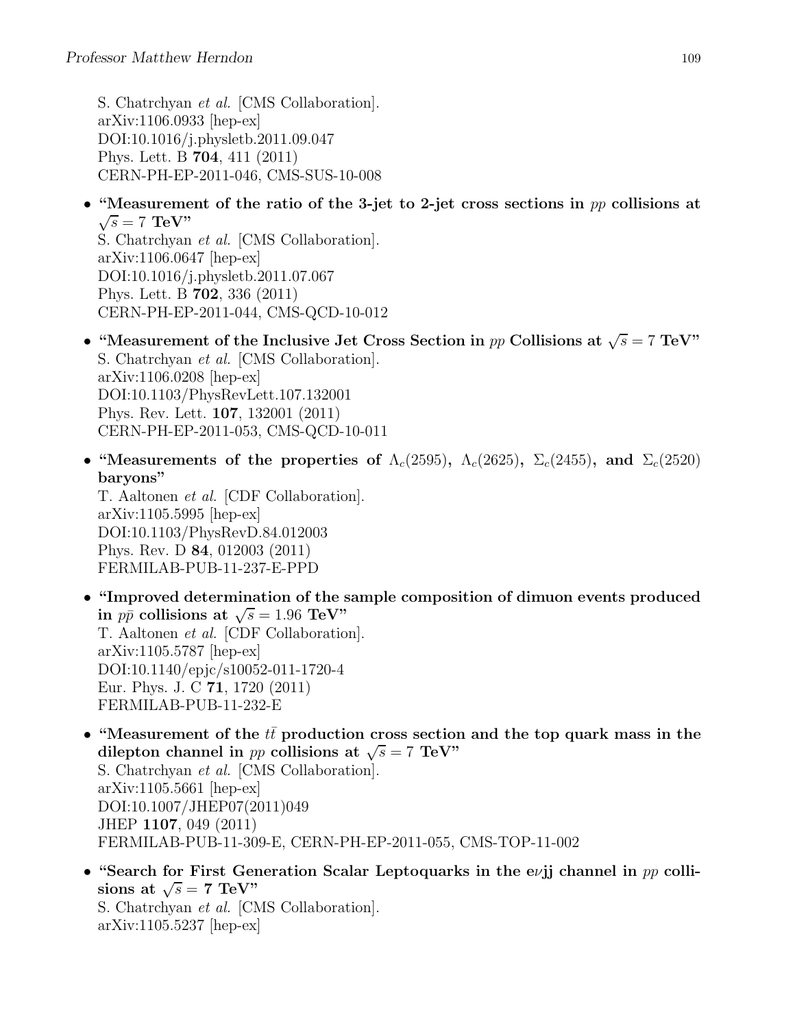S. Chatrchyan *et al.* [CMS Collaboration].
arXiv:1106.0933 [hep-ex]
DOI:10.1016/j.physletb.2011.09.047
Phys. Lett. B **704**, 411 (2011)
CERN-PH-EP-2011-046, CMS-SUS-10-008

- **"Measurement of the ratio of the 3-jet to 2-jet cross sections in $pp$ collisions at $\sqrt{s} = 7$ TeV"**
  S. Chatrchyan *et al.* [CMS Collaboration].
  arXiv:1106.0647 [hep-ex]
  DOI:10.1016/j.physletb.2011.07.067
  Phys. Lett. B **702**, 336 (2011)
  CERN-PH-EP-2011-044, CMS-QCD-10-012

- **"Measurement of the Inclusive Jet Cross Section in $pp$ Collisions at $\sqrt{s} = 7$ TeV"**
  S. Chatrchyan *et al.* [CMS Collaboration].
  arXiv:1106.0208 [hep-ex]
  DOI:10.1103/PhysRevLett.107.132001
  Phys. Rev. Lett. **107**, 132001 (2011)
  CERN-PH-EP-2011-053, CMS-QCD-10-011

- **"Measurements of the properties of $\Lambda_c(2595)$, $\Lambda_c(2625)$, $\Sigma_c(2455)$, and $\Sigma_c(2520)$ baryons"**
  T. Aaltonen *et al.* [CDF Collaboration].
  arXiv:1105.5995 [hep-ex]
  DOI:10.1103/PhysRevD.84.012003
  Phys. Rev. D **84**, 012003 (2011)
  FERMILAB-PUB-11-237-E-PPD

- **"Improved determination of the sample composition of dimuon events produced in $p\bar{p}$ collisions at $\sqrt{s} = 1.96$ TeV"**
  T. Aaltonen *et al.* [CDF Collaboration].
  arXiv:1105.5787 [hep-ex]
  DOI:10.1140/epjc/s10052-011-1720-4
  Eur. Phys. J. C **71**, 1720 (2011)
  FERMILAB-PUB-11-232-E

- **"Measurement of the $t\bar{t}$ production cross section and the top quark mass in the dilepton channel in $pp$ collisions at $\sqrt{s} = 7$ TeV"**
  S. Chatrchyan *et al.* [CMS Collaboration].
  arXiv:1105.5661 [hep-ex]
  DOI:10.1007/JHEP07(2011)049
  JHEP **1107**, 049 (2011)
  FERMILAB-PUB-11-309-E, CERN-PH-EP-2011-055, CMS-TOP-11-002

- **"Search for First Generation Scalar Leptoquarks in the e$\nu$jj channel in $pp$ collisions at $\sqrt{s} = 7$ TeV"**
  S. Chatrchyan *et al.* [CMS Collaboration].
  arXiv:1105.5237 [hep-ex]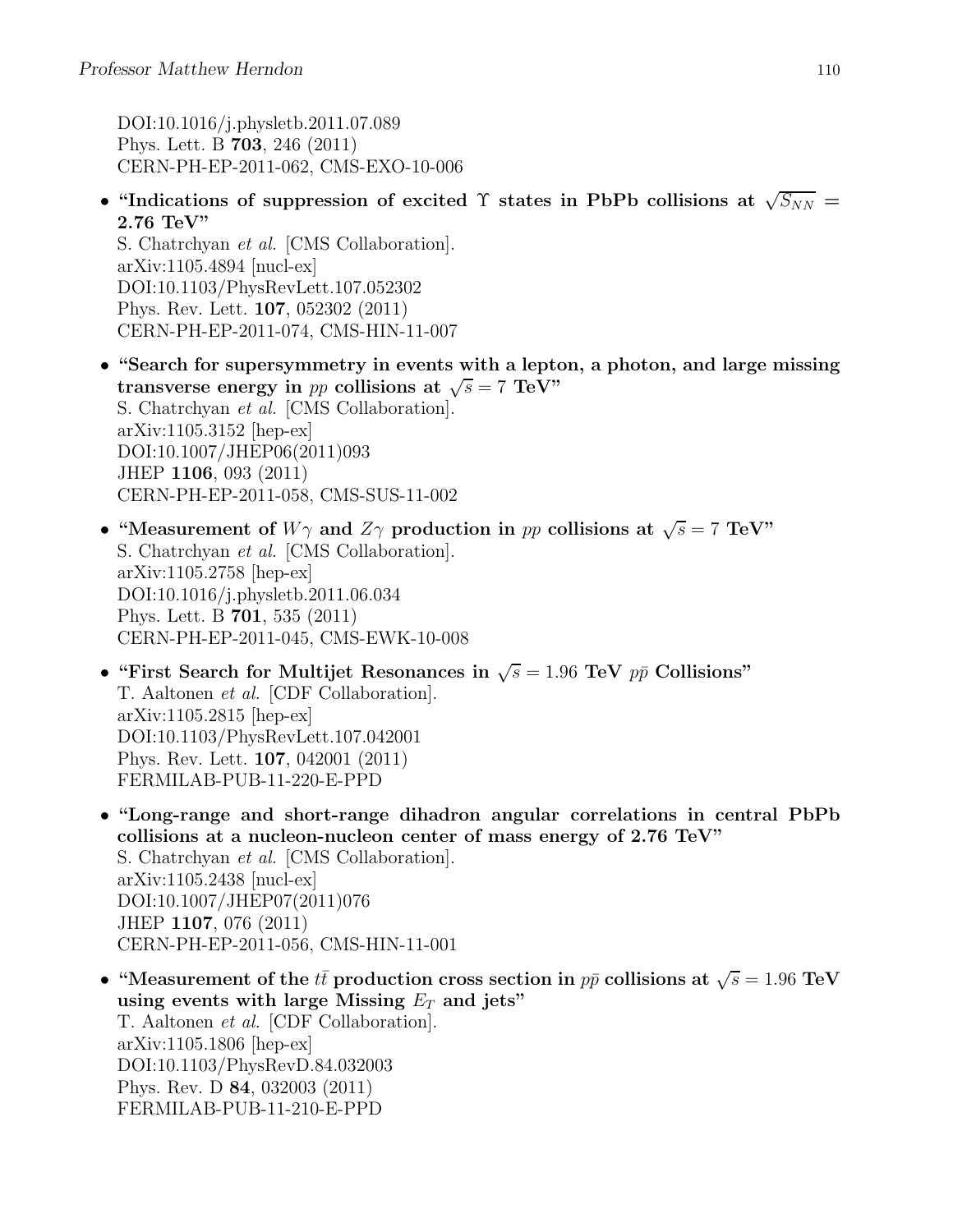DOI:10.1016/j.physletb.2011.07.089
Phys. Lett. B **703**, 246 (2011)
CERN-PH-EP-2011-062, CMS-EXO-10-006

- **"Indications of suppression of excited $\Upsilon$ states in PbPb collisions at $\sqrt{S_{NN}}$ = 2.76 TeV"**
  S. Chatrchyan *et al.* [CMS Collaboration].
  arXiv:1105.4894 [nucl-ex]
  DOI:10.1103/PhysRevLett.107.052302
  Phys. Rev. Lett. **107**, 052302 (2011)
  CERN-PH-EP-2011-074, CMS-HIN-11-007

- **"Search for supersymmetry in events with a lepton, a photon, and large missing transverse energy in $pp$ collisions at $\sqrt{s} = 7$ TeV"**
  S. Chatrchyan *et al.* [CMS Collaboration].
  arXiv:1105.3152 [hep-ex]
  DOI:10.1007/JHEP06(2011)093
  JHEP **1106**, 093 (2011)
  CERN-PH-EP-2011-058, CMS-SUS-11-002

- **"Measurement of $W\gamma$ and $Z\gamma$ production in $pp$ collisions at $\sqrt{s} = 7$ TeV"**
  S. Chatrchyan *et al.* [CMS Collaboration].
  arXiv:1105.2758 [hep-ex]
  DOI:10.1016/j.physletb.2011.06.034
  Phys. Lett. B **701**, 535 (2011)
  CERN-PH-EP-2011-045, CMS-EWK-10-008

- **"First Search for Multijet Resonances in $\sqrt{s} = 1.96$ TeV $p\bar{p}$ Collisions"**
  T. Aaltonen *et al.* [CDF Collaboration].
  arXiv:1105.2815 [hep-ex]
  DOI:10.1103/PhysRevLett.107.042001
  Phys. Rev. Lett. **107**, 042001 (2011)
  FERMILAB-PUB-11-220-E-PPD

- **"Long-range and short-range dihadron angular correlations in central PbPb collisions at a nucleon-nucleon center of mass energy of 2.76 TeV"**
  S. Chatrchyan *et al.* [CMS Collaboration].
  arXiv:1105.2438 [nucl-ex]
  DOI:10.1007/JHEP07(2011)076
  JHEP **1107**, 076 (2011)
  CERN-PH-EP-2011-056, CMS-HIN-11-001

- **"Measurement of the $t\bar{t}$ production cross section in $p\bar{p}$ collisions at $\sqrt{s} = 1.96$ TeV using events with large Missing $E_T$ and jets"**
  T. Aaltonen *et al.* [CDF Collaboration].
  arXiv:1105.1806 [hep-ex]
  DOI:10.1103/PhysRevD.84.032003
  Phys. Rev. D **84**, 032003 (2011)
  FERMILAB-PUB-11-210-E-PPD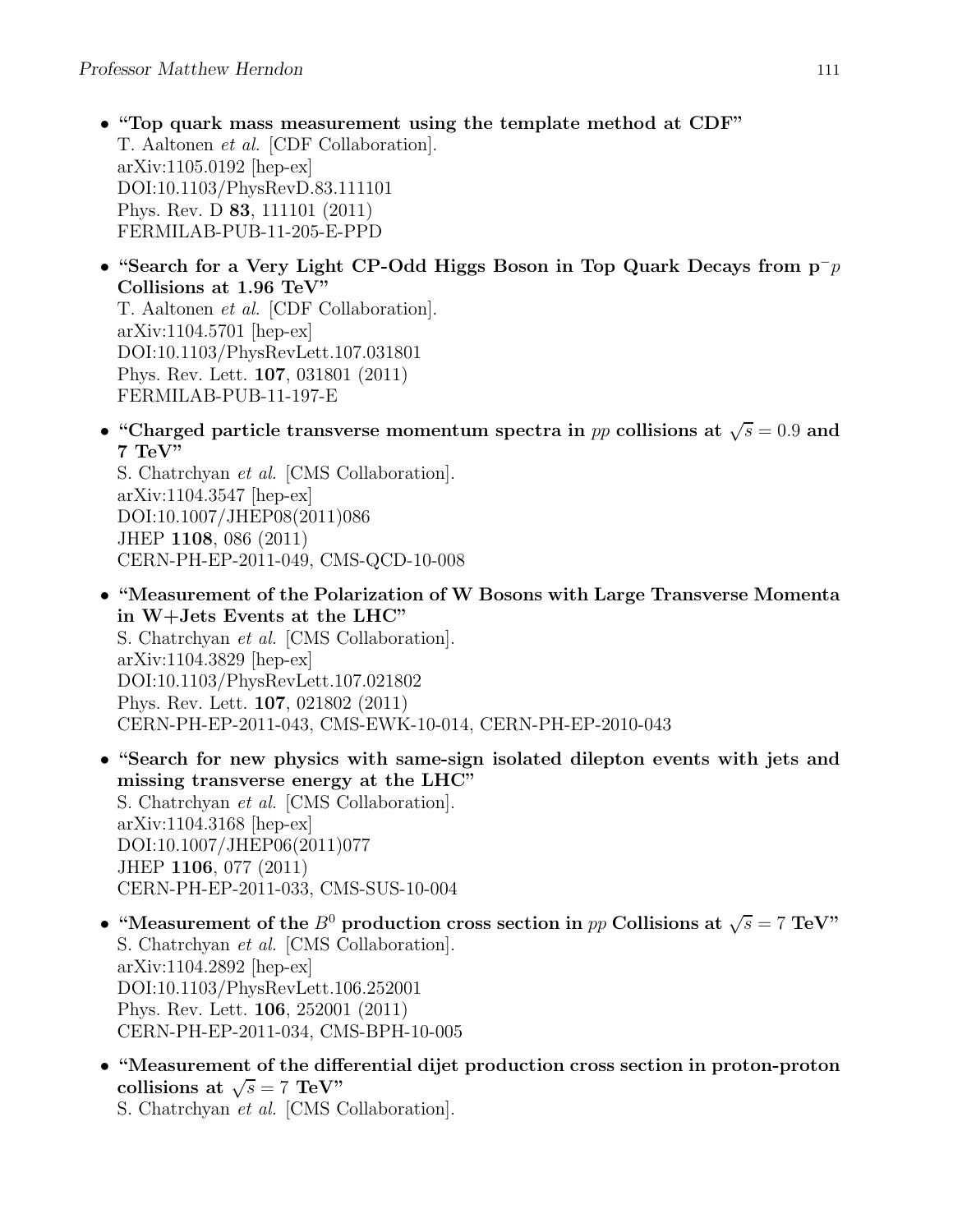- **"Top quark mass measurement using the template method at CDF"**
  T. Aaltonen *et al.* [CDF Collaboration].
  arXiv:1105.0192 [hep-ex]
  DOI:10.1103/PhysRevD.83.111101
  Phys. Rev. D **83**, 111101 (2011)
  FERMILAB-PUB-11-205-E-PPD

- **"Search for a Very Light CP-Odd Higgs Boson in Top Quark Decays from p$^-p$ Collisions at 1.96 TeV"**
  T. Aaltonen *et al.* [CDF Collaboration].
  arXiv:1104.5701 [hep-ex]
  DOI:10.1103/PhysRevLett.107.031801
  Phys. Rev. Lett. **107**, 031801 (2011)
  FERMILAB-PUB-11-197-E

- **"Charged particle transverse momentum spectra in $pp$ collisions at $\sqrt{s} = 0.9$ and 7 TeV"**
  S. Chatrchyan *et al.* [CMS Collaboration].
  arXiv:1104.3547 [hep-ex]
  DOI:10.1007/JHEP08(2011)086
  JHEP **1108**, 086 (2011)
  CERN-PH-EP-2011-049, CMS-QCD-10-008

- **"Measurement of the Polarization of W Bosons with Large Transverse Momenta in W+Jets Events at the LHC"**
  S. Chatrchyan *et al.* [CMS Collaboration].
  arXiv:1104.3829 [hep-ex]
  DOI:10.1103/PhysRevLett.107.021802
  Phys. Rev. Lett. **107**, 021802 (2011)
  CERN-PH-EP-2011-043, CMS-EWK-10-014, CERN-PH-EP-2010-043

- **"Search for new physics with same-sign isolated dilepton events with jets and missing transverse energy at the LHC"**
  S. Chatrchyan *et al.* [CMS Collaboration].
  arXiv:1104.3168 [hep-ex]
  DOI:10.1007/JHEP06(2011)077
  JHEP **1106**, 077 (2011)
  CERN-PH-EP-2011-033, CMS-SUS-10-004

- **"Measurement of the $B^0$ production cross section in $pp$ Collisions at $\sqrt{s} = 7$ TeV"**
  S. Chatrchyan *et al.* [CMS Collaboration].
  arXiv:1104.2892 [hep-ex]
  DOI:10.1103/PhysRevLett.106.252001
  Phys. Rev. Lett. **106**, 252001 (2011)
  CERN-PH-EP-2011-034, CMS-BPH-10-005

- **"Measurement of the differential dijet production cross section in proton-proton collisions at $\sqrt{s} = 7$ TeV"**
  S. Chatrchyan *et al.* [CMS Collaboration].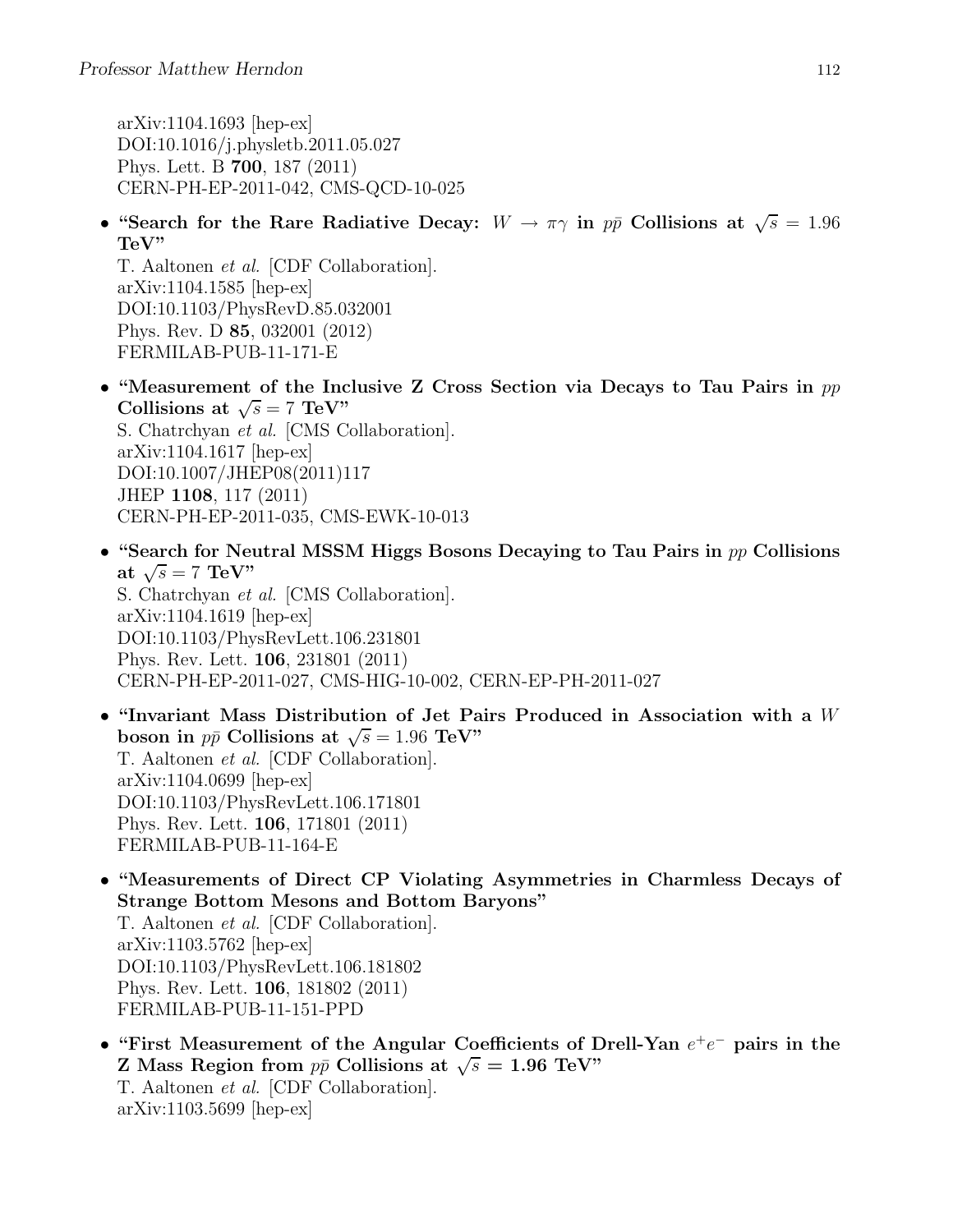arXiv:1104.1693 [hep-ex]
DOI:10.1016/j.physletb.2011.05.027
Phys. Lett. B **700**, 187 (2011)
CERN-PH-EP-2011-042, CMS-QCD-10-025

- **"Search for the Rare Radiative Decay: $W \to \pi\gamma$ in $p\bar{p}$ Collisions at $\sqrt{s} = 1.96$ TeV"**
  T. Aaltonen *et al.* [CDF Collaboration].
  arXiv:1104.1585 [hep-ex]
  DOI:10.1103/PhysRevD.85.032001
  Phys. Rev. D **85**, 032001 (2012)
  FERMILAB-PUB-11-171-E

- **"Measurement of the Inclusive Z Cross Section via Decays to Tau Pairs in $pp$ Collisions at $\sqrt{s} = 7$ TeV"**
  S. Chatrchyan *et al.* [CMS Collaboration].
  arXiv:1104.1617 [hep-ex]
  DOI:10.1007/JHEP08(2011)117
  JHEP **1108**, 117 (2011)
  CERN-PH-EP-2011-035, CMS-EWK-10-013

- **"Search for Neutral MSSM Higgs Bosons Decaying to Tau Pairs in $pp$ Collisions at $\sqrt{s} = 7$ TeV"**
  S. Chatrchyan *et al.* [CMS Collaboration].
  arXiv:1104.1619 [hep-ex]
  DOI:10.1103/PhysRevLett.106.231801
  Phys. Rev. Lett. **106**, 231801 (2011)
  CERN-PH-EP-2011-027, CMS-HIG-10-002, CERN-EP-PH-2011-027

- **"Invariant Mass Distribution of Jet Pairs Produced in Association with a $W$ boson in $p\bar{p}$ Collisions at $\sqrt{s} = 1.96$ TeV"**
  T. Aaltonen *et al.* [CDF Collaboration].
  arXiv:1104.0699 [hep-ex]
  DOI:10.1103/PhysRevLett.106.171801
  Phys. Rev. Lett. **106**, 171801 (2011)
  FERMILAB-PUB-11-164-E

- **"Measurements of Direct CP Violating Asymmetries in Charmless Decays of Strange Bottom Mesons and Bottom Baryons"**
  T. Aaltonen *et al.* [CDF Collaboration].
  arXiv:1103.5762 [hep-ex]
  DOI:10.1103/PhysRevLett.106.181802
  Phys. Rev. Lett. **106**, 181802 (2011)
  FERMILAB-PUB-11-151-PPD

- **"First Measurement of the Angular Coefficients of Drell-Yan $e^+e^-$ pairs in the Z Mass Region from $p\bar{p}$ Collisions at $\sqrt{s} = 1.96$ TeV"**
  T. Aaltonen *et al.* [CDF Collaboration].
  arXiv:1103.5699 [hep-ex]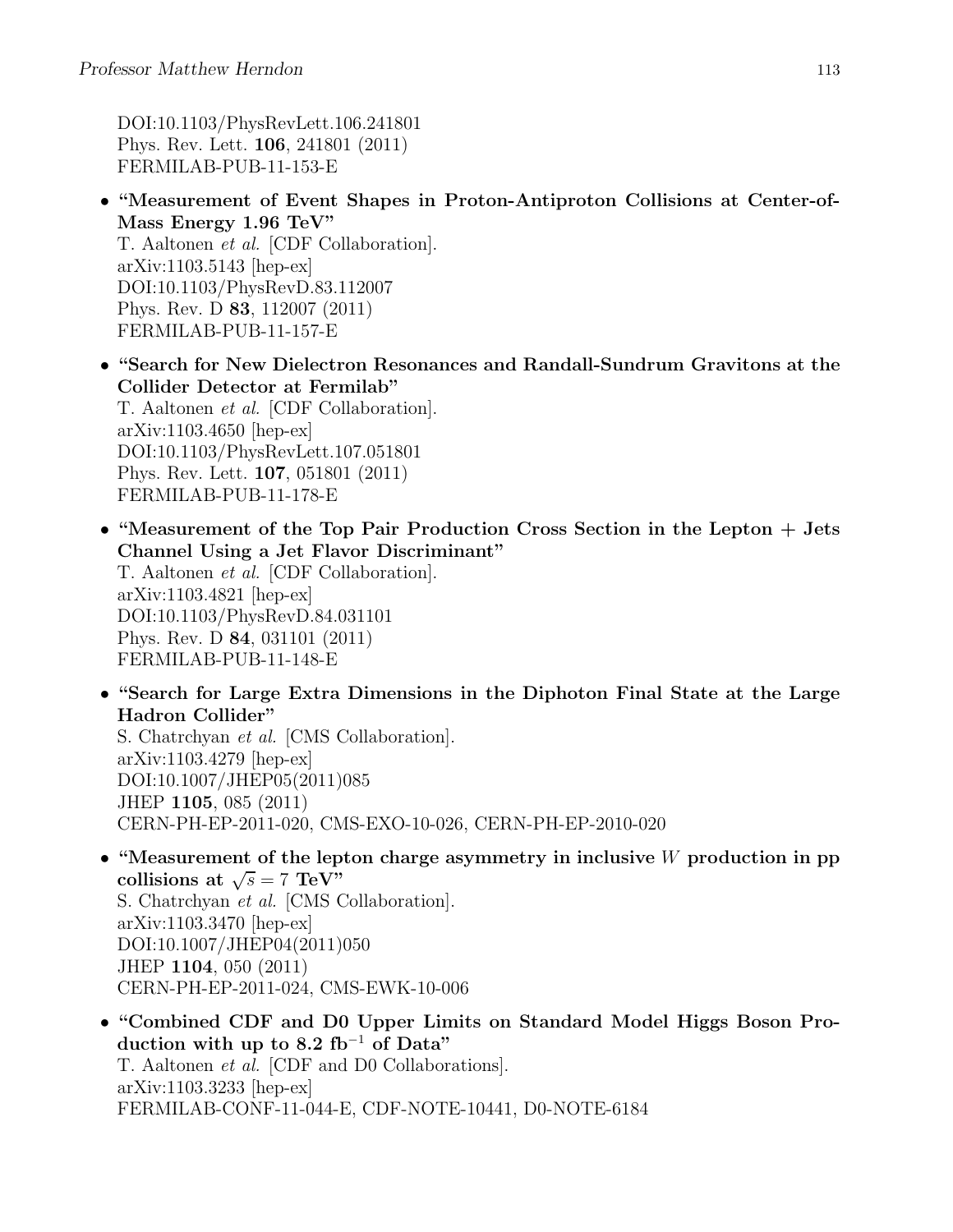DOI:10.1103/PhysRevLett.106.241801
Phys. Rev. Lett. **106**, 241801 (2011)
FERMILAB-PUB-11-153-E

- **"Measurement of Event Shapes in Proton-Antiproton Collisions at Center-of-Mass Energy 1.96 TeV"**
  T. Aaltonen *et al.* [CDF Collaboration].
  arXiv:1103.5143 [hep-ex]
  DOI:10.1103/PhysRevD.83.112007
  Phys. Rev. D **83**, 112007 (2011)
  FERMILAB-PUB-11-157-E

- **"Search for New Dielectron Resonances and Randall-Sundrum Gravitons at the Collider Detector at Fermilab"**
  T. Aaltonen *et al.* [CDF Collaboration].
  arXiv:1103.4650 [hep-ex]
  DOI:10.1103/PhysRevLett.107.051801
  Phys. Rev. Lett. **107**, 051801 (2011)
  FERMILAB-PUB-11-178-E

- **"Measurement of the Top Pair Production Cross Section in the Lepton + Jets Channel Using a Jet Flavor Discriminant"**
  T. Aaltonen *et al.* [CDF Collaboration].
  arXiv:1103.4821 [hep-ex]
  DOI:10.1103/PhysRevD.84.031101
  Phys. Rev. D **84**, 031101 (2011)
  FERMILAB-PUB-11-148-E

- **"Search for Large Extra Dimensions in the Diphoton Final State at the Large Hadron Collider"**
  S. Chatrchyan *et al.* [CMS Collaboration].
  arXiv:1103.4279 [hep-ex]
  DOI:10.1007/JHEP05(2011)085
  JHEP **1105**, 085 (2011)
  CERN-PH-EP-2011-020, CMS-EXO-10-026, CERN-PH-EP-2010-020

- **"Measurement of the lepton charge asymmetry in inclusive $W$ production in pp collisions at $\sqrt{s} = 7$ TeV"**
  S. Chatrchyan *et al.* [CMS Collaboration].
  arXiv:1103.3470 [hep-ex]
  DOI:10.1007/JHEP04(2011)050
  JHEP **1104**, 050 (2011)
  CERN-PH-EP-2011-024, CMS-EWK-10-006

- **"Combined CDF and D0 Upper Limits on Standard Model Higgs Boson Production with up to 8.2 fb$^{-1}$ of Data"**
  T. Aaltonen *et al.* [CDF and D0 Collaborations].
  arXiv:1103.3233 [hep-ex]
  FERMILAB-CONF-11-044-E, CDF-NOTE-10441, D0-NOTE-6184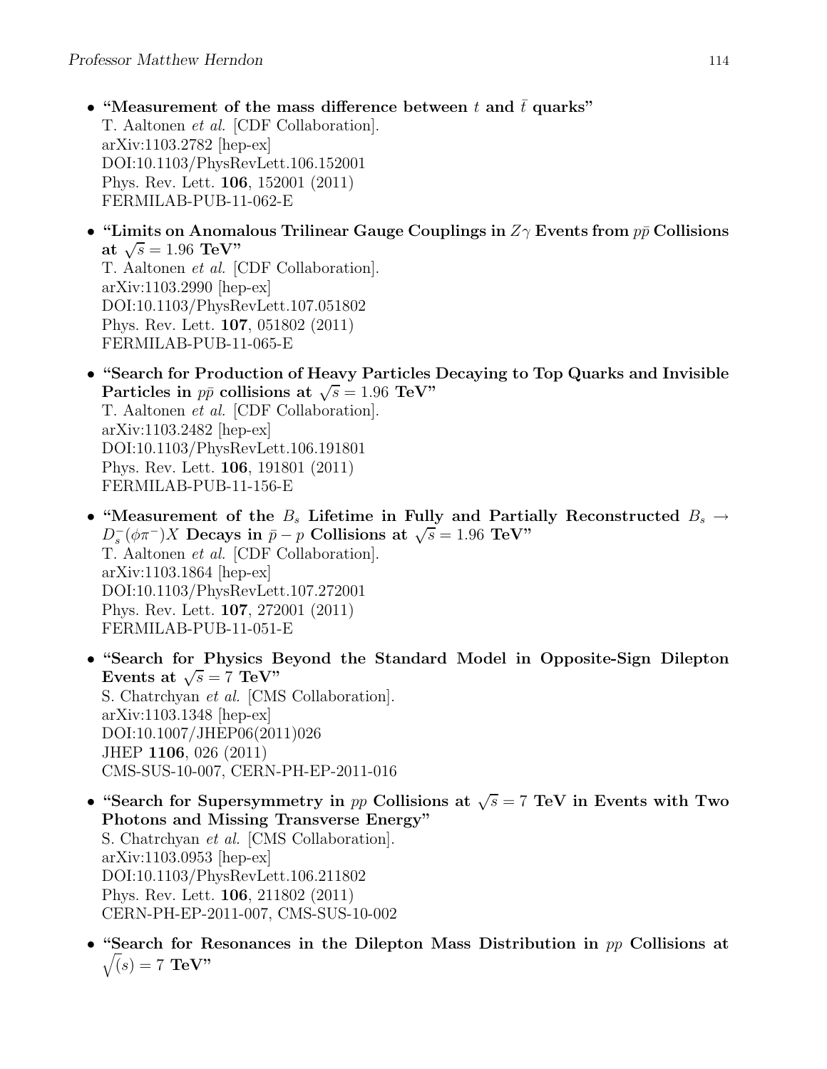- **"Measurement of the mass difference between $t$ and $\bar{t}$ quarks"**
  T. Aaltonen *et al.* [CDF Collaboration].
  arXiv:1103.2782 [hep-ex]
  DOI:10.1103/PhysRevLett.106.152001
  Phys. Rev. Lett. **106**, 152001 (2011)
  FERMILAB-PUB-11-062-E

- **"Limits on Anomalous Trilinear Gauge Couplings in $Z\gamma$ Events from $p\bar{p}$ Collisions at $\sqrt{s} = 1.96$ TeV"**
  T. Aaltonen *et al.* [CDF Collaboration].
  arXiv:1103.2990 [hep-ex]
  DOI:10.1103/PhysRevLett.107.051802
  Phys. Rev. Lett. **107**, 051802 (2011)
  FERMILAB-PUB-11-065-E

- **"Search for Production of Heavy Particles Decaying to Top Quarks and Invisible Particles in $p\bar{p}$ collisions at $\sqrt{s} = 1.96$ TeV"**
  T. Aaltonen *et al.* [CDF Collaboration].
  arXiv:1103.2482 [hep-ex]
  DOI:10.1103/PhysRevLett.106.191801
  Phys. Rev. Lett. **106**, 191801 (2011)
  FERMILAB-PUB-11-156-E

- **"Measurement of the $B_s$ Lifetime in Fully and Partially Reconstructed $B_s \rightarrow D_s^-(\phi\pi^-)X$ Decays in $\bar{p}-p$ Collisions at $\sqrt{s} = 1.96$ TeV"**
  T. Aaltonen *et al.* [CDF Collaboration].
  arXiv:1103.1864 [hep-ex]
  DOI:10.1103/PhysRevLett.107.272001
  Phys. Rev. Lett. **107**, 272001 (2011)
  FERMILAB-PUB-11-051-E

- **"Search for Physics Beyond the Standard Model in Opposite-Sign Dilepton Events at $\sqrt{s} = 7$ TeV"**
  S. Chatrchyan *et al.* [CMS Collaboration].
  arXiv:1103.1348 [hep-ex]
  DOI:10.1007/JHEP06(2011)026
  JHEP **1106**, 026 (2011)
  CMS-SUS-10-007, CERN-PH-EP-2011-016

- **"Search for Supersymmetry in $pp$ Collisions at $\sqrt{s} = 7$ TeV in Events with Two Photons and Missing Transverse Energy"**
  S. Chatrchyan *et al.* [CMS Collaboration].
  arXiv:1103.0953 [hep-ex]
  DOI:10.1103/PhysRevLett.106.211802
  Phys. Rev. Lett. **106**, 211802 (2011)
  CERN-PH-EP-2011-007, CMS-SUS-10-002

- **"Search for Resonances in the Dilepton Mass Distribution in $pp$ Collisions at $\sqrt{(s)} = 7$ TeV"**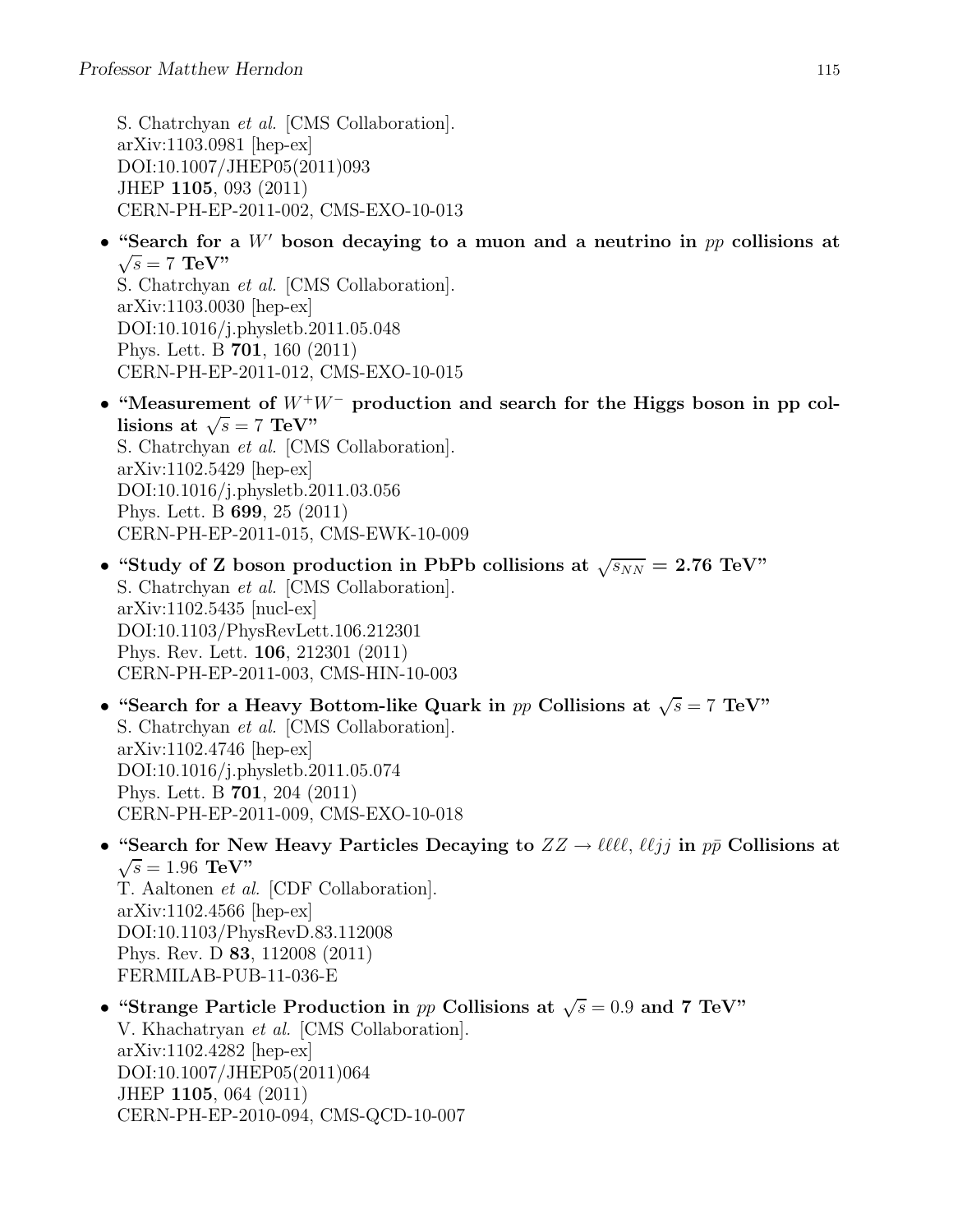S. Chatrchyan *et al.* [CMS Collaboration].
arXiv:1103.0981 [hep-ex]
DOI:10.1007/JHEP05(2011)093
JHEP **1105**, 093 (2011)
CERN-PH-EP-2011-002, CMS-EXO-10-013

- **"Search for a $W'$ boson decaying to a muon and a neutrino in $pp$ collisions at $\sqrt{s} = 7$ TeV"**
  S. Chatrchyan *et al.* [CMS Collaboration].
  arXiv:1103.0030 [hep-ex]
  DOI:10.1016/j.physletb.2011.05.048
  Phys. Lett. B **701**, 160 (2011)
  CERN-PH-EP-2011-012, CMS-EXO-10-015

- **"Measurement of $W^+W^-$ production and search for the Higgs boson in pp collisions at $\sqrt{s} = 7$ TeV"**
  S. Chatrchyan *et al.* [CMS Collaboration].
  arXiv:1102.5429 [hep-ex]
  DOI:10.1016/j.physletb.2011.03.056
  Phys. Lett. B **699**, 25 (2011)
  CERN-PH-EP-2011-015, CMS-EWK-10-009

- **"Study of Z boson production in PbPb collisions at $\sqrt{s_{NN}} = 2.76$ TeV"**
  S. Chatrchyan *et al.* [CMS Collaboration].
  arXiv:1102.5435 [nucl-ex]
  DOI:10.1103/PhysRevLett.106.212301
  Phys. Rev. Lett. **106**, 212301 (2011)
  CERN-PH-EP-2011-003, CMS-HIN-10-003

- **"Search for a Heavy Bottom-like Quark in $pp$ Collisions at $\sqrt{s} = 7$ TeV"**
  S. Chatrchyan *et al.* [CMS Collaboration].
  arXiv:1102.4746 [hep-ex]
  DOI:10.1016/j.physletb.2011.05.074
  Phys. Lett. B **701**, 204 (2011)
  CERN-PH-EP-2011-009, CMS-EXO-10-018

- **"Search for New Heavy Particles Decaying to $ZZ \to \ell\ell\ell\ell$, $\ell\ell jj$ in $p\bar{p}$ Collisions at $\sqrt{s} = 1.96$ TeV"**
  T. Aaltonen *et al.* [CDF Collaboration].
  arXiv:1102.4566 [hep-ex]
  DOI:10.1103/PhysRevD.83.112008
  Phys. Rev. D **83**, 112008 (2011)
  FERMILAB-PUB-11-036-E

- **"Strange Particle Production in $pp$ Collisions at $\sqrt{s} = 0.9$ and 7 TeV"**
  V. Khachatryan *et al.* [CMS Collaboration].
  arXiv:1102.4282 [hep-ex]
  DOI:10.1007/JHEP05(2011)064
  JHEP **1105**, 064 (2011)
  CERN-PH-EP-2010-094, CMS-QCD-10-007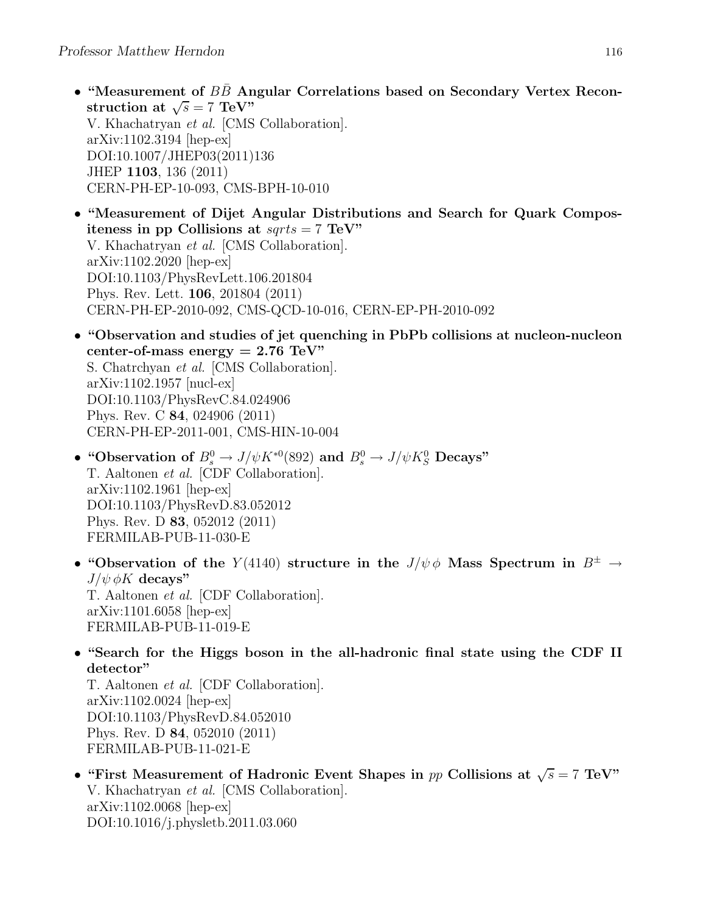- **"Measurement of $B\bar{B}$ Angular Correlations based on Secondary Vertex Reconstruction at $\sqrt{s} = 7$ TeV"**
  V. Khachatryan *et al.* [CMS Collaboration].
  arXiv:1102.3194 [hep-ex]
  DOI:10.1007/JHEP03(2011)136
  JHEP **1103**, 136 (2011)
  CERN-PH-EP-10-093, CMS-BPH-10-010

- **"Measurement of Dijet Angular Distributions and Search for Quark Compositeness in pp Collisions at $sqrts = 7$ TeV"**
  V. Khachatryan *et al.* [CMS Collaboration].
  arXiv:1102.2020 [hep-ex]
  DOI:10.1103/PhysRevLett.106.201804
  Phys. Rev. Lett. **106**, 201804 (2011)
  CERN-PH-EP-2010-092, CMS-QCD-10-016, CERN-EP-PH-2010-092

- **"Observation and studies of jet quenching in PbPb collisions at nucleon-nucleon center-of-mass energy = 2.76 TeV"**
  S. Chatrchyan *et al.* [CMS Collaboration].
  arXiv:1102.1957 [nucl-ex]
  DOI:10.1103/PhysRevC.84.024906
  Phys. Rev. C **84**, 024906 (2011)
  CERN-PH-EP-2011-001, CMS-HIN-10-004

- **"Observation of $B_s^0 \to J/\psi K^{*0}(892)$ and $B_s^0 \to J/\psi K_S^0$ Decays"**
  T. Aaltonen *et al.* [CDF Collaboration].
  arXiv:1102.1961 [hep-ex]
  DOI:10.1103/PhysRevD.83.052012
  Phys. Rev. D **83**, 052012 (2011)
  FERMILAB-PUB-11-030-E

- **"Observation of the $Y(4140)$ structure in the $J/\psi\,\phi$ Mass Spectrum in $B^\pm \to J/\psi\,\phi K$ decays"**
  T. Aaltonen *et al.* [CDF Collaboration].
  arXiv:1101.6058 [hep-ex]
  FERMILAB-PUB-11-019-E

- **"Search for the Higgs boson in the all-hadronic final state using the CDF II detector"**
  T. Aaltonen *et al.* [CDF Collaboration].
  arXiv:1102.0024 [hep-ex]
  DOI:10.1103/PhysRevD.84.052010
  Phys. Rev. D **84**, 052010 (2011)
  FERMILAB-PUB-11-021-E

- **"First Measurement of Hadronic Event Shapes in $pp$ Collisions at $\sqrt{s} = 7$ TeV"**
  V. Khachatryan *et al.* [CMS Collaboration].
  arXiv:1102.0068 [hep-ex]
  DOI:10.1016/j.physletb.2011.03.060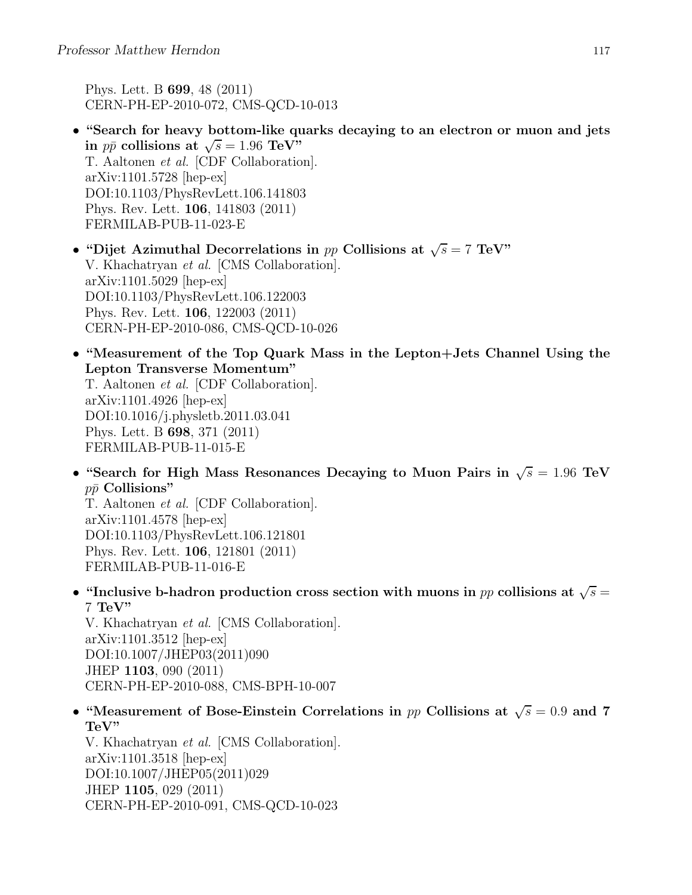Phys. Lett. B **699**, 48 (2011)
CERN-PH-EP-2010-072, CMS-QCD-10-013

- **"Search for heavy bottom-like quarks decaying to an electron or muon and jets in $p\bar{p}$ collisions at $\sqrt{s} = 1.96$ TeV"**
  T. Aaltonen *et al.* [CDF Collaboration].
  arXiv:1101.5728 [hep-ex]
  DOI:10.1103/PhysRevLett.106.141803
  Phys. Rev. Lett. **106**, 141803 (2011)
  FERMILAB-PUB-11-023-E

- **"Dijet Azimuthal Decorrelations in $pp$ Collisions at $\sqrt{s} = 7$ TeV"**
  V. Khachatryan *et al.* [CMS Collaboration].
  arXiv:1101.5029 [hep-ex]
  DOI:10.1103/PhysRevLett.106.122003
  Phys. Rev. Lett. **106**, 122003 (2011)
  CERN-PH-EP-2010-086, CMS-QCD-10-026

- **"Measurement of the Top Quark Mass in the Lepton+Jets Channel Using the Lepton Transverse Momentum"**
  T. Aaltonen *et al.* [CDF Collaboration].
  arXiv:1101.4926 [hep-ex]
  DOI:10.1016/j.physletb.2011.03.041
  Phys. Lett. B **698**, 371 (2011)
  FERMILAB-PUB-11-015-E

- **"Search for High Mass Resonances Decaying to Muon Pairs in $\sqrt{s} = 1.96$ TeV $p\bar{p}$ Collisions"**
  T. Aaltonen *et al.* [CDF Collaboration].
  arXiv:1101.4578 [hep-ex]
  DOI:10.1103/PhysRevLett.106.121801
  Phys. Rev. Lett. **106**, 121801 (2011)
  FERMILAB-PUB-11-016-E

- **"Inclusive b-hadron production cross section with muons in $pp$ collisions at $\sqrt{s} = 7$ TeV"**
  V. Khachatryan *et al.* [CMS Collaboration].
  arXiv:1101.3512 [hep-ex]
  DOI:10.1007/JHEP03(2011)090
  JHEP **1103**, 090 (2011)
  CERN-PH-EP-2010-088, CMS-BPH-10-007

- **"Measurement of Bose-Einstein Correlations in $pp$ Collisions at $\sqrt{s} = 0.9$ and 7 TeV"**
  V. Khachatryan *et al.* [CMS Collaboration].
  arXiv:1101.3518 [hep-ex]
  DOI:10.1007/JHEP05(2011)029
  JHEP **1105**, 029 (2011)
  CERN-PH-EP-2010-091, CMS-QCD-10-023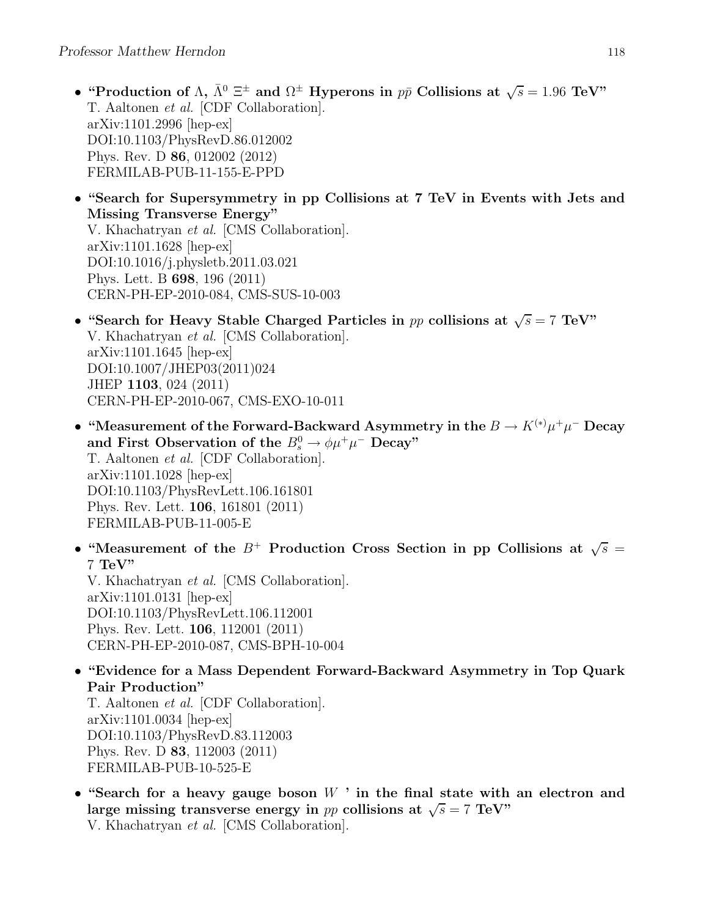- **"Production of $\Lambda$, $\bar{\Lambda}^0$ $\Xi^\pm$ and $\Omega^\pm$ Hyperons in $p\bar{p}$ Collisions at $\sqrt{s} = 1.96$ TeV"**
  T. Aaltonen *et al.* [CDF Collaboration].
  arXiv:1101.2996 [hep-ex]
  DOI:10.1103/PhysRevD.86.012002
  Phys. Rev. D **86**, 012002 (2012)
  FERMILAB-PUB-11-155-E-PPD

- **"Search for Supersymmetry in pp Collisions at 7 TeV in Events with Jets and Missing Transverse Energy"**
  V. Khachatryan *et al.* [CMS Collaboration].
  arXiv:1101.1628 [hep-ex]
  DOI:10.1016/j.physletb.2011.03.021
  Phys. Lett. B **698**, 196 (2011)
  CERN-PH-EP-2010-084, CMS-SUS-10-003

- **"Search for Heavy Stable Charged Particles in $pp$ collisions at $\sqrt{s} = 7$ TeV"**
  V. Khachatryan *et al.* [CMS Collaboration].
  arXiv:1101.1645 [hep-ex]
  DOI:10.1007/JHEP03(2011)024
  JHEP **1103**, 024 (2011)
  CERN-PH-EP-2010-067, CMS-EXO-10-011

- **"Measurement of the Forward-Backward Asymmetry in the $B \to K^{(*)}\mu^+\mu^-$ Decay and First Observation of the $B_s^0 \to \phi\mu^+\mu^-$ Decay"**
  T. Aaltonen *et al.* [CDF Collaboration].
  arXiv:1101.1028 [hep-ex]
  DOI:10.1103/PhysRevLett.106.161801
  Phys. Rev. Lett. **106**, 161801 (2011)
  FERMILAB-PUB-11-005-E

- **"Measurement of the $B^+$ Production Cross Section in pp Collisions at $\sqrt{s} = 7$ TeV"**
  V. Khachatryan *et al.* [CMS Collaboration].
  arXiv:1101.0131 [hep-ex]
  DOI:10.1103/PhysRevLett.106.112001
  Phys. Rev. Lett. **106**, 112001 (2011)
  CERN-PH-EP-2010-087, CMS-BPH-10-004

- **"Evidence for a Mass Dependent Forward-Backward Asymmetry in Top Quark Pair Production"**
  T. Aaltonen *et al.* [CDF Collaboration].
  arXiv:1101.0034 [hep-ex]
  DOI:10.1103/PhysRevD.83.112003
  Phys. Rev. D **83**, 112003 (2011)
  FERMILAB-PUB-10-525-E

- **"Search for a heavy gauge boson $W$ ' in the final state with an electron and large missing transverse energy in $pp$ collisions at $\sqrt{s} = 7$ TeV"**
  V. Khachatryan *et al.* [CMS Collaboration].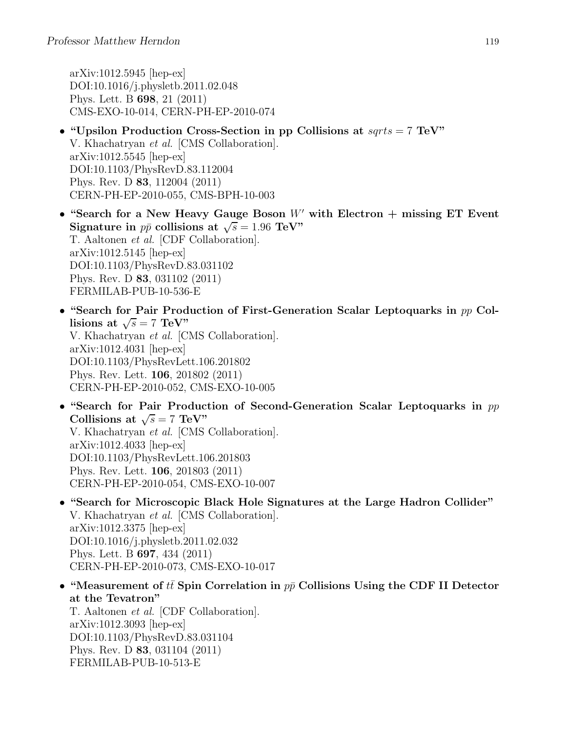arXiv:1012.5945 [hep-ex]  
DOI:10.1016/j.physletb.2011.02.048  
Phys. Lett. B **698**, 21 (2011)  
CMS-EXO-10-014, CERN-PH-EP-2010-074

- **"Upsilon Production Cross-Section in pp Collisions at $sqrts = 7$ TeV"**  
  V. Khachatryan *et al.* [CMS Collaboration].  
  arXiv:1012.5545 [hep-ex]  
  DOI:10.1103/PhysRevD.83.112004  
  Phys. Rev. D **83**, 112004 (2011)  
  CERN-PH-EP-2010-055, CMS-BPH-10-003

- **"Search for a New Heavy Gauge Boson $W'$ with Electron + missing ET Event Signature in $p\bar{p}$ collisions at $\sqrt{s} = 1.96$ TeV"**  
  T. Aaltonen *et al.* [CDF Collaboration].  
  arXiv:1012.5145 [hep-ex]  
  DOI:10.1103/PhysRevD.83.031102  
  Phys. Rev. D **83**, 031102 (2011)  
  FERMILAB-PUB-10-536-E

- **"Search for Pair Production of First-Generation Scalar Leptoquarks in $pp$ Collisions at $\sqrt{s} = 7$ TeV"**  
  V. Khachatryan *et al.* [CMS Collaboration].  
  arXiv:1012.4031 [hep-ex]  
  DOI:10.1103/PhysRevLett.106.201802  
  Phys. Rev. Lett. **106**, 201802 (2011)  
  CERN-PH-EP-2010-052, CMS-EXO-10-005

- **"Search for Pair Production of Second-Generation Scalar Leptoquarks in $pp$ Collisions at $\sqrt{s} = 7$ TeV"**  
  V. Khachatryan *et al.* [CMS Collaboration].  
  arXiv:1012.4033 [hep-ex]  
  DOI:10.1103/PhysRevLett.106.201803  
  Phys. Rev. Lett. **106**, 201803 (2011)  
  CERN-PH-EP-2010-054, CMS-EXO-10-007

- **"Search for Microscopic Black Hole Signatures at the Large Hadron Collider"**  
  V. Khachatryan *et al.* [CMS Collaboration].  
  arXiv:1012.3375 [hep-ex]  
  DOI:10.1016/j.physletb.2011.02.032  
  Phys. Lett. B **697**, 434 (2011)  
  CERN-PH-EP-2010-073, CMS-EXO-10-017

- **"Measurement of $t\bar{t}$ Spin Correlation in $p\bar{p}$ Collisions Using the CDF II Detector at the Tevatron"**  
  T. Aaltonen *et al.* [CDF Collaboration].  
  arXiv:1012.3093 [hep-ex]  
  DOI:10.1103/PhysRevD.83.031104  
  Phys. Rev. D **83**, 031104 (2011)  
  FERMILAB-PUB-10-513-E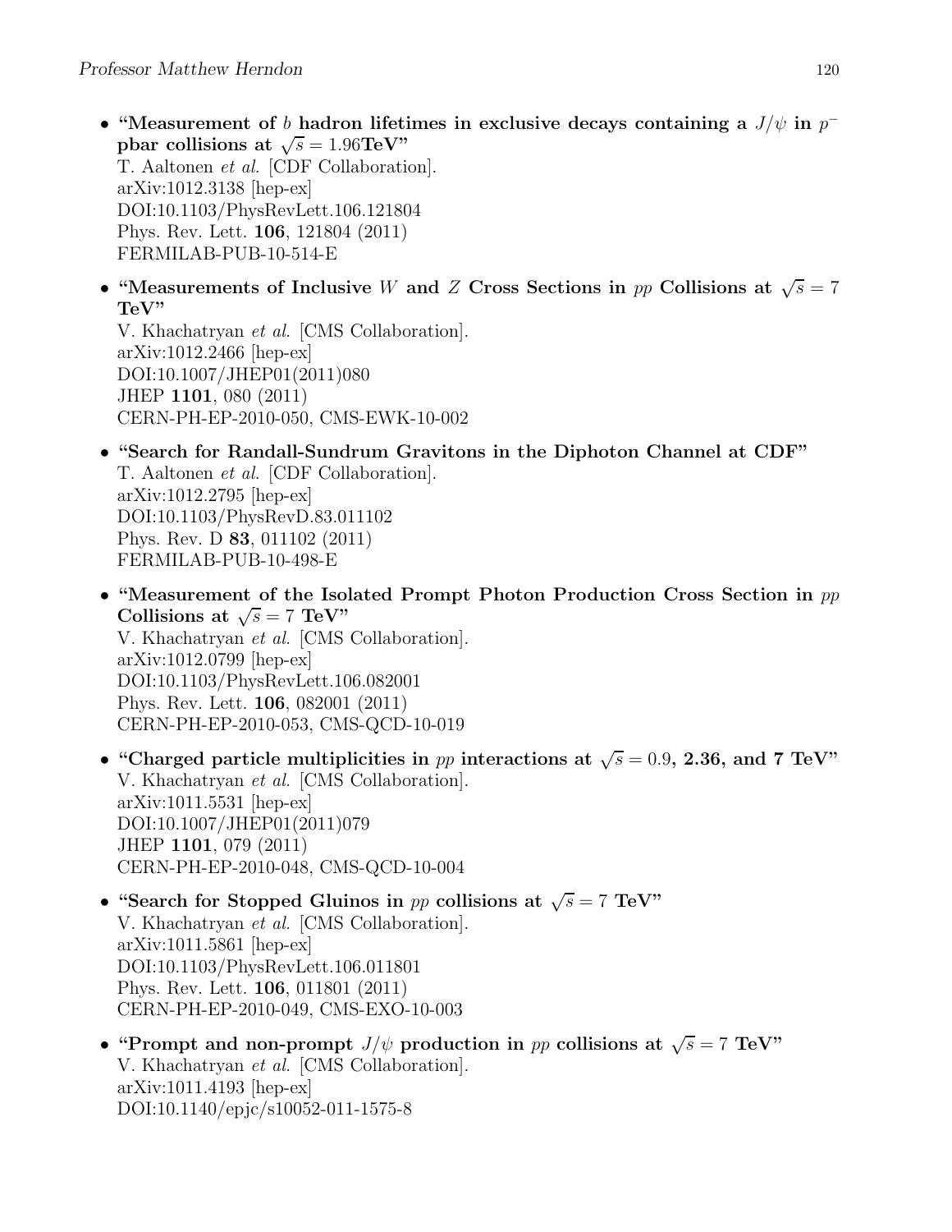- **"Measurement of $b$ hadron lifetimes in exclusive decays containing a $J/\psi$ in $p^-$ pbar collisions at $\sqrt{s} = 1.96$TeV"**
  T. Aaltonen *et al.* [CDF Collaboration].
  arXiv:1012.3138 [hep-ex]
  DOI:10.1103/PhysRevLett.106.121804
  Phys. Rev. Lett. **106**, 121804 (2011)
  FERMILAB-PUB-10-514-E

- **"Measurements of Inclusive $W$ and $Z$ Cross Sections in $pp$ Collisions at $\sqrt{s} = 7$ TeV"**
  V. Khachatryan *et al.* [CMS Collaboration].
  arXiv:1012.2466 [hep-ex]
  DOI:10.1007/JHEP01(2011)080
  JHEP **1101**, 080 (2011)
  CERN-PH-EP-2010-050, CMS-EWK-10-002

- **"Search for Randall-Sundrum Gravitons in the Diphoton Channel at CDF"**
  T. Aaltonen *et al.* [CDF Collaboration].
  arXiv:1012.2795 [hep-ex]
  DOI:10.1103/PhysRevD.83.011102
  Phys. Rev. D **83**, 011102 (2011)
  FERMILAB-PUB-10-498-E

- **"Measurement of the Isolated Prompt Photon Production Cross Section in $pp$ Collisions at $\sqrt{s} = 7$ TeV"**
  V. Khachatryan *et al.* [CMS Collaboration].
  arXiv:1012.0799 [hep-ex]
  DOI:10.1103/PhysRevLett.106.082001
  Phys. Rev. Lett. **106**, 082001 (2011)
  CERN-PH-EP-2010-053, CMS-QCD-10-019

- **"Charged particle multiplicities in $pp$ interactions at $\sqrt{s} = 0.9$, 2.36, and 7 TeV"**
  V. Khachatryan *et al.* [CMS Collaboration].
  arXiv:1011.5531 [hep-ex]
  DOI:10.1007/JHEP01(2011)079
  JHEP **1101**, 079 (2011)
  CERN-PH-EP-2010-048, CMS-QCD-10-004

- **"Search for Stopped Gluinos in $pp$ collisions at $\sqrt{s} = 7$ TeV"**
  V. Khachatryan *et al.* [CMS Collaboration].
  arXiv:1011.5861 [hep-ex]
  DOI:10.1103/PhysRevLett.106.011801
  Phys. Rev. Lett. **106**, 011801 (2011)
  CERN-PH-EP-2010-049, CMS-EXO-10-003

- **"Prompt and non-prompt $J/\psi$ production in $pp$ collisions at $\sqrt{s} = 7$ TeV"**
  V. Khachatryan *et al.* [CMS Collaboration].
  arXiv:1011.4193 [hep-ex]
  DOI:10.1140/epjc/s10052-011-1575-8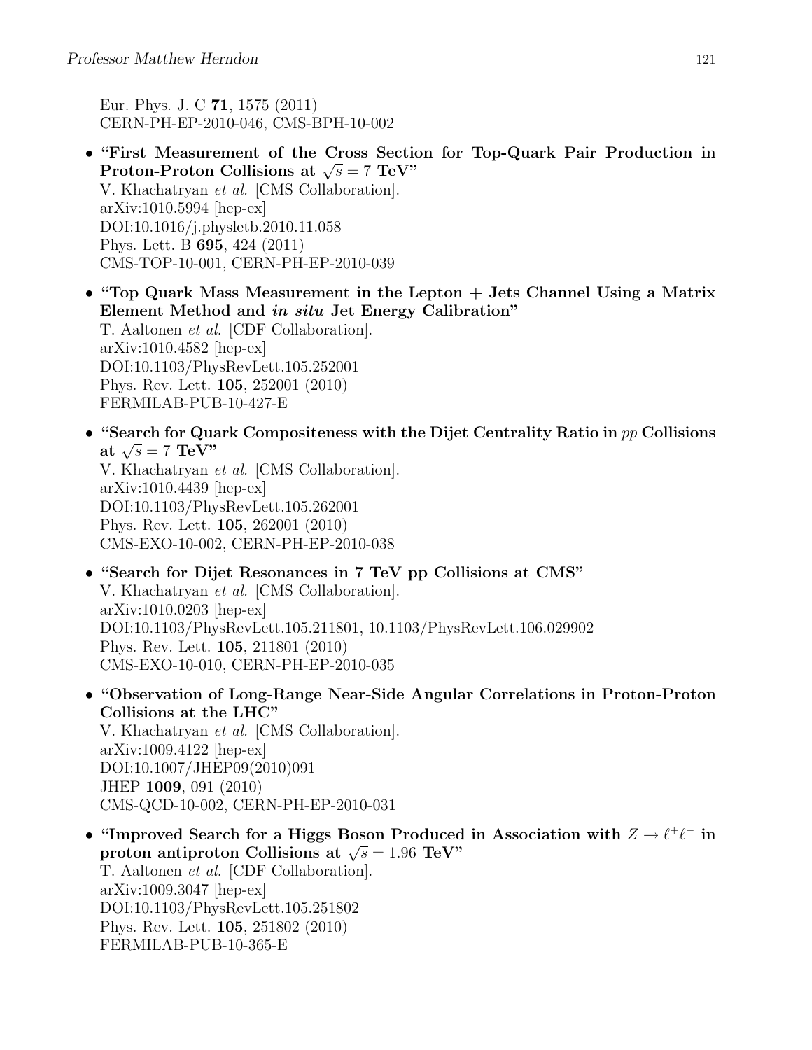Eur. Phys. J. C **71**, 1575 (2011)
CERN-PH-EP-2010-046, CMS-BPH-10-002

- **"First Measurement of the Cross Section for Top-Quark Pair Production in Proton-Proton Collisions at $\sqrt{s} = 7$ TeV"**
  V. Khachatryan *et al.* [CMS Collaboration].
  arXiv:1010.5994 [hep-ex]
  DOI:10.1016/j.physletb.2010.11.058
  Phys. Lett. B **695**, 424 (2011)
  CMS-TOP-10-001, CERN-PH-EP-2010-039

- **"Top Quark Mass Measurement in the Lepton + Jets Channel Using a Matrix Element Method and *in situ* Jet Energy Calibration"**
  T. Aaltonen *et al.* [CDF Collaboration].
  arXiv:1010.4582 [hep-ex]
  DOI:10.1103/PhysRevLett.105.252001
  Phys. Rev. Lett. **105**, 252001 (2010)
  FERMILAB-PUB-10-427-E

- **"Search for Quark Compositeness with the Dijet Centrality Ratio in $pp$ Collisions at $\sqrt{s} = 7$ TeV"**
  V. Khachatryan *et al.* [CMS Collaboration].
  arXiv:1010.4439 [hep-ex]
  DOI:10.1103/PhysRevLett.105.262001
  Phys. Rev. Lett. **105**, 262001 (2010)
  CMS-EXO-10-002, CERN-PH-EP-2010-038

- **"Search for Dijet Resonances in 7 TeV pp Collisions at CMS"**
  V. Khachatryan *et al.* [CMS Collaboration].
  arXiv:1010.0203 [hep-ex]
  DOI:10.1103/PhysRevLett.105.211801, 10.1103/PhysRevLett.106.029902
  Phys. Rev. Lett. **105**, 211801 (2010)
  CMS-EXO-10-010, CERN-PH-EP-2010-035

- **"Observation of Long-Range Near-Side Angular Correlations in Proton-Proton Collisions at the LHC"**
  V. Khachatryan *et al.* [CMS Collaboration].
  arXiv:1009.4122 [hep-ex]
  DOI:10.1007/JHEP09(2010)091
  JHEP **1009**, 091 (2010)
  CMS-QCD-10-002, CERN-PH-EP-2010-031

- **"Improved Search for a Higgs Boson Produced in Association with $Z \to \ell^+\ell^-$ in proton antiproton Collisions at $\sqrt{s} = 1.96$ TeV"**
  T. Aaltonen *et al.* [CDF Collaboration].
  arXiv:1009.3047 [hep-ex]
  DOI:10.1103/PhysRevLett.105.251802
  Phys. Rev. Lett. **105**, 251802 (2010)
  FERMILAB-PUB-10-365-E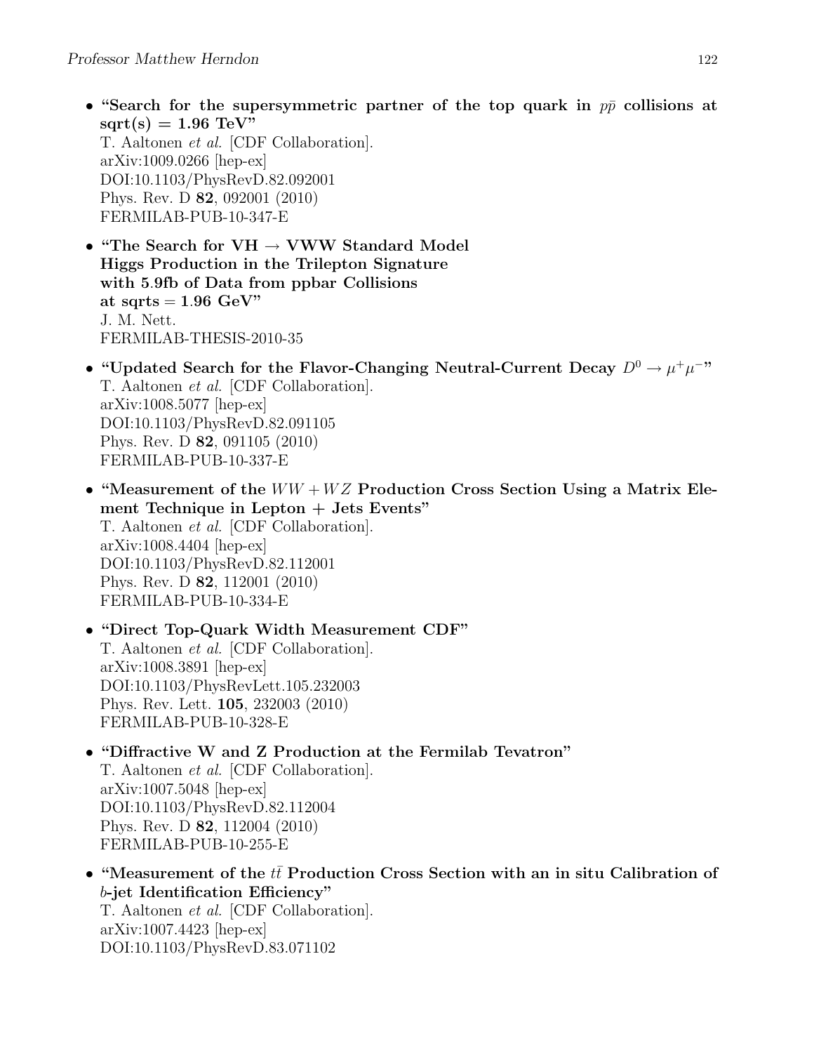- **"Search for the supersymmetric partner of the top quark in $p\bar{p}$ collisions at sqrt(s) = 1.96 TeV"**
  T. Aaltonen *et al.* [CDF Collaboration].
  arXiv:1009.0266 [hep-ex]
  DOI:10.1103/PhysRevD.82.092001
  Phys. Rev. D **82**, 092001 (2010)
  FERMILAB-PUB-10-347-E

- **"The Search for VH → VWW Standard Model Higgs Production in the Trilepton Signature with 5.9fb of Data from ppbar Collisions at sqrts = 1.96 GeV"**
  J. M. Nett.
  FERMILAB-THESIS-2010-35

- **"Updated Search for the Flavor-Changing Neutral-Current Decay $D^0 \to \mu^+\mu^-$"**
  T. Aaltonen *et al.* [CDF Collaboration].
  arXiv:1008.5077 [hep-ex]
  DOI:10.1103/PhysRevD.82.091105
  Phys. Rev. D **82**, 091105 (2010)
  FERMILAB-PUB-10-337-E

- **"Measurement of the $WW + WZ$ Production Cross Section Using a Matrix Element Technique in Lepton + Jets Events"**
  T. Aaltonen *et al.* [CDF Collaboration].
  arXiv:1008.4404 [hep-ex]
  DOI:10.1103/PhysRevD.82.112001
  Phys. Rev. D **82**, 112001 (2010)
  FERMILAB-PUB-10-334-E

- **"Direct Top-Quark Width Measurement CDF"**
  T. Aaltonen *et al.* [CDF Collaboration].
  arXiv:1008.3891 [hep-ex]
  DOI:10.1103/PhysRevLett.105.232003
  Phys. Rev. Lett. **105**, 232003 (2010)
  FERMILAB-PUB-10-328-E

- **"Diffractive W and Z Production at the Fermilab Tevatron"**
  T. Aaltonen *et al.* [CDF Collaboration].
  arXiv:1007.5048 [hep-ex]
  DOI:10.1103/PhysRevD.82.112004
  Phys. Rev. D **82**, 112004 (2010)
  FERMILAB-PUB-10-255-E

- **"Measurement of the $t\bar{t}$ Production Cross Section with an in situ Calibration of $b$-jet Identification Efficiency"**
  T. Aaltonen *et al.* [CDF Collaboration].
  arXiv:1007.4423 [hep-ex]
  DOI:10.1103/PhysRevD.83.071102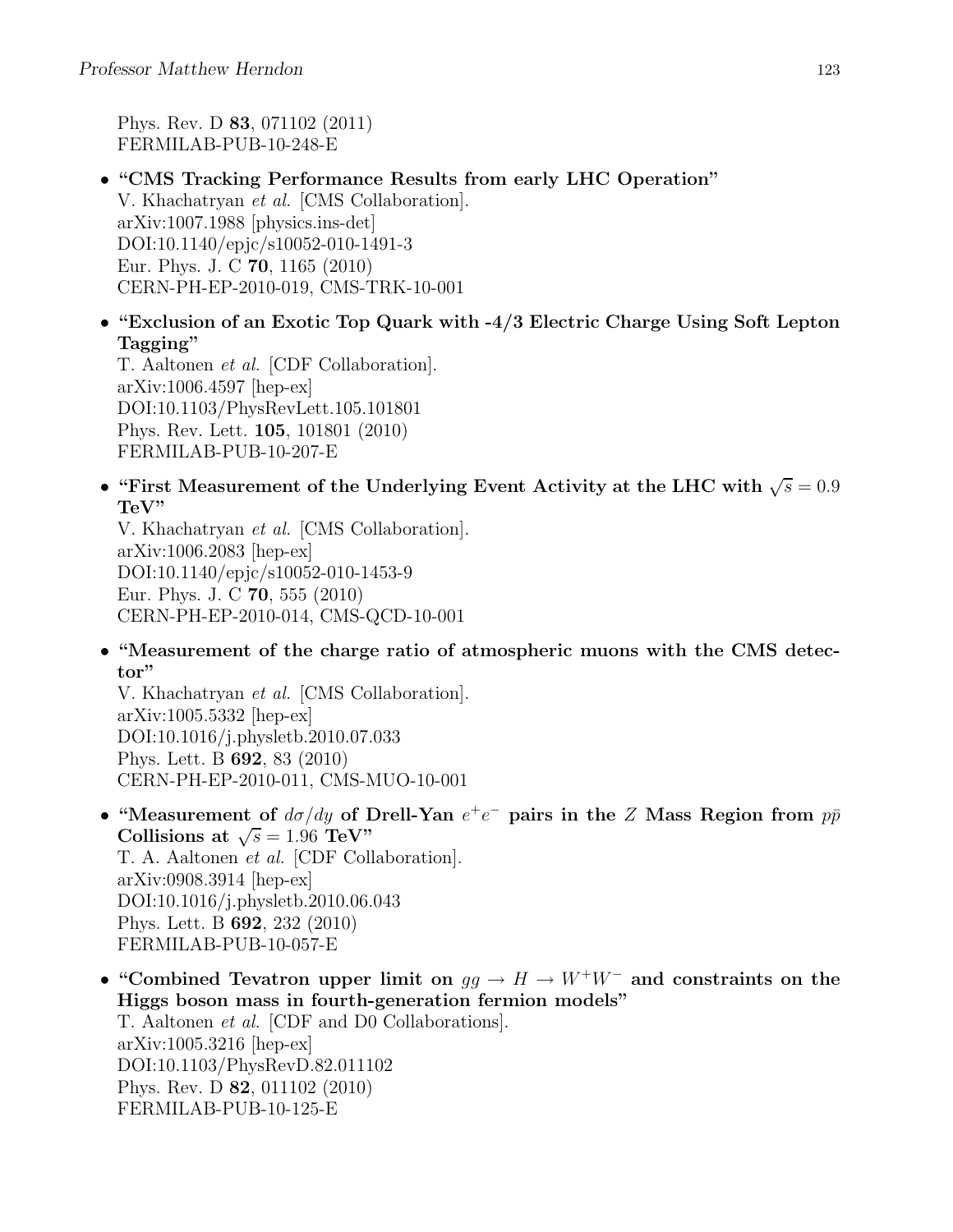Phys. Rev. D **83**, 071102 (2011)
FERMILAB-PUB-10-248-E

- **"CMS Tracking Performance Results from early LHC Operation"**
  V. Khachatryan *et al.* [CMS Collaboration].
  arXiv:1007.1988 [physics.ins-det]
  DOI:10.1140/epjc/s10052-010-1491-3
  Eur. Phys. J. C **70**, 1165 (2010)
  CERN-PH-EP-2010-019, CMS-TRK-10-001

- **"Exclusion of an Exotic Top Quark with -4/3 Electric Charge Using Soft Lepton Tagging"**
  T. Aaltonen *et al.* [CDF Collaboration].
  arXiv:1006.4597 [hep-ex]
  DOI:10.1103/PhysRevLett.105.101801
  Phys. Rev. Lett. **105**, 101801 (2010)
  FERMILAB-PUB-10-207-E

- **"First Measurement of the Underlying Event Activity at the LHC with $\sqrt{s} = 0.9$ TeV"**
  V. Khachatryan *et al.* [CMS Collaboration].
  arXiv:1006.2083 [hep-ex]
  DOI:10.1140/epjc/s10052-010-1453-9
  Eur. Phys. J. C **70**, 555 (2010)
  CERN-PH-EP-2010-014, CMS-QCD-10-001

- **"Measurement of the charge ratio of atmospheric muons with the CMS detector"**
  V. Khachatryan *et al.* [CMS Collaboration].
  arXiv:1005.5332 [hep-ex]
  DOI:10.1016/j.physletb.2010.07.033
  Phys. Lett. B **692**, 83 (2010)
  CERN-PH-EP-2010-011, CMS-MUO-10-001

- **"Measurement of $d\sigma/dy$ of Drell-Yan $e^+e^-$ pairs in the $Z$ Mass Region from $p\bar{p}$ Collisions at $\sqrt{s} = 1.96$ TeV"**
  T. A. Aaltonen *et al.* [CDF Collaboration].
  arXiv:0908.3914 [hep-ex]
  DOI:10.1016/j.physletb.2010.06.043
  Phys. Lett. B **692**, 232 (2010)
  FERMILAB-PUB-10-057-E

- **"Combined Tevatron upper limit on $gg \to H \to W^+W^-$ and constraints on the Higgs boson mass in fourth-generation fermion models"**
  T. Aaltonen *et al.* [CDF and D0 Collaborations].
  arXiv:1005.3216 [hep-ex]
  DOI:10.1103/PhysRevD.82.011102
  Phys. Rev. D **82**, 011102 (2010)
  FERMILAB-PUB-10-125-E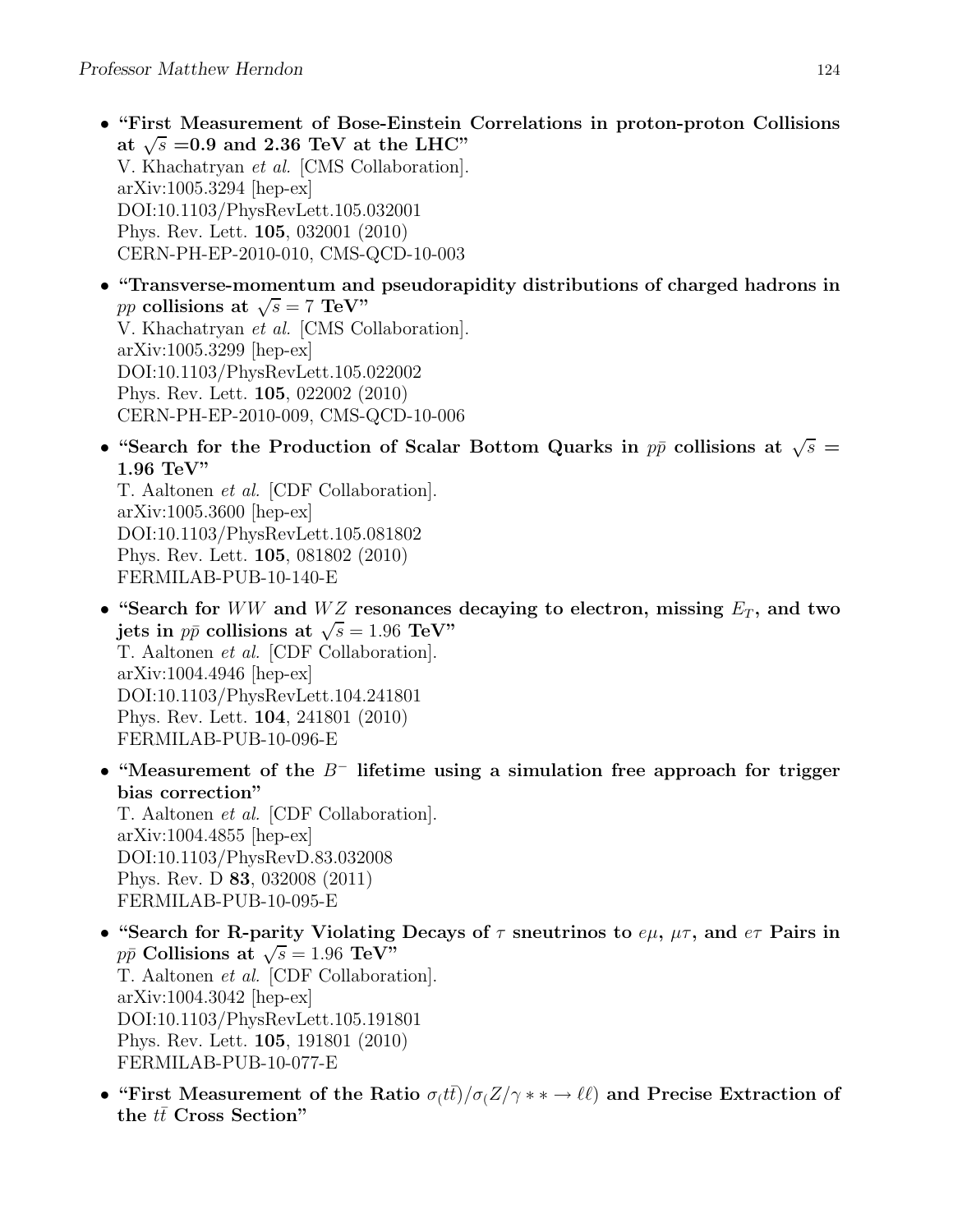- **"First Measurement of Bose-Einstein Correlations in proton-proton Collisions at $\sqrt{s}$ =0.9 and 2.36 TeV at the LHC"**
  V. Khachatryan *et al.* [CMS Collaboration].
  arXiv:1005.3294 [hep-ex]
  DOI:10.1103/PhysRevLett.105.032001
  Phys. Rev. Lett. **105**, 032001 (2010)
  CERN-PH-EP-2010-010, CMS-QCD-10-003

- **"Transverse-momentum and pseudorapidity distributions of charged hadrons in $pp$ collisions at $\sqrt{s} = 7$ TeV"**
  V. Khachatryan *et al.* [CMS Collaboration].
  arXiv:1005.3299 [hep-ex]
  DOI:10.1103/PhysRevLett.105.022002
  Phys. Rev. Lett. **105**, 022002 (2010)
  CERN-PH-EP-2010-009, CMS-QCD-10-006

- **"Search for the Production of Scalar Bottom Quarks in $p\bar{p}$ collisions at $\sqrt{s}$ = 1.96 TeV"**
  T. Aaltonen *et al.* [CDF Collaboration].
  arXiv:1005.3600 [hep-ex]
  DOI:10.1103/PhysRevLett.105.081802
  Phys. Rev. Lett. **105**, 081802 (2010)
  FERMILAB-PUB-10-140-E

- **"Search for $WW$ and $WZ$ resonances decaying to electron, missing $E_T$, and two jets in $p\bar{p}$ collisions at $\sqrt{s} = 1.96$ TeV"**
  T. Aaltonen *et al.* [CDF Collaboration].
  arXiv:1004.4946 [hep-ex]
  DOI:10.1103/PhysRevLett.104.241801
  Phys. Rev. Lett. **104**, 241801 (2010)
  FERMILAB-PUB-10-096-E

- **"Measurement of the $B^-$ lifetime using a simulation free approach for trigger bias correction"**
  T. Aaltonen *et al.* [CDF Collaboration].
  arXiv:1004.4855 [hep-ex]
  DOI:10.1103/PhysRevD.83.032008
  Phys. Rev. D **83**, 032008 (2011)
  FERMILAB-PUB-10-095-E

- **"Search for R-parity Violating Decays of $\tau$ sneutrinos to $e\mu$, $\mu\tau$, and $e\tau$ Pairs in $p\bar{p}$ Collisions at $\sqrt{s} = 1.96$ TeV"**
  T. Aaltonen *et al.* [CDF Collaboration].
  arXiv:1004.3042 [hep-ex]
  DOI:10.1103/PhysRevLett.105.191801
  Phys. Rev. Lett. **105**, 191801 (2010)
  FERMILAB-PUB-10-077-E

- **"First Measurement of the Ratio $\sigma_(t\bar{t})/\sigma_(Z/\gamma ** \rightarrow \ell\ell)$ and Precise Extraction of the $t\bar{t}$ Cross Section"**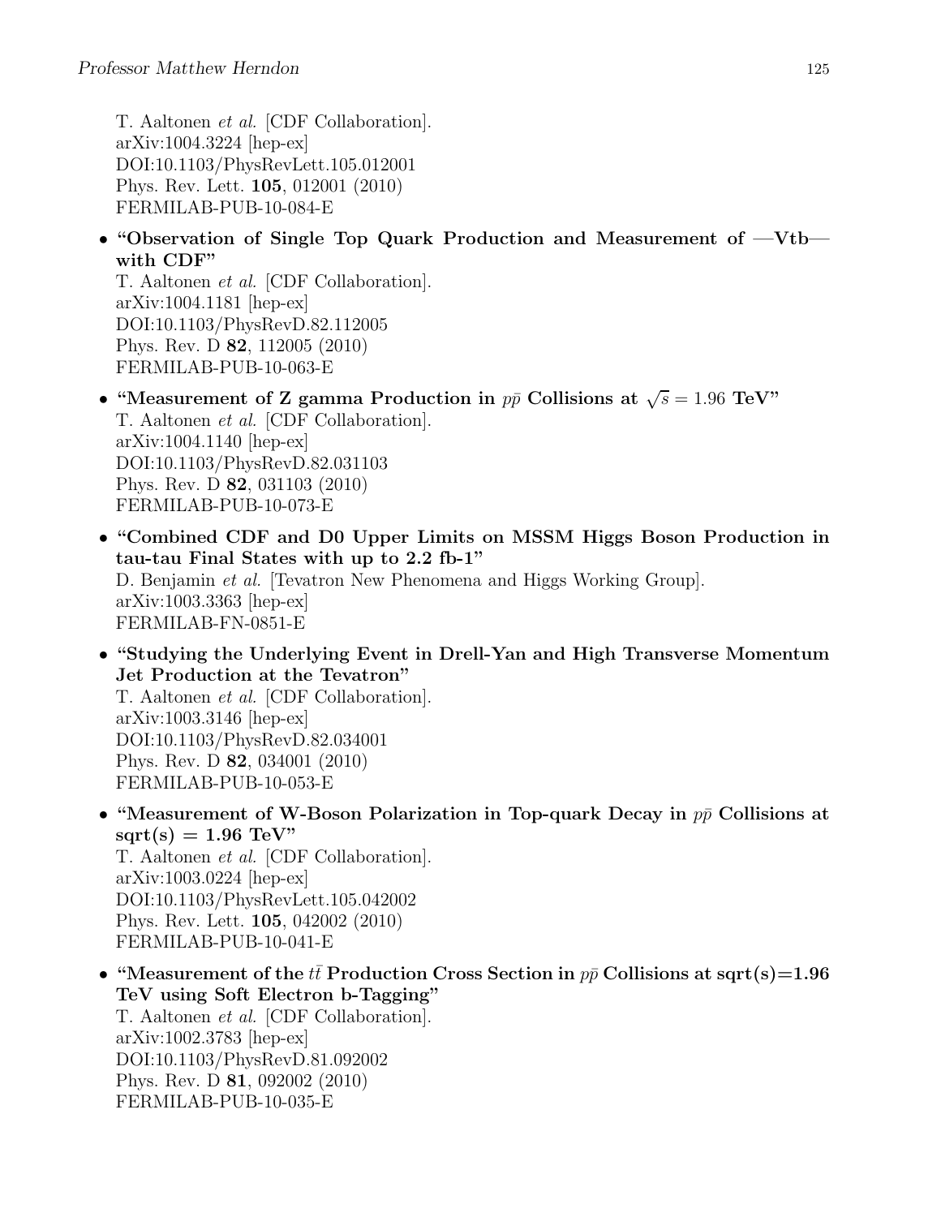T. Aaltonen *et al.* [CDF Collaboration].
arXiv:1004.3224 [hep-ex]
DOI:10.1103/PhysRevLett.105.012001
Phys. Rev. Lett. **105**, 012001 (2010)
FERMILAB-PUB-10-084-E

- **"Observation of Single Top Quark Production and Measurement of —Vtb— with CDF"**
  T. Aaltonen *et al.* [CDF Collaboration].
  arXiv:1004.1181 [hep-ex]
  DOI:10.1103/PhysRevD.82.112005
  Phys. Rev. D **82**, 112005 (2010)
  FERMILAB-PUB-10-063-E

- **"Measurement of Z gamma Production in $p\bar{p}$ Collisions at $\sqrt{s} = 1.96$ TeV"**
  T. Aaltonen *et al.* [CDF Collaboration].
  arXiv:1004.1140 [hep-ex]
  DOI:10.1103/PhysRevD.82.031103
  Phys. Rev. D **82**, 031103 (2010)
  FERMILAB-PUB-10-073-E

- **"Combined CDF and D0 Upper Limits on MSSM Higgs Boson Production in tau-tau Final States with up to 2.2 fb-1"**
  D. Benjamin *et al.* [Tevatron New Phenomena and Higgs Working Group].
  arXiv:1003.3363 [hep-ex]
  FERMILAB-FN-0851-E

- **"Studying the Underlying Event in Drell-Yan and High Transverse Momentum Jet Production at the Tevatron"**
  T. Aaltonen *et al.* [CDF Collaboration].
  arXiv:1003.3146 [hep-ex]
  DOI:10.1103/PhysRevD.82.034001
  Phys. Rev. D **82**, 034001 (2010)
  FERMILAB-PUB-10-053-E

- **"Measurement of W-Boson Polarization in Top-quark Decay in $p\bar{p}$ Collisions at sqrt(s) = 1.96 TeV"**
  T. Aaltonen *et al.* [CDF Collaboration].
  arXiv:1003.0224 [hep-ex]
  DOI:10.1103/PhysRevLett.105.042002
  Phys. Rev. Lett. **105**, 042002 (2010)
  FERMILAB-PUB-10-041-E

- **"Measurement of the $t\bar{t}$ Production Cross Section in $p\bar{p}$ Collisions at sqrt(s)=1.96 TeV using Soft Electron b-Tagging"**
  T. Aaltonen *et al.* [CDF Collaboration].
  arXiv:1002.3783 [hep-ex]
  DOI:10.1103/PhysRevD.81.092002
  Phys. Rev. D **81**, 092002 (2010)
  FERMILAB-PUB-10-035-E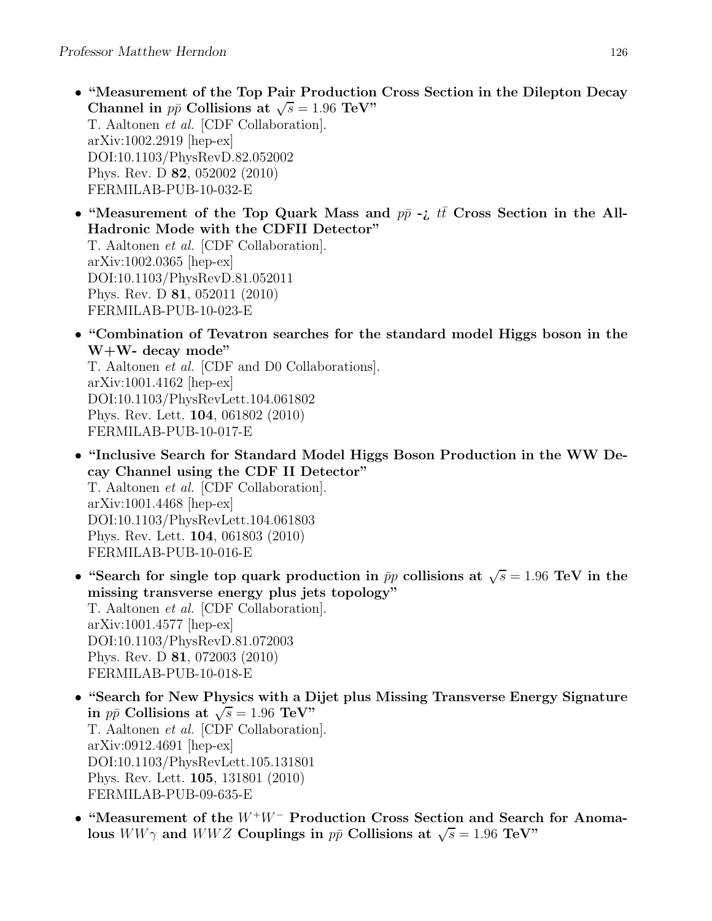- **"Measurement of the Top Pair Production Cross Section in the Dilepton Decay Channel in $p\bar{p}$ Collisions at $\sqrt{s} = 1.96$ TeV"**
  T. Aaltonen *et al.* [CDF Collaboration].
  arXiv:1002.2919 [hep-ex]
  DOI:10.1103/PhysRevD.82.052002
  Phys. Rev. D **82**, 052002 (2010)
  FERMILAB-PUB-10-032-E

- **"Measurement of the Top Quark Mass and $p\bar{p}$ -¿ $t\bar{t}$ Cross Section in the All-Hadronic Mode with the CDFII Detector"**
  T. Aaltonen *et al.* [CDF Collaboration].
  arXiv:1002.0365 [hep-ex]
  DOI:10.1103/PhysRevD.81.052011
  Phys. Rev. D **81**, 052011 (2010)
  FERMILAB-PUB-10-023-E

- **"Combination of Tevatron searches for the standard model Higgs boson in the W+W- decay mode"**
  T. Aaltonen *et al.* [CDF and D0 Collaborations].
  arXiv:1001.4162 [hep-ex]
  DOI:10.1103/PhysRevLett.104.061802
  Phys. Rev. Lett. **104**, 061802 (2010)
  FERMILAB-PUB-10-017-E

- **"Inclusive Search for Standard Model Higgs Boson Production in the WW Decay Channel using the CDF II Detector"**
  T. Aaltonen *et al.* [CDF Collaboration].
  arXiv:1001.4468 [hep-ex]
  DOI:10.1103/PhysRevLett.104.061803
  Phys. Rev. Lett. **104**, 061803 (2010)
  FERMILAB-PUB-10-016-E

- **"Search for single top quark production in $\bar{p}p$ collisions at $\sqrt{s} = 1.96$ TeV in the missing transverse energy plus jets topology"**
  T. Aaltonen *et al.* [CDF Collaboration].
  arXiv:1001.4577 [hep-ex]
  DOI:10.1103/PhysRevD.81.072003
  Phys. Rev. D **81**, 072003 (2010)
  FERMILAB-PUB-10-018-E

- **"Search for New Physics with a Dijet plus Missing Transverse Energy Signature in $p\bar{p}$ Collisions at $\sqrt{s} = 1.96$ TeV"**
  T. Aaltonen *et al.* [CDF Collaboration].
  arXiv:0912.4691 [hep-ex]
  DOI:10.1103/PhysRevLett.105.131801
  Phys. Rev. Lett. **105**, 131801 (2010)
  FERMILAB-PUB-09-635-E

- **"Measurement of the $W^+W^-$ Production Cross Section and Search for Anomalous $WW\gamma$ and $WWZ$ Couplings in $p\bar{p}$ Collisions at $\sqrt{s} = 1.96$ TeV"**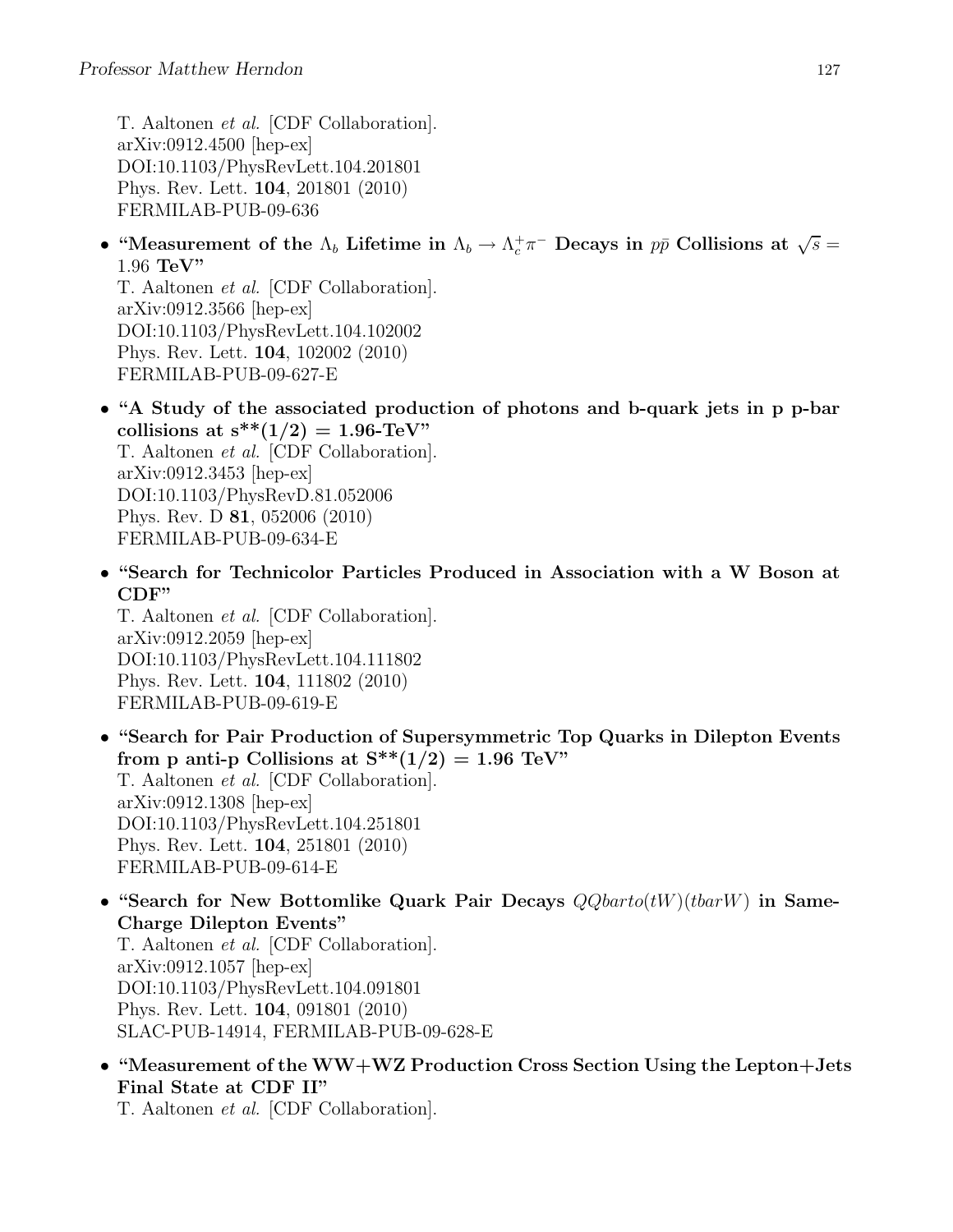T. Aaltonen *et al.* [CDF Collaboration].
arXiv:0912.4500 [hep-ex]
DOI:10.1103/PhysRevLett.104.201801
Phys. Rev. Lett. **104**, 201801 (2010)
FERMILAB-PUB-09-636

- **"Measurement of the $\Lambda_b$ Lifetime in $\Lambda_b \to \Lambda_c^+\pi^-$ Decays in $p\bar{p}$ Collisions at $\sqrt{s} =$ 1.96 TeV"**
  T. Aaltonen *et al.* [CDF Collaboration].
  arXiv:0912.3566 [hep-ex]
  DOI:10.1103/PhysRevLett.104.102002
  Phys. Rev. Lett. **104**, 102002 (2010)
  FERMILAB-PUB-09-627-E

- **"A Study of the associated production of photons and b-quark jets in p p-bar collisions at s**(1/2) = 1.96-TeV"**
  T. Aaltonen *et al.* [CDF Collaboration].
  arXiv:0912.3453 [hep-ex]
  DOI:10.1103/PhysRevD.81.052006
  Phys. Rev. D **81**, 052006 (2010)
  FERMILAB-PUB-09-634-E

- **"Search for Technicolor Particles Produced in Association with a W Boson at CDF"**
  T. Aaltonen *et al.* [CDF Collaboration].
  arXiv:0912.2059 [hep-ex]
  DOI:10.1103/PhysRevLett.104.111802
  Phys. Rev. Lett. **104**, 111802 (2010)
  FERMILAB-PUB-09-619-E

- **"Search for Pair Production of Supersymmetric Top Quarks in Dilepton Events from p anti-p Collisions at S**(1/2) = 1.96 TeV"**
  T. Aaltonen *et al.* [CDF Collaboration].
  arXiv:0912.1308 [hep-ex]
  DOI:10.1103/PhysRevLett.104.251801
  Phys. Rev. Lett. **104**, 251801 (2010)
  FERMILAB-PUB-09-614-E

- **"Search for New Bottomlike Quark Pair Decays $QQbarto(tW)(tbarW)$ in Same-Charge Dilepton Events"**
  T. Aaltonen *et al.* [CDF Collaboration].
  arXiv:0912.1057 [hep-ex]
  DOI:10.1103/PhysRevLett.104.091801
  Phys. Rev. Lett. **104**, 091801 (2010)
  SLAC-PUB-14914, FERMILAB-PUB-09-628-E

- **"Measurement of the WW+WZ Production Cross Section Using the Lepton+Jets Final State at CDF II"**
  T. Aaltonen *et al.* [CDF Collaboration].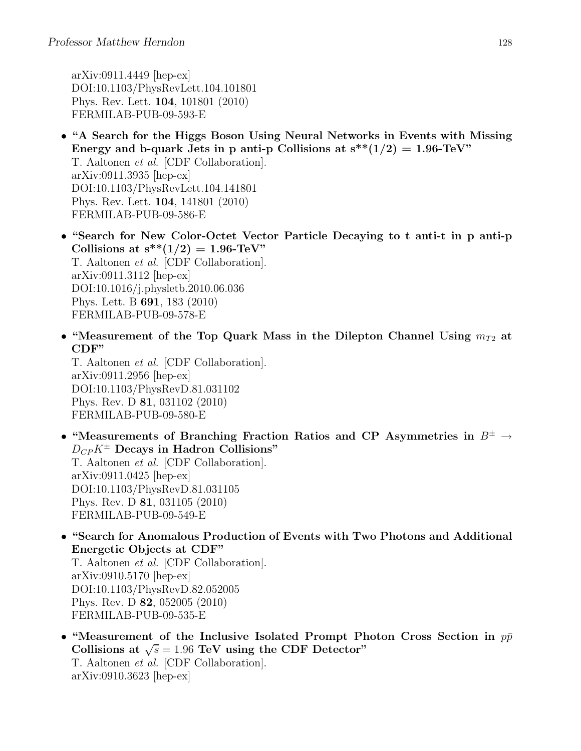arXiv:0911.4449 [hep-ex]
DOI:10.1103/PhysRevLett.104.101801
Phys. Rev. Lett. **104**, 101801 (2010)
FERMILAB-PUB-09-593-E

- **"A Search for the Higgs Boson Using Neural Networks in Events with Missing Energy and b-quark Jets in p anti-p Collisions at s**(1/2) = 1.96-TeV"**
  T. Aaltonen *et al.* [CDF Collaboration].
  arXiv:0911.3935 [hep-ex]
  DOI:10.1103/PhysRevLett.104.141801
  Phys. Rev. Lett. **104**, 141801 (2010)
  FERMILAB-PUB-09-586-E

- **"Search for New Color-Octet Vector Particle Decaying to t anti-t in p anti-p Collisions at s**(1/2) = 1.96-TeV"**
  T. Aaltonen *et al.* [CDF Collaboration].
  arXiv:0911.3112 [hep-ex]
  DOI:10.1016/j.physletb.2010.06.036
  Phys. Lett. B **691**, 183 (2010)
  FERMILAB-PUB-09-578-E

- **"Measurement of the Top Quark Mass in the Dilepton Channel Using $m_{T2}$ at CDF"**
  T. Aaltonen *et al.* [CDF Collaboration].
  arXiv:0911.2956 [hep-ex]
  DOI:10.1103/PhysRevD.81.031102
  Phys. Rev. D **81**, 031102 (2010)
  FERMILAB-PUB-09-580-E

- **"Measurements of Branching Fraction Ratios and CP Asymmetries in $B^{\pm} \rightarrow D_{CP}K^{\pm}$ Decays in Hadron Collisions"**
  T. Aaltonen *et al.* [CDF Collaboration].
  arXiv:0911.0425 [hep-ex]
  DOI:10.1103/PhysRevD.81.031105
  Phys. Rev. D **81**, 031105 (2010)
  FERMILAB-PUB-09-549-E

- **"Search for Anomalous Production of Events with Two Photons and Additional Energetic Objects at CDF"**
  T. Aaltonen *et al.* [CDF Collaboration].
  arXiv:0910.5170 [hep-ex]
  DOI:10.1103/PhysRevD.82.052005
  Phys. Rev. D **82**, 052005 (2010)
  FERMILAB-PUB-09-535-E

- **"Measurement of the Inclusive Isolated Prompt Photon Cross Section in $p\bar{p}$ Collisions at $\sqrt{s} = 1.96$ TeV using the CDF Detector"**
  T. Aaltonen *et al.* [CDF Collaboration].
  arXiv:0910.3623 [hep-ex]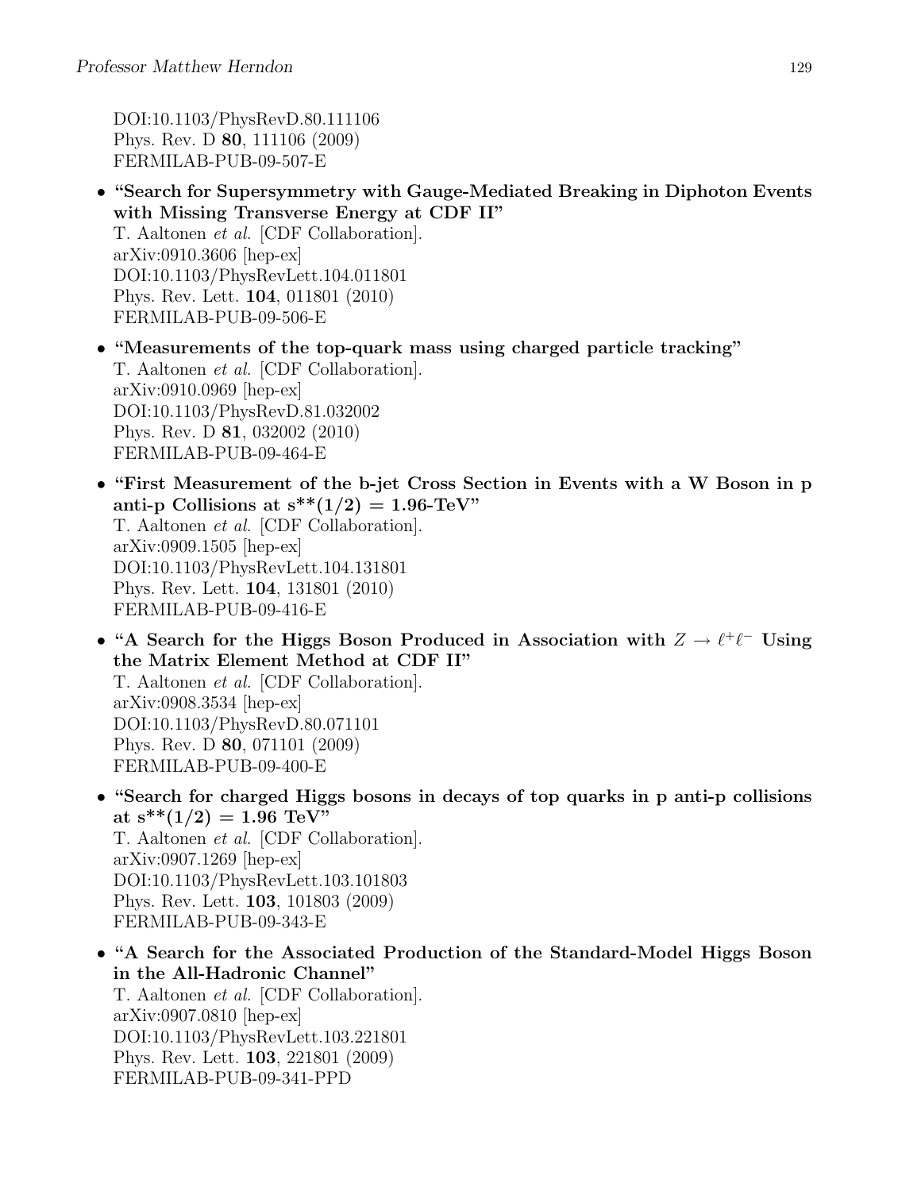DOI:10.1103/PhysRevD.80.111106
Phys. Rev. D **80**, 111106 (2009)
FERMILAB-PUB-09-507-E

- **"Search for Supersymmetry with Gauge-Mediated Breaking in Diphoton Events with Missing Transverse Energy at CDF II"**
  T. Aaltonen *et al.* [CDF Collaboration].
  arXiv:0910.3606 [hep-ex]
  DOI:10.1103/PhysRevLett.104.011801
  Phys. Rev. Lett. **104**, 011801 (2010)
  FERMILAB-PUB-09-506-E

- **"Measurements of the top-quark mass using charged particle tracking"**
  T. Aaltonen *et al.* [CDF Collaboration].
  arXiv:0910.0969 [hep-ex]
  DOI:10.1103/PhysRevD.81.032002
  Phys. Rev. D **81**, 032002 (2010)
  FERMILAB-PUB-09-464-E

- **"First Measurement of the b-jet Cross Section in Events with a W Boson in p anti-p Collisions at s**(1/2) = 1.96-TeV"**
  T. Aaltonen *et al.* [CDF Collaboration].
  arXiv:0909.1505 [hep-ex]
  DOI:10.1103/PhysRevLett.104.131801
  Phys. Rev. Lett. **104**, 131801 (2010)
  FERMILAB-PUB-09-416-E

- **"A Search for the Higgs Boson Produced in Association with $Z \to \ell^+\ell^-$ Using the Matrix Element Method at CDF II"**
  T. Aaltonen *et al.* [CDF Collaboration].
  arXiv:0908.3534 [hep-ex]
  DOI:10.1103/PhysRevD.80.071101
  Phys. Rev. D **80**, 071101 (2009)
  FERMILAB-PUB-09-400-E

- **"Search for charged Higgs bosons in decays of top quarks in p anti-p collisions at s**(1/2) = 1.96 TeV"**
  T. Aaltonen *et al.* [CDF Collaboration].
  arXiv:0907.1269 [hep-ex]
  DOI:10.1103/PhysRevLett.103.101803
  Phys. Rev. Lett. **103**, 101803 (2009)
  FERMILAB-PUB-09-343-E

- **"A Search for the Associated Production of the Standard-Model Higgs Boson in the All-Hadronic Channel"**
  T. Aaltonen *et al.* [CDF Collaboration].
  arXiv:0907.0810 [hep-ex]
  DOI:10.1103/PhysRevLett.103.221801
  Phys. Rev. Lett. **103**, 221801 (2009)
  FERMILAB-PUB-09-341-PPD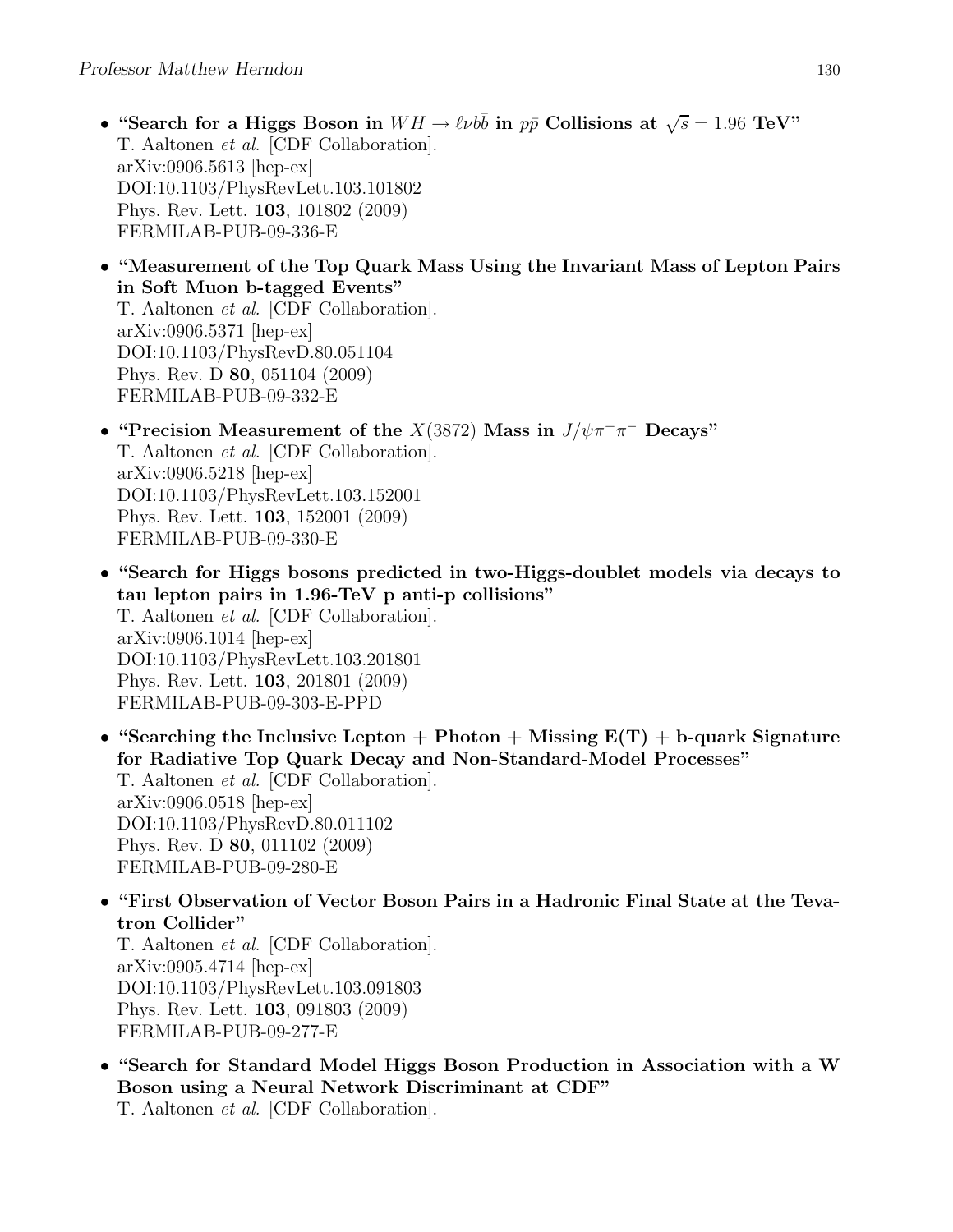- **"Search for a Higgs Boson in $WH \to \ell\nu b\bar{b}$ in $p\bar{p}$ Collisions at $\sqrt{s} = 1.96$ TeV"**
  T. Aaltonen *et al.* [CDF Collaboration].
  arXiv:0906.5613 [hep-ex]
  DOI:10.1103/PhysRevLett.103.101802
  Phys. Rev. Lett. **103**, 101802 (2009)
  FERMILAB-PUB-09-336-E

- **"Measurement of the Top Quark Mass Using the Invariant Mass of Lepton Pairs in Soft Muon b-tagged Events"**
  T. Aaltonen *et al.* [CDF Collaboration].
  arXiv:0906.5371 [hep-ex]
  DOI:10.1103/PhysRevD.80.051104
  Phys. Rev. D **80**, 051104 (2009)
  FERMILAB-PUB-09-332-E

- **"Precision Measurement of the $X(3872)$ Mass in $J/\psi\pi^+\pi^-$ Decays"**
  T. Aaltonen *et al.* [CDF Collaboration].
  arXiv:0906.5218 [hep-ex]
  DOI:10.1103/PhysRevLett.103.152001
  Phys. Rev. Lett. **103**, 152001 (2009)
  FERMILAB-PUB-09-330-E

- **"Search for Higgs bosons predicted in two-Higgs-doublet models via decays to tau lepton pairs in 1.96-TeV p anti-p collisions"**
  T. Aaltonen *et al.* [CDF Collaboration].
  arXiv:0906.1014 [hep-ex]
  DOI:10.1103/PhysRevLett.103.201801
  Phys. Rev. Lett. **103**, 201801 (2009)
  FERMILAB-PUB-09-303-E-PPD

- **"Searching the Inclusive Lepton + Photon + Missing E(T) + b-quark Signature for Radiative Top Quark Decay and Non-Standard-Model Processes"**
  T. Aaltonen *et al.* [CDF Collaboration].
  arXiv:0906.0518 [hep-ex]
  DOI:10.1103/PhysRevD.80.011102
  Phys. Rev. D **80**, 011102 (2009)
  FERMILAB-PUB-09-280-E

- **"First Observation of Vector Boson Pairs in a Hadronic Final State at the Tevatron Collider"**
  T. Aaltonen *et al.* [CDF Collaboration].
  arXiv:0905.4714 [hep-ex]
  DOI:10.1103/PhysRevLett.103.091803
  Phys. Rev. Lett. **103**, 091803 (2009)
  FERMILAB-PUB-09-277-E

- **"Search for Standard Model Higgs Boson Production in Association with a W Boson using a Neural Network Discriminant at CDF"**
  T. Aaltonen *et al.* [CDF Collaboration].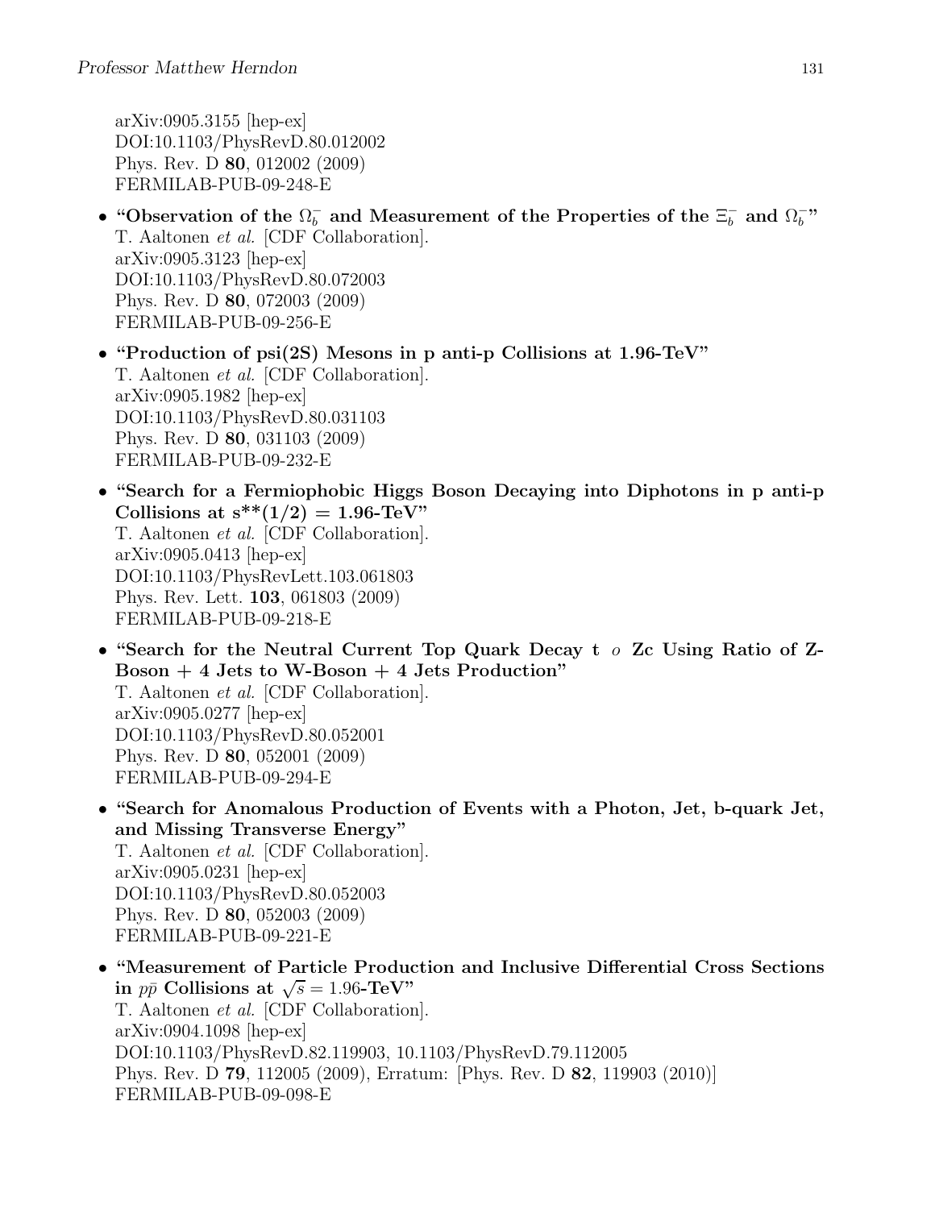arXiv:0905.3155 [hep-ex]
DOI:10.1103/PhysRevD.80.012002
Phys. Rev. D **80**, 012002 (2009)
FERMILAB-PUB-09-248-E

- **"Observation of the $\Omega_b^-$ and Measurement of the Properties of the $\Xi_b^-$ and $\Omega_b^-$"**
  T. Aaltonen *et al.* [CDF Collaboration].
  arXiv:0905.3123 [hep-ex]
  DOI:10.1103/PhysRevD.80.072003
  Phys. Rev. D **80**, 072003 (2009)
  FERMILAB-PUB-09-256-E

- **"Production of psi(2S) Mesons in p anti-p Collisions at 1.96-TeV"**
  T. Aaltonen *et al.* [CDF Collaboration].
  arXiv:0905.1982 [hep-ex]
  DOI:10.1103/PhysRevD.80.031103
  Phys. Rev. D **80**, 031103 (2009)
  FERMILAB-PUB-09-232-E

- **"Search for a Fermiophobic Higgs Boson Decaying into Diphotons in p anti-p Collisions at s**(1/2) = 1.96-TeV"**
  T. Aaltonen *et al.* [CDF Collaboration].
  arXiv:0905.0413 [hep-ex]
  DOI:10.1103/PhysRevLett.103.061803
  Phys. Rev. Lett. **103**, 061803 (2009)
  FERMILAB-PUB-09-218-E

- **"Search for the Neutral Current Top Quark Decay t $o$ Zc Using Ratio of Z-Boson + 4 Jets to W-Boson + 4 Jets Production"**
  T. Aaltonen *et al.* [CDF Collaboration].
  arXiv:0905.0277 [hep-ex]
  DOI:10.1103/PhysRevD.80.052001
  Phys. Rev. D **80**, 052001 (2009)
  FERMILAB-PUB-09-294-E

- **"Search for Anomalous Production of Events with a Photon, Jet, b-quark Jet, and Missing Transverse Energy"**
  T. Aaltonen *et al.* [CDF Collaboration].
  arXiv:0905.0231 [hep-ex]
  DOI:10.1103/PhysRevD.80.052003
  Phys. Rev. D **80**, 052003 (2009)
  FERMILAB-PUB-09-221-E

- **"Measurement of Particle Production and Inclusive Differential Cross Sections in $p\bar{p}$ Collisions at $\sqrt{s} = 1.96$-TeV"**
  T. Aaltonen *et al.* [CDF Collaboration].
  arXiv:0904.1098 [hep-ex]
  DOI:10.1103/PhysRevD.82.119903, 10.1103/PhysRevD.79.112005
  Phys. Rev. D **79**, 112005 (2009), Erratum: [Phys. Rev. D **82**, 119903 (2010)]
  FERMILAB-PUB-09-098-E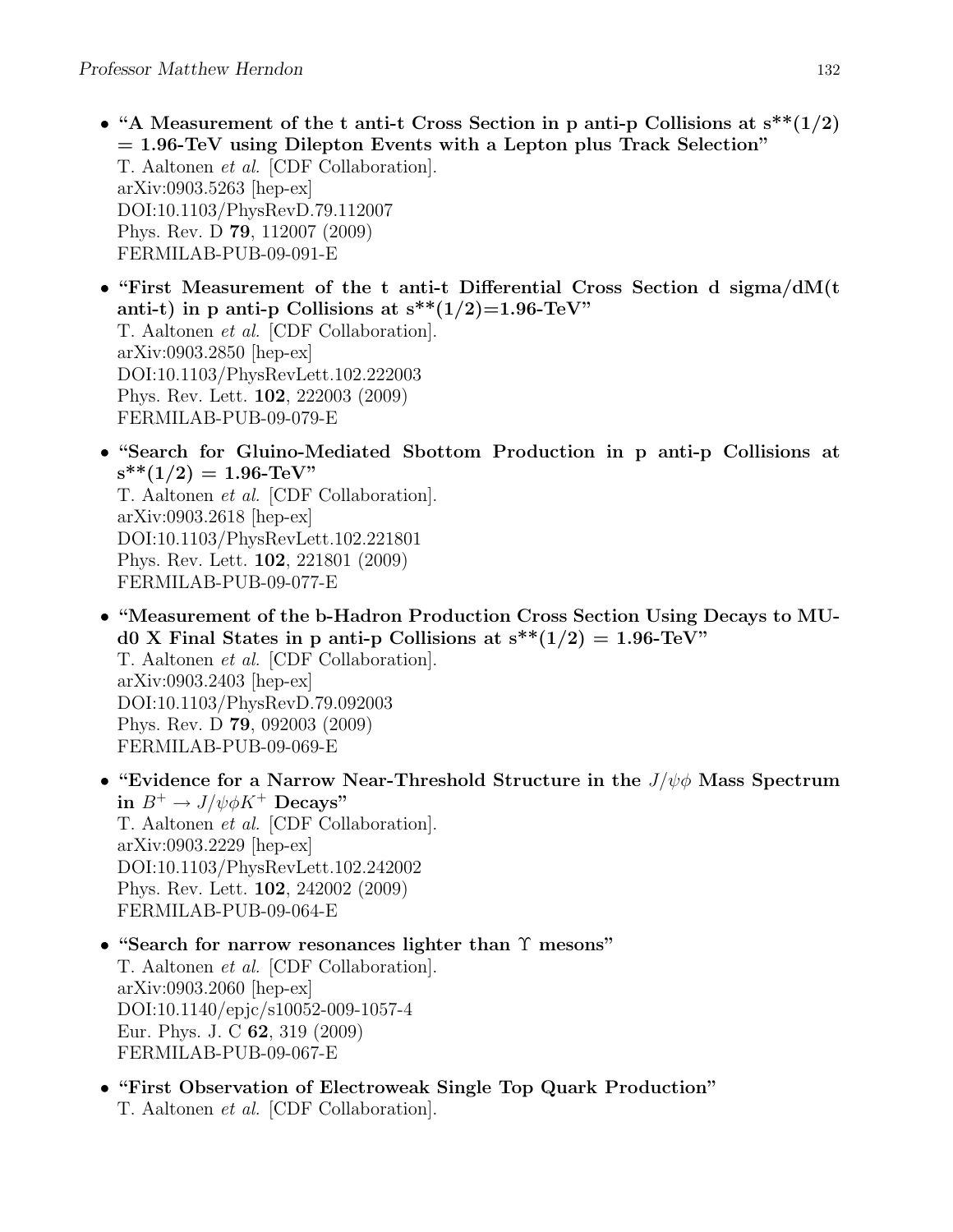- **"A Measurement of the t anti-t Cross Section in p anti-p Collisions at s**(1/2) = 1.96-TeV using Dilepton Events with a Lepton plus Track Selection"**
  T. Aaltonen *et al.* [CDF Collaboration].
  arXiv:0903.5263 [hep-ex]
  DOI:10.1103/PhysRevD.79.112007
  Phys. Rev. D **79**, 112007 (2009)
  FERMILAB-PUB-09-091-E

- **"First Measurement of the t anti-t Differential Cross Section d sigma/dM(t anti-t) in p anti-p Collisions at s**(1/2)=1.96-TeV"**
  T. Aaltonen *et al.* [CDF Collaboration].
  arXiv:0903.2850 [hep-ex]
  DOI:10.1103/PhysRevLett.102.222003
  Phys. Rev. Lett. **102**, 222003 (2009)
  FERMILAB-PUB-09-079-E

- **"Search for Gluino-Mediated Sbottom Production in p anti-p Collisions at s**(1/2) = 1.96-TeV"**
  T. Aaltonen *et al.* [CDF Collaboration].
  arXiv:0903.2618 [hep-ex]
  DOI:10.1103/PhysRevLett.102.221801
  Phys. Rev. Lett. **102**, 221801 (2009)
  FERMILAB-PUB-09-077-E

- **"Measurement of the b-Hadron Production Cross Section Using Decays to MU-d0 X Final States in p anti-p Collisions at s**(1/2) = 1.96-TeV"**
  T. Aaltonen *et al.* [CDF Collaboration].
  arXiv:0903.2403 [hep-ex]
  DOI:10.1103/PhysRevD.79.092003
  Phys. Rev. D **79**, 092003 (2009)
  FERMILAB-PUB-09-069-E

- **"Evidence for a Narrow Near-Threshold Structure in the $J/\psi\phi$ Mass Spectrum in $B^+ \to J/\psi\phi K^+$ Decays"**
  T. Aaltonen *et al.* [CDF Collaboration].
  arXiv:0903.2229 [hep-ex]
  DOI:10.1103/PhysRevLett.102.242002
  Phys. Rev. Lett. **102**, 242002 (2009)
  FERMILAB-PUB-09-064-E

- **"Search for narrow resonances lighter than $\Upsilon$ mesons"**
  T. Aaltonen *et al.* [CDF Collaboration].
  arXiv:0903.2060 [hep-ex]
  DOI:10.1140/epjc/s10052-009-1057-4
  Eur. Phys. J. C **62**, 319 (2009)
  FERMILAB-PUB-09-067-E

- **"First Observation of Electroweak Single Top Quark Production"**
  T. Aaltonen *et al.* [CDF Collaboration].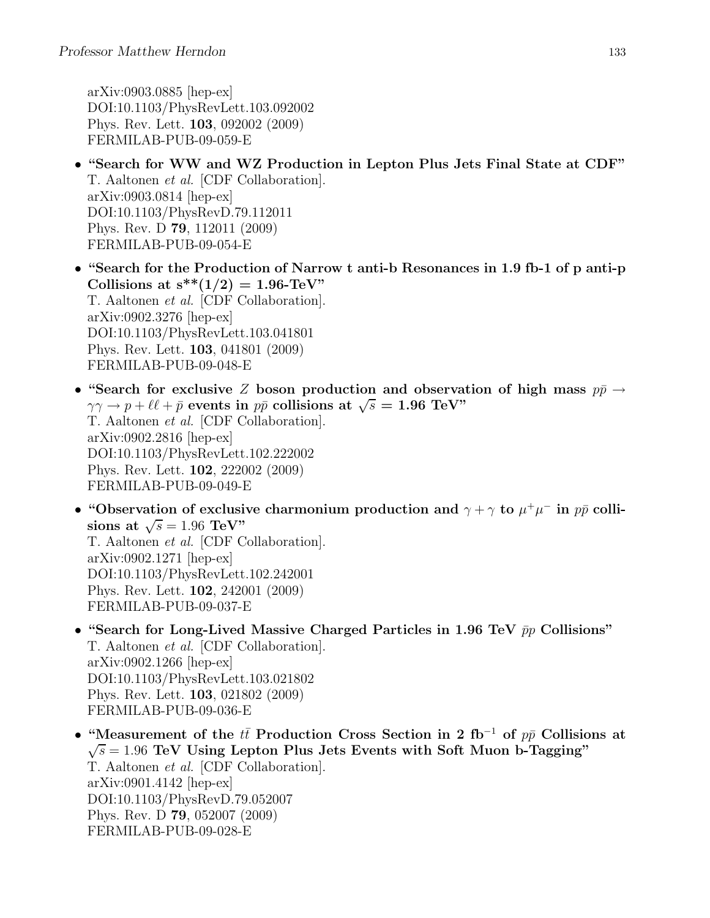arXiv:0903.0885 [hep-ex]
DOI:10.1103/PhysRevLett.103.092002
Phys. Rev. Lett. **103**, 092002 (2009)
FERMILAB-PUB-09-059-E

- **"Search for WW and WZ Production in Lepton Plus Jets Final State at CDF"**
  T. Aaltonen *et al.* [CDF Collaboration].
  arXiv:0903.0814 [hep-ex]
  DOI:10.1103/PhysRevD.79.112011
  Phys. Rev. D **79**, 112011 (2009)
  FERMILAB-PUB-09-054-E

- **"Search for the Production of Narrow t anti-b Resonances in 1.9 fb-1 of p anti-p Collisions at s**(1/2) = 1.96-TeV"**
  T. Aaltonen *et al.* [CDF Collaboration].
  arXiv:0902.3276 [hep-ex]
  DOI:10.1103/PhysRevLett.103.041801
  Phys. Rev. Lett. **103**, 041801 (2009)
  FERMILAB-PUB-09-048-E

- **"Search for exclusive $Z$ boson production and observation of high mass $p\bar{p} \rightarrow \gamma\gamma \rightarrow p + \ell\ell + \bar{p}$ events in $p\bar{p}$ collisions at $\sqrt{s} = 1.96$ TeV"**
  T. Aaltonen *et al.* [CDF Collaboration].
  arXiv:0902.2816 [hep-ex]
  DOI:10.1103/PhysRevLett.102.222002
  Phys. Rev. Lett. **102**, 222002 (2009)
  FERMILAB-PUB-09-049-E

- **"Observation of exclusive charmonium production and $\gamma + \gamma$ to $\mu^+\mu^-$ in $p\bar{p}$ collisions at $\sqrt{s} = 1.96$ TeV"**
  T. Aaltonen *et al.* [CDF Collaboration].
  arXiv:0902.1271 [hep-ex]
  DOI:10.1103/PhysRevLett.102.242001
  Phys. Rev. Lett. **102**, 242001 (2009)
  FERMILAB-PUB-09-037-E

- **"Search for Long-Lived Massive Charged Particles in 1.96 TeV $\bar{p}p$ Collisions"**
  T. Aaltonen *et al.* [CDF Collaboration].
  arXiv:0902.1266 [hep-ex]
  DOI:10.1103/PhysRevLett.103.021802
  Phys. Rev. Lett. **103**, 021802 (2009)
  FERMILAB-PUB-09-036-E

- **"Measurement of the $t\bar{t}$ Production Cross Section in 2 fb$^{-1}$ of $p\bar{p}$ Collisions at $\sqrt{s} = 1.96$ TeV Using Lepton Plus Jets Events with Soft Muon b-Tagging"**
  T. Aaltonen *et al.* [CDF Collaboration].
  arXiv:0901.4142 [hep-ex]
  DOI:10.1103/PhysRevD.79.052007
  Phys. Rev. D **79**, 052007 (2009)
  FERMILAB-PUB-09-028-E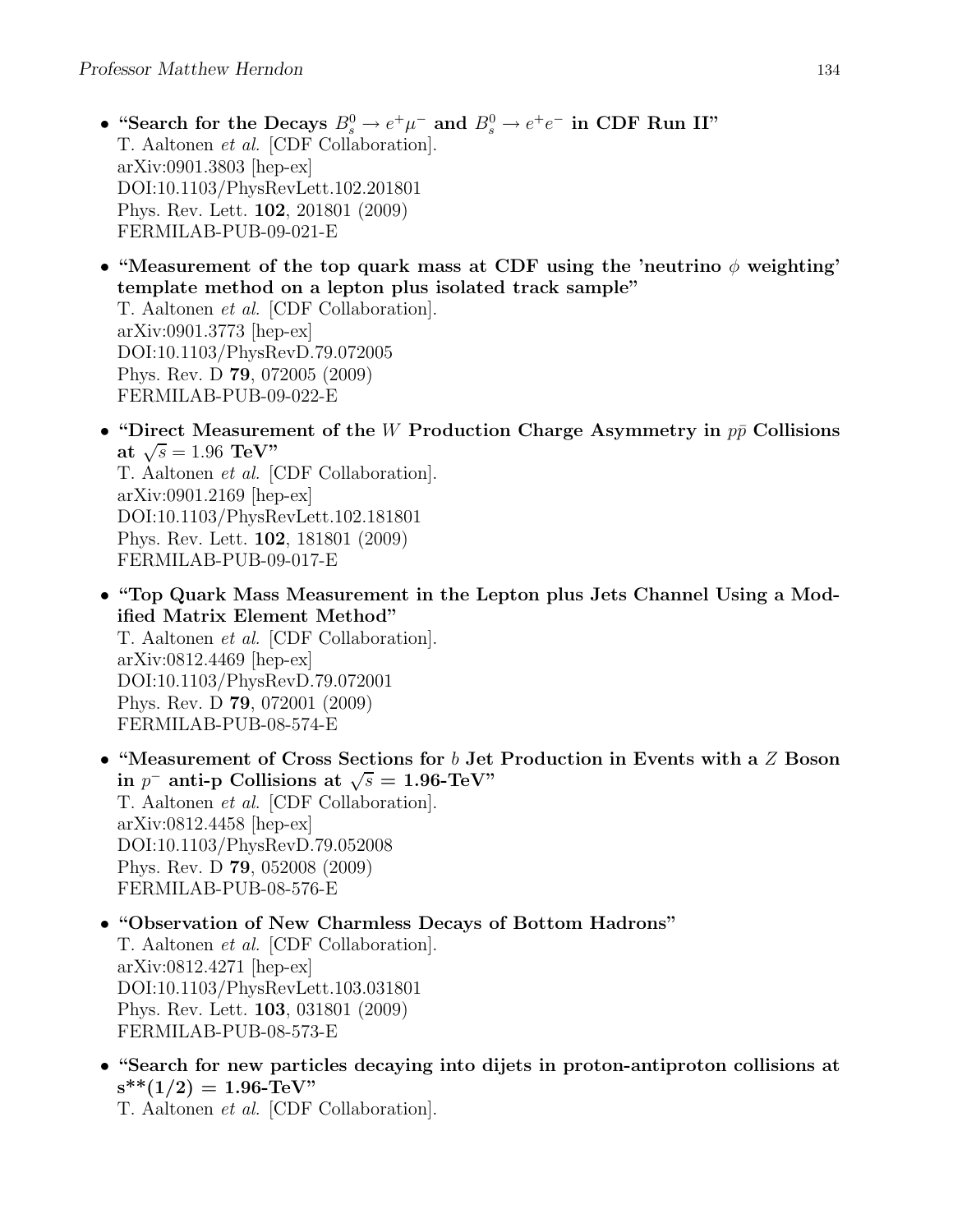- **"Search for the Decays $B_s^0 \to e^+\mu^-$ and $B_s^0 \to e^+e^-$ in CDF Run II"**
  T. Aaltonen *et al.* [CDF Collaboration].
  arXiv:0901.3803 [hep-ex]
  DOI:10.1103/PhysRevLett.102.201801
  Phys. Rev. Lett. **102**, 201801 (2009)
  FERMILAB-PUB-09-021-E

- **"Measurement of the top quark mass at CDF using the 'neutrino $\phi$ weighting' template method on a lepton plus isolated track sample"**
  T. Aaltonen *et al.* [CDF Collaboration].
  arXiv:0901.3773 [hep-ex]
  DOI:10.1103/PhysRevD.79.072005
  Phys. Rev. D **79**, 072005 (2009)
  FERMILAB-PUB-09-022-E

- **"Direct Measurement of the $W$ Production Charge Asymmetry in $p\bar{p}$ Collisions at $\sqrt{s} = 1.96$ TeV"**
  T. Aaltonen *et al.* [CDF Collaboration].
  arXiv:0901.2169 [hep-ex]
  DOI:10.1103/PhysRevLett.102.181801
  Phys. Rev. Lett. **102**, 181801 (2009)
  FERMILAB-PUB-09-017-E

- **"Top Quark Mass Measurement in the Lepton plus Jets Channel Using a Modified Matrix Element Method"**
  T. Aaltonen *et al.* [CDF Collaboration].
  arXiv:0812.4469 [hep-ex]
  DOI:10.1103/PhysRevD.79.072001
  Phys. Rev. D **79**, 072001 (2009)
  FERMILAB-PUB-08-574-E

- **"Measurement of Cross Sections for $b$ Jet Production in Events with a $Z$ Boson in $p^-$ anti-p Collisions at $\sqrt{s}$ = 1.96-TeV"**
  T. Aaltonen *et al.* [CDF Collaboration].
  arXiv:0812.4458 [hep-ex]
  DOI:10.1103/PhysRevD.79.052008
  Phys. Rev. D **79**, 052008 (2009)
  FERMILAB-PUB-08-576-E

- **"Observation of New Charmless Decays of Bottom Hadrons"**
  T. Aaltonen *et al.* [CDF Collaboration].
  arXiv:0812.4271 [hep-ex]
  DOI:10.1103/PhysRevLett.103.031801
  Phys. Rev. Lett. **103**, 031801 (2009)
  FERMILAB-PUB-08-573-E

- **"Search for new particles decaying into dijets in proton-antiproton collisions at s**(1/2) = 1.96-TeV"**
  T. Aaltonen *et al.* [CDF Collaboration].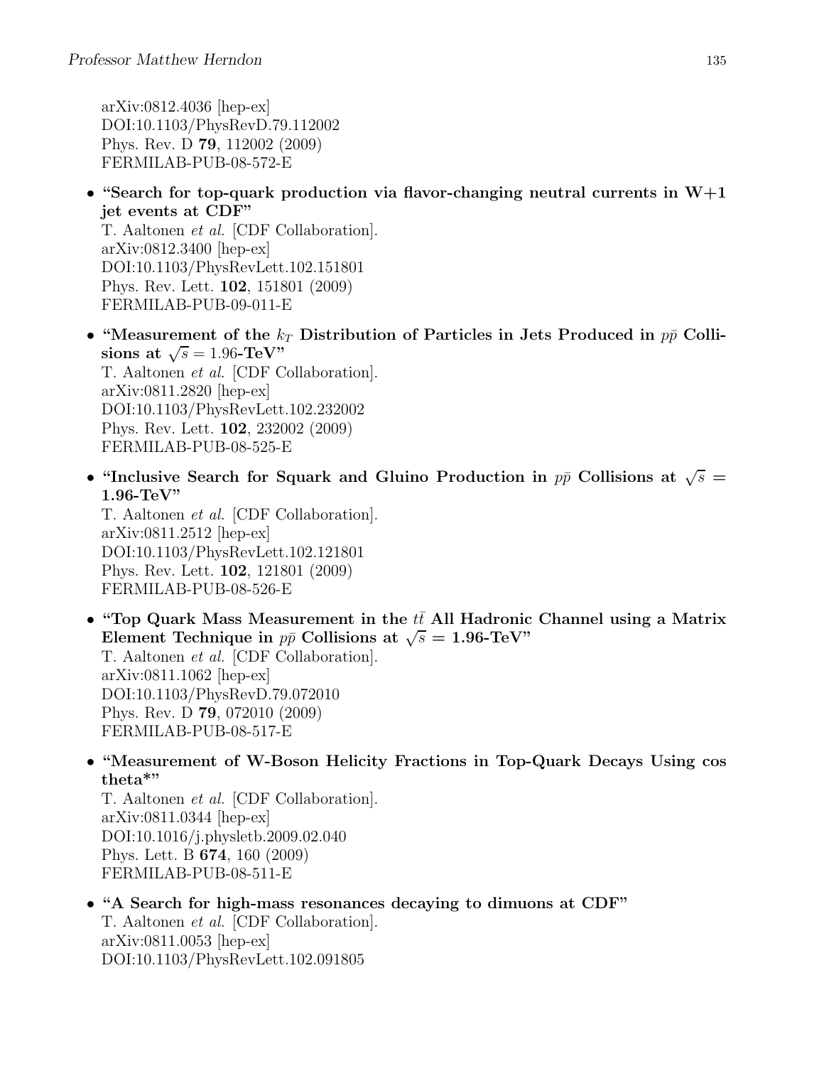arXiv:0812.4036 [hep-ex]
DOI:10.1103/PhysRevD.79.112002
Phys. Rev. D **79**, 112002 (2009)
FERMILAB-PUB-08-572-E

- **"Search for top-quark production via flavor-changing neutral currents in W+1 jet events at CDF"**
  T. Aaltonen *et al.* [CDF Collaboration].
  arXiv:0812.3400 [hep-ex]
  DOI:10.1103/PhysRevLett.102.151801
  Phys. Rev. Lett. **102**, 151801 (2009)
  FERMILAB-PUB-09-011-E

- **"Measurement of the $k_T$ Distribution of Particles in Jets Produced in $p\bar{p}$ Collisions at $\sqrt{s} = 1.96$-TeV"**
  T. Aaltonen *et al.* [CDF Collaboration].
  arXiv:0811.2820 [hep-ex]
  DOI:10.1103/PhysRevLett.102.232002
  Phys. Rev. Lett. **102**, 232002 (2009)
  FERMILAB-PUB-08-525-E

- **"Inclusive Search for Squark and Gluino Production in $p\bar{p}$ Collisions at $\sqrt{s} =$ 1.96-TeV"**
  T. Aaltonen *et al.* [CDF Collaboration].
  arXiv:0811.2512 [hep-ex]
  DOI:10.1103/PhysRevLett.102.121801
  Phys. Rev. Lett. **102**, 121801 (2009)
  FERMILAB-PUB-08-526-E

- **"Top Quark Mass Measurement in the $t\bar{t}$ All Hadronic Channel using a Matrix Element Technique in $p\bar{p}$ Collisions at $\sqrt{s} =$ 1.96-TeV"**
  T. Aaltonen *et al.* [CDF Collaboration].
  arXiv:0811.1062 [hep-ex]
  DOI:10.1103/PhysRevD.79.072010
  Phys. Rev. D **79**, 072010 (2009)
  FERMILAB-PUB-08-517-E

- **"Measurement of W-Boson Helicity Fractions in Top-Quark Decays Using cos theta*"**
  T. Aaltonen *et al.* [CDF Collaboration].
  arXiv:0811.0344 [hep-ex]
  DOI:10.1016/j.physletb.2009.02.040
  Phys. Lett. B **674**, 160 (2009)
  FERMILAB-PUB-08-511-E

- **"A Search for high-mass resonances decaying to dimuons at CDF"**
  T. Aaltonen *et al.* [CDF Collaboration].
  arXiv:0811.0053 [hep-ex]
  DOI:10.1103/PhysRevLett.102.091805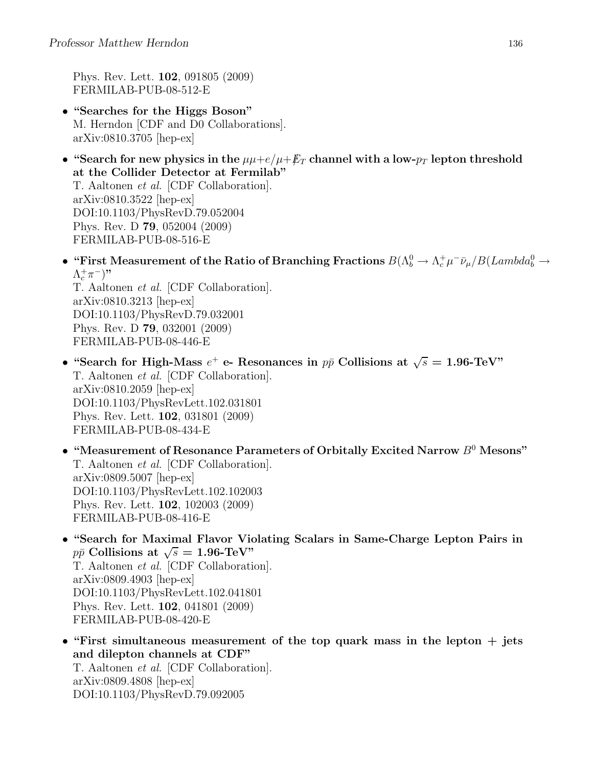Phys. Rev. Lett. **102**, 091805 (2009)
FERMILAB-PUB-08-512-E

- **"Searches for the Higgs Boson"**
  M. Herndon [CDF and D0 Collaborations].
  arXiv:0810.3705 [hep-ex]

- **"Search for new physics in the $\mu\mu$+$e/\mu$+$\not\!\!E_T$ channel with a low-$p_T$ lepton threshold at the Collider Detector at Fermilab"**
  T. Aaltonen *et al.* [CDF Collaboration].
  arXiv:0810.3522 [hep-ex]
  DOI:10.1103/PhysRevD.79.052004
  Phys. Rev. D **79**, 052004 (2009)
  FERMILAB-PUB-08-516-E

- **"First Measurement of the Ratio of Branching Fractions $B(\Lambda_b^0 \to \Lambda_c^+ \mu^- \bar{\nu}_\mu / B(Lambda_b^0 \to \Lambda_c^+ \pi^-)$"**
  T. Aaltonen *et al.* [CDF Collaboration].
  arXiv:0810.3213 [hep-ex]
  DOI:10.1103/PhysRevD.79.032001
  Phys. Rev. D **79**, 032001 (2009)
  FERMILAB-PUB-08-446-E

- **"Search for High-Mass $e^+$ e- Resonances in $p\bar{p}$ Collisions at $\sqrt{s}$ = 1.96-TeV"**
  T. Aaltonen *et al.* [CDF Collaboration].
  arXiv:0810.2059 [hep-ex]
  DOI:10.1103/PhysRevLett.102.031801
  Phys. Rev. Lett. **102**, 031801 (2009)
  FERMILAB-PUB-08-434-E

- **"Measurement of Resonance Parameters of Orbitally Excited Narrow $B^0$ Mesons"**
  T. Aaltonen *et al.* [CDF Collaboration].
  arXiv:0809.5007 [hep-ex]
  DOI:10.1103/PhysRevLett.102.102003
  Phys. Rev. Lett. **102**, 102003 (2009)
  FERMILAB-PUB-08-416-E

- **"Search for Maximal Flavor Violating Scalars in Same-Charge Lepton Pairs in $p\bar{p}$ Collisions at $\sqrt{s}$ = 1.96-TeV"**
  T. Aaltonen *et al.* [CDF Collaboration].
  arXiv:0809.4903 [hep-ex]
  DOI:10.1103/PhysRevLett.102.041801
  Phys. Rev. Lett. **102**, 041801 (2009)
  FERMILAB-PUB-08-420-E

- **"First simultaneous measurement of the top quark mass in the lepton + jets and dilepton channels at CDF"**
  T. Aaltonen *et al.* [CDF Collaboration].
  arXiv:0809.4808 [hep-ex]
  DOI:10.1103/PhysRevD.79.092005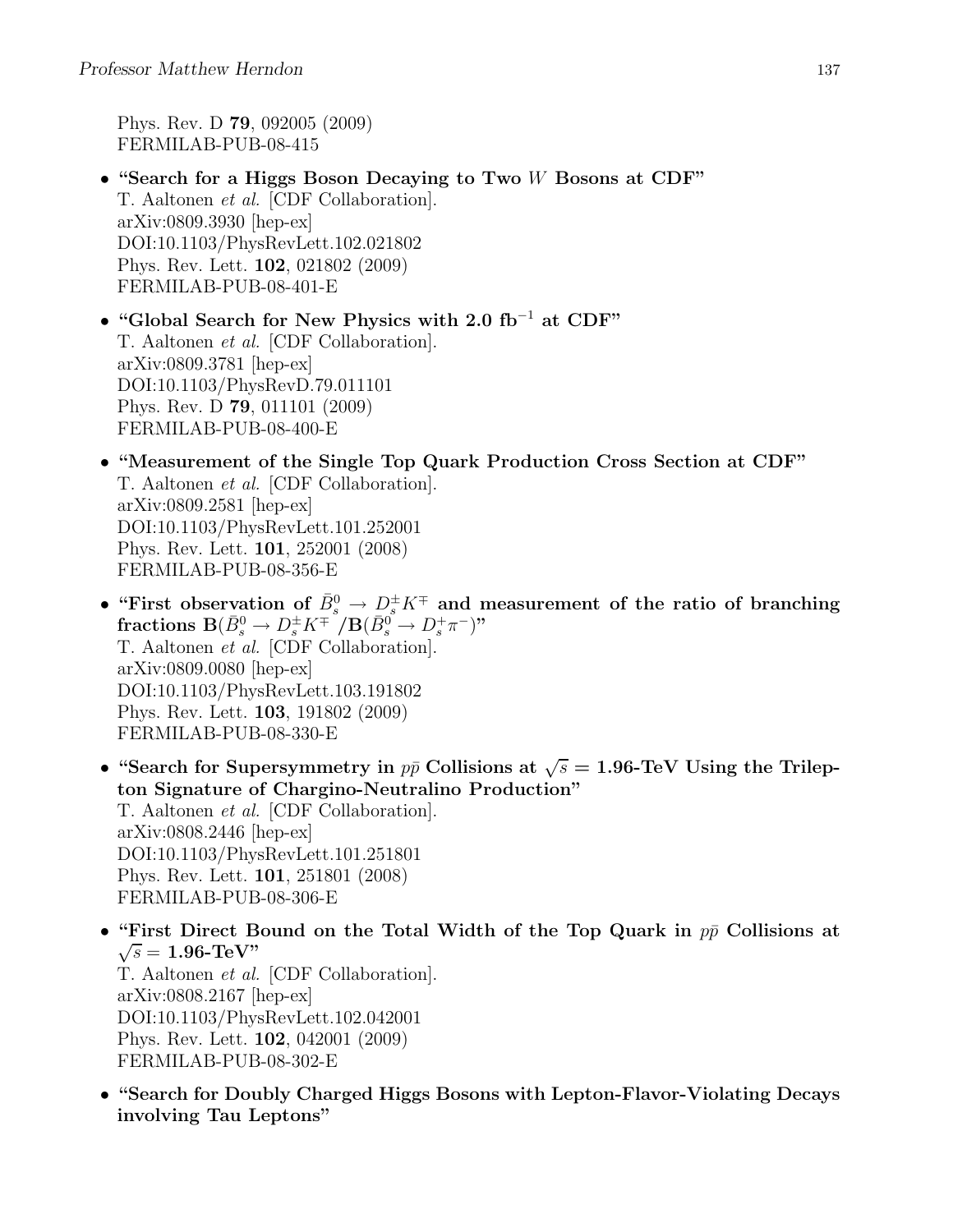Phys. Rev. D **79**, 092005 (2009)
FERMILAB-PUB-08-415

- **"Search for a Higgs Boson Decaying to Two $W$ Bosons at CDF"**
  T. Aaltonen *et al.* [CDF Collaboration].
  arXiv:0809.3930 [hep-ex]
  DOI:10.1103/PhysRevLett.102.021802
  Phys. Rev. Lett. **102**, 021802 (2009)
  FERMILAB-PUB-08-401-E

- **"Global Search for New Physics with 2.0 fb$^{-1}$ at CDF"**
  T. Aaltonen *et al.* [CDF Collaboration].
  arXiv:0809.3781 [hep-ex]
  DOI:10.1103/PhysRevD.79.011101
  Phys. Rev. D **79**, 011101 (2009)
  FERMILAB-PUB-08-400-E

- **"Measurement of the Single Top Quark Production Cross Section at CDF"**
  T. Aaltonen *et al.* [CDF Collaboration].
  arXiv:0809.2581 [hep-ex]
  DOI:10.1103/PhysRevLett.101.252001
  Phys. Rev. Lett. **101**, 252001 (2008)
  FERMILAB-PUB-08-356-E

- **"First observation of $\bar{B}_s^0 \to D_s^{\pm} K^{\mp}$ and measurement of the ratio of branching fractions $\mathbf{B}(\bar{B}_s^0 \to D_s^{\pm} K^{\mp}$ /$\mathbf{B}(\bar{B}_s^0 \to D_s^{+} \pi^{-})$"**
  T. Aaltonen *et al.* [CDF Collaboration].
  arXiv:0809.0080 [hep-ex]
  DOI:10.1103/PhysRevLett.103.191802
  Phys. Rev. Lett. **103**, 191802 (2009)
  FERMILAB-PUB-08-330-E

- **"Search for Supersymmetry in $p\bar{p}$ Collisions at $\sqrt{s} = 1.96$-TeV Using the Trilepton Signature of Chargino-Neutralino Production"**
  T. Aaltonen *et al.* [CDF Collaboration].
  arXiv:0808.2446 [hep-ex]
  DOI:10.1103/PhysRevLett.101.251801
  Phys. Rev. Lett. **101**, 251801 (2008)
  FERMILAB-PUB-08-306-E

- **"First Direct Bound on the Total Width of the Top Quark in $p\bar{p}$ Collisions at $\sqrt{s} = 1.96$-TeV"**
  T. Aaltonen *et al.* [CDF Collaboration].
  arXiv:0808.2167 [hep-ex]
  DOI:10.1103/PhysRevLett.102.042001
  Phys. Rev. Lett. **102**, 042001 (2009)
  FERMILAB-PUB-08-302-E

- **"Search for Doubly Charged Higgs Bosons with Lepton-Flavor-Violating Decays involving Tau Leptons"**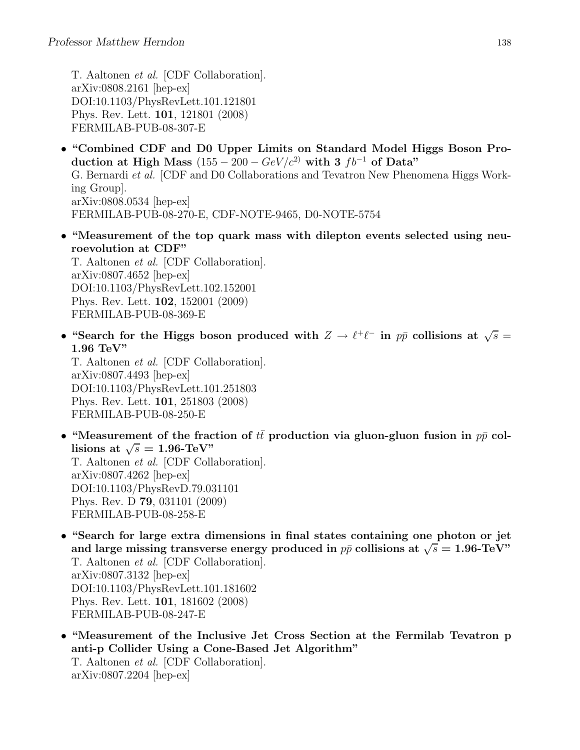T. Aaltonen *et al.* [CDF Collaboration].
arXiv:0808.2161 [hep-ex]
DOI:10.1103/PhysRevLett.101.121801
Phys. Rev. Lett. **101**, 121801 (2008)
FERMILAB-PUB-08-307-E

- **"Combined CDF and D0 Upper Limits on Standard Model Higgs Boson Production at High Mass** $(155 - 200 - GeV/c^{2)}$ **with 3** $fb^{-1}$ **of Data"**
  G. Bernardi *et al.* [CDF and D0 Collaborations and Tevatron New Phenomena Higgs Working Group].
  arXiv:0808.0534 [hep-ex]
  FERMILAB-PUB-08-270-E, CDF-NOTE-9465, D0-NOTE-5754

- **"Measurement of the top quark mass with dilepton events selected using neuroevolution at CDF"**
  T. Aaltonen *et al.* [CDF Collaboration].
  arXiv:0807.4652 [hep-ex]
  DOI:10.1103/PhysRevLett.102.152001
  Phys. Rev. Lett. **102**, 152001 (2009)
  FERMILAB-PUB-08-369-E

- **"Search for the Higgs boson produced with** $Z \to \ell^+\ell^-$ **in** $p\bar{p}$ **collisions at** $\sqrt{s} =$ **1.96 TeV"**
  T. Aaltonen *et al.* [CDF Collaboration].
  arXiv:0807.4493 [hep-ex]
  DOI:10.1103/PhysRevLett.101.251803
  Phys. Rev. Lett. **101**, 251803 (2008)
  FERMILAB-PUB-08-250-E

- **"Measurement of the fraction of** $t\bar{t}$ **production via gluon-gluon fusion in** $p\bar{p}$ **collisions at** $\sqrt{s} = $ **1.96-TeV"**
  T. Aaltonen *et al.* [CDF Collaboration].
  arXiv:0807.4262 [hep-ex]
  DOI:10.1103/PhysRevD.79.031101
  Phys. Rev. D **79**, 031101 (2009)
  FERMILAB-PUB-08-258-E

- **"Search for large extra dimensions in final states containing one photon or jet and large missing transverse energy produced in** $p\bar{p}$ **collisions at** $\sqrt{s} = $ **1.96-TeV"**
  T. Aaltonen *et al.* [CDF Collaboration].
  arXiv:0807.3132 [hep-ex]
  DOI:10.1103/PhysRevLett.101.181602
  Phys. Rev. Lett. **101**, 181602 (2008)
  FERMILAB-PUB-08-247-E

- **"Measurement of the Inclusive Jet Cross Section at the Fermilab Tevatron p anti-p Collider Using a Cone-Based Jet Algorithm"**
  T. Aaltonen *et al.* [CDF Collaboration].
  arXiv:0807.2204 [hep-ex]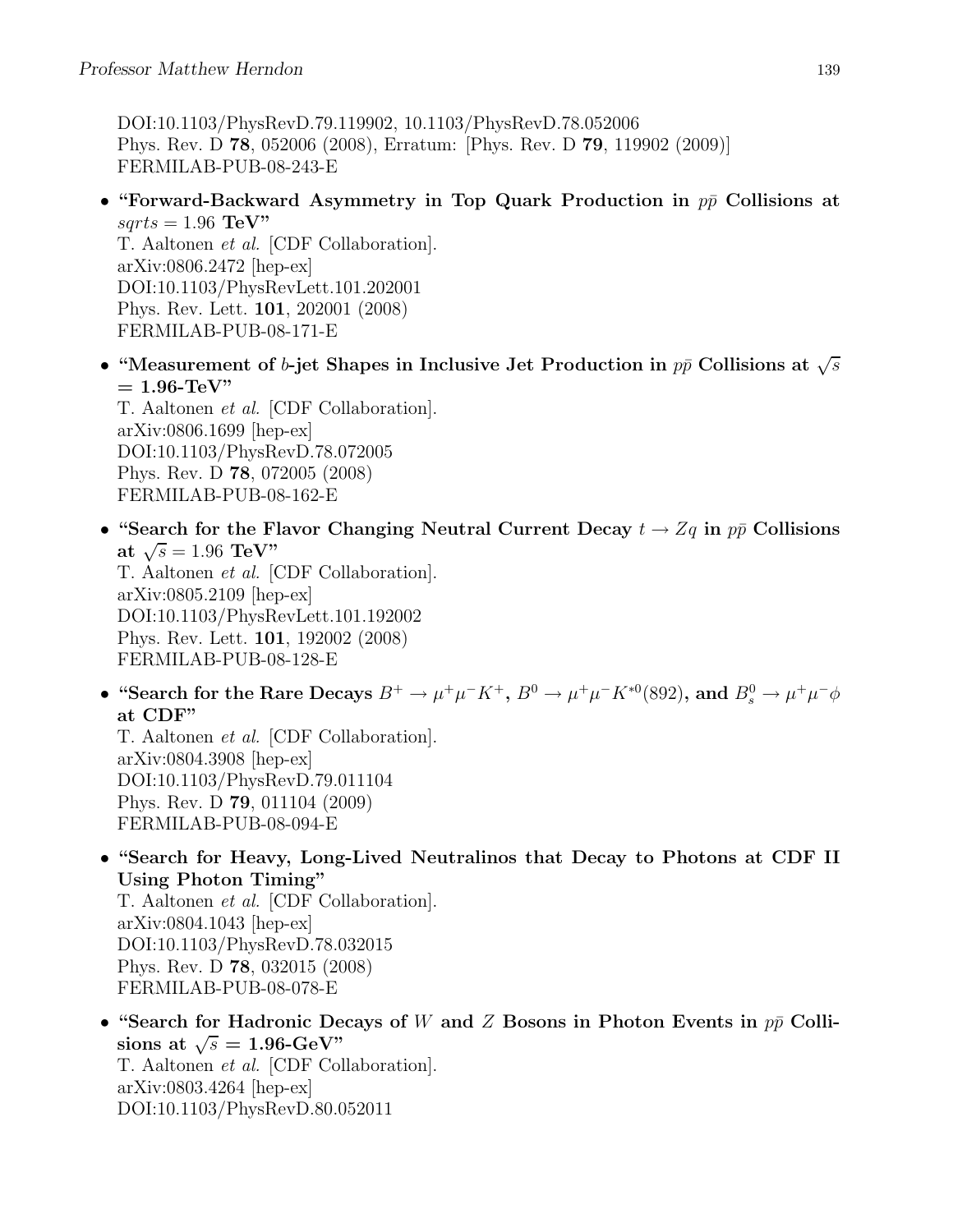DOI:10.1103/PhysRevD.79.119902, 10.1103/PhysRevD.78.052006
Phys. Rev. D **78**, 052006 (2008), Erratum: [Phys. Rev. D **79**, 119902 (2009)]
FERMILAB-PUB-08-243-E

- **"Forward-Backward Asymmetry in Top Quark Production in $p\bar{p}$ Collisions at $sqrts = 1.96$ TeV"**
T. Aaltonen *et al.* [CDF Collaboration].
arXiv:0806.2472 [hep-ex]
DOI:10.1103/PhysRevLett.101.202001
Phys. Rev. Lett. **101**, 202001 (2008)
FERMILAB-PUB-08-171-E

- **"Measurement of $b$-jet Shapes in Inclusive Jet Production in $p\bar{p}$ Collisions at $\sqrt{s}$ = 1.96-TeV"**
T. Aaltonen *et al.* [CDF Collaboration].
arXiv:0806.1699 [hep-ex]
DOI:10.1103/PhysRevD.78.072005
Phys. Rev. D **78**, 072005 (2008)
FERMILAB-PUB-08-162-E

- **"Search for the Flavor Changing Neutral Current Decay $t \to Zq$ in $p\bar{p}$ Collisions at $\sqrt{s} = 1.96$ TeV"**
T. Aaltonen *et al.* [CDF Collaboration].
arXiv:0805.2109 [hep-ex]
DOI:10.1103/PhysRevLett.101.192002
Phys. Rev. Lett. **101**, 192002 (2008)
FERMILAB-PUB-08-128-E

- **"Search for the Rare Decays $B^+ \to \mu^+\mu^- K^+$, $B^0 \to \mu^+\mu^- K^{*0}(892)$, and $B_s^0 \to \mu^+\mu^-\phi$ at CDF"**
T. Aaltonen *et al.* [CDF Collaboration].
arXiv:0804.3908 [hep-ex]
DOI:10.1103/PhysRevD.79.011104
Phys. Rev. D **79**, 011104 (2009)
FERMILAB-PUB-08-094-E

- **"Search for Heavy, Long-Lived Neutralinos that Decay to Photons at CDF II Using Photon Timing"**
T. Aaltonen *et al.* [CDF Collaboration].
arXiv:0804.1043 [hep-ex]
DOI:10.1103/PhysRevD.78.032015
Phys. Rev. D **78**, 032015 (2008)
FERMILAB-PUB-08-078-E

- **"Search for Hadronic Decays of $W$ and $Z$ Bosons in Photon Events in $p\bar{p}$ Collisions at $\sqrt{s}$ = 1.96-GeV"**
T. Aaltonen *et al.* [CDF Collaboration].
arXiv:0803.4264 [hep-ex]
DOI:10.1103/PhysRevD.80.052011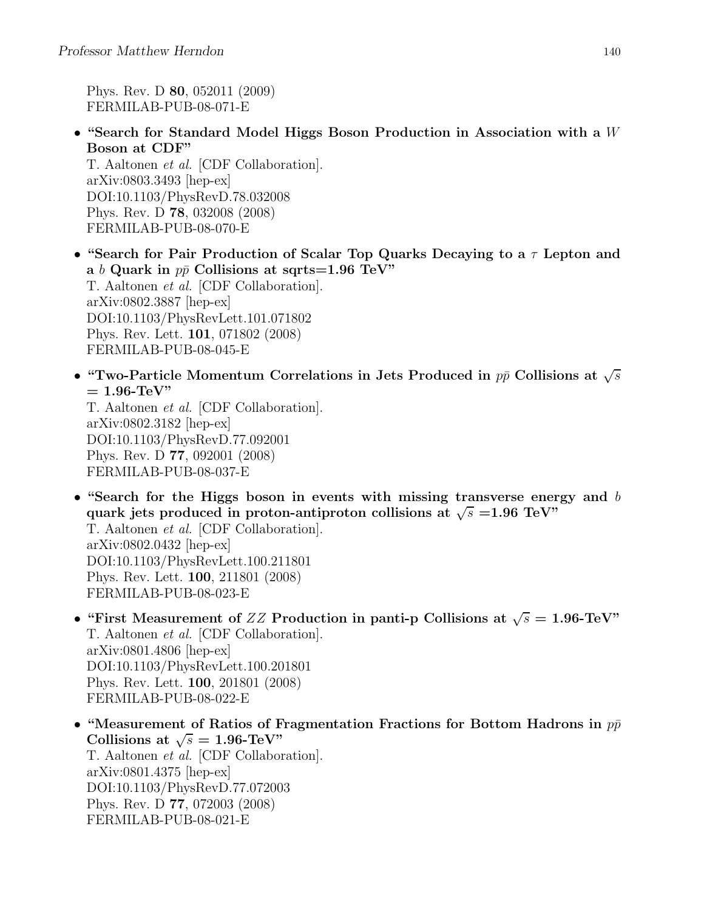Phys. Rev. D **80**, 052011 (2009)
FERMILAB-PUB-08-071-E

- **"Search for Standard Model Higgs Boson Production in Association with a $W$ Boson at CDF"**
  T. Aaltonen *et al.* [CDF Collaboration].
  arXiv:0803.3493 [hep-ex]
  DOI:10.1103/PhysRevD.78.032008
  Phys. Rev. D **78**, 032008 (2008)
  FERMILAB-PUB-08-070-E

- **"Search for Pair Production of Scalar Top Quarks Decaying to a $\tau$ Lepton and a $b$ Quark in $p\bar{p}$ Collisions at sqrts=1.96 TeV"**
  T. Aaltonen *et al.* [CDF Collaboration].
  arXiv:0802.3887 [hep-ex]
  DOI:10.1103/PhysRevLett.101.071802
  Phys. Rev. Lett. **101**, 071802 (2008)
  FERMILAB-PUB-08-045-E

- **"Two-Particle Momentum Correlations in Jets Produced in $p\bar{p}$ Collisions at $\sqrt{s}$ = 1.96-TeV"**
  T. Aaltonen *et al.* [CDF Collaboration].
  arXiv:0802.3182 [hep-ex]
  DOI:10.1103/PhysRevD.77.092001
  Phys. Rev. D **77**, 092001 (2008)
  FERMILAB-PUB-08-037-E

- **"Search for the Higgs boson in events with missing transverse energy and $b$ quark jets produced in proton-antiproton collisions at $\sqrt{s}$ =1.96 TeV"**
  T. Aaltonen *et al.* [CDF Collaboration].
  arXiv:0802.0432 [hep-ex]
  DOI:10.1103/PhysRevLett.100.211801
  Phys. Rev. Lett. **100**, 211801 (2008)
  FERMILAB-PUB-08-023-E

- **"First Measurement of $ZZ$ Production in panti-p Collisions at $\sqrt{s}$ = 1.96-TeV"**
  T. Aaltonen *et al.* [CDF Collaboration].
  arXiv:0801.4806 [hep-ex]
  DOI:10.1103/PhysRevLett.100.201801
  Phys. Rev. Lett. **100**, 201801 (2008)
  FERMILAB-PUB-08-022-E

- **"Measurement of Ratios of Fragmentation Fractions for Bottom Hadrons in $p\bar{p}$ Collisions at $\sqrt{s}$ = 1.96-TeV"**
  T. Aaltonen *et al.* [CDF Collaboration].
  arXiv:0801.4375 [hep-ex]
  DOI:10.1103/PhysRevD.77.072003
  Phys. Rev. D **77**, 072003 (2008)
  FERMILAB-PUB-08-021-E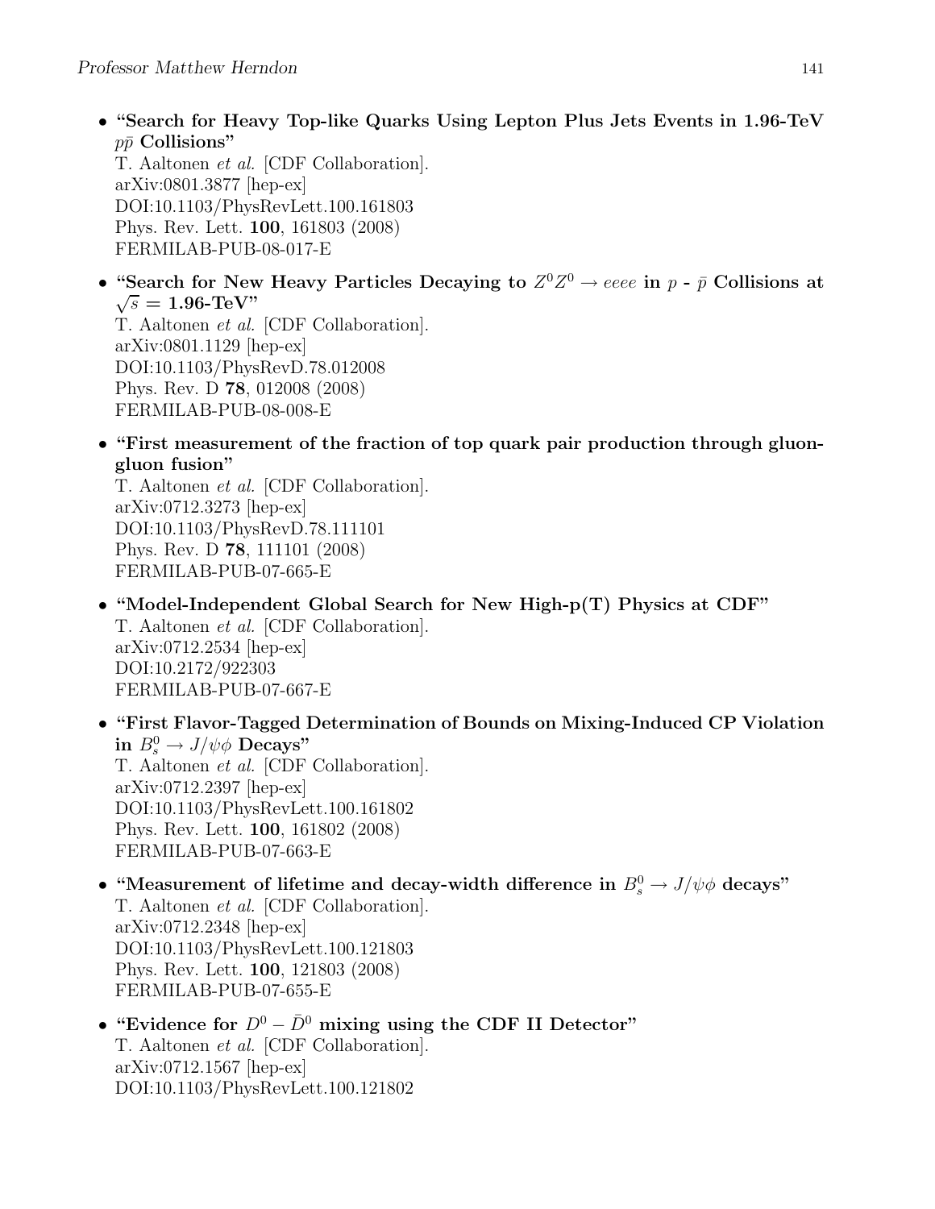- **"Search for Heavy Top-like Quarks Using Lepton Plus Jets Events in 1.96-TeV $p\bar{p}$ Collisions"**
  T. Aaltonen *et al.* [CDF Collaboration].
  arXiv:0801.3877 [hep-ex]
  DOI:10.1103/PhysRevLett.100.161803
  Phys. Rev. Lett. **100**, 161803 (2008)
  FERMILAB-PUB-08-017-E

- **"Search for New Heavy Particles Decaying to $Z^0Z^0 \to eeee$ in $p$ - $\bar{p}$ Collisions at $\sqrt{s}$ = 1.96-TeV"**
  T. Aaltonen *et al.* [CDF Collaboration].
  arXiv:0801.1129 [hep-ex]
  DOI:10.1103/PhysRevD.78.012008
  Phys. Rev. D **78**, 012008 (2008)
  FERMILAB-PUB-08-008-E

- **"First measurement of the fraction of top quark pair production through gluon-gluon fusion"**
  T. Aaltonen *et al.* [CDF Collaboration].
  arXiv:0712.3273 [hep-ex]
  DOI:10.1103/PhysRevD.78.111101
  Phys. Rev. D **78**, 111101 (2008)
  FERMILAB-PUB-07-665-E

- **"Model-Independent Global Search for New High-p(T) Physics at CDF"**
  T. Aaltonen *et al.* [CDF Collaboration].
  arXiv:0712.2534 [hep-ex]
  DOI:10.2172/922303
  FERMILAB-PUB-07-667-E

- **"First Flavor-Tagged Determination of Bounds on Mixing-Induced CP Violation in $B_s^0 \to J/\psi\phi$ Decays"**
  T. Aaltonen *et al.* [CDF Collaboration].
  arXiv:0712.2397 [hep-ex]
  DOI:10.1103/PhysRevLett.100.161802
  Phys. Rev. Lett. **100**, 161802 (2008)
  FERMILAB-PUB-07-663-E

- **"Measurement of lifetime and decay-width difference in $B_s^0 \to J/\psi\phi$ decays"**
  T. Aaltonen *et al.* [CDF Collaboration].
  arXiv:0712.2348 [hep-ex]
  DOI:10.1103/PhysRevLett.100.121803
  Phys. Rev. Lett. **100**, 121803 (2008)
  FERMILAB-PUB-07-655-E

- **"Evidence for $D^0 - \bar{D}^0$ mixing using the CDF II Detector"**
  T. Aaltonen *et al.* [CDF Collaboration].
  arXiv:0712.1567 [hep-ex]
  DOI:10.1103/PhysRevLett.100.121802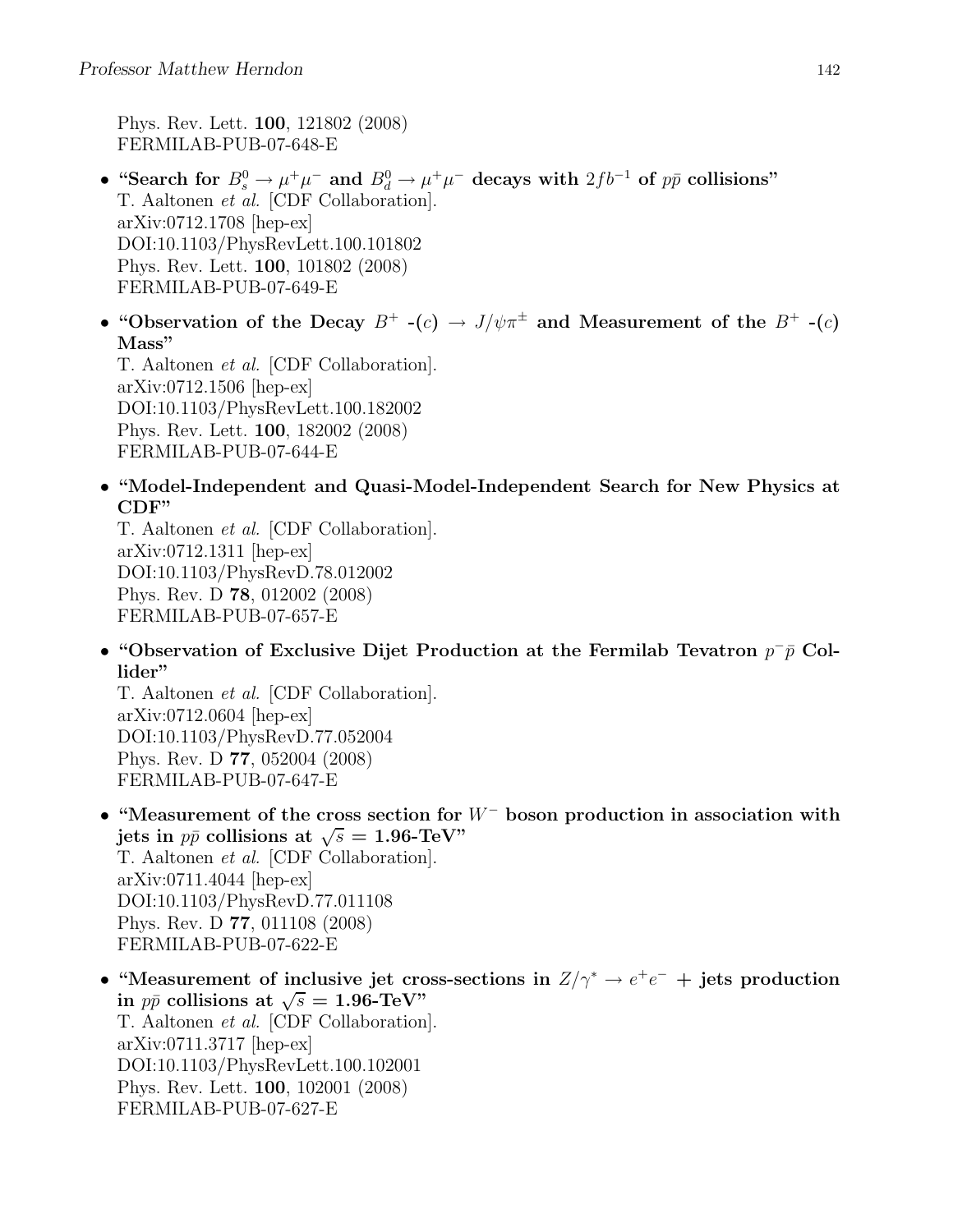Phys. Rev. Lett. **100**, 121802 (2008)
FERMILAB-PUB-07-648-E

- **"Search for $B_s^0 \to \mu^+\mu^-$ and $B_d^0 \to \mu^+\mu^-$ decays with $2fb^{-1}$ of $p\bar{p}$ collisions"**
  T. Aaltonen *et al.* [CDF Collaboration].
  arXiv:0712.1708 [hep-ex]
  DOI:10.1103/PhysRevLett.100.101802
  Phys. Rev. Lett. **100**, 101802 (2008)
  FERMILAB-PUB-07-649-E

- **"Observation of the Decay $B^+$ -$(c)$ $\to J/\psi\pi^\pm$ and Measurement of the $B^+$ -$(c)$ Mass"**
  T. Aaltonen *et al.* [CDF Collaboration].
  arXiv:0712.1506 [hep-ex]
  DOI:10.1103/PhysRevLett.100.182002
  Phys. Rev. Lett. **100**, 182002 (2008)
  FERMILAB-PUB-07-644-E

- **"Model-Independent and Quasi-Model-Independent Search for New Physics at CDF"**
  T. Aaltonen *et al.* [CDF Collaboration].
  arXiv:0712.1311 [hep-ex]
  DOI:10.1103/PhysRevD.78.012002
  Phys. Rev. D **78**, 012002 (2008)
  FERMILAB-PUB-07-657-E

- **"Observation of Exclusive Dijet Production at the Fermilab Tevatron $p^-\bar{p}$ Collider"**
  T. Aaltonen *et al.* [CDF Collaboration].
  arXiv:0712.0604 [hep-ex]
  DOI:10.1103/PhysRevD.77.052004
  Phys. Rev. D **77**, 052004 (2008)
  FERMILAB-PUB-07-647-E

- **"Measurement of the cross section for $W^-$ boson production in association with jets in $p\bar{p}$ collisions at $\sqrt{s} = 1.96$-TeV"**
  T. Aaltonen *et al.* [CDF Collaboration].
  arXiv:0711.4044 [hep-ex]
  DOI:10.1103/PhysRevD.77.011108
  Phys. Rev. D **77**, 011108 (2008)
  FERMILAB-PUB-07-622-E

- **"Measurement of inclusive jet cross-sections in $Z/\gamma^* \to e^+e^-$ + jets production in $p\bar{p}$ collisions at $\sqrt{s} = 1.96$-TeV"**
  T. Aaltonen *et al.* [CDF Collaboration].
  arXiv:0711.3717 [hep-ex]
  DOI:10.1103/PhysRevLett.100.102001
  Phys. Rev. Lett. **100**, 102001 (2008)
  FERMILAB-PUB-07-627-E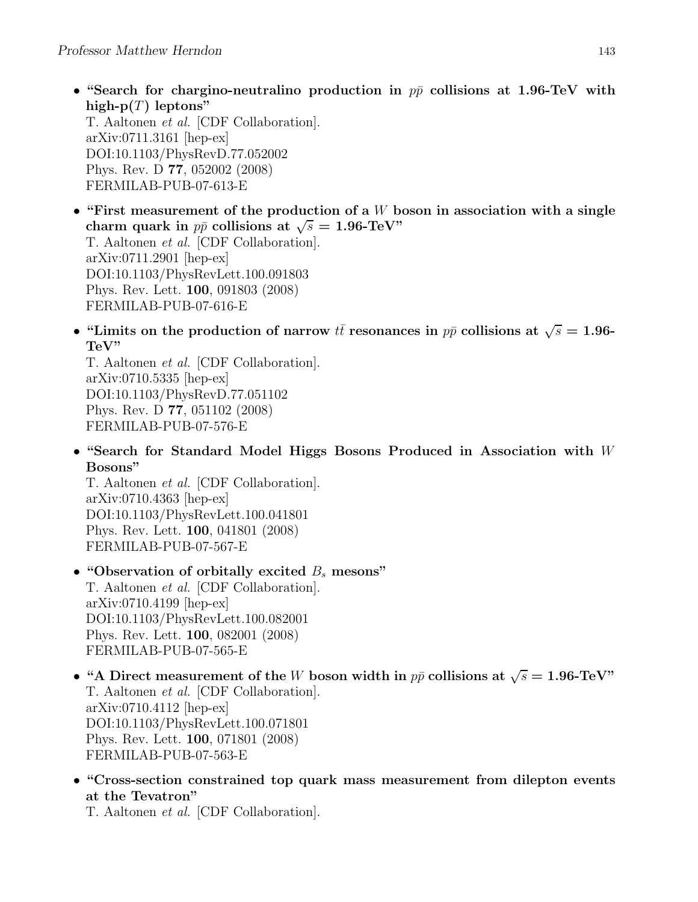- **"Search for chargino-neutralino production in $p\bar{p}$ collisions at 1.96-TeV with high-p($T$) leptons"**
  T. Aaltonen *et al.* [CDF Collaboration].
  arXiv:0711.3161 [hep-ex]
  DOI:10.1103/PhysRevD.77.052002
  Phys. Rev. D **77**, 052002 (2008)
  FERMILAB-PUB-07-613-E

- **"First measurement of the production of a $W$ boson in association with a single charm quark in $p\bar{p}$ collisions at $\sqrt{s} = 1.96$-TeV"**
  T. Aaltonen *et al.* [CDF Collaboration].
  arXiv:0711.2901 [hep-ex]
  DOI:10.1103/PhysRevLett.100.091803
  Phys. Rev. Lett. **100**, 091803 (2008)
  FERMILAB-PUB-07-616-E

- **"Limits on the production of narrow $t\bar{t}$ resonances in $p\bar{p}$ collisions at $\sqrt{s} = 1.96$-TeV"**
  T. Aaltonen *et al.* [CDF Collaboration].
  arXiv:0710.5335 [hep-ex]
  DOI:10.1103/PhysRevD.77.051102
  Phys. Rev. D **77**, 051102 (2008)
  FERMILAB-PUB-07-576-E

- **"Search for Standard Model Higgs Bosons Produced in Association with $W$ Bosons"**
  T. Aaltonen *et al.* [CDF Collaboration].
  arXiv:0710.4363 [hep-ex]
  DOI:10.1103/PhysRevLett.100.041801
  Phys. Rev. Lett. **100**, 041801 (2008)
  FERMILAB-PUB-07-567-E

- **"Observation of orbitally excited $B_s$ mesons"**
  T. Aaltonen *et al.* [CDF Collaboration].
  arXiv:0710.4199 [hep-ex]
  DOI:10.1103/PhysRevLett.100.082001
  Phys. Rev. Lett. **100**, 082001 (2008)
  FERMILAB-PUB-07-565-E

- **"A Direct measurement of the $W$ boson width in $p\bar{p}$ collisions at $\sqrt{s} = 1.96$-TeV"**
  T. Aaltonen *et al.* [CDF Collaboration].
  arXiv:0710.4112 [hep-ex]
  DOI:10.1103/PhysRevLett.100.071801
  Phys. Rev. Lett. **100**, 071801 (2008)
  FERMILAB-PUB-07-563-E

- **"Cross-section constrained top quark mass measurement from dilepton events at the Tevatron"**
  T. Aaltonen *et al.* [CDF Collaboration].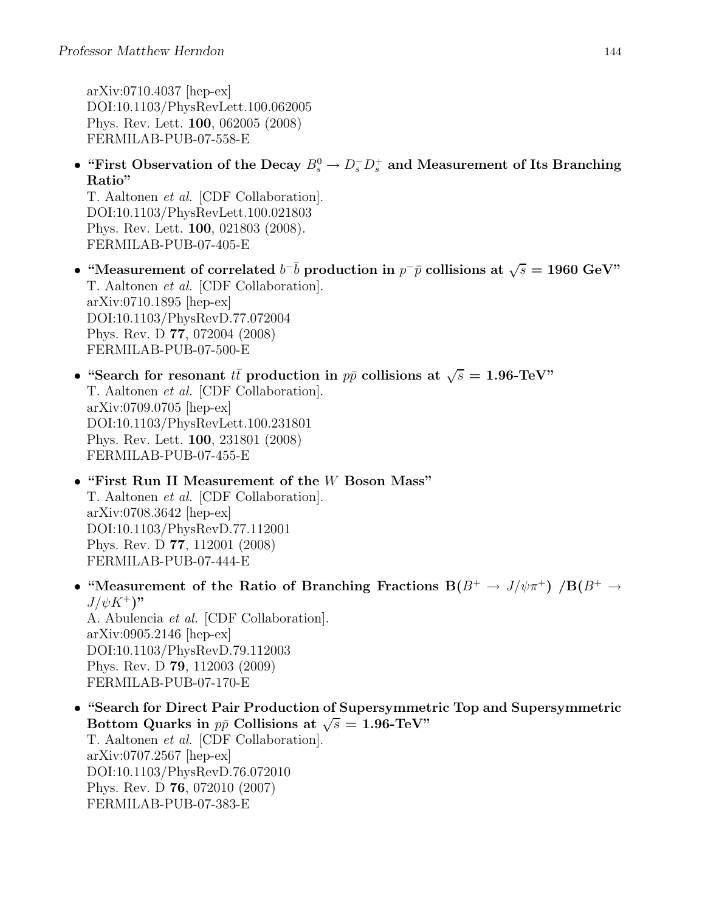arXiv:0710.4037 [hep-ex]
DOI:10.1103/PhysRevLett.100.062005
Phys. Rev. Lett. **100**, 062005 (2008)
FERMILAB-PUB-07-558-E

- **"First Observation of the Decay $B_s^0 \to D_s^- D_s^+$ and Measurement of Its Branching Ratio"**
  T. Aaltonen *et al.* [CDF Collaboration].
  DOI:10.1103/PhysRevLett.100.021803
  Phys. Rev. Lett. **100**, 021803 (2008).
  FERMILAB-PUB-07-405-E

- **"Measurement of correlated $b^- \bar{b}$ production in $p^- \bar{p}$ collisions at $\sqrt{s} = 1960$ GeV"**
  T. Aaltonen *et al.* [CDF Collaboration].
  arXiv:0710.1895 [hep-ex]
  DOI:10.1103/PhysRevD.77.072004
  Phys. Rev. D **77**, 072004 (2008)
  FERMILAB-PUB-07-500-E

- **"Search for resonant $t\bar{t}$ production in $p\bar{p}$ collisions at $\sqrt{s} = 1.96$-TeV"**
  T. Aaltonen *et al.* [CDF Collaboration].
  arXiv:0709.0705 [hep-ex]
  DOI:10.1103/PhysRevLett.100.231801
  Phys. Rev. Lett. **100**, 231801 (2008)
  FERMILAB-PUB-07-455-E

- **"First Run II Measurement of the $W$ Boson Mass"**
  T. Aaltonen *et al.* [CDF Collaboration].
  arXiv:0708.3642 [hep-ex]
  DOI:10.1103/PhysRevD.77.112001
  Phys. Rev. D **77**, 112001 (2008)
  FERMILAB-PUB-07-444-E

- **"Measurement of the Ratio of Branching Fractions B($B^+ \to J/\psi\pi^+$) /B($B^+ \to J/\psi K^+$)"**
  A. Abulencia *et al.* [CDF Collaboration].
  arXiv:0905.2146 [hep-ex]
  DOI:10.1103/PhysRevD.79.112003
  Phys. Rev. D **79**, 112003 (2009)
  FERMILAB-PUB-07-170-E

- **"Search for Direct Pair Production of Supersymmetric Top and Supersymmetric Bottom Quarks in $p\bar{p}$ Collisions at $\sqrt{s} = 1.96$-TeV"**
  T. Aaltonen *et al.* [CDF Collaboration].
  arXiv:0707.2567 [hep-ex]
  DOI:10.1103/PhysRevD.76.072010
  Phys. Rev. D **76**, 072010 (2007)
  FERMILAB-PUB-07-383-E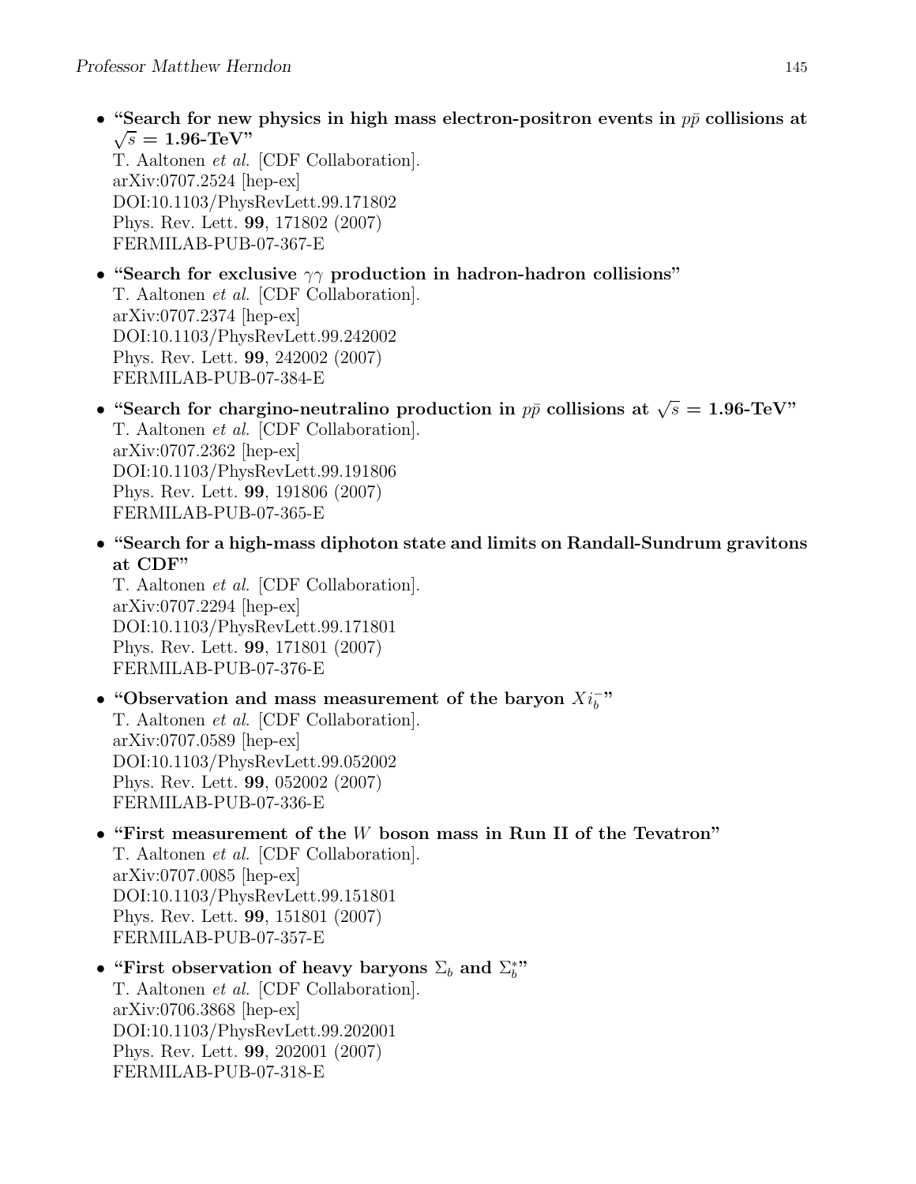- **"Search for new physics in high mass electron-positron events in $p\bar{p}$ collisions at $\sqrt{s} = 1.96$-TeV"**
  T. Aaltonen *et al.* [CDF Collaboration].
  arXiv:0707.2524 [hep-ex]
  DOI:10.1103/PhysRevLett.99.171802
  Phys. Rev. Lett. **99**, 171802 (2007)
  FERMILAB-PUB-07-367-E

- **"Search for exclusive $\gamma\gamma$ production in hadron-hadron collisions"**
  T. Aaltonen *et al.* [CDF Collaboration].
  arXiv:0707.2374 [hep-ex]
  DOI:10.1103/PhysRevLett.99.242002
  Phys. Rev. Lett. **99**, 242002 (2007)
  FERMILAB-PUB-07-384-E

- **"Search for chargino-neutralino production in $p\bar{p}$ collisions at $\sqrt{s} = 1.96$-TeV"**
  T. Aaltonen *et al.* [CDF Collaboration].
  arXiv:0707.2362 [hep-ex]
  DOI:10.1103/PhysRevLett.99.191806
  Phys. Rev. Lett. **99**, 191806 (2007)
  FERMILAB-PUB-07-365-E

- **"Search for a high-mass diphoton state and limits on Randall-Sundrum gravitons at CDF"**
  T. Aaltonen *et al.* [CDF Collaboration].
  arXiv:0707.2294 [hep-ex]
  DOI:10.1103/PhysRevLett.99.171801
  Phys. Rev. Lett. **99**, 171801 (2007)
  FERMILAB-PUB-07-376-E

- **"Observation and mass measurement of the baryon $Xi_b^-$"**
  T. Aaltonen *et al.* [CDF Collaboration].
  arXiv:0707.0589 [hep-ex]
  DOI:10.1103/PhysRevLett.99.052002
  Phys. Rev. Lett. **99**, 052002 (2007)
  FERMILAB-PUB-07-336-E

- **"First measurement of the $W$ boson mass in Run II of the Tevatron"**
  T. Aaltonen *et al.* [CDF Collaboration].
  arXiv:0707.0085 [hep-ex]
  DOI:10.1103/PhysRevLett.99.151801
  Phys. Rev. Lett. **99**, 151801 (2007)
  FERMILAB-PUB-07-357-E

- **"First observation of heavy baryons $\Sigma_b$ and $\Sigma_b^*$"**
  T. Aaltonen *et al.* [CDF Collaboration].
  arXiv:0706.3868 [hep-ex]
  DOI:10.1103/PhysRevLett.99.202001
  Phys. Rev. Lett. **99**, 202001 (2007)
  FERMILAB-PUB-07-318-E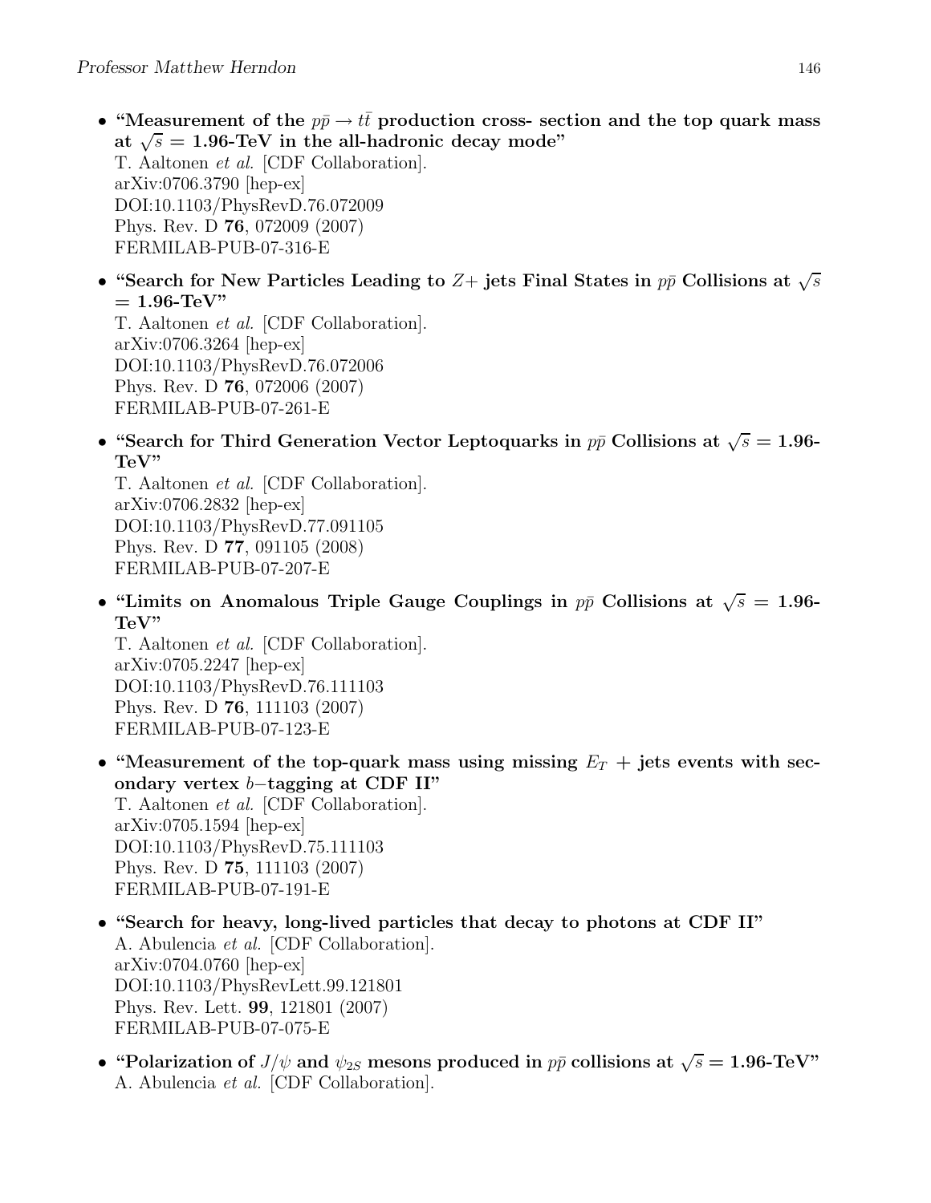- **"Measurement of the $p\bar{p} \to t\bar{t}$ production cross- section and the top quark mass at $\sqrt{s} = 1.96$-TeV in the all-hadronic decay mode"**
  T. Aaltonen *et al.* [CDF Collaboration].
  arXiv:0706.3790 [hep-ex]
  DOI:10.1103/PhysRevD.76.072009
  Phys. Rev. D **76**, 072009 (2007)
  FERMILAB-PUB-07-316-E

- **"Search for New Particles Leading to $Z+$ jets Final States in $p\bar{p}$ Collisions at $\sqrt{s} = 1.96$-TeV"**
  T. Aaltonen *et al.* [CDF Collaboration].
  arXiv:0706.3264 [hep-ex]
  DOI:10.1103/PhysRevD.76.072006
  Phys. Rev. D **76**, 072006 (2007)
  FERMILAB-PUB-07-261-E

- **"Search for Third Generation Vector Leptoquarks in $p\bar{p}$ Collisions at $\sqrt{s} = 1.96$-TeV"**
  T. Aaltonen *et al.* [CDF Collaboration].
  arXiv:0706.2832 [hep-ex]
  DOI:10.1103/PhysRevD.77.091105
  Phys. Rev. D **77**, 091105 (2008)
  FERMILAB-PUB-07-207-E

- **"Limits on Anomalous Triple Gauge Couplings in $p\bar{p}$ Collisions at $\sqrt{s} = 1.96$-TeV"**
  T. Aaltonen *et al.* [CDF Collaboration].
  arXiv:0705.2247 [hep-ex]
  DOI:10.1103/PhysRevD.76.111103
  Phys. Rev. D **76**, 111103 (2007)
  FERMILAB-PUB-07-123-E

- **"Measurement of the top-quark mass using missing $E_T$ + jets events with secondary vertex $b-$tagging at CDF II"**
  T. Aaltonen *et al.* [CDF Collaboration].
  arXiv:0705.1594 [hep-ex]
  DOI:10.1103/PhysRevD.75.111103
  Phys. Rev. D **75**, 111103 (2007)
  FERMILAB-PUB-07-191-E

- **"Search for heavy, long-lived particles that decay to photons at CDF II"**
  A. Abulencia *et al.* [CDF Collaboration].
  arXiv:0704.0760 [hep-ex]
  DOI:10.1103/PhysRevLett.99.121801
  Phys. Rev. Lett. **99**, 121801 (2007)
  FERMILAB-PUB-07-075-E

- **"Polarization of $J/\psi$ and $\psi_{2S}$ mesons produced in $p\bar{p}$ collisions at $\sqrt{s} = 1.96$-TeV"**
  A. Abulencia *et al.* [CDF Collaboration].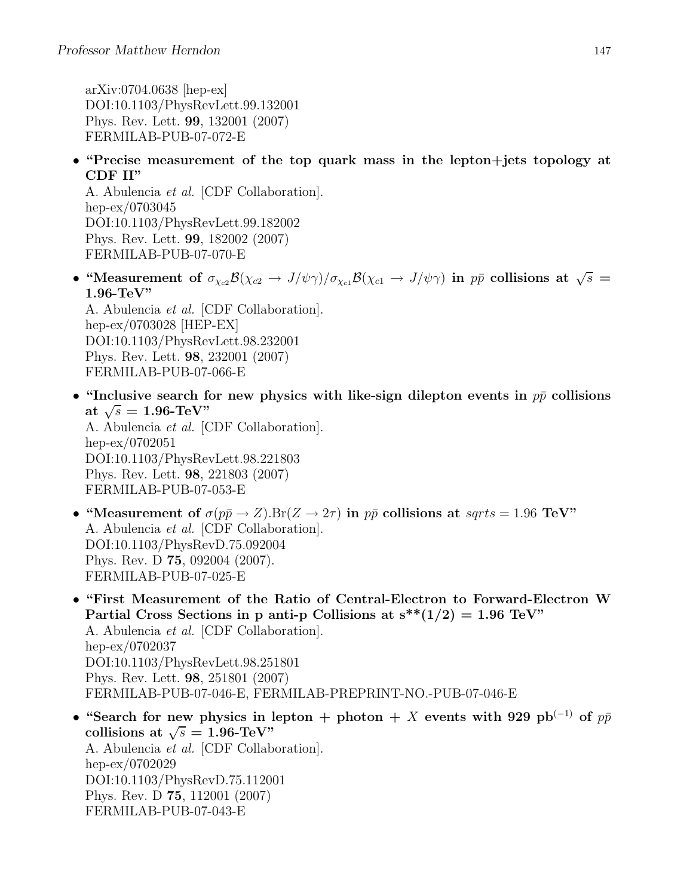arXiv:0704.0638 [hep-ex]
DOI:10.1103/PhysRevLett.99.132001
Phys. Rev. Lett. **99**, 132001 (2007)
FERMILAB-PUB-07-072-E

- **"Precise measurement of the top quark mass in the lepton+jets topology at CDF II"**
  A. Abulencia *et al.* [CDF Collaboration].
  hep-ex/0703045
  DOI:10.1103/PhysRevLett.99.182002
  Phys. Rev. Lett. **99**, 182002 (2007)
  FERMILAB-PUB-07-070-E

- **"Measurement of $\sigma_{\chi_{c2}}\mathcal{B}(\chi_{c2} \to J/\psi\gamma)/\sigma_{\chi_{c1}}\mathcal{B}(\chi_{c1} \to J/\psi\gamma)$ in $p\bar{p}$ collisions at $\sqrt{s}$ = 1.96-TeV"**
  A. Abulencia *et al.* [CDF Collaboration].
  hep-ex/0703028 [HEP-EX]
  DOI:10.1103/PhysRevLett.98.232001
  Phys. Rev. Lett. **98**, 232001 (2007)
  FERMILAB-PUB-07-066-E

- **"Inclusive search for new physics with like-sign dilepton events in $p\bar{p}$ collisions at $\sqrt{s}$ = 1.96-TeV"**
  A. Abulencia *et al.* [CDF Collaboration].
  hep-ex/0702051
  DOI:10.1103/PhysRevLett.98.221803
  Phys. Rev. Lett. **98**, 221803 (2007)
  FERMILAB-PUB-07-053-E

- **"Measurement of $\sigma(p\bar{p} \to Z).\mathrm{Br}(Z \to 2\tau)$ in $p\bar{p}$ collisions at $sqrts = 1.96$ TeV"**
  A. Abulencia *et al.* [CDF Collaboration].
  DOI:10.1103/PhysRevD.75.092004
  Phys. Rev. D **75**, 092004 (2007).
  FERMILAB-PUB-07-025-E

- **"First Measurement of the Ratio of Central-Electron to Forward-Electron W Partial Cross Sections in p anti-p Collisions at s**(1/2) = 1.96 TeV"**
  A. Abulencia *et al.* [CDF Collaboration].
  hep-ex/0702037
  DOI:10.1103/PhysRevLett.98.251801
  Phys. Rev. Lett. **98**, 251801 (2007)
  FERMILAB-PUB-07-046-E, FERMILAB-PREPRINT-NO.-PUB-07-046-E

- **"Search for new physics in lepton + photon + $X$ events with 929 pb$^{(-1)}$ of $p\bar{p}$ collisions at $\sqrt{s}$ = 1.96-TeV"**
  A. Abulencia *et al.* [CDF Collaboration].
  hep-ex/0702029
  DOI:10.1103/PhysRevD.75.112001
  Phys. Rev. D **75**, 112001 (2007)
  FERMILAB-PUB-07-043-E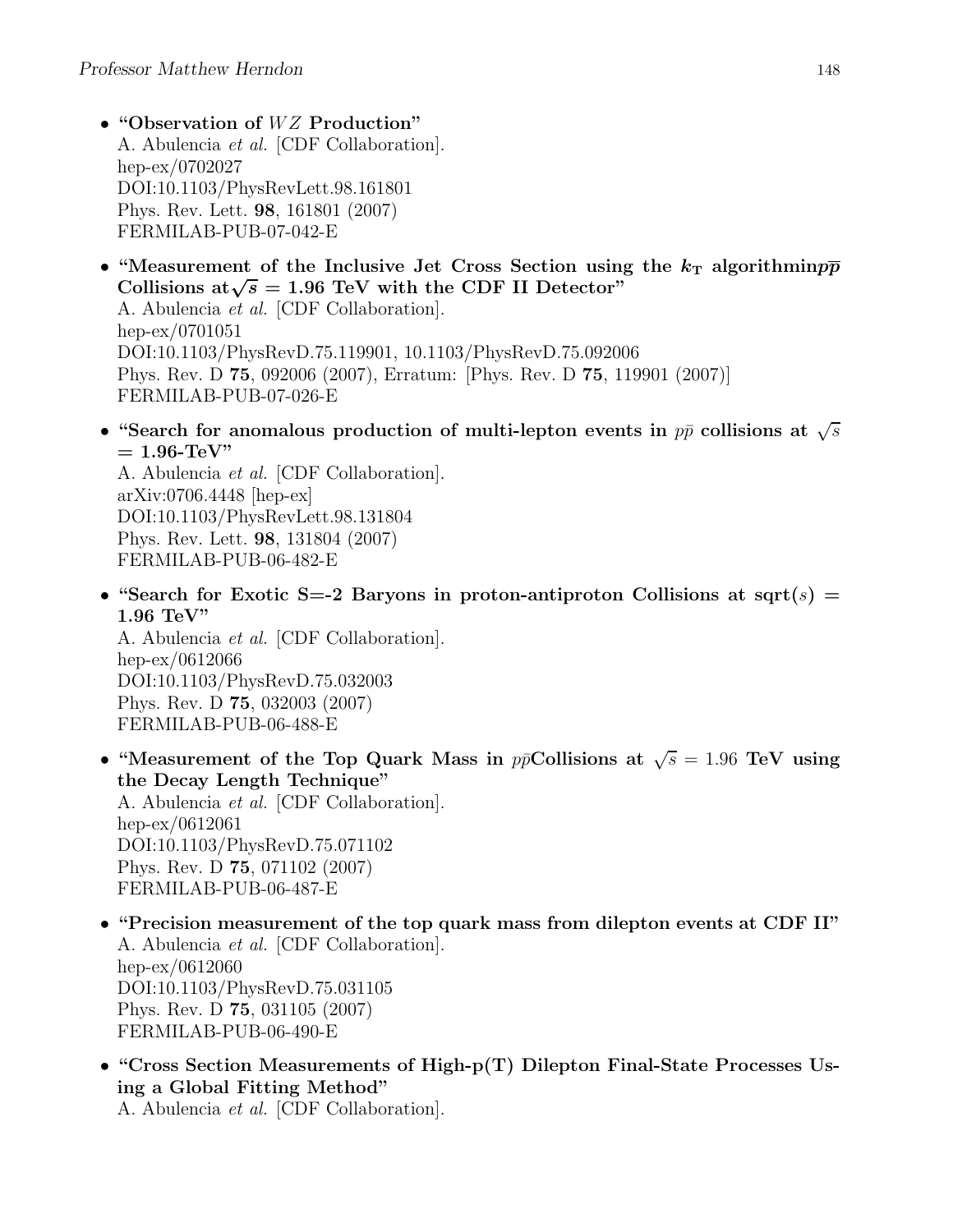- **"Observation of $WZ$ Production"**
  A. Abulencia *et al.* [CDF Collaboration].
  hep-ex/0702027
  DOI:10.1103/PhysRevLett.98.161801
  Phys. Rev. Lett. **98**, 161801 (2007)
  FERMILAB-PUB-07-042-E

- **"Measurement of the Inclusive Jet Cross Section using the $k_T$ algorithmin$p\overline{p}$ Collisions at$\sqrt{s}$ = 1.96 TeV with the CDF II Detector"**
  A. Abulencia *et al.* [CDF Collaboration].
  hep-ex/0701051
  DOI:10.1103/PhysRevD.75.119901, 10.1103/PhysRevD.75.092006
  Phys. Rev. D **75**, 092006 (2007), Erratum: [Phys. Rev. D **75**, 119901 (2007)]
  FERMILAB-PUB-07-026-E

- **"Search for anomalous production of multi-lepton events in $p\bar{p}$ collisions at $\sqrt{s}$ = 1.96-TeV"**
  A. Abulencia *et al.* [CDF Collaboration].
  arXiv:0706.4448 [hep-ex]
  DOI:10.1103/PhysRevLett.98.131804
  Phys. Rev. Lett. **98**, 131804 (2007)
  FERMILAB-PUB-06-482-E

- **"Search for Exotic S=-2 Baryons in proton-antiproton Collisions at sqrt($s$) = 1.96 TeV"**
  A. Abulencia *et al.* [CDF Collaboration].
  hep-ex/0612066
  DOI:10.1103/PhysRevD.75.032003
  Phys. Rev. D **75**, 032003 (2007)
  FERMILAB-PUB-06-488-E

- **"Measurement of the Top Quark Mass in $p\bar{p}$Collisions at $\sqrt{s} = 1.96$ TeV using the Decay Length Technique"**
  A. Abulencia *et al.* [CDF Collaboration].
  hep-ex/0612061
  DOI:10.1103/PhysRevD.75.071102
  Phys. Rev. D **75**, 071102 (2007)
  FERMILAB-PUB-06-487-E

- **"Precision measurement of the top quark mass from dilepton events at CDF II"**
  A. Abulencia *et al.* [CDF Collaboration].
  hep-ex/0612060
  DOI:10.1103/PhysRevD.75.031105
  Phys. Rev. D **75**, 031105 (2007)
  FERMILAB-PUB-06-490-E

- **"Cross Section Measurements of High-p(T) Dilepton Final-State Processes Using a Global Fitting Method"**
  A. Abulencia *et al.* [CDF Collaboration].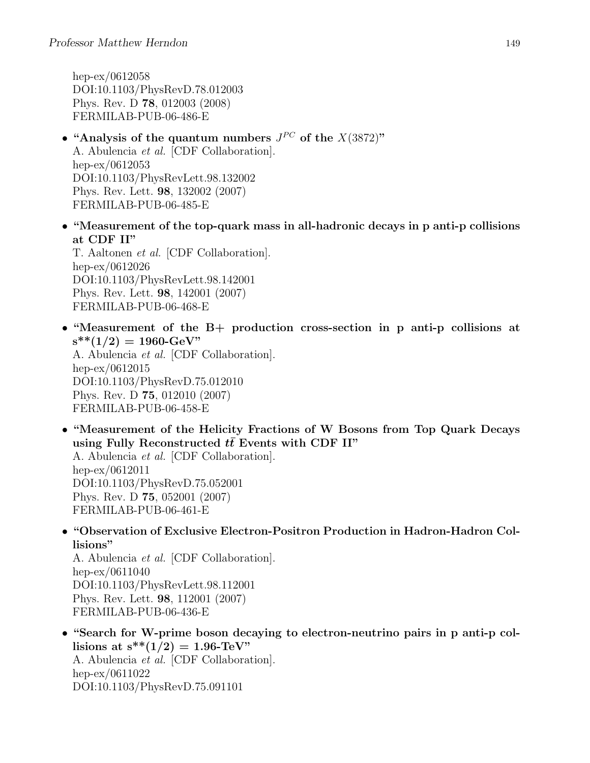hep-ex/0612058
DOI:10.1103/PhysRevD.78.012003
Phys. Rev. D **78**, 012003 (2008)
FERMILAB-PUB-06-486-E

- **"Analysis of the quantum numbers $J^{PC}$ of the $X(3872)$"**
  A. Abulencia *et al.* [CDF Collaboration].
  hep-ex/0612053
  DOI:10.1103/PhysRevLett.98.132002
  Phys. Rev. Lett. **98**, 132002 (2007)
  FERMILAB-PUB-06-485-E

- **"Measurement of the top-quark mass in all-hadronic decays in p anti-p collisions at CDF II"**
  T. Aaltonen *et al.* [CDF Collaboration].
  hep-ex/0612026
  DOI:10.1103/PhysRevLett.98.142001
  Phys. Rev. Lett. **98**, 142001 (2007)
  FERMILAB-PUB-06-468-E

- **"Measurement of the B+ production cross-section in p anti-p collisions at s**(1/2) = 1960-GeV"**
  A. Abulencia *et al.* [CDF Collaboration].
  hep-ex/0612015
  DOI:10.1103/PhysRevD.75.012010
  Phys. Rev. D **75**, 012010 (2007)
  FERMILAB-PUB-06-458-E

- **"Measurement of the Helicity Fractions of W Bosons from Top Quark Decays using Fully Reconstructed $t\bar{t}$ Events with CDF II"**
  A. Abulencia *et al.* [CDF Collaboration].
  hep-ex/0612011
  DOI:10.1103/PhysRevD.75.052001
  Phys. Rev. D **75**, 052001 (2007)
  FERMILAB-PUB-06-461-E

- **"Observation of Exclusive Electron-Positron Production in Hadron-Hadron Collisions"**
  A. Abulencia *et al.* [CDF Collaboration].
  hep-ex/0611040
  DOI:10.1103/PhysRevLett.98.112001
  Phys. Rev. Lett. **98**, 112001 (2007)
  FERMILAB-PUB-06-436-E

- **"Search for W-prime boson decaying to electron-neutrino pairs in p anti-p collisions at s**(1/2) = 1.96-TeV"**
  A. Abulencia *et al.* [CDF Collaboration].
  hep-ex/0611022
  DOI:10.1103/PhysRevD.75.091101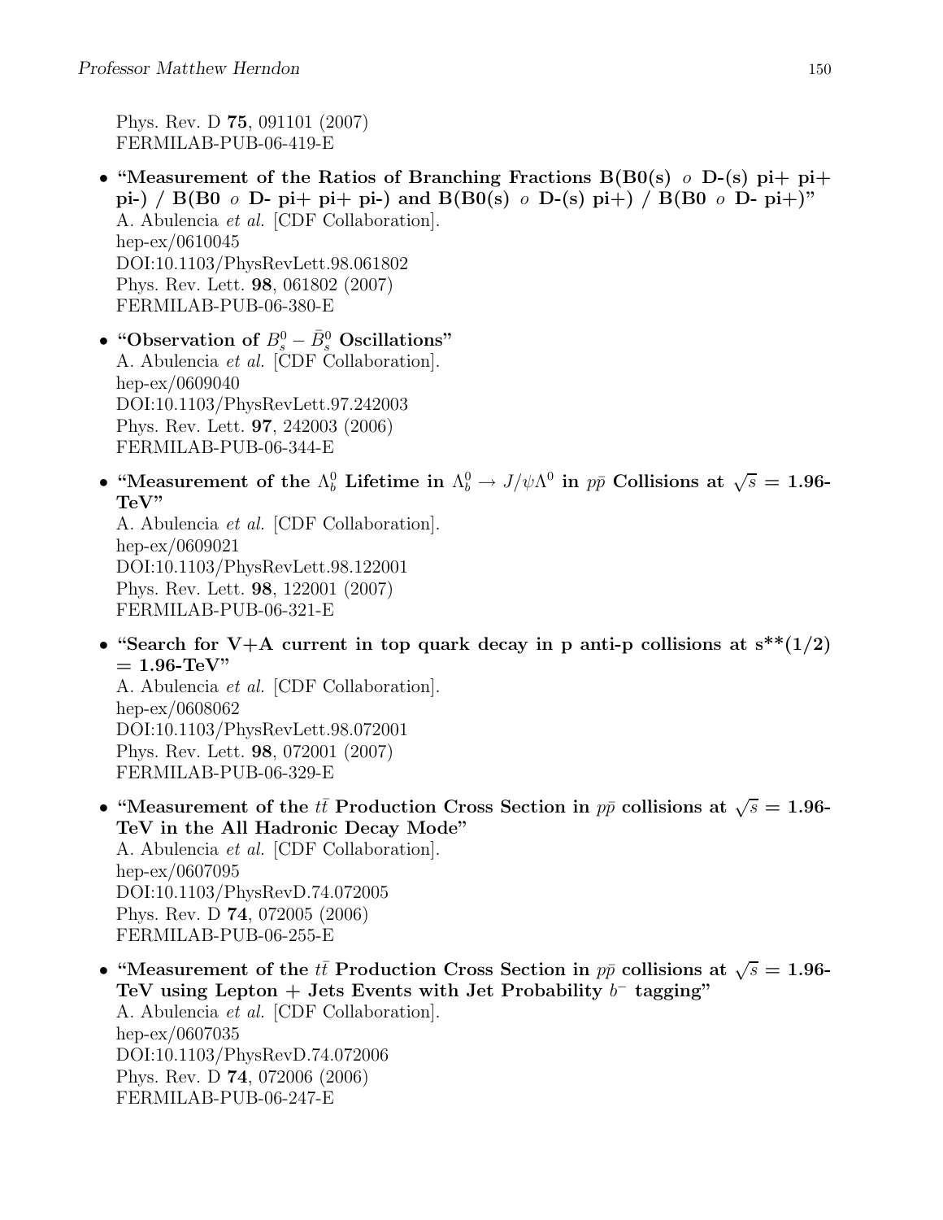Phys. Rev. D **75**, 091101 (2007)
FERMILAB-PUB-06-419-E

- **"Measurement of the Ratios of Branching Fractions B(B0(s) $o$ D-(s) pi+ pi+ pi-) / B(B0 $o$ D- pi+ pi+ pi-) and B(B0(s) $o$ D-(s) pi+) / B(B0 $o$ D- pi+)"**
  A. Abulencia *et al.* [CDF Collaboration].
  hep-ex/0610045
  DOI:10.1103/PhysRevLett.98.061802
  Phys. Rev. Lett. **98**, 061802 (2007)
  FERMILAB-PUB-06-380-E

- **"Observation of $B_s^0 - \bar{B}_s^0$ Oscillations"**
  A. Abulencia *et al.* [CDF Collaboration].
  hep-ex/0609040
  DOI:10.1103/PhysRevLett.97.242003
  Phys. Rev. Lett. **97**, 242003 (2006)
  FERMILAB-PUB-06-344-E

- **"Measurement of the $\Lambda_b^0$ Lifetime in $\Lambda_b^0 \to J/\psi \Lambda^0$ in $p\bar{p}$ Collisions at $\sqrt{s} = 1.96$-TeV"**
  A. Abulencia *et al.* [CDF Collaboration].
  hep-ex/0609021
  DOI:10.1103/PhysRevLett.98.122001
  Phys. Rev. Lett. **98**, 122001 (2007)
  FERMILAB-PUB-06-321-E

- **"Search for V+A current in top quark decay in p anti-p collisions at s**(1/2) = 1.96-TeV"**
  A. Abulencia *et al.* [CDF Collaboration].
  hep-ex/0608062
  DOI:10.1103/PhysRevLett.98.072001
  Phys. Rev. Lett. **98**, 072001 (2007)
  FERMILAB-PUB-06-329-E

- **"Measurement of the $t\bar{t}$ Production Cross Section in $p\bar{p}$ collisions at $\sqrt{s} = 1.96$-TeV in the All Hadronic Decay Mode"**
  A. Abulencia *et al.* [CDF Collaboration].
  hep-ex/0607095
  DOI:10.1103/PhysRevD.74.072005
  Phys. Rev. D **74**, 072005 (2006)
  FERMILAB-PUB-06-255-E

- **"Measurement of the $t\bar{t}$ Production Cross Section in $p\bar{p}$ collisions at $\sqrt{s} = 1.96$-TeV using Lepton + Jets Events with Jet Probability $b^-$ tagging"**
  A. Abulencia *et al.* [CDF Collaboration].
  hep-ex/0607035
  DOI:10.1103/PhysRevD.74.072006
  Phys. Rev. D **74**, 072006 (2006)
  FERMILAB-PUB-06-247-E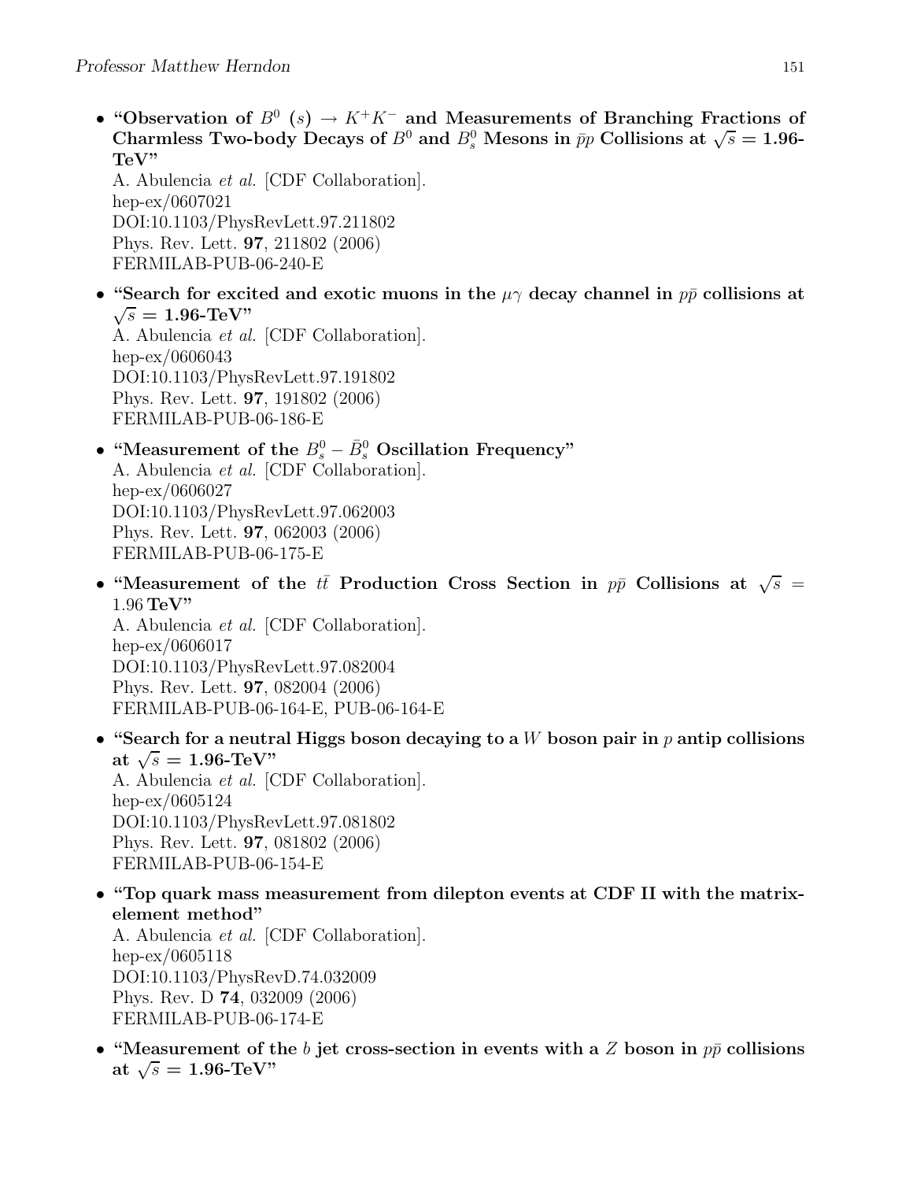- **"Observation of $B^0$ $(s) \rightarrow K^+K^-$ and Measurements of Branching Fractions of Charmless Two-body Decays of $B^0$ and $B_s^0$ Mesons in $\bar{p}p$ Collisions at $\sqrt{s}$ = 1.96-TeV"**
  A. Abulencia *et al.* [CDF Collaboration].
  hep-ex/0607021
  DOI:10.1103/PhysRevLett.97.211802
  Phys. Rev. Lett. **97**, 211802 (2006)
  FERMILAB-PUB-06-240-E

- **"Search for excited and exotic muons in the $\mu\gamma$ decay channel in $p\bar{p}$ collisions at $\sqrt{s}$ = 1.96-TeV"**
  A. Abulencia *et al.* [CDF Collaboration].
  hep-ex/0606043
  DOI:10.1103/PhysRevLett.97.191802
  Phys. Rev. Lett. **97**, 191802 (2006)
  FERMILAB-PUB-06-186-E

- **"Measurement of the $B_s^0 - \bar{B}_s^0$ Oscillation Frequency"**
  A. Abulencia *et al.* [CDF Collaboration].
  hep-ex/0606027
  DOI:10.1103/PhysRevLett.97.062003
  Phys. Rev. Lett. **97**, 062003 (2006)
  FERMILAB-PUB-06-175-E

- **"Measurement of the $t\bar{t}$ Production Cross Section in $p\bar{p}$ Collisions at $\sqrt{s}$ = 1.96 TeV"**
  A. Abulencia *et al.* [CDF Collaboration].
  hep-ex/0606017
  DOI:10.1103/PhysRevLett.97.082004
  Phys. Rev. Lett. **97**, 082004 (2006)
  FERMILAB-PUB-06-164-E, PUB-06-164-E

- **"Search for a neutral Higgs boson decaying to a $W$ boson pair in $p$ antip collisions at $\sqrt{s}$ = 1.96-TeV"**
  A. Abulencia *et al.* [CDF Collaboration].
  hep-ex/0605124
  DOI:10.1103/PhysRevLett.97.081802
  Phys. Rev. Lett. **97**, 081802 (2006)
  FERMILAB-PUB-06-154-E

- **"Top quark mass measurement from dilepton events at CDF II with the matrix-element method"**
  A. Abulencia *et al.* [CDF Collaboration].
  hep-ex/0605118
  DOI:10.1103/PhysRevD.74.032009
  Phys. Rev. D **74**, 032009 (2006)
  FERMILAB-PUB-06-174-E

- **"Measurement of the $b$ jet cross-section in events with a $Z$ boson in $p\bar{p}$ collisions at $\sqrt{s}$ = 1.96-TeV"**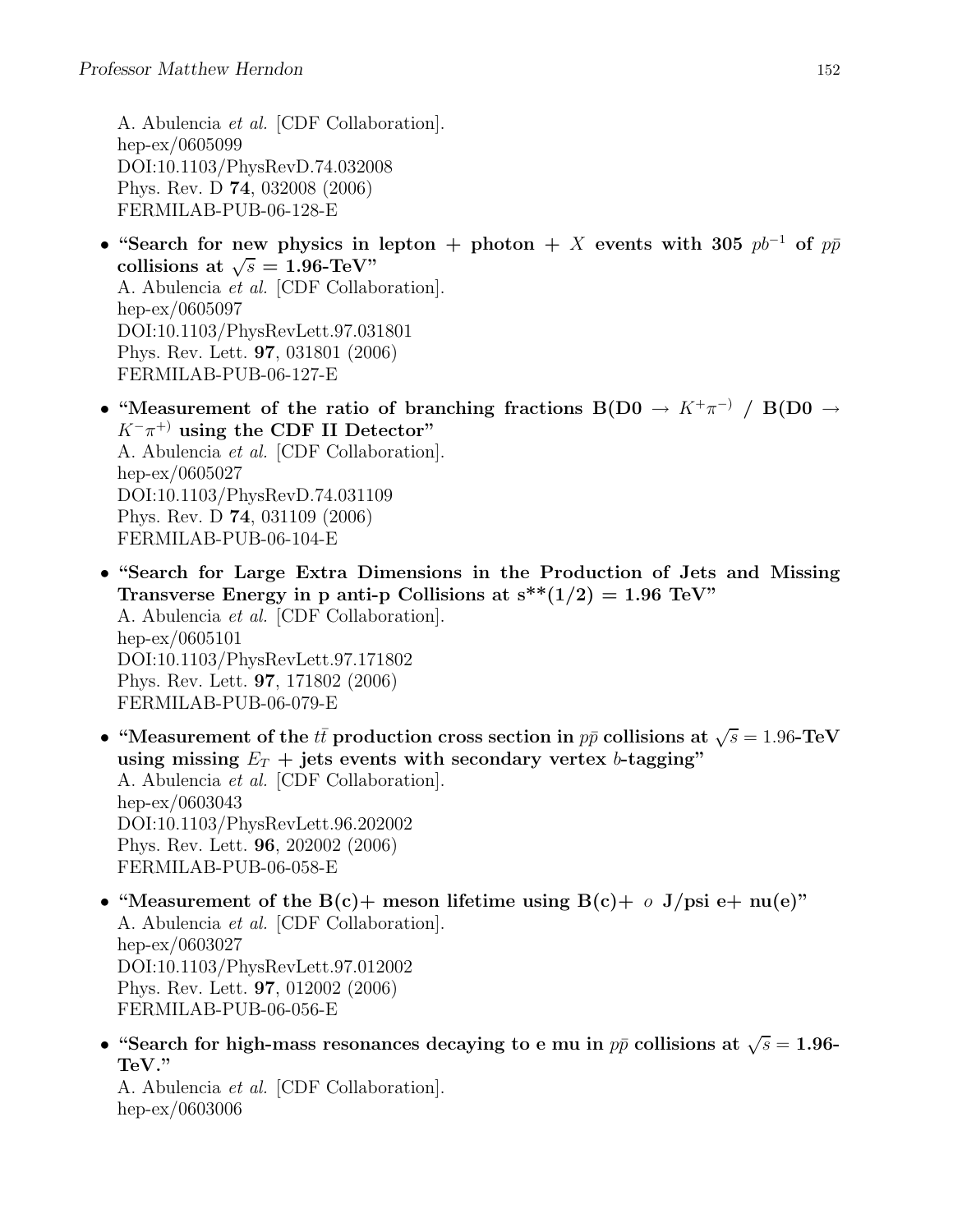A. Abulencia *et al.* [CDF Collaboration].
hep-ex/0605099
DOI:10.1103/PhysRevD.74.032008
Phys. Rev. D **74**, 032008 (2006)
FERMILAB-PUB-06-128-E

- **"Search for new physics in lepton + photon + $X$ events with 305 $pb^{-1}$ of $p\bar{p}$ collisions at $\sqrt{s}$ = 1.96-TeV"**
  A. Abulencia *et al.* [CDF Collaboration].
  hep-ex/0605097
  DOI:10.1103/PhysRevLett.97.031801
  Phys. Rev. Lett. **97**, 031801 (2006)
  FERMILAB-PUB-06-127-E

- **"Measurement of the ratio of branching fractions B(D0 $\rightarrow K^{+}\pi^{-)}$ / B(D0 $\rightarrow K^{-}\pi^{+)}$ using the CDF II Detector"**
  A. Abulencia *et al.* [CDF Collaboration].
  hep-ex/0605027
  DOI:10.1103/PhysRevD.74.031109
  Phys. Rev. D **74**, 031109 (2006)
  FERMILAB-PUB-06-104-E

- **"Search for Large Extra Dimensions in the Production of Jets and Missing Transverse Energy in p anti-p Collisions at s**(1/2) = 1.96 TeV"**
  A. Abulencia *et al.* [CDF Collaboration].
  hep-ex/0605101
  DOI:10.1103/PhysRevLett.97.171802
  Phys. Rev. Lett. **97**, 171802 (2006)
  FERMILAB-PUB-06-079-E

- **"Measurement of the $t\bar{t}$ production cross section in $p\bar{p}$ collisions at $\sqrt{s} = 1.96$-TeV using missing $E_T$ + jets events with secondary vertex $b$-tagging"**
  A. Abulencia *et al.* [CDF Collaboration].
  hep-ex/0603043
  DOI:10.1103/PhysRevLett.96.202002
  Phys. Rev. Lett. **96**, 202002 (2006)
  FERMILAB-PUB-06-058-E

- **"Measurement of the B(c)+ meson lifetime using B(c)+ $o$ J/psi e+ nu(e)"**
  A. Abulencia *et al.* [CDF Collaboration].
  hep-ex/0603027
  DOI:10.1103/PhysRevLett.97.012002
  Phys. Rev. Lett. **97**, 012002 (2006)
  FERMILAB-PUB-06-056-E

- **"Search for high-mass resonances decaying to e mu in $p\bar{p}$ collisions at $\sqrt{s}$ = 1.96-TeV."**
  A. Abulencia *et al.* [CDF Collaboration].
  hep-ex/0603006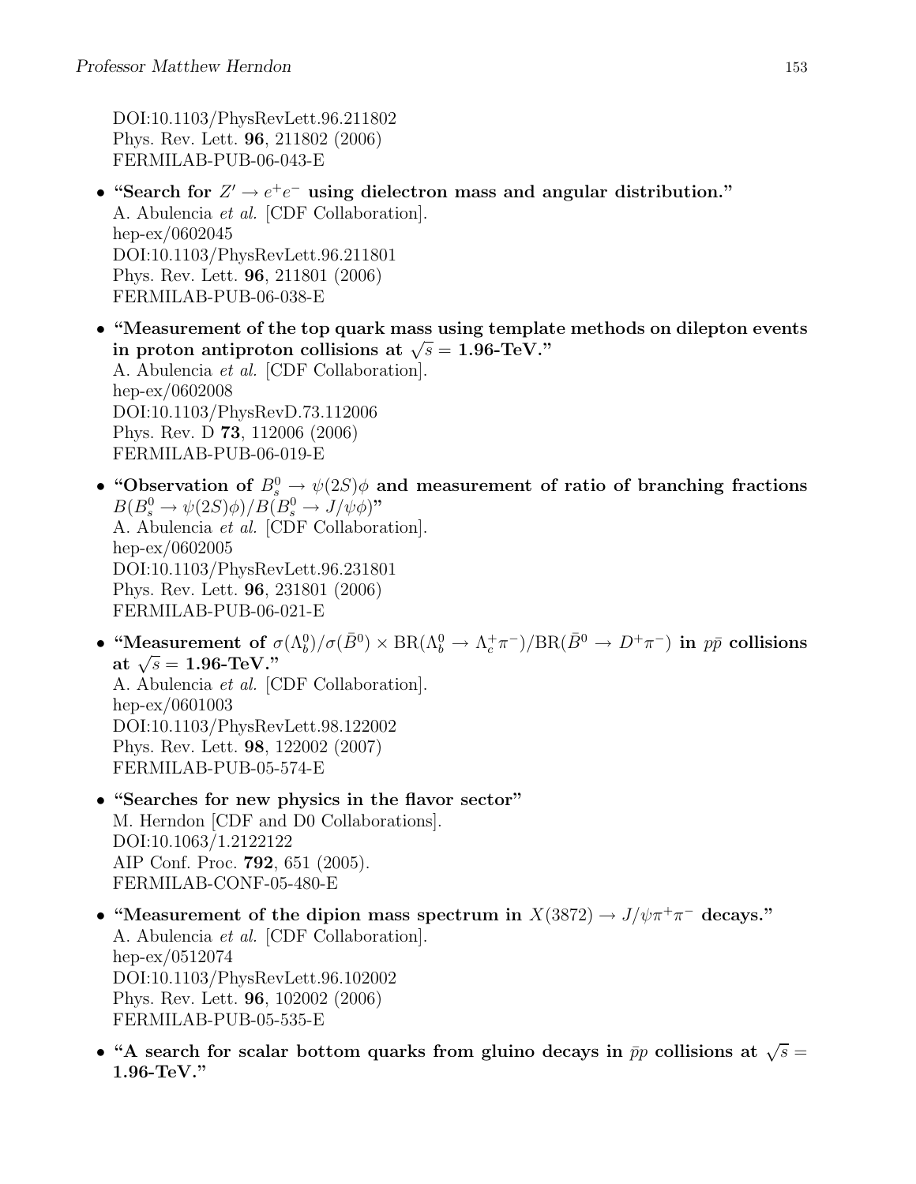DOI:10.1103/PhysRevLett.96.211802
Phys. Rev. Lett. **96**, 211802 (2006)
FERMILAB-PUB-06-043-E

- **"Search for $Z' \to e^+e^-$ using dielectron mass and angular distribution."**
  A. Abulencia *et al.* [CDF Collaboration].
  hep-ex/0602045
  DOI:10.1103/PhysRevLett.96.211801
  Phys. Rev. Lett. **96**, 211801 (2006)
  FERMILAB-PUB-06-038-E

- **"Measurement of the top quark mass using template methods on dilepton events in proton antiproton collisions at $\sqrt{s} = 1.96$-TeV."**
  A. Abulencia *et al.* [CDF Collaboration].
  hep-ex/0602008
  DOI:10.1103/PhysRevD.73.112006
  Phys. Rev. D **73**, 112006 (2006)
  FERMILAB-PUB-06-019-E

- **"Observation of $B_s^0 \to \psi(2S)\phi$ and measurement of ratio of branching fractions $B(B_s^0 \to \psi(2S)\phi)/B(B_s^0 \to J/\psi\phi)$"**
  A. Abulencia *et al.* [CDF Collaboration].
  hep-ex/0602005
  DOI:10.1103/PhysRevLett.96.231801
  Phys. Rev. Lett. **96**, 231801 (2006)
  FERMILAB-PUB-06-021-E

- **"Measurement of $\sigma(\Lambda_b^0)/\sigma(\bar{B}^0) \times \mathrm{BR}(\Lambda_b^0 \to \Lambda_c^+\pi^-)/\mathrm{BR}(\bar{B}^0 \to D^+\pi^-)$ in $p\bar{p}$ collisions at $\sqrt{s} = 1.96$-TeV."**
  A. Abulencia *et al.* [CDF Collaboration].
  hep-ex/0601003
  DOI:10.1103/PhysRevLett.98.122002
  Phys. Rev. Lett. **98**, 122002 (2007)
  FERMILAB-PUB-05-574-E

- **"Searches for new physics in the flavor sector"**
  M. Herndon [CDF and D0 Collaborations].
  DOI:10.1063/1.2122122
  AIP Conf. Proc. **792**, 651 (2005).
  FERMILAB-CONF-05-480-E

- **"Measurement of the dipion mass spectrum in $X(3872) \to J/\psi\pi^+\pi^-$ decays."**
  A. Abulencia *et al.* [CDF Collaboration].
  hep-ex/0512074
  DOI:10.1103/PhysRevLett.96.102002
  Phys. Rev. Lett. **96**, 102002 (2006)
  FERMILAB-PUB-05-535-E

- **"A search for scalar bottom quarks from gluino decays in $\bar{p}p$ collisions at $\sqrt{s} = 1.96$-TeV."**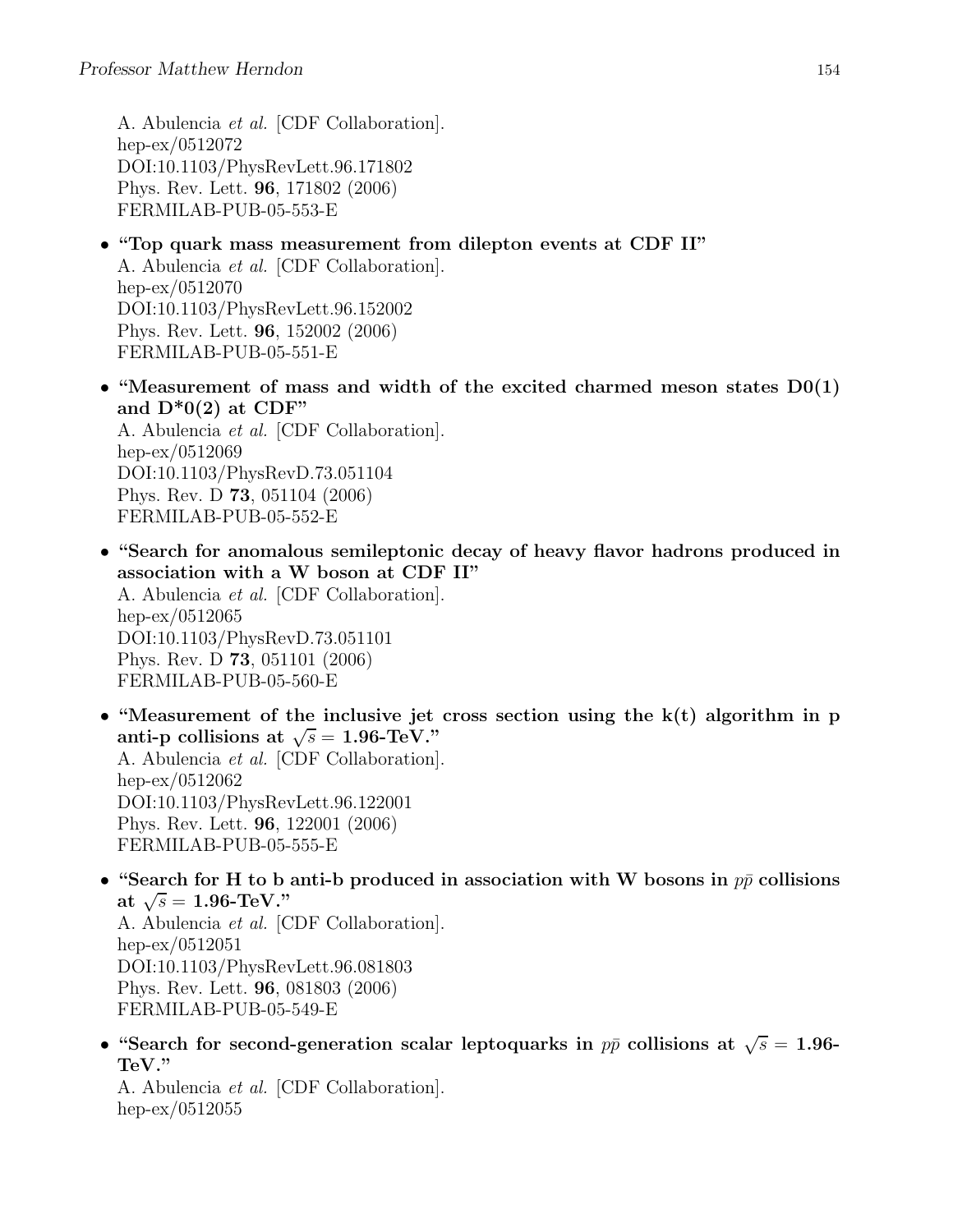A. Abulencia *et al.* [CDF Collaboration].
hep-ex/0512072
DOI:10.1103/PhysRevLett.96.171802
Phys. Rev. Lett. **96**, 171802 (2006)
FERMILAB-PUB-05-553-E

- **"Top quark mass measurement from dilepton events at CDF II"**
  A. Abulencia *et al.* [CDF Collaboration].
  hep-ex/0512070
  DOI:10.1103/PhysRevLett.96.152002
  Phys. Rev. Lett. **96**, 152002 (2006)
  FERMILAB-PUB-05-551-E

- **"Measurement of mass and width of the excited charmed meson states D0(1) and D\*0(2) at CDF"**
  A. Abulencia *et al.* [CDF Collaboration].
  hep-ex/0512069
  DOI:10.1103/PhysRevD.73.051104
  Phys. Rev. D **73**, 051104 (2006)
  FERMILAB-PUB-05-552-E

- **"Search for anomalous semileptonic decay of heavy flavor hadrons produced in association with a W boson at CDF II"**
  A. Abulencia *et al.* [CDF Collaboration].
  hep-ex/0512065
  DOI:10.1103/PhysRevD.73.051101
  Phys. Rev. D **73**, 051101 (2006)
  FERMILAB-PUB-05-560-E

- **"Measurement of the inclusive jet cross section using the k(t) algorithm in p anti-p collisions at $\sqrt{s} = 1.96$-TeV."**
  A. Abulencia *et al.* [CDF Collaboration].
  hep-ex/0512062
  DOI:10.1103/PhysRevLett.96.122001
  Phys. Rev. Lett. **96**, 122001 (2006)
  FERMILAB-PUB-05-555-E

- **"Search for H to b anti-b produced in association with W bosons in $p\bar{p}$ collisions at $\sqrt{s} = 1.96$-TeV."**
  A. Abulencia *et al.* [CDF Collaboration].
  hep-ex/0512051
  DOI:10.1103/PhysRevLett.96.081803
  Phys. Rev. Lett. **96**, 081803 (2006)
  FERMILAB-PUB-05-549-E

- **"Search for second-generation scalar leptoquarks in $p\bar{p}$ collisions at $\sqrt{s} = 1.96$-TeV."**
  A. Abulencia *et al.* [CDF Collaboration].
  hep-ex/0512055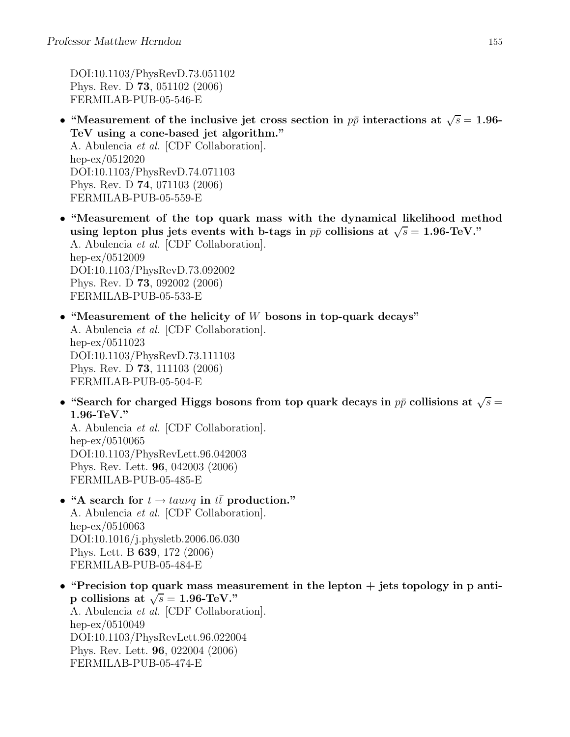DOI:10.1103/PhysRevD.73.051102
Phys. Rev. D **73**, 051102 (2006)
FERMILAB-PUB-05-546-E

- **"Measurement of the inclusive jet cross section in $p\bar{p}$ interactions at $\sqrt{s} = 1.96$-TeV using a cone-based jet algorithm."**
  A. Abulencia *et al.* [CDF Collaboration].
  hep-ex/0512020
  DOI:10.1103/PhysRevD.74.071103
  Phys. Rev. D **74**, 071103 (2006)
  FERMILAB-PUB-05-559-E

- **"Measurement of the top quark mass with the dynamical likelihood method using lepton plus jets events with b-tags in $p\bar{p}$ collisions at $\sqrt{s} = 1.96$-TeV."**
  A. Abulencia *et al.* [CDF Collaboration].
  hep-ex/0512009
  DOI:10.1103/PhysRevD.73.092002
  Phys. Rev. D **73**, 092002 (2006)
  FERMILAB-PUB-05-533-E

- **"Measurement of the helicity of $W$ bosons in top-quark decays"**
  A. Abulencia *et al.* [CDF Collaboration].
  hep-ex/0511023
  DOI:10.1103/PhysRevD.73.111103
  Phys. Rev. D **73**, 111103 (2006)
  FERMILAB-PUB-05-504-E

- **"Search for charged Higgs bosons from top quark decays in $p\bar{p}$ collisions at $\sqrt{s} = 1.96$-TeV."**
  A. Abulencia *et al.* [CDF Collaboration].
  hep-ex/0510065
  DOI:10.1103/PhysRevLett.96.042003
  Phys. Rev. Lett. **96**, 042003 (2006)
  FERMILAB-PUB-05-485-E

- **"A search for $t \to tau \nu q$ in $t\bar{t}$ production."**
  A. Abulencia *et al.* [CDF Collaboration].
  hep-ex/0510063
  DOI:10.1016/j.physletb.2006.06.030
  Phys. Lett. B **639**, 172 (2006)
  FERMILAB-PUB-05-484-E

- **"Precision top quark mass measurement in the lepton + jets topology in p anti-p collisions at $\sqrt{s} = 1.96$-TeV."**
  A. Abulencia *et al.* [CDF Collaboration].
  hep-ex/0510049
  DOI:10.1103/PhysRevLett.96.022004
  Phys. Rev. Lett. **96**, 022004 (2006)
  FERMILAB-PUB-05-474-E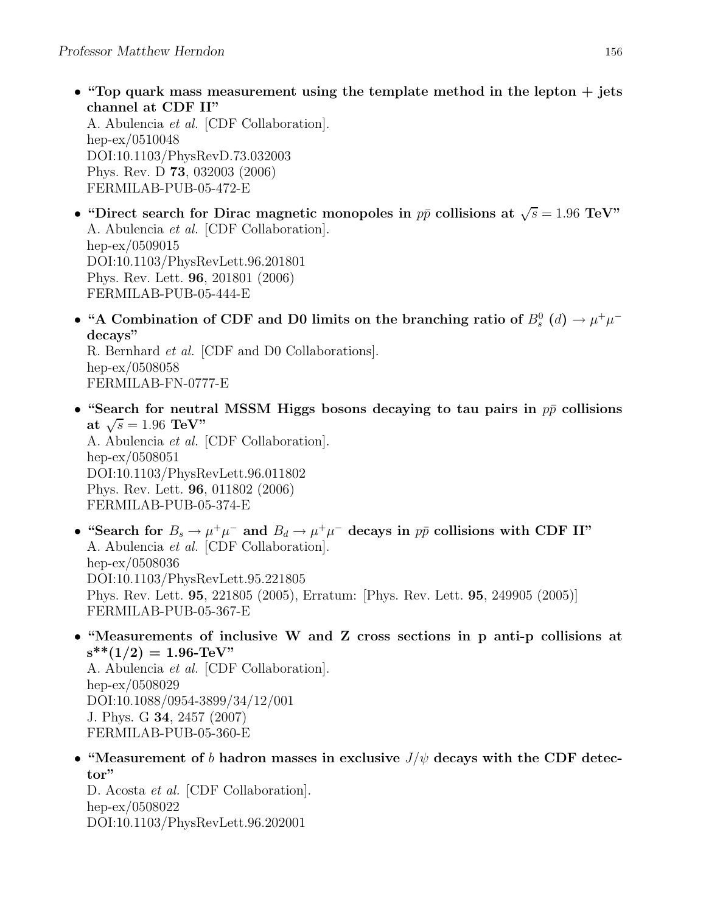- **"Top quark mass measurement using the template method in the lepton + jets channel at CDF II"**  
  A. Abulencia *et al.* [CDF Collaboration].  
  hep-ex/0510048  
  DOI:10.1103/PhysRevD.73.032003  
  Phys. Rev. D **73**, 032003 (2006)  
  FERMILAB-PUB-05-472-E

- **"Direct search for Dirac magnetic monopoles in $p\bar{p}$ collisions at $\sqrt{s} = 1.96$ TeV"**  
  A. Abulencia *et al.* [CDF Collaboration].  
  hep-ex/0509015  
  DOI:10.1103/PhysRevLett.96.201801  
  Phys. Rev. Lett. **96**, 201801 (2006)  
  FERMILAB-PUB-05-444-E

- **"A Combination of CDF and D0 limits on the branching ratio of $B_s^0$ $(d) \to \mu^+\mu^-$ decays"**  
  R. Bernhard *et al.* [CDF and D0 Collaborations].  
  hep-ex/0508058  
  FERMILAB-FN-0777-E

- **"Search for neutral MSSM Higgs bosons decaying to tau pairs in $p\bar{p}$ collisions at $\sqrt{s} = 1.96$ TeV"**  
  A. Abulencia *et al.* [CDF Collaboration].  
  hep-ex/0508051  
  DOI:10.1103/PhysRevLett.96.011802  
  Phys. Rev. Lett. **96**, 011802 (2006)  
  FERMILAB-PUB-05-374-E

- **"Search for $B_s \to \mu^+\mu^-$ and $B_d \to \mu^+\mu^-$ decays in $p\bar{p}$ collisions with CDF II"**  
  A. Abulencia *et al.* [CDF Collaboration].  
  hep-ex/0508036  
  DOI:10.1103/PhysRevLett.95.221805  
  Phys. Rev. Lett. **95**, 221805 (2005), Erratum: [Phys. Rev. Lett. **95**, 249905 (2005)]  
  FERMILAB-PUB-05-367-E

- **"Measurements of inclusive W and Z cross sections in p anti-p collisions at s**(1/2) = 1.96-TeV"**  
  A. Abulencia *et al.* [CDF Collaboration].  
  hep-ex/0508029  
  DOI:10.1088/0954-3899/34/12/001  
  J. Phys. G **34**, 2457 (2007)  
  FERMILAB-PUB-05-360-E

- **"Measurement of $b$ hadron masses in exclusive $J/\psi$ decays with the CDF detector"**  
  D. Acosta *et al.* [CDF Collaboration].  
  hep-ex/0508022  
  DOI:10.1103/PhysRevLett.96.202001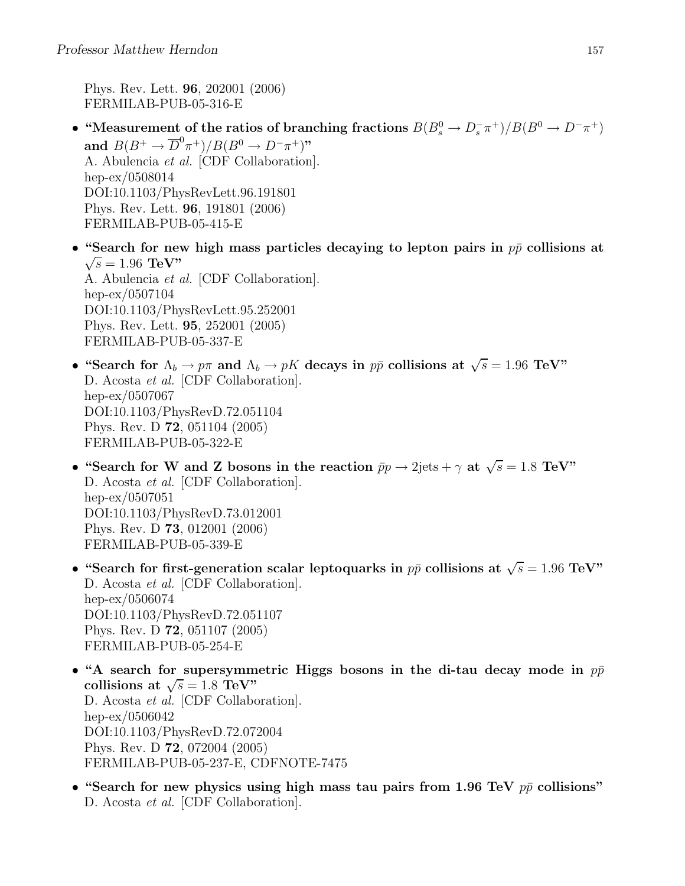Phys. Rev. Lett. **96**, 202001 (2006)
FERMILAB-PUB-05-316-E

- **"Measurement of the ratios of branching fractions $B(B_s^0 \to D_s^- \pi^+)/B(B^0 \to D^- \pi^+)$ and $B(B^+ \to \overline{D}^0 \pi^+)/B(B^0 \to D^- \pi^+)$"**
  A. Abulencia *et al.* [CDF Collaboration].
  hep-ex/0508014
  DOI:10.1103/PhysRevLett.96.191801
  Phys. Rev. Lett. **96**, 191801 (2006)
  FERMILAB-PUB-05-415-E

- **"Search for new high mass particles decaying to lepton pairs in $p\bar{p}$ collisions at $\sqrt{s} = 1.96$ TeV"**
  A. Abulencia *et al.* [CDF Collaboration].
  hep-ex/0507104
  DOI:10.1103/PhysRevLett.95.252001
  Phys. Rev. Lett. **95**, 252001 (2005)
  FERMILAB-PUB-05-337-E

- **"Search for $\Lambda_b \to p\pi$ and $\Lambda_b \to pK$ decays in $p\bar{p}$ collisions at $\sqrt{s} = 1.96$ TeV"**
  D. Acosta *et al.* [CDF Collaboration].
  hep-ex/0507067
  DOI:10.1103/PhysRevD.72.051104
  Phys. Rev. D **72**, 051104 (2005)
  FERMILAB-PUB-05-322-E

- **"Search for W and Z bosons in the reaction $\bar{p}p \to 2\text{jets} + \gamma$ at $\sqrt{s} = 1.8$ TeV"**
  D. Acosta *et al.* [CDF Collaboration].
  hep-ex/0507051
  DOI:10.1103/PhysRevD.73.012001
  Phys. Rev. D **73**, 012001 (2006)
  FERMILAB-PUB-05-339-E

- **"Search for first-generation scalar leptoquarks in $p\bar{p}$ collisions at $\sqrt{s} = 1.96$ TeV"**
  D. Acosta *et al.* [CDF Collaboration].
  hep-ex/0506074
  DOI:10.1103/PhysRevD.72.051107
  Phys. Rev. D **72**, 051107 (2005)
  FERMILAB-PUB-05-254-E

- **"A search for supersymmetric Higgs bosons in the di-tau decay mode in $p\bar{p}$ collisions at $\sqrt{s} = 1.8$ TeV"**
  D. Acosta *et al.* [CDF Collaboration].
  hep-ex/0506042
  DOI:10.1103/PhysRevD.72.072004
  Phys. Rev. D **72**, 072004 (2005)
  FERMILAB-PUB-05-237-E, CDFNOTE-7475

- **"Search for new physics using high mass tau pairs from 1.96 TeV $p\bar{p}$ collisions"**
  D. Acosta *et al.* [CDF Collaboration].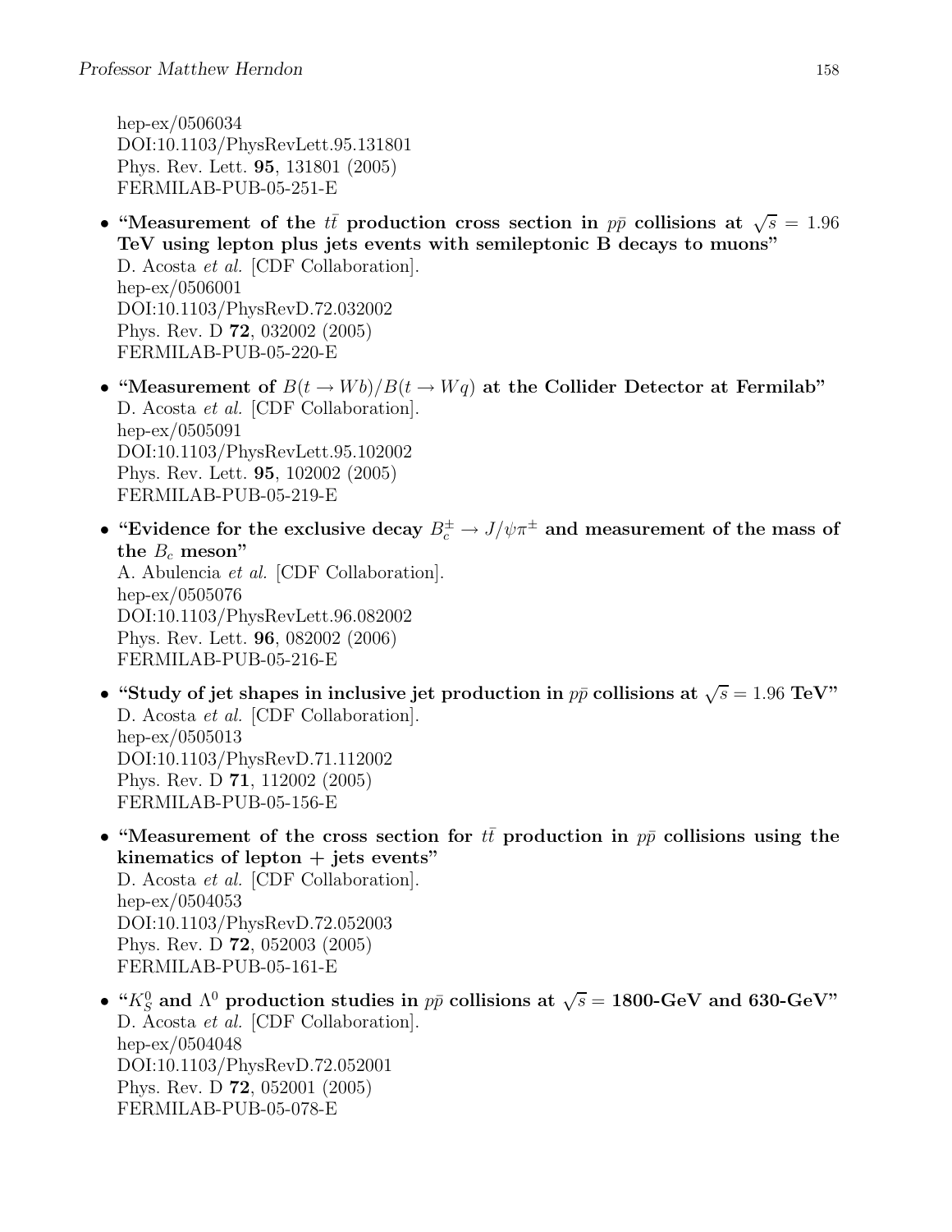hep-ex/0506034
DOI:10.1103/PhysRevLett.95.131801
Phys. Rev. Lett. **95**, 131801 (2005)
FERMILAB-PUB-05-251-E

- **"Measurement of the $t\bar{t}$ production cross section in $p\bar{p}$ collisions at $\sqrt{s} = 1.96$ TeV using lepton plus jets events with semileptonic B decays to muons"**
  D. Acosta *et al.* [CDF Collaboration].
  hep-ex/0506001
  DOI:10.1103/PhysRevD.72.032002
  Phys. Rev. D **72**, 032002 (2005)
  FERMILAB-PUB-05-220-E

- **"Measurement of $B(t \rightarrow Wb)/B(t \rightarrow Wq)$ at the Collider Detector at Fermilab"**
  D. Acosta *et al.* [CDF Collaboration].
  hep-ex/0505091
  DOI:10.1103/PhysRevLett.95.102002
  Phys. Rev. Lett. **95**, 102002 (2005)
  FERMILAB-PUB-05-219-E

- **"Evidence for the exclusive decay $B_c^{\pm} \rightarrow J/\psi\pi^{\pm}$ and measurement of the mass of the $B_c$ meson"**
  A. Abulencia *et al.* [CDF Collaboration].
  hep-ex/0505076
  DOI:10.1103/PhysRevLett.96.082002
  Phys. Rev. Lett. **96**, 082002 (2006)
  FERMILAB-PUB-05-216-E

- **"Study of jet shapes in inclusive jet production in $p\bar{p}$ collisions at $\sqrt{s} = 1.96$ TeV"**
  D. Acosta *et al.* [CDF Collaboration].
  hep-ex/0505013
  DOI:10.1103/PhysRevD.71.112002
  Phys. Rev. D **71**, 112002 (2005)
  FERMILAB-PUB-05-156-E

- **"Measurement of the cross section for $t\bar{t}$ production in $p\bar{p}$ collisions using the kinematics of lepton + jets events"**
  D. Acosta *et al.* [CDF Collaboration].
  hep-ex/0504053
  DOI:10.1103/PhysRevD.72.052003
  Phys. Rev. D **72**, 052003 (2005)
  FERMILAB-PUB-05-161-E

- **"$K_S^0$ and $\Lambda^0$ production studies in $p\bar{p}$ collisions at $\sqrt{s} =$ 1800-GeV and 630-GeV"**
  D. Acosta *et al.* [CDF Collaboration].
  hep-ex/0504048
  DOI:10.1103/PhysRevD.72.052001
  Phys. Rev. D **72**, 052001 (2005)
  FERMILAB-PUB-05-078-E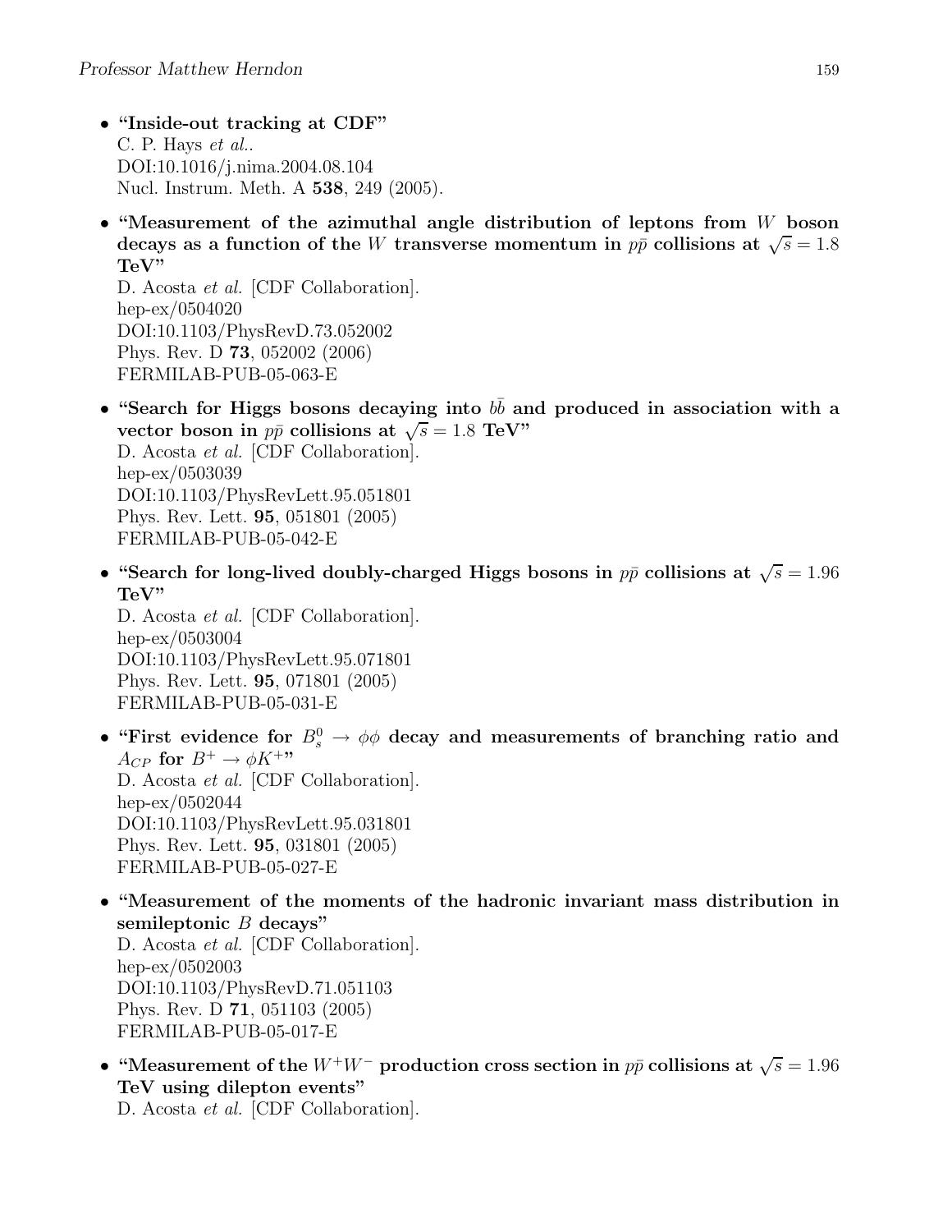- **"Inside-out tracking at CDF"**
  C. P. Hays *et al.*.
  DOI:10.1016/j.nima.2004.08.104
  Nucl. Instrum. Meth. A **538**, 249 (2005).

- **"Measurement of the azimuthal angle distribution of leptons from $W$ boson decays as a function of the $W$ transverse momentum in $p\bar{p}$ collisions at $\sqrt{s} = 1.8$ TeV"**
  D. Acosta *et al.* [CDF Collaboration].
  hep-ex/0504020
  DOI:10.1103/PhysRevD.73.052002
  Phys. Rev. D **73**, 052002 (2006)
  FERMILAB-PUB-05-063-E

- **"Search for Higgs bosons decaying into $b\bar{b}$ and produced in association with a vector boson in $p\bar{p}$ collisions at $\sqrt{s} = 1.8$ TeV"**
  D. Acosta *et al.* [CDF Collaboration].
  hep-ex/0503039
  DOI:10.1103/PhysRevLett.95.051801
  Phys. Rev. Lett. **95**, 051801 (2005)
  FERMILAB-PUB-05-042-E

- **"Search for long-lived doubly-charged Higgs bosons in $p\bar{p}$ collisions at $\sqrt{s} = 1.96$ TeV"**
  D. Acosta *et al.* [CDF Collaboration].
  hep-ex/0503004
  DOI:10.1103/PhysRevLett.95.071801
  Phys. Rev. Lett. **95**, 071801 (2005)
  FERMILAB-PUB-05-031-E

- **"First evidence for $B_s^0 \to \phi\phi$ decay and measurements of branching ratio and $A_{CP}$ for $B^+ \to \phi K^+$"**
  D. Acosta *et al.* [CDF Collaboration].
  hep-ex/0502044
  DOI:10.1103/PhysRevLett.95.031801
  Phys. Rev. Lett. **95**, 031801 (2005)
  FERMILAB-PUB-05-027-E

- **"Measurement of the moments of the hadronic invariant mass distribution in semileptonic $B$ decays"**
  D. Acosta *et al.* [CDF Collaboration].
  hep-ex/0502003
  DOI:10.1103/PhysRevD.71.051103
  Phys. Rev. D **71**, 051103 (2005)
  FERMILAB-PUB-05-017-E

- **"Measurement of the $W^+W^-$ production cross section in $p\bar{p}$ collisions at $\sqrt{s} = 1.96$ TeV using dilepton events"**
  D. Acosta *et al.* [CDF Collaboration].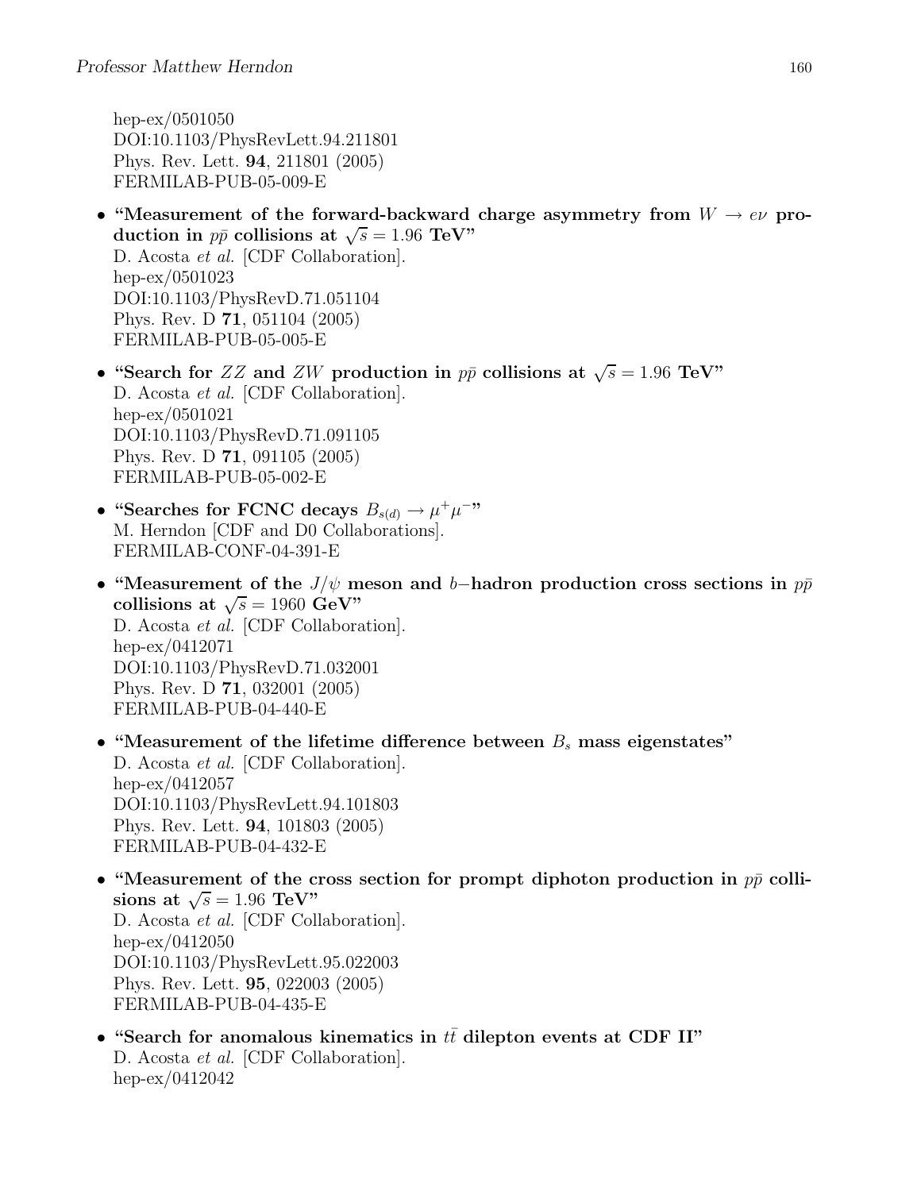hep-ex/0501050
DOI:10.1103/PhysRevLett.94.211801
Phys. Rev. Lett. **94**, 211801 (2005)
FERMILAB-PUB-05-009-E

- **"Measurement of the forward-backward charge asymmetry from $W \to e\nu$ production in $p\bar{p}$ collisions at $\sqrt{s} = 1.96$ TeV"**
  D. Acosta *et al.* [CDF Collaboration].
  hep-ex/0501023
  DOI:10.1103/PhysRevD.71.051104
  Phys. Rev. D **71**, 051104 (2005)
  FERMILAB-PUB-05-005-E

- **"Search for $ZZ$ and $ZW$ production in $p\bar{p}$ collisions at $\sqrt{s} = 1.96$ TeV"**
  D. Acosta *et al.* [CDF Collaboration].
  hep-ex/0501021
  DOI:10.1103/PhysRevD.71.091105
  Phys. Rev. D **71**, 091105 (2005)
  FERMILAB-PUB-05-002-E

- **"Searches for FCNC decays $B_{s(d)} \to \mu^+\mu^-$"**
  M. Herndon [CDF and D0 Collaborations].
  FERMILAB-CONF-04-391-E

- **"Measurement of the $J/\psi$ meson and $b-$hadron production cross sections in $p\bar{p}$ collisions at $\sqrt{s} = 1960$ GeV"**
  D. Acosta *et al.* [CDF Collaboration].
  hep-ex/0412071
  DOI:10.1103/PhysRevD.71.032001
  Phys. Rev. D **71**, 032001 (2005)
  FERMILAB-PUB-04-440-E

- **"Measurement of the lifetime difference between $B_s$ mass eigenstates"**
  D. Acosta *et al.* [CDF Collaboration].
  hep-ex/0412057
  DOI:10.1103/PhysRevLett.94.101803
  Phys. Rev. Lett. **94**, 101803 (2005)
  FERMILAB-PUB-04-432-E

- **"Measurement of the cross section for prompt diphoton production in $p\bar{p}$ collisions at $\sqrt{s} = 1.96$ TeV"**
  D. Acosta *et al.* [CDF Collaboration].
  hep-ex/0412050
  DOI:10.1103/PhysRevLett.95.022003
  Phys. Rev. Lett. **95**, 022003 (2005)
  FERMILAB-PUB-04-435-E

- **"Search for anomalous kinematics in $t\bar{t}$ dilepton events at CDF II"**
  D. Acosta *et al.* [CDF Collaboration].
  hep-ex/0412042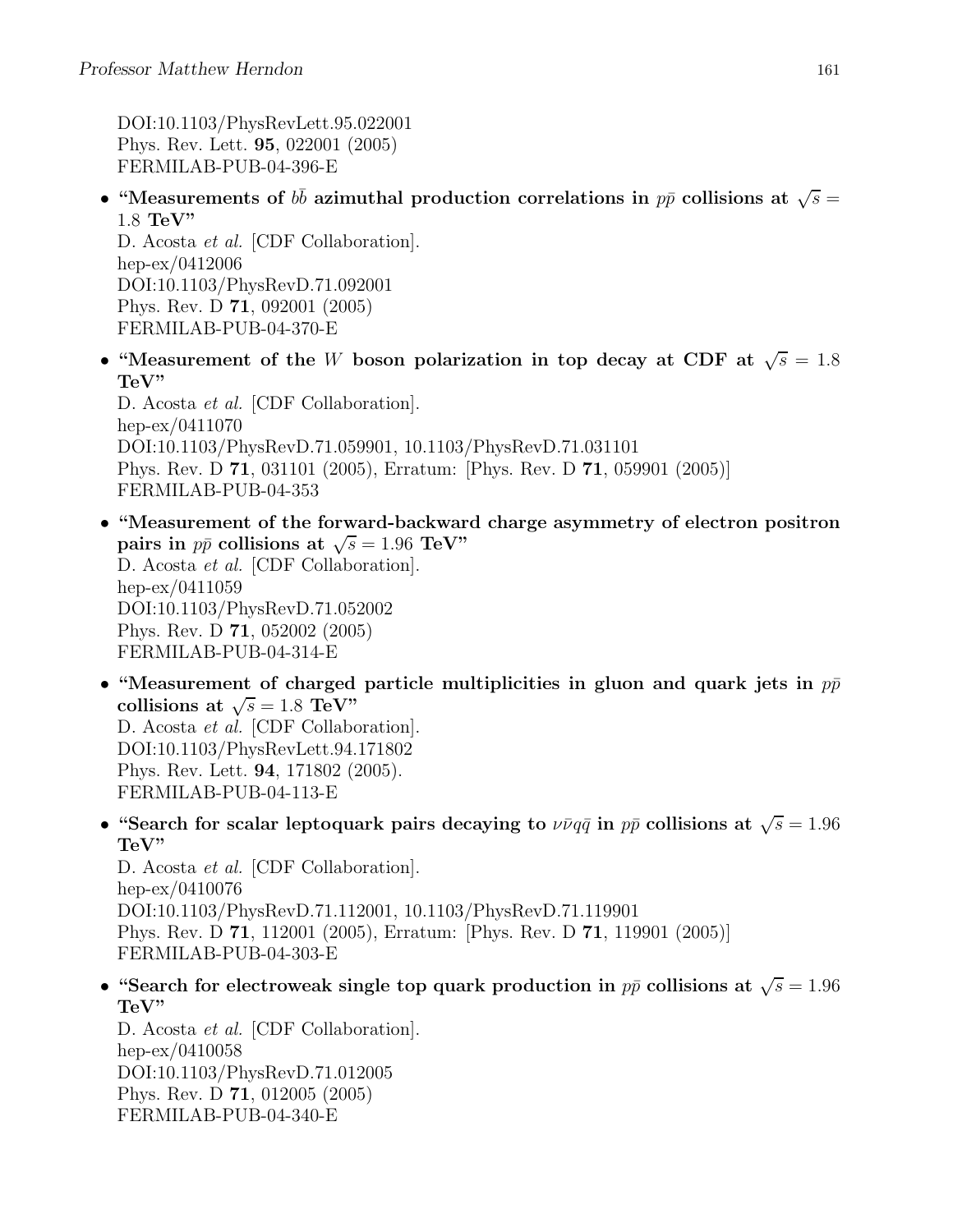DOI:10.1103/PhysRevLett.95.022001
Phys. Rev. Lett. **95**, 022001 (2005)
FERMILAB-PUB-04-396-E

- **"Measurements of $b\bar{b}$ azimuthal production correlations in $p\bar{p}$ collisions at $\sqrt{s} = 1.8$ TeV"**
  D. Acosta *et al.* [CDF Collaboration].
  hep-ex/0412006
  DOI:10.1103/PhysRevD.71.092001
  Phys. Rev. D **71**, 092001 (2005)
  FERMILAB-PUB-04-370-E

- **"Measurement of the $W$ boson polarization in top decay at CDF at $\sqrt{s} = 1.8$ TeV"**
  D. Acosta *et al.* [CDF Collaboration].
  hep-ex/0411070
  DOI:10.1103/PhysRevD.71.059901, 10.1103/PhysRevD.71.031101
  Phys. Rev. D **71**, 031101 (2005), Erratum: [Phys. Rev. D **71**, 059901 (2005)]
  FERMILAB-PUB-04-353

- **"Measurement of the forward-backward charge asymmetry of electron positron pairs in $p\bar{p}$ collisions at $\sqrt{s} = 1.96$ TeV"**
  D. Acosta *et al.* [CDF Collaboration].
  hep-ex/0411059
  DOI:10.1103/PhysRevD.71.052002
  Phys. Rev. D **71**, 052002 (2005)
  FERMILAB-PUB-04-314-E

- **"Measurement of charged particle multiplicities in gluon and quark jets in $p\bar{p}$ collisions at $\sqrt{s} = 1.8$ TeV"**
  D. Acosta *et al.* [CDF Collaboration].
  DOI:10.1103/PhysRevLett.94.171802
  Phys. Rev. Lett. **94**, 171802 (2005).
  FERMILAB-PUB-04-113-E

- **"Search for scalar leptoquark pairs decaying to $\nu\bar{\nu}q\bar{q}$ in $p\bar{p}$ collisions at $\sqrt{s} = 1.96$ TeV"**
  D. Acosta *et al.* [CDF Collaboration].
  hep-ex/0410076
  DOI:10.1103/PhysRevD.71.112001, 10.1103/PhysRevD.71.119901
  Phys. Rev. D **71**, 112001 (2005), Erratum: [Phys. Rev. D **71**, 119901 (2005)]
  FERMILAB-PUB-04-303-E

- **"Search for electroweak single top quark production in $p\bar{p}$ collisions at $\sqrt{s} = 1.96$ TeV"**
  D. Acosta *et al.* [CDF Collaboration].
  hep-ex/0410058
  DOI:10.1103/PhysRevD.71.012005
  Phys. Rev. D **71**, 012005 (2005)
  FERMILAB-PUB-04-340-E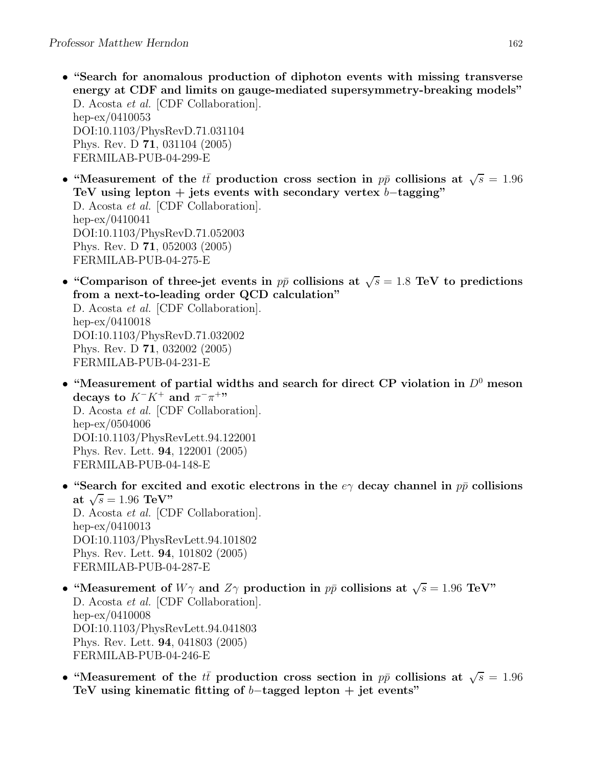- **"Search for anomalous production of diphoton events with missing transverse energy at CDF and limits on gauge-mediated supersymmetry-breaking models"**
  D. Acosta *et al.* [CDF Collaboration].
  hep-ex/0410053
  DOI:10.1103/PhysRevD.71.031104
  Phys. Rev. D **71**, 031104 (2005)
  FERMILAB-PUB-04-299-E

- **"Measurement of the $t\bar{t}$ production cross section in $p\bar{p}$ collisions at $\sqrt{s} = 1.96$ TeV using lepton + jets events with secondary vertex $b-$tagging"**
  D. Acosta *et al.* [CDF Collaboration].
  hep-ex/0410041
  DOI:10.1103/PhysRevD.71.052003
  Phys. Rev. D **71**, 052003 (2005)
  FERMILAB-PUB-04-275-E

- **"Comparison of three-jet events in $p\bar{p}$ collisions at $\sqrt{s} = 1.8$ TeV to predictions from a next-to-leading order QCD calculation"**
  D. Acosta *et al.* [CDF Collaboration].
  hep-ex/0410018
  DOI:10.1103/PhysRevD.71.032002
  Phys. Rev. D **71**, 032002 (2005)
  FERMILAB-PUB-04-231-E

- **"Measurement of partial widths and search for direct CP violation in $D^0$ meson decays to $K^-K^+$ and $\pi^-\pi^+$"**
  D. Acosta *et al.* [CDF Collaboration].
  hep-ex/0504006
  DOI:10.1103/PhysRevLett.94.122001
  Phys. Rev. Lett. **94**, 122001 (2005)
  FERMILAB-PUB-04-148-E

- **"Search for excited and exotic electrons in the $e\gamma$ decay channel in $p\bar{p}$ collisions at $\sqrt{s} = 1.96$ TeV"**
  D. Acosta *et al.* [CDF Collaboration].
  hep-ex/0410013
  DOI:10.1103/PhysRevLett.94.101802
  Phys. Rev. Lett. **94**, 101802 (2005)
  FERMILAB-PUB-04-287-E

- **"Measurement of $W\gamma$ and $Z\gamma$ production in $p\bar{p}$ collisions at $\sqrt{s} = 1.96$ TeV"**
  D. Acosta *et al.* [CDF Collaboration].
  hep-ex/0410008
  DOI:10.1103/PhysRevLett.94.041803
  Phys. Rev. Lett. **94**, 041803 (2005)
  FERMILAB-PUB-04-246-E

- **"Measurement of the $t\bar{t}$ production cross section in $p\bar{p}$ collisions at $\sqrt{s} = 1.96$ TeV using kinematic fitting of $b-$tagged lepton + jet events"**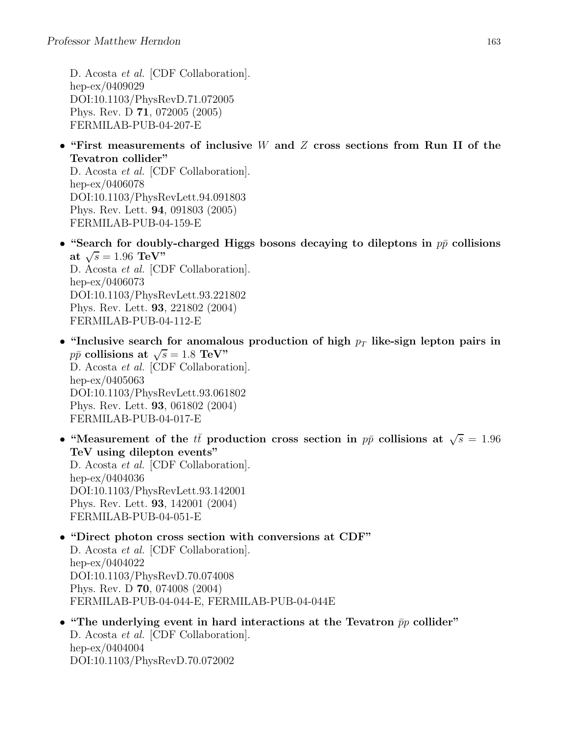D. Acosta *et al.* [CDF Collaboration].
hep-ex/0409029
DOI:10.1103/PhysRevD.71.072005
Phys. Rev. D **71**, 072005 (2005)
FERMILAB-PUB-04-207-E

- **"First measurements of inclusive $W$ and $Z$ cross sections from Run II of the Tevatron collider"**
  D. Acosta *et al.* [CDF Collaboration].
  hep-ex/0406078
  DOI:10.1103/PhysRevLett.94.091803
  Phys. Rev. Lett. **94**, 091803 (2005)
  FERMILAB-PUB-04-159-E

- **"Search for doubly-charged Higgs bosons decaying to dileptons in $p\bar{p}$ collisions at $\sqrt{s} = 1.96$ TeV"**
  D. Acosta *et al.* [CDF Collaboration].
  hep-ex/0406073
  DOI:10.1103/PhysRevLett.93.221802
  Phys. Rev. Lett. **93**, 221802 (2004)
  FERMILAB-PUB-04-112-E

- **"Inclusive search for anomalous production of high $p_T$ like-sign lepton pairs in $p\bar{p}$ collisions at $\sqrt{s} = 1.8$ TeV"**
  D. Acosta *et al.* [CDF Collaboration].
  hep-ex/0405063
  DOI:10.1103/PhysRevLett.93.061802
  Phys. Rev. Lett. **93**, 061802 (2004)
  FERMILAB-PUB-04-017-E

- **"Measurement of the $t\bar{t}$ production cross section in $p\bar{p}$ collisions at $\sqrt{s} = 1.96$ TeV using dilepton events"**
  D. Acosta *et al.* [CDF Collaboration].
  hep-ex/0404036
  DOI:10.1103/PhysRevLett.93.142001
  Phys. Rev. Lett. **93**, 142001 (2004)
  FERMILAB-PUB-04-051-E

- **"Direct photon cross section with conversions at CDF"**
  D. Acosta *et al.* [CDF Collaboration].
  hep-ex/0404022
  DOI:10.1103/PhysRevD.70.074008
  Phys. Rev. D **70**, 074008 (2004)
  FERMILAB-PUB-04-044-E, FERMILAB-PUB-04-044E

- **"The underlying event in hard interactions at the Tevatron $\bar{p}p$ collider"**
  D. Acosta *et al.* [CDF Collaboration].
  hep-ex/0404004
  DOI:10.1103/PhysRevD.70.072002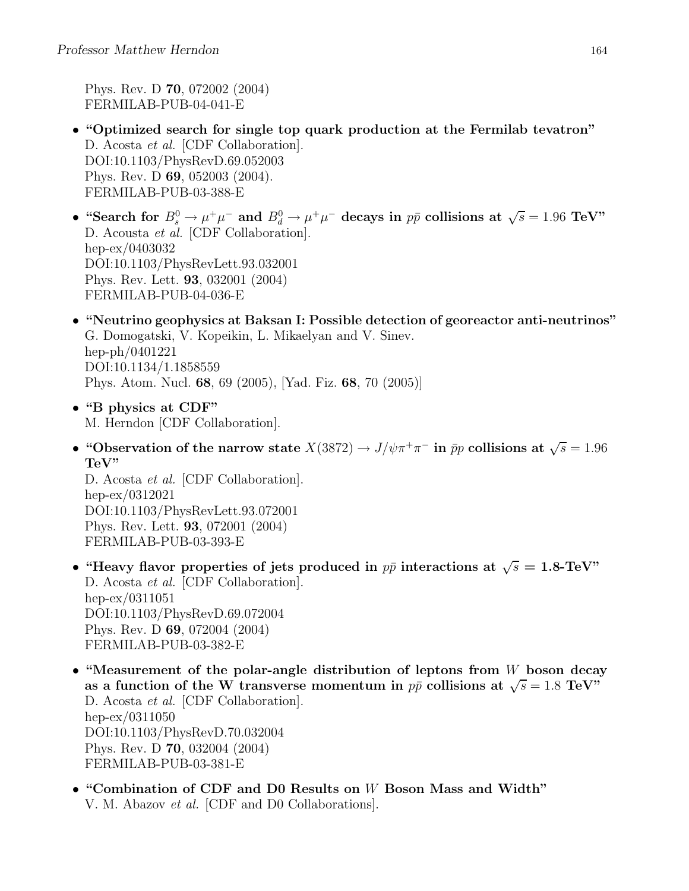Phys. Rev. D **70**, 072002 (2004)
FERMILAB-PUB-04-041-E

- **"Optimized search for single top quark production at the Fermilab tevatron"**
  D. Acosta *et al.* [CDF Collaboration].
  DOI:10.1103/PhysRevD.69.052003
  Phys. Rev. D **69**, 052003 (2004).
  FERMILAB-PUB-03-388-E

- **"Search for $B_s^0 \to \mu^+\mu^-$ and $B_d^0 \to \mu^+\mu^-$ decays in $p\bar{p}$ collisions at $\sqrt{s} = 1.96$ TeV"**
  D. Acousta *et al.* [CDF Collaboration].
  hep-ex/0403032
  DOI:10.1103/PhysRevLett.93.032001
  Phys. Rev. Lett. **93**, 032001 (2004)
  FERMILAB-PUB-04-036-E

- **"Neutrino geophysics at Baksan I: Possible detection of georeactor anti-neutrinos"**
  G. Domogatski, V. Kopeikin, L. Mikaelyan and V. Sinev.
  hep-ph/0401221
  DOI:10.1134/1.1858559
  Phys. Atom. Nucl. **68**, 69 (2005), [Yad. Fiz. **68**, 70 (2005)]

- **"B physics at CDF"**
  M. Herndon [CDF Collaboration].

- **"Observation of the narrow state $X(3872) \to J/\psi\pi^+\pi^-$ in $\bar{p}p$ collisions at $\sqrt{s} = 1.96$ TeV"**
  D. Acosta *et al.* [CDF Collaboration].
  hep-ex/0312021
  DOI:10.1103/PhysRevLett.93.072001
  Phys. Rev. Lett. **93**, 072001 (2004)
  FERMILAB-PUB-03-393-E

- **"Heavy flavor properties of jets produced in $p\bar{p}$ interactions at $\sqrt{s}$ = 1.8-TeV"**
  D. Acosta *et al.* [CDF Collaboration].
  hep-ex/0311051
  DOI:10.1103/PhysRevD.69.072004
  Phys. Rev. D **69**, 072004 (2004)
  FERMILAB-PUB-03-382-E

- **"Measurement of the polar-angle distribution of leptons from $W$ boson decay as a function of the W transverse momentum in $p\bar{p}$ collisions at $\sqrt{s} = 1.8$ TeV"**
  D. Acosta *et al.* [CDF Collaboration].
  hep-ex/0311050
  DOI:10.1103/PhysRevD.70.032004
  Phys. Rev. D **70**, 032004 (2004)
  FERMILAB-PUB-03-381-E

- **"Combination of CDF and D0 Results on $W$ Boson Mass and Width"**
  V. M. Abazov *et al.* [CDF and D0 Collaborations].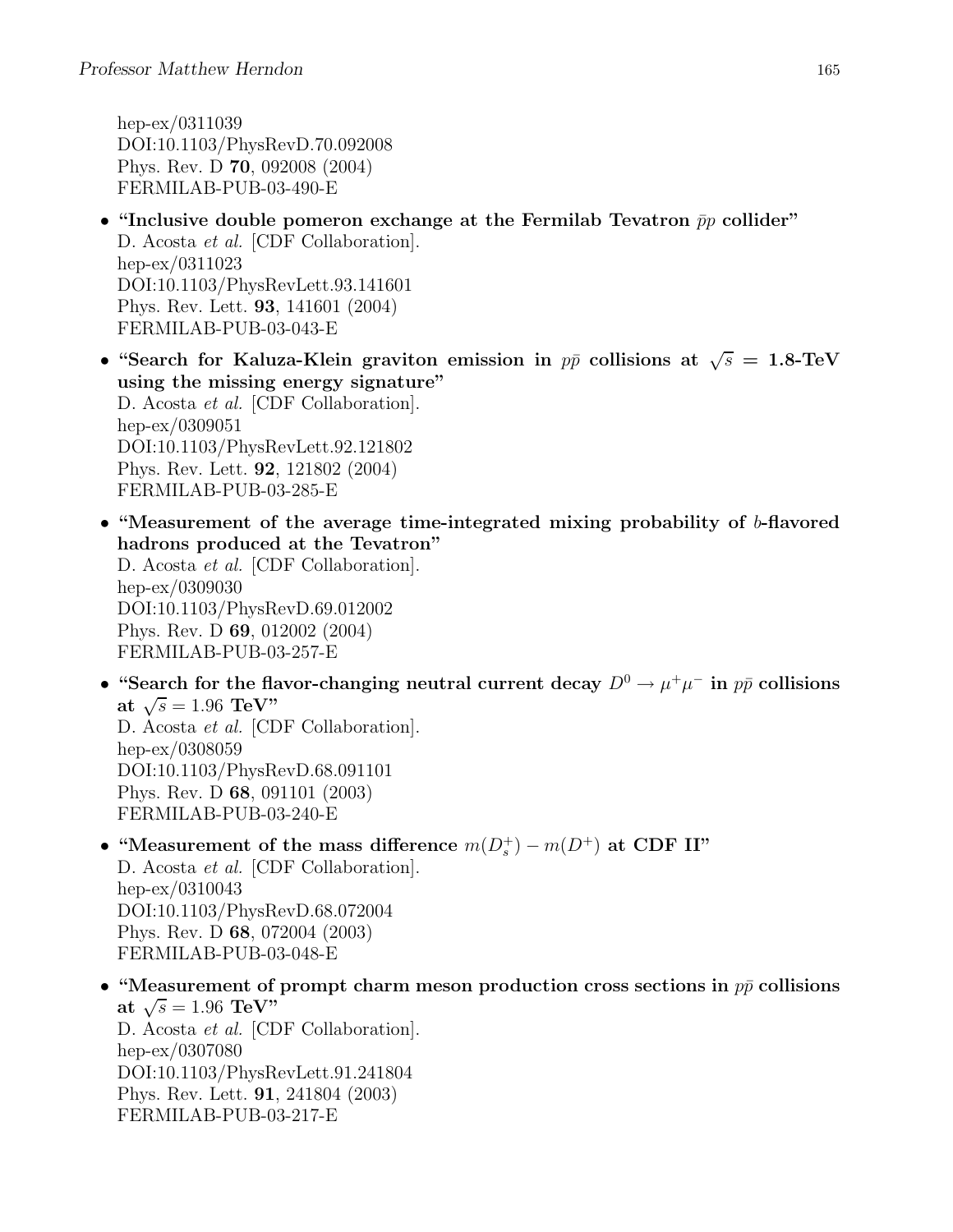hep-ex/0311039
DOI:10.1103/PhysRevD.70.092008
Phys. Rev. D **70**, 092008 (2004)
FERMILAB-PUB-03-490-E

- **"Inclusive double pomeron exchange at the Fermilab Tevatron $\bar{p}p$ collider"**
  D. Acosta *et al.* [CDF Collaboration].
  hep-ex/0311023
  DOI:10.1103/PhysRevLett.93.141601
  Phys. Rev. Lett. **93**, 141601 (2004)
  FERMILAB-PUB-03-043-E

- **"Search for Kaluza-Klein graviton emission in $p\bar{p}$ collisions at $\sqrt{s}$ = 1.8-TeV using the missing energy signature"**
  D. Acosta *et al.* [CDF Collaboration].
  hep-ex/0309051
  DOI:10.1103/PhysRevLett.92.121802
  Phys. Rev. Lett. **92**, 121802 (2004)
  FERMILAB-PUB-03-285-E

- **"Measurement of the average time-integrated mixing probability of $b$-flavored hadrons produced at the Tevatron"**
  D. Acosta *et al.* [CDF Collaboration].
  hep-ex/0309030
  DOI:10.1103/PhysRevD.69.012002
  Phys. Rev. D **69**, 012002 (2004)
  FERMILAB-PUB-03-257-E

- **"Search for the flavor-changing neutral current decay $D^0 \to \mu^+\mu^-$ in $p\bar{p}$ collisions at $\sqrt{s} = 1.96$ TeV"**
  D. Acosta *et al.* [CDF Collaboration].
  hep-ex/0308059
  DOI:10.1103/PhysRevD.68.091101
  Phys. Rev. D **68**, 091101 (2003)
  FERMILAB-PUB-03-240-E

- **"Measurement of the mass difference $m(D_s^+) - m(D^+)$ at CDF II"**
  D. Acosta *et al.* [CDF Collaboration].
  hep-ex/0310043
  DOI:10.1103/PhysRevD.68.072004
  Phys. Rev. D **68**, 072004 (2003)
  FERMILAB-PUB-03-048-E

- **"Measurement of prompt charm meson production cross sections in $p\bar{p}$ collisions at $\sqrt{s} = 1.96$ TeV"**
  D. Acosta *et al.* [CDF Collaboration].
  hep-ex/0307080
  DOI:10.1103/PhysRevLett.91.241804
  Phys. Rev. Lett. **91**, 241804 (2003)
  FERMILAB-PUB-03-217-E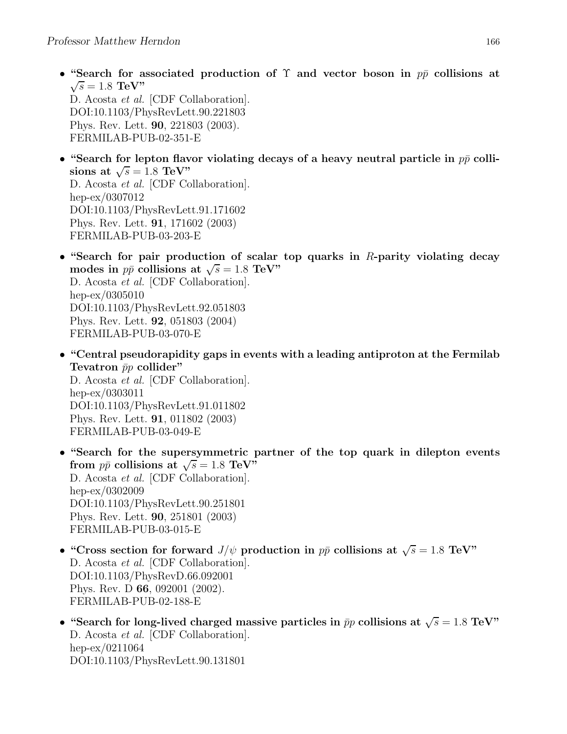- **"Search for associated production of $\Upsilon$ and vector boson in $p\bar{p}$ collisions at $\sqrt{s} = 1.8$ TeV"**
  D. Acosta *et al.* [CDF Collaboration].
  DOI:10.1103/PhysRevLett.90.221803
  Phys. Rev. Lett. **90**, 221803 (2003).
  FERMILAB-PUB-02-351-E

- **"Search for lepton flavor violating decays of a heavy neutral particle in $p\bar{p}$ collisions at $\sqrt{s} = 1.8$ TeV"**
  D. Acosta *et al.* [CDF Collaboration].
  hep-ex/0307012
  DOI:10.1103/PhysRevLett.91.171602
  Phys. Rev. Lett. **91**, 171602 (2003)
  FERMILAB-PUB-03-203-E

- **"Search for pair production of scalar top quarks in $R$-parity violating decay modes in $p\bar{p}$ collisions at $\sqrt{s} = 1.8$ TeV"**
  D. Acosta *et al.* [CDF Collaboration].
  hep-ex/0305010
  DOI:10.1103/PhysRevLett.92.051803
  Phys. Rev. Lett. **92**, 051803 (2004)
  FERMILAB-PUB-03-070-E

- **"Central pseudorapidity gaps in events with a leading antiproton at the Fermilab Tevatron $\bar{p}p$ collider"**
  D. Acosta *et al.* [CDF Collaboration].
  hep-ex/0303011
  DOI:10.1103/PhysRevLett.91.011802
  Phys. Rev. Lett. **91**, 011802 (2003)
  FERMILAB-PUB-03-049-E

- **"Search for the supersymmetric partner of the top quark in dilepton events from $p\bar{p}$ collisions at $\sqrt{s} = 1.8$ TeV"**
  D. Acosta *et al.* [CDF Collaboration].
  hep-ex/0302009
  DOI:10.1103/PhysRevLett.90.251801
  Phys. Rev. Lett. **90**, 251801 (2003)
  FERMILAB-PUB-03-015-E

- **"Cross section for forward $J/\psi$ production in $p\bar{p}$ collisions at $\sqrt{s} = 1.8$ TeV"**
  D. Acosta *et al.* [CDF Collaboration].
  DOI:10.1103/PhysRevD.66.092001
  Phys. Rev. D **66**, 092001 (2002).
  FERMILAB-PUB-02-188-E

- **"Search for long-lived charged massive particles in $\bar{p}p$ collisions at $\sqrt{s} = 1.8$ TeV"**
  D. Acosta *et al.* [CDF Collaboration].
  hep-ex/0211064
  DOI:10.1103/PhysRevLett.90.131801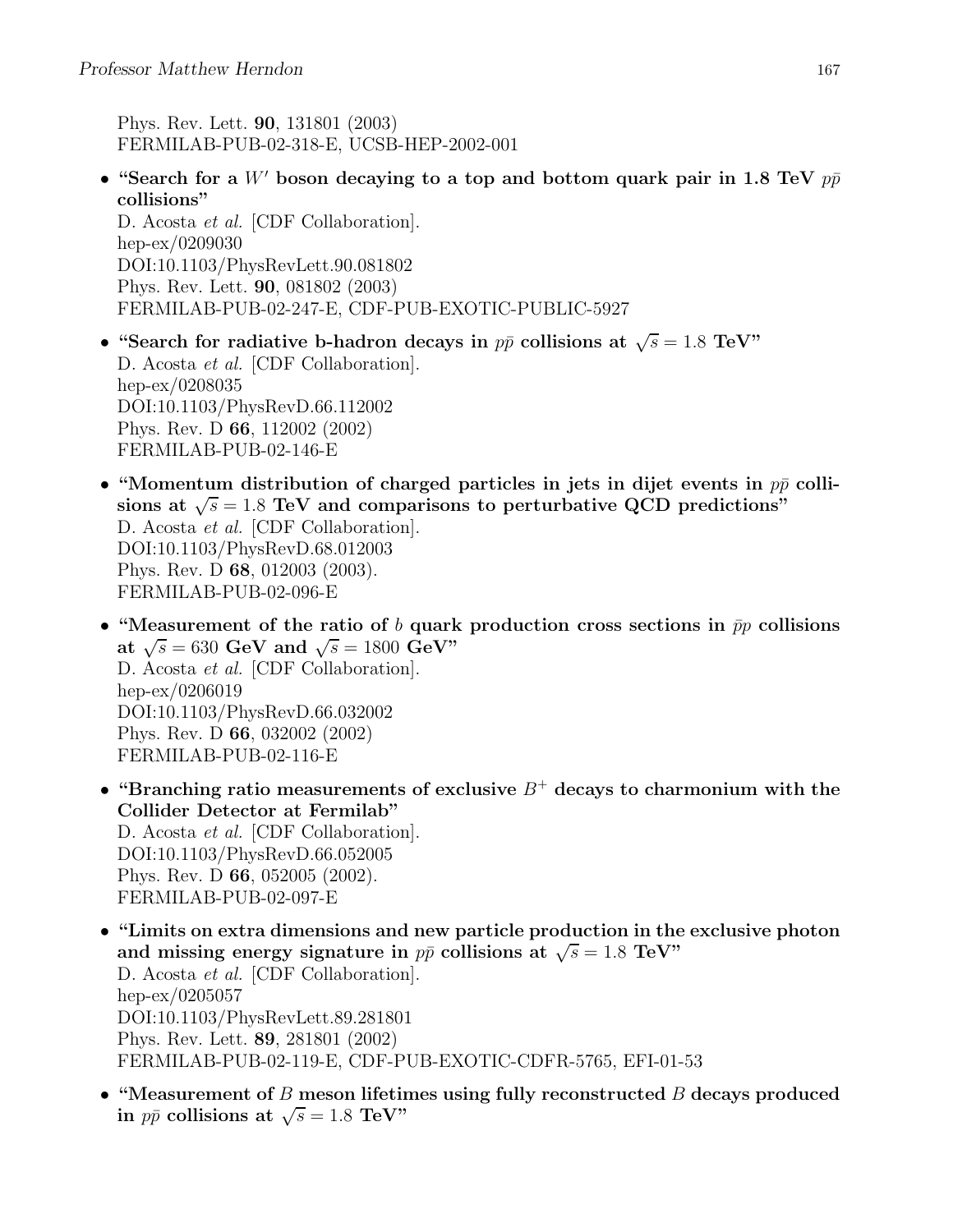Phys. Rev. Lett. **90**, 131801 (2003)
FERMILAB-PUB-02-318-E, UCSB-HEP-2002-001

- **"Search for a $W'$ boson decaying to a top and bottom quark pair in 1.8 TeV $p\bar{p}$ collisions"**
  D. Acosta *et al.* [CDF Collaboration].
  hep-ex/0209030
  DOI:10.1103/PhysRevLett.90.081802
  Phys. Rev. Lett. **90**, 081802 (2003)
  FERMILAB-PUB-02-247-E, CDF-PUB-EXOTIC-PUBLIC-5927

- **"Search for radiative b-hadron decays in $p\bar{p}$ collisions at $\sqrt{s} = 1.8$ TeV"**
  D. Acosta *et al.* [CDF Collaboration].
  hep-ex/0208035
  DOI:10.1103/PhysRevD.66.112002
  Phys. Rev. D **66**, 112002 (2002)
  FERMILAB-PUB-02-146-E

- **"Momentum distribution of charged particles in jets in dijet events in $p\bar{p}$ collisions at $\sqrt{s} = 1.8$ TeV and comparisons to perturbative QCD predictions"**
  D. Acosta *et al.* [CDF Collaboration].
  DOI:10.1103/PhysRevD.68.012003
  Phys. Rev. D **68**, 012003 (2003).
  FERMILAB-PUB-02-096-E

- **"Measurement of the ratio of $b$ quark production cross sections in $\bar{p}p$ collisions at $\sqrt{s} = 630$ GeV and $\sqrt{s} = 1800$ GeV"**
  D. Acosta *et al.* [CDF Collaboration].
  hep-ex/0206019
  DOI:10.1103/PhysRevD.66.032002
  Phys. Rev. D **66**, 032002 (2002)
  FERMILAB-PUB-02-116-E

- **"Branching ratio measurements of exclusive $B^+$ decays to charmonium with the Collider Detector at Fermilab"**
  D. Acosta *et al.* [CDF Collaboration].
  DOI:10.1103/PhysRevD.66.052005
  Phys. Rev. D **66**, 052005 (2002).
  FERMILAB-PUB-02-097-E

- **"Limits on extra dimensions and new particle production in the exclusive photon and missing energy signature in $p\bar{p}$ collisions at $\sqrt{s} = 1.8$ TeV"**
  D. Acosta *et al.* [CDF Collaboration].
  hep-ex/0205057
  DOI:10.1103/PhysRevLett.89.281801
  Phys. Rev. Lett. **89**, 281801 (2002)
  FERMILAB-PUB-02-119-E, CDF-PUB-EXOTIC-CDFR-5765, EFI-01-53

- **"Measurement of $B$ meson lifetimes using fully reconstructed $B$ decays produced in $p\bar{p}$ collisions at $\sqrt{s} = 1.8$ TeV"**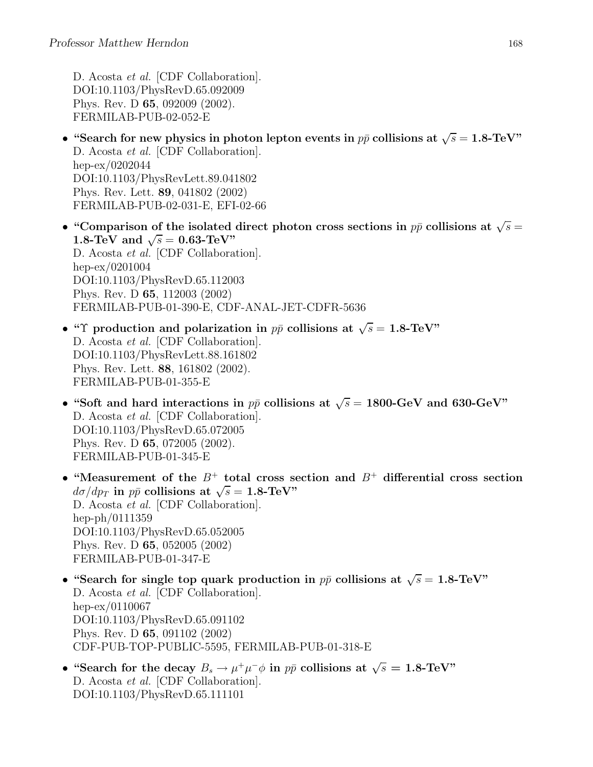D. Acosta *et al.* [CDF Collaboration].
DOI:10.1103/PhysRevD.65.092009
Phys. Rev. D **65**, 092009 (2002).
FERMILAB-PUB-02-052-E

- **"Search for new physics in photon lepton events in $p\bar{p}$ collisions at $\sqrt{s} = 1.8$-TeV"**
  D. Acosta *et al.* [CDF Collaboration].
  hep-ex/0202044
  DOI:10.1103/PhysRevLett.89.041802
  Phys. Rev. Lett. **89**, 041802 (2002)
  FERMILAB-PUB-02-031-E, EFI-02-66

- **"Comparison of the isolated direct photon cross sections in $p\bar{p}$ collisions at $\sqrt{s} = 1.8$-TeV and $\sqrt{s} = 0.63$-TeV"**
  D. Acosta *et al.* [CDF Collaboration].
  hep-ex/0201004
  DOI:10.1103/PhysRevD.65.112003
  Phys. Rev. D **65**, 112003 (2002)
  FERMILAB-PUB-01-390-E, CDF-ANAL-JET-CDFR-5636

- **"$\Upsilon$ production and polarization in $p\bar{p}$ collisions at $\sqrt{s} = 1.8$-TeV"**
  D. Acosta *et al.* [CDF Collaboration].
  DOI:10.1103/PhysRevLett.88.161802
  Phys. Rev. Lett. **88**, 161802 (2002).
  FERMILAB-PUB-01-355-E

- **"Soft and hard interactions in $p\bar{p}$ collisions at $\sqrt{s} = 1800$-GeV and 630-GeV"**
  D. Acosta *et al.* [CDF Collaboration].
  DOI:10.1103/PhysRevD.65.072005
  Phys. Rev. D **65**, 072005 (2002).
  FERMILAB-PUB-01-345-E

- **"Measurement of the $B^+$ total cross section and $B^+$ differential cross section $d\sigma/dp_T$ in $p\bar{p}$ collisions at $\sqrt{s} = 1.8$-TeV"**
  D. Acosta *et al.* [CDF Collaboration].
  hep-ph/0111359
  DOI:10.1103/PhysRevD.65.052005
  Phys. Rev. D **65**, 052005 (2002)
  FERMILAB-PUB-01-347-E

- **"Search for single top quark production in $p\bar{p}$ collisions at $\sqrt{s} = 1.8$-TeV"**
  D. Acosta *et al.* [CDF Collaboration].
  hep-ex/0110067
  DOI:10.1103/PhysRevD.65.091102
  Phys. Rev. D **65**, 091102 (2002)
  CDF-PUB-TOP-PUBLIC-5595, FERMILAB-PUB-01-318-E

- **"Search for the decay $B_s \to \mu^+\mu^-\phi$ in $p\bar{p}$ collisions at $\sqrt{s} = 1.8$-TeV"**
  D. Acosta *et al.* [CDF Collaboration].
  DOI:10.1103/PhysRevD.65.111101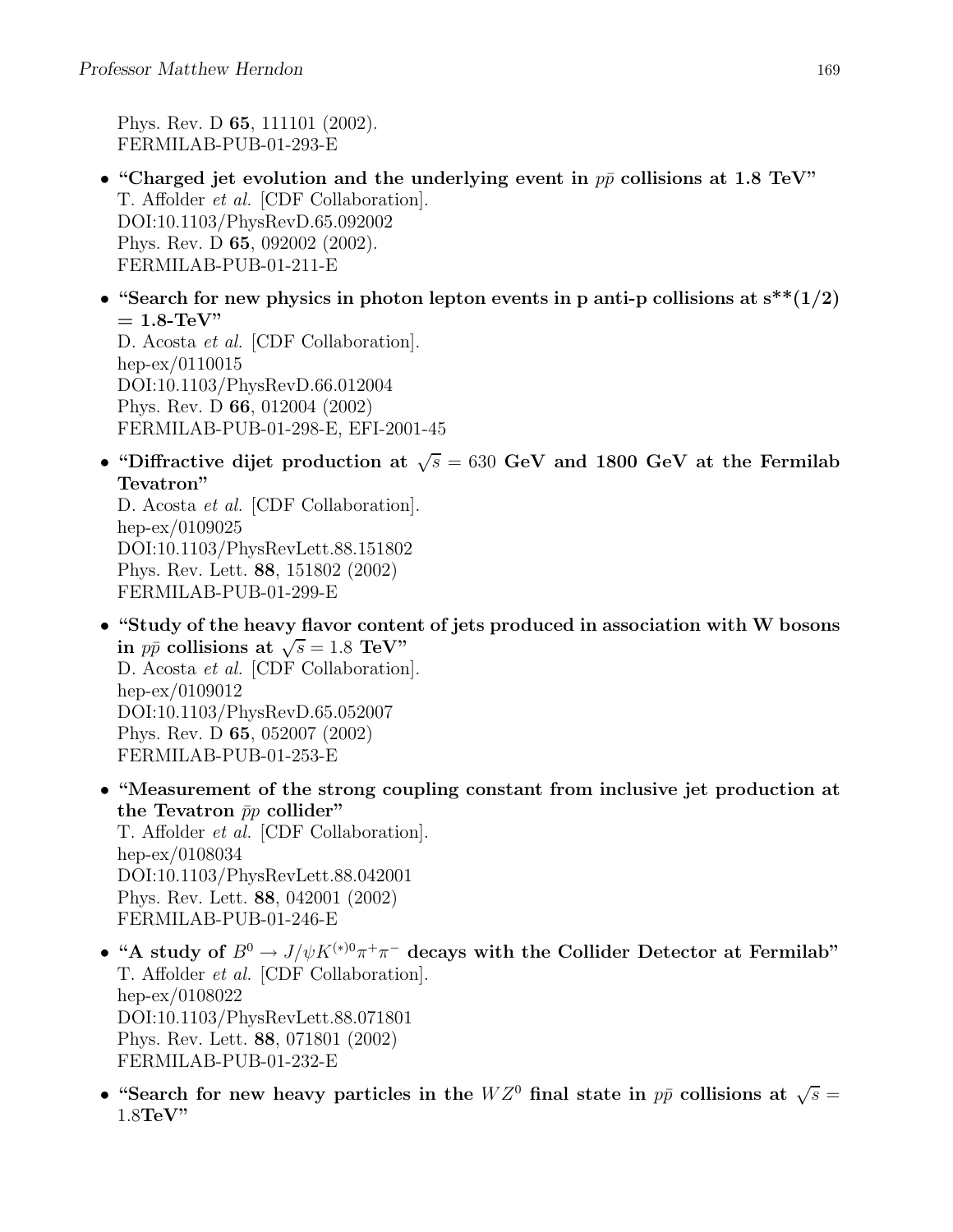Phys. Rev. D **65**, 111101 (2002).
FERMILAB-PUB-01-293-E

- **"Charged jet evolution and the underlying event in $p\bar{p}$ collisions at 1.8 TeV"**
  T. Affolder *et al.* [CDF Collaboration].
  DOI:10.1103/PhysRevD.65.092002
  Phys. Rev. D **65**, 092002 (2002).
  FERMILAB-PUB-01-211-E

- **"Search for new physics in photon lepton events in p anti-p collisions at s**(1/2) = 1.8-TeV"**
  D. Acosta *et al.* [CDF Collaboration].
  hep-ex/0110015
  DOI:10.1103/PhysRevD.66.012004
  Phys. Rev. D **66**, 012004 (2002)
  FERMILAB-PUB-01-298-E, EFI-2001-45

- **"Diffractive dijet production at $\sqrt{s} = 630$ GeV and 1800 GeV at the Fermilab Tevatron"**
  D. Acosta *et al.* [CDF Collaboration].
  hep-ex/0109025
  DOI:10.1103/PhysRevLett.88.151802
  Phys. Rev. Lett. **88**, 151802 (2002)
  FERMILAB-PUB-01-299-E

- **"Study of the heavy flavor content of jets produced in association with W bosons in $p\bar{p}$ collisions at $\sqrt{s} = 1.8$ TeV"**
  D. Acosta *et al.* [CDF Collaboration].
  hep-ex/0109012
  DOI:10.1103/PhysRevD.65.052007
  Phys. Rev. D **65**, 052007 (2002)
  FERMILAB-PUB-01-253-E

- **"Measurement of the strong coupling constant from inclusive jet production at the Tevatron $\bar{p}p$ collider"**
  T. Affolder *et al.* [CDF Collaboration].
  hep-ex/0108034
  DOI:10.1103/PhysRevLett.88.042001
  Phys. Rev. Lett. **88**, 042001 (2002)
  FERMILAB-PUB-01-246-E

- **"A study of $B^0 \to J/\psi K^{(*)0}\pi^+\pi^-$ decays with the Collider Detector at Fermilab"**
  T. Affolder *et al.* [CDF Collaboration].
  hep-ex/0108022
  DOI:10.1103/PhysRevLett.88.071801
  Phys. Rev. Lett. **88**, 071801 (2002)
  FERMILAB-PUB-01-232-E

- **"Search for new heavy particles in the $WZ^0$ final state in $p\bar{p}$ collisions at $\sqrt{s} = 1.8$TeV"**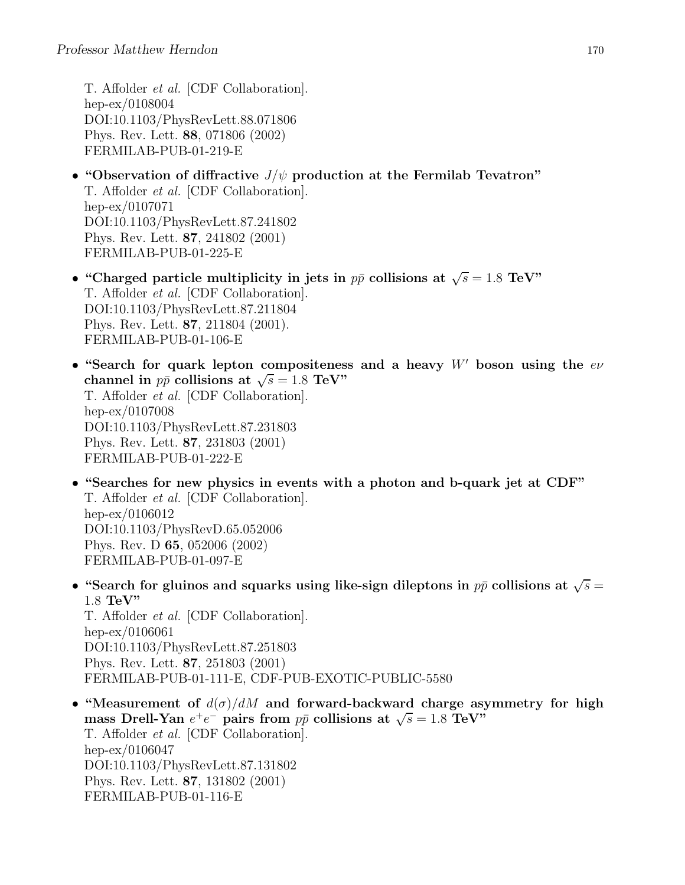T. Affolder *et al.* [CDF Collaboration].
hep-ex/0108004
DOI:10.1103/PhysRevLett.88.071806
Phys. Rev. Lett. **88**, 071806 (2002)
FERMILAB-PUB-01-219-E

- **"Observation of diffractive $J/\psi$ production at the Fermilab Tevatron"**
  T. Affolder *et al.* [CDF Collaboration].
  hep-ex/0107071
  DOI:10.1103/PhysRevLett.87.241802
  Phys. Rev. Lett. **87**, 241802 (2001)
  FERMILAB-PUB-01-225-E

- **"Charged particle multiplicity in jets in $p\bar{p}$ collisions at $\sqrt{s} = 1.8$ TeV"**
  T. Affolder *et al.* [CDF Collaboration].
  DOI:10.1103/PhysRevLett.87.211804
  Phys. Rev. Lett. **87**, 211804 (2001).
  FERMILAB-PUB-01-106-E

- **"Search for quark lepton compositeness and a heavy $W'$ boson using the $e\nu$ channel in $p\bar{p}$ collisions at $\sqrt{s} = 1.8$ TeV"**
  T. Affolder *et al.* [CDF Collaboration].
  hep-ex/0107008
  DOI:10.1103/PhysRevLett.87.231803
  Phys. Rev. Lett. **87**, 231803 (2001)
  FERMILAB-PUB-01-222-E

- **"Searches for new physics in events with a photon and b-quark jet at CDF"**
  T. Affolder *et al.* [CDF Collaboration].
  hep-ex/0106012
  DOI:10.1103/PhysRevD.65.052006
  Phys. Rev. D **65**, 052006 (2002)
  FERMILAB-PUB-01-097-E

- **"Search for gluinos and squarks using like-sign dileptons in $p\bar{p}$ collisions at $\sqrt{s} =$ 1.8 TeV"**
  T. Affolder *et al.* [CDF Collaboration].
  hep-ex/0106061
  DOI:10.1103/PhysRevLett.87.251803
  Phys. Rev. Lett. **87**, 251803 (2001)
  FERMILAB-PUB-01-111-E, CDF-PUB-EXOTIC-PUBLIC-5580

- **"Measurement of $d(\sigma)/dM$ and forward-backward charge asymmetry for high mass Drell-Yan $e^+e^-$ pairs from $p\bar{p}$ collisions at $\sqrt{s} = 1.8$ TeV"**
  T. Affolder *et al.* [CDF Collaboration].
  hep-ex/0106047
  DOI:10.1103/PhysRevLett.87.131802
  Phys. Rev. Lett. **87**, 131802 (2001)
  FERMILAB-PUB-01-116-E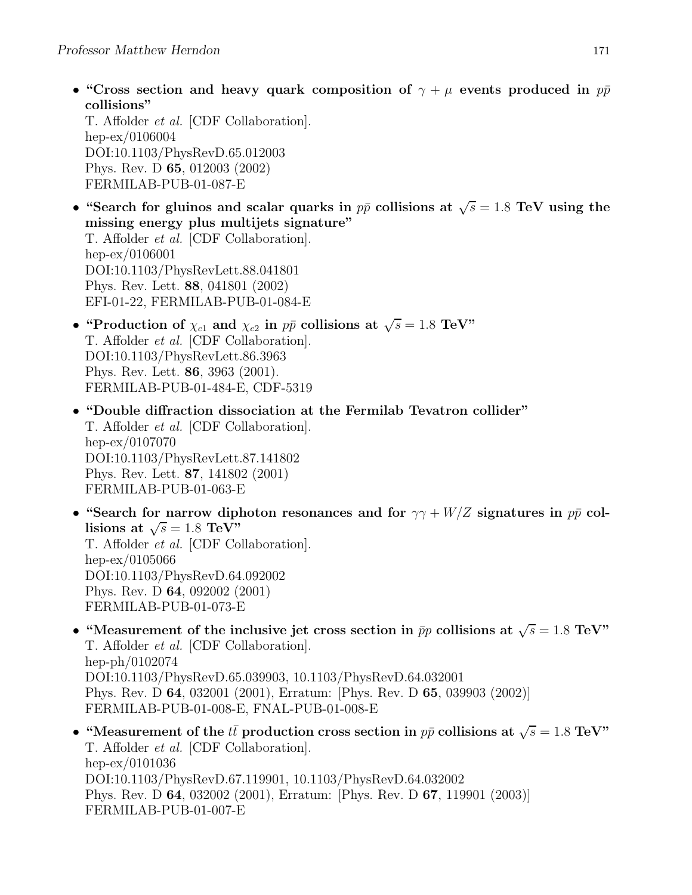- **"Cross section and heavy quark composition of $\gamma + \mu$ events produced in $p\bar{p}$ collisions"**
  T. Affolder *et al.* [CDF Collaboration].
  hep-ex/0106004
  DOI:10.1103/PhysRevD.65.012003
  Phys. Rev. D **65**, 012003 (2002)
  FERMILAB-PUB-01-087-E

- **"Search for gluinos and scalar quarks in $p\bar{p}$ collisions at $\sqrt{s} = 1.8$ TeV using the missing energy plus multijets signature"**
  T. Affolder *et al.* [CDF Collaboration].
  hep-ex/0106001
  DOI:10.1103/PhysRevLett.88.041801
  Phys. Rev. Lett. **88**, 041801 (2002)
  EFI-01-22, FERMILAB-PUB-01-084-E

- **"Production of $\chi_{c1}$ and $\chi_{c2}$ in $p\bar{p}$ collisions at $\sqrt{s} = 1.8$ TeV"**
  T. Affolder *et al.* [CDF Collaboration].
  DOI:10.1103/PhysRevLett.86.3963
  Phys. Rev. Lett. **86**, 3963 (2001).
  FERMILAB-PUB-01-484-E, CDF-5319

- **"Double diffraction dissociation at the Fermilab Tevatron collider"**
  T. Affolder *et al.* [CDF Collaboration].
  hep-ex/0107070
  DOI:10.1103/PhysRevLett.87.141802
  Phys. Rev. Lett. **87**, 141802 (2001)
  FERMILAB-PUB-01-063-E

- **"Search for narrow diphoton resonances and for $\gamma\gamma + W/Z$ signatures in $p\bar{p}$ collisions at $\sqrt{s} = 1.8$ TeV"**
  T. Affolder *et al.* [CDF Collaboration].
  hep-ex/0105066
  DOI:10.1103/PhysRevD.64.092002
  Phys. Rev. D **64**, 092002 (2001)
  FERMILAB-PUB-01-073-E

- **"Measurement of the inclusive jet cross section in $\bar{p}p$ collisions at $\sqrt{s} = 1.8$ TeV"**
  T. Affolder *et al.* [CDF Collaboration].
  hep-ph/0102074
  DOI:10.1103/PhysRevD.65.039903, 10.1103/PhysRevD.64.032001
  Phys. Rev. D **64**, 032001 (2001), Erratum: [Phys. Rev. D **65**, 039903 (2002)]
  FERMILAB-PUB-01-008-E, FNAL-PUB-01-008-E

- **"Measurement of the $t\bar{t}$ production cross section in $p\bar{p}$ collisions at $\sqrt{s} = 1.8$ TeV"**
  T. Affolder *et al.* [CDF Collaboration].
  hep-ex/0101036
  DOI:10.1103/PhysRevD.67.119901, 10.1103/PhysRevD.64.032002
  Phys. Rev. D **64**, 032002 (2001), Erratum: [Phys. Rev. D **67**, 119901 (2003)]
  FERMILAB-PUB-01-007-E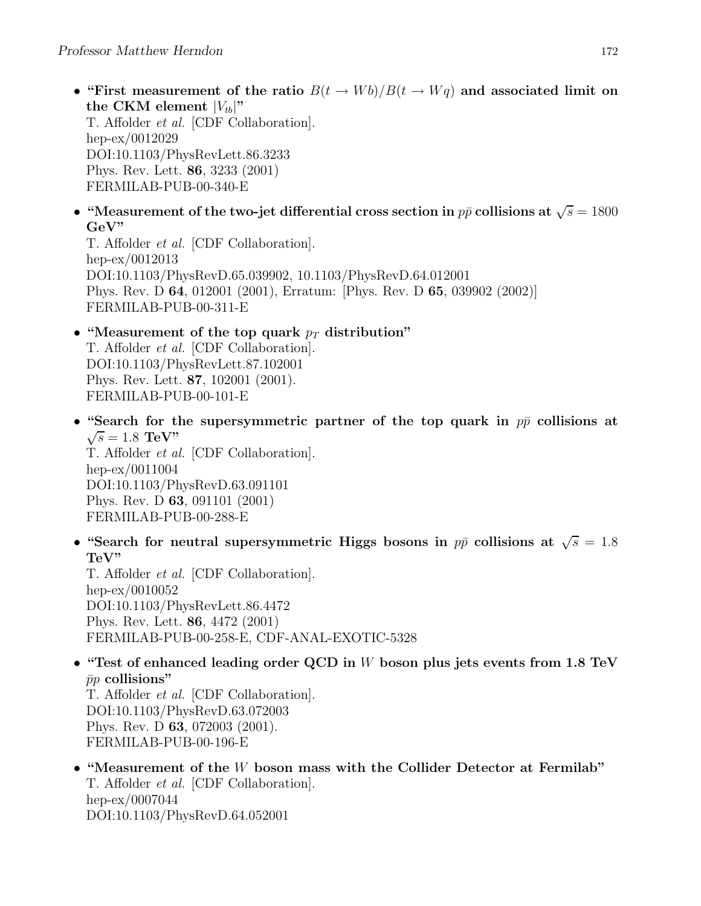- **"First measurement of the ratio $B(t \to Wb)/B(t \to Wq)$ and associated limit on the CKM element $|V_{tb}|$"**
  T. Affolder *et al.* [CDF Collaboration].
  hep-ex/0012029
  DOI:10.1103/PhysRevLett.86.3233
  Phys. Rev. Lett. **86**, 3233 (2001)
  FERMILAB-PUB-00-340-E

- **"Measurement of the two-jet differential cross section in $p\bar{p}$ collisions at $\sqrt{s} = 1800$ GeV"**
  T. Affolder *et al.* [CDF Collaboration].
  hep-ex/0012013
  DOI:10.1103/PhysRevD.65.039902, 10.1103/PhysRevD.64.012001
  Phys. Rev. D **64**, 012001 (2001), Erratum: [Phys. Rev. D **65**, 039902 (2002)]
  FERMILAB-PUB-00-311-E

- **"Measurement of the top quark $p_T$ distribution"**
  T. Affolder *et al.* [CDF Collaboration].
  DOI:10.1103/PhysRevLett.87.102001
  Phys. Rev. Lett. **87**, 102001 (2001).
  FERMILAB-PUB-00-101-E

- **"Search for the supersymmetric partner of the top quark in $p\bar{p}$ collisions at $\sqrt{s} = 1.8$ TeV"**
  T. Affolder *et al.* [CDF Collaboration].
  hep-ex/0011004
  DOI:10.1103/PhysRevD.63.091101
  Phys. Rev. D **63**, 091101 (2001)
  FERMILAB-PUB-00-288-E

- **"Search for neutral supersymmetric Higgs bosons in $p\bar{p}$ collisions at $\sqrt{s} = 1.8$ TeV"**
  T. Affolder *et al.* [CDF Collaboration].
  hep-ex/0010052
  DOI:10.1103/PhysRevLett.86.4472
  Phys. Rev. Lett. **86**, 4472 (2001)
  FERMILAB-PUB-00-258-E, CDF-ANAL-EXOTIC-5328

- **"Test of enhanced leading order QCD in $W$ boson plus jets events from 1.8 TeV $\bar{p}p$ collisions"**
  T. Affolder *et al.* [CDF Collaboration].
  DOI:10.1103/PhysRevD.63.072003
  Phys. Rev. D **63**, 072003 (2001).
  FERMILAB-PUB-00-196-E

- **"Measurement of the $W$ boson mass with the Collider Detector at Fermilab"**
  T. Affolder *et al.* [CDF Collaboration].
  hep-ex/0007044
  DOI:10.1103/PhysRevD.64.052001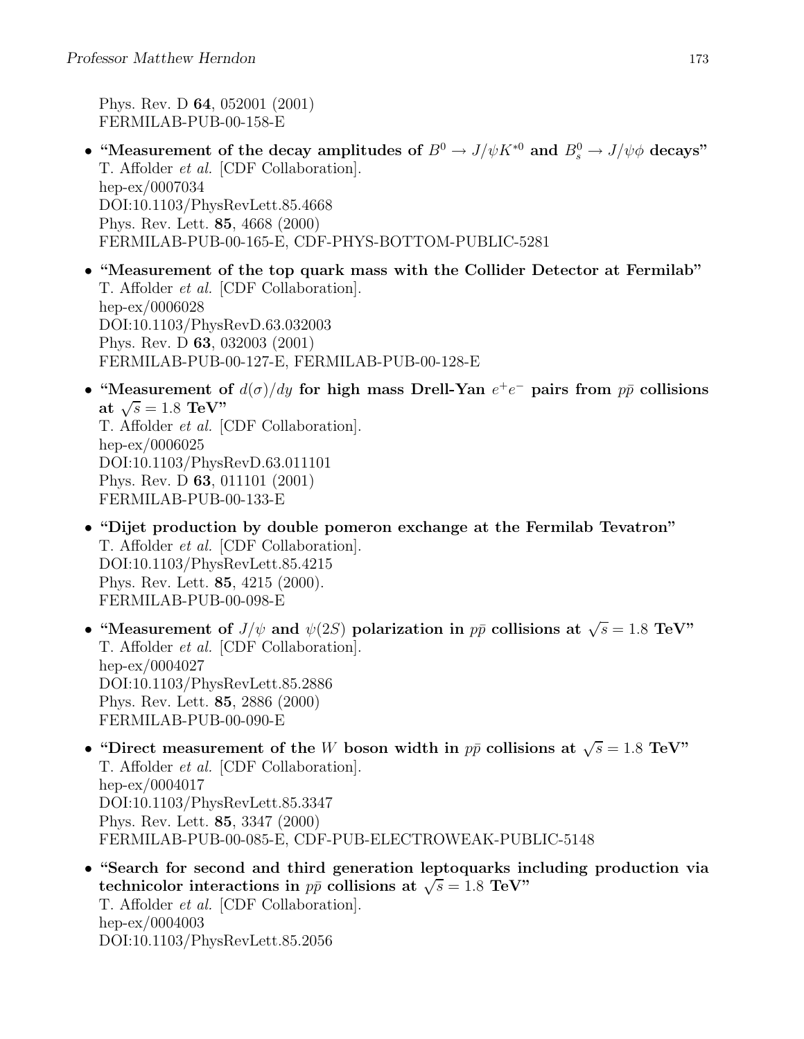Phys. Rev. D **64**, 052001 (2001)
FERMILAB-PUB-00-158-E

- **"Measurement of the decay amplitudes of $B^0 \to J/\psi K^{*0}$ and $B_s^0 \to J/\psi\phi$ decays"**
  T. Affolder *et al.* [CDF Collaboration].
  hep-ex/0007034
  DOI:10.1103/PhysRevLett.85.4668
  Phys. Rev. Lett. **85**, 4668 (2000)
  FERMILAB-PUB-00-165-E, CDF-PHYS-BOTTOM-PUBLIC-5281

- **"Measurement of the top quark mass with the Collider Detector at Fermilab"**
  T. Affolder *et al.* [CDF Collaboration].
  hep-ex/0006028
  DOI:10.1103/PhysRevD.63.032003
  Phys. Rev. D **63**, 032003 (2001)
  FERMILAB-PUB-00-127-E, FERMILAB-PUB-00-128-E

- **"Measurement of $d(\sigma)/dy$ for high mass Drell-Yan $e^+e^-$ pairs from $p\bar{p}$ collisions at $\sqrt{s} = 1.8$ TeV"**
  T. Affolder *et al.* [CDF Collaboration].
  hep-ex/0006025
  DOI:10.1103/PhysRevD.63.011101
  Phys. Rev. D **63**, 011101 (2001)
  FERMILAB-PUB-00-133-E

- **"Dijet production by double pomeron exchange at the Fermilab Tevatron"**
  T. Affolder *et al.* [CDF Collaboration].
  DOI:10.1103/PhysRevLett.85.4215
  Phys. Rev. Lett. **85**, 4215 (2000).
  FERMILAB-PUB-00-098-E

- **"Measurement of $J/\psi$ and $\psi(2S)$ polarization in $p\bar{p}$ collisions at $\sqrt{s} = 1.8$ TeV"**
  T. Affolder *et al.* [CDF Collaboration].
  hep-ex/0004027
  DOI:10.1103/PhysRevLett.85.2886
  Phys. Rev. Lett. **85**, 2886 (2000)
  FERMILAB-PUB-00-090-E

- **"Direct measurement of the $W$ boson width in $p\bar{p}$ collisions at $\sqrt{s} = 1.8$ TeV"**
  T. Affolder *et al.* [CDF Collaboration].
  hep-ex/0004017
  DOI:10.1103/PhysRevLett.85.3347
  Phys. Rev. Lett. **85**, 3347 (2000)
  FERMILAB-PUB-00-085-E, CDF-PUB-ELECTROWEAK-PUBLIC-5148

- **"Search for second and third generation leptoquarks including production via technicolor interactions in $p\bar{p}$ collisions at $\sqrt{s} = 1.8$ TeV"**
  T. Affolder *et al.* [CDF Collaboration].
  hep-ex/0004003
  DOI:10.1103/PhysRevLett.85.2056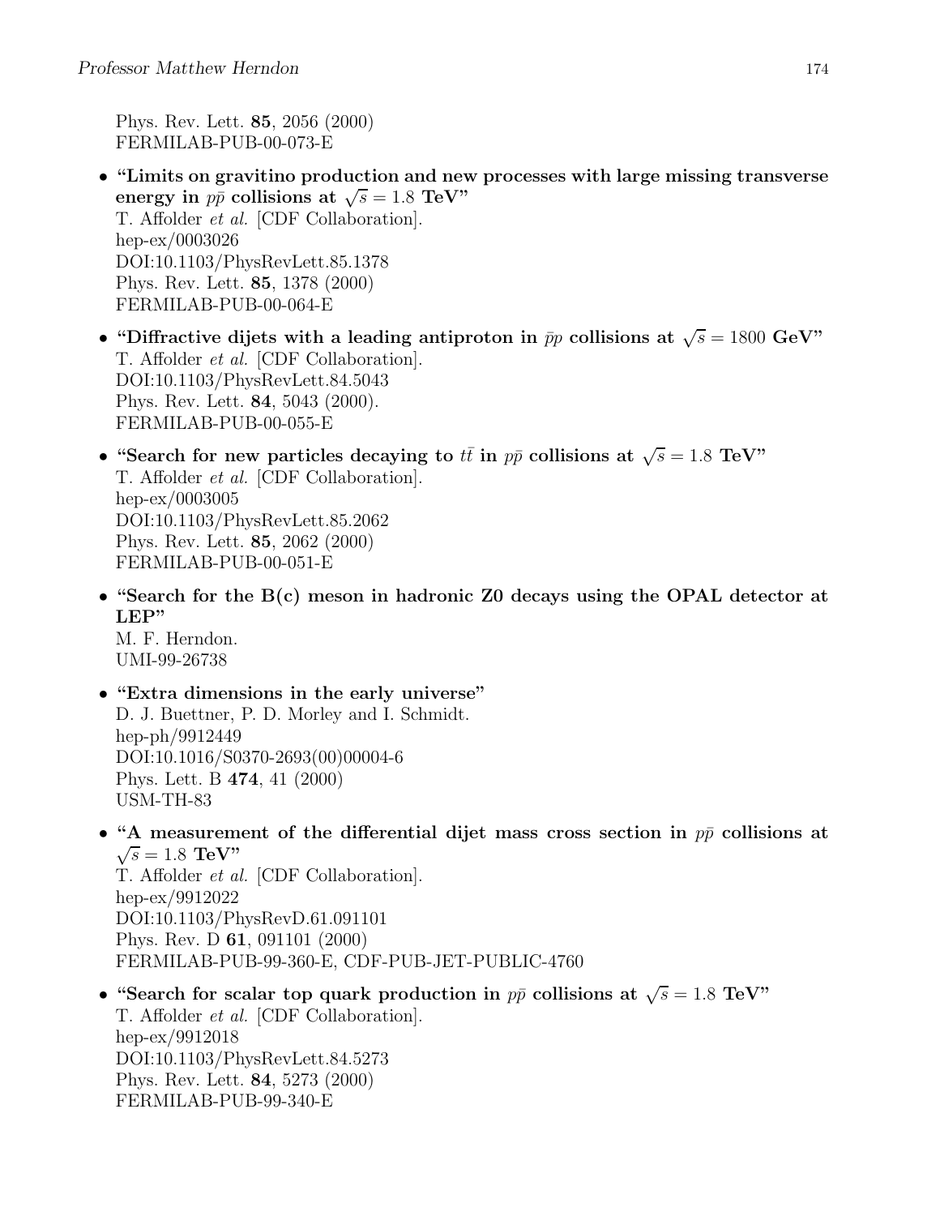Phys. Rev. Lett. **85**, 2056 (2000)
FERMILAB-PUB-00-073-E

- **"Limits on gravitino production and new processes with large missing transverse energy in $p\bar{p}$ collisions at $\sqrt{s} = 1.8$ TeV"**
  T. Affolder *et al.* [CDF Collaboration].
  hep-ex/0003026
  DOI:10.1103/PhysRevLett.85.1378
  Phys. Rev. Lett. **85**, 1378 (2000)
  FERMILAB-PUB-00-064-E

- **"Diffractive dijets with a leading antiproton in $\bar{p}p$ collisions at $\sqrt{s} = 1800$ GeV"**
  T. Affolder *et al.* [CDF Collaboration].
  DOI:10.1103/PhysRevLett.84.5043
  Phys. Rev. Lett. **84**, 5043 (2000).
  FERMILAB-PUB-00-055-E

- **"Search for new particles decaying to $t\bar{t}$ in $p\bar{p}$ collisions at $\sqrt{s} = 1.8$ TeV"**
  T. Affolder *et al.* [CDF Collaboration].
  hep-ex/0003005
  DOI:10.1103/PhysRevLett.85.2062
  Phys. Rev. Lett. **85**, 2062 (2000)
  FERMILAB-PUB-00-051-E

- **"Search for the B(c) meson in hadronic Z0 decays using the OPAL detector at LEP"**
  M. F. Herndon.
  UMI-99-26738

- **"Extra dimensions in the early universe"**
  D. J. Buettner, P. D. Morley and I. Schmidt.
  hep-ph/9912449
  DOI:10.1016/S0370-2693(00)00004-6
  Phys. Lett. B **474**, 41 (2000)
  USM-TH-83

- **"A measurement of the differential dijet mass cross section in $p\bar{p}$ collisions at $\sqrt{s} = 1.8$ TeV"**
  T. Affolder *et al.* [CDF Collaboration].
  hep-ex/9912022
  DOI:10.1103/PhysRevD.61.091101
  Phys. Rev. D **61**, 091101 (2000)
  FERMILAB-PUB-99-360-E, CDF-PUB-JET-PUBLIC-4760

- **"Search for scalar top quark production in $p\bar{p}$ collisions at $\sqrt{s} = 1.8$ TeV"**
  T. Affolder *et al.* [CDF Collaboration].
  hep-ex/9912018
  DOI:10.1103/PhysRevLett.84.5273
  Phys. Rev. Lett. **84**, 5273 (2000)
  FERMILAB-PUB-99-340-E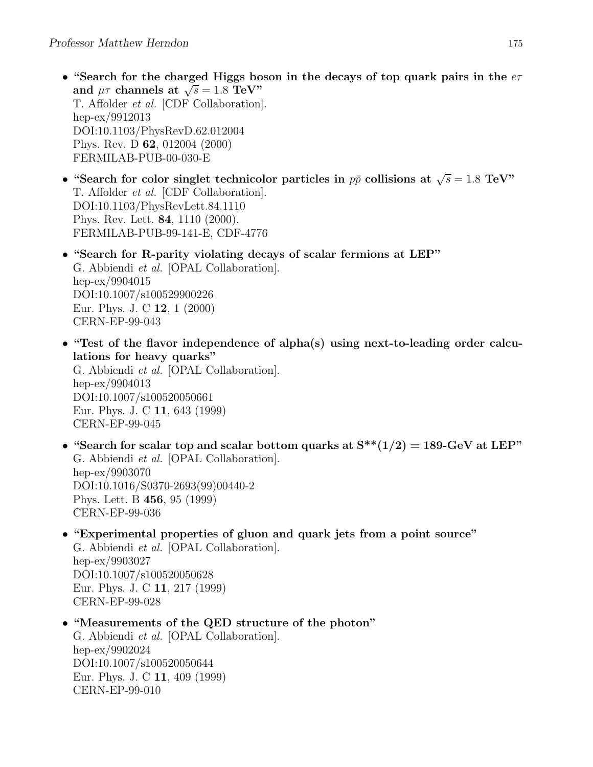- **"Search for the charged Higgs boson in the decays of top quark pairs in the $e\tau$ and $\mu\tau$ channels at $\sqrt{s} = 1.8$ TeV"**
  T. Affolder *et al.* [CDF Collaboration].
  hep-ex/9912013
  DOI:10.1103/PhysRevD.62.012004
  Phys. Rev. D **62**, 012004 (2000)
  FERMILAB-PUB-00-030-E

- **"Search for color singlet technicolor particles in $p\bar{p}$ collisions at $\sqrt{s} = 1.8$ TeV"**
  T. Affolder *et al.* [CDF Collaboration].
  DOI:10.1103/PhysRevLett.84.1110
  Phys. Rev. Lett. **84**, 1110 (2000).
  FERMILAB-PUB-99-141-E, CDF-4776

- **"Search for R-parity violating decays of scalar fermions at LEP"**
  G. Abbiendi *et al.* [OPAL Collaboration].
  hep-ex/9904015
  DOI:10.1007/s100529900226
  Eur. Phys. J. C **12**, 1 (2000)
  CERN-EP-99-043

- **"Test of the flavor independence of alpha(s) using next-to-leading order calculations for heavy quarks"**
  G. Abbiendi *et al.* [OPAL Collaboration].
  hep-ex/9904013
  DOI:10.1007/s100520050661
  Eur. Phys. J. C **11**, 643 (1999)
  CERN-EP-99-045

- **"Search for scalar top and scalar bottom quarks at S**(1/2) = 189-GeV at LEP"**
  G. Abbiendi *et al.* [OPAL Collaboration].
  hep-ex/9903070
  DOI:10.1016/S0370-2693(99)00440-2
  Phys. Lett. B **456**, 95 (1999)
  CERN-EP-99-036

- **"Experimental properties of gluon and quark jets from a point source"**
  G. Abbiendi *et al.* [OPAL Collaboration].
  hep-ex/9903027
  DOI:10.1007/s100520050628
  Eur. Phys. J. C **11**, 217 (1999)
  CERN-EP-99-028

- **"Measurements of the QED structure of the photon"**
  G. Abbiendi *et al.* [OPAL Collaboration].
  hep-ex/9902024
  DOI:10.1007/s100520050644
  Eur. Phys. J. C **11**, 409 (1999)
  CERN-EP-99-010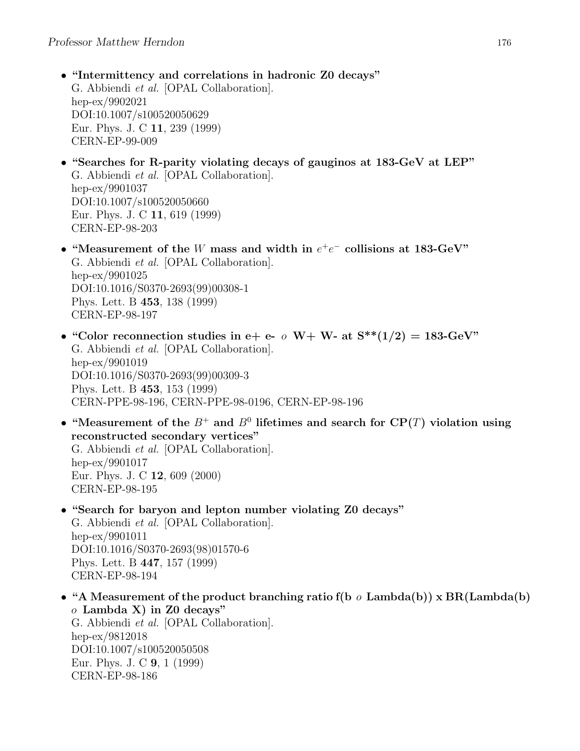- **"Intermittency and correlations in hadronic Z0 decays"**
  G. Abbiendi *et al.* [OPAL Collaboration].
  hep-ex/9902021
  DOI:10.1007/s100520050629
  Eur. Phys. J. C **11**, 239 (1999)
  CERN-EP-99-009

- **"Searches for R-parity violating decays of gauginos at 183-GeV at LEP"**
  G. Abbiendi *et al.* [OPAL Collaboration].
  hep-ex/9901037
  DOI:10.1007/s100520050660
  Eur. Phys. J. C **11**, 619 (1999)
  CERN-EP-98-203

- **"Measurement of the $W$ mass and width in $e^+e^-$ collisions at 183-GeV"**
  G. Abbiendi *et al.* [OPAL Collaboration].
  hep-ex/9901025
  DOI:10.1016/S0370-2693(99)00308-1
  Phys. Lett. B **453**, 138 (1999)
  CERN-EP-98-197

- **"Color reconnection studies in e+ e- $o$ W+ W- at S**(1/2) = 183-GeV"**
  G. Abbiendi *et al.* [OPAL Collaboration].
  hep-ex/9901019
  DOI:10.1016/S0370-2693(99)00309-3
  Phys. Lett. B **453**, 153 (1999)
  CERN-PPE-98-196, CERN-PPE-98-0196, CERN-EP-98-196

- **"Measurement of the $B^+$ and $B^0$ lifetimes and search for CP($T$) violation using reconstructed secondary vertices"**
  G. Abbiendi *et al.* [OPAL Collaboration].
  hep-ex/9901017
  Eur. Phys. J. C **12**, 609 (2000)
  CERN-EP-98-195

- **"Search for baryon and lepton number violating Z0 decays"**
  G. Abbiendi *et al.* [OPAL Collaboration].
  hep-ex/9901011
  DOI:10.1016/S0370-2693(98)01570-6
  Phys. Lett. B **447**, 157 (1999)
  CERN-EP-98-194

- **"A Measurement of the product branching ratio f(b $o$ Lambda(b)) x BR(Lambda(b) $o$ Lambda X) in Z0 decays"**
  G. Abbiendi *et al.* [OPAL Collaboration].
  hep-ex/9812018
  DOI:10.1007/s100520050508
  Eur. Phys. J. C **9**, 1 (1999)
  CERN-EP-98-186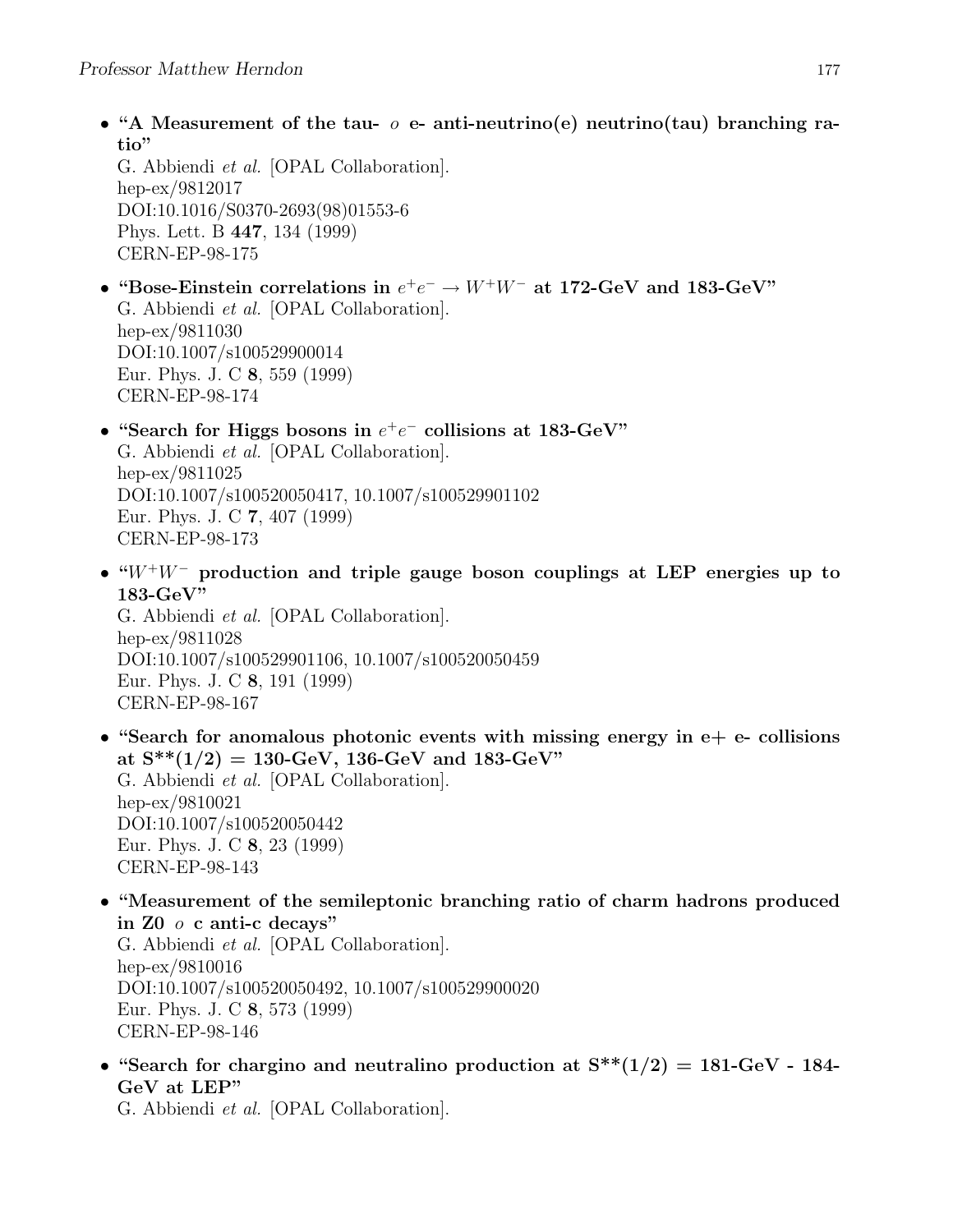- **"A Measurement of the tau- $o$ e- anti-neutrino(e) neutrino(tau) branching ratio"**
  G. Abbiendi *et al.* [OPAL Collaboration].
  hep-ex/9812017
  DOI:10.1016/S0370-2693(98)01553-6
  Phys. Lett. B **447**, 134 (1999)
  CERN-EP-98-175

- **"Bose-Einstein correlations in $e^+e^- \rightarrow W^+W^-$ at 172-GeV and 183-GeV"**
  G. Abbiendi *et al.* [OPAL Collaboration].
  hep-ex/9811030
  DOI:10.1007/s100529900014
  Eur. Phys. J. C **8**, 559 (1999)
  CERN-EP-98-174

- **"Search for Higgs bosons in $e^+e^-$ collisions at 183-GeV"**
  G. Abbiendi *et al.* [OPAL Collaboration].
  hep-ex/9811025
  DOI:10.1007/s100520050417, 10.1007/s100529901102
  Eur. Phys. J. C **7**, 407 (1999)
  CERN-EP-98-173

- **"$W^+W^-$ production and triple gauge boson couplings at LEP energies up to 183-GeV"**
  G. Abbiendi *et al.* [OPAL Collaboration].
  hep-ex/9811028
  DOI:10.1007/s100529901106, 10.1007/s100520050459
  Eur. Phys. J. C **8**, 191 (1999)
  CERN-EP-98-167

- **"Search for anomalous photonic events with missing energy in e+ e- collisions at S**(1/2) = 130-GeV, 136-GeV and 183-GeV"**
  G. Abbiendi *et al.* [OPAL Collaboration].
  hep-ex/9810021
  DOI:10.1007/s100520050442
  Eur. Phys. J. C **8**, 23 (1999)
  CERN-EP-98-143

- **"Measurement of the semileptonic branching ratio of charm hadrons produced in Z0 $o$ c anti-c decays"**
  G. Abbiendi *et al.* [OPAL Collaboration].
  hep-ex/9810016
  DOI:10.1007/s100520050492, 10.1007/s100529900020
  Eur. Phys. J. C **8**, 573 (1999)
  CERN-EP-98-146

- **"Search for chargino and neutralino production at S**(1/2) = 181-GeV - 184-GeV at LEP"**
  G. Abbiendi *et al.* [OPAL Collaboration].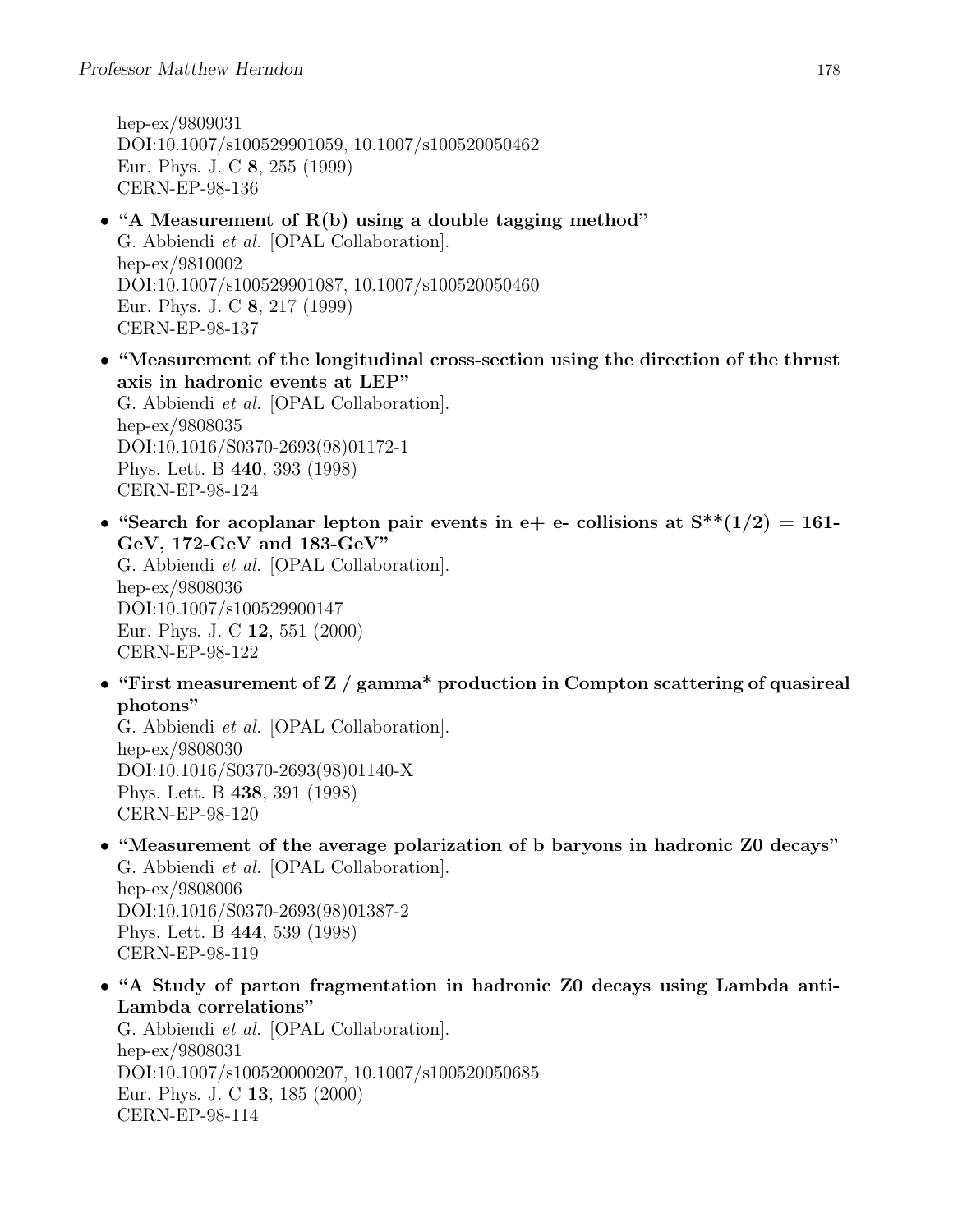hep-ex/9809031
DOI:10.1007/s100529901059, 10.1007/s100520050462
Eur. Phys. J. C **8**, 255 (1999)
CERN-EP-98-136

- **"A Measurement of R(b) using a double tagging method"**
  G. Abbiendi *et al.* [OPAL Collaboration].
  hep-ex/9810002
  DOI:10.1007/s100529901087, 10.1007/s100520050460
  Eur. Phys. J. C **8**, 217 (1999)
  CERN-EP-98-137

- **"Measurement of the longitudinal cross-section using the direction of the thrust axis in hadronic events at LEP"**
  G. Abbiendi *et al.* [OPAL Collaboration].
  hep-ex/9808035
  DOI:10.1016/S0370-2693(98)01172-1
  Phys. Lett. B **440**, 393 (1998)
  CERN-EP-98-124

- **"Search for acoplanar lepton pair events in e+ e- collisions at S**(1/2) = 161-GeV, 172-GeV and 183-GeV"**
  G. Abbiendi *et al.* [OPAL Collaboration].
  hep-ex/9808036
  DOI:10.1007/s100529900147
  Eur. Phys. J. C **12**, 551 (2000)
  CERN-EP-98-122

- **"First measurement of Z / gamma* production in Compton scattering of quasireal photons"**
  G. Abbiendi *et al.* [OPAL Collaboration].
  hep-ex/9808030
  DOI:10.1016/S0370-2693(98)01140-X
  Phys. Lett. B **438**, 391 (1998)
  CERN-EP-98-120

- **"Measurement of the average polarization of b baryons in hadronic Z0 decays"**
  G. Abbiendi *et al.* [OPAL Collaboration].
  hep-ex/9808006
  DOI:10.1016/S0370-2693(98)01387-2
  Phys. Lett. B **444**, 539 (1998)
  CERN-EP-98-119

- **"A Study of parton fragmentation in hadronic Z0 decays using Lambda anti-Lambda correlations"**
  G. Abbiendi *et al.* [OPAL Collaboration].
  hep-ex/9808031
  DOI:10.1007/s100520000207, 10.1007/s100520050685
  Eur. Phys. J. C **13**, 185 (2000)
  CERN-EP-98-114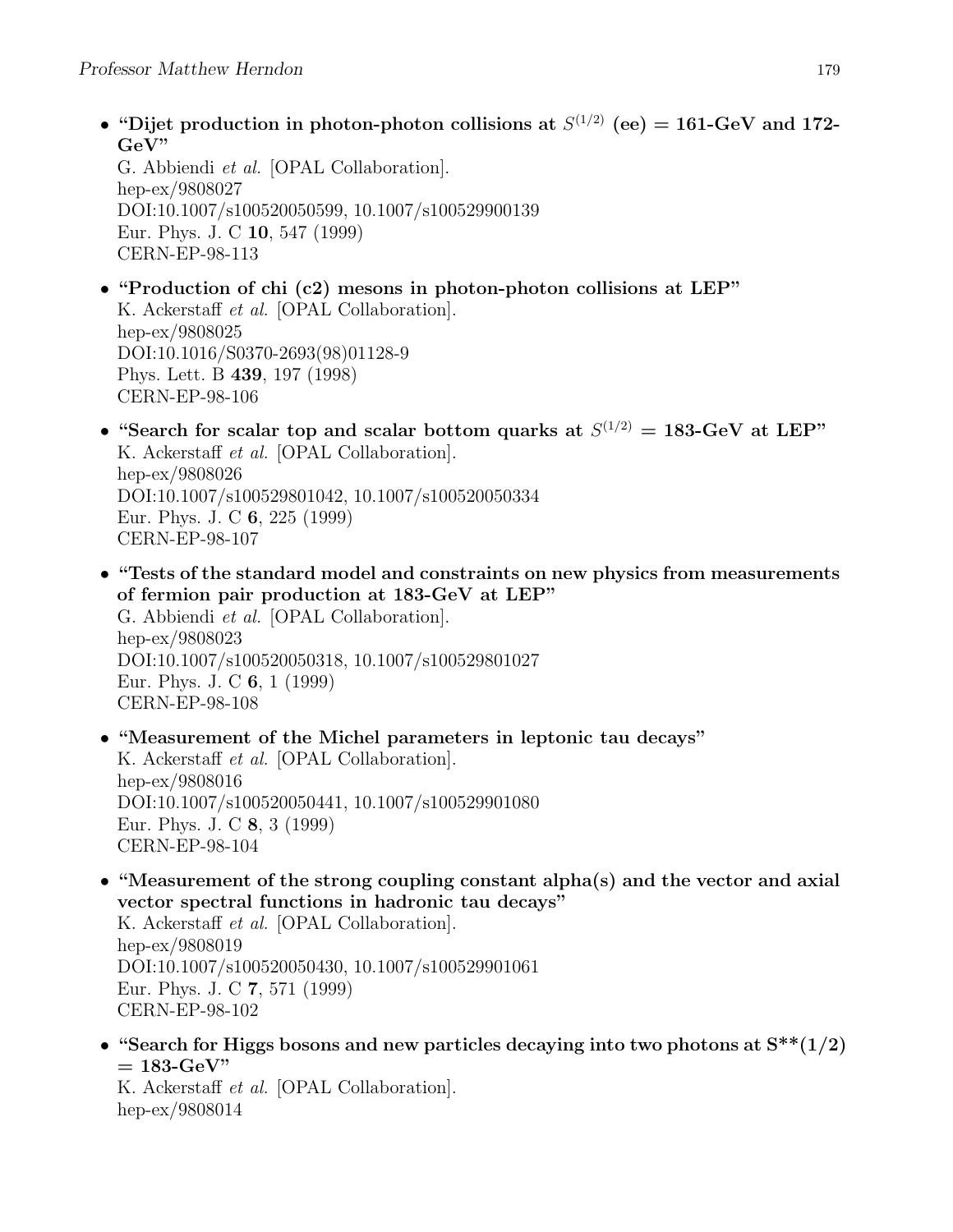- **"Dijet production in photon-photon collisions at $S^{(1/2)}$ (ee) = 161-GeV and 172-GeV"**
  G. Abbiendi *et al.* [OPAL Collaboration].
  hep-ex/9808027
  DOI:10.1007/s100520050599, 10.1007/s100529900139
  Eur. Phys. J. C **10**, 547 (1999)
  CERN-EP-98-113

- **"Production of chi (c2) mesons in photon-photon collisions at LEP"**
  K. Ackerstaff *et al.* [OPAL Collaboration].
  hep-ex/9808025
  DOI:10.1016/S0370-2693(98)01128-9
  Phys. Lett. B **439**, 197 (1998)
  CERN-EP-98-106

- **"Search for scalar top and scalar bottom quarks at $S^{(1/2)}$ = 183-GeV at LEP"**
  K. Ackerstaff *et al.* [OPAL Collaboration].
  hep-ex/9808026
  DOI:10.1007/s100529801042, 10.1007/s100520050334
  Eur. Phys. J. C **6**, 225 (1999)
  CERN-EP-98-107

- **"Tests of the standard model and constraints on new physics from measurements of fermion pair production at 183-GeV at LEP"**
  G. Abbiendi *et al.* [OPAL Collaboration].
  hep-ex/9808023
  DOI:10.1007/s100520050318, 10.1007/s100529801027
  Eur. Phys. J. C **6**, 1 (1999)
  CERN-EP-98-108

- **"Measurement of the Michel parameters in leptonic tau decays"**
  K. Ackerstaff *et al.* [OPAL Collaboration].
  hep-ex/9808016
  DOI:10.1007/s100520050441, 10.1007/s100529901080
  Eur. Phys. J. C **8**, 3 (1999)
  CERN-EP-98-104

- **"Measurement of the strong coupling constant alpha(s) and the vector and axial vector spectral functions in hadronic tau decays"**
  K. Ackerstaff *et al.* [OPAL Collaboration].
  hep-ex/9808019
  DOI:10.1007/s100520050430, 10.1007/s100529901061
  Eur. Phys. J. C **7**, 571 (1999)
  CERN-EP-98-102

- **"Search for Higgs bosons and new particles decaying into two photons at S**(1/2) = 183-GeV"**
  K. Ackerstaff *et al.* [OPAL Collaboration].
  hep-ex/9808014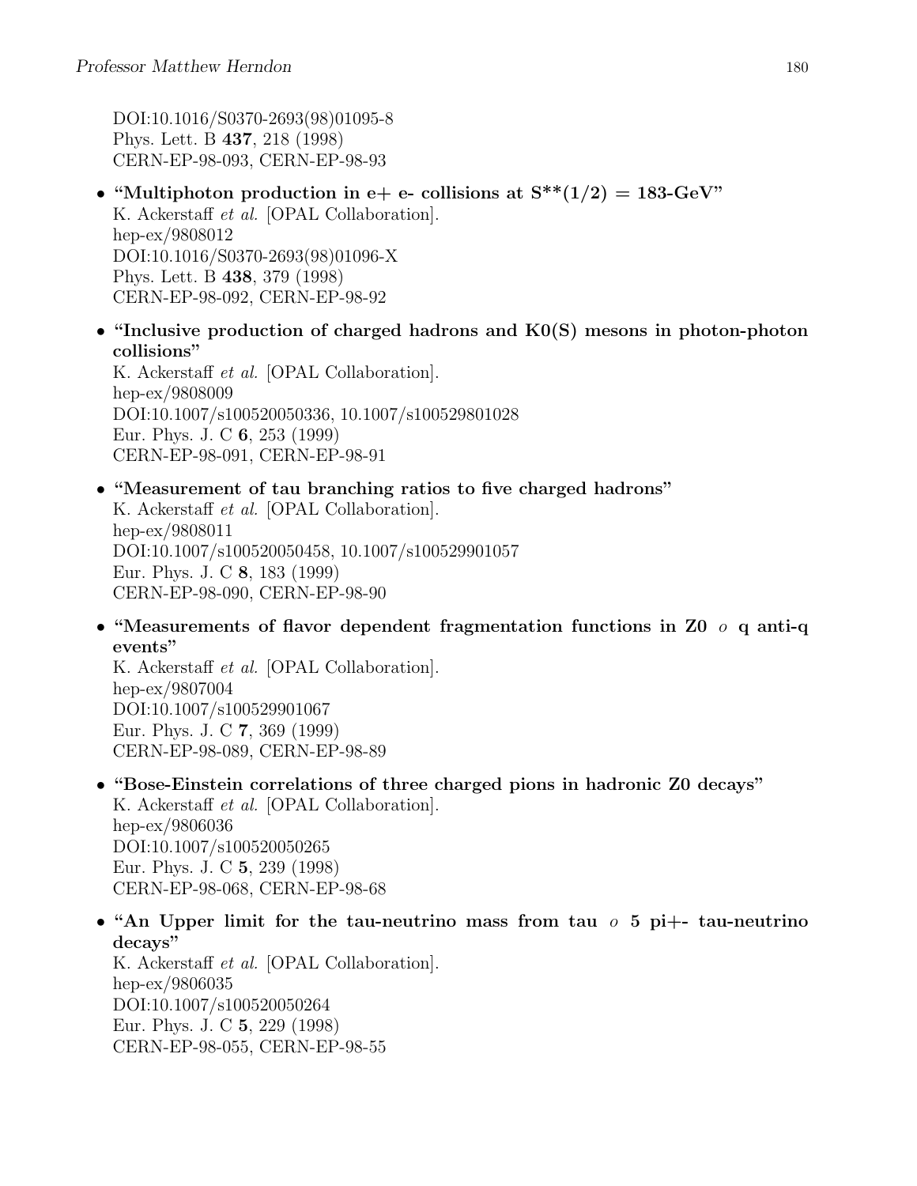DOI:10.1016/S0370-2693(98)01095-8
Phys. Lett. B **437**, 218 (1998)
CERN-EP-98-093, CERN-EP-98-93

- **"Multiphoton production in e+ e- collisions at S**(1/2) = 183-GeV"**
  K. Ackerstaff *et al.* [OPAL Collaboration].
  hep-ex/9808012
  DOI:10.1016/S0370-2693(98)01096-X
  Phys. Lett. B **438**, 379 (1998)
  CERN-EP-98-092, CERN-EP-98-92

- **"Inclusive production of charged hadrons and K0(S) mesons in photon-photon collisions"**
  K. Ackerstaff *et al.* [OPAL Collaboration].
  hep-ex/9808009
  DOI:10.1007/s100520050336, 10.1007/s100529801028
  Eur. Phys. J. C **6**, 253 (1999)
  CERN-EP-98-091, CERN-EP-98-91

- **"Measurement of tau branching ratios to five charged hadrons"**
  K. Ackerstaff *et al.* [OPAL Collaboration].
  hep-ex/9808011
  DOI:10.1007/s100520050458, 10.1007/s100529901057
  Eur. Phys. J. C **8**, 183 (1999)
  CERN-EP-98-090, CERN-EP-98-90

- **"Measurements of flavor dependent fragmentation functions in Z0 *o* q anti-q events"**
  K. Ackerstaff *et al.* [OPAL Collaboration].
  hep-ex/9807004
  DOI:10.1007/s100529901067
  Eur. Phys. J. C **7**, 369 (1999)
  CERN-EP-98-089, CERN-EP-98-89

- **"Bose-Einstein correlations of three charged pions in hadronic Z0 decays"**
  K. Ackerstaff *et al.* [OPAL Collaboration].
  hep-ex/9806036
  DOI:10.1007/s100520050265
  Eur. Phys. J. C **5**, 239 (1998)
  CERN-EP-98-068, CERN-EP-98-68

- **"An Upper limit for the tau-neutrino mass from tau *o* 5 pi+- tau-neutrino decays"**
  K. Ackerstaff *et al.* [OPAL Collaboration].
  hep-ex/9806035
  DOI:10.1007/s100520050264
  Eur. Phys. J. C **5**, 229 (1998)
  CERN-EP-98-055, CERN-EP-98-55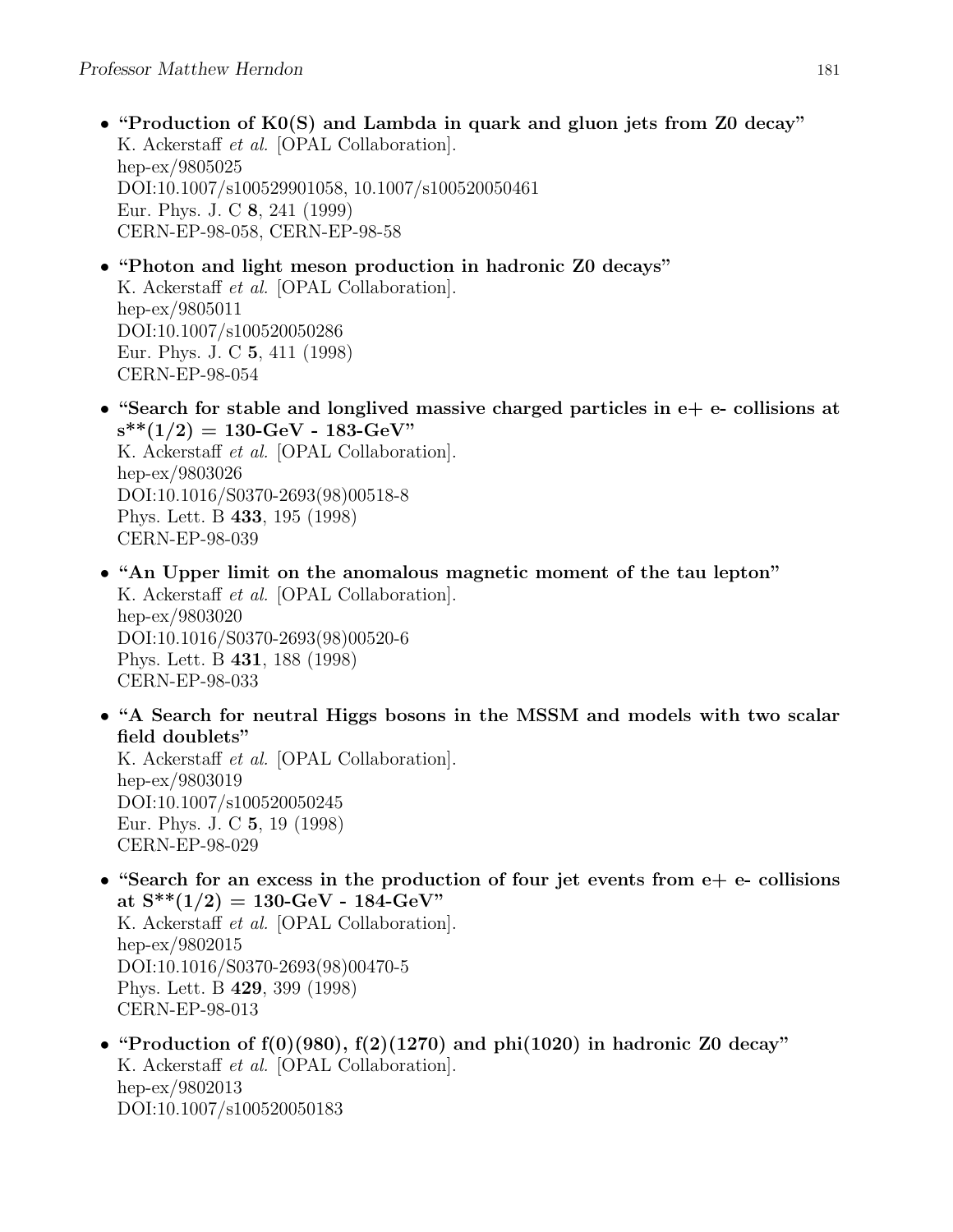- **"Production of K0(S) and Lambda in quark and gluon jets from Z0 decay"**
  K. Ackerstaff *et al.* [OPAL Collaboration].
  hep-ex/9805025
  DOI:10.1007/s100529901058, 10.1007/s100520050461
  Eur. Phys. J. C **8**, 241 (1999)
  CERN-EP-98-058, CERN-EP-98-58

- **"Photon and light meson production in hadronic Z0 decays"**
  K. Ackerstaff *et al.* [OPAL Collaboration].
  hep-ex/9805011
  DOI:10.1007/s100520050286
  Eur. Phys. J. C **5**, 411 (1998)
  CERN-EP-98-054

- **"Search for stable and longlived massive charged particles in e+ e- collisions at s**(1/2) = 130-GeV - 183-GeV"**
  K. Ackerstaff *et al.* [OPAL Collaboration].
  hep-ex/9803026
  DOI:10.1016/S0370-2693(98)00518-8
  Phys. Lett. B **433**, 195 (1998)
  CERN-EP-98-039

- **"An Upper limit on the anomalous magnetic moment of the tau lepton"**
  K. Ackerstaff *et al.* [OPAL Collaboration].
  hep-ex/9803020
  DOI:10.1016/S0370-2693(98)00520-6
  Phys. Lett. B **431**, 188 (1998)
  CERN-EP-98-033

- **"A Search for neutral Higgs bosons in the MSSM and models with two scalar field doublets"**
  K. Ackerstaff *et al.* [OPAL Collaboration].
  hep-ex/9803019
  DOI:10.1007/s100520050245
  Eur. Phys. J. C **5**, 19 (1998)
  CERN-EP-98-029

- **"Search for an excess in the production of four jet events from e+ e- collisions at S**(1/2) = 130-GeV - 184-GeV"**
  K. Ackerstaff *et al.* [OPAL Collaboration].
  hep-ex/9802015
  DOI:10.1016/S0370-2693(98)00470-5
  Phys. Lett. B **429**, 399 (1998)
  CERN-EP-98-013

- **"Production of f(0)(980), f(2)(1270) and phi(1020) in hadronic Z0 decay"**
  K. Ackerstaff *et al.* [OPAL Collaboration].
  hep-ex/9802013
  DOI:10.1007/s100520050183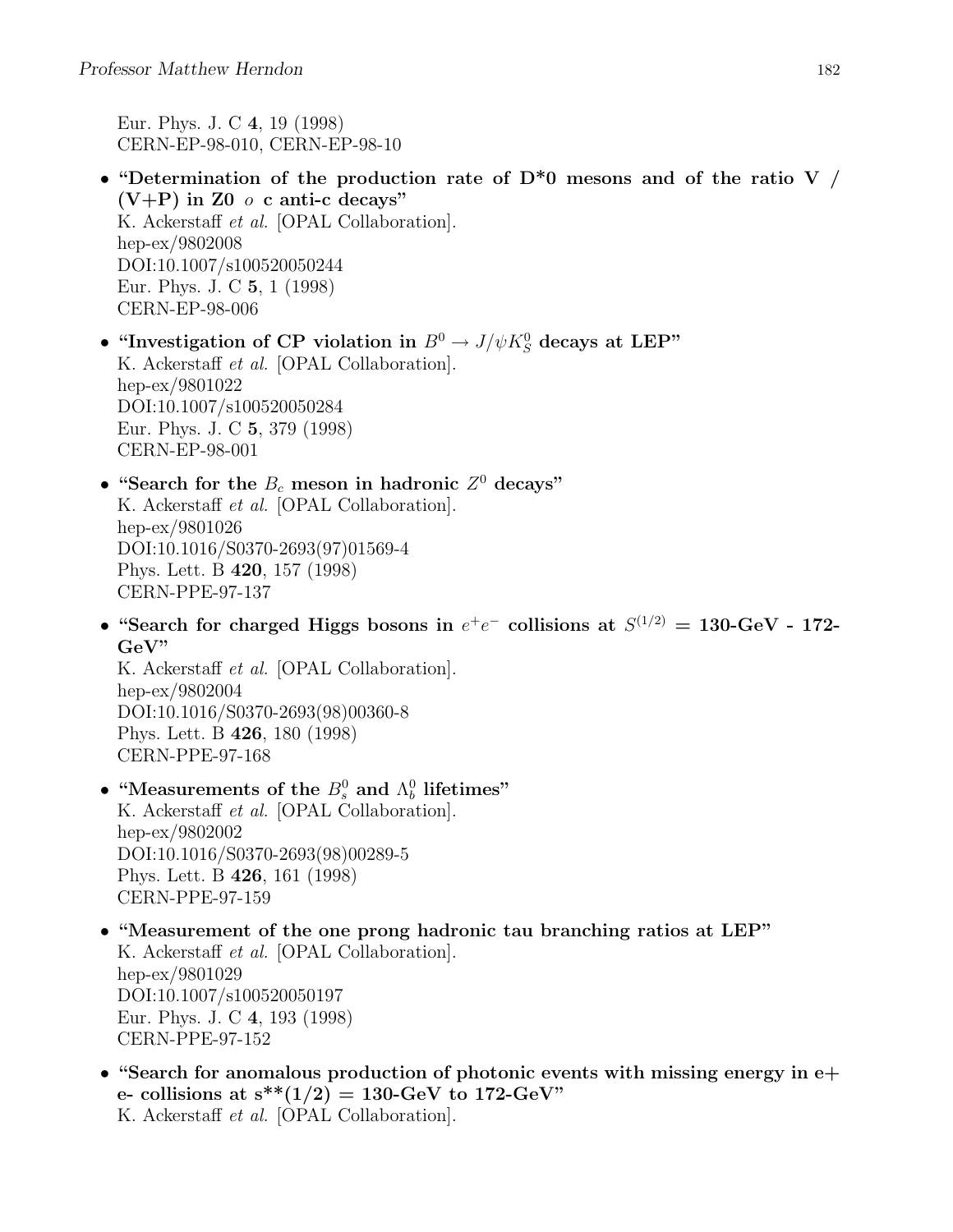Eur. Phys. J. C **4**, 19 (1998)
CERN-EP-98-010, CERN-EP-98-10

- **"Determination of the production rate of D*0 mesons and of the ratio V / (V+P) in Z0 $o$ c anti-c decays"**
  K. Ackerstaff *et al.* [OPAL Collaboration].
  hep-ex/9802008
  DOI:10.1007/s100520050244
  Eur. Phys. J. C **5**, 1 (1998)
  CERN-EP-98-006

- **"Investigation of CP violation in $B^0 \to J/\psi K^0_S$ decays at LEP"**
  K. Ackerstaff *et al.* [OPAL Collaboration].
  hep-ex/9801022
  DOI:10.1007/s100520050284
  Eur. Phys. J. C **5**, 379 (1998)
  CERN-EP-98-001

- **"Search for the $B_c$ meson in hadronic $Z^0$ decays"**
  K. Ackerstaff *et al.* [OPAL Collaboration].
  hep-ex/9801026
  DOI:10.1016/S0370-2693(97)01569-4
  Phys. Lett. B **420**, 157 (1998)
  CERN-PPE-97-137

- **"Search for charged Higgs bosons in $e^+e^-$ collisions at $S^{(1/2)}$ = 130-GeV - 172-GeV"**
  K. Ackerstaff *et al.* [OPAL Collaboration].
  hep-ex/9802004
  DOI:10.1016/S0370-2693(98)00360-8
  Phys. Lett. B **426**, 180 (1998)
  CERN-PPE-97-168

- **"Measurements of the $B^0_s$ and $\Lambda^0_b$ lifetimes"**
  K. Ackerstaff *et al.* [OPAL Collaboration].
  hep-ex/9802002
  DOI:10.1016/S0370-2693(98)00289-5
  Phys. Lett. B **426**, 161 (1998)
  CERN-PPE-97-159

- **"Measurement of the one prong hadronic tau branching ratios at LEP"**
  K. Ackerstaff *et al.* [OPAL Collaboration].
  hep-ex/9801029
  DOI:10.1007/s100520050197
  Eur. Phys. J. C **4**, 193 (1998)
  CERN-PPE-97-152

- **"Search for anomalous production of photonic events with missing energy in e+ e- collisions at s**(1/2) = 130-GeV to 172-GeV"**
  K. Ackerstaff *et al.* [OPAL Collaboration].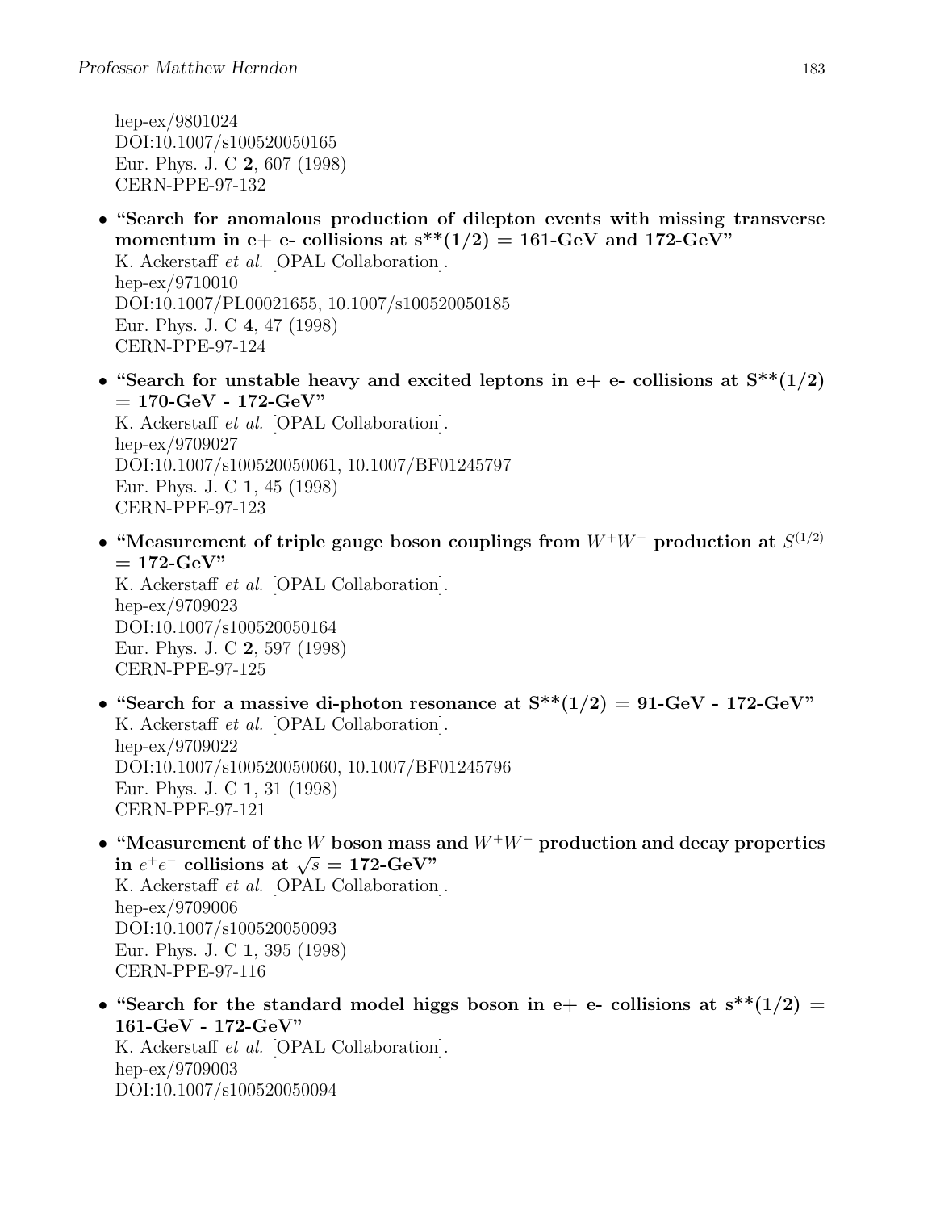hep-ex/9801024
DOI:10.1007/s100520050165
Eur. Phys. J. C **2**, 607 (1998)
CERN-PPE-97-132

- **"Search for anomalous production of dilepton events with missing transverse momentum in e+ e- collisions at s**(1/2) = 161-GeV and 172-GeV"**
  K. Ackerstaff *et al.* [OPAL Collaboration].
  hep-ex/9710010
  DOI:10.1007/PL00021655, 10.1007/s100520050185
  Eur. Phys. J. C **4**, 47 (1998)
  CERN-PPE-97-124

- **"Search for unstable heavy and excited leptons in e+ e- collisions at S**(1/2) = 170-GeV - 172-GeV"**
  K. Ackerstaff *et al.* [OPAL Collaboration].
  hep-ex/9709027
  DOI:10.1007/s100520050061, 10.1007/BF01245797
  Eur. Phys. J. C **1**, 45 (1998)
  CERN-PPE-97-123

- **"Measurement of triple gauge boson couplings from $W^+W^-$ production at $S^{(1/2)}$ = 172-GeV"**
  K. Ackerstaff *et al.* [OPAL Collaboration].
  hep-ex/9709023
  DOI:10.1007/s100520050164
  Eur. Phys. J. C **2**, 597 (1998)
  CERN-PPE-97-125

- **"Search for a massive di-photon resonance at S**(1/2) = 91-GeV - 172-GeV"**
  K. Ackerstaff *et al.* [OPAL Collaboration].
  hep-ex/9709022
  DOI:10.1007/s100520050060, 10.1007/BF01245796
  Eur. Phys. J. C **1**, 31 (1998)
  CERN-PPE-97-121

- **"Measurement of the $W$ boson mass and $W^+W^-$ production and decay properties in $e^+e^-$ collisions at $\sqrt{s}$ = 172-GeV"**
  K. Ackerstaff *et al.* [OPAL Collaboration].
  hep-ex/9709006
  DOI:10.1007/s100520050093
  Eur. Phys. J. C **1**, 395 (1998)
  CERN-PPE-97-116

- **"Search for the standard model higgs boson in e+ e- collisions at s**(1/2) = 161-GeV - 172-GeV"**
  K. Ackerstaff *et al.* [OPAL Collaboration].
  hep-ex/9709003
  DOI:10.1007/s100520050094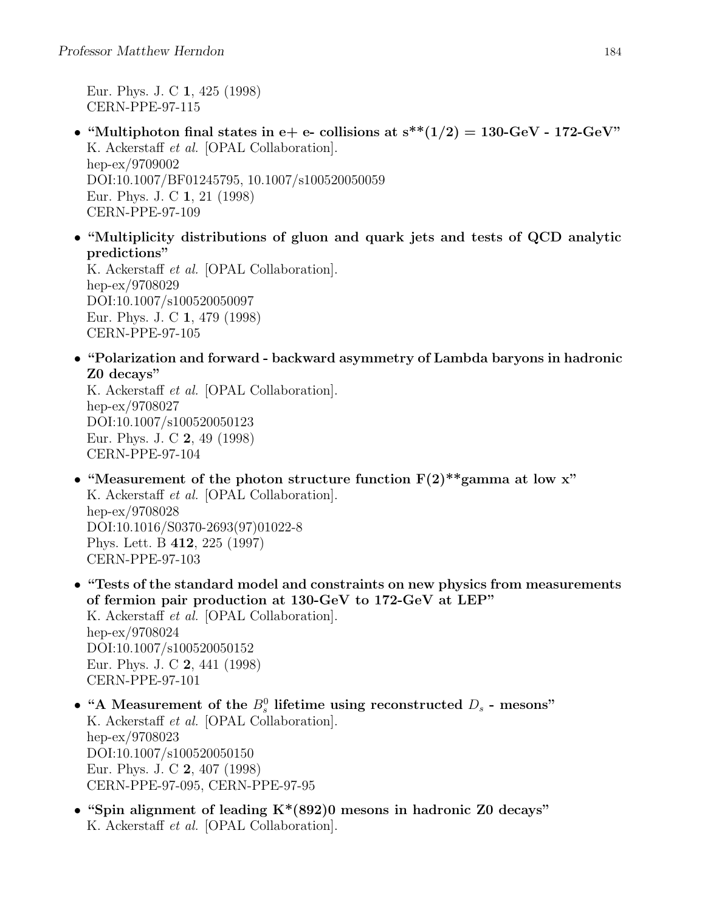Eur. Phys. J. C **1**, 425 (1998)
CERN-PPE-97-115

- **"Multiphoton final states in e+ e- collisions at s**(1/2) = 130-GeV - 172-GeV"**
  K. Ackerstaff *et al.* [OPAL Collaboration].
  hep-ex/9709002
  DOI:10.1007/BF01245795, 10.1007/s100520050059
  Eur. Phys. J. C **1**, 21 (1998)
  CERN-PPE-97-109

- **"Multiplicity distributions of gluon and quark jets and tests of QCD analytic predictions"**
  K. Ackerstaff *et al.* [OPAL Collaboration].
  hep-ex/9708029
  DOI:10.1007/s100520050097
  Eur. Phys. J. C **1**, 479 (1998)
  CERN-PPE-97-105

- **"Polarization and forward - backward asymmetry of Lambda baryons in hadronic Z0 decays"**
  K. Ackerstaff *et al.* [OPAL Collaboration].
  hep-ex/9708027
  DOI:10.1007/s100520050123
  Eur. Phys. J. C **2**, 49 (1998)
  CERN-PPE-97-104

- **"Measurement of the photon structure function F(2)**gamma at low x"**
  K. Ackerstaff *et al.* [OPAL Collaboration].
  hep-ex/9708028
  DOI:10.1016/S0370-2693(97)01022-8
  Phys. Lett. B **412**, 225 (1997)
  CERN-PPE-97-103

- **"Tests of the standard model and constraints on new physics from measurements of fermion pair production at 130-GeV to 172-GeV at LEP"**
  K. Ackerstaff *et al.* [OPAL Collaboration].
  hep-ex/9708024
  DOI:10.1007/s100520050152
  Eur. Phys. J. C **2**, 441 (1998)
  CERN-PPE-97-101

- **"A Measurement of the $B_s^0$ lifetime using reconstructed $D_s$ - mesons"**
  K. Ackerstaff *et al.* [OPAL Collaboration].
  hep-ex/9708023
  DOI:10.1007/s100520050150
  Eur. Phys. J. C **2**, 407 (1998)
  CERN-PPE-97-095, CERN-PPE-97-95

- **"Spin alignment of leading K*(892)0 mesons in hadronic Z0 decays"**
  K. Ackerstaff *et al.* [OPAL Collaboration].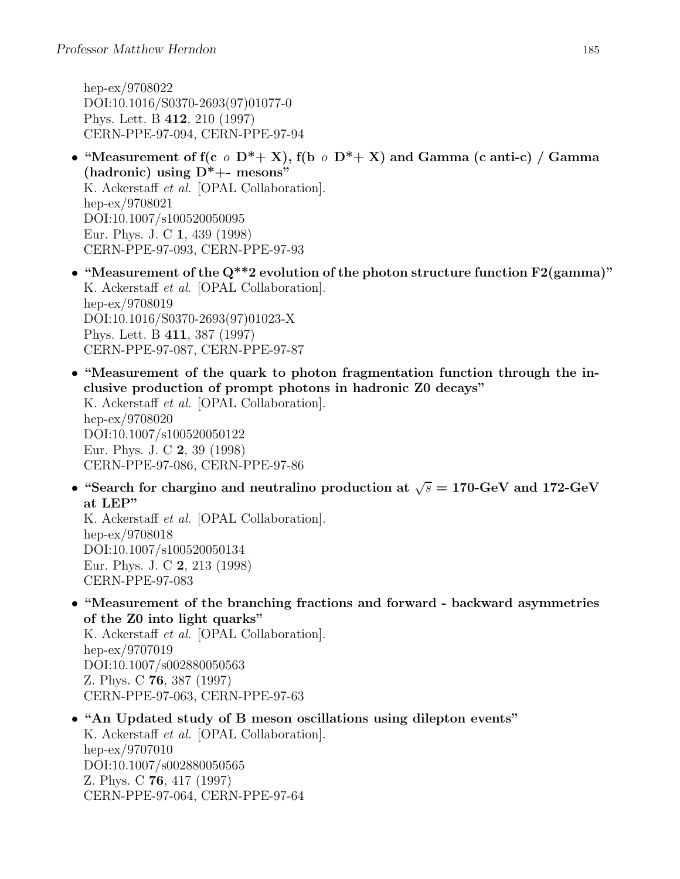hep-ex/9708022
DOI:10.1016/S0370-2693(97)01077-0
Phys. Lett. B **412**, 210 (1997)
CERN-PPE-97-094, CERN-PPE-97-94

- **"Measurement of f(c $o$ D*+ X), f(b $o$ D*+ X) and Gamma (c anti-c) / Gamma (hadronic) using D*+- mesons"**
  K. Ackerstaff *et al.* [OPAL Collaboration].
  hep-ex/9708021
  DOI:10.1007/s100520050095
  Eur. Phys. J. C **1**, 439 (1998)
  CERN-PPE-97-093, CERN-PPE-97-93

- **"Measurement of the Q**2 evolution of the photon structure function F2(gamma)"**
  K. Ackerstaff *et al.* [OPAL Collaboration].
  hep-ex/9708019
  DOI:10.1016/S0370-2693(97)01023-X
  Phys. Lett. B **411**, 387 (1997)
  CERN-PPE-97-087, CERN-PPE-97-87

- **"Measurement of the quark to photon fragmentation function through the inclusive production of prompt photons in hadronic Z0 decays"**
  K. Ackerstaff *et al.* [OPAL Collaboration].
  hep-ex/9708020
  DOI:10.1007/s100520050122
  Eur. Phys. J. C **2**, 39 (1998)
  CERN-PPE-97-086, CERN-PPE-97-86

- **"Search for chargino and neutralino production at $\sqrt{s}$ = 170-GeV and 172-GeV at LEP"**
  K. Ackerstaff *et al.* [OPAL Collaboration].
  hep-ex/9708018
  DOI:10.1007/s100520050134
  Eur. Phys. J. C **2**, 213 (1998)
  CERN-PPE-97-083

- **"Measurement of the branching fractions and forward - backward asymmetries of the Z0 into light quarks"**
  K. Ackerstaff *et al.* [OPAL Collaboration].
  hep-ex/9707019
  DOI:10.1007/s002880050563
  Z. Phys. C **76**, 387 (1997)
  CERN-PPE-97-063, CERN-PPE-97-63

- **"An Updated study of B meson oscillations using dilepton events"**
  K. Ackerstaff *et al.* [OPAL Collaboration].
  hep-ex/9707010
  DOI:10.1007/s002880050565
  Z. Phys. C **76**, 417 (1997)
  CERN-PPE-97-064, CERN-PPE-97-64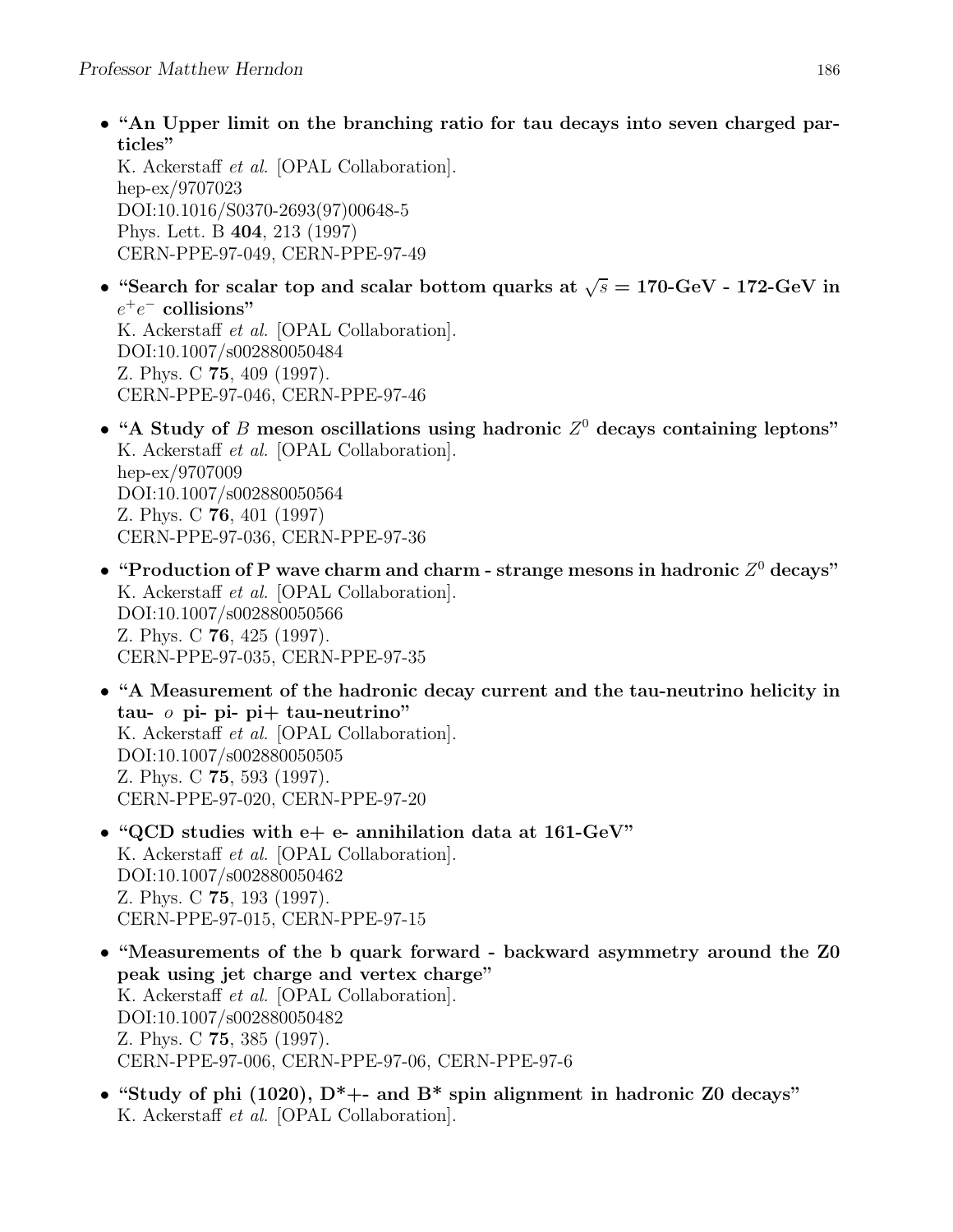- **"An Upper limit on the branching ratio for tau decays into seven charged particles"**
  K. Ackerstaff *et al.* [OPAL Collaboration].
  hep-ex/9707023
  DOI:10.1016/S0370-2693(97)00648-5
  Phys. Lett. B **404**, 213 (1997)
  CERN-PPE-97-049, CERN-PPE-97-49

- **"Search for scalar top and scalar bottom quarks at $\sqrt{s}$ = 170-GeV - 172-GeV in $e^+e^-$ collisions"**
  K. Ackerstaff *et al.* [OPAL Collaboration].
  DOI:10.1007/s002880050484
  Z. Phys. C **75**, 409 (1997).
  CERN-PPE-97-046, CERN-PPE-97-46

- **"A Study of $B$ meson oscillations using hadronic $Z^0$ decays containing leptons"**
  K. Ackerstaff *et al.* [OPAL Collaboration].
  hep-ex/9707009
  DOI:10.1007/s002880050564
  Z. Phys. C **76**, 401 (1997)
  CERN-PPE-97-036, CERN-PPE-97-36

- **"Production of P wave charm and charm - strange mesons in hadronic $Z^0$ decays"**
  K. Ackerstaff *et al.* [OPAL Collaboration].
  DOI:10.1007/s002880050566
  Z. Phys. C **76**, 425 (1997).
  CERN-PPE-97-035, CERN-PPE-97-35

- **"A Measurement of the hadronic decay current and the tau-neutrino helicity in tau- $o$ pi- pi- pi+ tau-neutrino"**
  K. Ackerstaff *et al.* [OPAL Collaboration].
  DOI:10.1007/s002880050505
  Z. Phys. C **75**, 593 (1997).
  CERN-PPE-97-020, CERN-PPE-97-20

- **"QCD studies with e+ e- annihilation data at 161-GeV"**
  K. Ackerstaff *et al.* [OPAL Collaboration].
  DOI:10.1007/s002880050462
  Z. Phys. C **75**, 193 (1997).
  CERN-PPE-97-015, CERN-PPE-97-15

- **"Measurements of the b quark forward - backward asymmetry around the Z0 peak using jet charge and vertex charge"**
  K. Ackerstaff *et al.* [OPAL Collaboration].
  DOI:10.1007/s002880050482
  Z. Phys. C **75**, 385 (1997).
  CERN-PPE-97-006, CERN-PPE-97-06, CERN-PPE-97-6

- **"Study of phi (1020), D*+- and B* spin alignment in hadronic Z0 decays"**
  K. Ackerstaff *et al.* [OPAL Collaboration].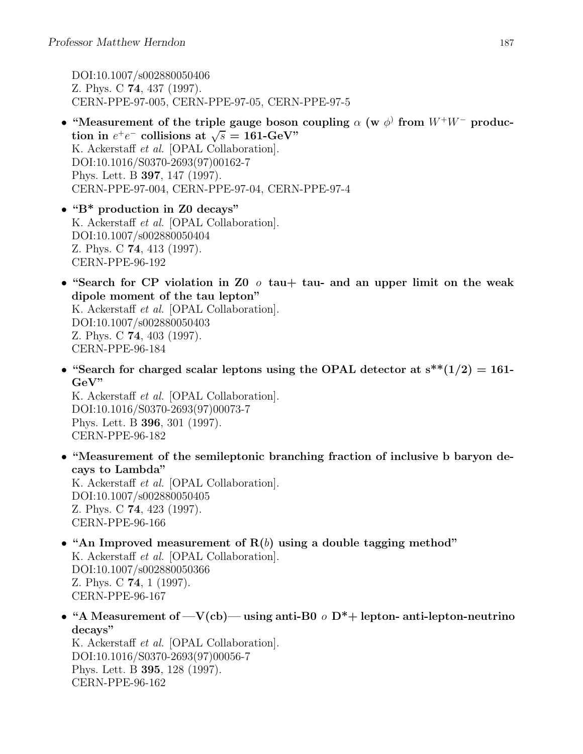DOI:10.1007/s002880050406
Z. Phys. C **74**, 437 (1997).
CERN-PPE-97-005, CERN-PPE-97-05, CERN-PPE-97-5

- **"Measurement of the triple gauge boson coupling $\alpha$ (w $\phi$) from $W^+W^-$ production in $e^+e^-$ collisions at $\sqrt{s}$ = 161-GeV"**
  K. Ackerstaff *et al.* [OPAL Collaboration].
  DOI:10.1016/S0370-2693(97)00162-7
  Phys. Lett. B **397**, 147 (1997).
  CERN-PPE-97-004, CERN-PPE-97-04, CERN-PPE-97-4

- **"B* production in Z0 decays"**
  K. Ackerstaff *et al.* [OPAL Collaboration].
  DOI:10.1007/s002880050404
  Z. Phys. C **74**, 413 (1997).
  CERN-PPE-96-192

- **"Search for CP violation in Z0 $o$ tau+ tau- and an upper limit on the weak dipole moment of the tau lepton"**
  K. Ackerstaff *et al.* [OPAL Collaboration].
  DOI:10.1007/s002880050403
  Z. Phys. C **74**, 403 (1997).
  CERN-PPE-96-184

- **"Search for charged scalar leptons using the OPAL detector at s**(1/2) = 161-GeV"**
  K. Ackerstaff *et al.* [OPAL Collaboration].
  DOI:10.1016/S0370-2693(97)00073-7
  Phys. Lett. B **396**, 301 (1997).
  CERN-PPE-96-182

- **"Measurement of the semileptonic branching fraction of inclusive b baryon decays to Lambda"**
  K. Ackerstaff *et al.* [OPAL Collaboration].
  DOI:10.1007/s002880050405
  Z. Phys. C **74**, 423 (1997).
  CERN-PPE-96-166

- **"An Improved measurement of R($b$) using a double tagging method"**
  K. Ackerstaff *et al.* [OPAL Collaboration].
  DOI:10.1007/s002880050366
  Z. Phys. C **74**, 1 (1997).
  CERN-PPE-96-167

- **"A Measurement of —V(cb)— using anti-B0 $o$ D*+ lepton- anti-lepton-neutrino decays"**
  K. Ackerstaff *et al.* [OPAL Collaboration].
  DOI:10.1016/S0370-2693(97)00056-7
  Phys. Lett. B **395**, 128 (1997).
  CERN-PPE-96-162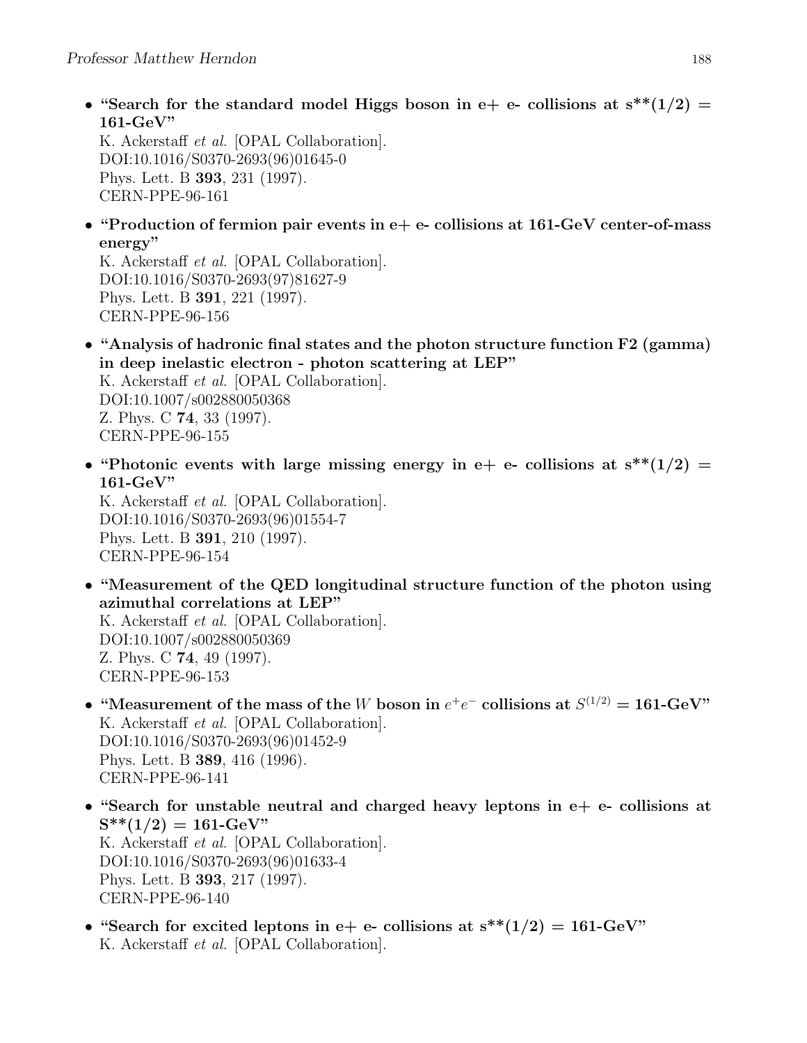- **"Search for the standard model Higgs boson in e+ e- collisions at s**(1/2) = 161-GeV"**
  K. Ackerstaff *et al.* [OPAL Collaboration].
  DOI:10.1016/S0370-2693(96)01645-0
  Phys. Lett. B **393**, 231 (1997).
  CERN-PPE-96-161

- **"Production of fermion pair events in e+ e- collisions at 161-GeV center-of-mass energy"**
  K. Ackerstaff *et al.* [OPAL Collaboration].
  DOI:10.1016/S0370-2693(97)81627-9
  Phys. Lett. B **391**, 221 (1997).
  CERN-PPE-96-156

- **"Analysis of hadronic final states and the photon structure function F2 (gamma) in deep inelastic electron - photon scattering at LEP"**
  K. Ackerstaff *et al.* [OPAL Collaboration].
  DOI:10.1007/s002880050368
  Z. Phys. C **74**, 33 (1997).
  CERN-PPE-96-155

- **"Photonic events with large missing energy in e+ e- collisions at s**(1/2) = 161-GeV"**
  K. Ackerstaff *et al.* [OPAL Collaboration].
  DOI:10.1016/S0370-2693(96)01554-7
  Phys. Lett. B **391**, 210 (1997).
  CERN-PPE-96-154

- **"Measurement of the QED longitudinal structure function of the photon using azimuthal correlations at LEP"**
  K. Ackerstaff *et al.* [OPAL Collaboration].
  DOI:10.1007/s002880050369
  Z. Phys. C **74**, 49 (1997).
  CERN-PPE-96-153

- **"Measurement of the mass of the $W$ boson in $e^+e^-$ collisions at $S^{(1/2)}$ = 161-GeV"**
  K. Ackerstaff *et al.* [OPAL Collaboration].
  DOI:10.1016/S0370-2693(96)01452-9
  Phys. Lett. B **389**, 416 (1996).
  CERN-PPE-96-141

- **"Search for unstable neutral and charged heavy leptons in e+ e- collisions at S**(1/2) = 161-GeV"**
  K. Ackerstaff *et al.* [OPAL Collaboration].
  DOI:10.1016/S0370-2693(96)01633-4
  Phys. Lett. B **393**, 217 (1997).
  CERN-PPE-96-140

- **"Search for excited leptons in e+ e- collisions at s**(1/2) = 161-GeV"**
  K. Ackerstaff *et al.* [OPAL Collaboration].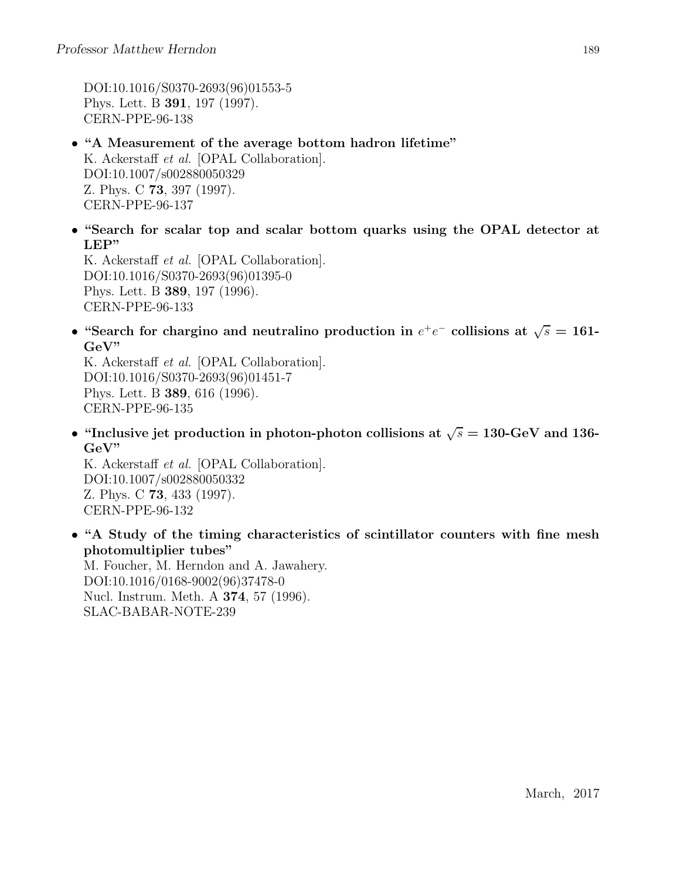DOI:10.1016/S0370-2693(96)01553-5
Phys. Lett. B **391**, 197 (1997).
CERN-PPE-96-138

- **"A Measurement of the average bottom hadron lifetime"**
  K. Ackerstaff *et al.* [OPAL Collaboration].
  DOI:10.1007/s002880050329
  Z. Phys. C **73**, 397 (1997).
  CERN-PPE-96-137

- **"Search for scalar top and scalar bottom quarks using the OPAL detector at LEP"**
  K. Ackerstaff *et al.* [OPAL Collaboration].
  DOI:10.1016/S0370-2693(96)01395-0
  Phys. Lett. B **389**, 197 (1996).
  CERN-PPE-96-133

- **"Search for chargino and neutralino production in $e^+e^-$ collisions at $\sqrt{s}$ = 161-GeV"**
  K. Ackerstaff *et al.* [OPAL Collaboration].
  DOI:10.1016/S0370-2693(96)01451-7
  Phys. Lett. B **389**, 616 (1996).
  CERN-PPE-96-135

- **"Inclusive jet production in photon-photon collisions at $\sqrt{s}$ = 130-GeV and 136-GeV"**
  K. Ackerstaff *et al.* [OPAL Collaboration].
  DOI:10.1007/s002880050332
  Z. Phys. C **73**, 433 (1997).
  CERN-PPE-96-132

- **"A Study of the timing characteristics of scintillator counters with fine mesh photomultiplier tubes"**
  M. Foucher, M. Herndon and A. Jawahery.
  DOI:10.1016/0168-9002(96)37478-0
  Nucl. Instrum. Meth. A **374**, 57 (1996).
  SLAC-BABAR-NOTE-239